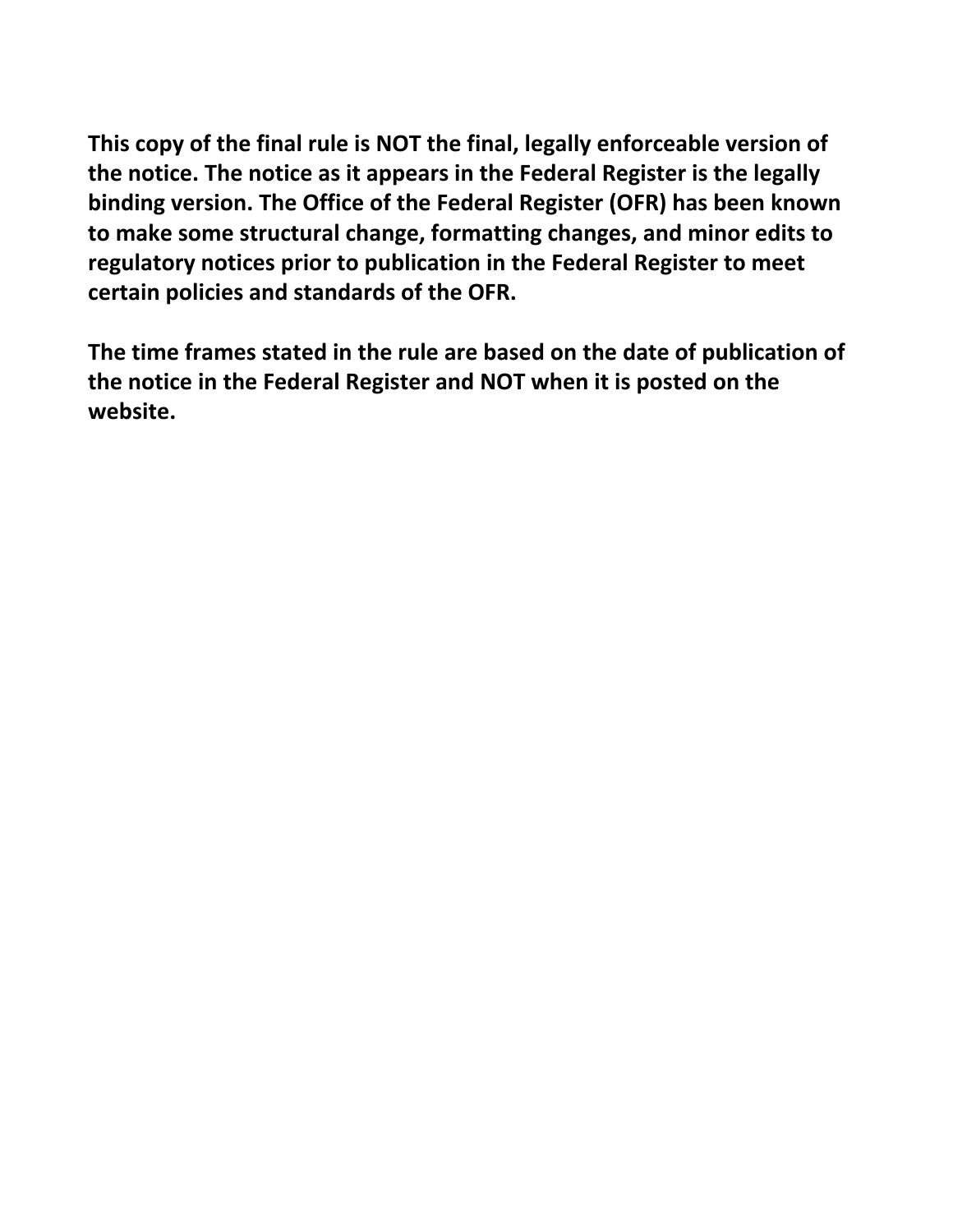**This copy of the final rule is NOT the final, legally enforceable version of the notice. The notice as it appears in the Federal Register is the legally binding version. The Office of the Federal Register (OFR) has been known to make some structural change, formatting changes, and minor edits to regulatory notices prior to publication in the Federal Register to meet certain policies and standards of the OFR.**

**The time frames stated in the rule are based on the date of publication of the notice in the Federal Register and NOT when it is posted on the website.**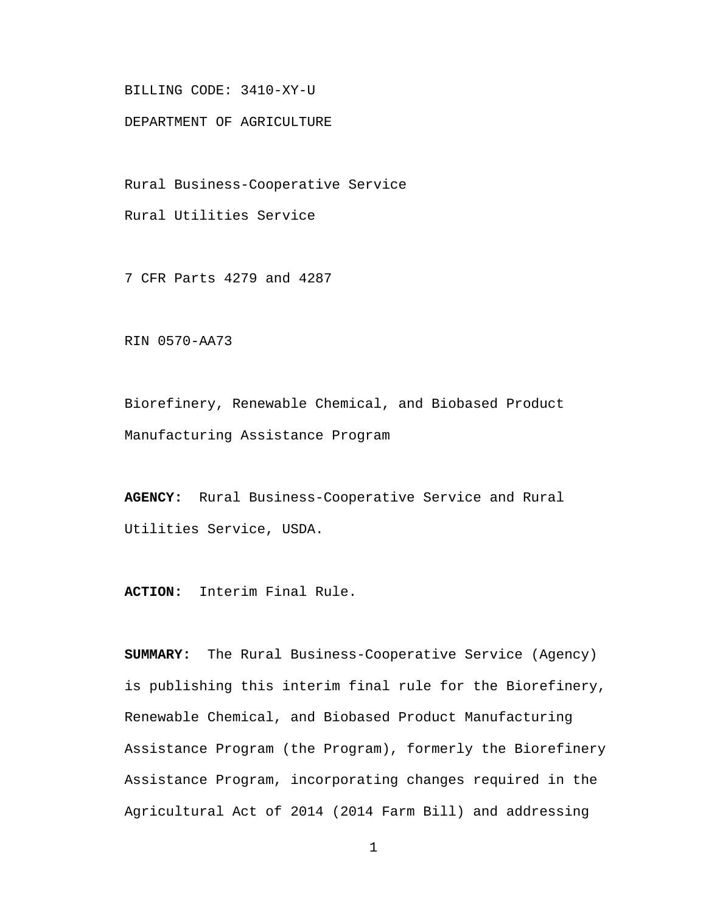BILLING CODE: 3410-XY-U

DEPARTMENT OF AGRICULTURE

Rural Business-Cooperative Service

Rural Utilities Service

7 CFR Parts 4279 and 4287

RIN 0570-AA73

Biorefinery, Renewable Chemical, and Biobased Product Manufacturing Assistance Program

**AGENCY:** Rural Business-Cooperative Service and Rural Utilities Service, USDA.

**ACTION:** Interim Final Rule.

**SUMMARY:** The Rural Business-Cooperative Service (Agency) is publishing this interim final rule for the Biorefinery, Renewable Chemical, and Biobased Product Manufacturing Assistance Program (the Program), formerly the Biorefinery Assistance Program, incorporating changes required in the Agricultural Act of 2014 (2014 Farm Bill) and addressing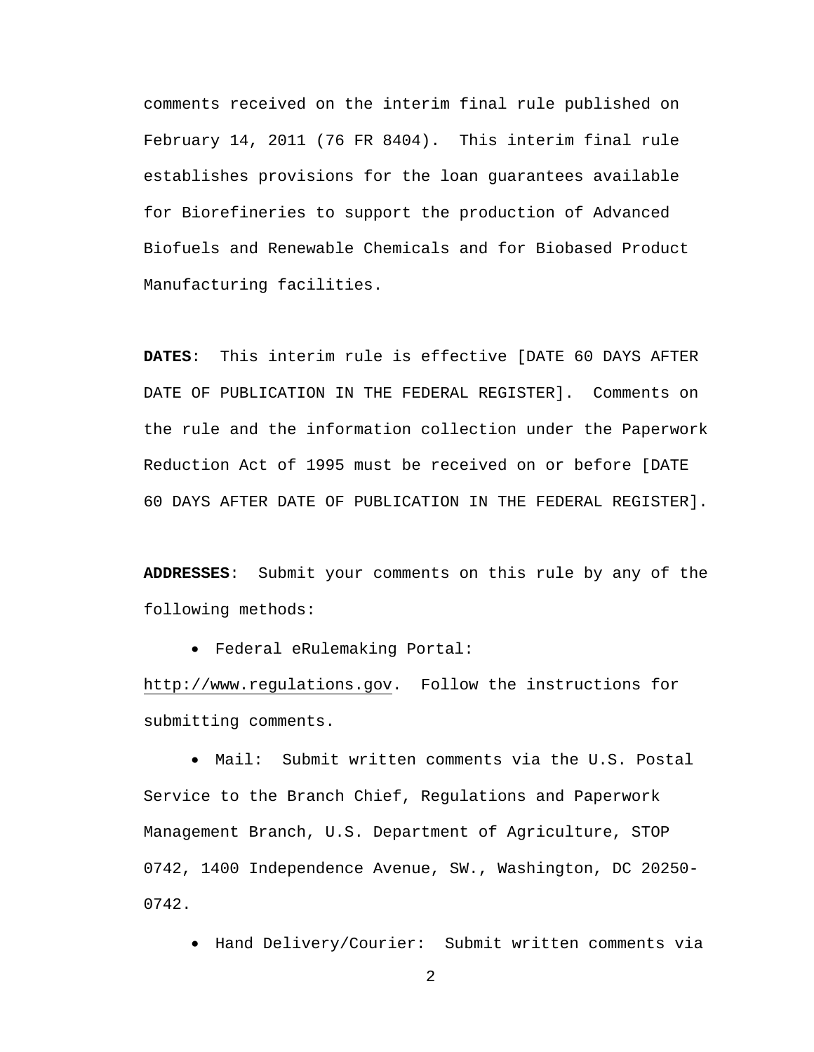comments received on the interim final rule published on February 14, 2011 (76 FR 8404). This interim final rule establishes provisions for the loan guarantees available for Biorefineries to support the production of Advanced Biofuels and Renewable Chemicals and for Biobased Product Manufacturing facilities.

**DATES**: This interim rule is effective [DATE 60 DAYS AFTER DATE OF PUBLICATION IN THE FEDERAL REGISTER]. Comments on the rule and the information collection under the Paperwork Reduction Act of 1995 must be received on or before [DATE 60 DAYS AFTER DATE OF PUBLICATION IN THE FEDERAL REGISTER].

**ADDRESSES**: Submit your comments on this rule by any of the following methods:

- Federal eRulemaking Portal: http://www.regulations.gov. Follow the instructions for submitting comments.

- Mail: Submit written comments via the U.S. Postal Service to the Branch Chief, Regulations and Paperwork Management Branch, U.S. Department of Agriculture, STOP 0742, 1400 Independence Avenue, SW., Washington, DC 20250-0742.

- Hand Delivery/Courier: Submit written comments via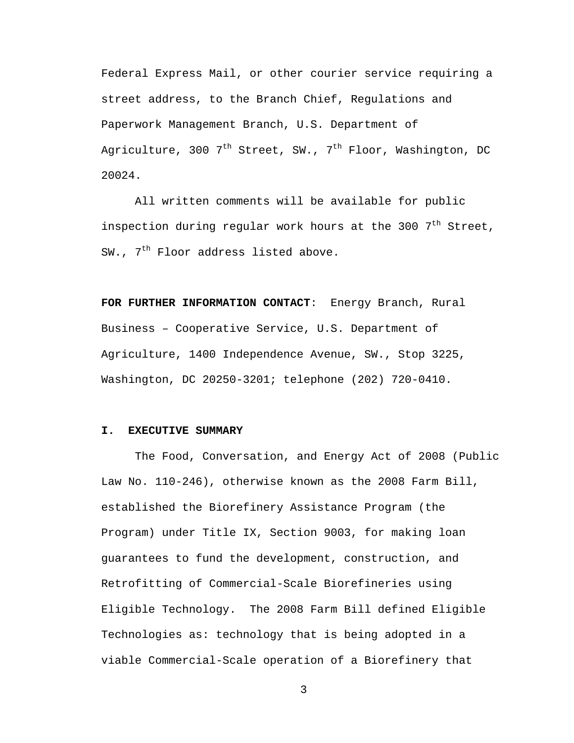Federal Express Mail, or other courier service requiring a street address, to the Branch Chief, Regulations and Paperwork Management Branch, U.S. Department of Agriculture, 300 7th Street, SW., 7th Floor, Washington, DC 20024.

All written comments will be available for public inspection during regular work hours at the 300 7th Street, SW., 7th Floor address listed above.

**FOR FURTHER INFORMATION CONTACT**: Energy Branch, Rural Business – Cooperative Service, U.S. Department of Agriculture, 1400 Independence Avenue, SW., Stop 3225, Washington, DC 20250-3201; telephone (202) 720-0410.

## I. EXECUTIVE SUMMARY

The Food, Conversation, and Energy Act of 2008 (Public Law No. 110-246), otherwise known as the 2008 Farm Bill, established the Biorefinery Assistance Program (the Program) under Title IX, Section 9003, for making loan guarantees to fund the development, construction, and Retrofitting of Commercial-Scale Biorefineries using Eligible Technology. The 2008 Farm Bill defined Eligible Technologies as: technology that is being adopted in a viable Commercial-Scale operation of a Biorefinery that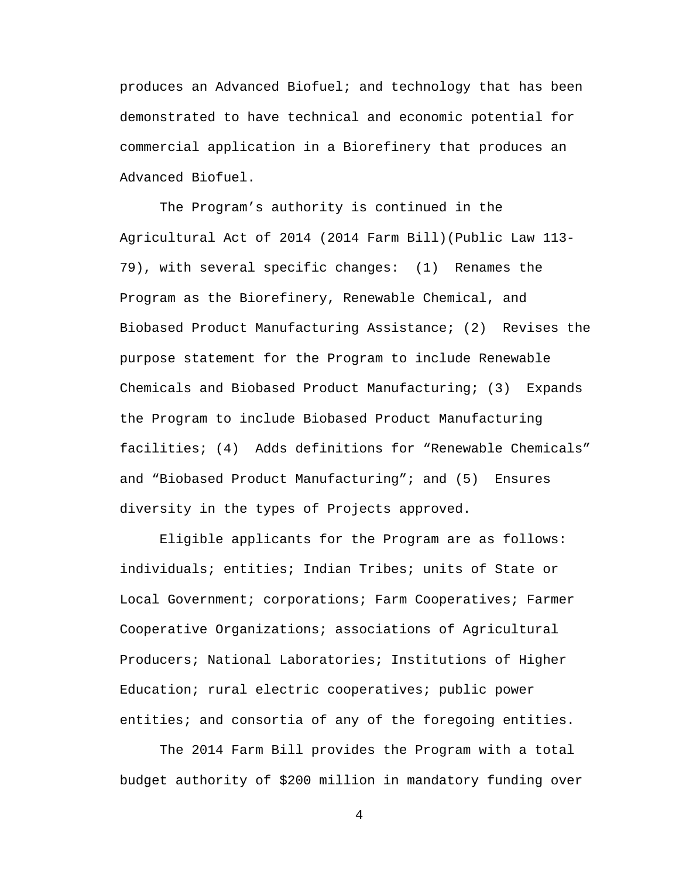produces an Advanced Biofuel; and technology that has been demonstrated to have technical and economic potential for commercial application in a Biorefinery that produces an Advanced Biofuel.

The Program's authority is continued in the Agricultural Act of 2014 (2014 Farm Bill)(Public Law 113-79), with several specific changes: (1) Renames the Program as the Biorefinery, Renewable Chemical, and Biobased Product Manufacturing Assistance; (2) Revises the purpose statement for the Program to include Renewable Chemicals and Biobased Product Manufacturing; (3) Expands the Program to include Biobased Product Manufacturing facilities; (4) Adds definitions for "Renewable Chemicals" and "Biobased Product Manufacturing"; and (5) Ensures diversity in the types of Projects approved.

Eligible applicants for the Program are as follows: individuals; entities; Indian Tribes; units of State or Local Government; corporations; Farm Cooperatives; Farmer Cooperative Organizations; associations of Agricultural Producers; National Laboratories; Institutions of Higher Education; rural electric cooperatives; public power entities; and consortia of any of the foregoing entities.

The 2014 Farm Bill provides the Program with a total budget authority of $200 million in mandatory funding over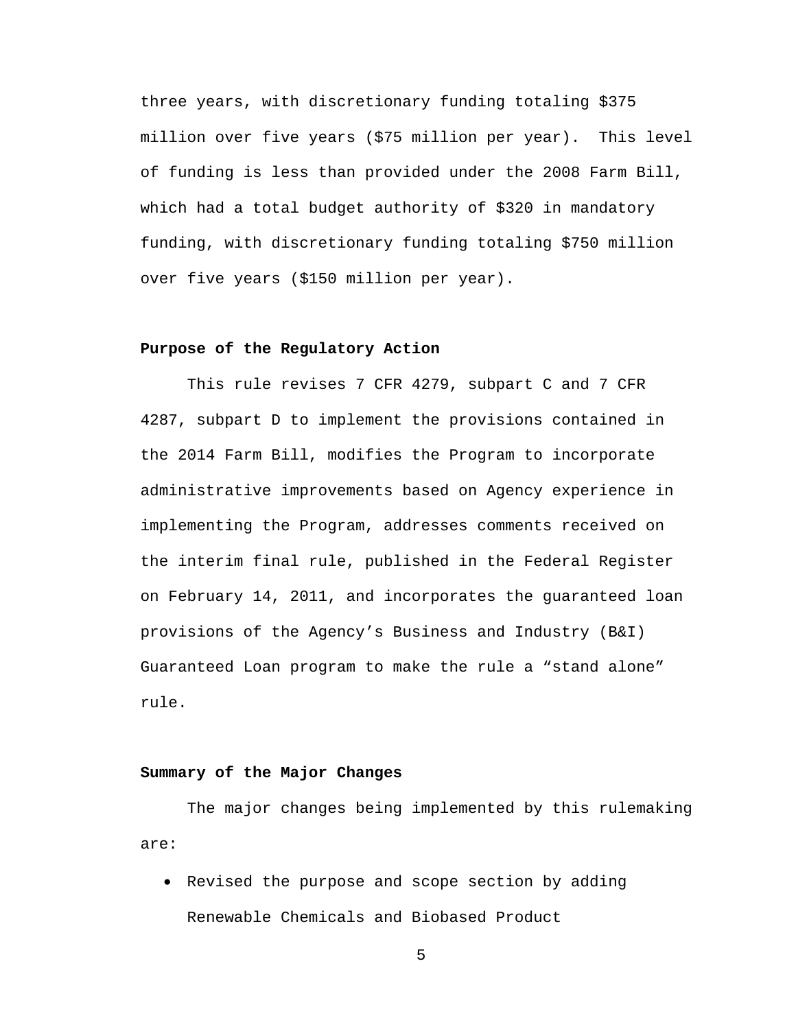three years, with discretionary funding totaling $375 million over five years ($75 million per year). This level of funding is less than provided under the 2008 Farm Bill, which had a total budget authority of $320 in mandatory funding, with discretionary funding totaling $750 million over five years ($150 million per year).

**Purpose of the Regulatory Action**

This rule revises 7 CFR 4279, subpart C and 7 CFR 4287, subpart D to implement the provisions contained in the 2014 Farm Bill, modifies the Program to incorporate administrative improvements based on Agency experience in implementing the Program, addresses comments received on the interim final rule, published in the Federal Register on February 14, 2011, and incorporates the guaranteed loan provisions of the Agency's Business and Industry (B&I) Guaranteed Loan program to make the rule a "stand alone" rule.

**Summary of the Major Changes**

The major changes being implemented by this rulemaking are:

- Revised the purpose and scope section by adding Renewable Chemicals and Biobased Product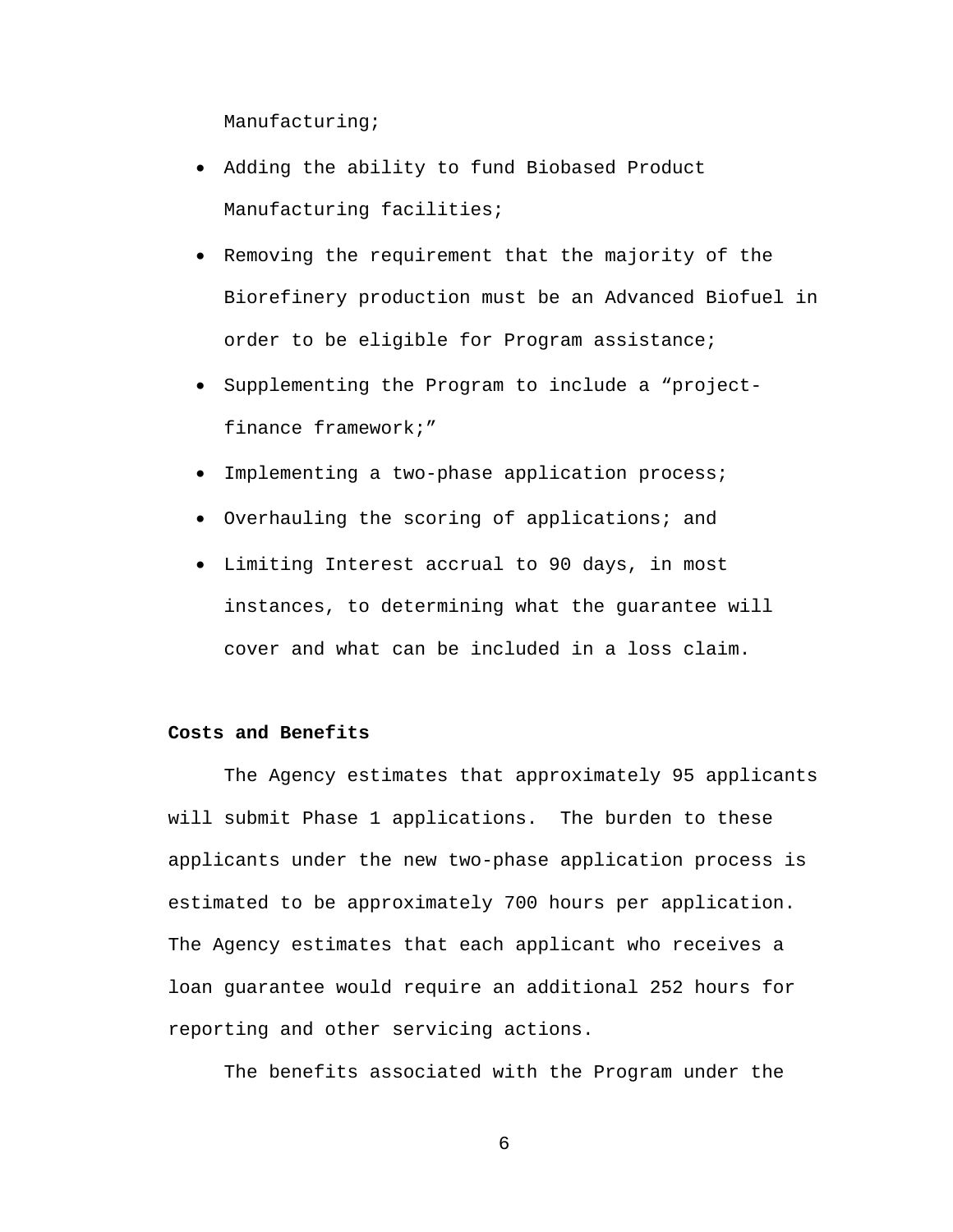Manufacturing;

- Adding the ability to fund Biobased Product Manufacturing facilities;
- Removing the requirement that the majority of the Biorefinery production must be an Advanced Biofuel in order to be eligible for Program assistance;
- Supplementing the Program to include a "project-finance framework;"
- Implementing a two-phase application process;
- Overhauling the scoring of applications; and
- Limiting Interest accrual to 90 days, in most instances, to determining what the guarantee will cover and what can be included in a loss claim.

**Costs and Benefits**

The Agency estimates that approximately 95 applicants will submit Phase 1 applications. The burden to these applicants under the new two-phase application process is estimated to be approximately 700 hours per application. The Agency estimates that each applicant who receives a loan guarantee would require an additional 252 hours for reporting and other servicing actions.

The benefits associated with the Program under the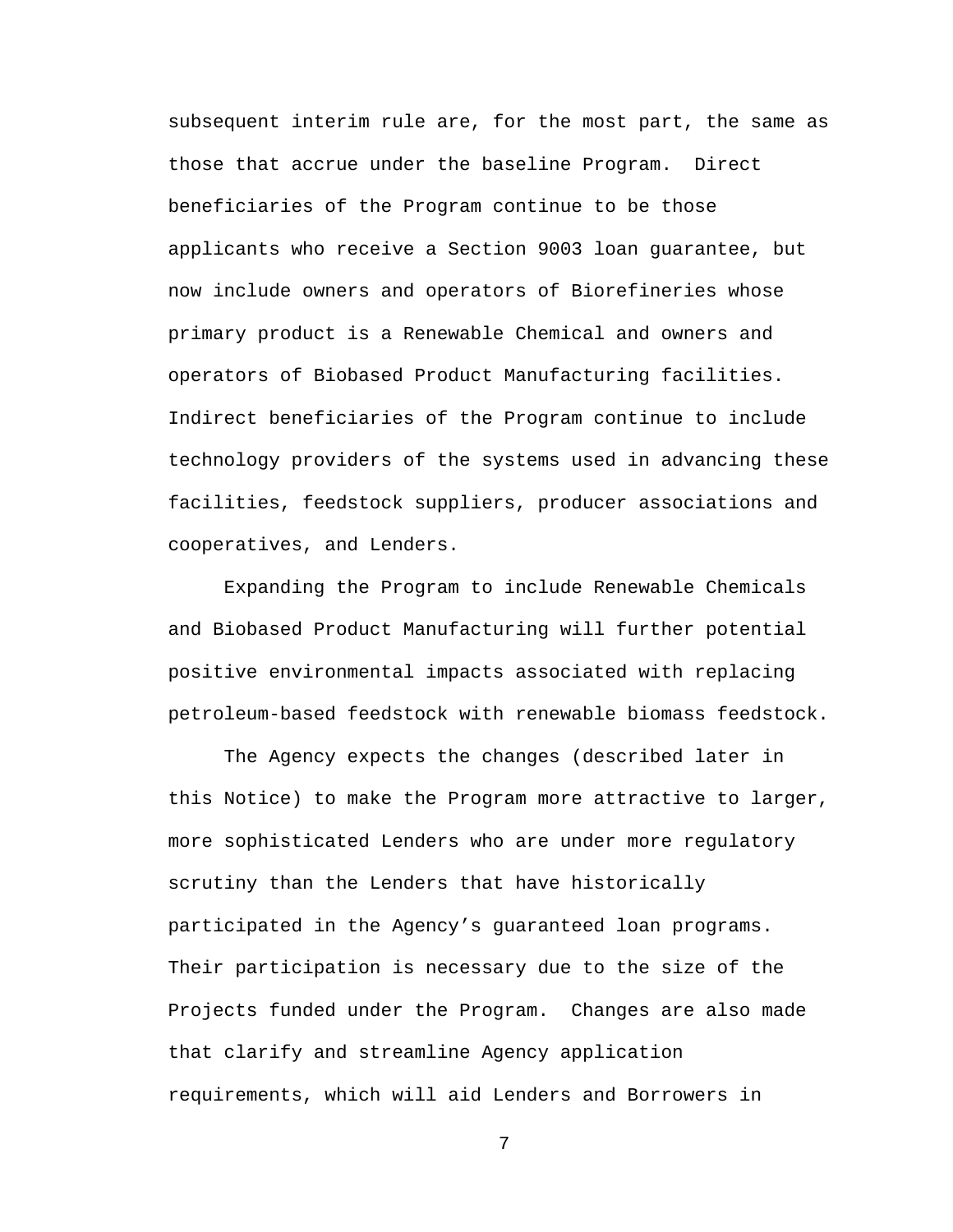subsequent interim rule are, for the most part, the same as those that accrue under the baseline Program. Direct beneficiaries of the Program continue to be those applicants who receive a Section 9003 loan guarantee, but now include owners and operators of Biorefineries whose primary product is a Renewable Chemical and owners and operators of Biobased Product Manufacturing facilities. Indirect beneficiaries of the Program continue to include technology providers of the systems used in advancing these facilities, feedstock suppliers, producer associations and cooperatives, and Lenders.

Expanding the Program to include Renewable Chemicals and Biobased Product Manufacturing will further potential positive environmental impacts associated with replacing petroleum-based feedstock with renewable biomass feedstock.

The Agency expects the changes (described later in this Notice) to make the Program more attractive to larger, more sophisticated Lenders who are under more regulatory scrutiny than the Lenders that have historically participated in the Agency's guaranteed loan programs. Their participation is necessary due to the size of the Projects funded under the Program. Changes are also made that clarify and streamline Agency application requirements, which will aid Lenders and Borrowers in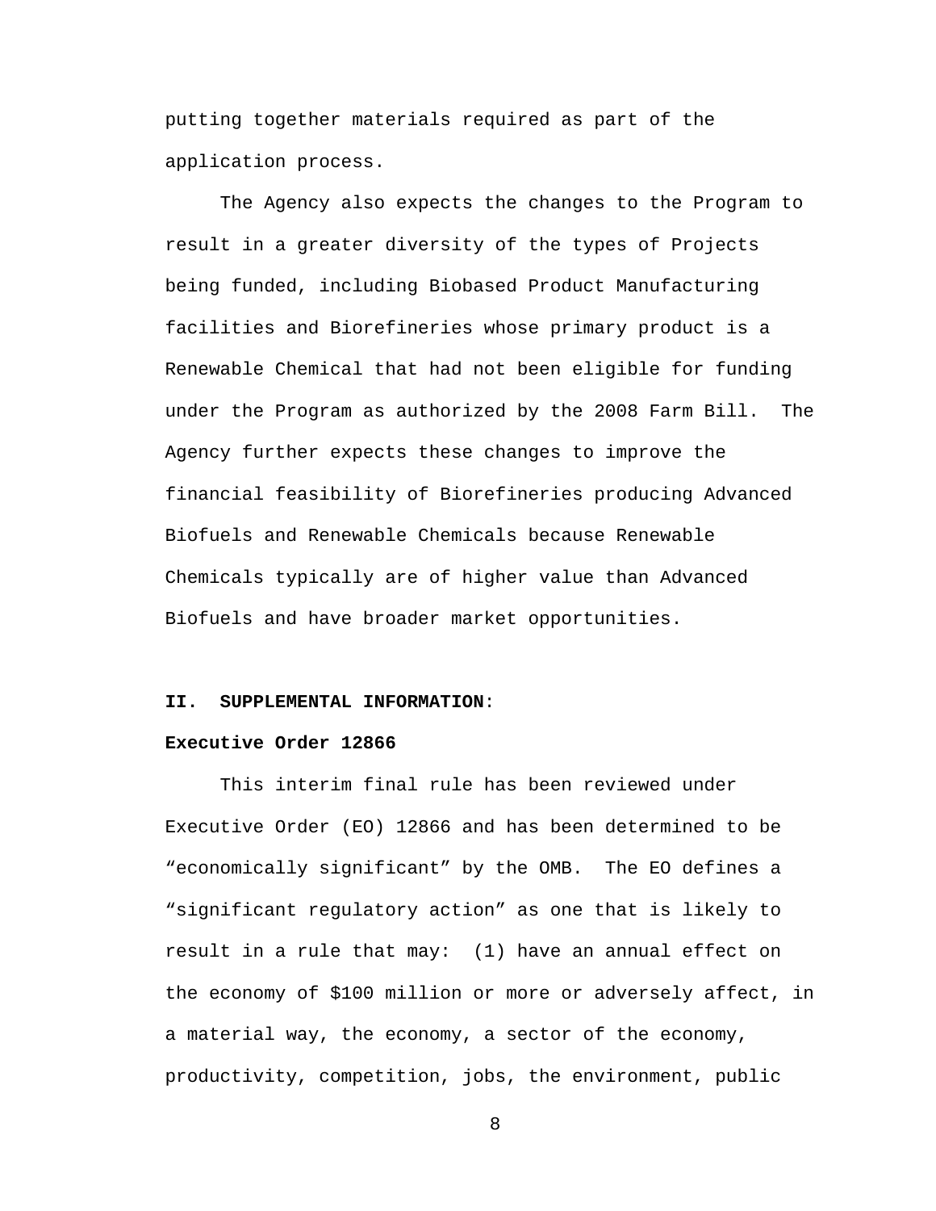putting together materials required as part of the application process.

The Agency also expects the changes to the Program to result in a greater diversity of the types of Projects being funded, including Biobased Product Manufacturing facilities and Biorefineries whose primary product is a Renewable Chemical that had not been eligible for funding under the Program as authorized by the 2008 Farm Bill. The Agency further expects these changes to improve the financial feasibility of Biorefineries producing Advanced Biofuels and Renewable Chemicals because Renewable Chemicals typically are of higher value than Advanced Biofuels and have broader market opportunities.

## II. SUPPLEMENTAL INFORMATION:

### Executive Order 12866

This interim final rule has been reviewed under Executive Order (EO) 12866 and has been determined to be "economically significant" by the OMB. The EO defines a "significant regulatory action" as one that is likely to result in a rule that may: (1) have an annual effect on the economy of $100 million or more or adversely affect, in a material way, the economy, a sector of the economy, productivity, competition, jobs, the environment, public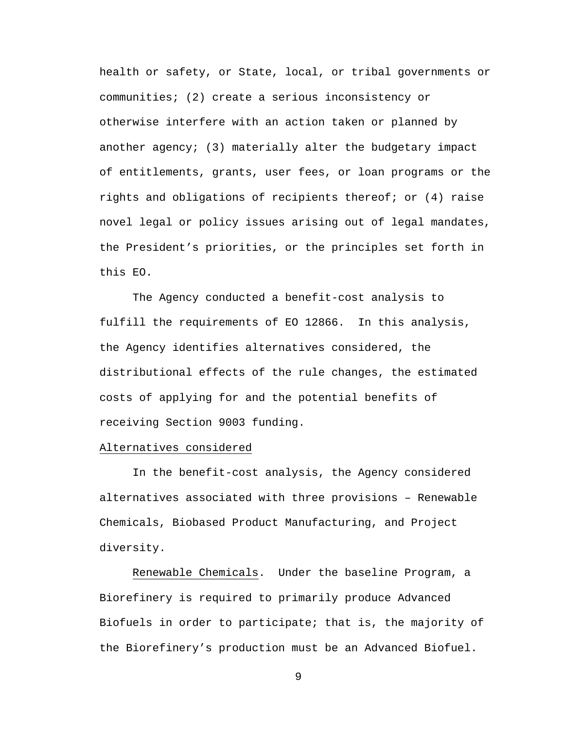health or safety, or State, local, or tribal governments or communities; (2) create a serious inconsistency or otherwise interfere with an action taken or planned by another agency; (3) materially alter the budgetary impact of entitlements, grants, user fees, or loan programs or the rights and obligations of recipients thereof; or (4) raise novel legal or policy issues arising out of legal mandates, the President's priorities, or the principles set forth in this EO.

The Agency conducted a benefit-cost analysis to fulfill the requirements of EO 12866. In this analysis, the Agency identifies alternatives considered, the distributional effects of the rule changes, the estimated costs of applying for and the potential benefits of receiving Section 9003 funding.

Alternatives considered

In the benefit-cost analysis, the Agency considered alternatives associated with three provisions – Renewable Chemicals, Biobased Product Manufacturing, and Project diversity.

Renewable Chemicals. Under the baseline Program, a Biorefinery is required to primarily produce Advanced Biofuels in order to participate; that is, the majority of the Biorefinery's production must be an Advanced Biofuel.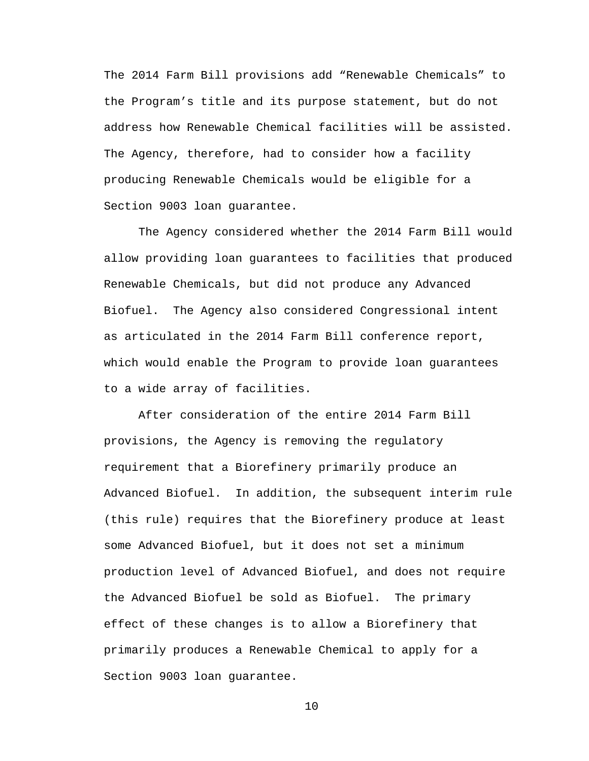The 2014 Farm Bill provisions add “Renewable Chemicals” to the Program’s title and its purpose statement, but do not address how Renewable Chemical facilities will be assisted. The Agency, therefore, had to consider how a facility producing Renewable Chemicals would be eligible for a Section 9003 loan guarantee.

The Agency considered whether the 2014 Farm Bill would allow providing loan guarantees to facilities that produced Renewable Chemicals, but did not produce any Advanced Biofuel. The Agency also considered Congressional intent as articulated in the 2014 Farm Bill conference report, which would enable the Program to provide loan guarantees to a wide array of facilities.

After consideration of the entire 2014 Farm Bill provisions, the Agency is removing the regulatory requirement that a Biorefinery primarily produce an Advanced Biofuel. In addition, the subsequent interim rule (this rule) requires that the Biorefinery produce at least some Advanced Biofuel, but it does not set a minimum production level of Advanced Biofuel, and does not require the Advanced Biofuel be sold as Biofuel. The primary effect of these changes is to allow a Biorefinery that primarily produces a Renewable Chemical to apply for a Section 9003 loan guarantee.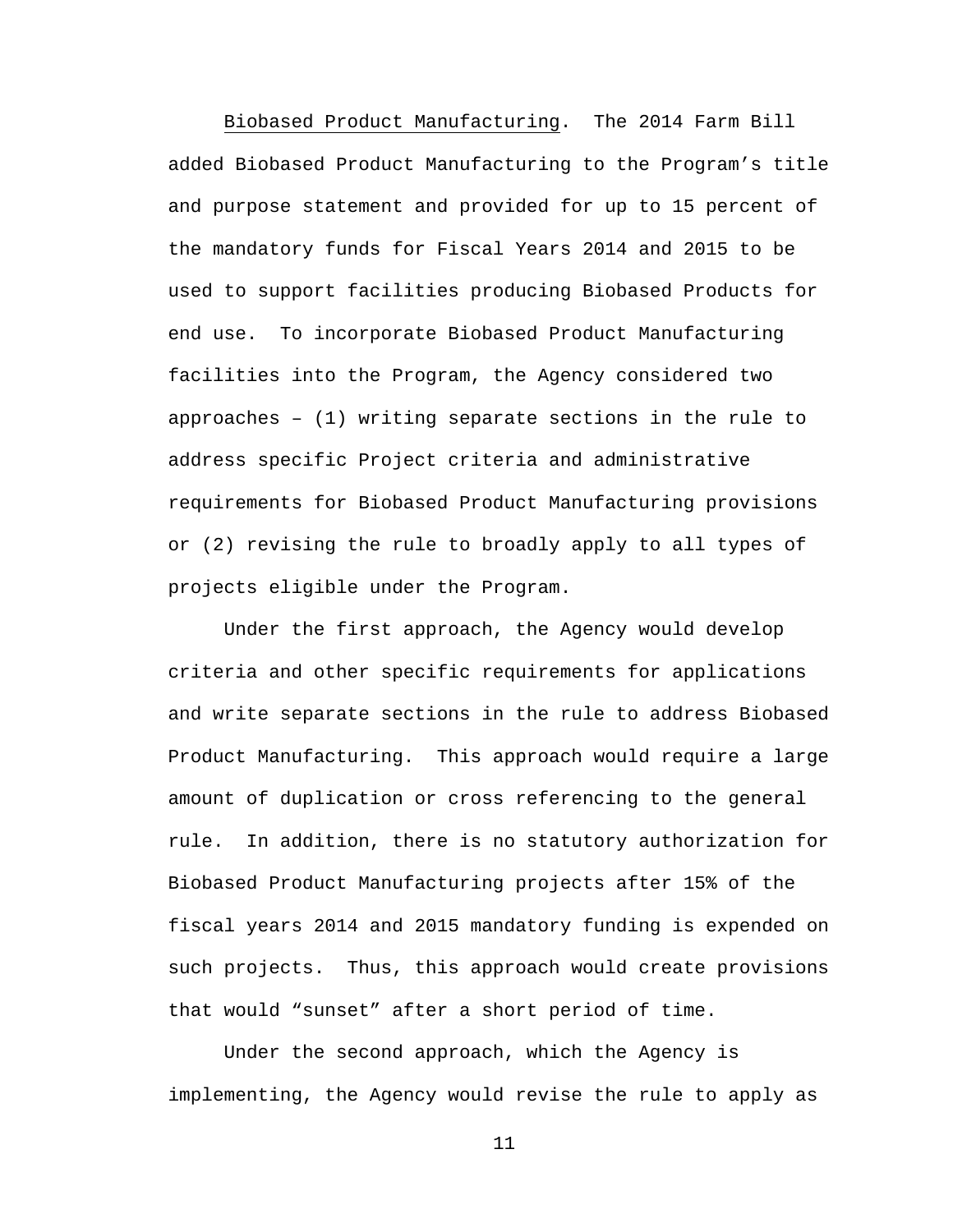Biobased Product Manufacturing. The 2014 Farm Bill added Biobased Product Manufacturing to the Program's title and purpose statement and provided for up to 15 percent of the mandatory funds for Fiscal Years 2014 and 2015 to be used to support facilities producing Biobased Products for end use. To incorporate Biobased Product Manufacturing facilities into the Program, the Agency considered two approaches – (1) writing separate sections in the rule to address specific Project criteria and administrative requirements for Biobased Product Manufacturing provisions or (2) revising the rule to broadly apply to all types of projects eligible under the Program.

Under the first approach, the Agency would develop criteria and other specific requirements for applications and write separate sections in the rule to address Biobased Product Manufacturing. This approach would require a large amount of duplication or cross referencing to the general rule. In addition, there is no statutory authorization for Biobased Product Manufacturing projects after 15% of the fiscal years 2014 and 2015 mandatory funding is expended on such projects. Thus, this approach would create provisions that would "sunset" after a short period of time.

Under the second approach, which the Agency is implementing, the Agency would revise the rule to apply as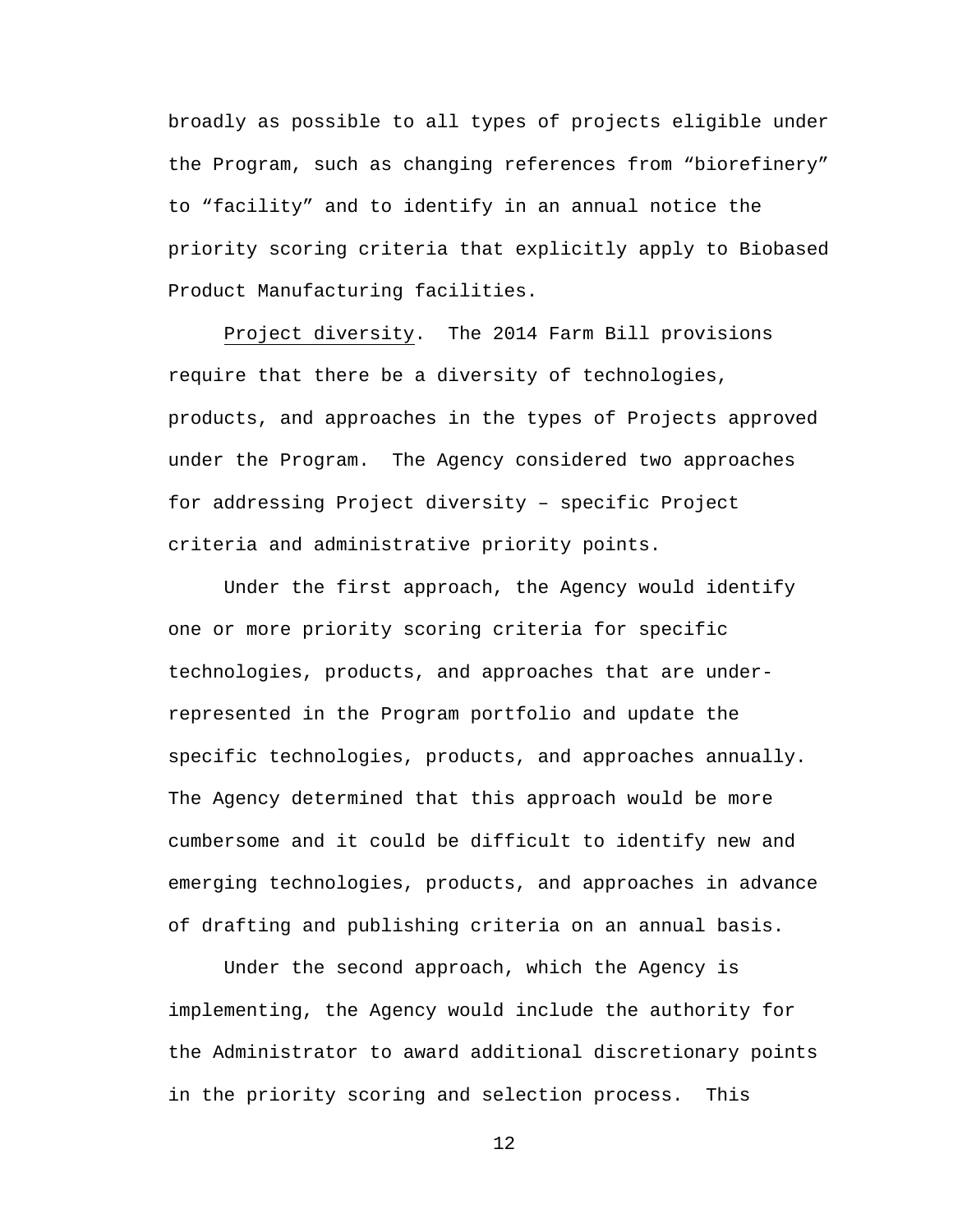broadly as possible to all types of projects eligible under the Program, such as changing references from "biorefinery" to "facility" and to identify in an annual notice the priority scoring criteria that explicitly apply to Biobased Product Manufacturing facilities.

Project diversity. The 2014 Farm Bill provisions require that there be a diversity of technologies, products, and approaches in the types of Projects approved under the Program. The Agency considered two approaches for addressing Project diversity – specific Project criteria and administrative priority points.

Under the first approach, the Agency would identify one or more priority scoring criteria for specific technologies, products, and approaches that are under-represented in the Program portfolio and update the specific technologies, products, and approaches annually. The Agency determined that this approach would be more cumbersome and it could be difficult to identify new and emerging technologies, products, and approaches in advance of drafting and publishing criteria on an annual basis.

Under the second approach, which the Agency is implementing, the Agency would include the authority for the Administrator to award additional discretionary points in the priority scoring and selection process. This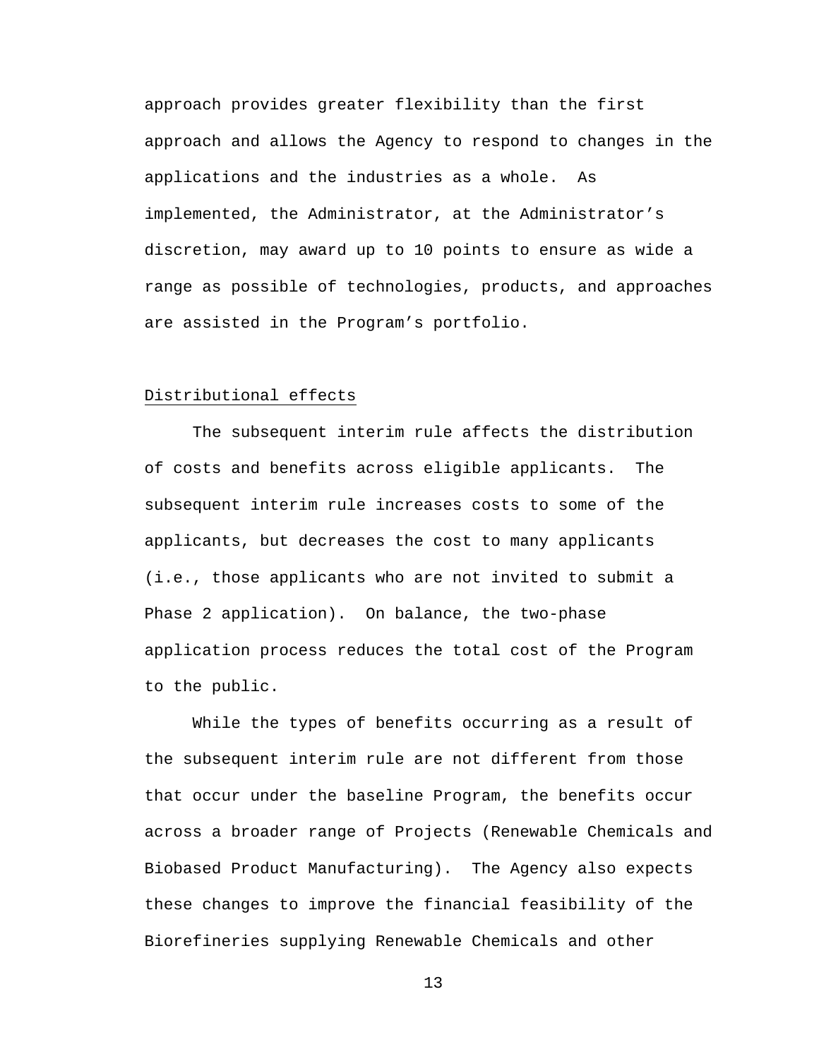approach provides greater flexibility than the first approach and allows the Agency to respond to changes in the applications and the industries as a whole. As implemented, the Administrator, at the Administrator's discretion, may award up to 10 points to ensure as wide a range as possible of technologies, products, and approaches are assisted in the Program's portfolio.

Distributional effects

The subsequent interim rule affects the distribution of costs and benefits across eligible applicants. The subsequent interim rule increases costs to some of the applicants, but decreases the cost to many applicants (i.e., those applicants who are not invited to submit a Phase 2 application). On balance, the two-phase application process reduces the total cost of the Program to the public.

While the types of benefits occurring as a result of the subsequent interim rule are not different from those that occur under the baseline Program, the benefits occur across a broader range of Projects (Renewable Chemicals and Biobased Product Manufacturing). The Agency also expects these changes to improve the financial feasibility of the Biorefineries supplying Renewable Chemicals and other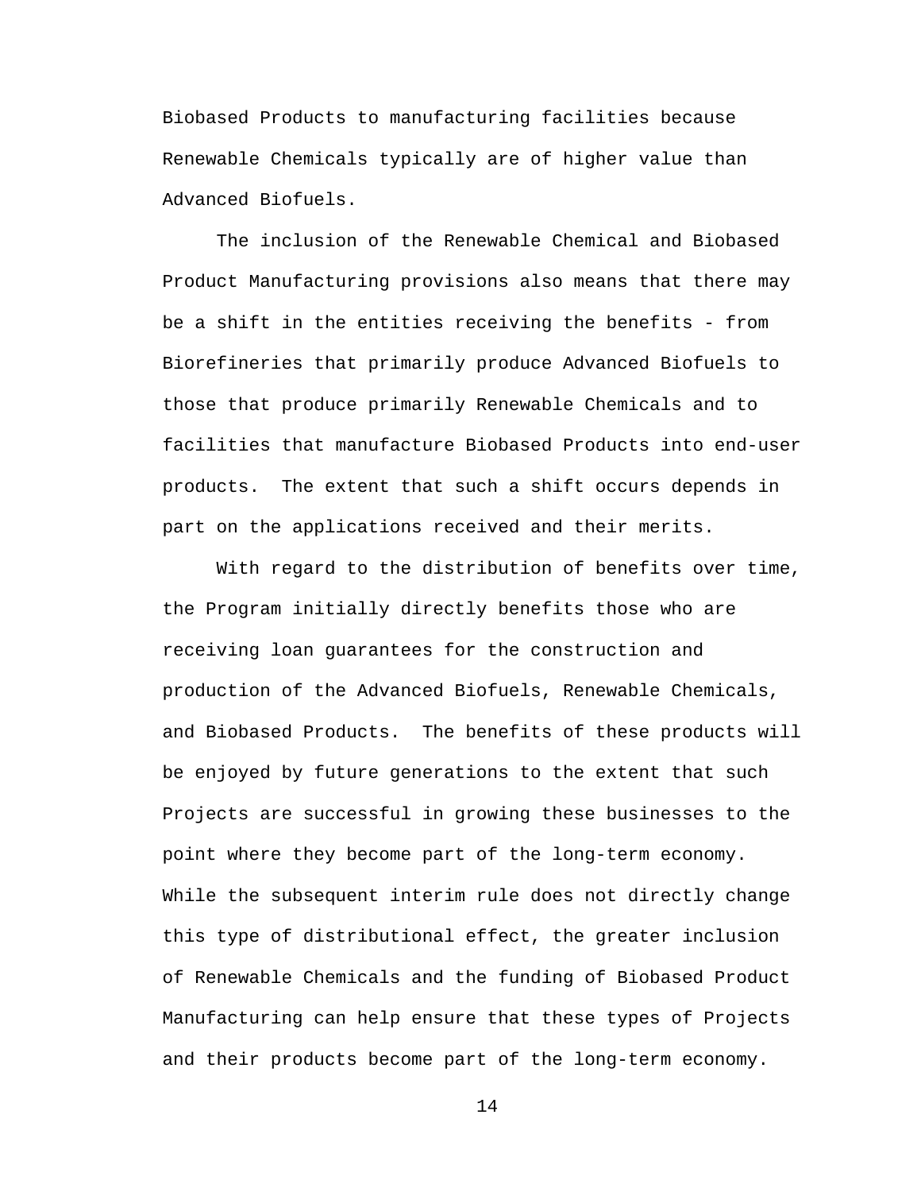Biobased Products to manufacturing facilities because Renewable Chemicals typically are of higher value than Advanced Biofuels.

The inclusion of the Renewable Chemical and Biobased Product Manufacturing provisions also means that there may be a shift in the entities receiving the benefits - from Biorefineries that primarily produce Advanced Biofuels to those that produce primarily Renewable Chemicals and to facilities that manufacture Biobased Products into end-user products. The extent that such a shift occurs depends in part on the applications received and their merits.

With regard to the distribution of benefits over time, the Program initially directly benefits those who are receiving loan guarantees for the construction and production of the Advanced Biofuels, Renewable Chemicals, and Biobased Products. The benefits of these products will be enjoyed by future generations to the extent that such Projects are successful in growing these businesses to the point where they become part of the long-term economy. While the subsequent interim rule does not directly change this type of distributional effect, the greater inclusion of Renewable Chemicals and the funding of Biobased Product Manufacturing can help ensure that these types of Projects and their products become part of the long-term economy.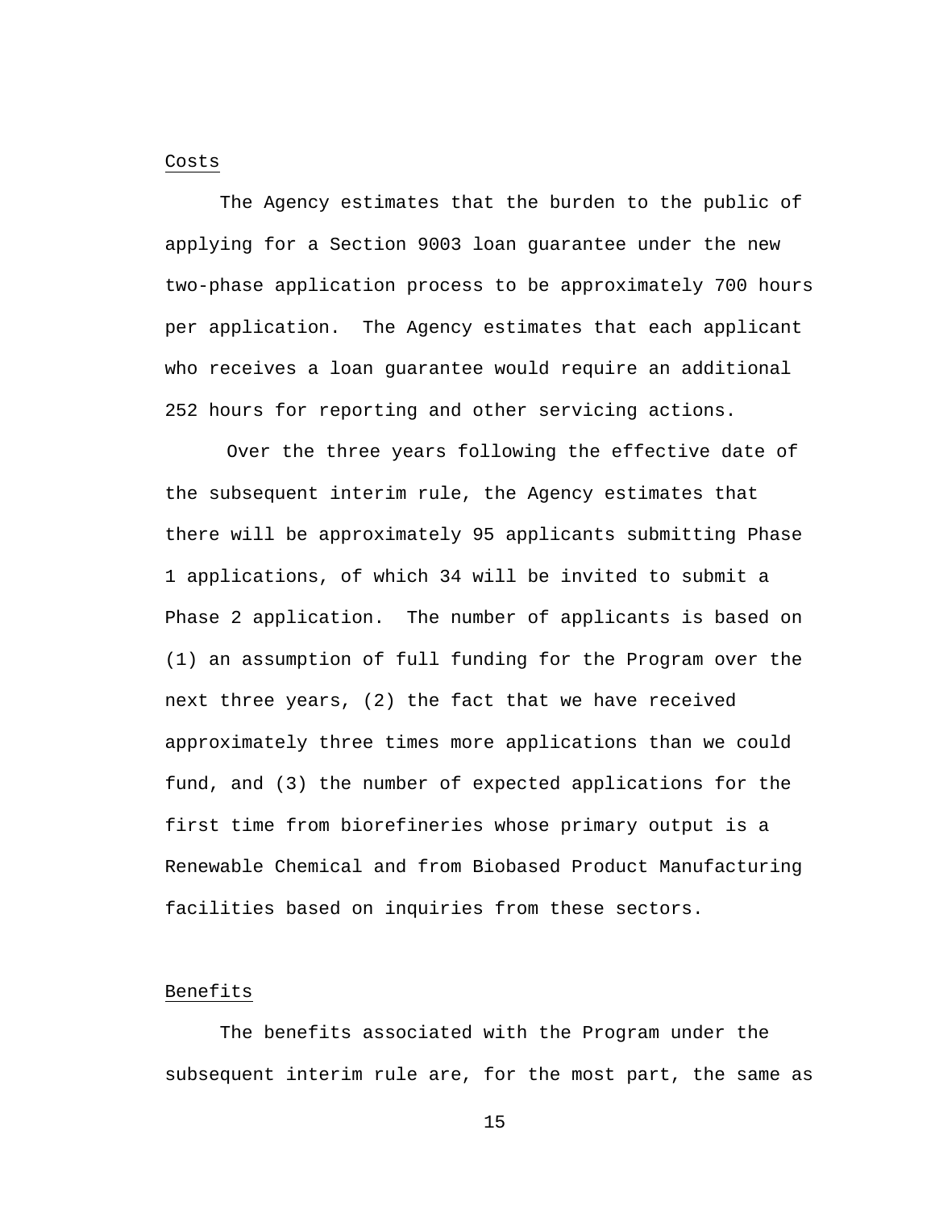Costs

The Agency estimates that the burden to the public of applying for a Section 9003 loan guarantee under the new two-phase application process to be approximately 700 hours per application. The Agency estimates that each applicant who receives a loan guarantee would require an additional 252 hours for reporting and other servicing actions.

Over the three years following the effective date of the subsequent interim rule, the Agency estimates that there will be approximately 95 applicants submitting Phase 1 applications, of which 34 will be invited to submit a Phase 2 application. The number of applicants is based on (1) an assumption of full funding for the Program over the next three years, (2) the fact that we have received approximately three times more applications than we could fund, and (3) the number of expected applications for the first time from biorefineries whose primary output is a Renewable Chemical and from Biobased Product Manufacturing facilities based on inquiries from these sectors.

Benefits

The benefits associated with the Program under the subsequent interim rule are, for the most part, the same as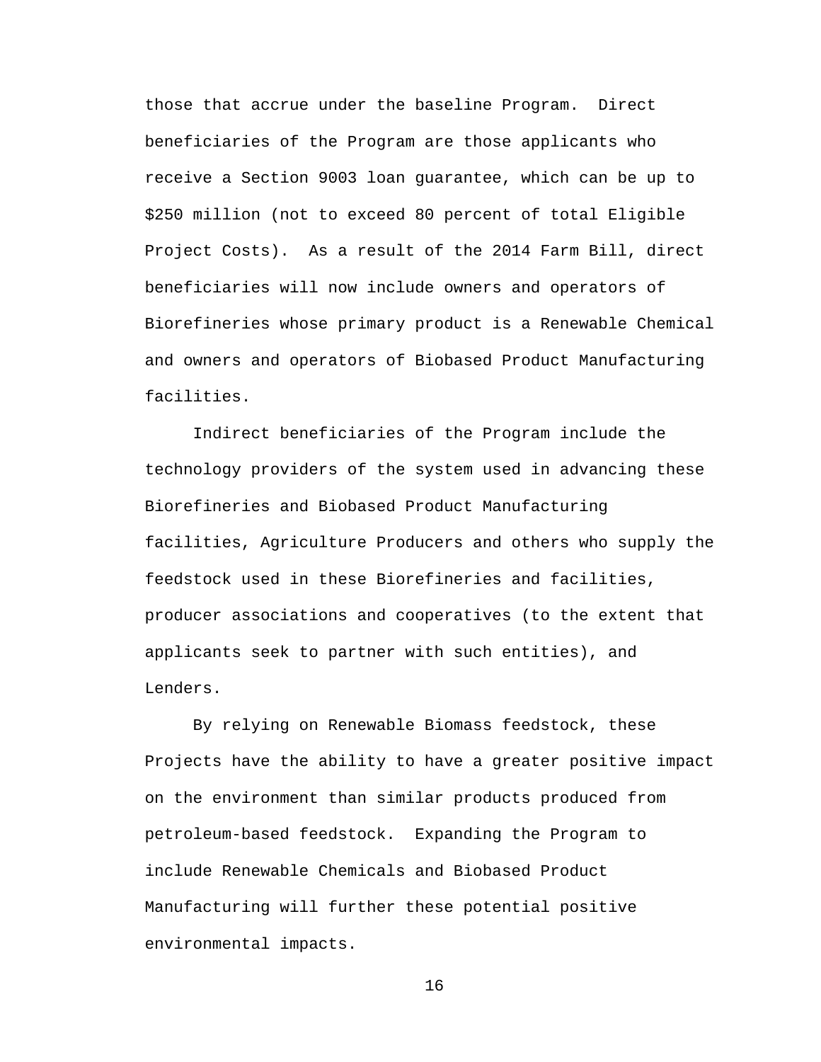those that accrue under the baseline Program. Direct beneficiaries of the Program are those applicants who receive a Section 9003 loan guarantee, which can be up to $250 million (not to exceed 80 percent of total Eligible Project Costs). As a result of the 2014 Farm Bill, direct beneficiaries will now include owners and operators of Biorefineries whose primary product is a Renewable Chemical and owners and operators of Biobased Product Manufacturing facilities.

Indirect beneficiaries of the Program include the technology providers of the system used in advancing these Biorefineries and Biobased Product Manufacturing facilities, Agriculture Producers and others who supply the feedstock used in these Biorefineries and facilities, producer associations and cooperatives (to the extent that applicants seek to partner with such entities), and Lenders.

By relying on Renewable Biomass feedstock, these Projects have the ability to have a greater positive impact on the environment than similar products produced from petroleum-based feedstock. Expanding the Program to include Renewable Chemicals and Biobased Product Manufacturing will further these potential positive environmental impacts.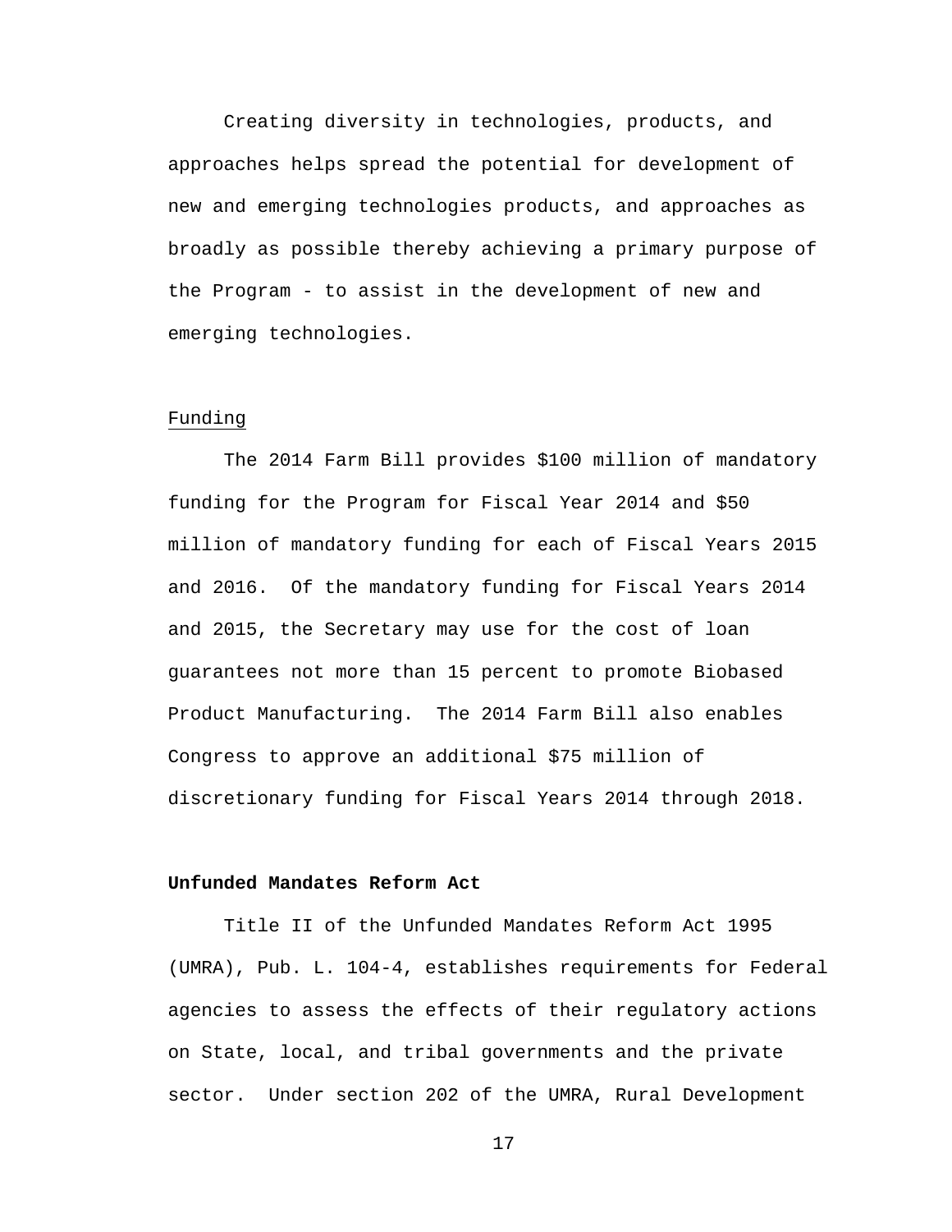Creating diversity in technologies, products, and approaches helps spread the potential for development of new and emerging technologies products, and approaches as broadly as possible thereby achieving a primary purpose of the Program - to assist in the development of new and emerging technologies.

Funding

The 2014 Farm Bill provides $100 million of mandatory funding for the Program for Fiscal Year 2014 and $50 million of mandatory funding for each of Fiscal Years 2015 and 2016.  Of the mandatory funding for Fiscal Years 2014 and 2015, the Secretary may use for the cost of loan guarantees not more than 15 percent to promote Biobased Product Manufacturing.  The 2014 Farm Bill also enables Congress to approve an additional $75 million of discretionary funding for Fiscal Years 2014 through 2018.

**Unfunded Mandates Reform Act**

Title II of the Unfunded Mandates Reform Act 1995 (UMRA), Pub. L. 104-4, establishes requirements for Federal agencies to assess the effects of their regulatory actions on State, local, and tribal governments and the private sector.  Under section 202 of the UMRA, Rural Development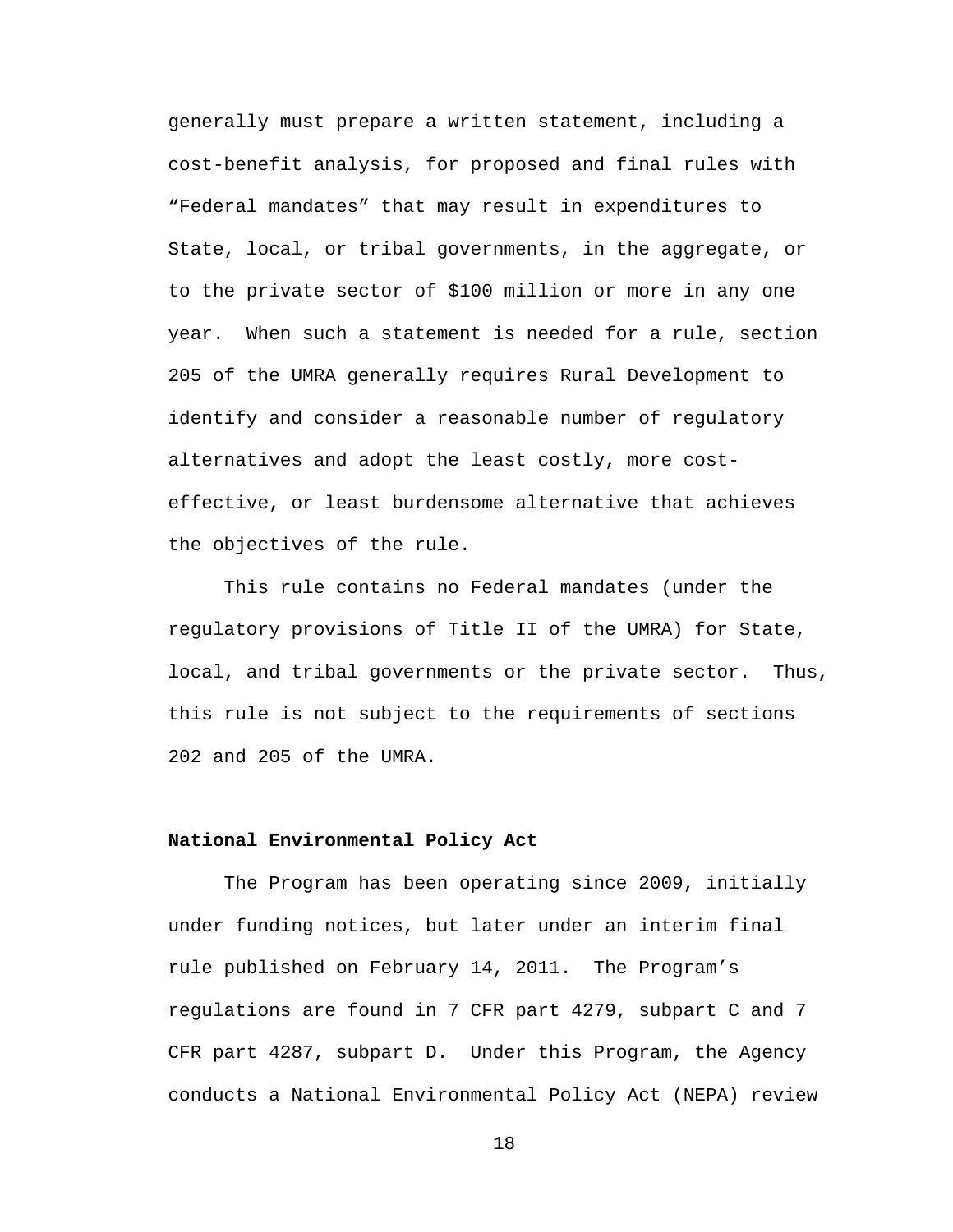generally must prepare a written statement, including a cost-benefit analysis, for proposed and final rules with "Federal mandates" that may result in expenditures to State, local, or tribal governments, in the aggregate, or to the private sector of $100 million or more in any one year. When such a statement is needed for a rule, section 205 of the UMRA generally requires Rural Development to identify and consider a reasonable number of regulatory alternatives and adopt the least costly, more cost-effective, or least burdensome alternative that achieves the objectives of the rule.

This rule contains no Federal mandates (under the regulatory provisions of Title II of the UMRA) for State, local, and tribal governments or the private sector. Thus, this rule is not subject to the requirements of sections 202 and 205 of the UMRA.

**National Environmental Policy Act**

The Program has been operating since 2009, initially under funding notices, but later under an interim final rule published on February 14, 2011. The Program's regulations are found in 7 CFR part 4279, subpart C and 7 CFR part 4287, subpart D. Under this Program, the Agency conducts a National Environmental Policy Act (NEPA) review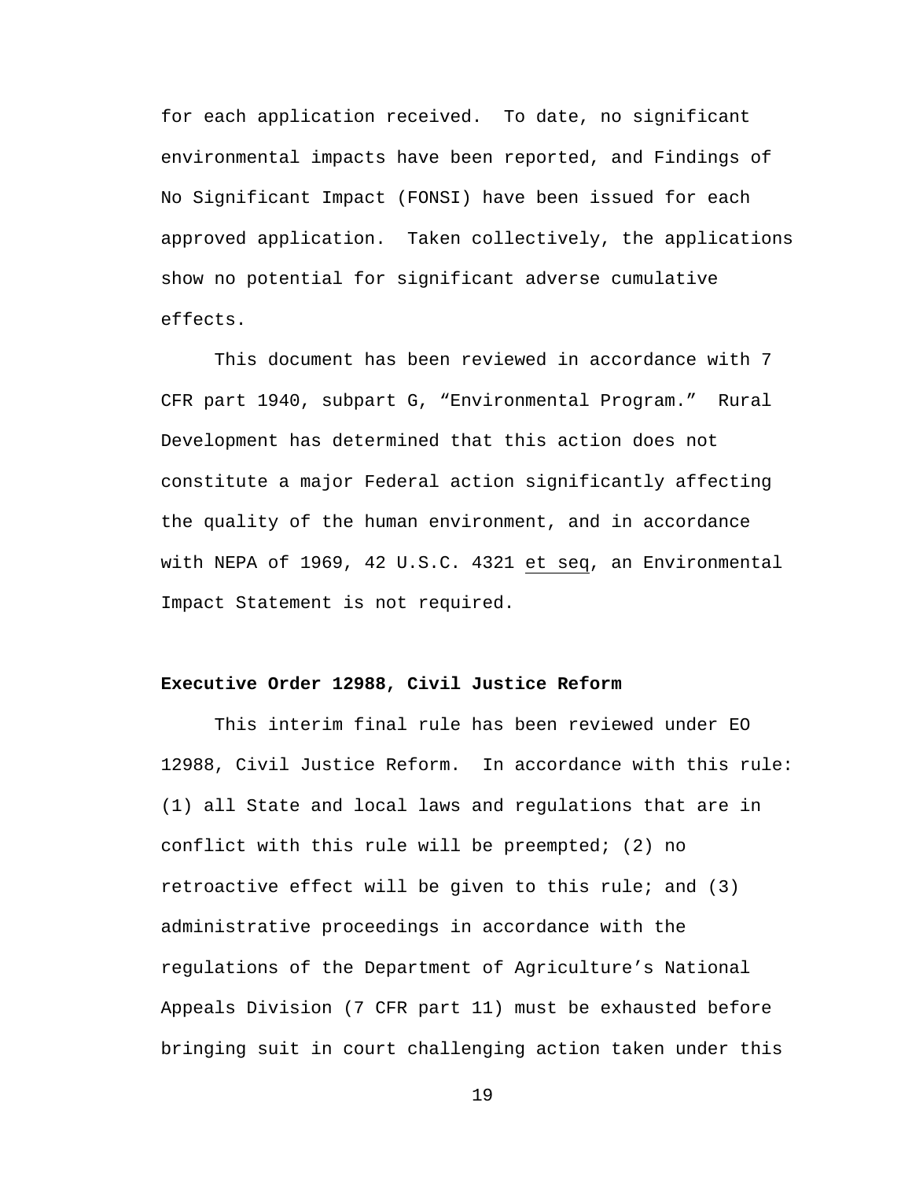for each application received. To date, no significant environmental impacts have been reported, and Findings of No Significant Impact (FONSI) have been issued for each approved application. Taken collectively, the applications show no potential for significant adverse cumulative effects.

This document has been reviewed in accordance with 7 CFR part 1940, subpart G, "Environmental Program." Rural Development has determined that this action does not constitute a major Federal action significantly affecting the quality of the human environment, and in accordance with NEPA of 1969, 42 U.S.C. 4321 et seq, an Environmental Impact Statement is not required.

**Executive Order 12988, Civil Justice Reform**

This interim final rule has been reviewed under EO 12988, Civil Justice Reform. In accordance with this rule: (1) all State and local laws and regulations that are in conflict with this rule will be preempted; (2) no retroactive effect will be given to this rule; and (3) administrative proceedings in accordance with the regulations of the Department of Agriculture's National Appeals Division (7 CFR part 11) must be exhausted before bringing suit in court challenging action taken under this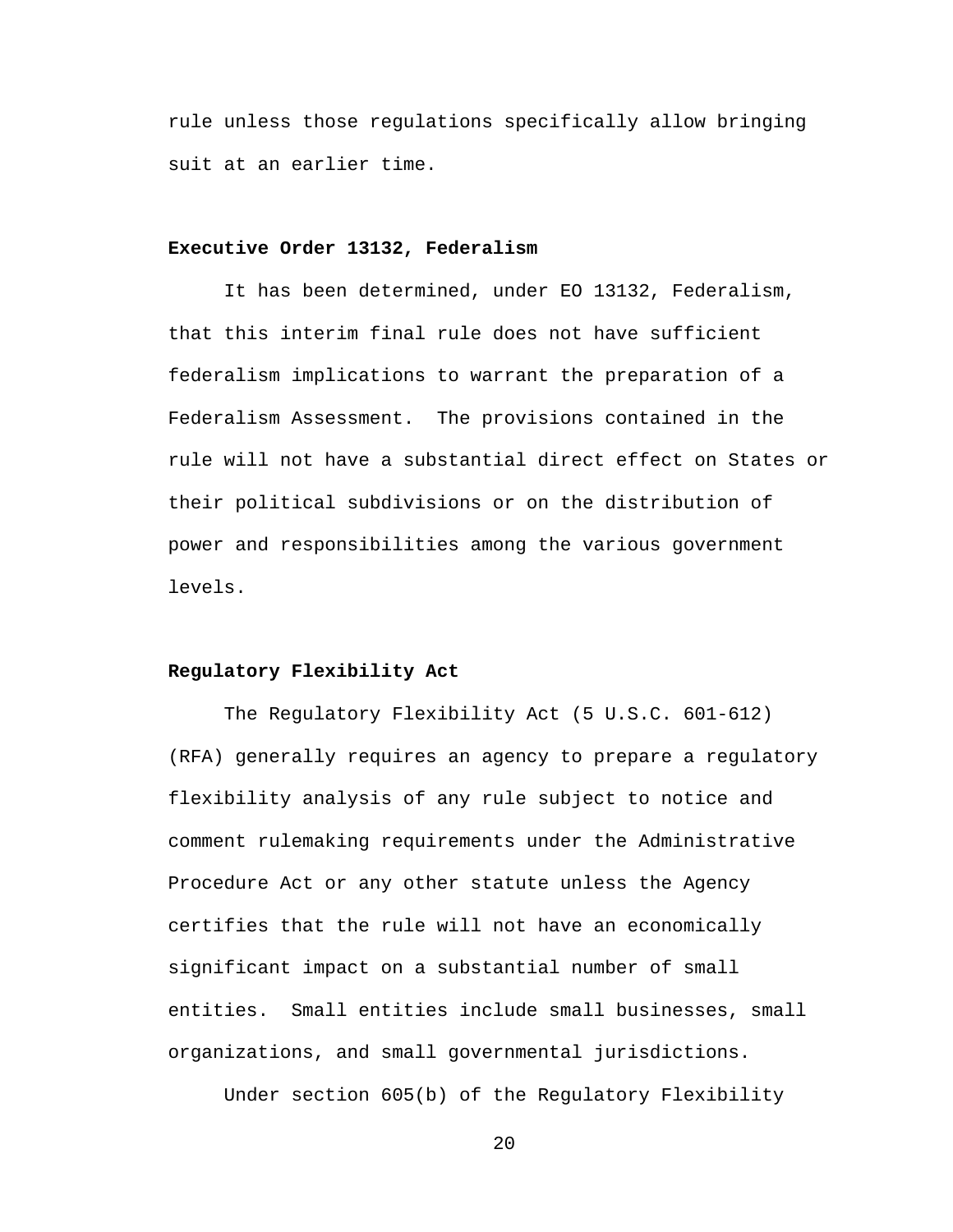rule unless those regulations specifically allow bringing suit at an earlier time.

**Executive Order 13132, Federalism**

It has been determined, under EO 13132, Federalism, that this interim final rule does not have sufficient federalism implications to warrant the preparation of a Federalism Assessment. The provisions contained in the rule will not have a substantial direct effect on States or their political subdivisions or on the distribution of power and responsibilities among the various government levels.

**Regulatory Flexibility Act**

The Regulatory Flexibility Act (5 U.S.C. 601-612) (RFA) generally requires an agency to prepare a regulatory flexibility analysis of any rule subject to notice and comment rulemaking requirements under the Administrative Procedure Act or any other statute unless the Agency certifies that the rule will not have an economically significant impact on a substantial number of small entities. Small entities include small businesses, small organizations, and small governmental jurisdictions.

Under section 605(b) of the Regulatory Flexibility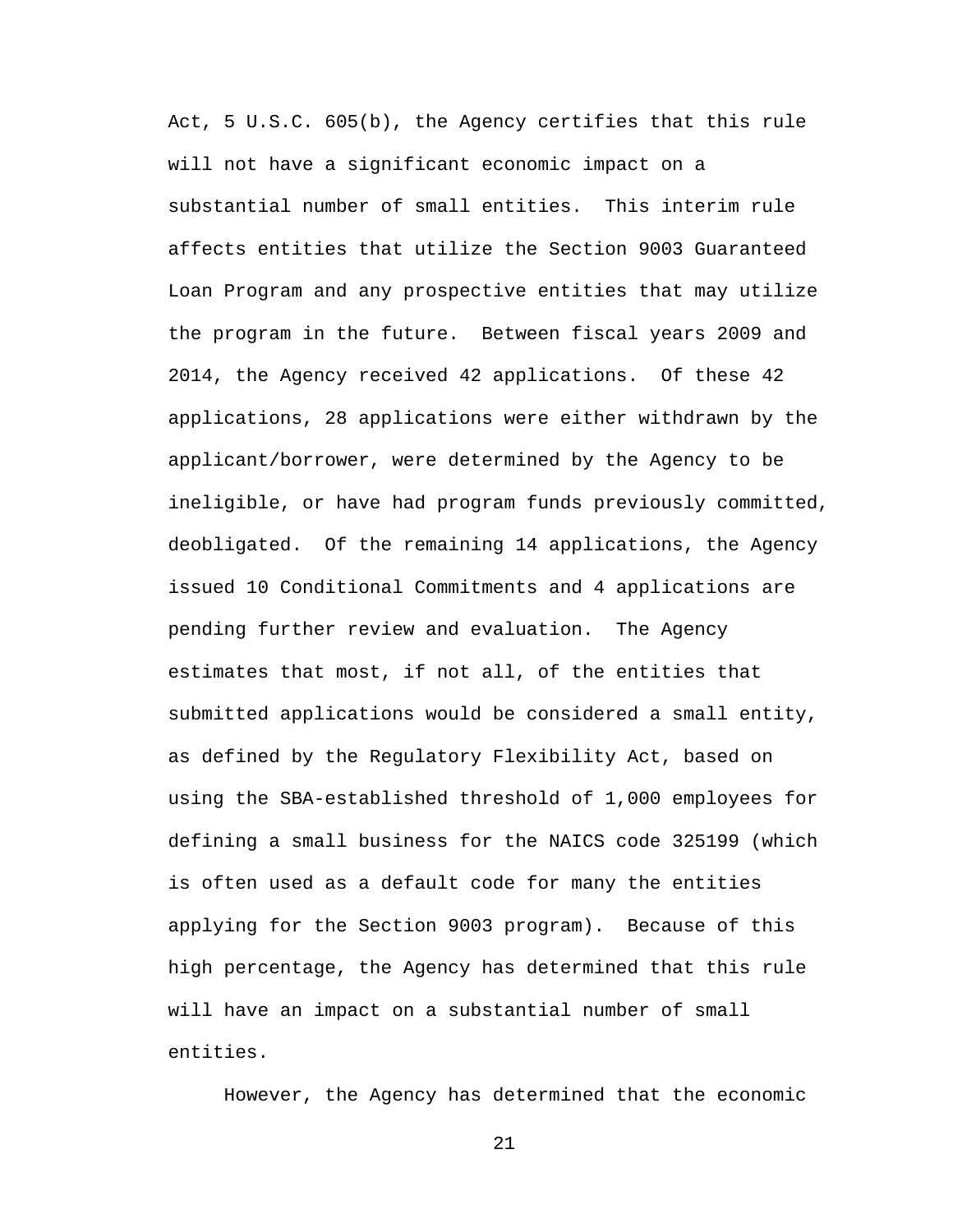Act, 5 U.S.C. 605(b), the Agency certifies that this rule will not have a significant economic impact on a substantial number of small entities. This interim rule affects entities that utilize the Section 9003 Guaranteed Loan Program and any prospective entities that may utilize the program in the future. Between fiscal years 2009 and 2014, the Agency received 42 applications. Of these 42 applications, 28 applications were either withdrawn by the applicant/borrower, were determined by the Agency to be ineligible, or have had program funds previously committed, deobligated. Of the remaining 14 applications, the Agency issued 10 Conditional Commitments and 4 applications are pending further review and evaluation. The Agency estimates that most, if not all, of the entities that submitted applications would be considered a small entity, as defined by the Regulatory Flexibility Act, based on using the SBA-established threshold of 1,000 employees for defining a small business for the NAICS code 325199 (which is often used as a default code for many the entities applying for the Section 9003 program). Because of this high percentage, the Agency has determined that this rule will have an impact on a substantial number of small entities.

However, the Agency has determined that the economic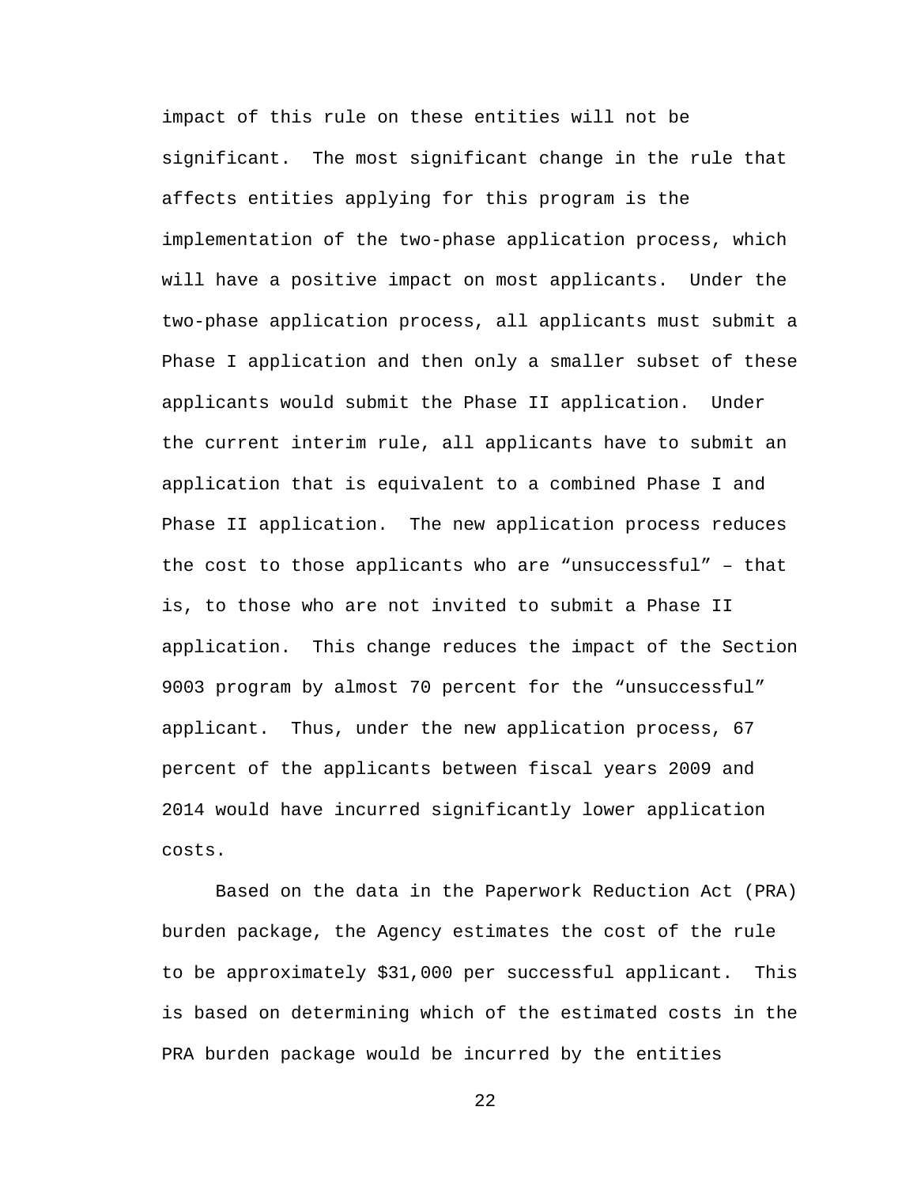impact of this rule on these entities will not be significant. The most significant change in the rule that affects entities applying for this program is the implementation of the two-phase application process, which will have a positive impact on most applicants. Under the two-phase application process, all applicants must submit a Phase I application and then only a smaller subset of these applicants would submit the Phase II application. Under the current interim rule, all applicants have to submit an application that is equivalent to a combined Phase I and Phase II application. The new application process reduces the cost to those applicants who are "unsuccessful" – that is, to those who are not invited to submit a Phase II application. This change reduces the impact of the Section 9003 program by almost 70 percent for the "unsuccessful" applicant. Thus, under the new application process, 67 percent of the applicants between fiscal years 2009 and 2014 would have incurred significantly lower application costs.

Based on the data in the Paperwork Reduction Act (PRA) burden package, the Agency estimates the cost of the rule to be approximately $31,000 per successful applicant. This is based on determining which of the estimated costs in the PRA burden package would be incurred by the entities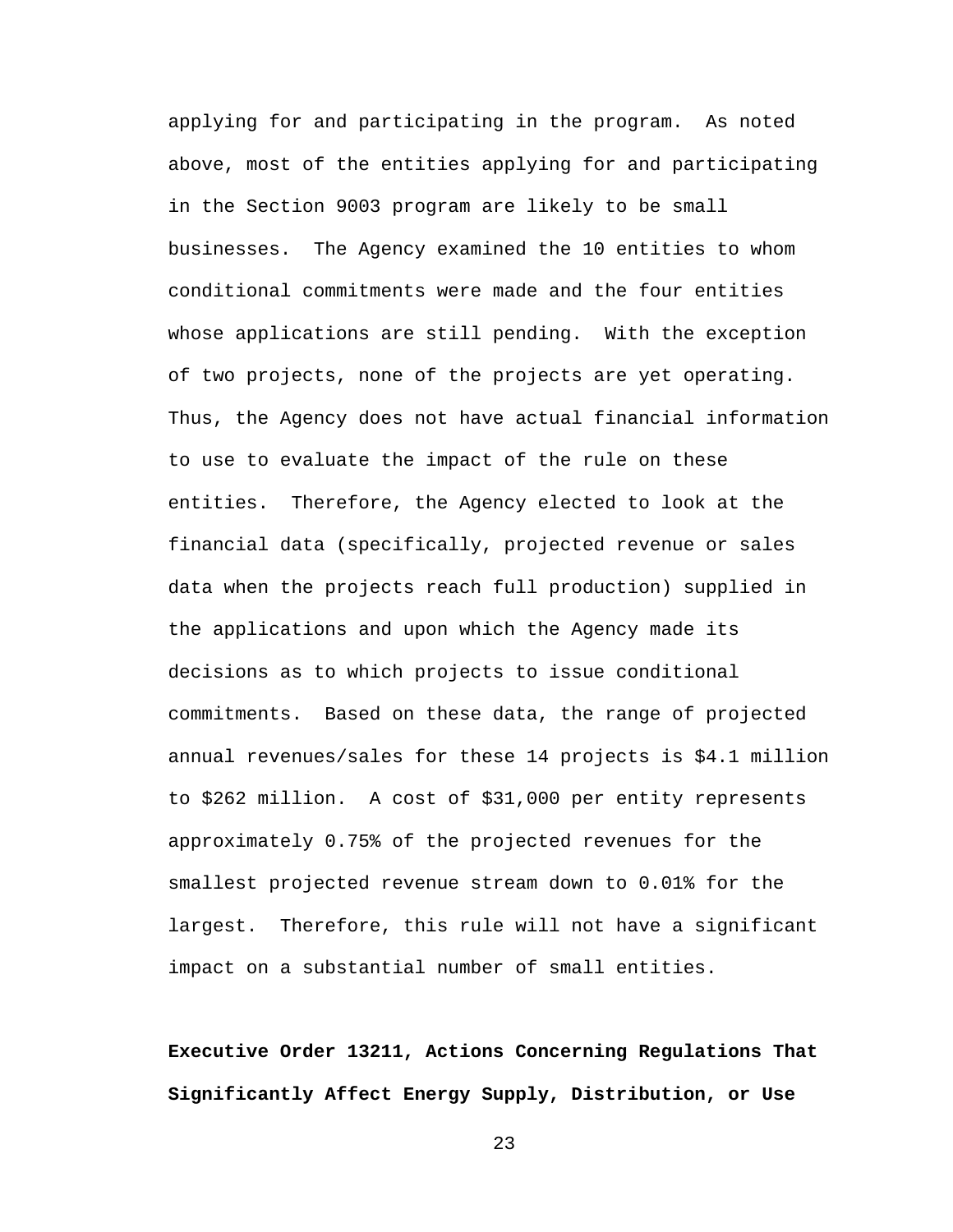applying for and participating in the program. As noted above, most of the entities applying for and participating in the Section 9003 program are likely to be small businesses. The Agency examined the 10 entities to whom conditional commitments were made and the four entities whose applications are still pending. With the exception of two projects, none of the projects are yet operating. Thus, the Agency does not have actual financial information to use to evaluate the impact of the rule on these entities. Therefore, the Agency elected to look at the financial data (specifically, projected revenue or sales data when the projects reach full production) supplied in the applications and upon which the Agency made its decisions as to which projects to issue conditional commitments. Based on these data, the range of projected annual revenues/sales for these 14 projects is $4.1 million to $262 million. A cost of $31,000 per entity represents approximately 0.75% of the projected revenues for the smallest projected revenue stream down to 0.01% for the largest. Therefore, this rule will not have a significant impact on a substantial number of small entities.

**Executive Order 13211, Actions Concerning Regulations That Significantly Affect Energy Supply, Distribution, or Use**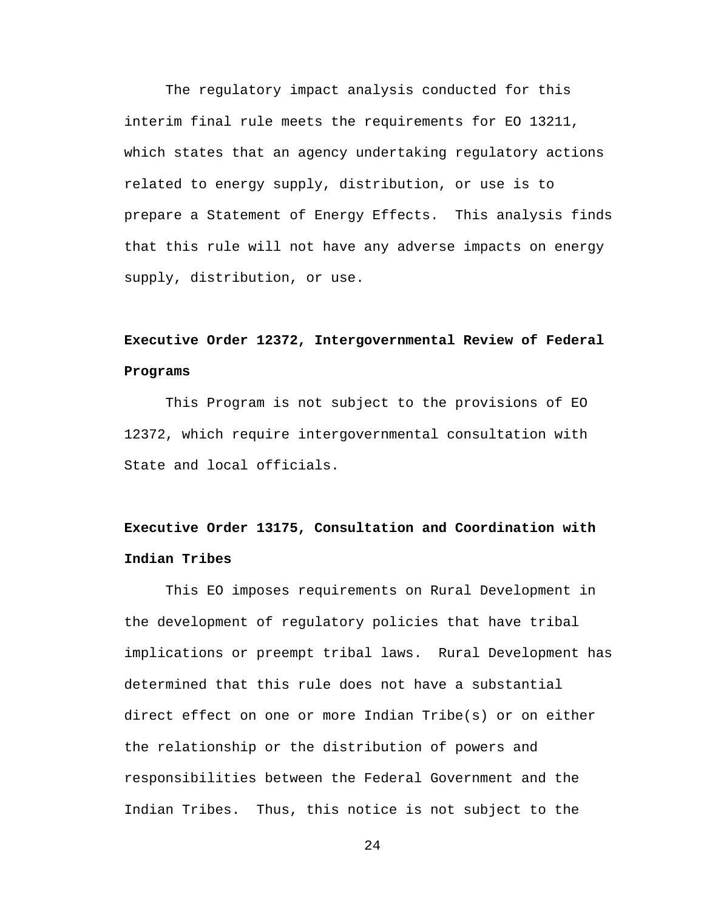The regulatory impact analysis conducted for this interim final rule meets the requirements for EO 13211, which states that an agency undertaking regulatory actions related to energy supply, distribution, or use is to prepare a Statement of Energy Effects. This analysis finds that this rule will not have any adverse impacts on energy supply, distribution, or use.

**Executive Order 12372, Intergovernmental Review of Federal Programs**

This Program is not subject to the provisions of EO 12372, which require intergovernmental consultation with State and local officials.

**Executive Order 13175, Consultation and Coordination with Indian Tribes**

This EO imposes requirements on Rural Development in the development of regulatory policies that have tribal implications or preempt tribal laws. Rural Development has determined that this rule does not have a substantial direct effect on one or more Indian Tribe(s) or on either the relationship or the distribution of powers and responsibilities between the Federal Government and the Indian Tribes. Thus, this notice is not subject to the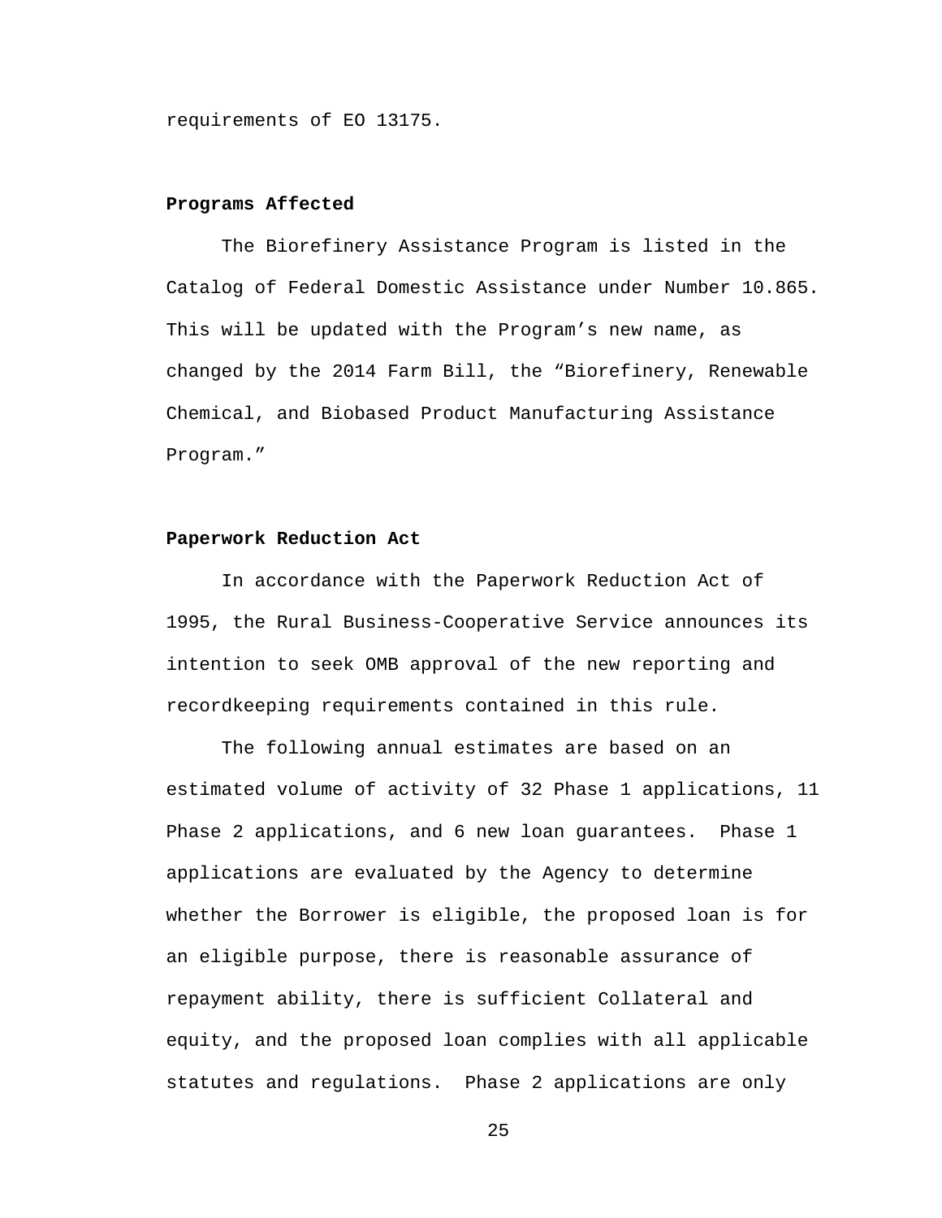requirements of EO 13175.

**Programs Affected**

The Biorefinery Assistance Program is listed in the Catalog of Federal Domestic Assistance under Number 10.865. This will be updated with the Program's new name, as changed by the 2014 Farm Bill, the "Biorefinery, Renewable Chemical, and Biobased Product Manufacturing Assistance Program."

**Paperwork Reduction Act**

In accordance with the Paperwork Reduction Act of 1995, the Rural Business-Cooperative Service announces its intention to seek OMB approval of the new reporting and recordkeeping requirements contained in this rule.

The following annual estimates are based on an estimated volume of activity of 32 Phase 1 applications, 11 Phase 2 applications, and 6 new loan guarantees. Phase 1 applications are evaluated by the Agency to determine whether the Borrower is eligible, the proposed loan is for an eligible purpose, there is reasonable assurance of repayment ability, there is sufficient Collateral and equity, and the proposed loan complies with all applicable statutes and regulations. Phase 2 applications are only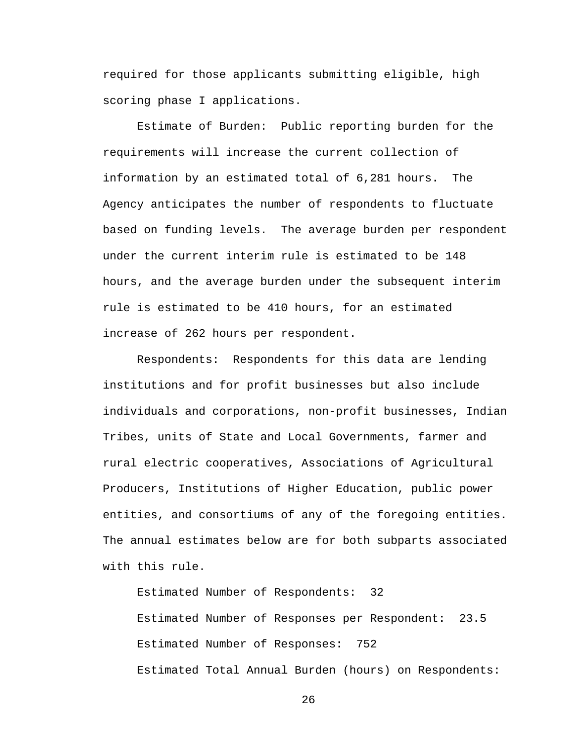required for those applicants submitting eligible, high scoring phase I applications.

Estimate of Burden: Public reporting burden for the requirements will increase the current collection of information by an estimated total of 6,281 hours. The Agency anticipates the number of respondents to fluctuate based on funding levels. The average burden per respondent under the current interim rule is estimated to be 148 hours, and the average burden under the subsequent interim rule is estimated to be 410 hours, for an estimated increase of 262 hours per respondent.

Respondents: Respondents for this data are lending institutions and for profit businesses but also include individuals and corporations, non-profit businesses, Indian Tribes, units of State and Local Governments, farmer and rural electric cooperatives, Associations of Agricultural Producers, Institutions of Higher Education, public power entities, and consortiums of any of the foregoing entities. The annual estimates below are for both subparts associated with this rule.

Estimated Number of Respondents: 32

Estimated Number of Responses per Respondent: 23.5

Estimated Number of Responses: 752

Estimated Total Annual Burden (hours) on Respondents: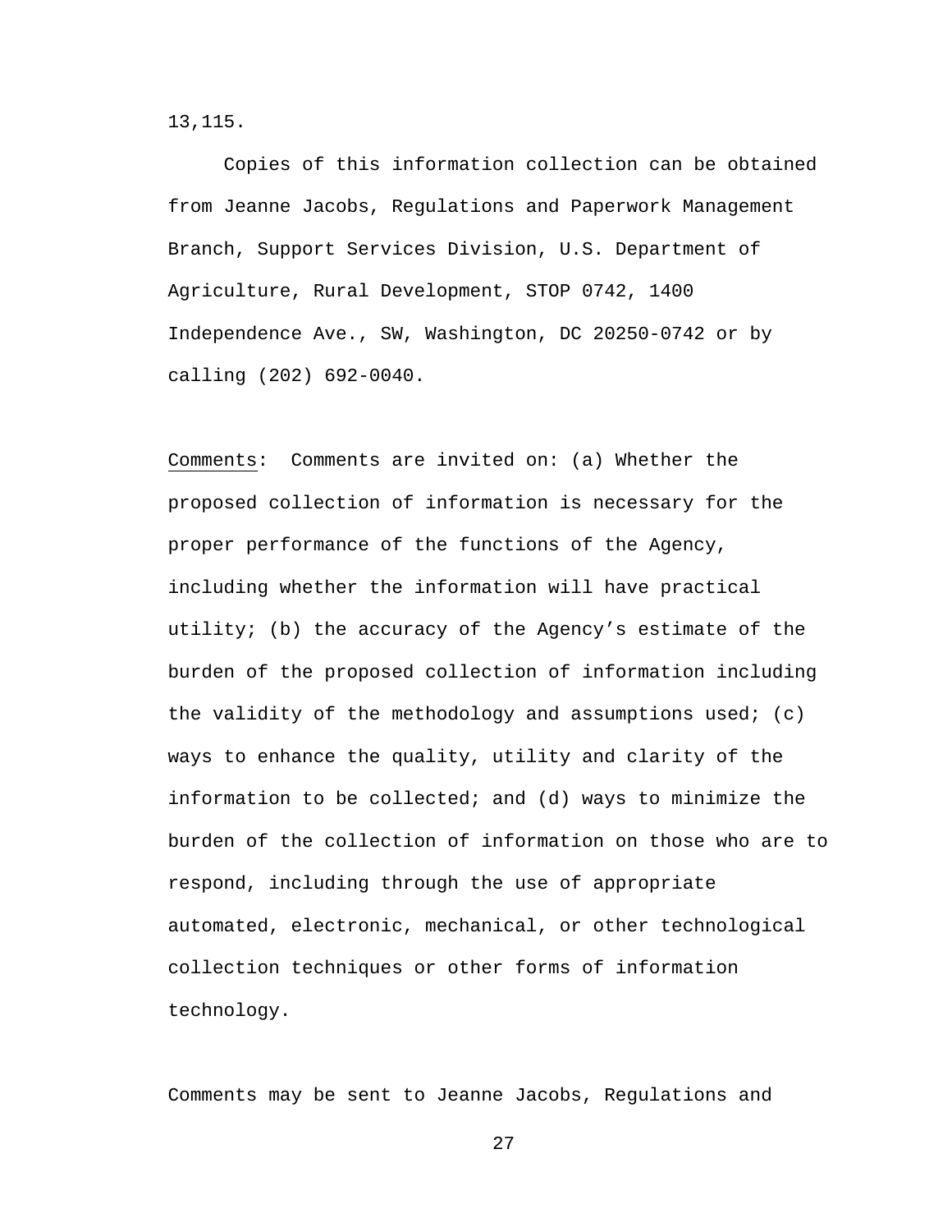13,115.

Copies of this information collection can be obtained from Jeanne Jacobs, Regulations and Paperwork Management Branch, Support Services Division, U.S. Department of Agriculture, Rural Development, STOP 0742, 1400 Independence Ave., SW, Washington, DC 20250-0742 or by calling (202) 692-0040.

Comments: Comments are invited on: (a) Whether the proposed collection of information is necessary for the proper performance of the functions of the Agency, including whether the information will have practical utility; (b) the accuracy of the Agency's estimate of the burden of the proposed collection of information including the validity of the methodology and assumptions used; (c) ways to enhance the quality, utility and clarity of the information to be collected; and (d) ways to minimize the burden of the collection of information on those who are to respond, including through the use of appropriate automated, electronic, mechanical, or other technological collection techniques or other forms of information technology.

Comments may be sent to Jeanne Jacobs, Regulations and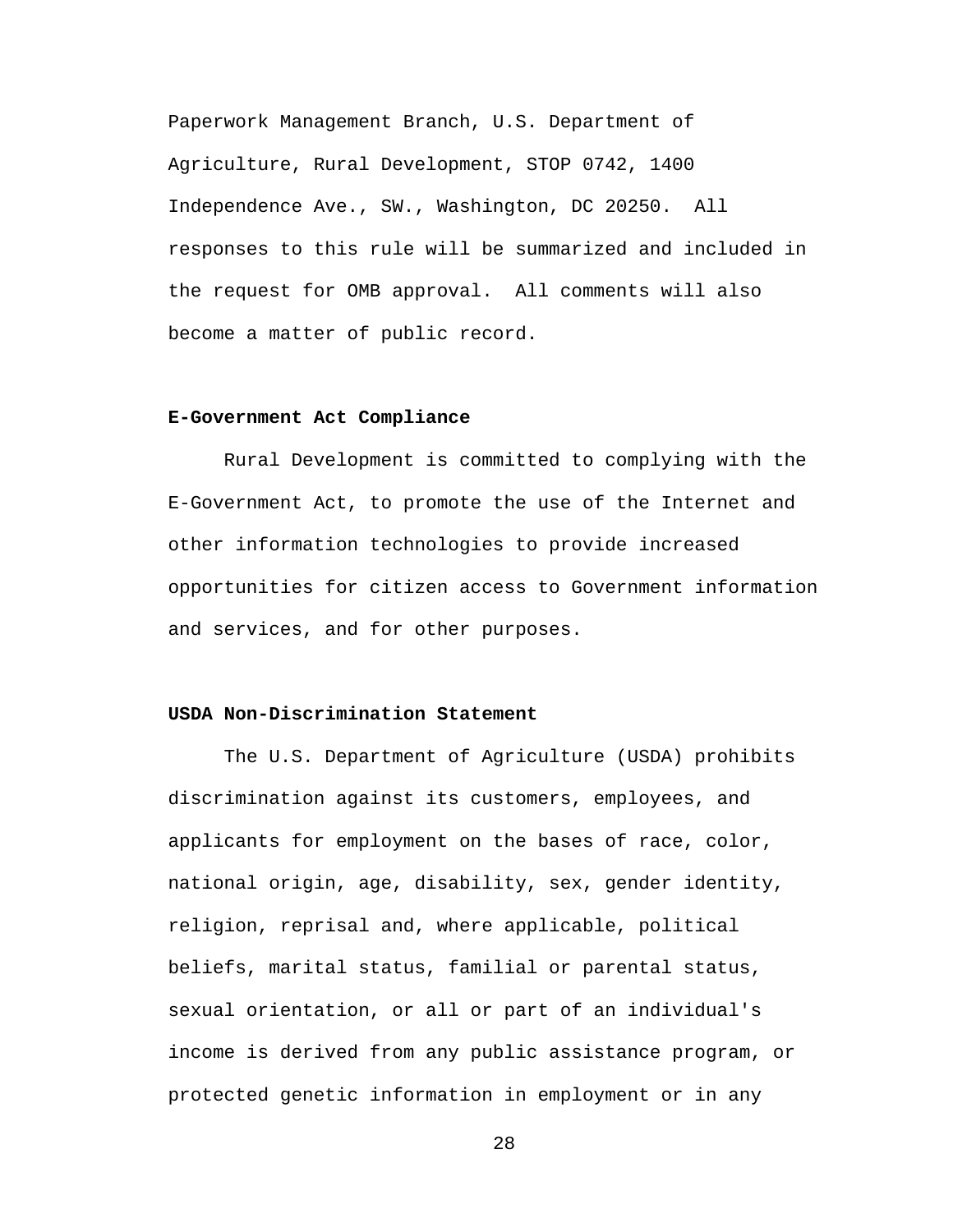Paperwork Management Branch, U.S. Department of Agriculture, Rural Development, STOP 0742, 1400 Independence Ave., SW., Washington, DC 20250. All responses to this rule will be summarized and included in the request for OMB approval. All comments will also become a matter of public record.

**E-Government Act Compliance**

Rural Development is committed to complying with the E-Government Act, to promote the use of the Internet and other information technologies to provide increased opportunities for citizen access to Government information and services, and for other purposes.

**USDA Non-Discrimination Statement**

The U.S. Department of Agriculture (USDA) prohibits discrimination against its customers, employees, and applicants for employment on the bases of race, color, national origin, age, disability, sex, gender identity, religion, reprisal and, where applicable, political beliefs, marital status, familial or parental status, sexual orientation, or all or part of an individual's income is derived from any public assistance program, or protected genetic information in employment or in any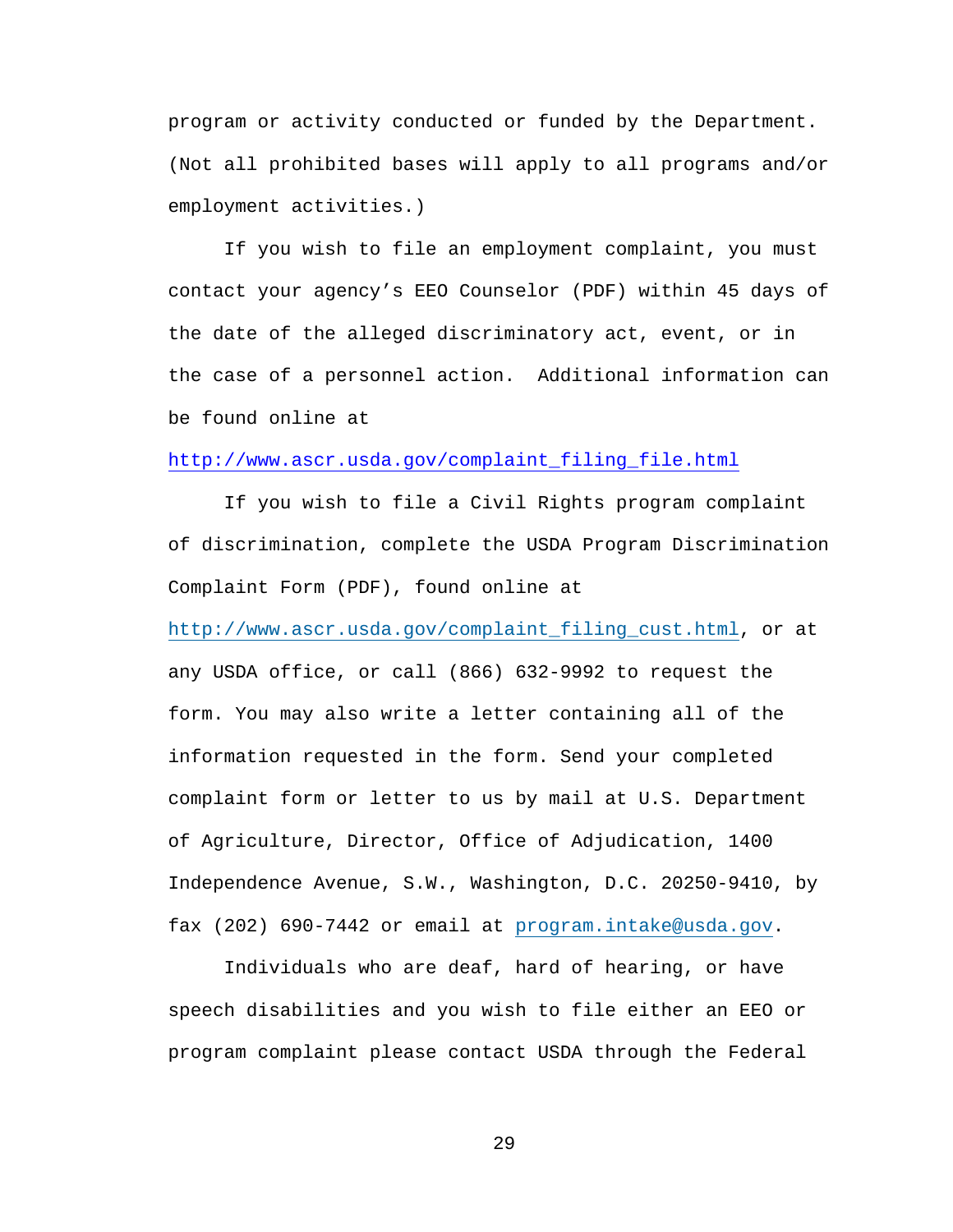program or activity conducted or funded by the Department. (Not all prohibited bases will apply to all programs and/or employment activities.)

If you wish to file an employment complaint, you must contact your agency's EEO Counselor (PDF) within 45 days of the date of the alleged discriminatory act, event, or in the case of a personnel action. Additional information can be found online at http://www.ascr.usda.gov/complaint_filing_file.html

If you wish to file a Civil Rights program complaint of discrimination, complete the USDA Program Discrimination Complaint Form (PDF), found online at http://www.ascr.usda.gov/complaint_filing_cust.html, or at any USDA office, or call (866) 632-9992 to request the form. You may also write a letter containing all of the information requested in the form. Send your completed complaint form or letter to us by mail at U.S. Department of Agriculture, Director, Office of Adjudication, 1400 Independence Avenue, S.W., Washington, D.C. 20250-9410, by fax (202) 690-7442 or email at program.intake@usda.gov.

Individuals who are deaf, hard of hearing, or have speech disabilities and you wish to file either an EEO or program complaint please contact USDA through the Federal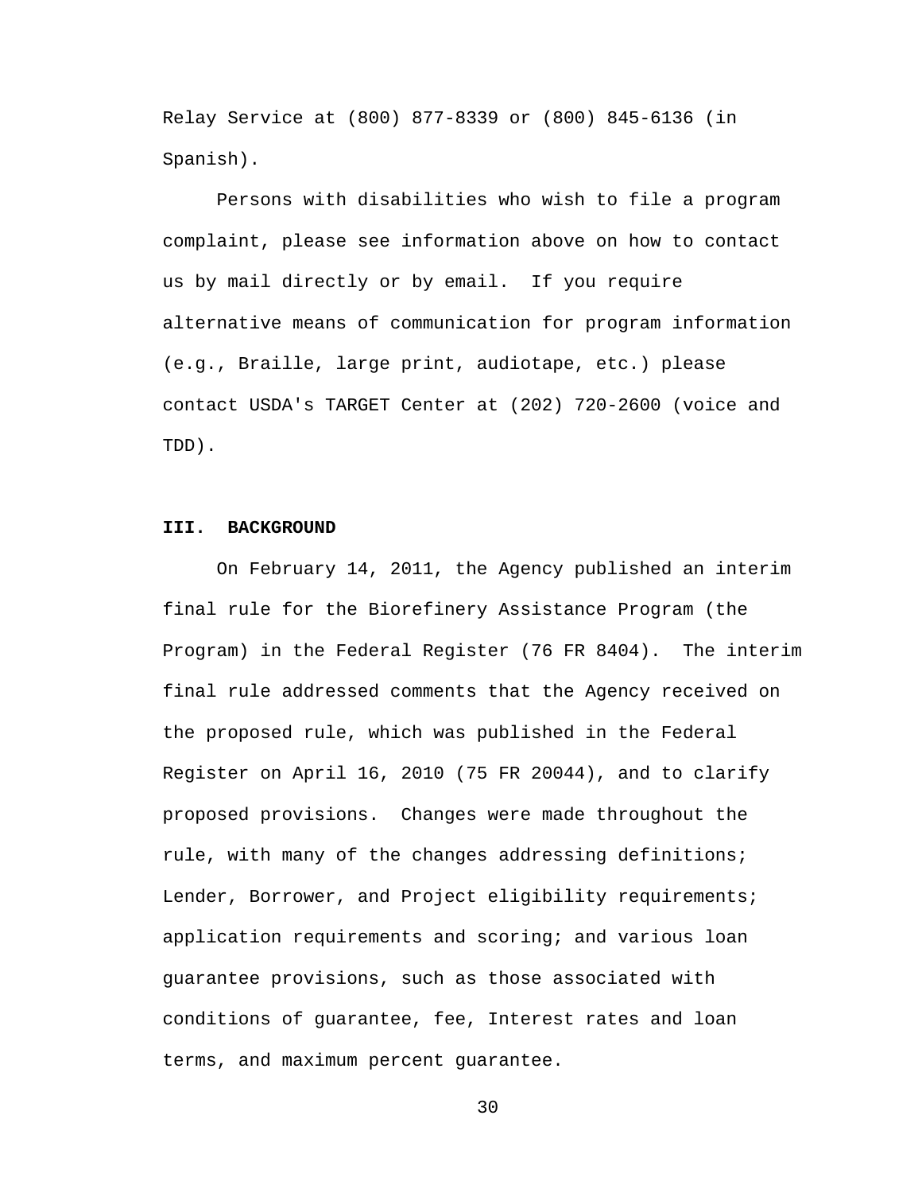Relay Service at (800) 877-8339 or (800) 845-6136 (in Spanish).

Persons with disabilities who wish to file a program complaint, please see information above on how to contact us by mail directly or by email. If you require alternative means of communication for program information (e.g., Braille, large print, audiotape, etc.) please contact USDA's TARGET Center at (202) 720-2600 (voice and TDD).

## III. BACKGROUND

On February 14, 2011, the Agency published an interim final rule for the Biorefinery Assistance Program (the Program) in the Federal Register (76 FR 8404). The interim final rule addressed comments that the Agency received on the proposed rule, which was published in the Federal Register on April 16, 2010 (75 FR 20044), and to clarify proposed provisions. Changes were made throughout the rule, with many of the changes addressing definitions; Lender, Borrower, and Project eligibility requirements; application requirements and scoring; and various loan guarantee provisions, such as those associated with conditions of guarantee, fee, Interest rates and loan terms, and maximum percent guarantee.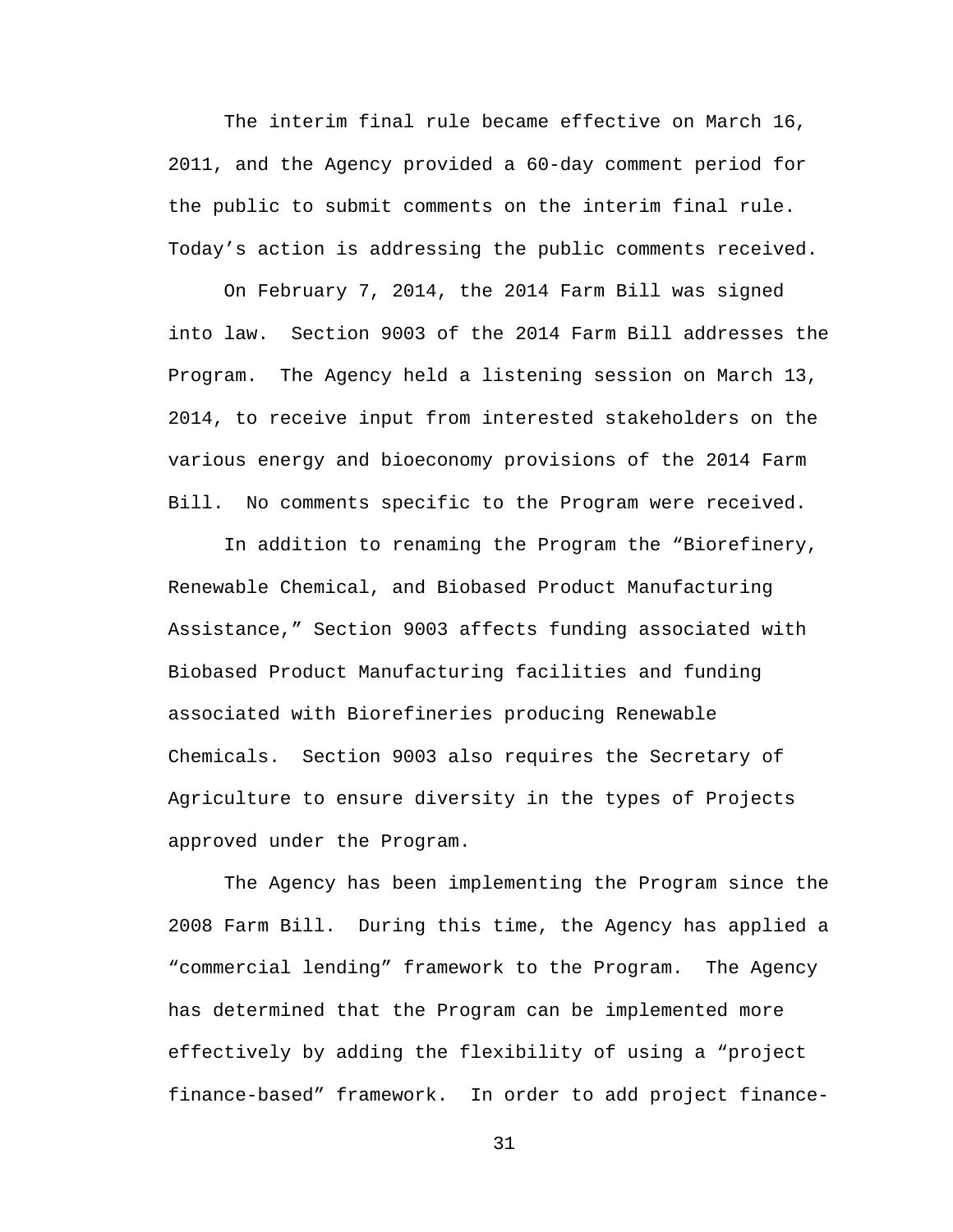The interim final rule became effective on March 16, 2011, and the Agency provided a 60-day comment period for the public to submit comments on the interim final rule. Today's action is addressing the public comments received.

On February 7, 2014, the 2014 Farm Bill was signed into law. Section 9003 of the 2014 Farm Bill addresses the Program. The Agency held a listening session on March 13, 2014, to receive input from interested stakeholders on the various energy and bioeconomy provisions of the 2014 Farm Bill. No comments specific to the Program were received.

In addition to renaming the Program the "Biorefinery, Renewable Chemical, and Biobased Product Manufacturing Assistance," Section 9003 affects funding associated with Biobased Product Manufacturing facilities and funding associated with Biorefineries producing Renewable Chemicals. Section 9003 also requires the Secretary of Agriculture to ensure diversity in the types of Projects approved under the Program.

The Agency has been implementing the Program since the 2008 Farm Bill. During this time, the Agency has applied a "commercial lending" framework to the Program. The Agency has determined that the Program can be implemented more effectively by adding the flexibility of using a "project finance-based" framework. In order to add project finance-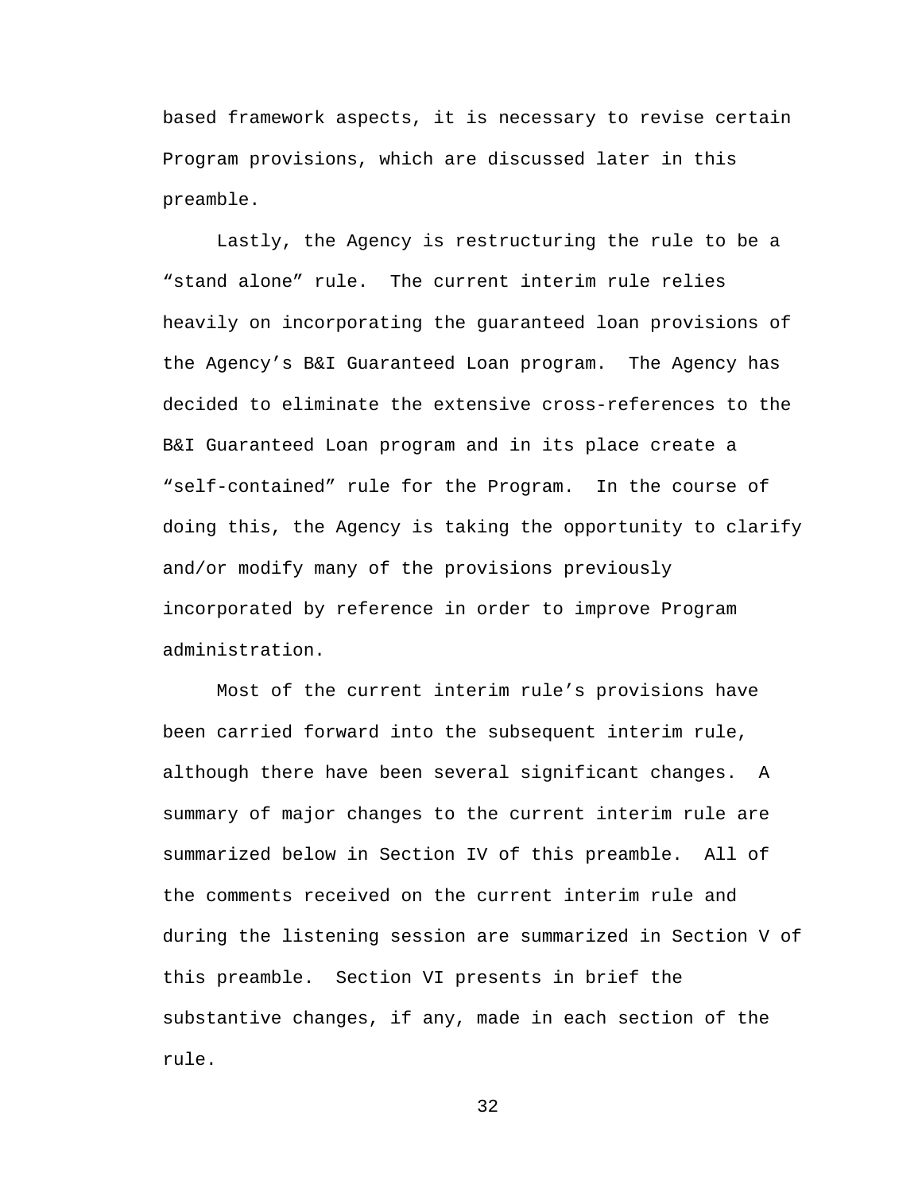based framework aspects, it is necessary to revise certain Program provisions, which are discussed later in this preamble.

Lastly, the Agency is restructuring the rule to be a "stand alone" rule. The current interim rule relies heavily on incorporating the guaranteed loan provisions of the Agency's B&I Guaranteed Loan program. The Agency has decided to eliminate the extensive cross-references to the B&I Guaranteed Loan program and in its place create a "self-contained" rule for the Program. In the course of doing this, the Agency is taking the opportunity to clarify and/or modify many of the provisions previously incorporated by reference in order to improve Program administration.

Most of the current interim rule's provisions have been carried forward into the subsequent interim rule, although there have been several significant changes. A summary of major changes to the current interim rule are summarized below in Section IV of this preamble. All of the comments received on the current interim rule and during the listening session are summarized in Section V of this preamble. Section VI presents in brief the substantive changes, if any, made in each section of the rule.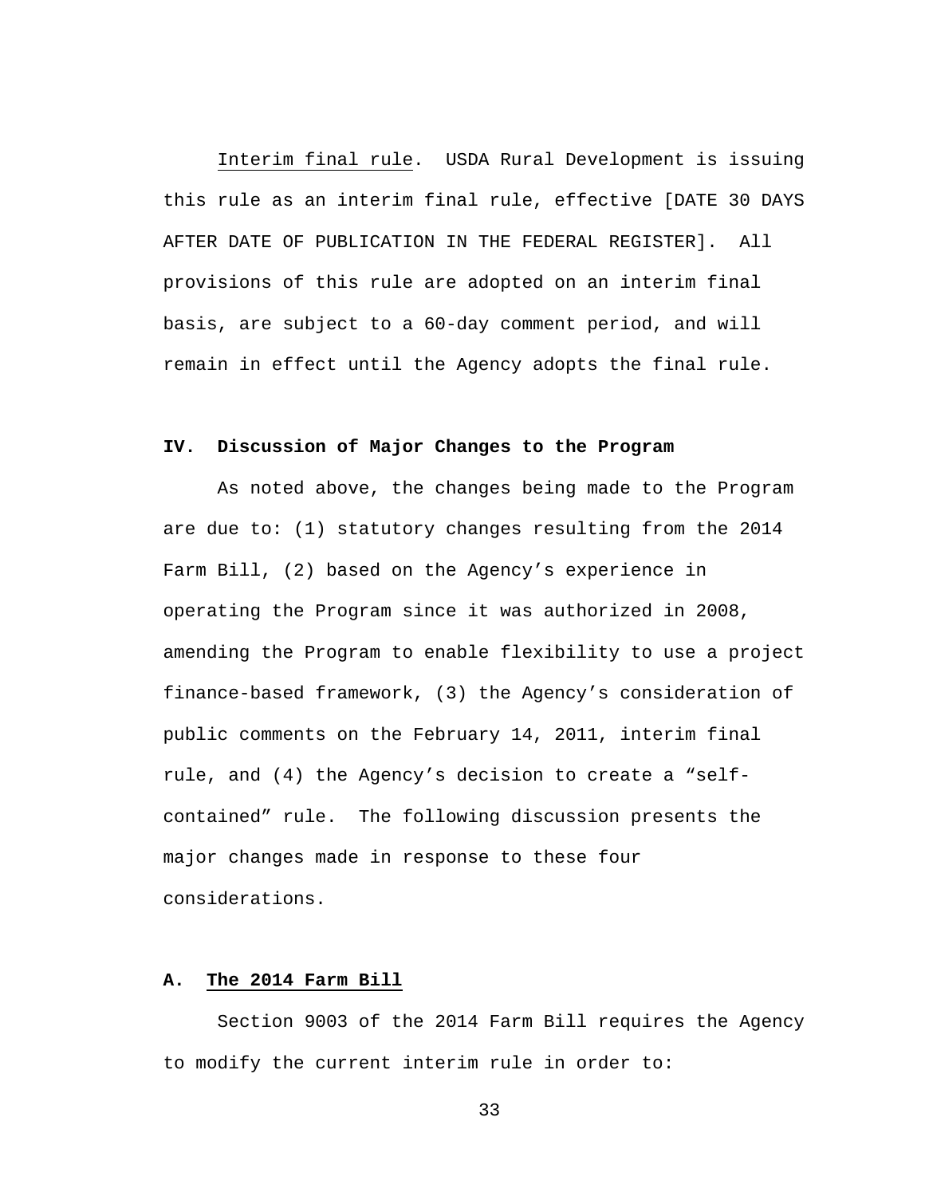Interim final rule. USDA Rural Development is issuing this rule as an interim final rule, effective [DATE 30 DAYS AFTER DATE OF PUBLICATION IN THE FEDERAL REGISTER]. All provisions of this rule are adopted on an interim final basis, are subject to a 60-day comment period, and will remain in effect until the Agency adopts the final rule.

## IV. Discussion of Major Changes to the Program

As noted above, the changes being made to the Program are due to: (1) statutory changes resulting from the 2014 Farm Bill, (2) based on the Agency's experience in operating the Program since it was authorized in 2008, amending the Program to enable flexibility to use a project finance-based framework, (3) the Agency's consideration of public comments on the February 14, 2011, interim final rule, and (4) the Agency's decision to create a "self-contained" rule. The following discussion presents the major changes made in response to these four considerations.

### A. The 2014 Farm Bill

Section 9003 of the 2014 Farm Bill requires the Agency to modify the current interim rule in order to: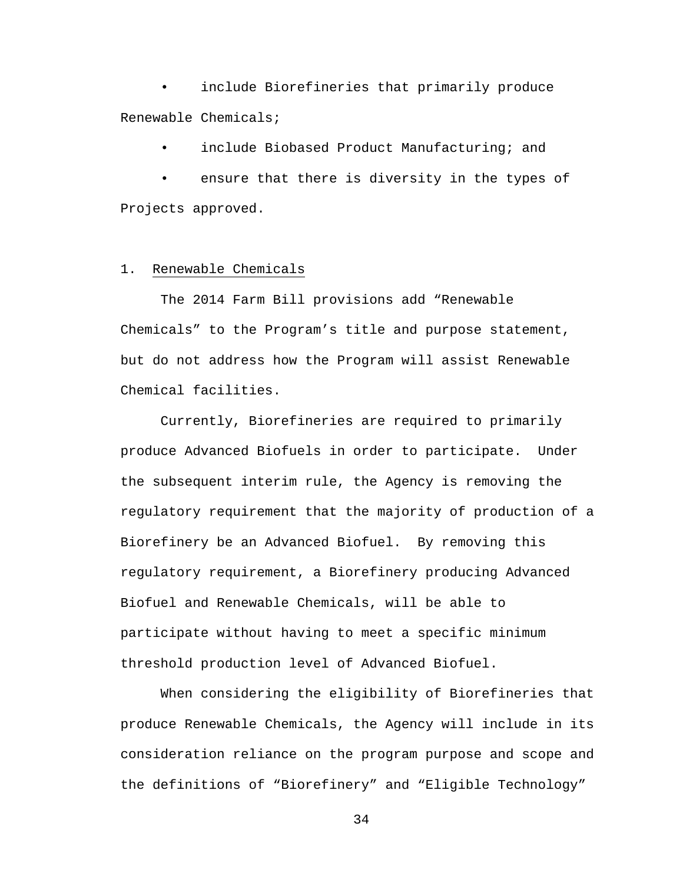- include Biorefineries that primarily produce Renewable Chemicals;
- include Biobased Product Manufacturing; and
- ensure that there is diversity in the types of Projects approved.

1. Renewable Chemicals

The 2014 Farm Bill provisions add “Renewable Chemicals” to the Program’s title and purpose statement, but do not address how the Program will assist Renewable Chemical facilities.

Currently, Biorefineries are required to primarily produce Advanced Biofuels in order to participate. Under the subsequent interim rule, the Agency is removing the regulatory requirement that the majority of production of a Biorefinery be an Advanced Biofuel. By removing this regulatory requirement, a Biorefinery producing Advanced Biofuel and Renewable Chemicals, will be able to participate without having to meet a specific minimum threshold production level of Advanced Biofuel.

When considering the eligibility of Biorefineries that produce Renewable Chemicals, the Agency will include in its consideration reliance on the program purpose and scope and the definitions of “Biorefinery” and “Eligible Technology”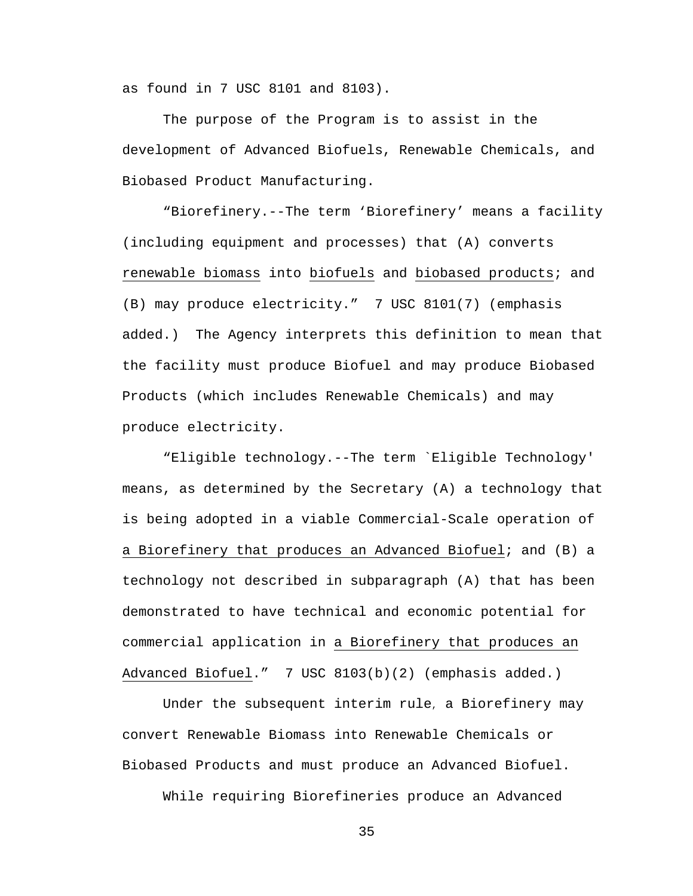as found in 7 USC 8101 and 8103).

The purpose of the Program is to assist in the development of Advanced Biofuels, Renewable Chemicals, and Biobased Product Manufacturing.

"Biorefinery.--The term 'Biorefinery' means a facility (including equipment and processes) that (A) converts <u>renewable biomass</u> into <u>biofuels</u> and <u>biobased products</u>; and (B) may produce electricity." 7 USC 8101(7) (emphasis added.) The Agency interprets this definition to mean that the facility must produce Biofuel and may produce Biobased Products (which includes Renewable Chemicals) and may produce electricity.

"Eligible technology.--The term `Eligible Technology' means, as determined by the Secretary (A) a technology that is being adopted in a viable Commercial-Scale operation of <u>a Biorefinery that produces an Advanced Biofuel</u>; and (B) a technology not described in subparagraph (A) that has been demonstrated to have technical and economic potential for commercial application in <u>a Biorefinery that produces an Advanced Biofuel</u>." 7 USC 8103(b)(2) (emphasis added.)

Under the subsequent interim rule, a Biorefinery may convert Renewable Biomass into Renewable Chemicals or Biobased Products and must produce an Advanced Biofuel.

While requiring Biorefineries produce an Advanced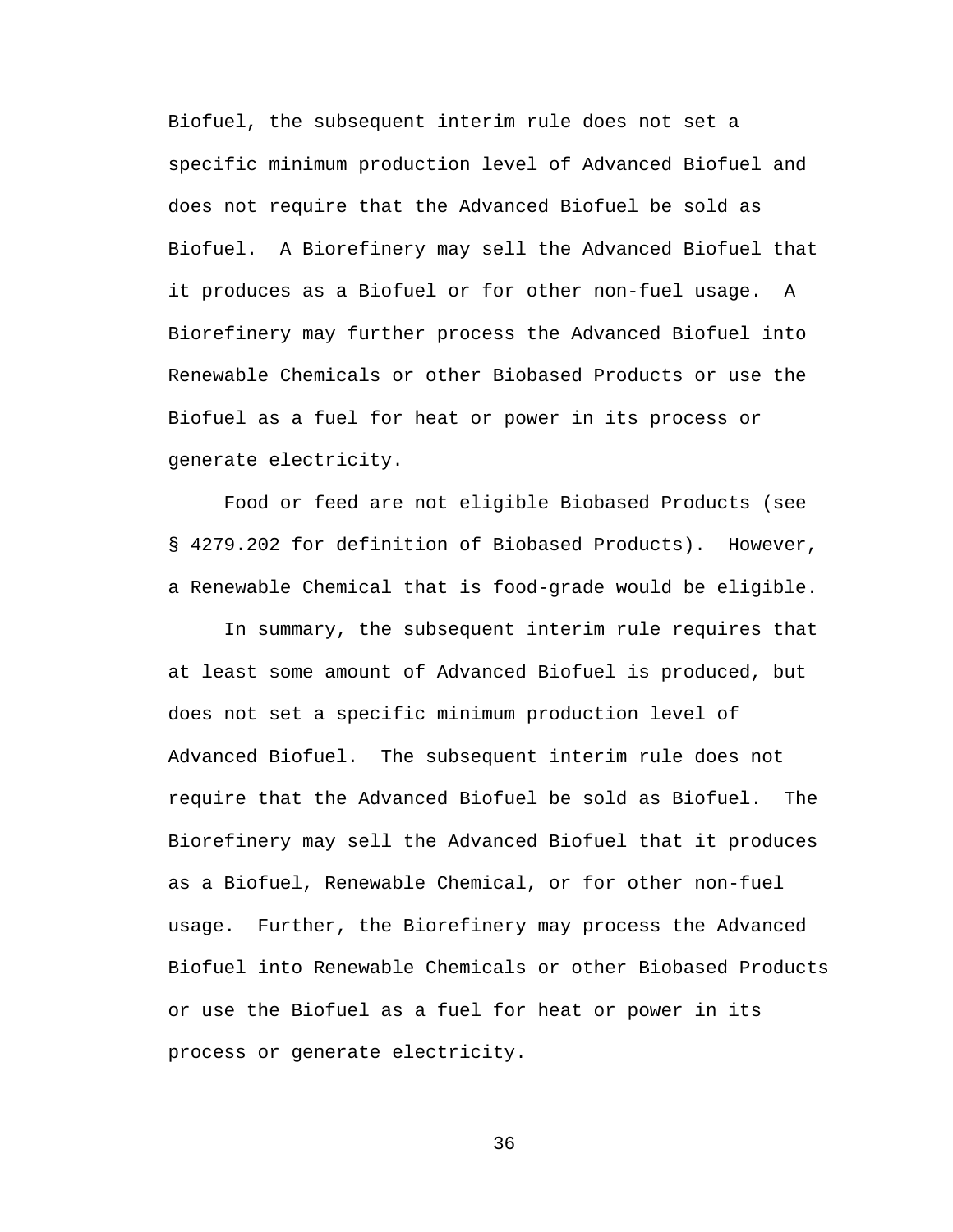Biofuel, the subsequent interim rule does not set a specific minimum production level of Advanced Biofuel and does not require that the Advanced Biofuel be sold as Biofuel. A Biorefinery may sell the Advanced Biofuel that it produces as a Biofuel or for other non-fuel usage. A Biorefinery may further process the Advanced Biofuel into Renewable Chemicals or other Biobased Products or use the Biofuel as a fuel for heat or power in its process or generate electricity.

Food or feed are not eligible Biobased Products (see § 4279.202 for definition of Biobased Products). However, a Renewable Chemical that is food-grade would be eligible.

In summary, the subsequent interim rule requires that at least some amount of Advanced Biofuel is produced, but does not set a specific minimum production level of Advanced Biofuel. The subsequent interim rule does not require that the Advanced Biofuel be sold as Biofuel. The Biorefinery may sell the Advanced Biofuel that it produces as a Biofuel, Renewable Chemical, or for other non-fuel usage. Further, the Biorefinery may process the Advanced Biofuel into Renewable Chemicals or other Biobased Products or use the Biofuel as a fuel for heat or power in its process or generate electricity.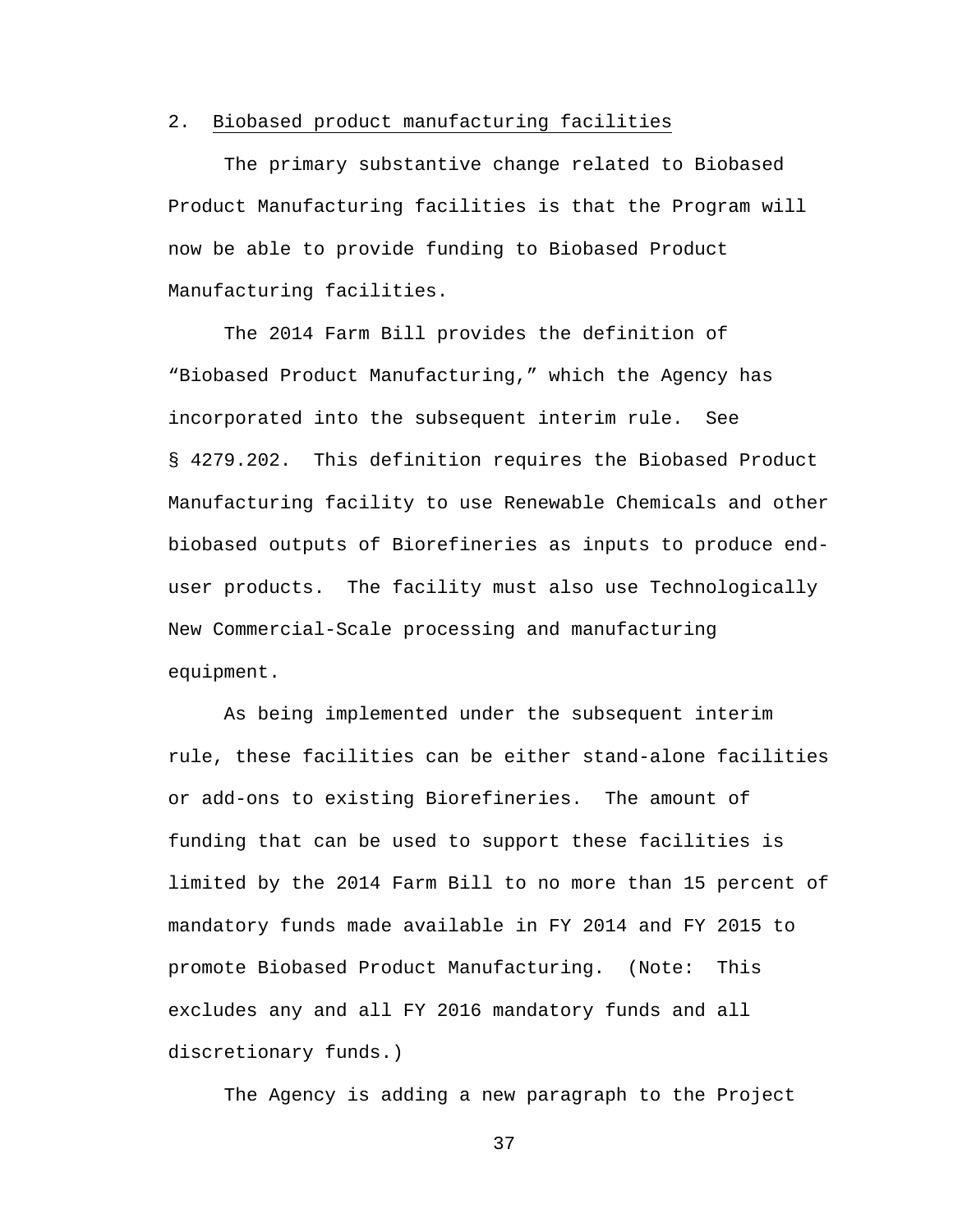2. Biobased product manufacturing facilities

The primary substantive change related to Biobased Product Manufacturing facilities is that the Program will now be able to provide funding to Biobased Product Manufacturing facilities.

The 2014 Farm Bill provides the definition of "Biobased Product Manufacturing," which the Agency has incorporated into the subsequent interim rule. See § 4279.202. This definition requires the Biobased Product Manufacturing facility to use Renewable Chemicals and other biobased outputs of Biorefineries as inputs to produce end-user products. The facility must also use Technologically New Commercial-Scale processing and manufacturing equipment.

As being implemented under the subsequent interim rule, these facilities can be either stand-alone facilities or add-ons to existing Biorefineries. The amount of funding that can be used to support these facilities is limited by the 2014 Farm Bill to no more than 15 percent of mandatory funds made available in FY 2014 and FY 2015 to promote Biobased Product Manufacturing. (Note: This excludes any and all FY 2016 mandatory funds and all discretionary funds.)

The Agency is adding a new paragraph to the Project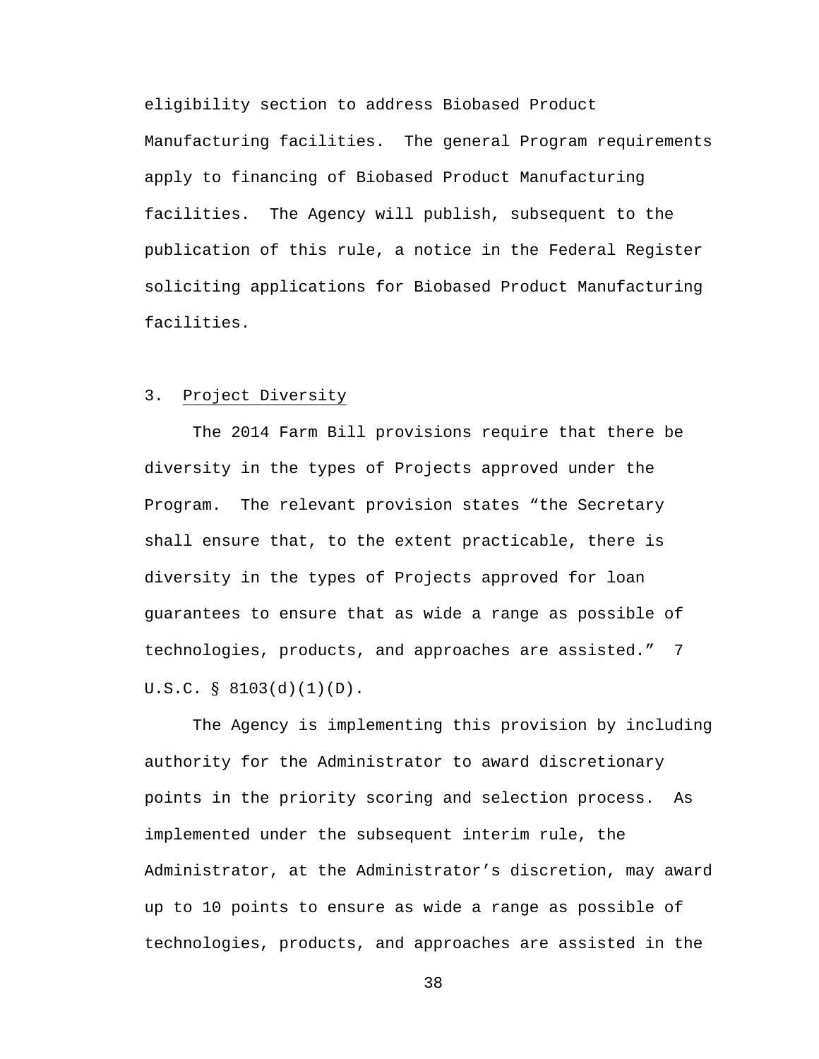eligibility section to address Biobased Product Manufacturing facilities. The general Program requirements apply to financing of Biobased Product Manufacturing facilities. The Agency will publish, subsequent to the publication of this rule, a notice in the Federal Register soliciting applications for Biobased Product Manufacturing facilities.

### 3. Project Diversity

The 2014 Farm Bill provisions require that there be diversity in the types of Projects approved under the Program. The relevant provision states "the Secretary shall ensure that, to the extent practicable, there is diversity in the types of Projects approved for loan guarantees to ensure that as wide a range as possible of technologies, products, and approaches are assisted." 7 U.S.C. § 8103(d)(1)(D).

The Agency is implementing this provision by including authority for the Administrator to award discretionary points in the priority scoring and selection process. As implemented under the subsequent interim rule, the Administrator, at the Administrator's discretion, may award up to 10 points to ensure as wide a range as possible of technologies, products, and approaches are assisted in the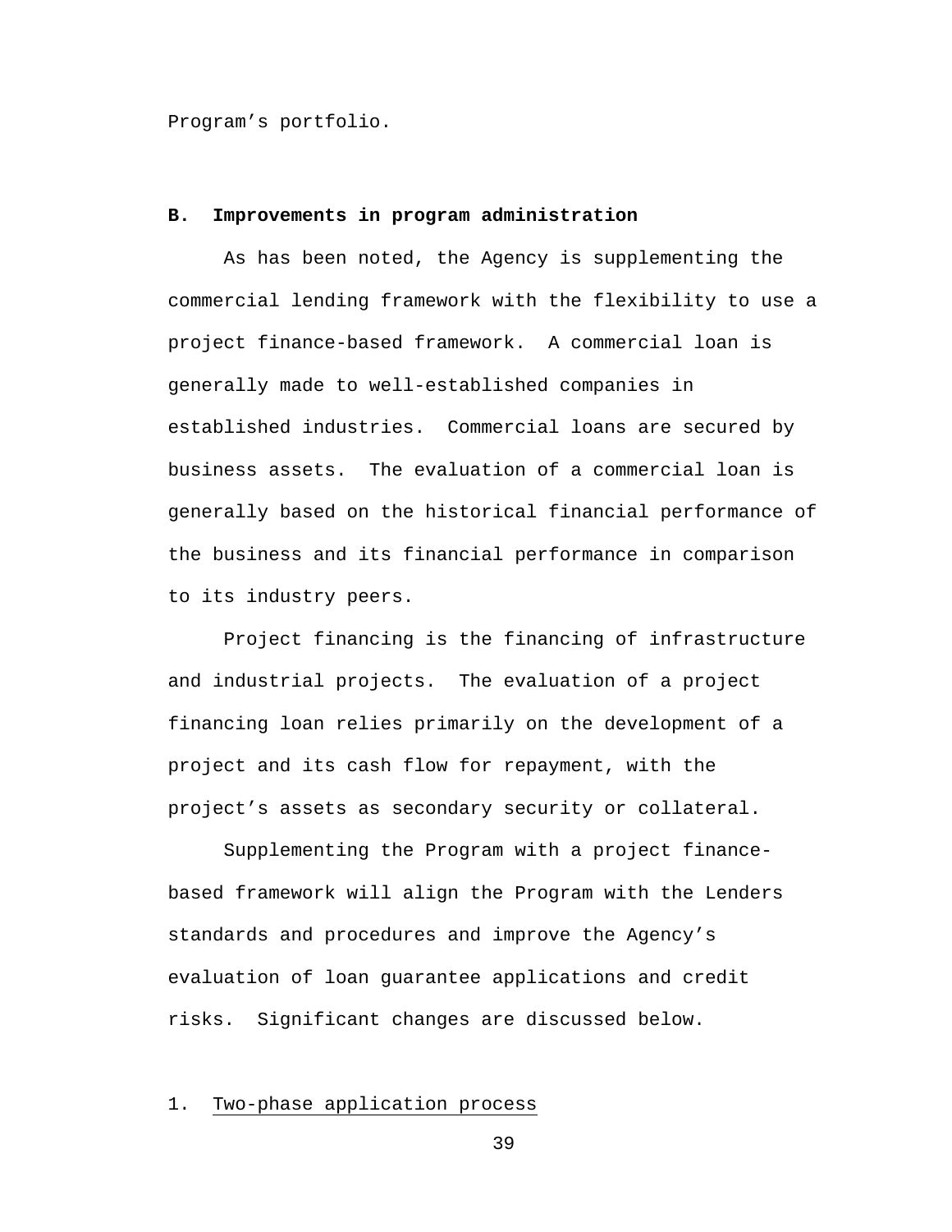Program’s portfolio.

**B. Improvements in program administration**

As has been noted, the Agency is supplementing the commercial lending framework with the flexibility to use a project finance-based framework. A commercial loan is generally made to well-established companies in established industries. Commercial loans are secured by business assets. The evaluation of a commercial loan is generally based on the historical financial performance of the business and its financial performance in comparison to its industry peers.

Project financing is the financing of infrastructure and industrial projects. The evaluation of a project financing loan relies primarily on the development of a project and its cash flow for repayment, with the project’s assets as secondary security or collateral.

Supplementing the Program with a project finance-based framework will align the Program with the Lenders standards and procedures and improve the Agency’s evaluation of loan guarantee applications and credit risks. Significant changes are discussed below.

1. Two-phase application process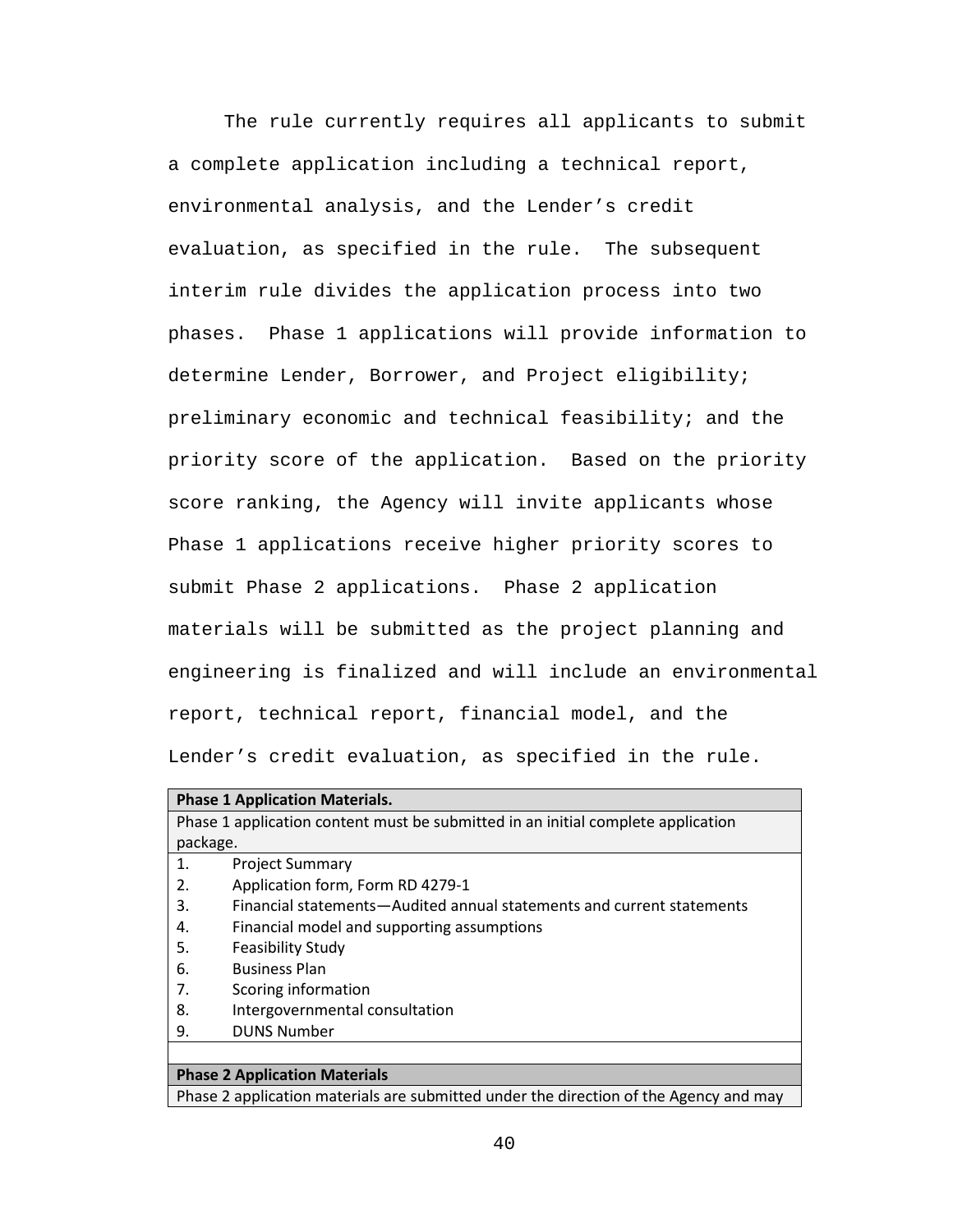The rule currently requires all applicants to submit a complete application including a technical report, environmental analysis, and the Lender's credit evaluation, as specified in the rule. The subsequent interim rule divides the application process into two phases. Phase 1 applications will provide information to determine Lender, Borrower, and Project eligibility; preliminary economic and technical feasibility; and the priority score of the application. Based on the priority score ranking, the Agency will invite applicants whose Phase 1 applications receive higher priority scores to submit Phase 2 applications. Phase 2 application materials will be submitted as the project planning and engineering is finalized and will include an environmental report, technical report, financial model, and the Lender's credit evaluation, as specified in the rule.

| **Phase 1 Application Materials.** |
|---|
| Phase 1 application content must be submitted in an initial complete application package. |
| 1. Project Summary<br>2. Application form, Form RD 4279-1<br>3. Financial statements—Audited annual statements and current statements<br>4. Financial model and supporting assumptions<br>5. Feasibility Study<br>6. Business Plan<br>7. Scoring information<br>8. Intergovernmental consultation<br>9. DUNS Number |
| |
| **Phase 2 Application Materials** |
| Phase 2 application materials are submitted under the direction of the Agency and may |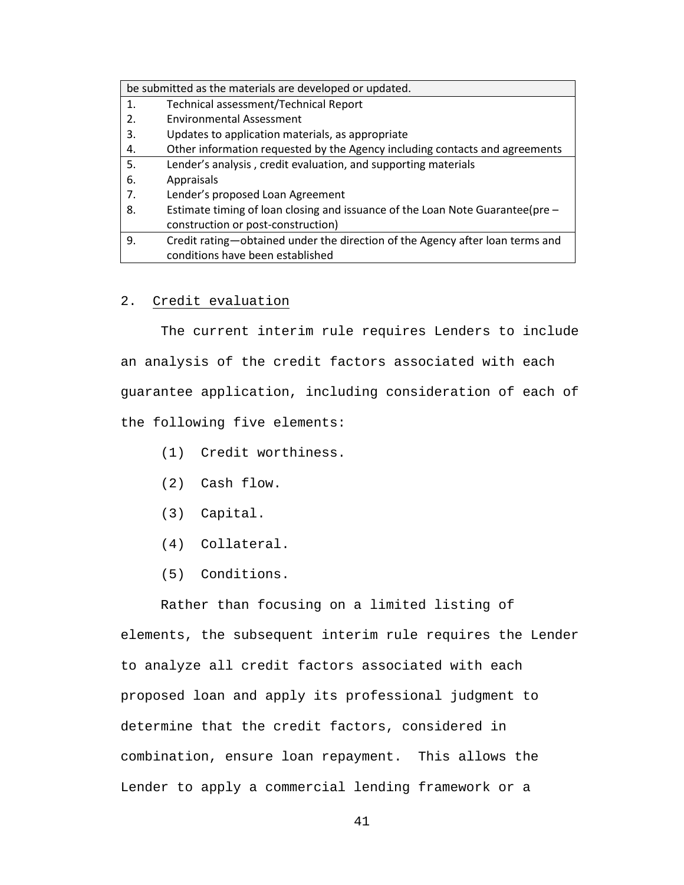| be submitted as the materials are developed or updated. | |
|---|---|
| 1. | Technical assessment/Technical Report |
| 2. | Environmental Assessment |
| 3. | Updates to application materials, as appropriate |
| 4. | Other information requested by the Agency including contacts and agreements |
| 5. | Lender's analysis , credit evaluation, and supporting materials |
| 6. | Appraisals |
| 7. | Lender's proposed Loan Agreement |
| 8. | Estimate timing of loan closing and issuance of the Loan Note Guarantee(pre – construction or post-construction) |
| 9. | Credit rating—obtained under the direction of the Agency after loan terms and conditions have been established |

2. Credit evaluation

The current interim rule requires Lenders to include an analysis of the credit factors associated with each guarantee application, including consideration of each of the following five elements:

(1) Credit worthiness.

(2) Cash flow.

(3) Capital.

(4) Collateral.

(5) Conditions.

Rather than focusing on a limited listing of elements, the subsequent interim rule requires the Lender to analyze all credit factors associated with each proposed loan and apply its professional judgment to determine that the credit factors, considered in combination, ensure loan repayment. This allows the Lender to apply a commercial lending framework or a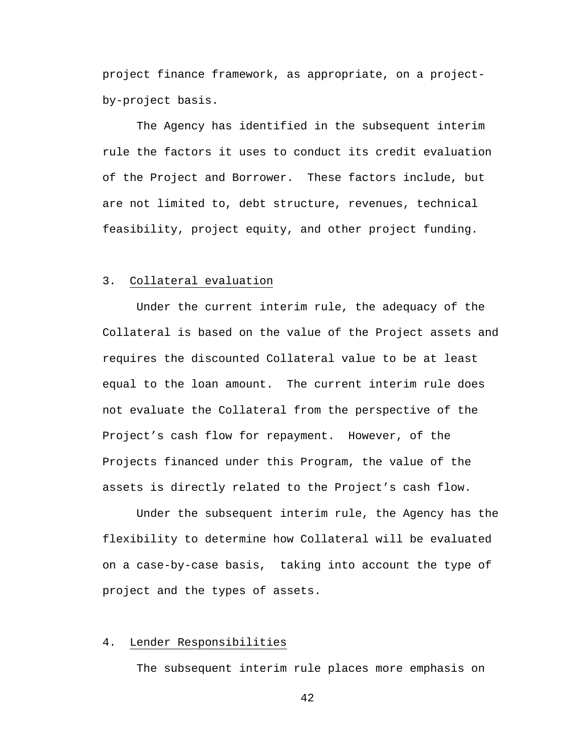project finance framework, as appropriate, on a project-by-project basis.

The Agency has identified in the subsequent interim rule the factors it uses to conduct its credit evaluation of the Project and Borrower. These factors include, but are not limited to, debt structure, revenues, technical feasibility, project equity, and other project funding.

3. Collateral evaluation

Under the current interim rule, the adequacy of the Collateral is based on the value of the Project assets and requires the discounted Collateral value to be at least equal to the loan amount. The current interim rule does not evaluate the Collateral from the perspective of the Project's cash flow for repayment. However, of the Projects financed under this Program, the value of the assets is directly related to the Project's cash flow.

Under the subsequent interim rule, the Agency has the flexibility to determine how Collateral will be evaluated on a case-by-case basis, taking into account the type of project and the types of assets.

4. Lender Responsibilities

The subsequent interim rule places more emphasis on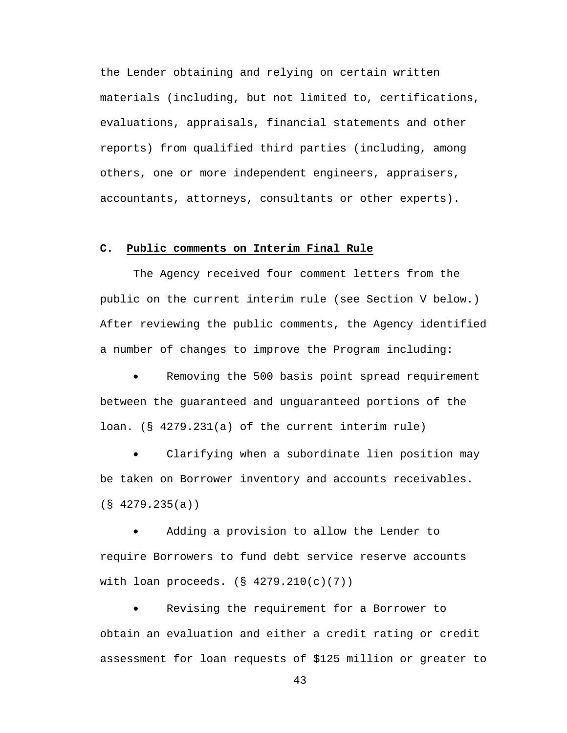the Lender obtaining and relying on certain written materials (including, but not limited to, certifications, evaluations, appraisals, financial statements and other reports) from qualified third parties (including, among others, one or more independent engineers, appraisers, accountants, attorneys, consultants or other experts).

## C. Public comments on Interim Final Rule

The Agency received four comment letters from the public on the current interim rule (see Section V below.) After reviewing the public comments, the Agency identified a number of changes to improve the Program including:

- Removing the 500 basis point spread requirement between the guaranteed and unguaranteed portions of the loan. (§ 4279.231(a) of the current interim rule)
- Clarifying when a subordinate lien position may be taken on Borrower inventory and accounts receivables. (§ 4279.235(a))
- Adding a provision to allow the Lender to require Borrowers to fund debt service reserve accounts with loan proceeds. (§ 4279.210(c)(7))
- Revising the requirement for a Borrower to obtain an evaluation and either a credit rating or credit assessment for loan requests of $125 million or greater to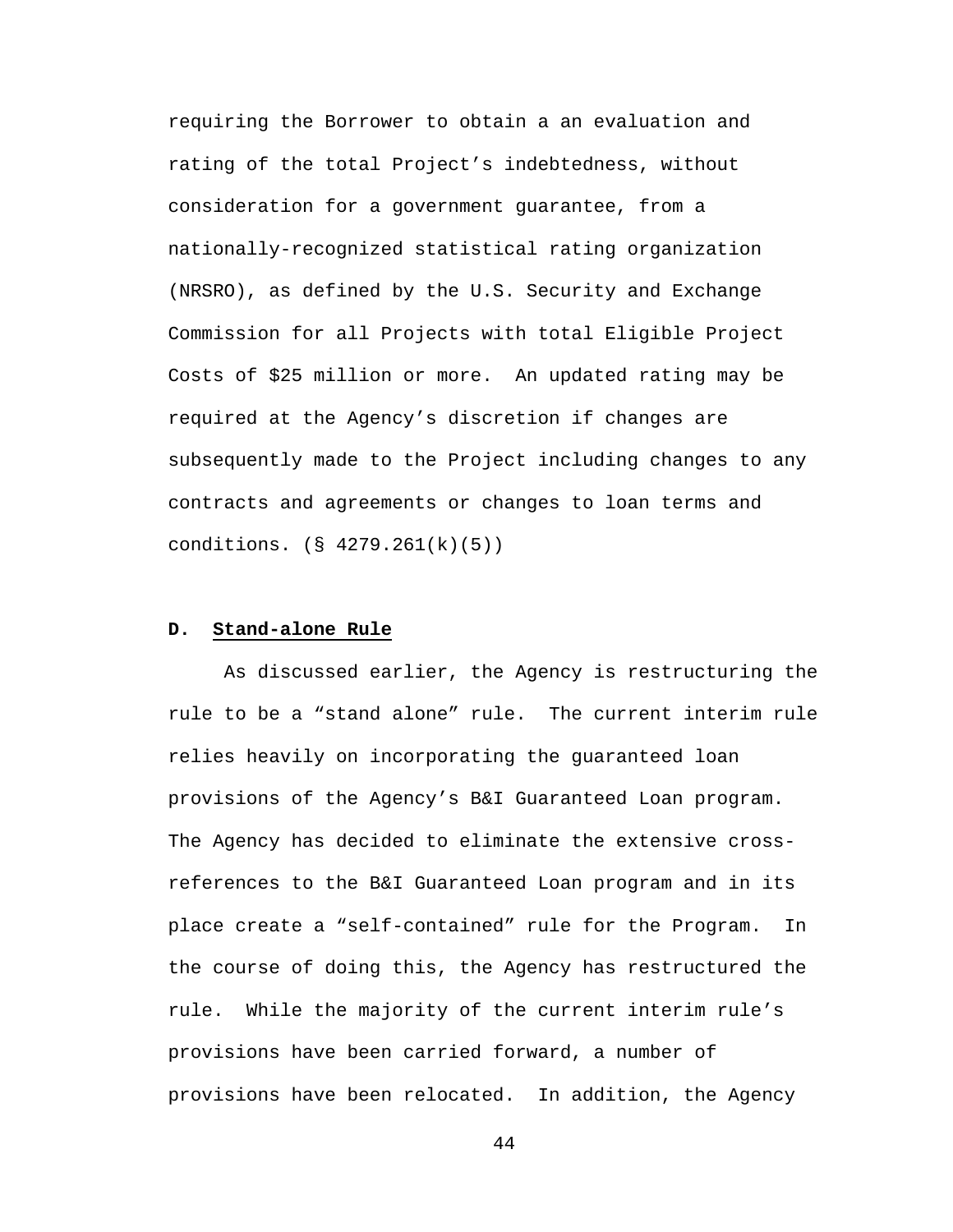requiring the Borrower to obtain a an evaluation and rating of the total Project's indebtedness, without consideration for a government guarantee, from a nationally-recognized statistical rating organization (NRSRO), as defined by the U.S. Security and Exchange Commission for all Projects with total Eligible Project Costs of $25 million or more. An updated rating may be required at the Agency's discretion if changes are subsequently made to the Project including changes to any contracts and agreements or changes to loan terms and conditions. (§ 4279.261(k)(5))

**D. Stand-alone Rule**

As discussed earlier, the Agency is restructuring the rule to be a "stand alone" rule. The current interim rule relies heavily on incorporating the guaranteed loan provisions of the Agency's B&I Guaranteed Loan program. The Agency has decided to eliminate the extensive cross-references to the B&I Guaranteed Loan program and in its place create a "self-contained" rule for the Program. In the course of doing this, the Agency has restructured the rule. While the majority of the current interim rule's provisions have been carried forward, a number of provisions have been relocated. In addition, the Agency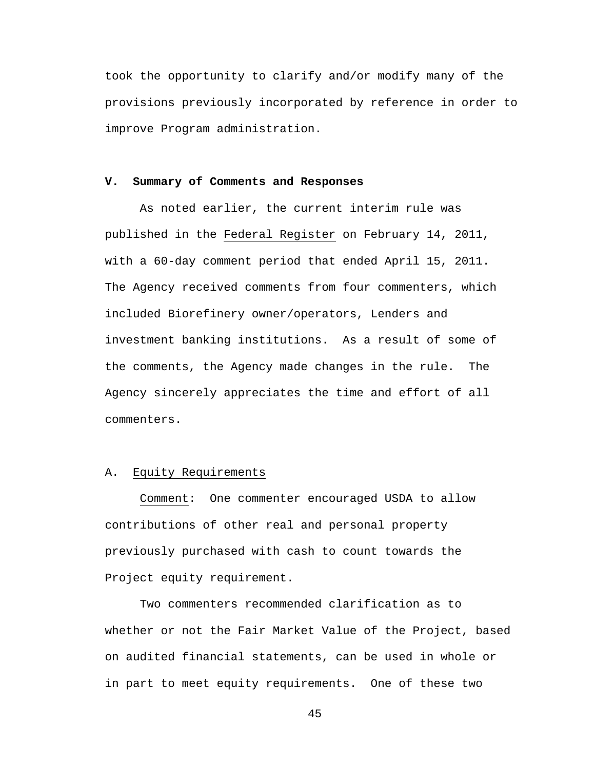took the opportunity to clarify and/or modify many of the provisions previously incorporated by reference in order to improve Program administration.

## V. Summary of Comments and Responses

As noted earlier, the current interim rule was published in the Federal Register on February 14, 2011, with a 60-day comment period that ended April 15, 2011. The Agency received comments from four commenters, which included Biorefinery owner/operators, Lenders and investment banking institutions. As a result of some of the comments, the Agency made changes in the rule. The Agency sincerely appreciates the time and effort of all commenters.

### A. Equity Requirements

Comment: One commenter encouraged USDA to allow contributions of other real and personal property previously purchased with cash to count towards the Project equity requirement.

Two commenters recommended clarification as to whether or not the Fair Market Value of the Project, based on audited financial statements, can be used in whole or in part to meet equity requirements. One of these two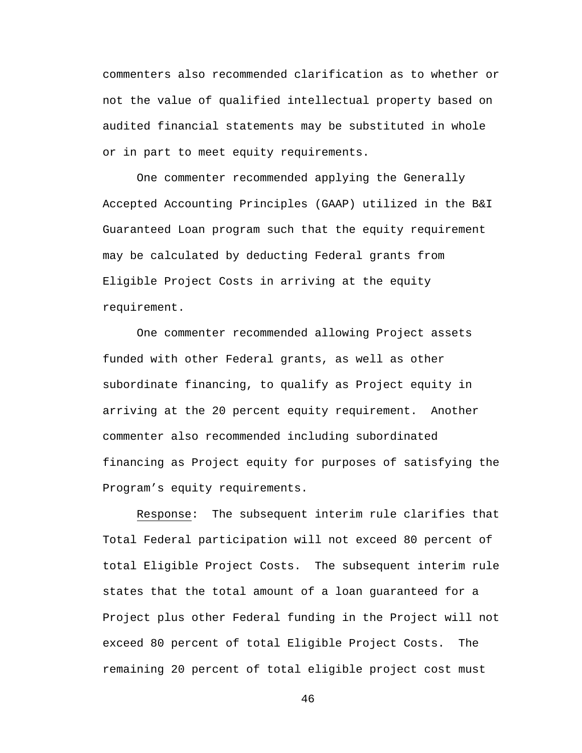commenters also recommended clarification as to whether or not the value of qualified intellectual property based on audited financial statements may be substituted in whole or in part to meet equity requirements.

One commenter recommended applying the Generally Accepted Accounting Principles (GAAP) utilized in the B&I Guaranteed Loan program such that the equity requirement may be calculated by deducting Federal grants from Eligible Project Costs in arriving at the equity requirement.

One commenter recommended allowing Project assets funded with other Federal grants, as well as other subordinate financing, to qualify as Project equity in arriving at the 20 percent equity requirement. Another commenter also recommended including subordinated financing as Project equity for purposes of satisfying the Program's equity requirements.

Response: The subsequent interim rule clarifies that Total Federal participation will not exceed 80 percent of total Eligible Project Costs. The subsequent interim rule states that the total amount of a loan guaranteed for a Project plus other Federal funding in the Project will not exceed 80 percent of total Eligible Project Costs. The remaining 20 percent of total eligible project cost must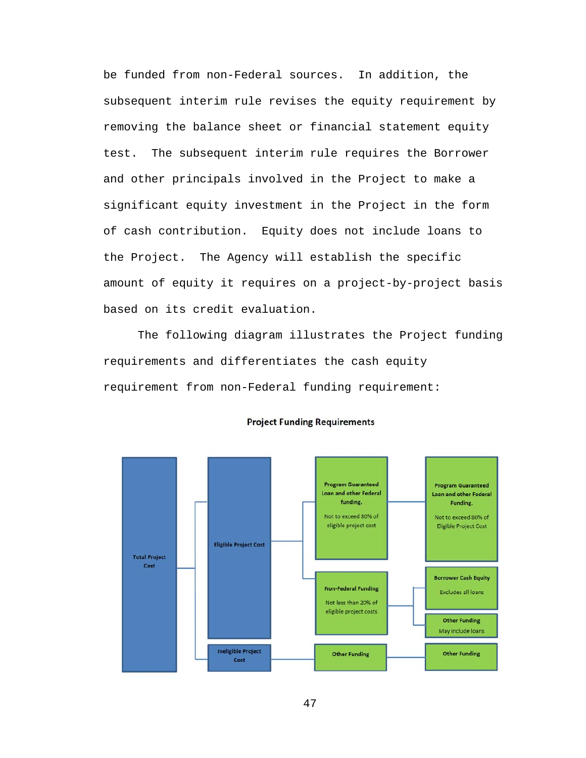be funded from non-Federal sources. In addition, the subsequent interim rule revises the equity requirement by removing the balance sheet or financial statement equity test. The subsequent interim rule requires the Borrower and other principals involved in the Project to make a significant equity investment in the Project in the form of cash contribution. Equity does not include loans to the Project. The Agency will establish the specific amount of equity it requires on a project-by-project basis based on its credit evaluation.

The following diagram illustrates the Project funding requirements and differentiates the cash equity requirement from non-Federal funding requirement:

**Project Funding Requirements**

- Total Project Cost
  - Eligible Project Cost
    - Program Guaranteed Loan and other Federal funding. Not to exceed 80% of eligible project cost
      - Program Guaranteed Loan and other Federal Funding. Not to exceed 80% of Eligible Project Cost
    - Non-Federal Funding. Not less than 20% of eligible project costs
      - Borrower Cash Equity. Excludes all loans
      - Other Funding. May include loans
  - Ineligible Project Cost
    - Other Funding
      - Other Funding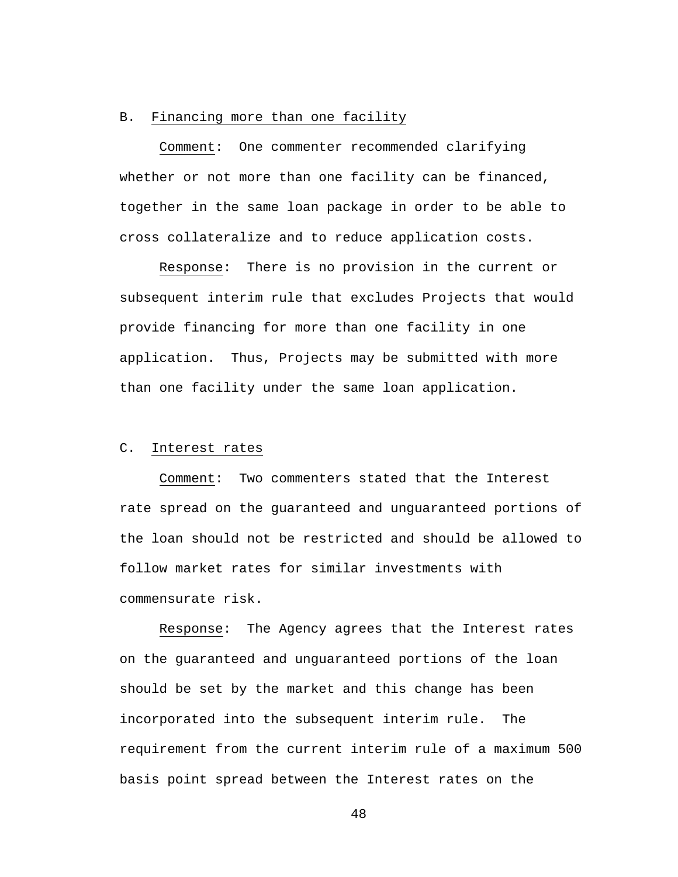B. Financing more than one facility

Comment: One commenter recommended clarifying whether or not more than one facility can be financed, together in the same loan package in order to be able to cross collateralize and to reduce application costs.

Response: There is no provision in the current or subsequent interim rule that excludes Projects that would provide financing for more than one facility in one application. Thus, Projects may be submitted with more than one facility under the same loan application.

C. Interest rates

Comment: Two commenters stated that the Interest rate spread on the guaranteed and unguaranteed portions of the loan should not be restricted and should be allowed to follow market rates for similar investments with commensurate risk.

Response: The Agency agrees that the Interest rates on the guaranteed and unguaranteed portions of the loan should be set by the market and this change has been incorporated into the subsequent interim rule. The requirement from the current interim rule of a maximum 500 basis point spread between the Interest rates on the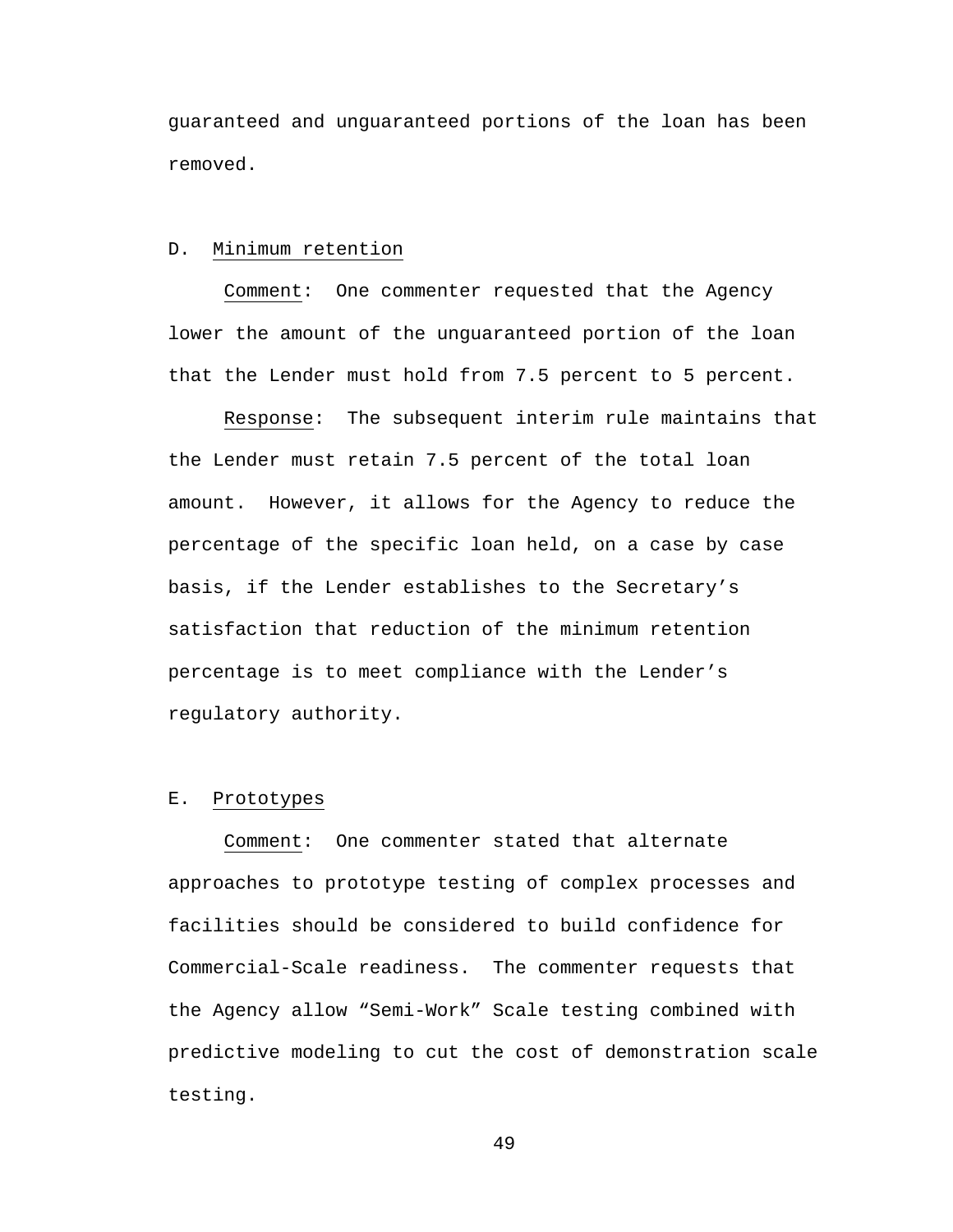guaranteed and unguaranteed portions of the loan has been removed.

D. Minimum retention

Comment: One commenter requested that the Agency lower the amount of the unguaranteed portion of the loan that the Lender must hold from 7.5 percent to 5 percent.

Response: The subsequent interim rule maintains that the Lender must retain 7.5 percent of the total loan amount. However, it allows for the Agency to reduce the percentage of the specific loan held, on a case by case basis, if the Lender establishes to the Secretary's satisfaction that reduction of the minimum retention percentage is to meet compliance with the Lender's regulatory authority.

E. Prototypes

Comment: One commenter stated that alternate approaches to prototype testing of complex processes and facilities should be considered to build confidence for Commercial-Scale readiness. The commenter requests that the Agency allow "Semi-Work" Scale testing combined with predictive modeling to cut the cost of demonstration scale testing.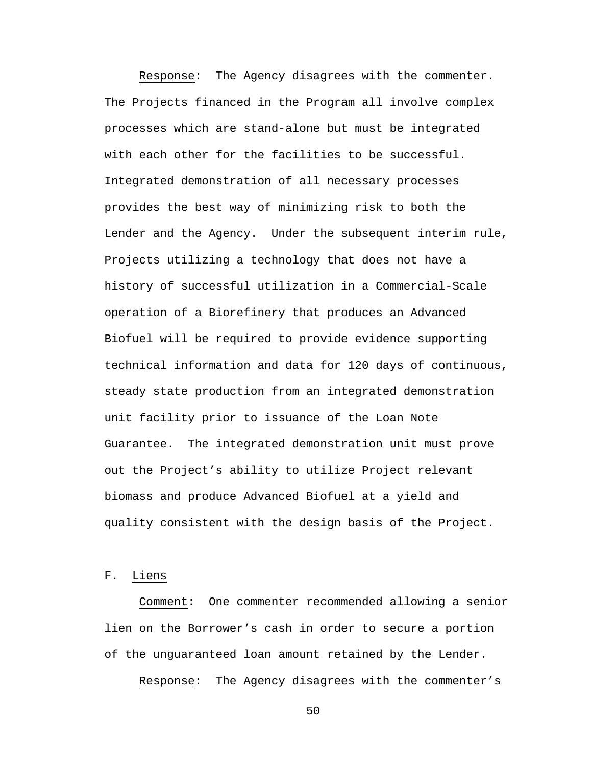Response: The Agency disagrees with the commenter. The Projects financed in the Program all involve complex processes which are stand-alone but must be integrated with each other for the facilities to be successful. Integrated demonstration of all necessary processes provides the best way of minimizing risk to both the Lender and the Agency. Under the subsequent interim rule, Projects utilizing a technology that does not have a history of successful utilization in a Commercial-Scale operation of a Biorefinery that produces an Advanced Biofuel will be required to provide evidence supporting technical information and data for 120 days of continuous, steady state production from an integrated demonstration unit facility prior to issuance of the Loan Note Guarantee. The integrated demonstration unit must prove out the Project's ability to utilize Project relevant biomass and produce Advanced Biofuel at a yield and quality consistent with the design basis of the Project.

F. Liens

Comment: One commenter recommended allowing a senior lien on the Borrower's cash in order to secure a portion of the unguaranteed loan amount retained by the Lender.

Response: The Agency disagrees with the commenter's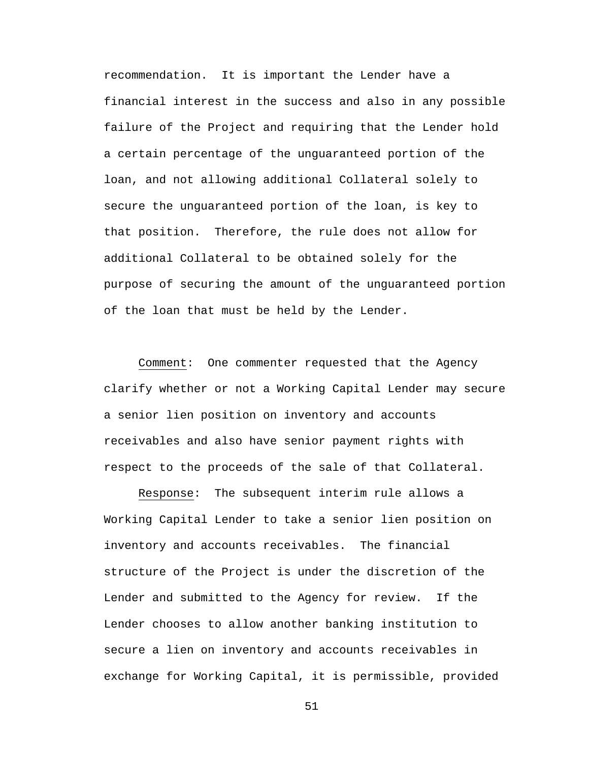recommendation. It is important the Lender have a financial interest in the success and also in any possible failure of the Project and requiring that the Lender hold a certain percentage of the unguaranteed portion of the loan, and not allowing additional Collateral solely to secure the unguaranteed portion of the loan, is key to that position. Therefore, the rule does not allow for additional Collateral to be obtained solely for the purpose of securing the amount of the unguaranteed portion of the loan that must be held by the Lender.

Comment: One commenter requested that the Agency clarify whether or not a Working Capital Lender may secure a senior lien position on inventory and accounts receivables and also have senior payment rights with respect to the proceeds of the sale of that Collateral.

Response: The subsequent interim rule allows a Working Capital Lender to take a senior lien position on inventory and accounts receivables. The financial structure of the Project is under the discretion of the Lender and submitted to the Agency for review. If the Lender chooses to allow another banking institution to secure a lien on inventory and accounts receivables in exchange for Working Capital, it is permissible, provided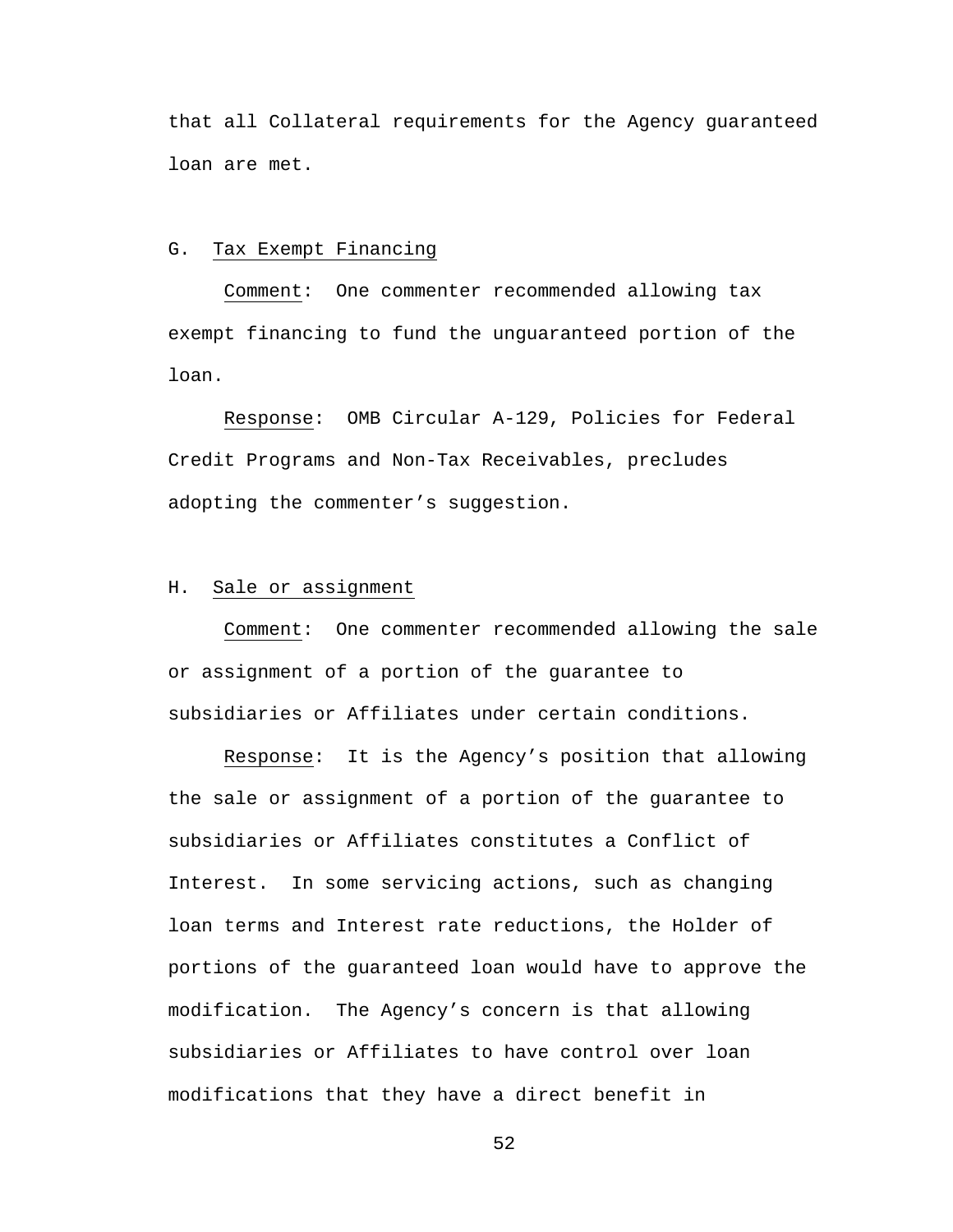that all Collateral requirements for the Agency guaranteed loan are met.

G. Tax Exempt Financing

Comment: One commenter recommended allowing tax exempt financing to fund the unguaranteed portion of the loan.

Response: OMB Circular A-129, Policies for Federal Credit Programs and Non-Tax Receivables, precludes adopting the commenter's suggestion.

H. Sale or assignment

Comment: One commenter recommended allowing the sale or assignment of a portion of the guarantee to subsidiaries or Affiliates under certain conditions.

Response: It is the Agency's position that allowing the sale or assignment of a portion of the guarantee to subsidiaries or Affiliates constitutes a Conflict of Interest. In some servicing actions, such as changing loan terms and Interest rate reductions, the Holder of portions of the guaranteed loan would have to approve the modification. The Agency's concern is that allowing subsidiaries or Affiliates to have control over loan modifications that they have a direct benefit in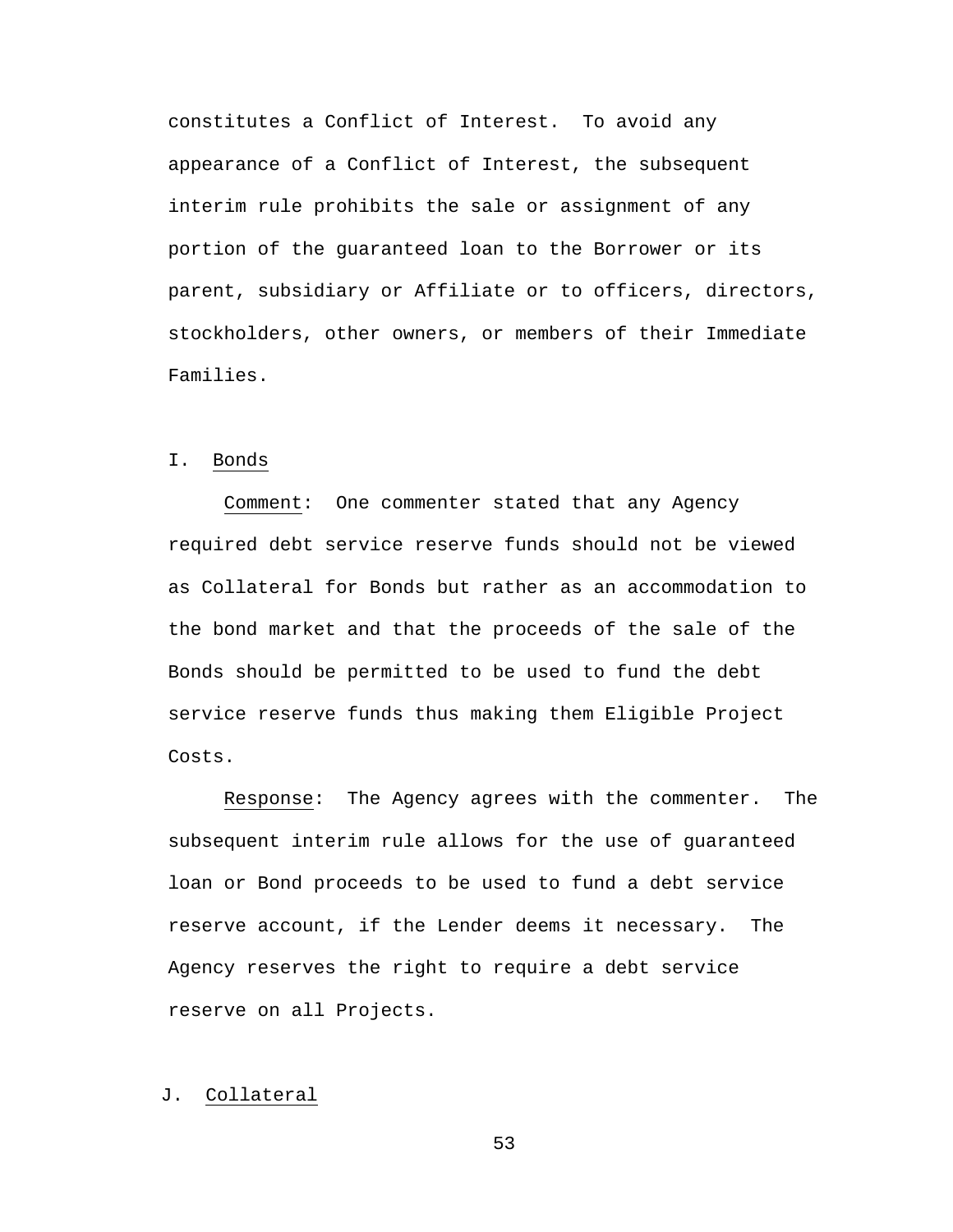constitutes a Conflict of Interest. To avoid any appearance of a Conflict of Interest, the subsequent interim rule prohibits the sale or assignment of any portion of the guaranteed loan to the Borrower or its parent, subsidiary or Affiliate or to officers, directors, stockholders, other owners, or members of their Immediate Families.

I. Bonds

Comment: One commenter stated that any Agency required debt service reserve funds should not be viewed as Collateral for Bonds but rather as an accommodation to the bond market and that the proceeds of the sale of the Bonds should be permitted to be used to fund the debt service reserve funds thus making them Eligible Project Costs.

Response: The Agency agrees with the commenter. The subsequent interim rule allows for the use of guaranteed loan or Bond proceeds to be used to fund a debt service reserve account, if the Lender deems it necessary. The Agency reserves the right to require a debt service reserve on all Projects.

J. Collateral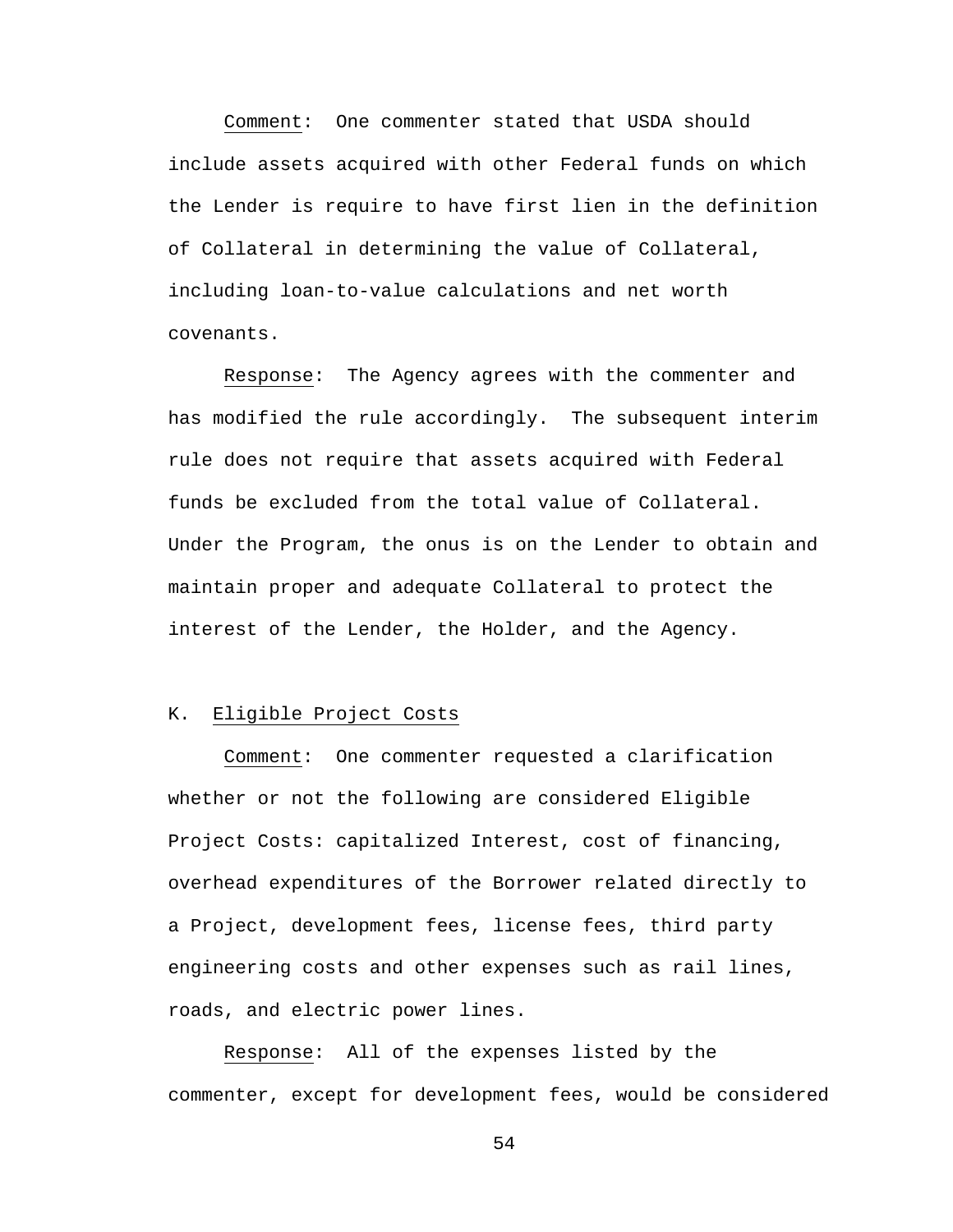Comment: One commenter stated that USDA should include assets acquired with other Federal funds on which the Lender is require to have first lien in the definition of Collateral in determining the value of Collateral, including loan-to-value calculations and net worth covenants.

Response: The Agency agrees with the commenter and has modified the rule accordingly. The subsequent interim rule does not require that assets acquired with Federal funds be excluded from the total value of Collateral. Under the Program, the onus is on the Lender to obtain and maintain proper and adequate Collateral to protect the interest of the Lender, the Holder, and the Agency.

## K. Eligible Project Costs

Comment: One commenter requested a clarification whether or not the following are considered Eligible Project Costs: capitalized Interest, cost of financing, overhead expenditures of the Borrower related directly to a Project, development fees, license fees, third party engineering costs and other expenses such as rail lines, roads, and electric power lines.

Response: All of the expenses listed by the commenter, except for development fees, would be considered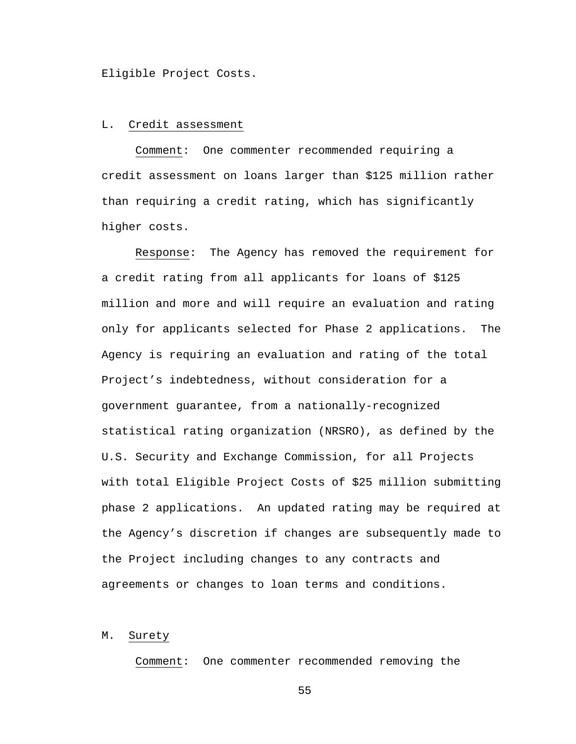Eligible Project Costs.

L. Credit assessment

Comment: One commenter recommended requiring a credit assessment on loans larger than $125 million rather than requiring a credit rating, which has significantly higher costs.

Response: The Agency has removed the requirement for a credit rating from all applicants for loans of $125 million and more and will require an evaluation and rating only for applicants selected for Phase 2 applications. The Agency is requiring an evaluation and rating of the total Project's indebtedness, without consideration for a government guarantee, from a nationally-recognized statistical rating organization (NRSRO), as defined by the U.S. Security and Exchange Commission, for all Projects with total Eligible Project Costs of $25 million submitting phase 2 applications. An updated rating may be required at the Agency's discretion if changes are subsequently made to the Project including changes to any contracts and agreements or changes to loan terms and conditions.

M. Surety

Comment: One commenter recommended removing the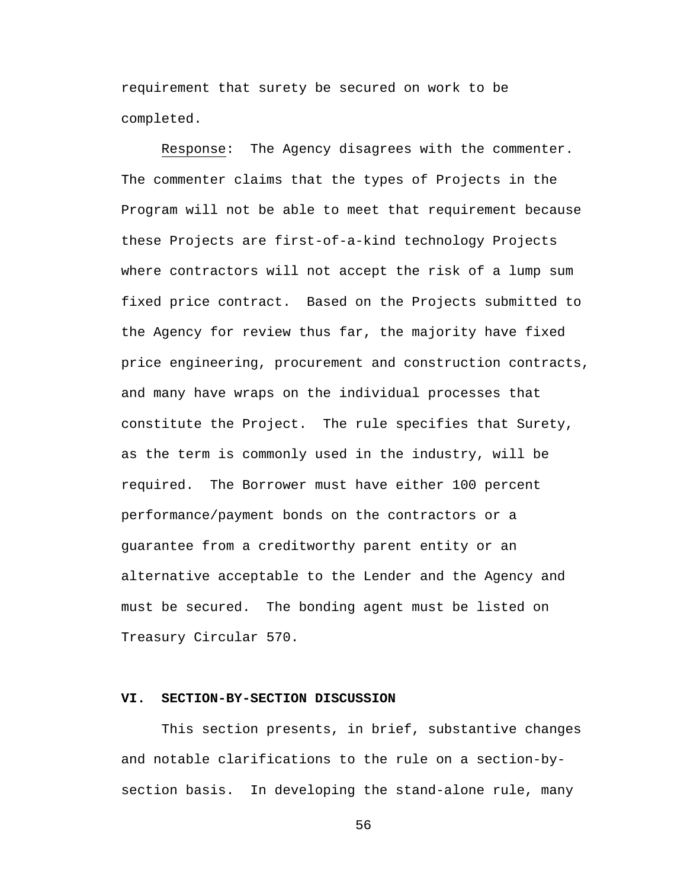requirement that surety be secured on work to be completed.

Response: The Agency disagrees with the commenter. The commenter claims that the types of Projects in the Program will not be able to meet that requirement because these Projects are first-of-a-kind technology Projects where contractors will not accept the risk of a lump sum fixed price contract. Based on the Projects submitted to the Agency for review thus far, the majority have fixed price engineering, procurement and construction contracts, and many have wraps on the individual processes that constitute the Project. The rule specifies that Surety, as the term is commonly used in the industry, will be required. The Borrower must have either 100 percent performance/payment bonds on the contractors or a guarantee from a creditworthy parent entity or an alternative acceptable to the Lender and the Agency and must be secured. The bonding agent must be listed on Treasury Circular 570.

## VI. SECTION-BY-SECTION DISCUSSION

This section presents, in brief, substantive changes and notable clarifications to the rule on a section-by-section basis. In developing the stand-alone rule, many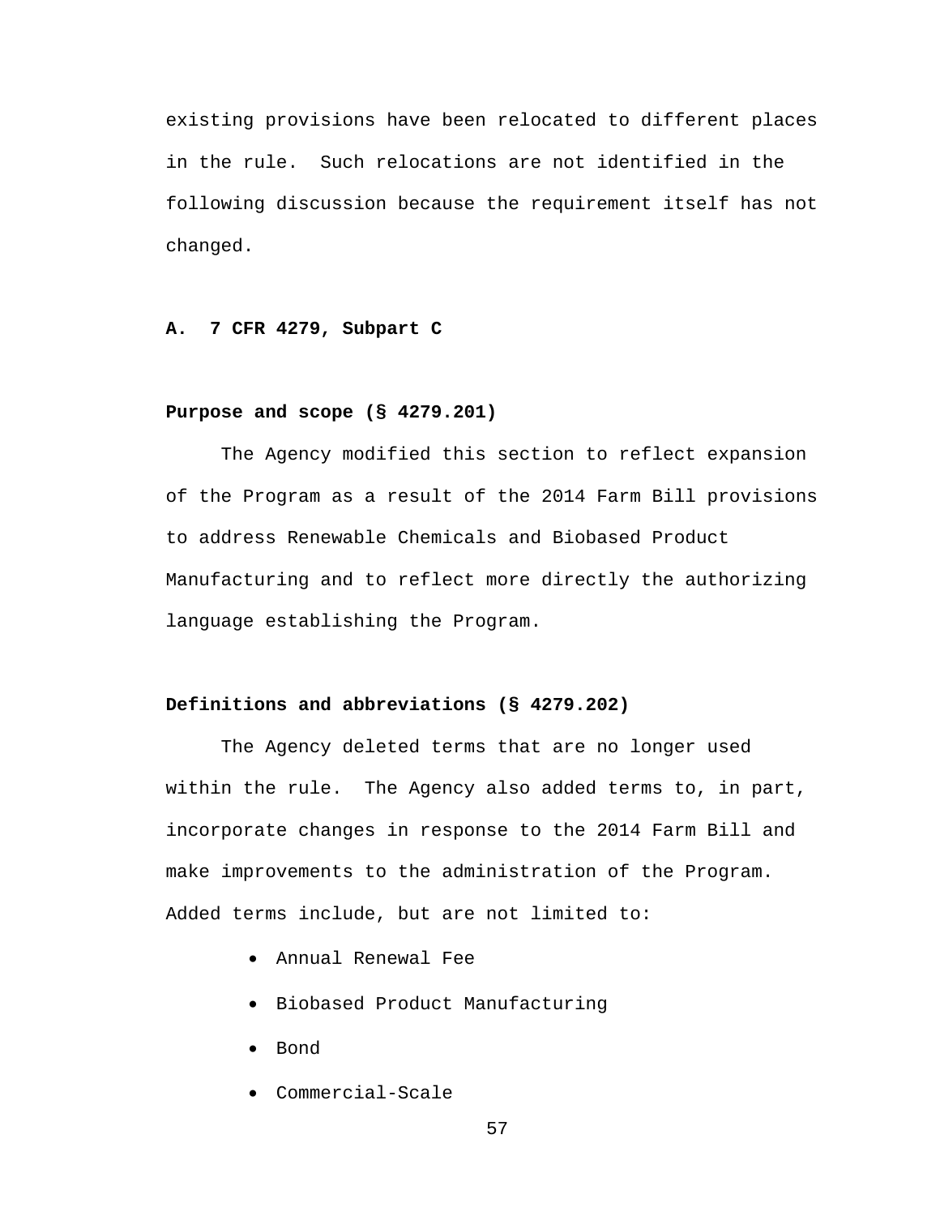existing provisions have been relocated to different places in the rule. Such relocations are not identified in the following discussion because the requirement itself has not changed.

**A. 7 CFR 4279, Subpart C**

**Purpose and scope (§ 4279.201)**

The Agency modified this section to reflect expansion of the Program as a result of the 2014 Farm Bill provisions to address Renewable Chemicals and Biobased Product Manufacturing and to reflect more directly the authorizing language establishing the Program.

**Definitions and abbreviations (§ 4279.202)**

The Agency deleted terms that are no longer used within the rule. The Agency also added terms to, in part, incorporate changes in response to the 2014 Farm Bill and make improvements to the administration of the Program. Added terms include, but are not limited to:

- Annual Renewal Fee
- Biobased Product Manufacturing
- Bond
- Commercial-Scale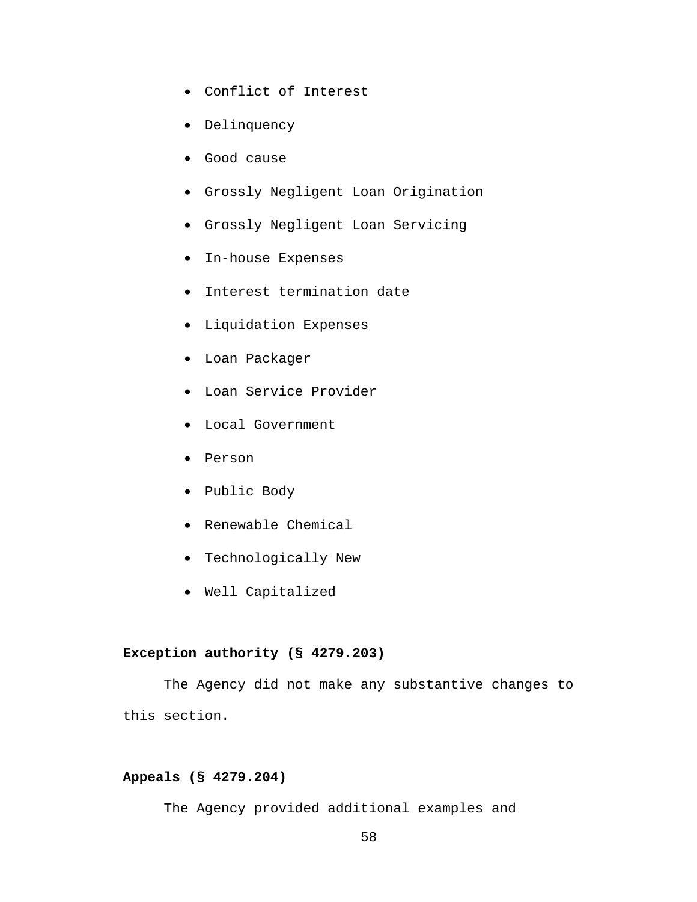- Conflict of Interest
- Delinquency
- Good cause
- Grossly Negligent Loan Origination
- Grossly Negligent Loan Servicing
- In-house Expenses
- Interest termination date
- Liquidation Expenses
- Loan Packager
- Loan Service Provider
- Local Government
- Person
- Public Body
- Renewable Chemical
- Technologically New
- Well Capitalized

**Exception authority (§ 4279.203)**

The Agency did not make any substantive changes to this section.

**Appeals (§ 4279.204)**

The Agency provided additional examples and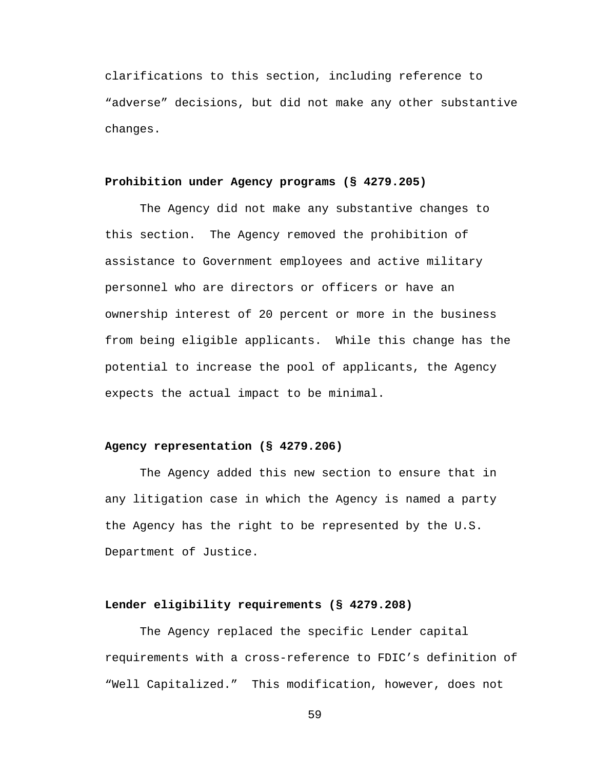clarifications to this section, including reference to "adverse" decisions, but did not make any other substantive changes.

**Prohibition under Agency programs (§ 4279.205)**

The Agency did not make any substantive changes to this section. The Agency removed the prohibition of assistance to Government employees and active military personnel who are directors or officers or have an ownership interest of 20 percent or more in the business from being eligible applicants. While this change has the potential to increase the pool of applicants, the Agency expects the actual impact to be minimal.

**Agency representation (§ 4279.206)**

The Agency added this new section to ensure that in any litigation case in which the Agency is named a party the Agency has the right to be represented by the U.S. Department of Justice.

**Lender eligibility requirements (§ 4279.208)**

The Agency replaced the specific Lender capital requirements with a cross-reference to FDIC's definition of "Well Capitalized." This modification, however, does not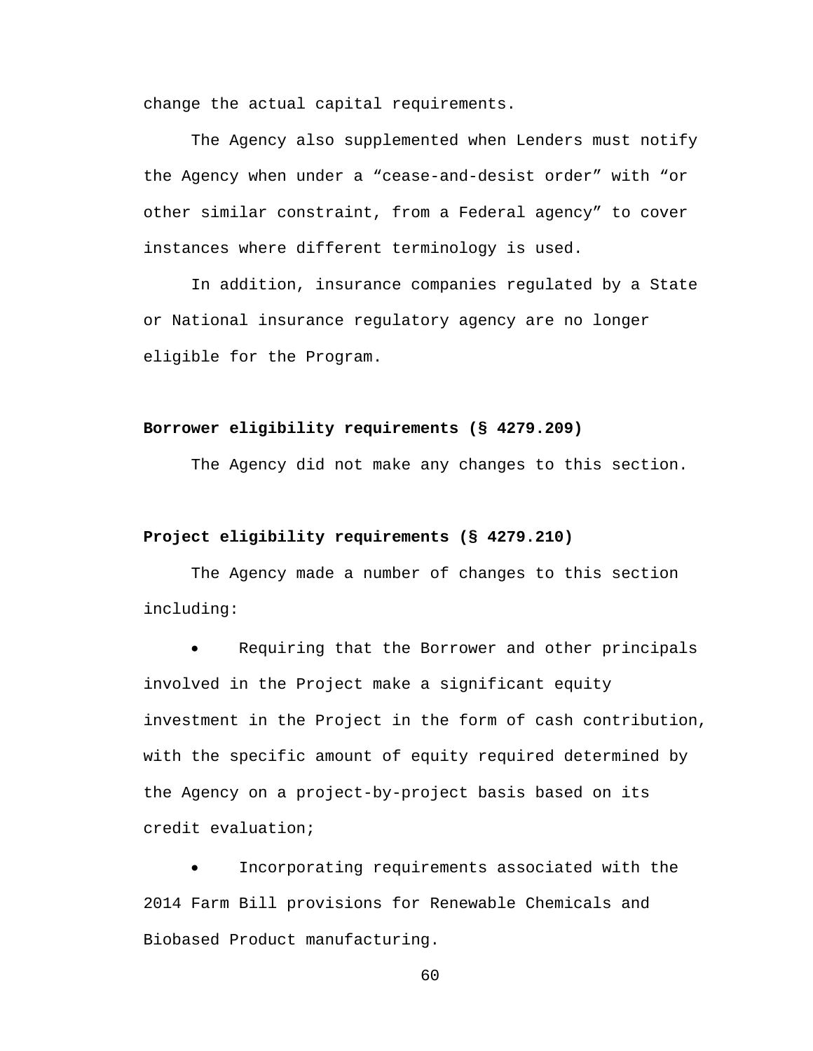change the actual capital requirements.

The Agency also supplemented when Lenders must notify the Agency when under a “cease-and-desist order” with “or other similar constraint, from a Federal agency” to cover instances where different terminology is used.

In addition, insurance companies regulated by a State or National insurance regulatory agency are no longer eligible for the Program.

**Borrower eligibility requirements (§ 4279.209)**

The Agency did not make any changes to this section.

**Project eligibility requirements (§ 4279.210)**

The Agency made a number of changes to this section including:

- Requiring that the Borrower and other principals involved in the Project make a significant equity investment in the Project in the form of cash contribution, with the specific amount of equity required determined by the Agency on a project-by-project basis based on its credit evaluation;
- Incorporating requirements associated with the 2014 Farm Bill provisions for Renewable Chemicals and Biobased Product manufacturing.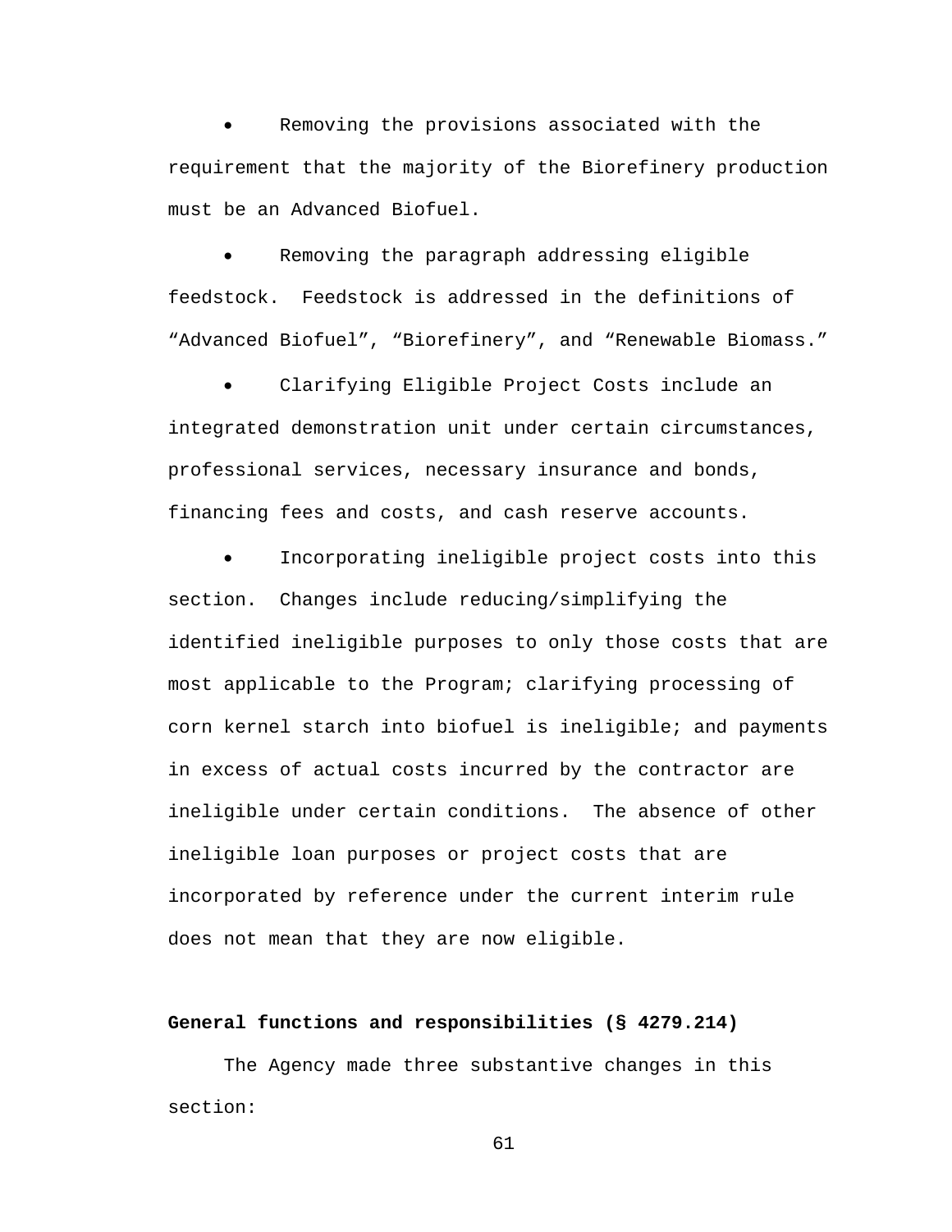- Removing the provisions associated with the requirement that the majority of the Biorefinery production must be an Advanced Biofuel.

- Removing the paragraph addressing eligible feedstock. Feedstock is addressed in the definitions of "Advanced Biofuel", "Biorefinery", and "Renewable Biomass."

- Clarifying Eligible Project Costs include an integrated demonstration unit under certain circumstances, professional services, necessary insurance and bonds, financing fees and costs, and cash reserve accounts.

- Incorporating ineligible project costs into this section. Changes include reducing/simplifying the identified ineligible purposes to only those costs that are most applicable to the Program; clarifying processing of corn kernel starch into biofuel is ineligible; and payments in excess of actual costs incurred by the contractor are ineligible under certain conditions. The absence of other ineligible loan purposes or project costs that are incorporated by reference under the current interim rule does not mean that they are now eligible.

**General functions and responsibilities (§ 4279.214)**

The Agency made three substantive changes in this section: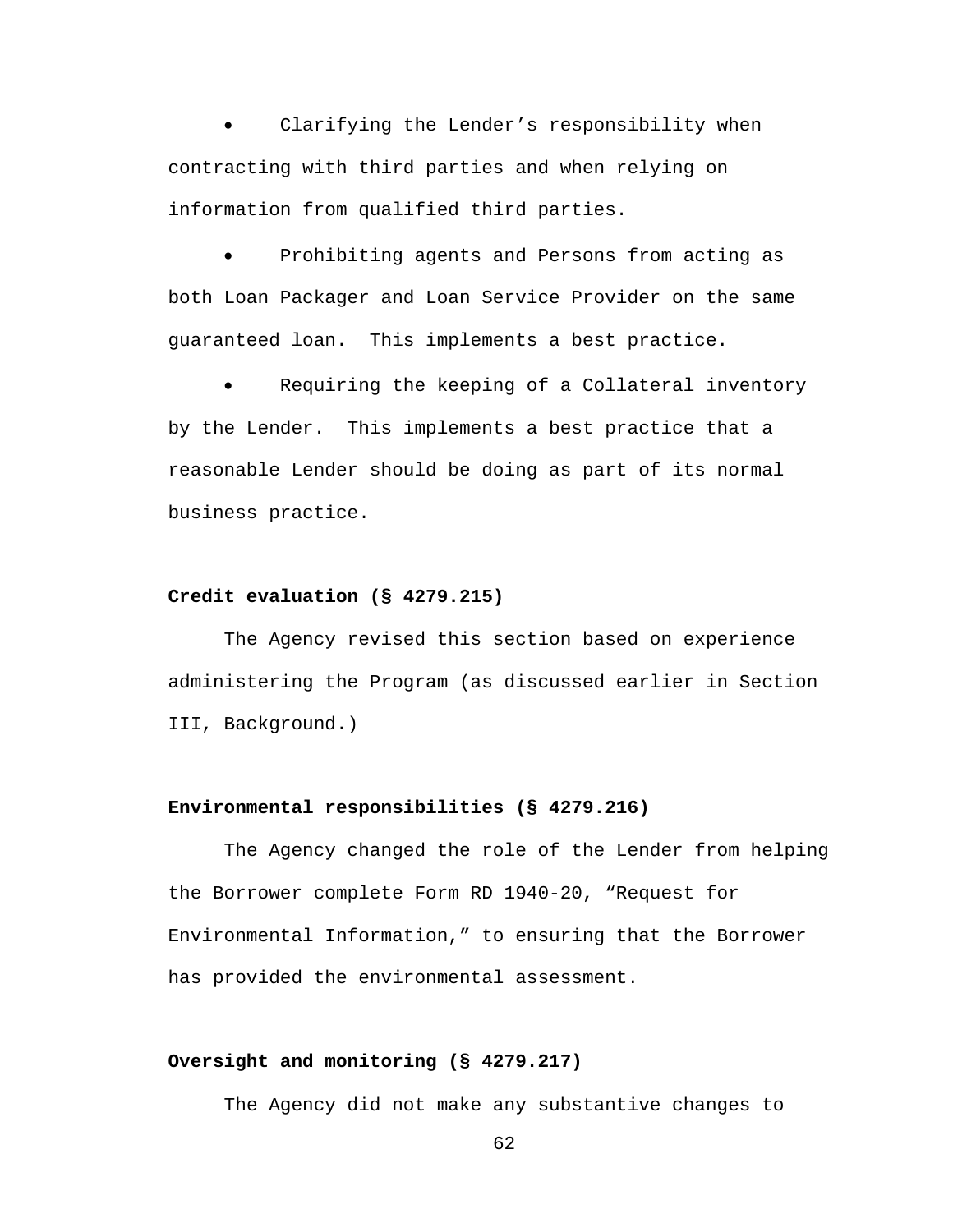- Clarifying the Lender's responsibility when contracting with third parties and when relying on information from qualified third parties.

- Prohibiting agents and Persons from acting as both Loan Packager and Loan Service Provider on the same guaranteed loan. This implements a best practice.

- Requiring the keeping of a Collateral inventory by the Lender. This implements a best practice that a reasonable Lender should be doing as part of its normal business practice.

**Credit evaluation (§ 4279.215)**

The Agency revised this section based on experience administering the Program (as discussed earlier in Section III, Background.)

**Environmental responsibilities (§ 4279.216)**

The Agency changed the role of the Lender from helping the Borrower complete Form RD 1940-20, "Request for Environmental Information," to ensuring that the Borrower has provided the environmental assessment.

**Oversight and monitoring (§ 4279.217)**

The Agency did not make any substantive changes to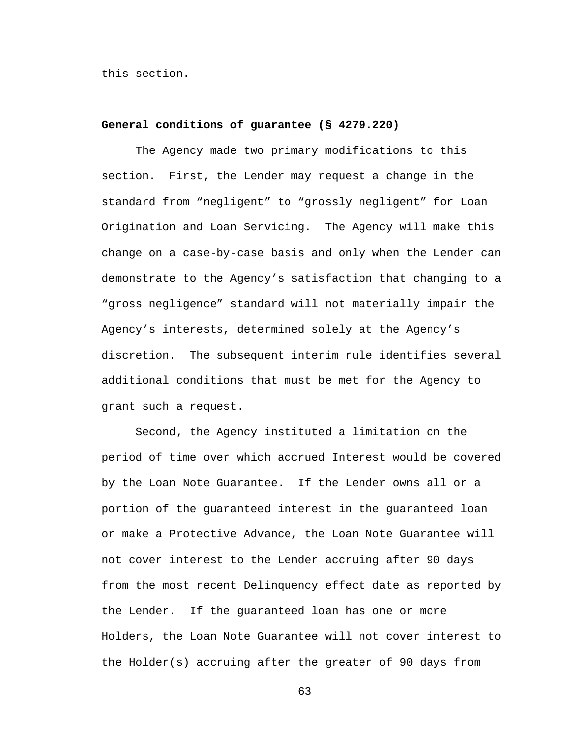this section.

**General conditions of guarantee (§ 4279.220)**

The Agency made two primary modifications to this section. First, the Lender may request a change in the standard from “negligent” to “grossly negligent” for Loan Origination and Loan Servicing. The Agency will make this change on a case-by-case basis and only when the Lender can demonstrate to the Agency’s satisfaction that changing to a “gross negligence” standard will not materially impair the Agency’s interests, determined solely at the Agency’s discretion. The subsequent interim rule identifies several additional conditions that must be met for the Agency to grant such a request.

Second, the Agency instituted a limitation on the period of time over which accrued Interest would be covered by the Loan Note Guarantee. If the Lender owns all or a portion of the guaranteed interest in the guaranteed loan or make a Protective Advance, the Loan Note Guarantee will not cover interest to the Lender accruing after 90 days from the most recent Delinquency effect date as reported by the Lender. If the guaranteed loan has one or more Holders, the Loan Note Guarantee will not cover interest to the Holder(s) accruing after the greater of 90 days from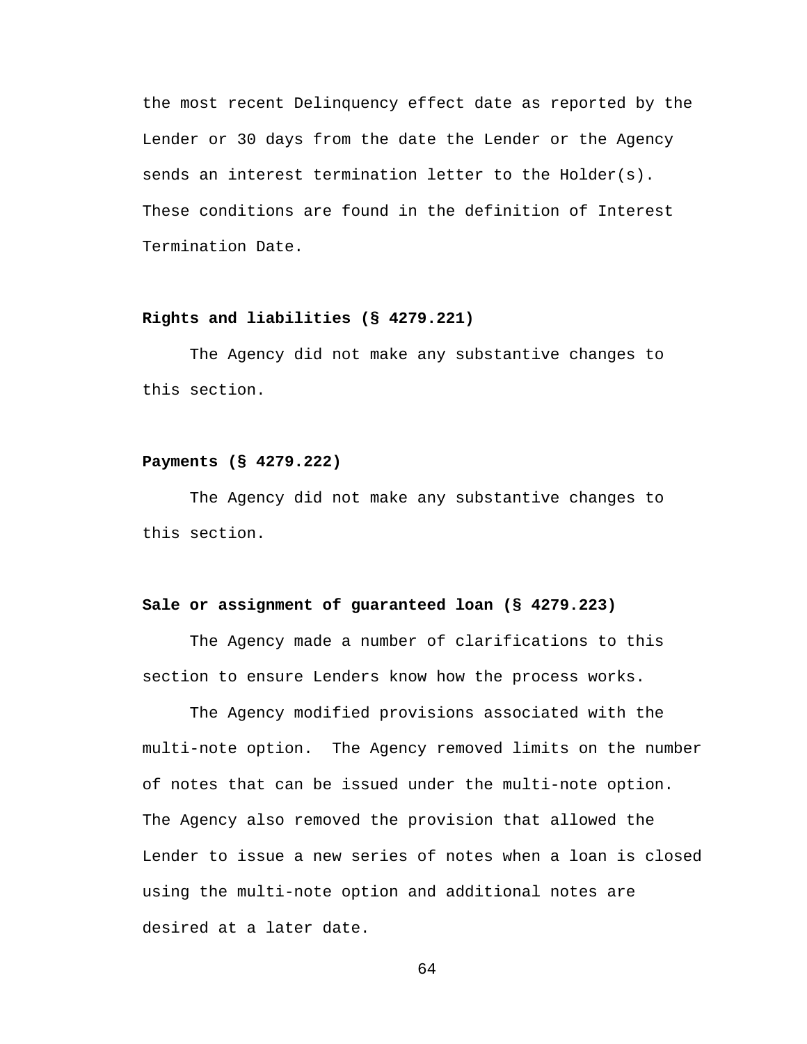the most recent Delinquency effect date as reported by the Lender or 30 days from the date the Lender or the Agency sends an interest termination letter to the Holder(s). These conditions are found in the definition of Interest Termination Date.

**Rights and liabilities (§ 4279.221)**

The Agency did not make any substantive changes to this section.

**Payments (§ 4279.222)**

The Agency did not make any substantive changes to this section.

**Sale or assignment of guaranteed loan (§ 4279.223)**

The Agency made a number of clarifications to this section to ensure Lenders know how the process works.

The Agency modified provisions associated with the multi-note option. The Agency removed limits on the number of notes that can be issued under the multi-note option. The Agency also removed the provision that allowed the Lender to issue a new series of notes when a loan is closed using the multi-note option and additional notes are desired at a later date.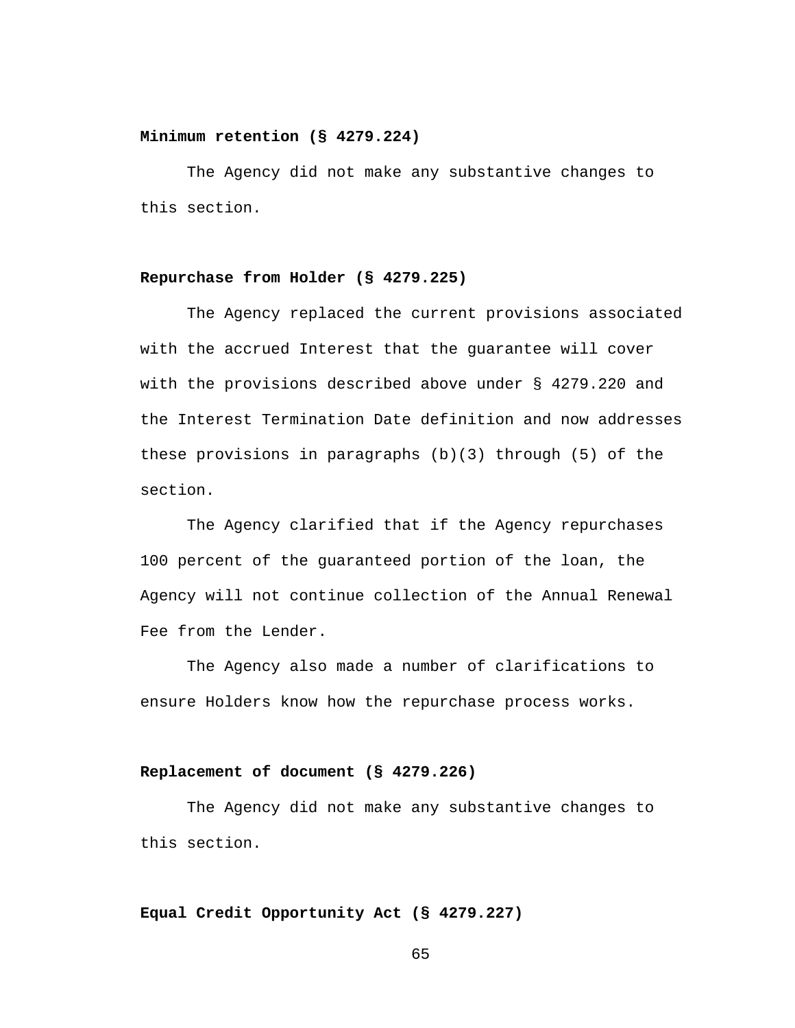**Minimum retention (§ 4279.224)**

The Agency did not make any substantive changes to this section.

**Repurchase from Holder (§ 4279.225)**

The Agency replaced the current provisions associated with the accrued Interest that the guarantee will cover with the provisions described above under § 4279.220 and the Interest Termination Date definition and now addresses these provisions in paragraphs (b)(3) through (5) of the section.

The Agency clarified that if the Agency repurchases 100 percent of the guaranteed portion of the loan, the Agency will not continue collection of the Annual Renewal Fee from the Lender.

The Agency also made a number of clarifications to ensure Holders know how the repurchase process works.

**Replacement of document (§ 4279.226)**

The Agency did not make any substantive changes to this section.

**Equal Credit Opportunity Act (§ 4279.227)**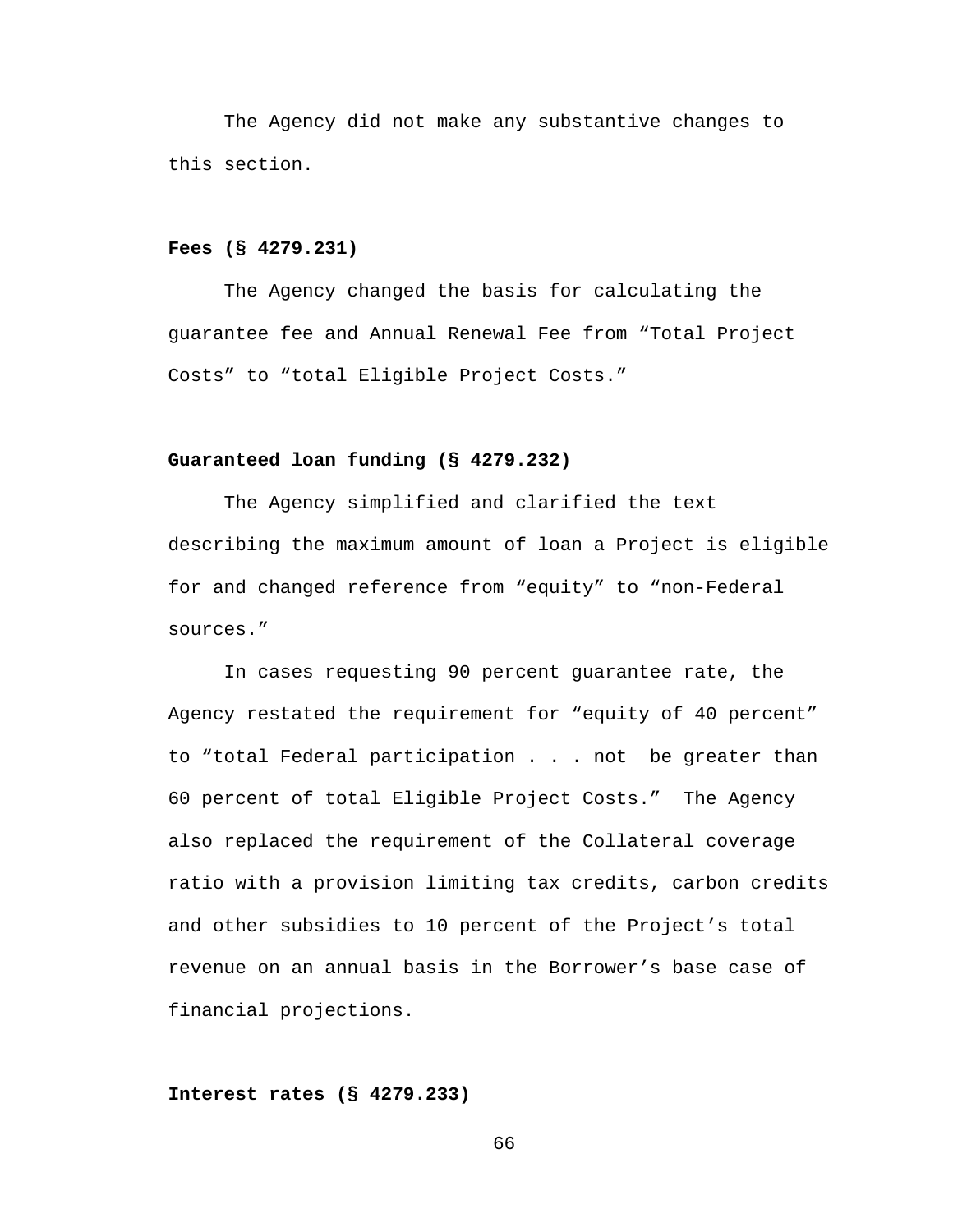The Agency did not make any substantive changes to this section.

**Fees (§ 4279.231)**

The Agency changed the basis for calculating the guarantee fee and Annual Renewal Fee from "Total Project Costs" to "total Eligible Project Costs."

**Guaranteed loan funding (§ 4279.232)**

The Agency simplified and clarified the text describing the maximum amount of loan a Project is eligible for and changed reference from "equity" to "non-Federal sources."

In cases requesting 90 percent guarantee rate, the Agency restated the requirement for "equity of 40 percent" to "total Federal participation . . . not be greater than 60 percent of total Eligible Project Costs." The Agency also replaced the requirement of the Collateral coverage ratio with a provision limiting tax credits, carbon credits and other subsidies to 10 percent of the Project's total revenue on an annual basis in the Borrower's base case of financial projections.

**Interest rates (§ 4279.233)**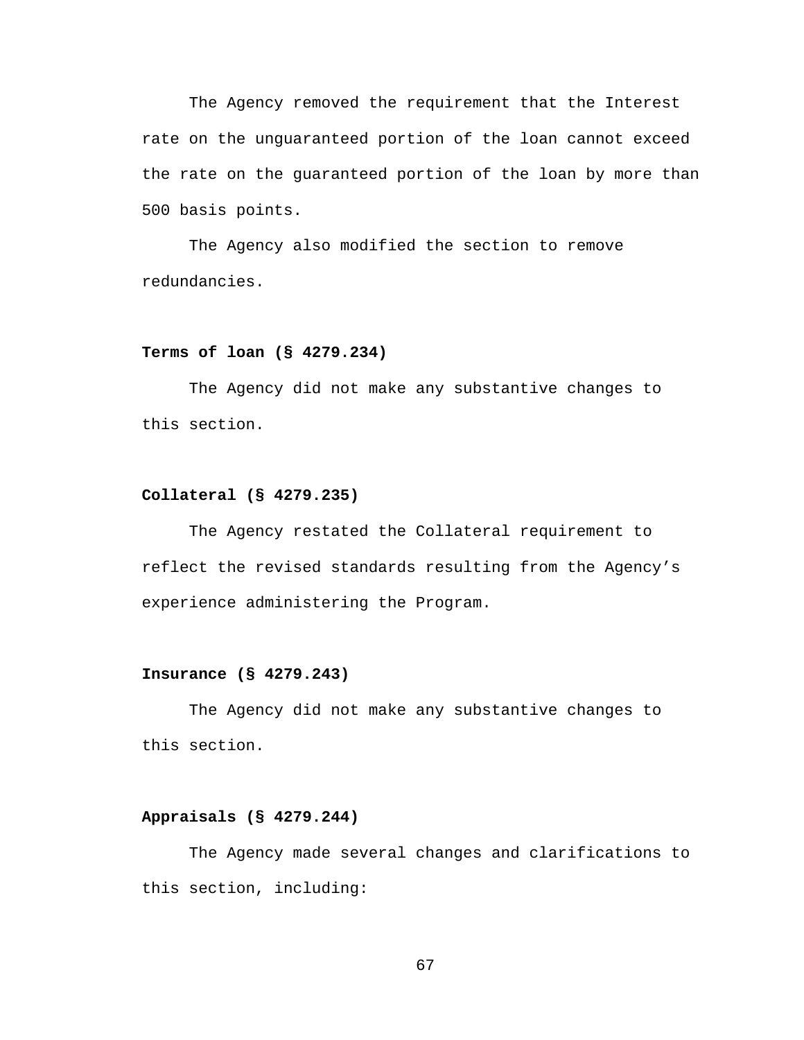The Agency removed the requirement that the Interest rate on the unguaranteed portion of the loan cannot exceed the rate on the guaranteed portion of the loan by more than 500 basis points.

The Agency also modified the section to remove redundancies.

**Terms of loan (§ 4279.234)**

The Agency did not make any substantive changes to this section.

**Collateral (§ 4279.235)**

The Agency restated the Collateral requirement to reflect the revised standards resulting from the Agency's experience administering the Program.

**Insurance (§ 4279.243)**

The Agency did not make any substantive changes to this section.

**Appraisals (§ 4279.244)**

The Agency made several changes and clarifications to this section, including: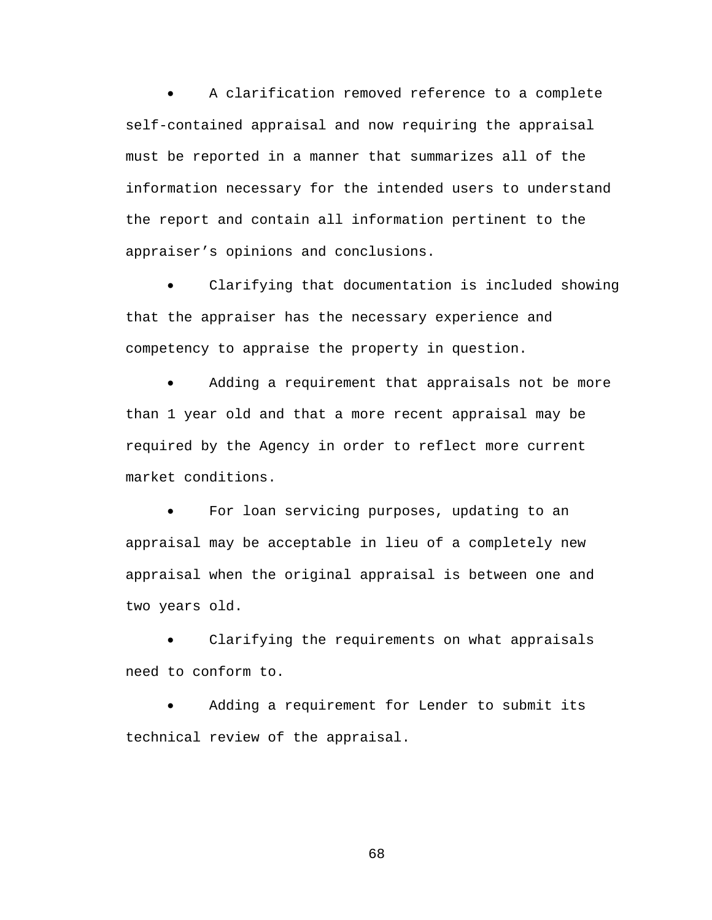- A clarification removed reference to a complete self-contained appraisal and now requiring the appraisal must be reported in a manner that summarizes all of the information necessary for the intended users to understand the report and contain all information pertinent to the appraiser’s opinions and conclusions.

- Clarifying that documentation is included showing that the appraiser has the necessary experience and competency to appraise the property in question.

- Adding a requirement that appraisals not be more than 1 year old and that a more recent appraisal may be required by the Agency in order to reflect more current market conditions.

- For loan servicing purposes, updating to an appraisal may be acceptable in lieu of a completely new appraisal when the original appraisal is between one and two years old.

- Clarifying the requirements on what appraisals need to conform to.

- Adding a requirement for Lender to submit its technical review of the appraisal.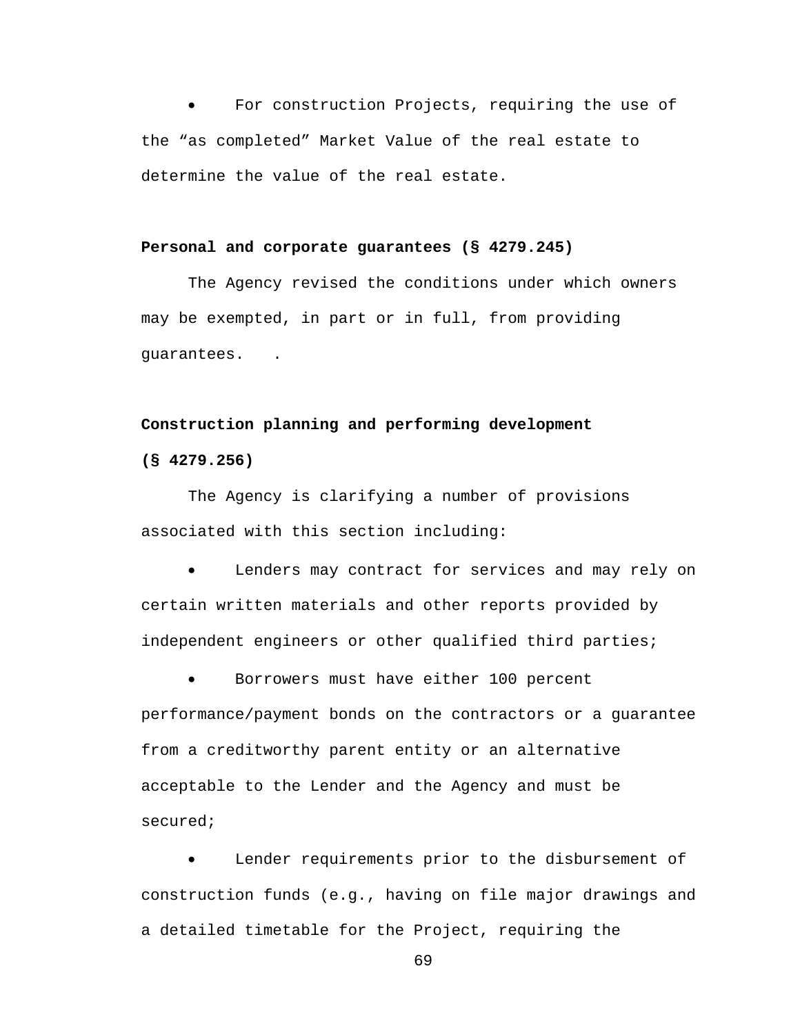- For construction Projects, requiring the use of the “as completed” Market Value of the real estate to determine the value of the real estate.

**Personal and corporate guarantees (§ 4279.245)**

The Agency revised the conditions under which owners may be exempted, in part or in full, from providing guarantees.   .

**Construction planning and performing development (§ 4279.256)**

The Agency is clarifying a number of provisions associated with this section including:

- Lenders may contract for services and may rely on certain written materials and other reports provided by independent engineers or other qualified third parties;
- Borrowers must have either 100 percent performance/payment bonds on the contractors or a guarantee from a creditworthy parent entity or an alternative acceptable to the Lender and the Agency and must be secured;
- Lender requirements prior to the disbursement of construction funds (e.g., having on file major drawings and a detailed timetable for the Project, requiring the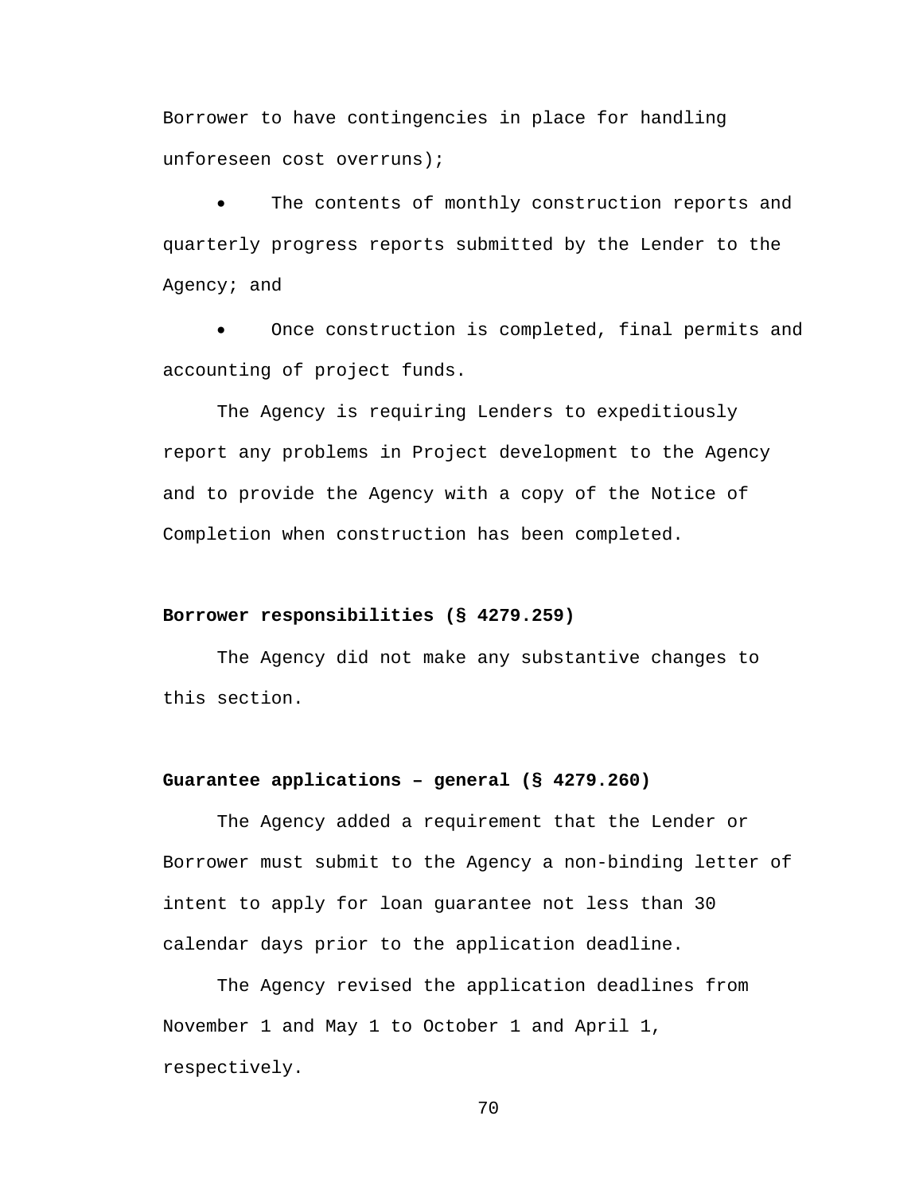Borrower to have contingencies in place for handling unforeseen cost overruns);

- The contents of monthly construction reports and quarterly progress reports submitted by the Lender to the Agency; and
- Once construction is completed, final permits and accounting of project funds.

The Agency is requiring Lenders to expeditiously report any problems in Project development to the Agency and to provide the Agency with a copy of the Notice of Completion when construction has been completed.

**Borrower responsibilities (§ 4279.259)**

The Agency did not make any substantive changes to this section.

**Guarantee applications – general (§ 4279.260)**

The Agency added a requirement that the Lender or Borrower must submit to the Agency a non-binding letter of intent to apply for loan guarantee not less than 30 calendar days prior to the application deadline.

The Agency revised the application deadlines from November 1 and May 1 to October 1 and April 1, respectively.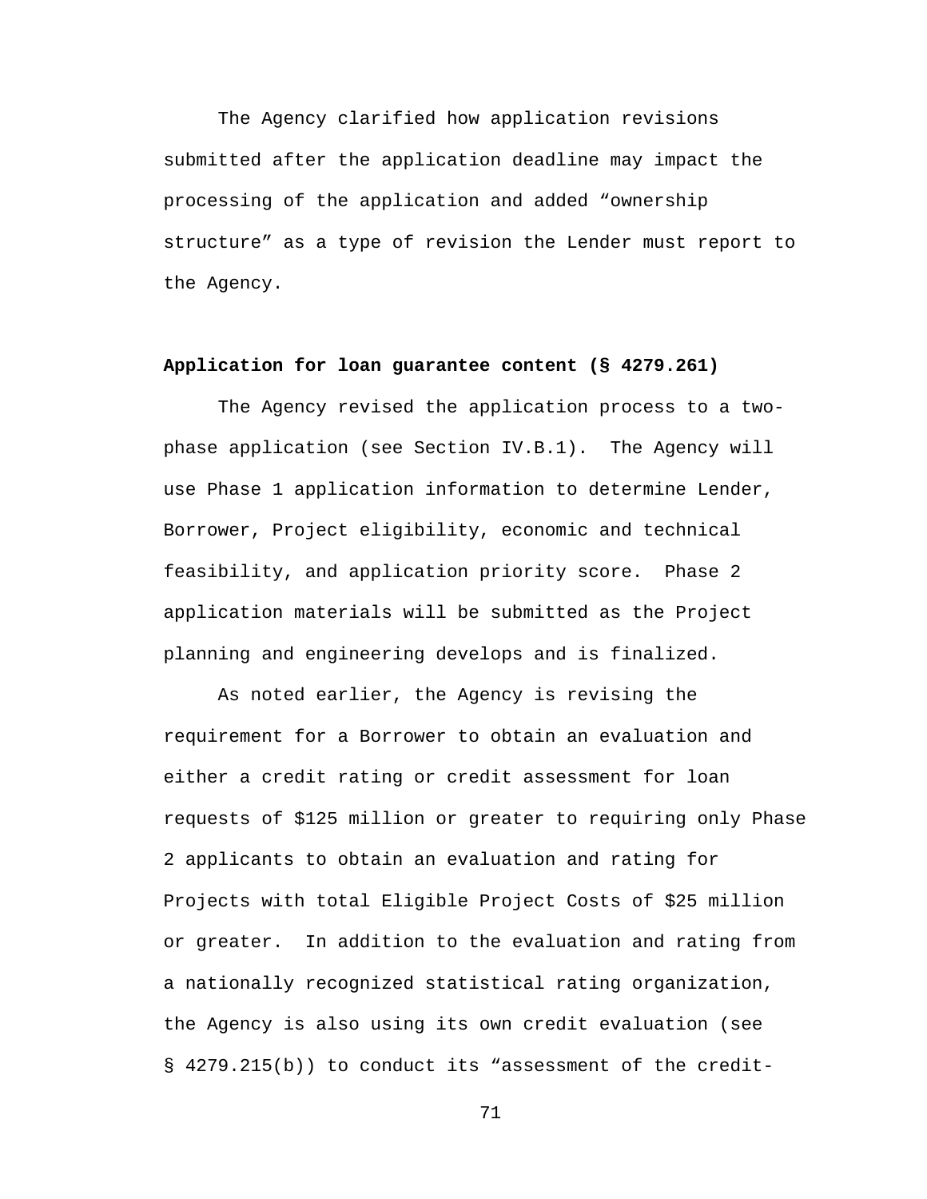The Agency clarified how application revisions submitted after the application deadline may impact the processing of the application and added "ownership structure" as a type of revision the Lender must report to the Agency.

**Application for loan guarantee content (§ 4279.261)**

The Agency revised the application process to a two-phase application (see Section IV.B.1). The Agency will use Phase 1 application information to determine Lender, Borrower, Project eligibility, economic and technical feasibility, and application priority score. Phase 2 application materials will be submitted as the Project planning and engineering develops and is finalized.

As noted earlier, the Agency is revising the requirement for a Borrower to obtain an evaluation and either a credit rating or credit assessment for loan requests of $125 million or greater to requiring only Phase 2 applicants to obtain an evaluation and rating for Projects with total Eligible Project Costs of $25 million or greater. In addition to the evaluation and rating from a nationally recognized statistical rating organization, the Agency is also using its own credit evaluation (see § 4279.215(b)) to conduct its "assessment of the credit-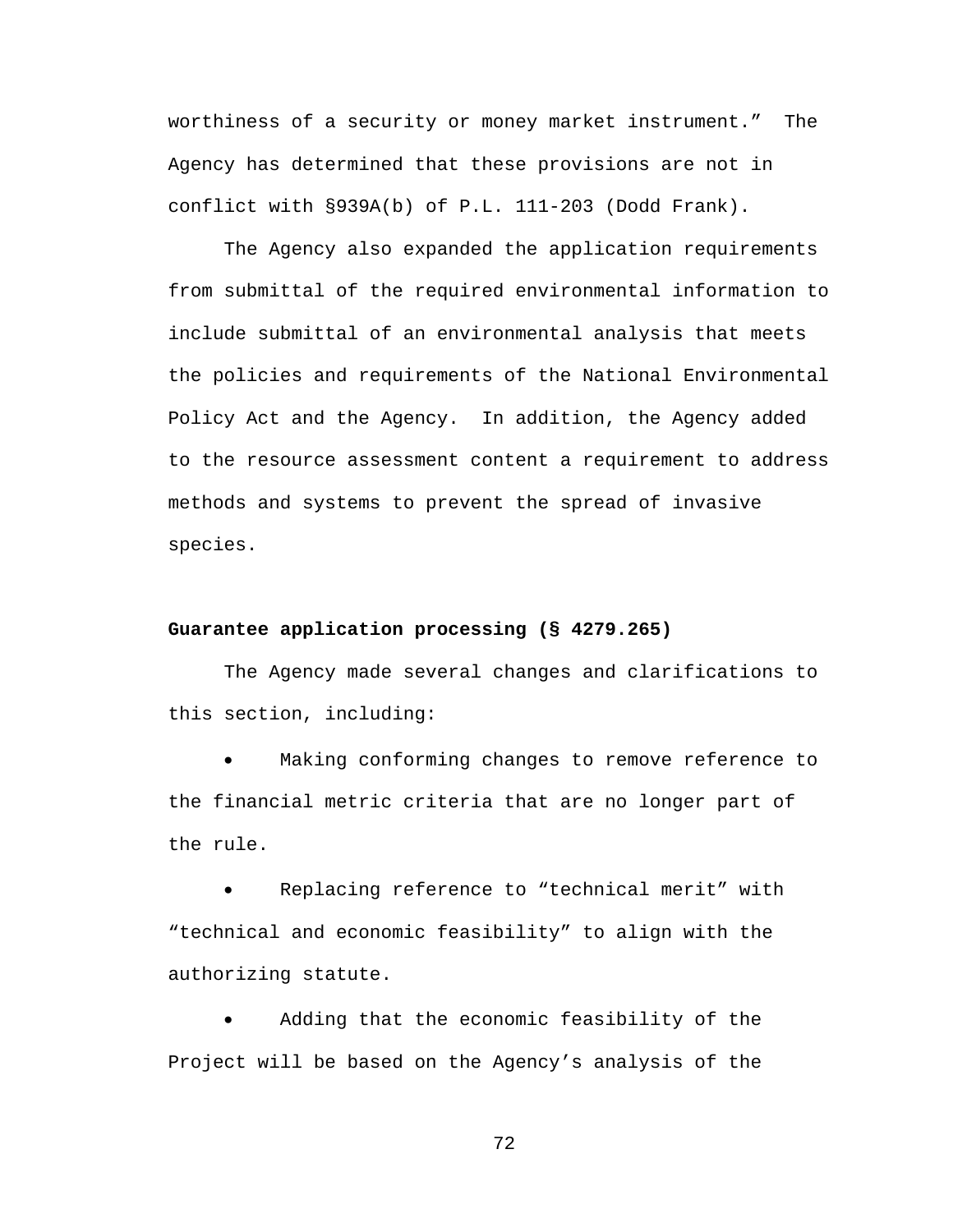worthiness of a security or money market instrument." The Agency has determined that these provisions are not in conflict with §939A(b) of P.L. 111-203 (Dodd Frank).

The Agency also expanded the application requirements from submittal of the required environmental information to include submittal of an environmental analysis that meets the policies and requirements of the National Environmental Policy Act and the Agency. In addition, the Agency added to the resource assessment content a requirement to address methods and systems to prevent the spread of invasive species.

**Guarantee application processing (§ 4279.265)**

The Agency made several changes and clarifications to this section, including:

- Making conforming changes to remove reference to the financial metric criteria that are no longer part of the rule.
- Replacing reference to "technical merit" with "technical and economic feasibility" to align with the authorizing statute.
- Adding that the economic feasibility of the Project will be based on the Agency's analysis of the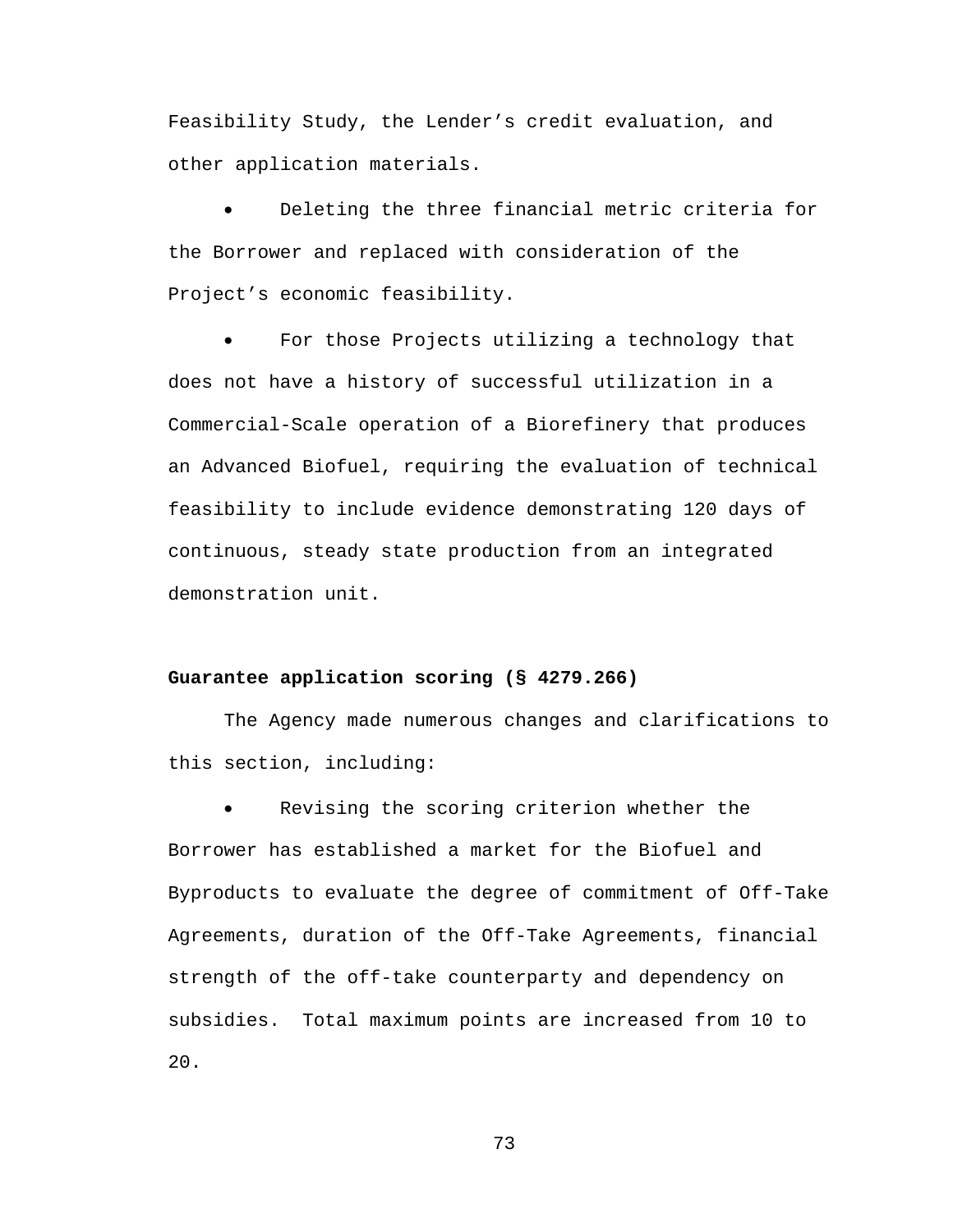Feasibility Study, the Lender's credit evaluation, and other application materials.

- Deleting the three financial metric criteria for the Borrower and replaced with consideration of the Project's economic feasibility.

- For those Projects utilizing a technology that does not have a history of successful utilization in a Commercial-Scale operation of a Biorefinery that produces an Advanced Biofuel, requiring the evaluation of technical feasibility to include evidence demonstrating 120 days of continuous, steady state production from an integrated demonstration unit.

**Guarantee application scoring (§ 4279.266)**

The Agency made numerous changes and clarifications to this section, including:

- Revising the scoring criterion whether the Borrower has established a market for the Biofuel and Byproducts to evaluate the degree of commitment of Off-Take Agreements, duration of the Off-Take Agreements, financial strength of the off-take counterparty and dependency on subsidies. Total maximum points are increased from 10 to 20.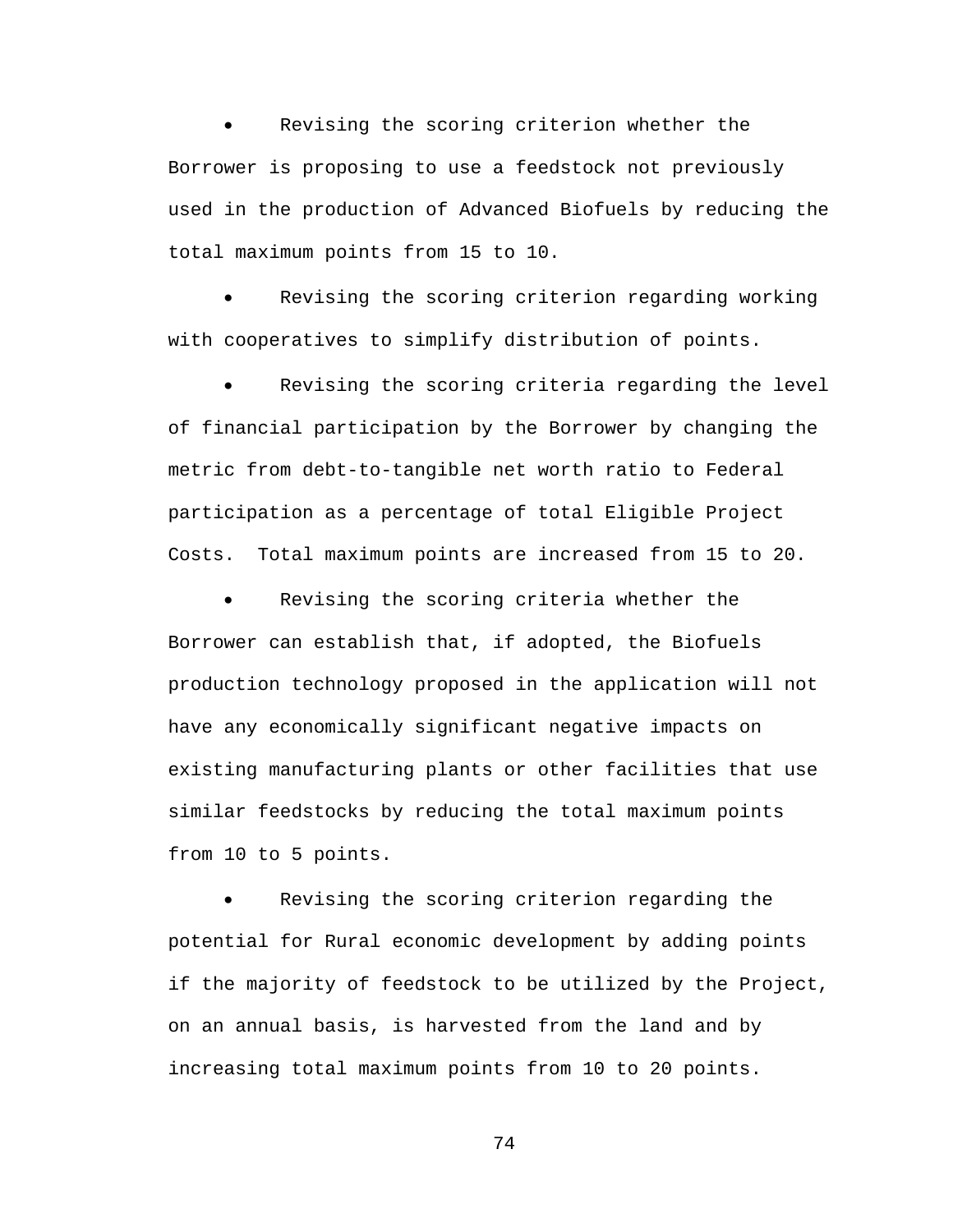- Revising the scoring criterion whether the Borrower is proposing to use a feedstock not previously used in the production of Advanced Biofuels by reducing the total maximum points from 15 to 10.

- Revising the scoring criterion regarding working with cooperatives to simplify distribution of points.

- Revising the scoring criteria regarding the level of financial participation by the Borrower by changing the metric from debt-to-tangible net worth ratio to Federal participation as a percentage of total Eligible Project Costs. Total maximum points are increased from 15 to 20.

- Revising the scoring criteria whether the Borrower can establish that, if adopted, the Biofuels production technology proposed in the application will not have any economically significant negative impacts on existing manufacturing plants or other facilities that use similar feedstocks by reducing the total maximum points from 10 to 5 points.

- Revising the scoring criterion regarding the potential for Rural economic development by adding points if the majority of feedstock to be utilized by the Project, on an annual basis, is harvested from the land and by increasing total maximum points from 10 to 20 points.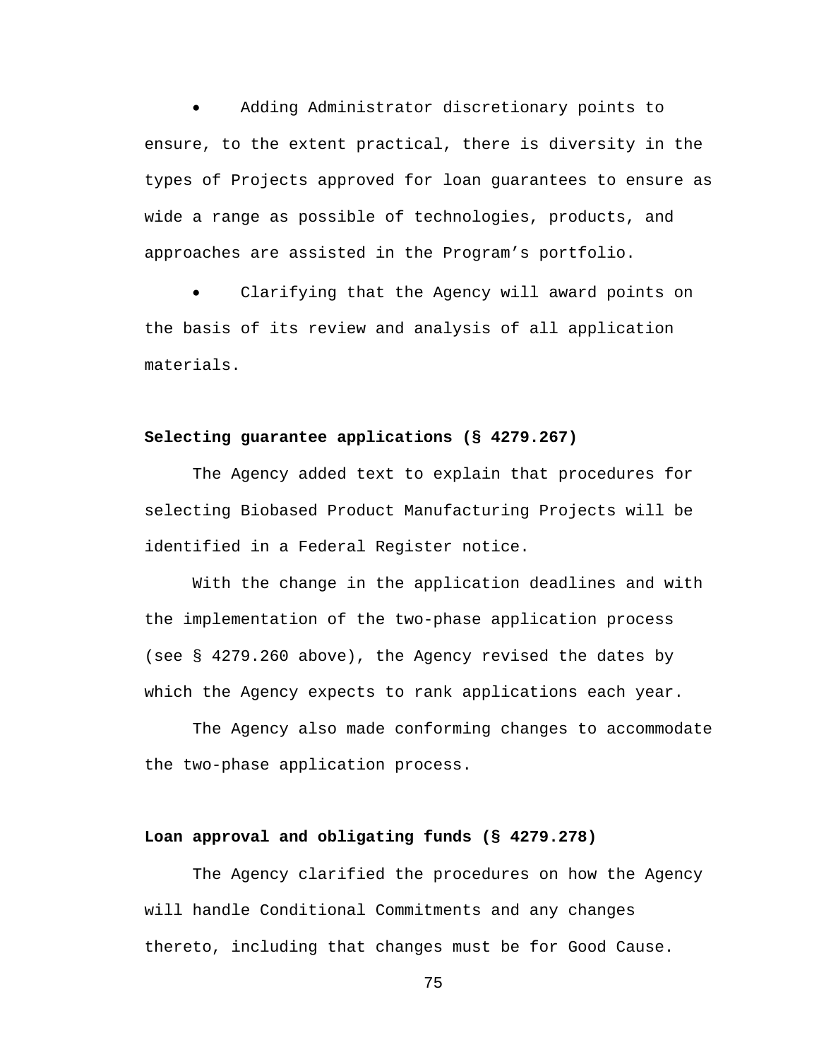- Adding Administrator discretionary points to ensure, to the extent practical, there is diversity in the types of Projects approved for loan guarantees to ensure as wide a range as possible of technologies, products, and approaches are assisted in the Program's portfolio.
- Clarifying that the Agency will award points on the basis of its review and analysis of all application materials.

**Selecting guarantee applications (§ 4279.267)**

The Agency added text to explain that procedures for selecting Biobased Product Manufacturing Projects will be identified in a Federal Register notice.

With the change in the application deadlines and with the implementation of the two-phase application process (see § 4279.260 above), the Agency revised the dates by which the Agency expects to rank applications each year.

The Agency also made conforming changes to accommodate the two-phase application process.

**Loan approval and obligating funds (§ 4279.278)**

The Agency clarified the procedures on how the Agency will handle Conditional Commitments and any changes thereto, including that changes must be for Good Cause.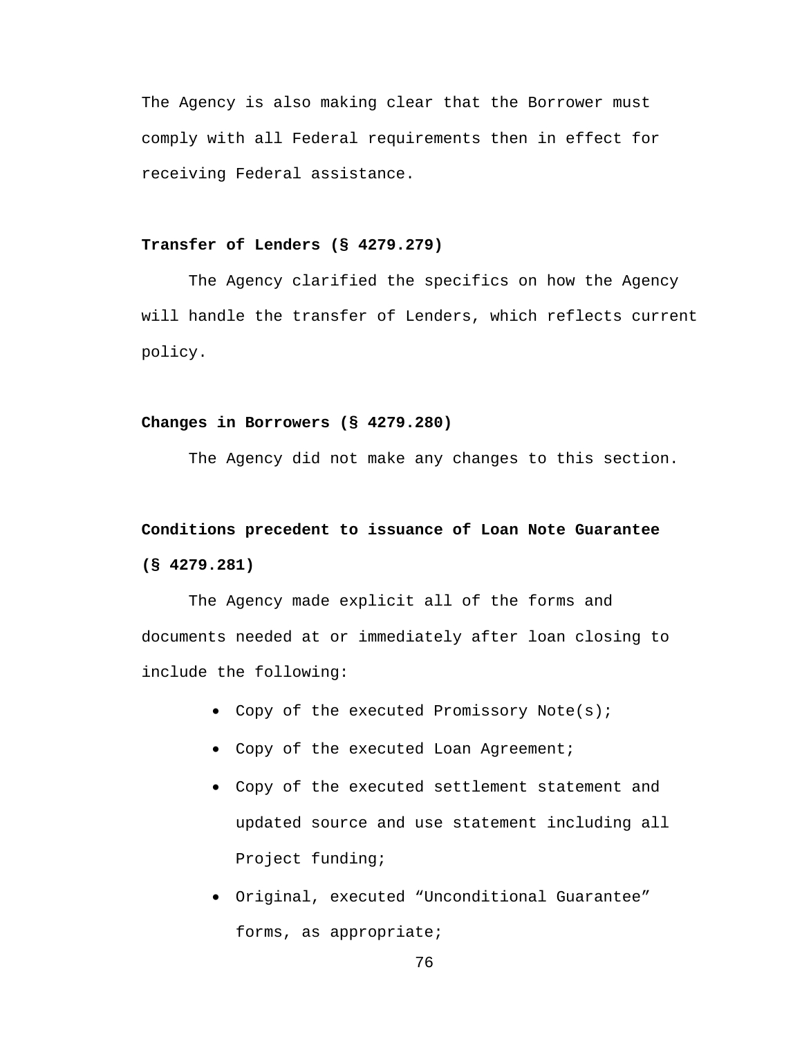The Agency is also making clear that the Borrower must comply with all Federal requirements then in effect for receiving Federal assistance.

**Transfer of Lenders (§ 4279.279)**

The Agency clarified the specifics on how the Agency will handle the transfer of Lenders, which reflects current policy.

**Changes in Borrowers (§ 4279.280)**

The Agency did not make any changes to this section.

**Conditions precedent to issuance of Loan Note Guarantee (§ 4279.281)**

The Agency made explicit all of the forms and documents needed at or immediately after loan closing to include the following:

- Copy of the executed Promissory Note(s);
- Copy of the executed Loan Agreement;
- Copy of the executed settlement statement and updated source and use statement including all Project funding;
- Original, executed “Unconditional Guarantee” forms, as appropriate;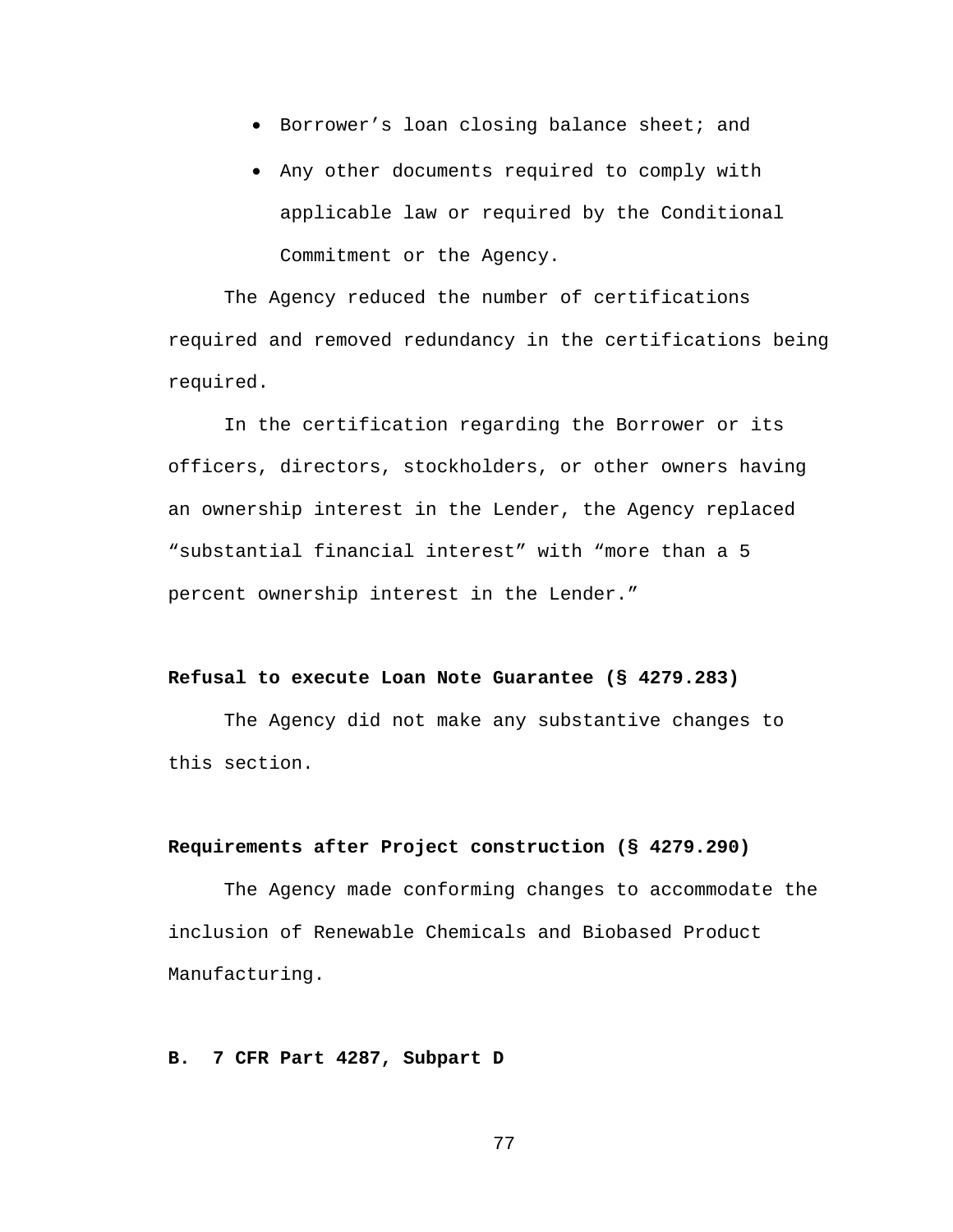- Borrower’s loan closing balance sheet; and
- Any other documents required to comply with applicable law or required by the Conditional Commitment or the Agency.

The Agency reduced the number of certifications required and removed redundancy in the certifications being required.

In the certification regarding the Borrower or its officers, directors, stockholders, or other owners having an ownership interest in the Lender, the Agency replaced “substantial financial interest” with “more than a 5 percent ownership interest in the Lender.”

**Refusal to execute Loan Note Guarantee (§ 4279.283)**

The Agency did not make any substantive changes to this section.

**Requirements after Project construction (§ 4279.290)**

The Agency made conforming changes to accommodate the inclusion of Renewable Chemicals and Biobased Product Manufacturing.

**B. 7 CFR Part 4287, Subpart D**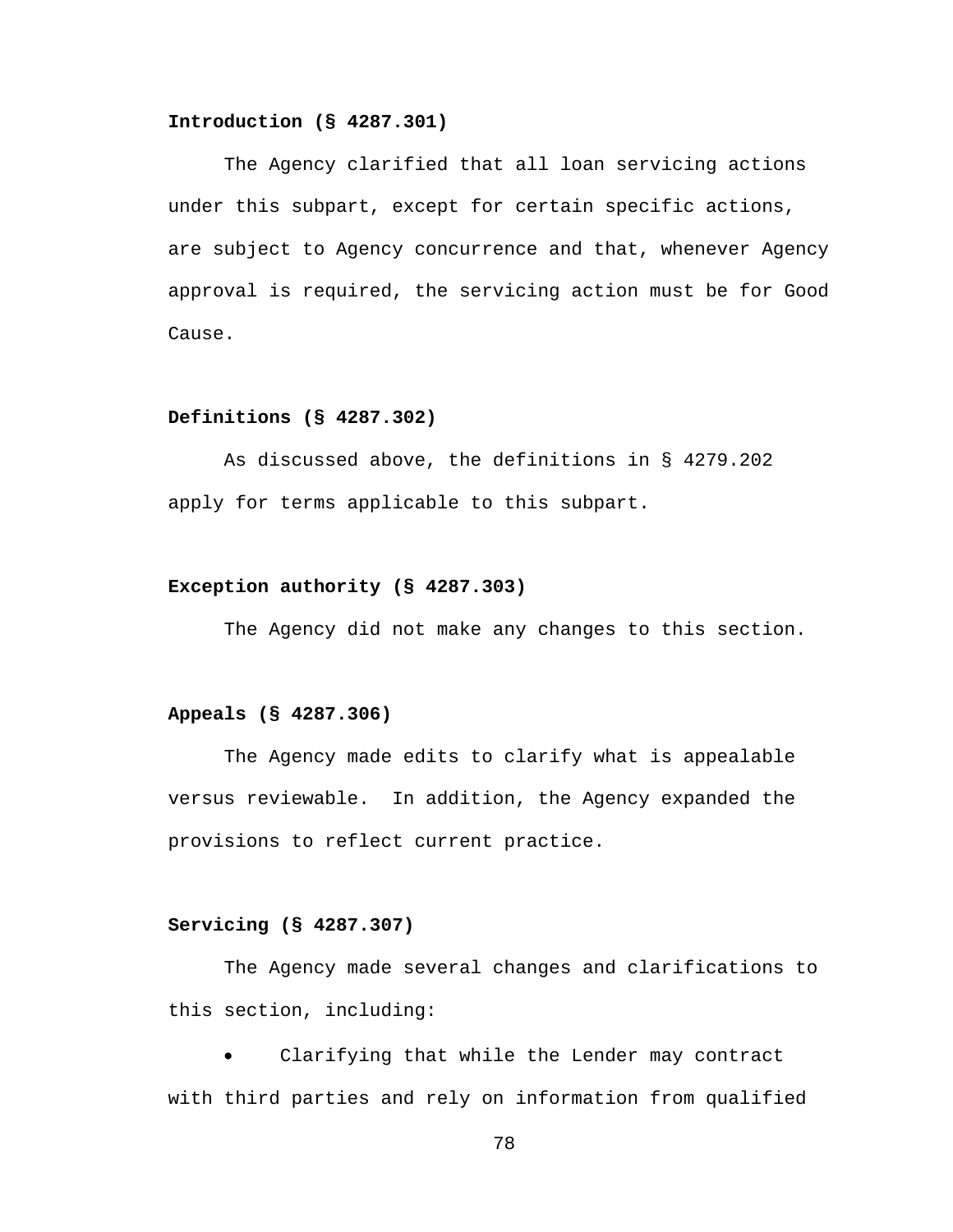**Introduction (§ 4287.301)**

The Agency clarified that all loan servicing actions under this subpart, except for certain specific actions, are subject to Agency concurrence and that, whenever Agency approval is required, the servicing action must be for Good Cause.

**Definitions (§ 4287.302)**

As discussed above, the definitions in § 4279.202 apply for terms applicable to this subpart.

**Exception authority (§ 4287.303)**

The Agency did not make any changes to this section.

**Appeals (§ 4287.306)**

The Agency made edits to clarify what is appealable versus reviewable. In addition, the Agency expanded the provisions to reflect current practice.

**Servicing (§ 4287.307)**

The Agency made several changes and clarifications to this section, including:

- Clarifying that while the Lender may contract with third parties and rely on information from qualified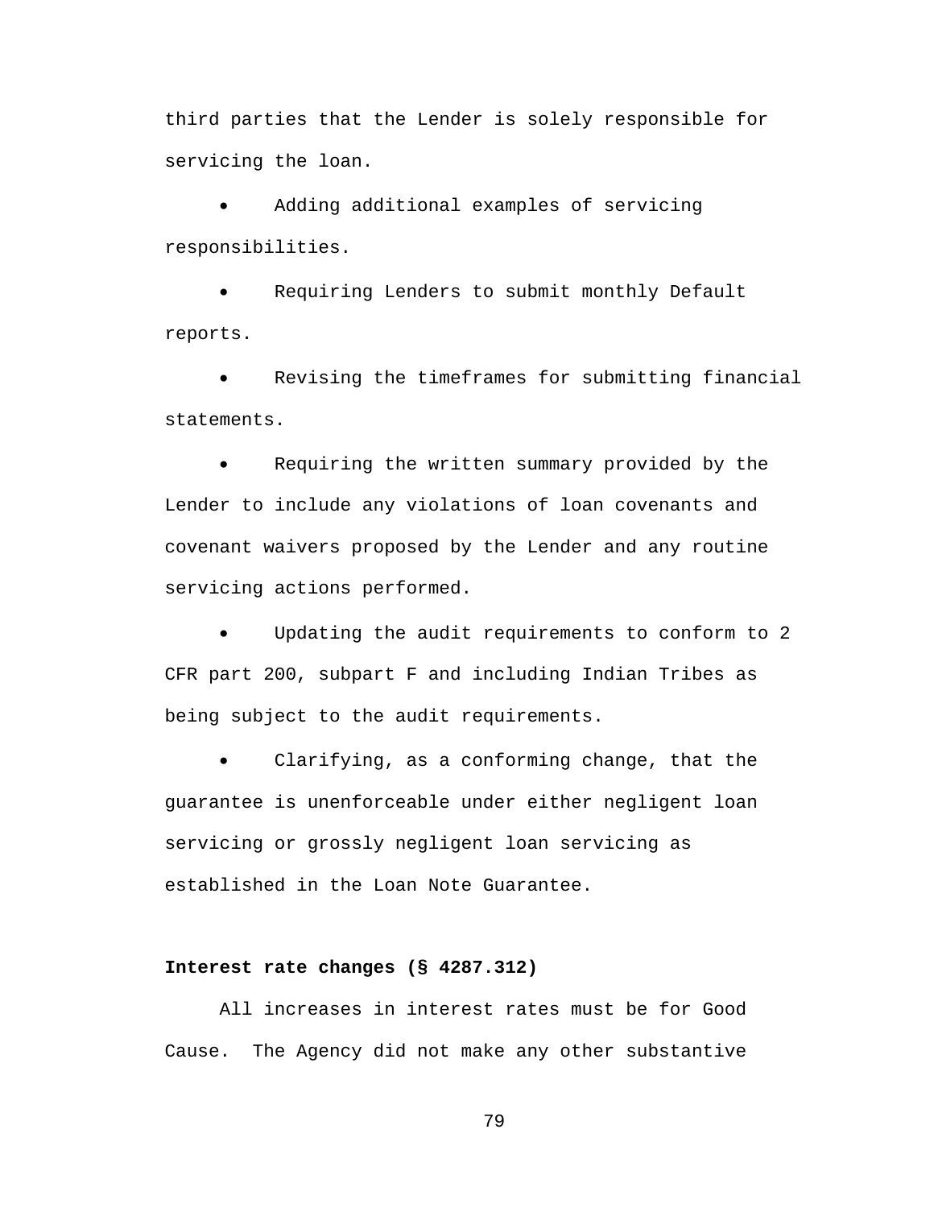third parties that the Lender is solely responsible for servicing the loan.

- Adding additional examples of servicing responsibilities.
- Requiring Lenders to submit monthly Default reports.
- Revising the timeframes for submitting financial statements.
- Requiring the written summary provided by the Lender to include any violations of loan covenants and covenant waivers proposed by the Lender and any routine servicing actions performed.
- Updating the audit requirements to conform to 2 CFR part 200, subpart F and including Indian Tribes as being subject to the audit requirements.
- Clarifying, as a conforming change, that the guarantee is unenforceable under either negligent loan servicing or grossly negligent loan servicing as established in the Loan Note Guarantee.

**Interest rate changes (§ 4287.312)**

All increases in interest rates must be for Good Cause. The Agency did not make any other substantive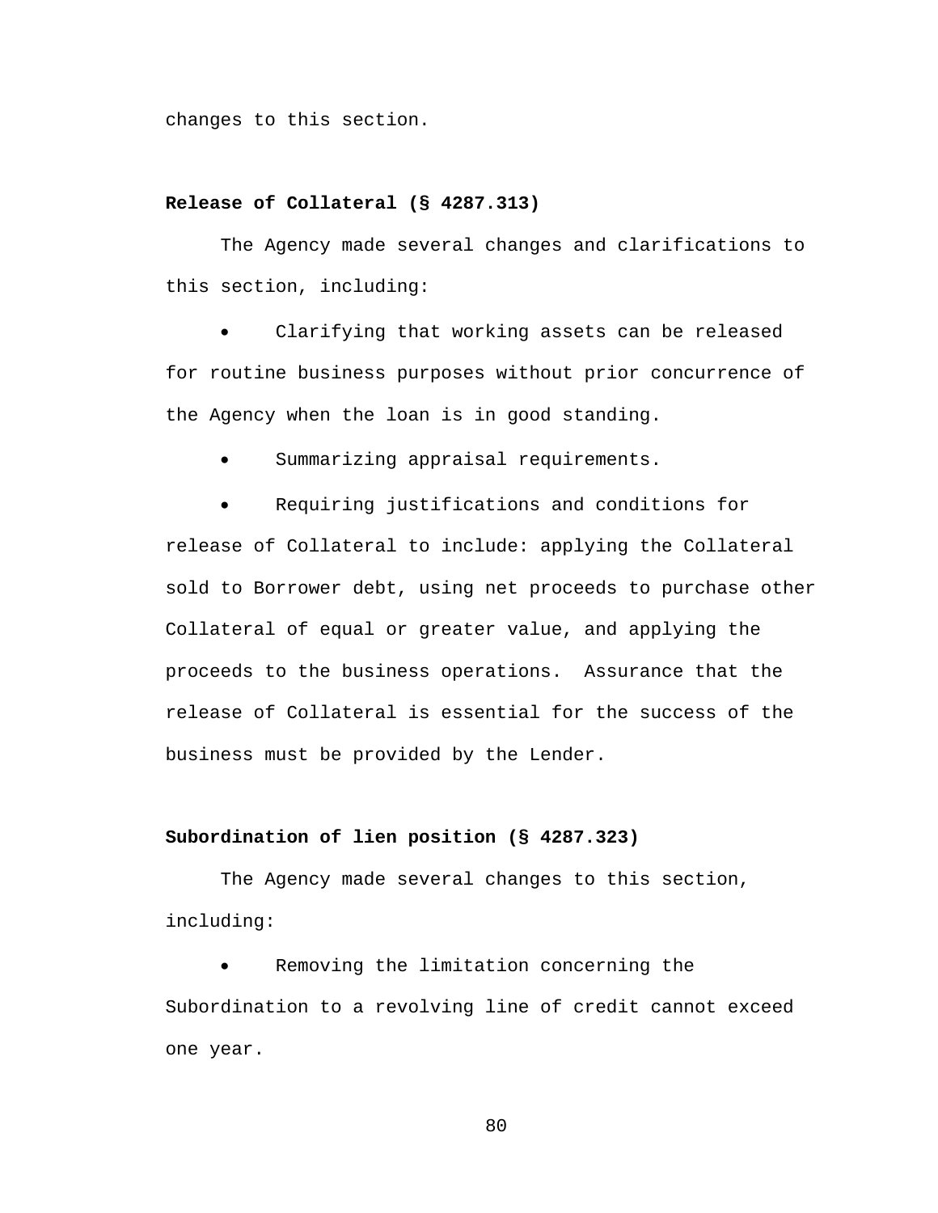changes to this section.

**Release of Collateral (§ 4287.313)**

The Agency made several changes and clarifications to this section, including:

- Clarifying that working assets can be released for routine business purposes without prior concurrence of the Agency when the loan is in good standing.
- Summarizing appraisal requirements.
- Requiring justifications and conditions for release of Collateral to include: applying the Collateral sold to Borrower debt, using net proceeds to purchase other Collateral of equal or greater value, and applying the proceeds to the business operations. Assurance that the release of Collateral is essential for the success of the business must be provided by the Lender.

**Subordination of lien position (§ 4287.323)**

The Agency made several changes to this section, including:

- Removing the limitation concerning the Subordination to a revolving line of credit cannot exceed one year.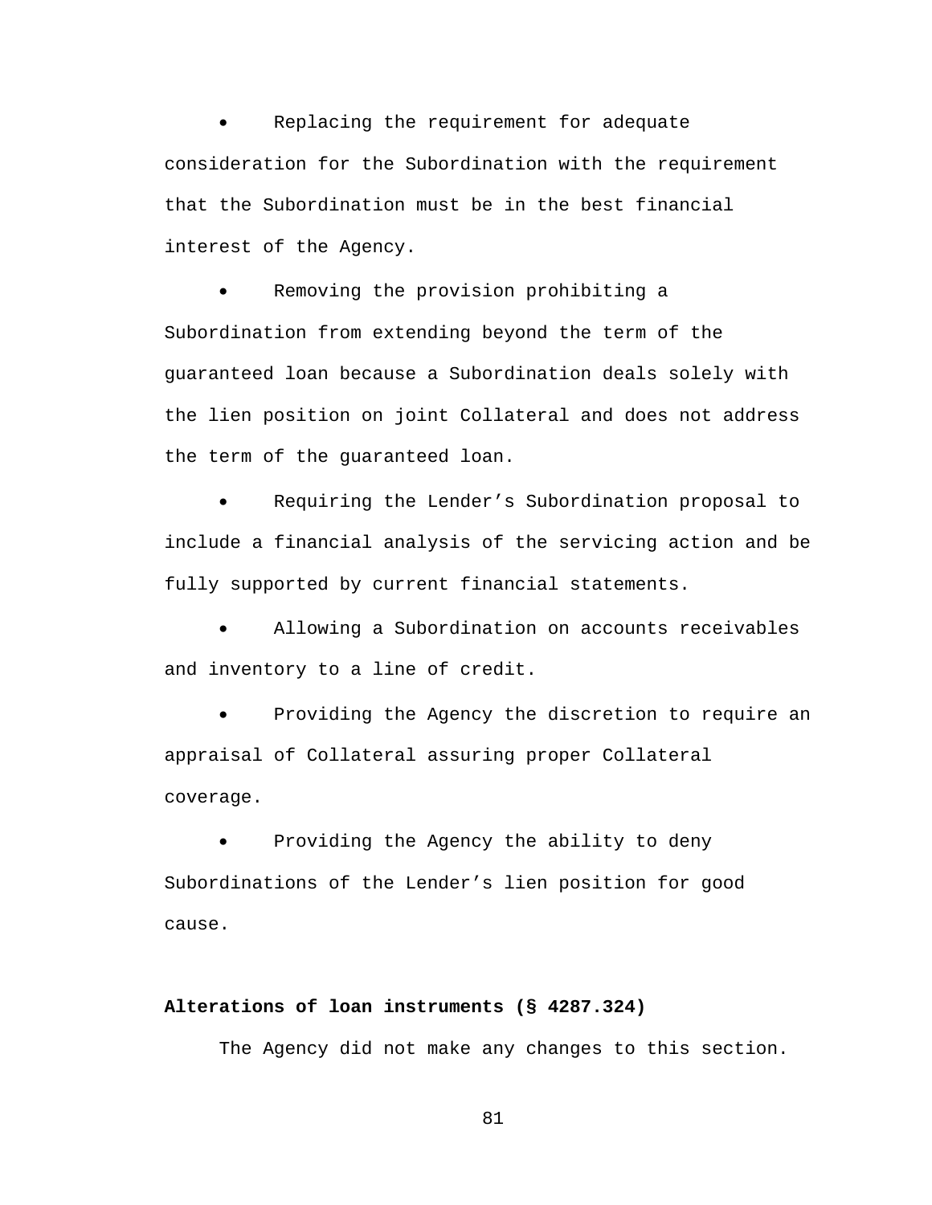- Replacing the requirement for adequate consideration for the Subordination with the requirement that the Subordination must be in the best financial interest of the Agency.
- Removing the provision prohibiting a Subordination from extending beyond the term of the guaranteed loan because a Subordination deals solely with the lien position on joint Collateral and does not address the term of the guaranteed loan.
- Requiring the Lender's Subordination proposal to include a financial analysis of the servicing action and be fully supported by current financial statements.
- Allowing a Subordination on accounts receivables and inventory to a line of credit.
- Providing the Agency the discretion to require an appraisal of Collateral assuring proper Collateral coverage.
- Providing the Agency the ability to deny Subordinations of the Lender's lien position for good cause.

**Alterations of loan instruments (§ 4287.324)**

The Agency did not make any changes to this section.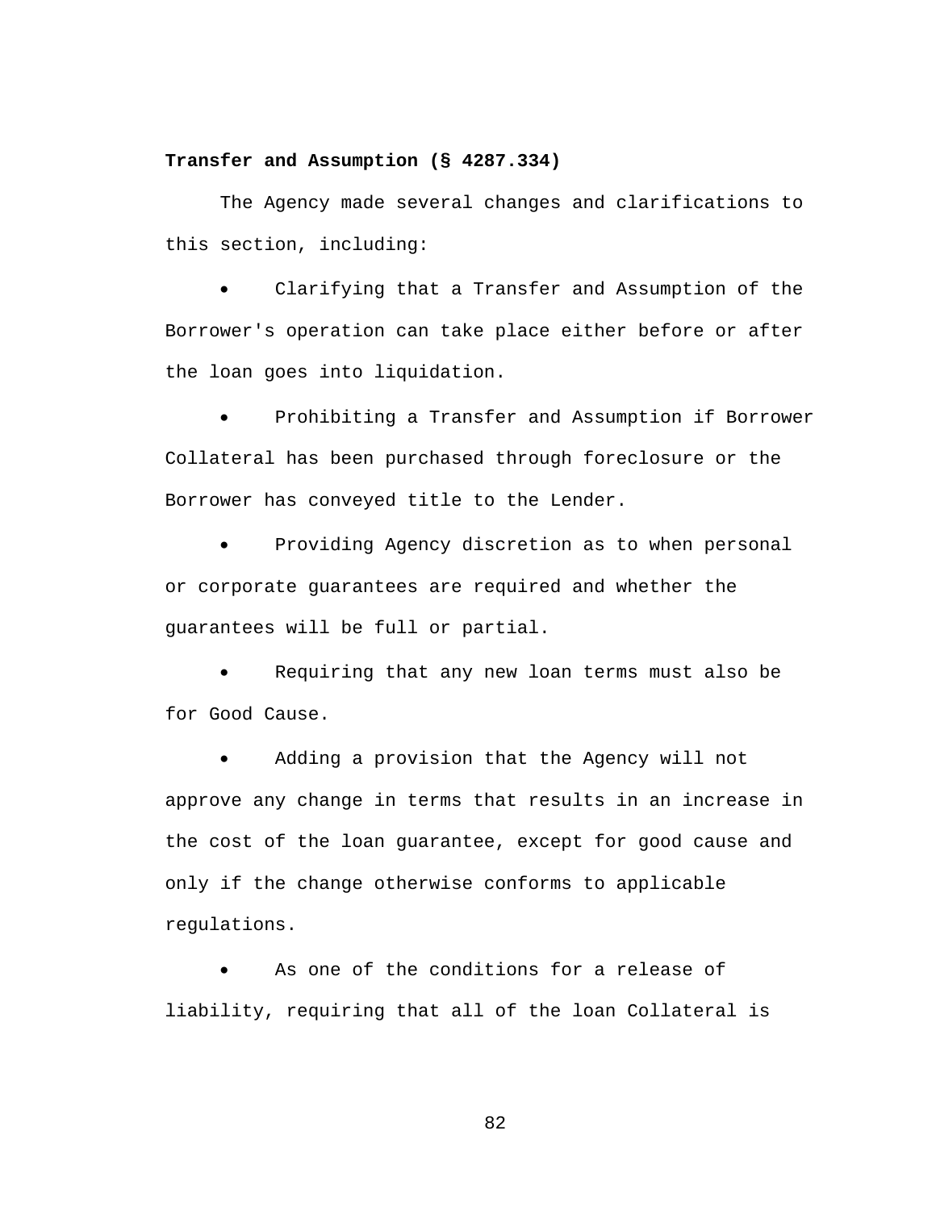**Transfer and Assumption (§ 4287.334)**

The Agency made several changes and clarifications to this section, including:

- Clarifying that a Transfer and Assumption of the Borrower's operation can take place either before or after the loan goes into liquidation.
- Prohibiting a Transfer and Assumption if Borrower Collateral has been purchased through foreclosure or the Borrower has conveyed title to the Lender.
- Providing Agency discretion as to when personal or corporate guarantees are required and whether the guarantees will be full or partial.
- Requiring that any new loan terms must also be for Good Cause.
- Adding a provision that the Agency will not approve any change in terms that results in an increase in the cost of the loan guarantee, except for good cause and only if the change otherwise conforms to applicable regulations.
- As one of the conditions for a release of liability, requiring that all of the loan Collateral is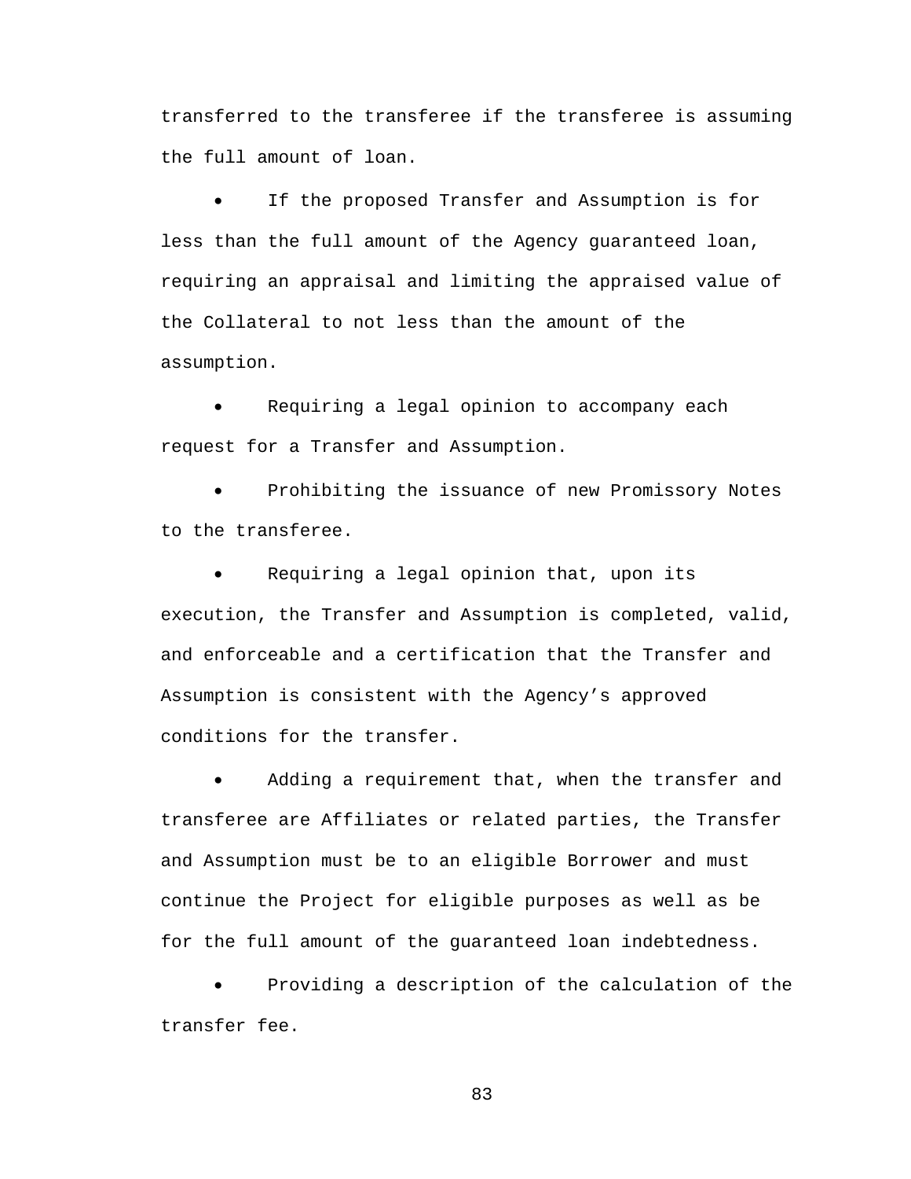transferred to the transferee if the transferee is assuming the full amount of loan.

- If the proposed Transfer and Assumption is for less than the full amount of the Agency guaranteed loan, requiring an appraisal and limiting the appraised value of the Collateral to not less than the amount of the assumption.
- Requiring a legal opinion to accompany each request for a Transfer and Assumption.
- Prohibiting the issuance of new Promissory Notes to the transferee.
- Requiring a legal opinion that, upon its execution, the Transfer and Assumption is completed, valid, and enforceable and a certification that the Transfer and Assumption is consistent with the Agency's approved conditions for the transfer.
- Adding a requirement that, when the transfer and transferee are Affiliates or related parties, the Transfer and Assumption must be to an eligible Borrower and must continue the Project for eligible purposes as well as be for the full amount of the guaranteed loan indebtedness.
- Providing a description of the calculation of the transfer fee.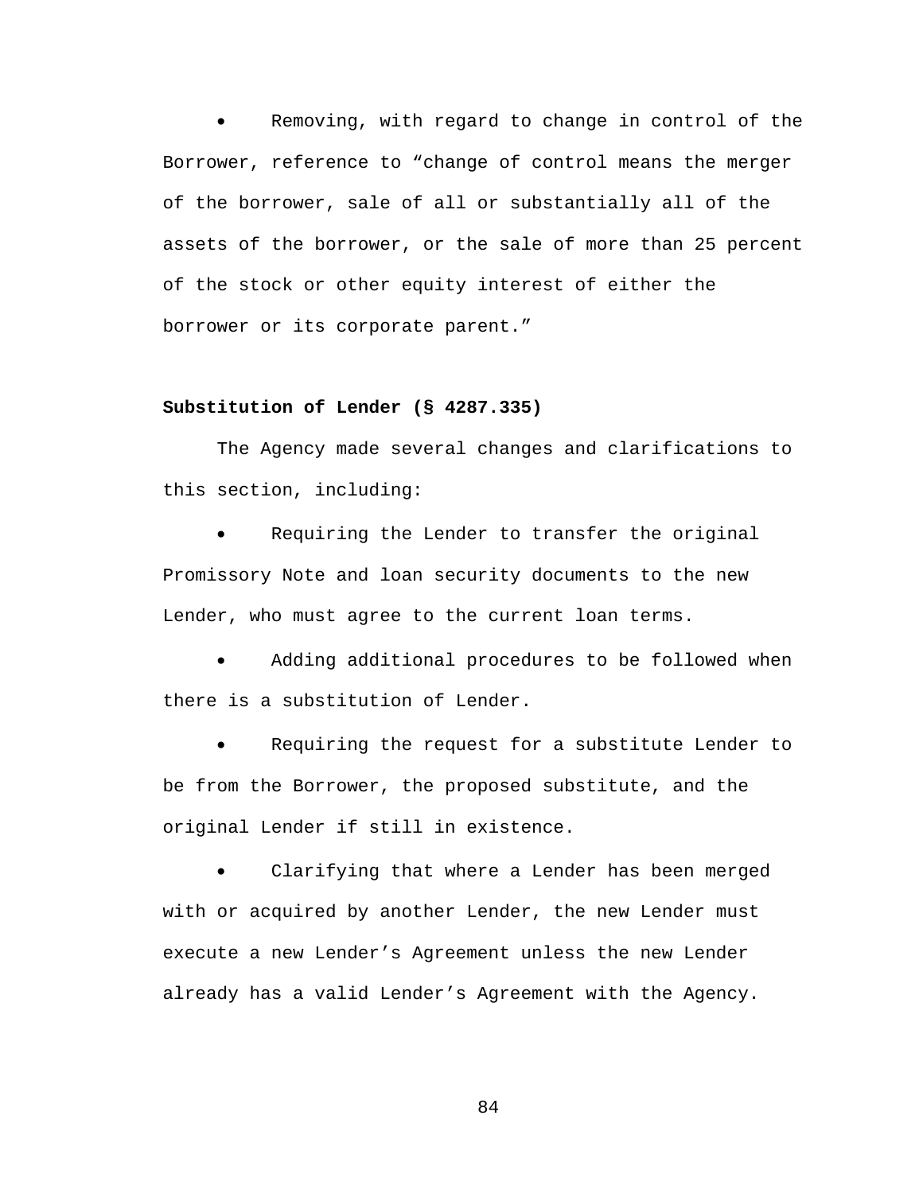- Removing, with regard to change in control of the Borrower, reference to “change of control means the merger of the borrower, sale of all or substantially all of the assets of the borrower, or the sale of more than 25 percent of the stock or other equity interest of either the borrower or its corporate parent.”

**Substitution of Lender (§ 4287.335)**

The Agency made several changes and clarifications to this section, including:

- Requiring the Lender to transfer the original Promissory Note and loan security documents to the new Lender, who must agree to the current loan terms.
- Adding additional procedures to be followed when there is a substitution of Lender.
- Requiring the request for a substitute Lender to be from the Borrower, the proposed substitute, and the original Lender if still in existence.
- Clarifying that where a Lender has been merged with or acquired by another Lender, the new Lender must execute a new Lender’s Agreement unless the new Lender already has a valid Lender’s Agreement with the Agency.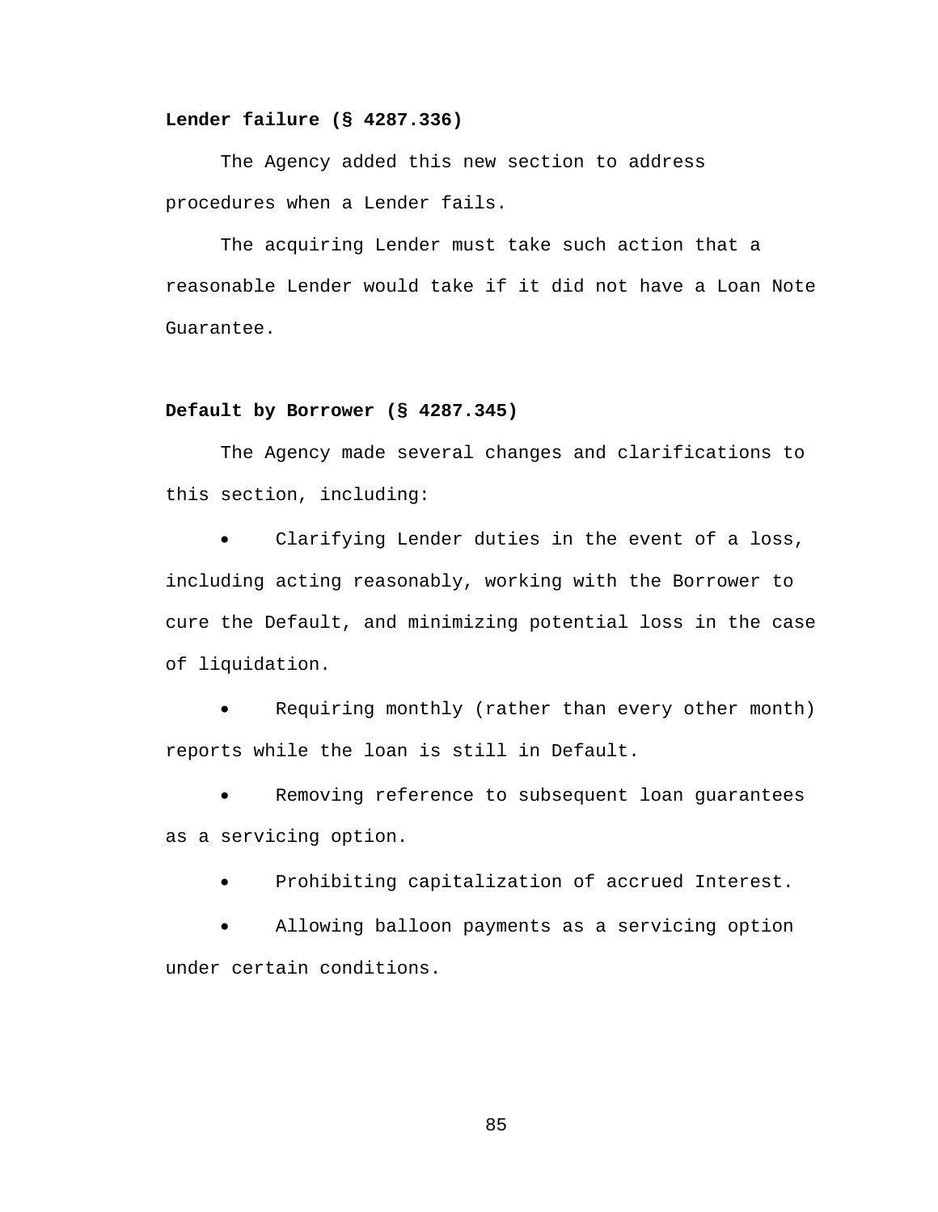**Lender failure (§ 4287.336)**

The Agency added this new section to address procedures when a Lender fails.

The acquiring Lender must take such action that a reasonable Lender would take if it did not have a Loan Note Guarantee.

**Default by Borrower (§ 4287.345)**

The Agency made several changes and clarifications to this section, including:

- Clarifying Lender duties in the event of a loss, including acting reasonably, working with the Borrower to cure the Default, and minimizing potential loss in the case of liquidation.
- Requiring monthly (rather than every other month) reports while the loan is still in Default.
- Removing reference to subsequent loan guarantees as a servicing option.
- Prohibiting capitalization of accrued Interest.
- Allowing balloon payments as a servicing option under certain conditions.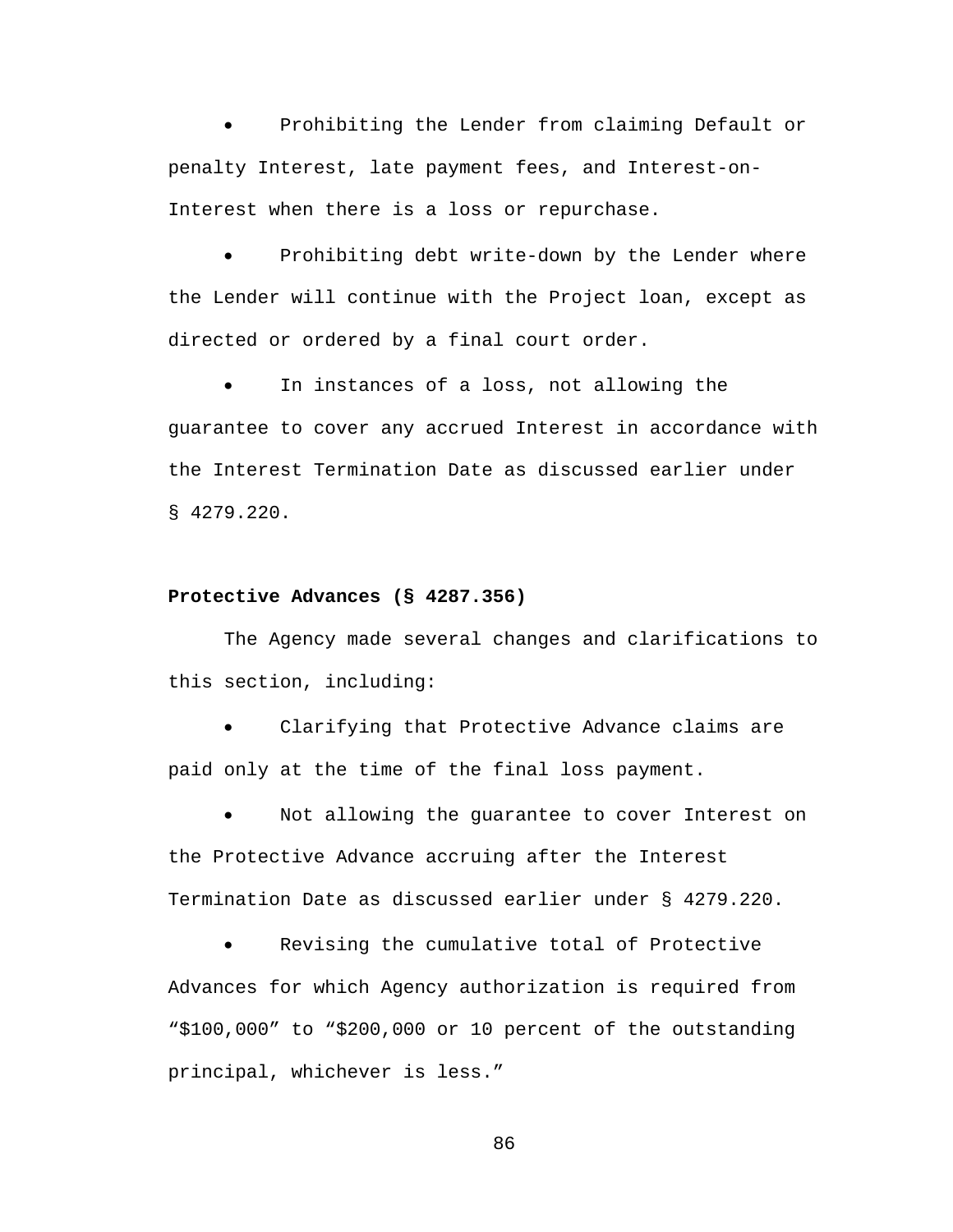- Prohibiting the Lender from claiming Default or penalty Interest, late payment fees, and Interest-on-Interest when there is a loss or repurchase.
- Prohibiting debt write-down by the Lender where the Lender will continue with the Project loan, except as directed or ordered by a final court order.
- In instances of a loss, not allowing the guarantee to cover any accrued Interest in accordance with the Interest Termination Date as discussed earlier under § 4279.220.

**Protective Advances (§ 4287.356)**

The Agency made several changes and clarifications to this section, including:

- Clarifying that Protective Advance claims are paid only at the time of the final loss payment.
- Not allowing the guarantee to cover Interest on the Protective Advance accruing after the Interest Termination Date as discussed earlier under § 4279.220.
- Revising the cumulative total of Protective Advances for which Agency authorization is required from "$100,000" to "$200,000 or 10 percent of the outstanding principal, whichever is less."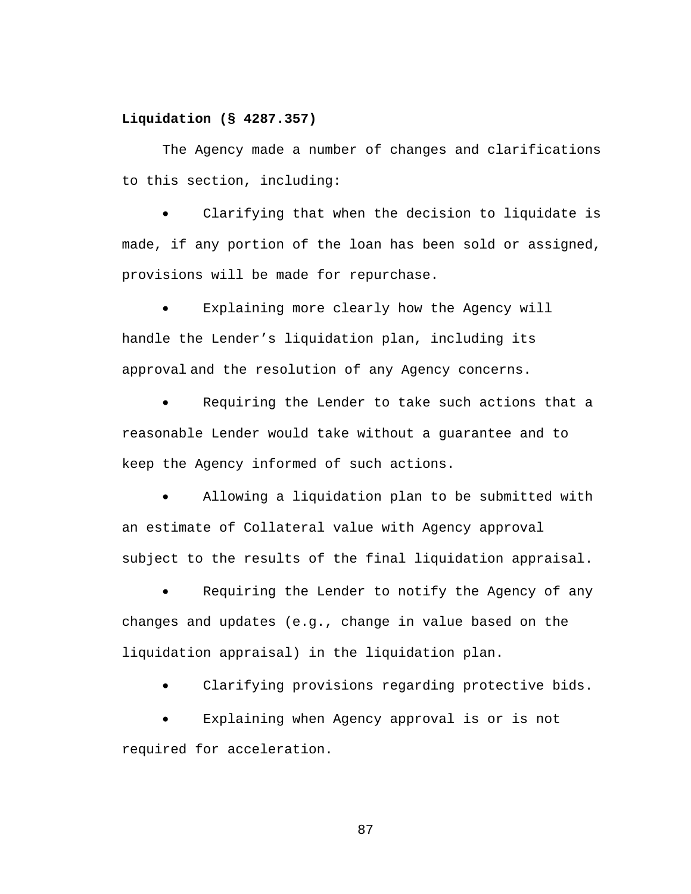**Liquidation (§ 4287.357)**

The Agency made a number of changes and clarifications to this section, including:

- Clarifying that when the decision to liquidate is made, if any portion of the loan has been sold or assigned, provisions will be made for repurchase.
- Explaining more clearly how the Agency will handle the Lender's liquidation plan, including its approval and the resolution of any Agency concerns.
- Requiring the Lender to take such actions that a reasonable Lender would take without a guarantee and to keep the Agency informed of such actions.
- Allowing a liquidation plan to be submitted with an estimate of Collateral value with Agency approval subject to the results of the final liquidation appraisal.
- Requiring the Lender to notify the Agency of any changes and updates (e.g., change in value based on the liquidation appraisal) in the liquidation plan.
- Clarifying provisions regarding protective bids.
- Explaining when Agency approval is or is not required for acceleration.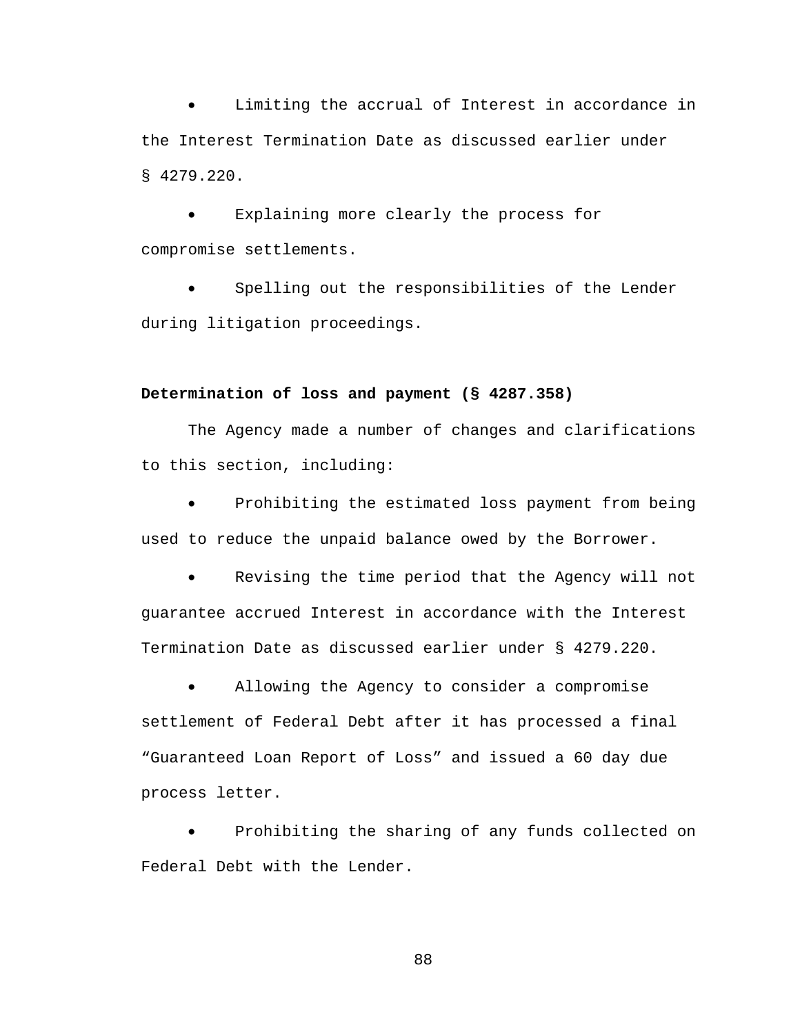- Limiting the accrual of Interest in accordance in the Interest Termination Date as discussed earlier under § 4279.220.
- Explaining more clearly the process for compromise settlements.
- Spelling out the responsibilities of the Lender during litigation proceedings.

**Determination of loss and payment (§ 4287.358)**

The Agency made a number of changes and clarifications to this section, including:

- Prohibiting the estimated loss payment from being used to reduce the unpaid balance owed by the Borrower.
- Revising the time period that the Agency will not guarantee accrued Interest in accordance with the Interest Termination Date as discussed earlier under § 4279.220.
- Allowing the Agency to consider a compromise settlement of Federal Debt after it has processed a final "Guaranteed Loan Report of Loss" and issued a 60 day due process letter.
- Prohibiting the sharing of any funds collected on Federal Debt with the Lender.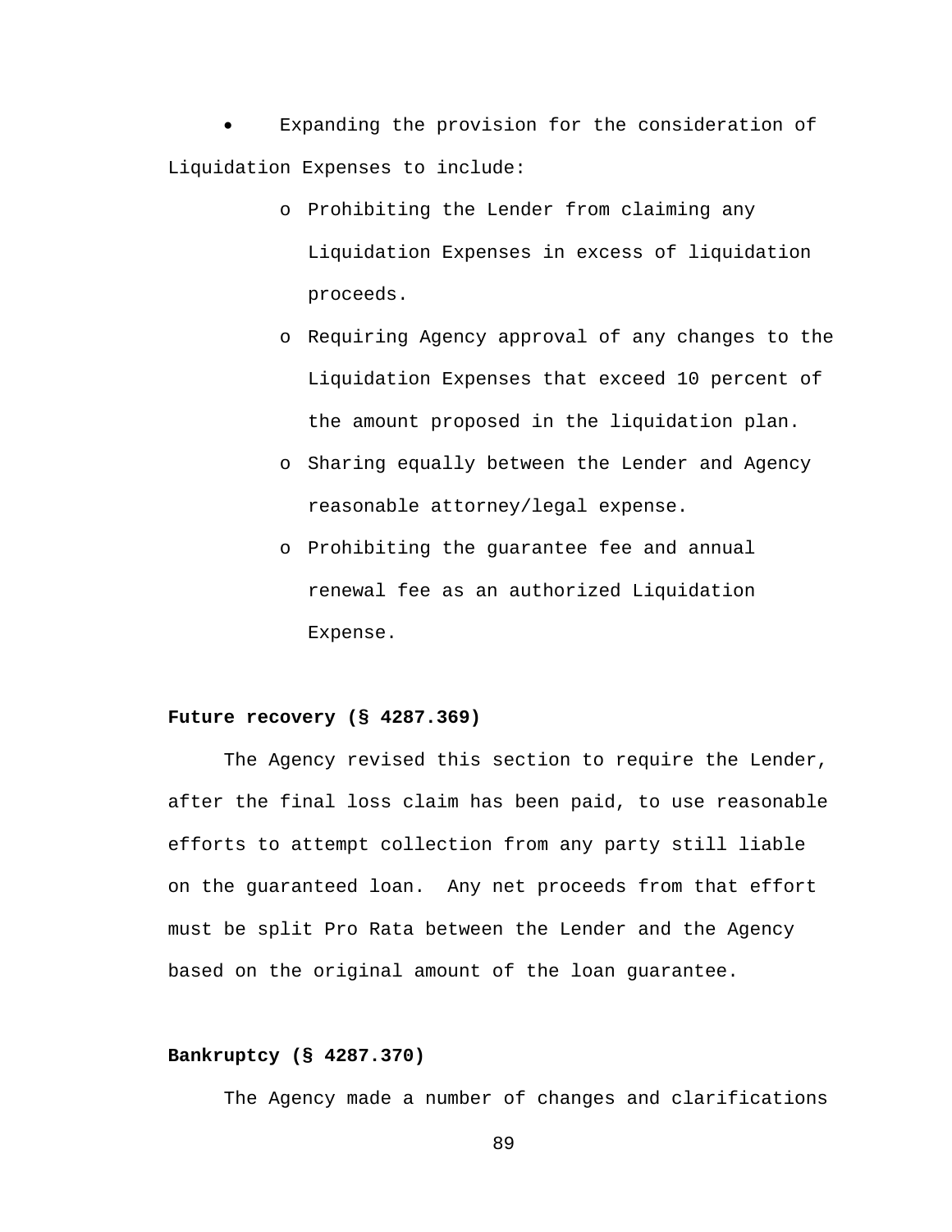- Expanding the provision for the consideration of Liquidation Expenses to include:
    - Prohibiting the Lender from claiming any Liquidation Expenses in excess of liquidation proceeds.
    - Requiring Agency approval of any changes to the Liquidation Expenses that exceed 10 percent of the amount proposed in the liquidation plan.
    - Sharing equally between the Lender and Agency reasonable attorney/legal expense.
    - Prohibiting the guarantee fee and annual renewal fee as an authorized Liquidation Expense.

**Future recovery (§ 4287.369)**

The Agency revised this section to require the Lender, after the final loss claim has been paid, to use reasonable efforts to attempt collection from any party still liable on the guaranteed loan. Any net proceeds from that effort must be split Pro Rata between the Lender and the Agency based on the original amount of the loan guarantee.

**Bankruptcy (§ 4287.370)**

The Agency made a number of changes and clarifications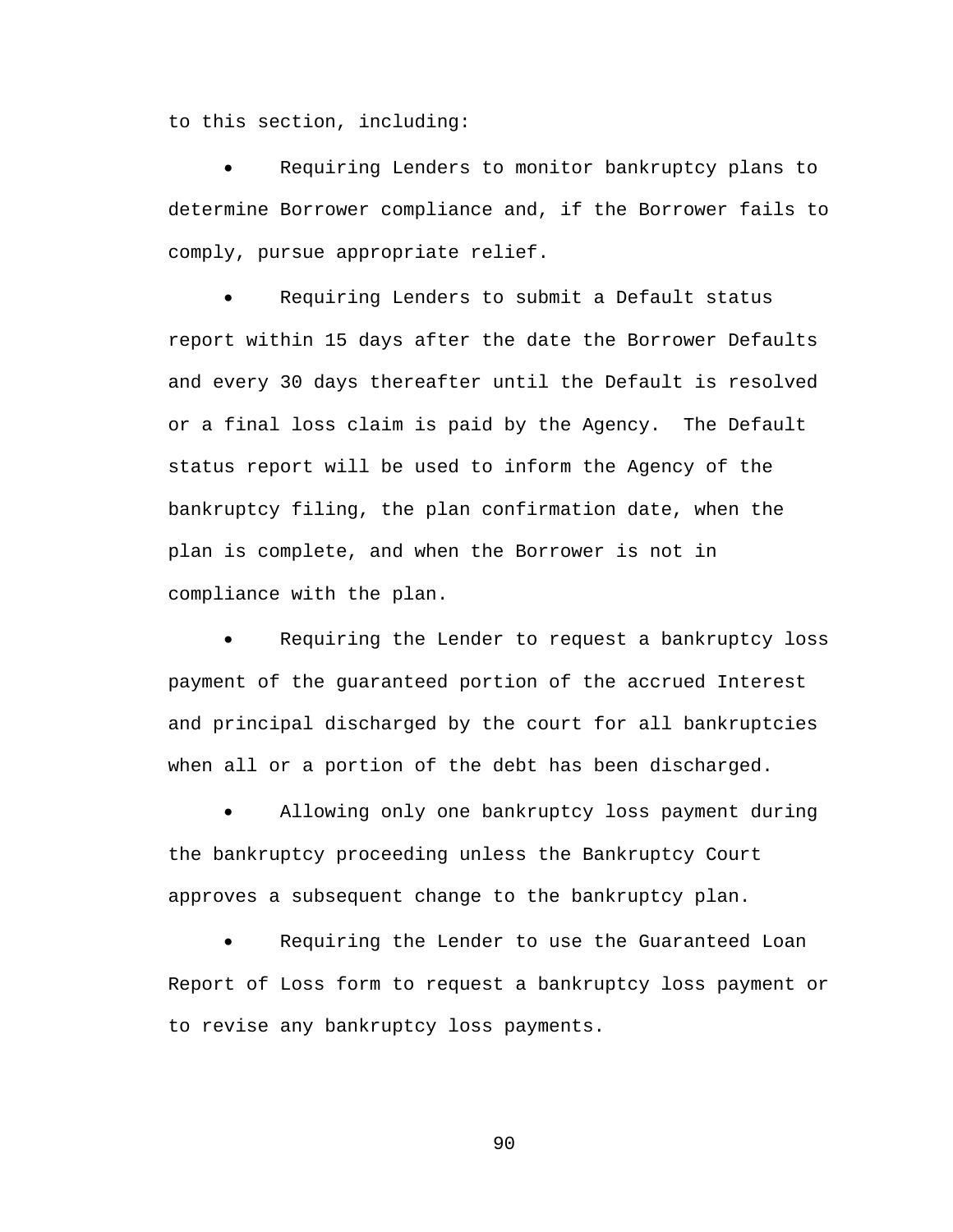to this section, including:

- Requiring Lenders to monitor bankruptcy plans to determine Borrower compliance and, if the Borrower fails to comply, pursue appropriate relief.
- Requiring Lenders to submit a Default status report within 15 days after the date the Borrower Defaults and every 30 days thereafter until the Default is resolved or a final loss claim is paid by the Agency. The Default status report will be used to inform the Agency of the bankruptcy filing, the plan confirmation date, when the plan is complete, and when the Borrower is not in compliance with the plan.
- Requiring the Lender to request a bankruptcy loss payment of the guaranteed portion of the accrued Interest and principal discharged by the court for all bankruptcies when all or a portion of the debt has been discharged.
- Allowing only one bankruptcy loss payment during the bankruptcy proceeding unless the Bankruptcy Court approves a subsequent change to the bankruptcy plan.
- Requiring the Lender to use the Guaranteed Loan Report of Loss form to request a bankruptcy loss payment or to revise any bankruptcy loss payments.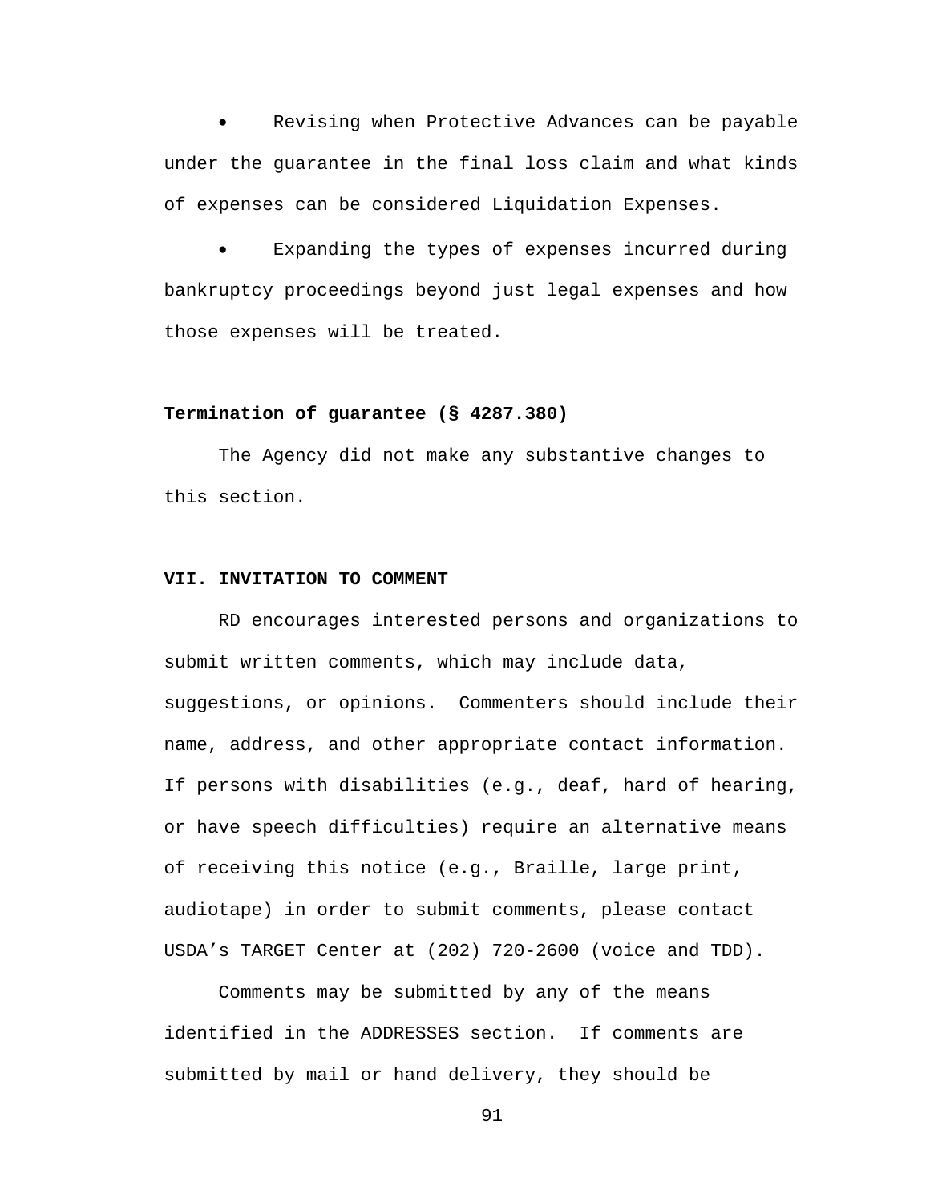- Revising when Protective Advances can be payable under the guarantee in the final loss claim and what kinds of expenses can be considered Liquidation Expenses.
- Expanding the types of expenses incurred during bankruptcy proceedings beyond just legal expenses and how those expenses will be treated.

**Termination of guarantee (§ 4287.380)**

The Agency did not make any substantive changes to this section.

**VII. INVITATION TO COMMENT**

RD encourages interested persons and organizations to submit written comments, which may include data, suggestions, or opinions. Commenters should include their name, address, and other appropriate contact information. If persons with disabilities (e.g., deaf, hard of hearing, or have speech difficulties) require an alternative means of receiving this notice (e.g., Braille, large print, audiotape) in order to submit comments, please contact USDA's TARGET Center at (202) 720-2600 (voice and TDD).

Comments may be submitted by any of the means identified in the ADDRESSES section. If comments are submitted by mail or hand delivery, they should be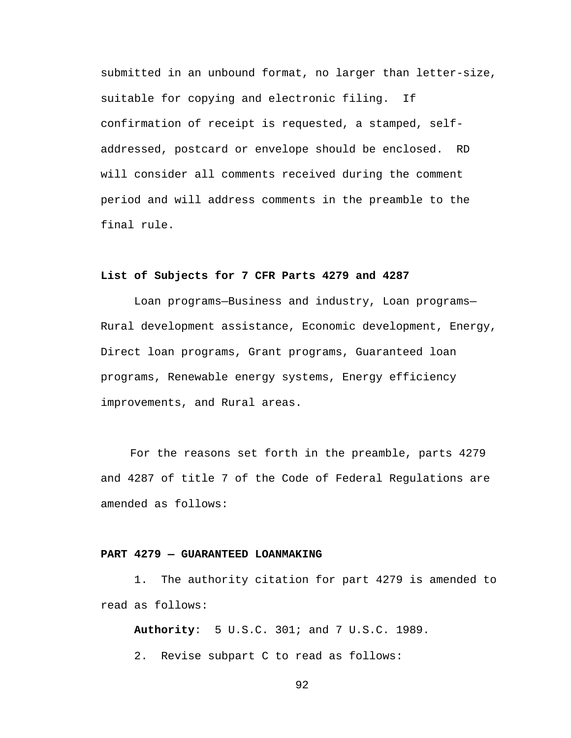submitted in an unbound format, no larger than letter-size, suitable for copying and electronic filing. If confirmation of receipt is requested, a stamped, self-addressed, postcard or envelope should be enclosed. RD will consider all comments received during the comment period and will address comments in the preamble to the final rule.

**List of Subjects for 7 CFR Parts 4279 and 4287**

Loan programs—Business and industry, Loan programs—Rural development assistance, Economic development, Energy, Direct loan programs, Grant programs, Guaranteed loan programs, Renewable energy systems, Energy efficiency improvements, and Rural areas.

For the reasons set forth in the preamble, parts 4279 and 4287 of title 7 of the Code of Federal Regulations are amended as follows:

**PART 4279 — GUARANTEED LOANMAKING**

1. The authority citation for part 4279 is amended to read as follows:

**Authority**: 5 U.S.C. 301; and 7 U.S.C. 1989.

2. Revise subpart C to read as follows: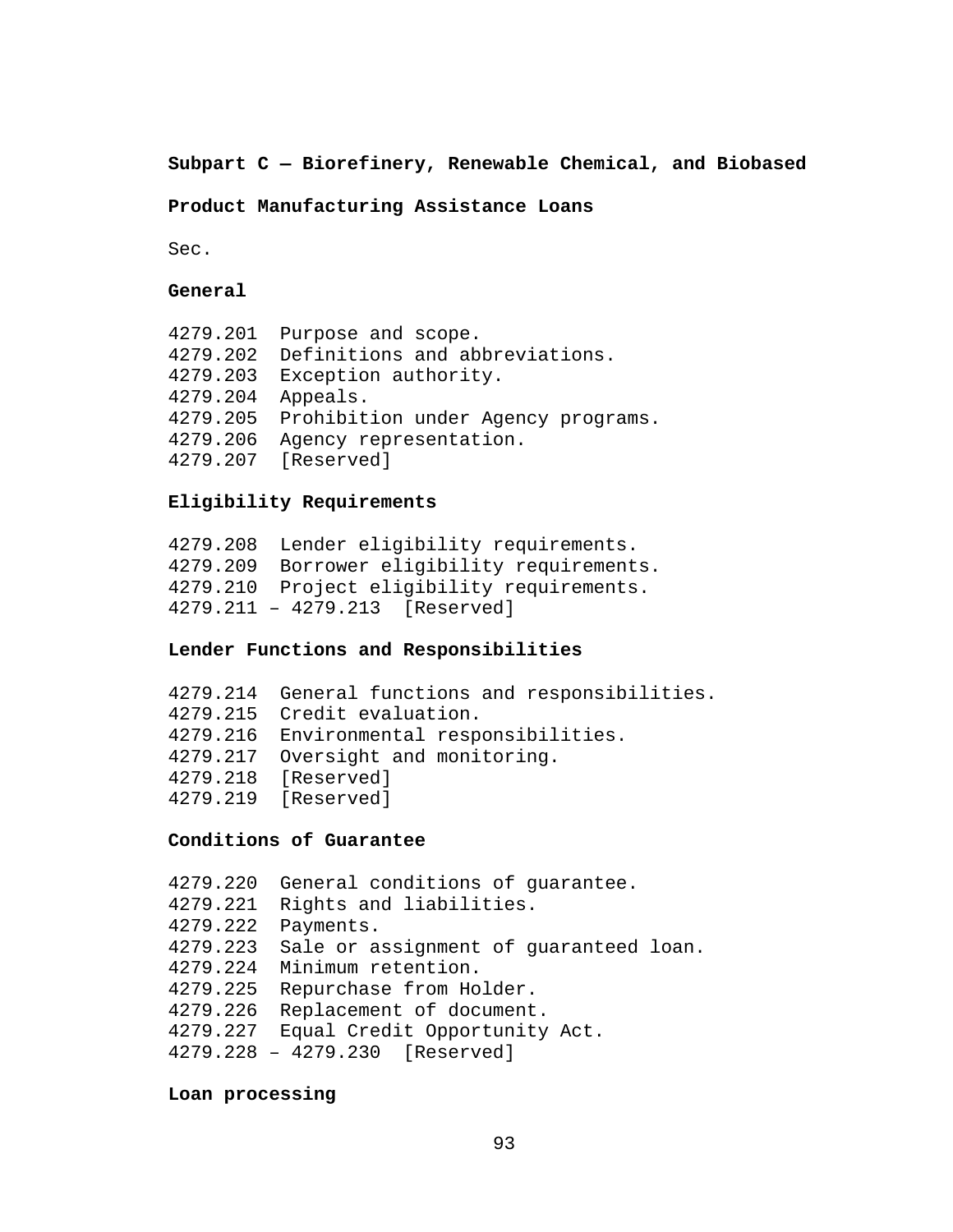**Subpart C — Biorefinery, Renewable Chemical, and Biobased**

**Product Manufacturing Assistance Loans**

Sec.

**General**

4279.201 Purpose and scope.
4279.202 Definitions and abbreviations.
4279.203 Exception authority.
4279.204 Appeals.
4279.205 Prohibition under Agency programs.
4279.206 Agency representation.
4279.207 [Reserved]

**Eligibility Requirements**

4279.208 Lender eligibility requirements.
4279.209 Borrower eligibility requirements.
4279.210 Project eligibility requirements.
4279.211 – 4279.213 [Reserved]

**Lender Functions and Responsibilities**

4279.214 General functions and responsibilities.
4279.215 Credit evaluation.
4279.216 Environmental responsibilities.
4279.217 Oversight and monitoring.
4279.218 [Reserved]
4279.219 [Reserved]

**Conditions of Guarantee**

4279.220 General conditions of guarantee.
4279.221 Rights and liabilities.
4279.222 Payments.
4279.223 Sale or assignment of guaranteed loan.
4279.224 Minimum retention.
4279.225 Repurchase from Holder.
4279.226 Replacement of document.
4279.227 Equal Credit Opportunity Act.
4279.228 – 4279.230 [Reserved]

**Loan processing**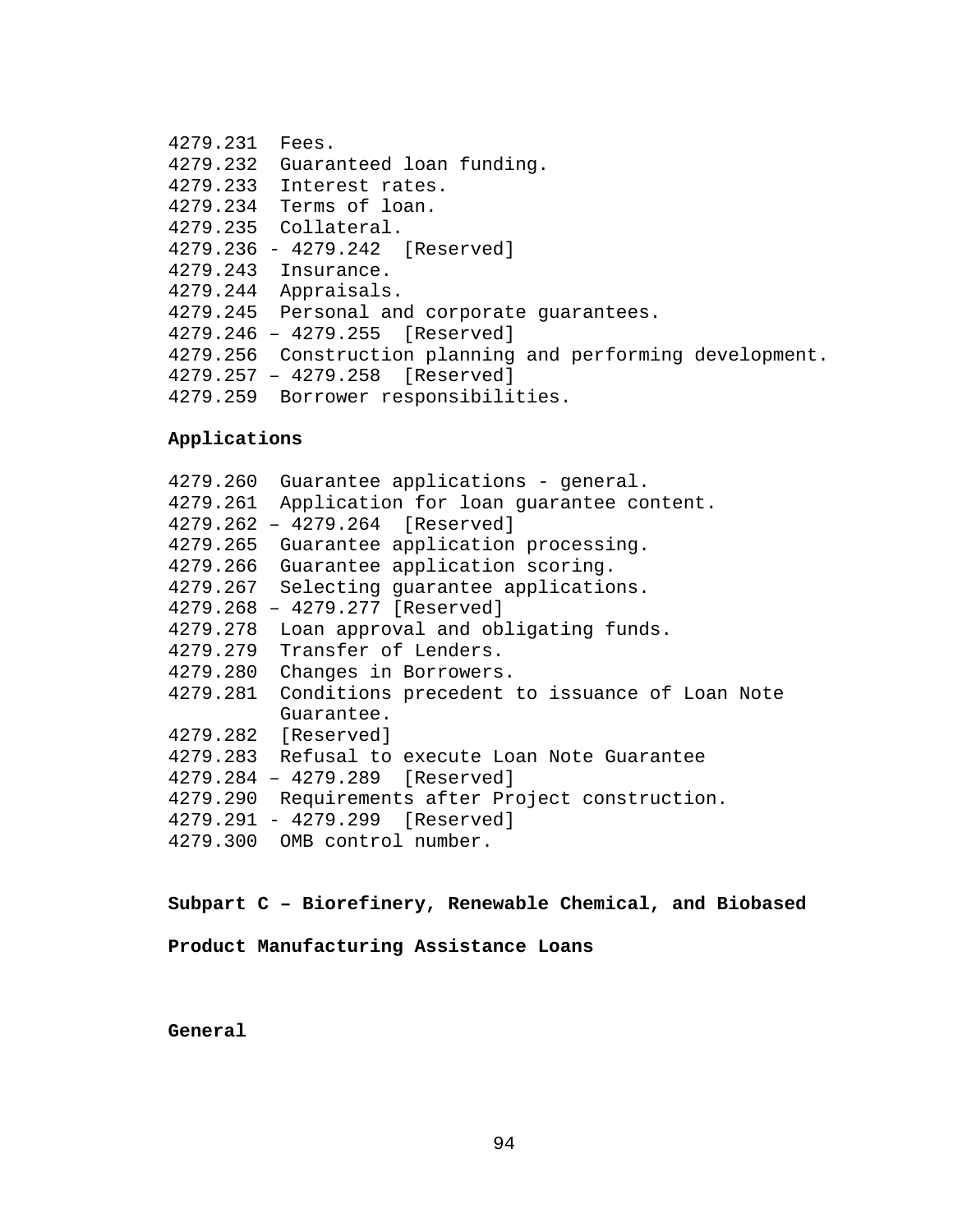4279.231 Fees.
4279.232 Guaranteed loan funding.
4279.233 Interest rates.
4279.234 Terms of loan.
4279.235 Collateral.
4279.236 - 4279.242 [Reserved]
4279.243 Insurance.
4279.244 Appraisals.
4279.245 Personal and corporate guarantees.
4279.246 – 4279.255 [Reserved]
4279.256 Construction planning and performing development.
4279.257 – 4279.258 [Reserved]
4279.259 Borrower responsibilities.

**Applications**

4279.260 Guarantee applications - general.
4279.261 Application for loan guarantee content.
4279.262 – 4279.264 [Reserved]
4279.265 Guarantee application processing.
4279.266 Guarantee application scoring.
4279.267 Selecting guarantee applications.
4279.268 – 4279.277 [Reserved]
4279.278 Loan approval and obligating funds.
4279.279 Transfer of Lenders.
4279.280 Changes in Borrowers.
4279.281 Conditions precedent to issuance of Loan Note Guarantee.
4279.282 [Reserved]
4279.283 Refusal to execute Loan Note Guarantee
4279.284 – 4279.289 [Reserved]
4279.290 Requirements after Project construction.
4279.291 - 4279.299 [Reserved]
4279.300 OMB control number.

## Subpart C – Biorefinery, Renewable Chemical, and Biobased Product Manufacturing Assistance Loans

**General**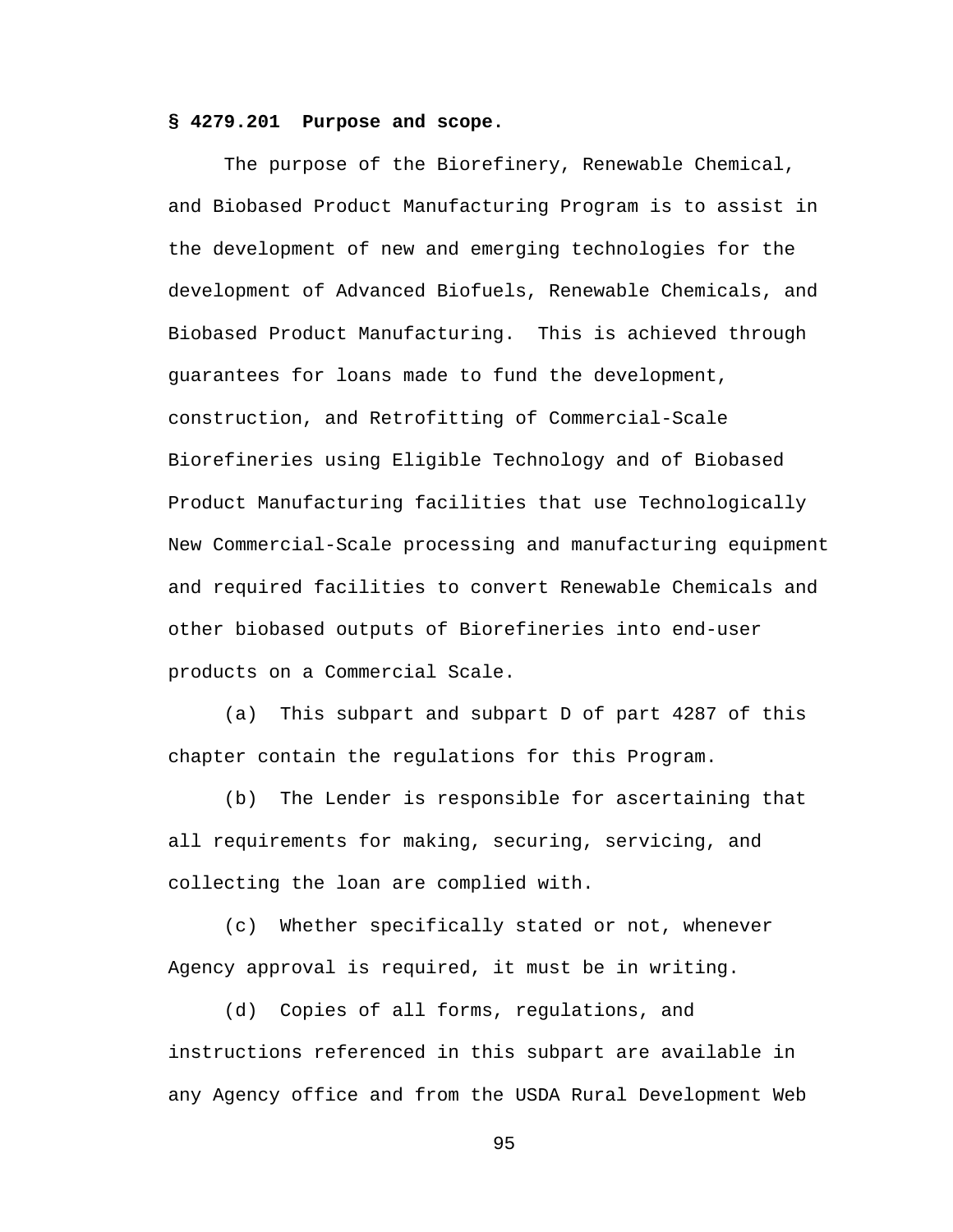**§ 4279.201 Purpose and scope.**

The purpose of the Biorefinery, Renewable Chemical, and Biobased Product Manufacturing Program is to assist in the development of new and emerging technologies for the development of Advanced Biofuels, Renewable Chemicals, and Biobased Product Manufacturing. This is achieved through guarantees for loans made to fund the development, construction, and Retrofitting of Commercial-Scale Biorefineries using Eligible Technology and of Biobased Product Manufacturing facilities that use Technologically New Commercial-Scale processing and manufacturing equipment and required facilities to convert Renewable Chemicals and other biobased outputs of Biorefineries into end-user products on a Commercial Scale.

(a) This subpart and subpart D of part 4287 of this chapter contain the regulations for this Program.

(b) The Lender is responsible for ascertaining that all requirements for making, securing, servicing, and collecting the loan are complied with.

(c) Whether specifically stated or not, whenever Agency approval is required, it must be in writing.

(d) Copies of all forms, regulations, and instructions referenced in this subpart are available in any Agency office and from the USDA Rural Development Web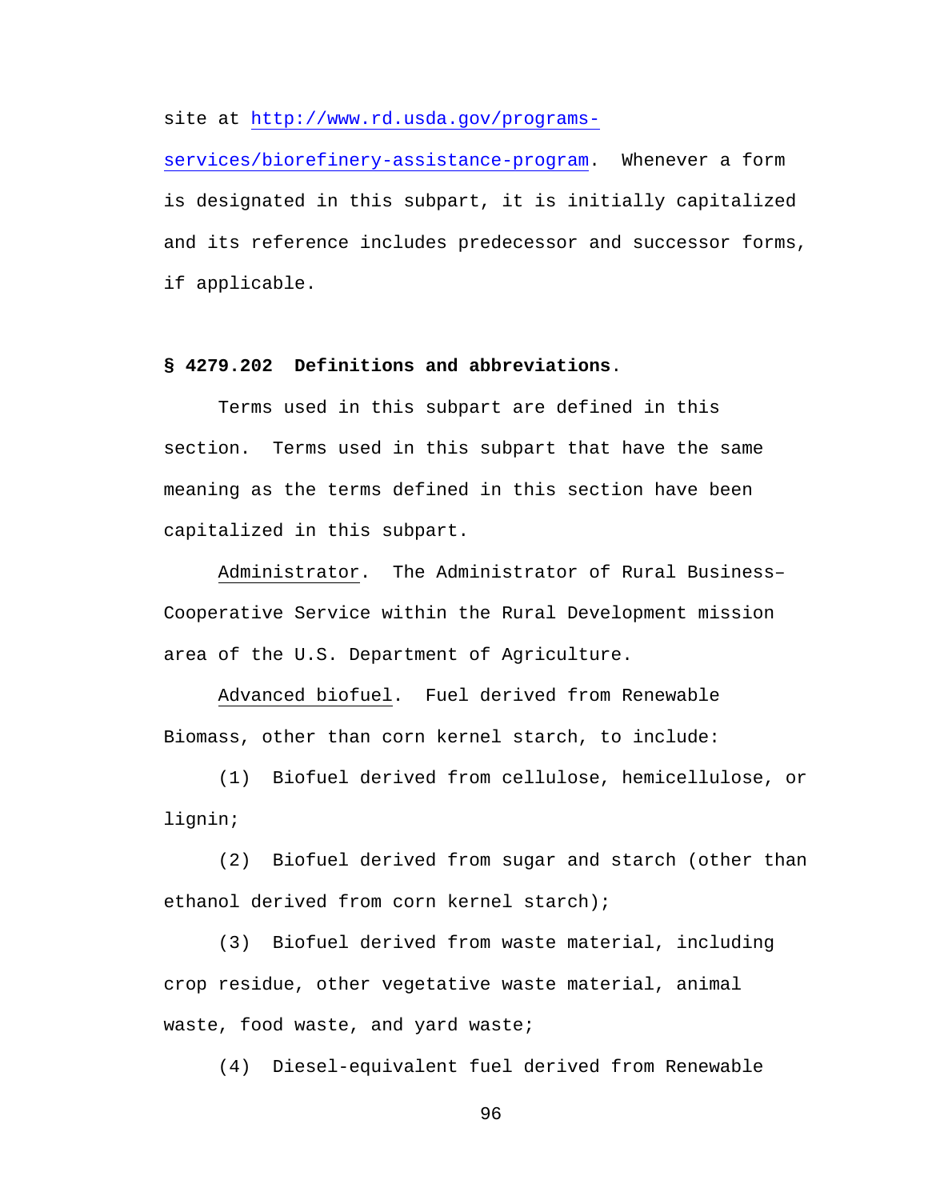site at [http://www.rd.usda.gov/programs-services/biorefinery-assistance-program](http://www.rd.usda.gov/programs-services/biorefinery-assistance-program). Whenever a form is designated in this subpart, it is initially capitalized and its reference includes predecessor and successor forms, if applicable.

### § 4279.202 Definitions and abbreviations.

Terms used in this subpart are defined in this section. Terms used in this subpart that have the same meaning as the terms defined in this section have been capitalized in this subpart.

Administrator. The Administrator of Rural Business–Cooperative Service within the Rural Development mission area of the U.S. Department of Agriculture.

Advanced biofuel. Fuel derived from Renewable Biomass, other than corn kernel starch, to include:

(1) Biofuel derived from cellulose, hemicellulose, or lignin;

(2) Biofuel derived from sugar and starch (other than ethanol derived from corn kernel starch);

(3) Biofuel derived from waste material, including crop residue, other vegetative waste material, animal waste, food waste, and yard waste;

(4) Diesel-equivalent fuel derived from Renewable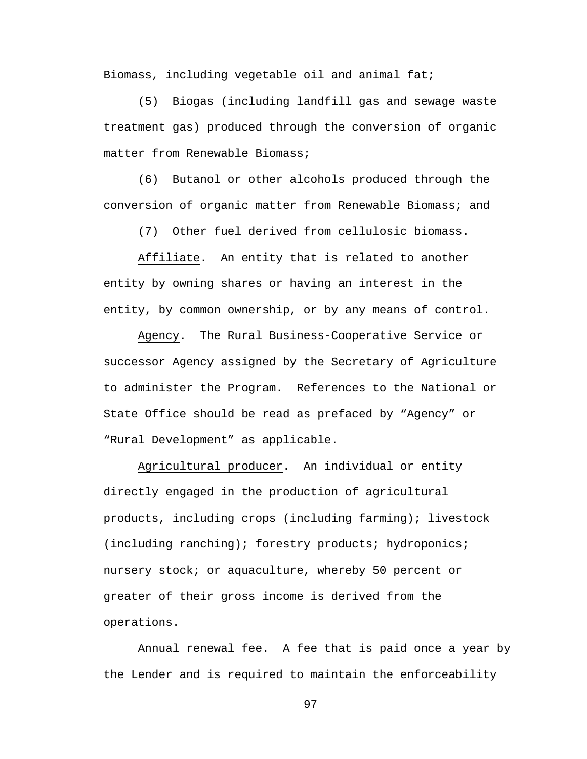Biomass, including vegetable oil and animal fat;

(5) Biogas (including landfill gas and sewage waste treatment gas) produced through the conversion of organic matter from Renewable Biomass;

(6) Butanol or other alcohols produced through the conversion of organic matter from Renewable Biomass; and

(7) Other fuel derived from cellulosic biomass.

Affiliate. An entity that is related to another entity by owning shares or having an interest in the entity, by common ownership, or by any means of control.

Agency. The Rural Business-Cooperative Service or successor Agency assigned by the Secretary of Agriculture to administer the Program. References to the National or State Office should be read as prefaced by "Agency" or "Rural Development" as applicable.

Agricultural producer. An individual or entity directly engaged in the production of agricultural products, including crops (including farming); livestock (including ranching); forestry products; hydroponics; nursery stock; or aquaculture, whereby 50 percent or greater of their gross income is derived from the operations.

Annual renewal fee. A fee that is paid once a year by the Lender and is required to maintain the enforceability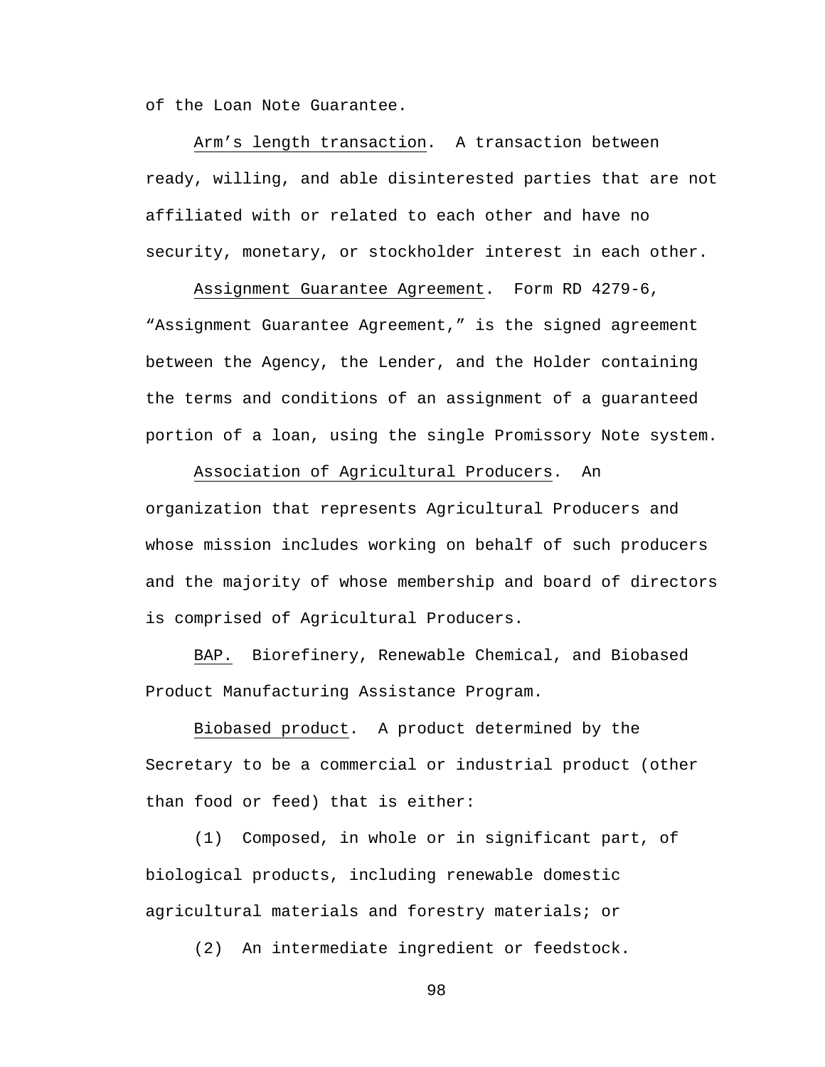of the Loan Note Guarantee.

Arm's length transaction. A transaction between ready, willing, and able disinterested parties that are not affiliated with or related to each other and have no security, monetary, or stockholder interest in each other.

Assignment Guarantee Agreement. Form RD 4279-6, "Assignment Guarantee Agreement," is the signed agreement between the Agency, the Lender, and the Holder containing the terms and conditions of an assignment of a guaranteed portion of a loan, using the single Promissory Note system.

Association of Agricultural Producers. An organization that represents Agricultural Producers and whose mission includes working on behalf of such producers and the majority of whose membership and board of directors is comprised of Agricultural Producers.

BAP. Biorefinery, Renewable Chemical, and Biobased Product Manufacturing Assistance Program.

Biobased product. A product determined by the Secretary to be a commercial or industrial product (other than food or feed) that is either:

(1) Composed, in whole or in significant part, of biological products, including renewable domestic agricultural materials and forestry materials; or

(2) An intermediate ingredient or feedstock.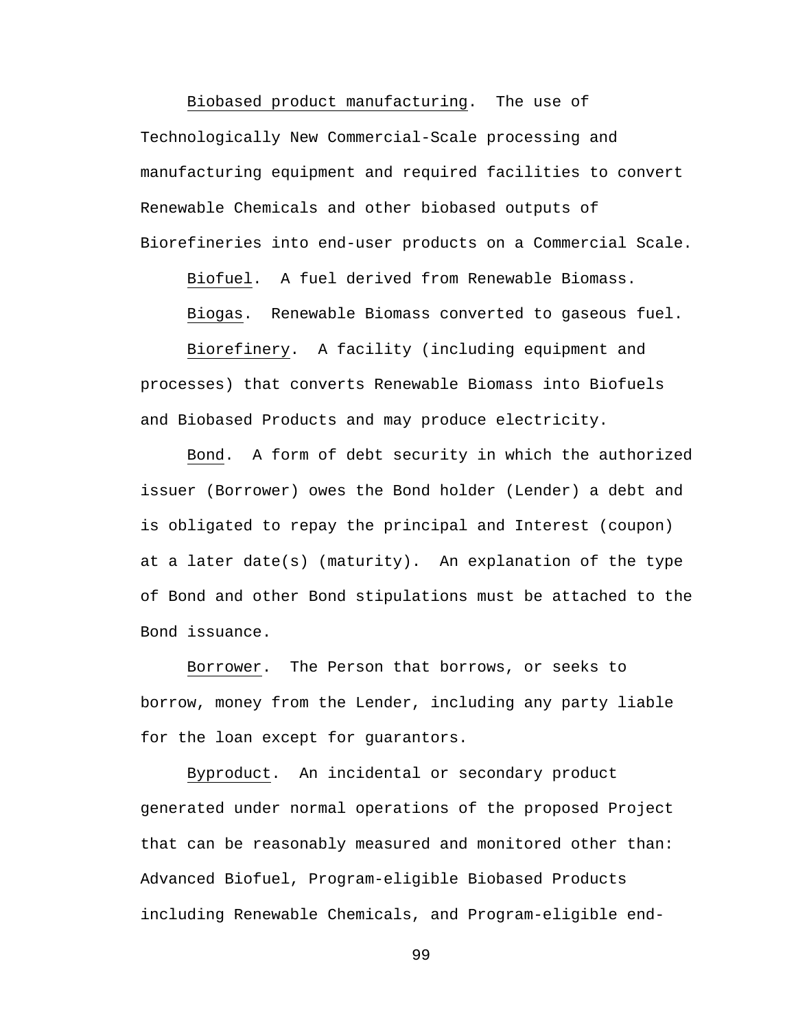Biobased product manufacturing. The use of Technologically New Commercial-Scale processing and manufacturing equipment and required facilities to convert Renewable Chemicals and other biobased outputs of Biorefineries into end-user products on a Commercial Scale.

Biofuel. A fuel derived from Renewable Biomass.

Biogas. Renewable Biomass converted to gaseous fuel.

Biorefinery. A facility (including equipment and processes) that converts Renewable Biomass into Biofuels and Biobased Products and may produce electricity.

Bond. A form of debt security in which the authorized issuer (Borrower) owes the Bond holder (Lender) a debt and is obligated to repay the principal and Interest (coupon) at a later date(s) (maturity). An explanation of the type of Bond and other Bond stipulations must be attached to the Bond issuance.

Borrower. The Person that borrows, or seeks to borrow, money from the Lender, including any party liable for the loan except for guarantors.

Byproduct. An incidental or secondary product generated under normal operations of the proposed Project that can be reasonably measured and monitored other than: Advanced Biofuel, Program-eligible Biobased Products including Renewable Chemicals, and Program-eligible end-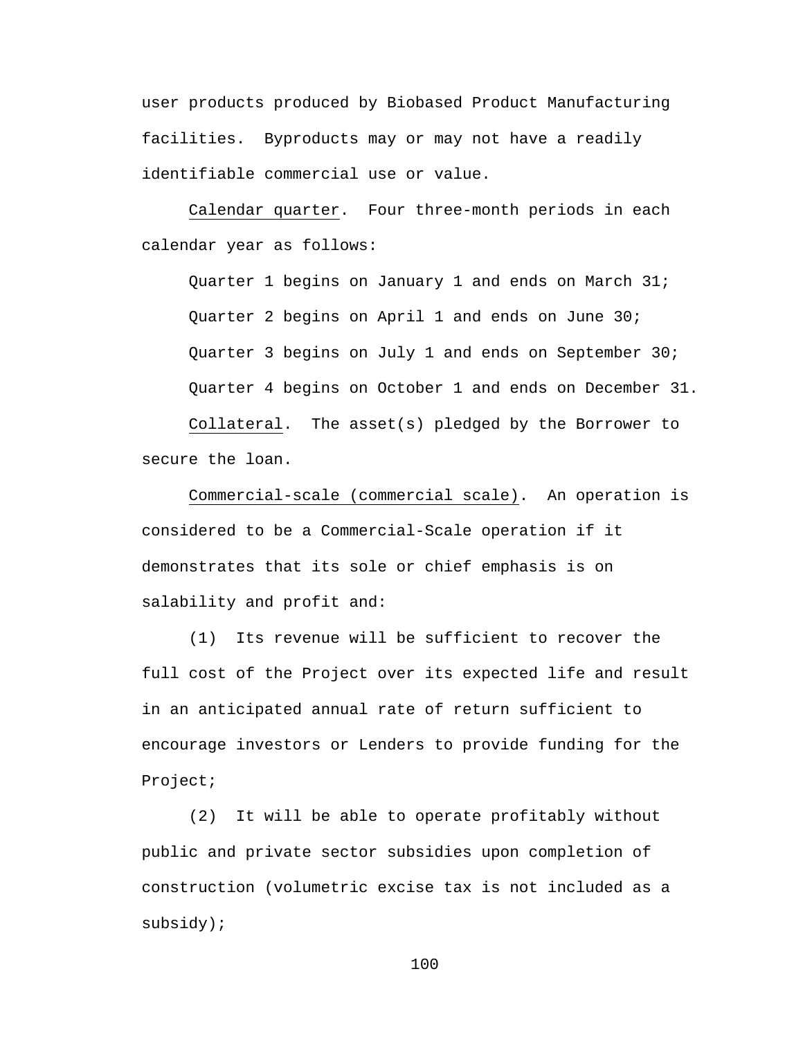user products produced by Biobased Product Manufacturing facilities. Byproducts may or may not have a readily identifiable commercial use or value.

Calendar quarter. Four three-month periods in each calendar year as follows:

Quarter 1 begins on January 1 and ends on March 31;

Quarter 2 begins on April 1 and ends on June 30;

Quarter 3 begins on July 1 and ends on September 30;

Quarter 4 begins on October 1 and ends on December 31.

Collateral. The asset(s) pledged by the Borrower to secure the loan.

Commercial-scale (commercial scale). An operation is considered to be a Commercial-Scale operation if it demonstrates that its sole or chief emphasis is on salability and profit and:

(1) Its revenue will be sufficient to recover the full cost of the Project over its expected life and result in an anticipated annual rate of return sufficient to encourage investors or Lenders to provide funding for the Project;

(2) It will be able to operate profitably without public and private sector subsidies upon completion of construction (volumetric excise tax is not included as a subsidy);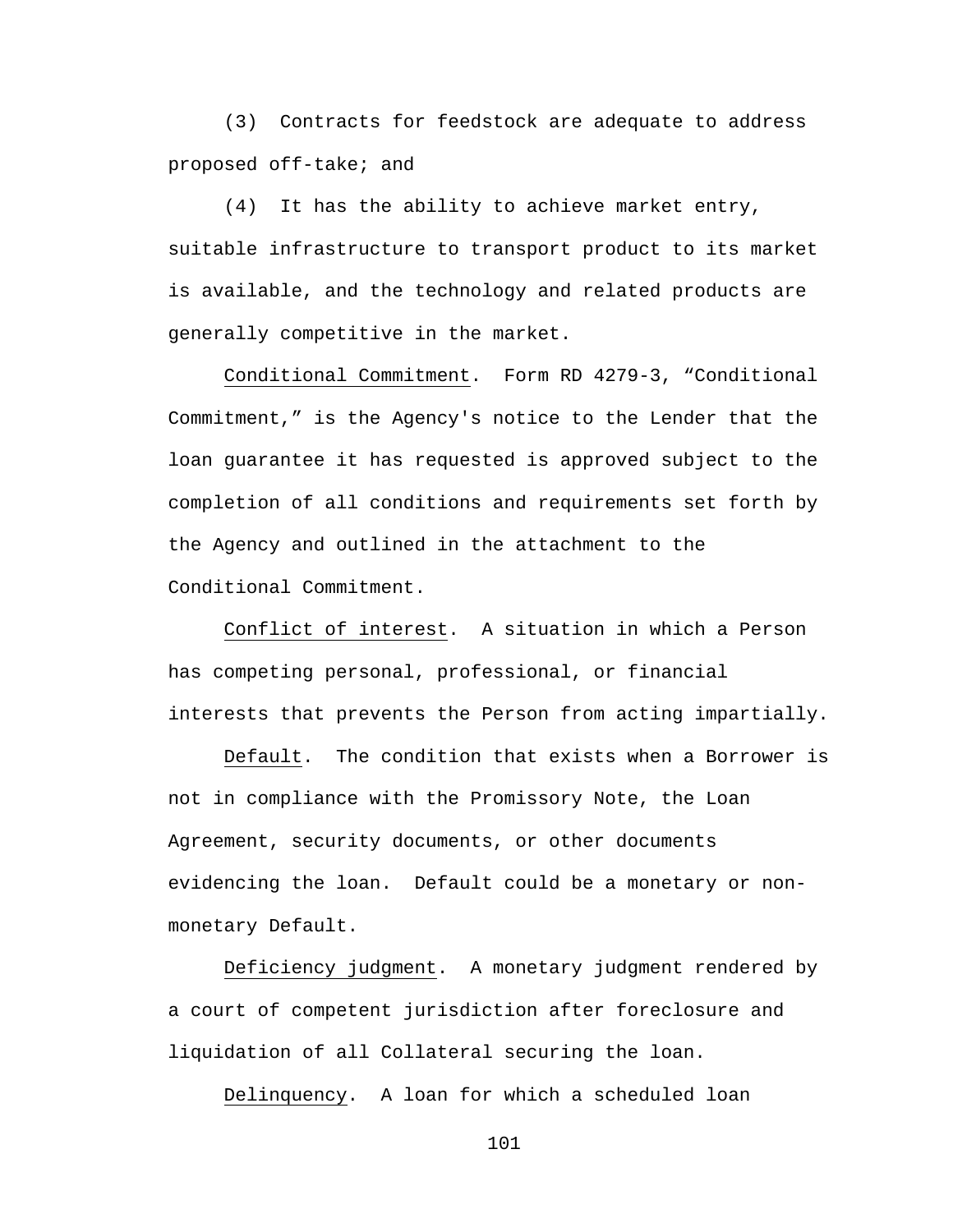(3) Contracts for feedstock are adequate to address proposed off-take; and

(4) It has the ability to achieve market entry, suitable infrastructure to transport product to its market is available, and the technology and related products are generally competitive in the market.

Conditional Commitment. Form RD 4279-3, "Conditional Commitment," is the Agency's notice to the Lender that the loan guarantee it has requested is approved subject to the completion of all conditions and requirements set forth by the Agency and outlined in the attachment to the Conditional Commitment.

Conflict of interest. A situation in which a Person has competing personal, professional, or financial interests that prevents the Person from acting impartially.

Default. The condition that exists when a Borrower is not in compliance with the Promissory Note, the Loan Agreement, security documents, or other documents evidencing the loan. Default could be a monetary or non-monetary Default.

Deficiency judgment. A monetary judgment rendered by a court of competent jurisdiction after foreclosure and liquidation of all Collateral securing the loan.

Delinquency. A loan for which a scheduled loan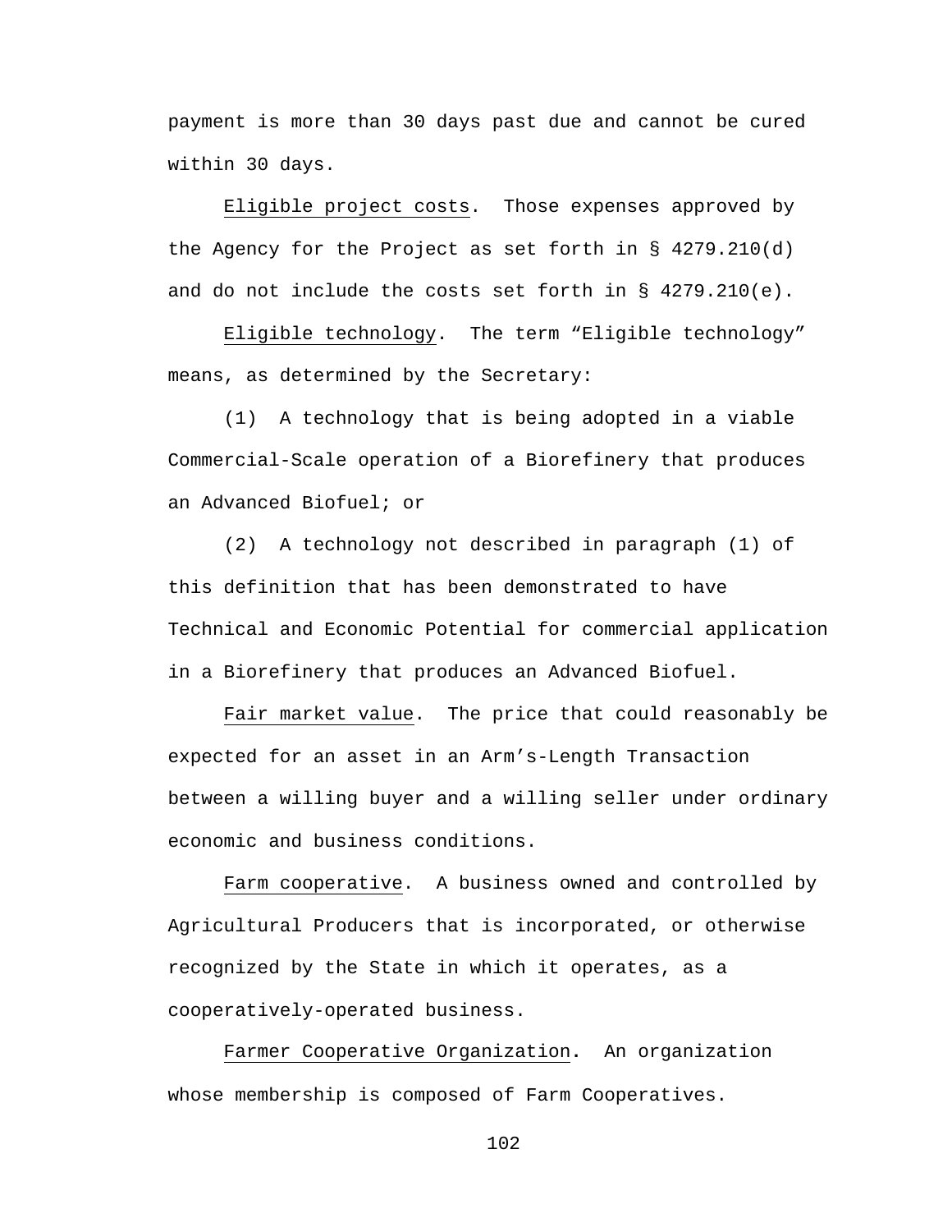payment is more than 30 days past due and cannot be cured within 30 days.

_Eligible project costs_. Those expenses approved by the Agency for the Project as set forth in § 4279.210(d) and do not include the costs set forth in § 4279.210(e).

_Eligible technology_. The term “Eligible technology” means, as determined by the Secretary:

(1) A technology that is being adopted in a viable Commercial-Scale operation of a Biorefinery that produces an Advanced Biofuel; or

(2) A technology not described in paragraph (1) of this definition that has been demonstrated to have Technical and Economic Potential for commercial application in a Biorefinery that produces an Advanced Biofuel.

_Fair market value_. The price that could reasonably be expected for an asset in an Arm’s-Length Transaction between a willing buyer and a willing seller under ordinary economic and business conditions.

_Farm cooperative_. A business owned and controlled by Agricultural Producers that is incorporated, or otherwise recognized by the State in which it operates, as a cooperatively-operated business.

_Farmer Cooperative Organization_. An organization whose membership is composed of Farm Cooperatives.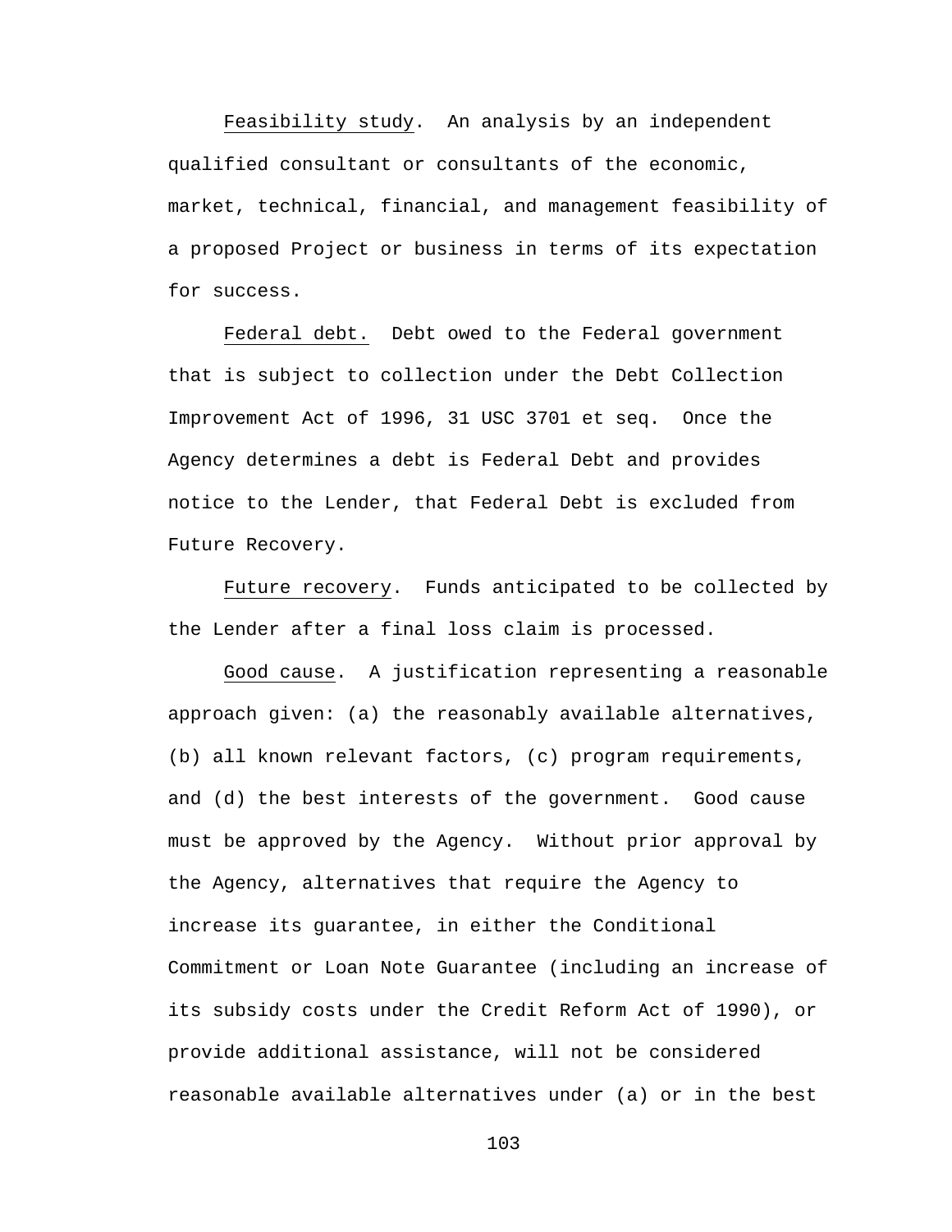Feasibility study. An analysis by an independent qualified consultant or consultants of the economic, market, technical, financial, and management feasibility of a proposed Project or business in terms of its expectation for success.

Federal debt. Debt owed to the Federal government that is subject to collection under the Debt Collection Improvement Act of 1996, 31 USC 3701 et seq. Once the Agency determines a debt is Federal Debt and provides notice to the Lender, that Federal Debt is excluded from Future Recovery.

Future recovery. Funds anticipated to be collected by the Lender after a final loss claim is processed.

Good cause. A justification representing a reasonable approach given: (a) the reasonably available alternatives, (b) all known relevant factors, (c) program requirements, and (d) the best interests of the government. Good cause must be approved by the Agency. Without prior approval by the Agency, alternatives that require the Agency to increase its guarantee, in either the Conditional Commitment or Loan Note Guarantee (including an increase of its subsidy costs under the Credit Reform Act of 1990), or provide additional assistance, will not be considered reasonable available alternatives under (a) or in the best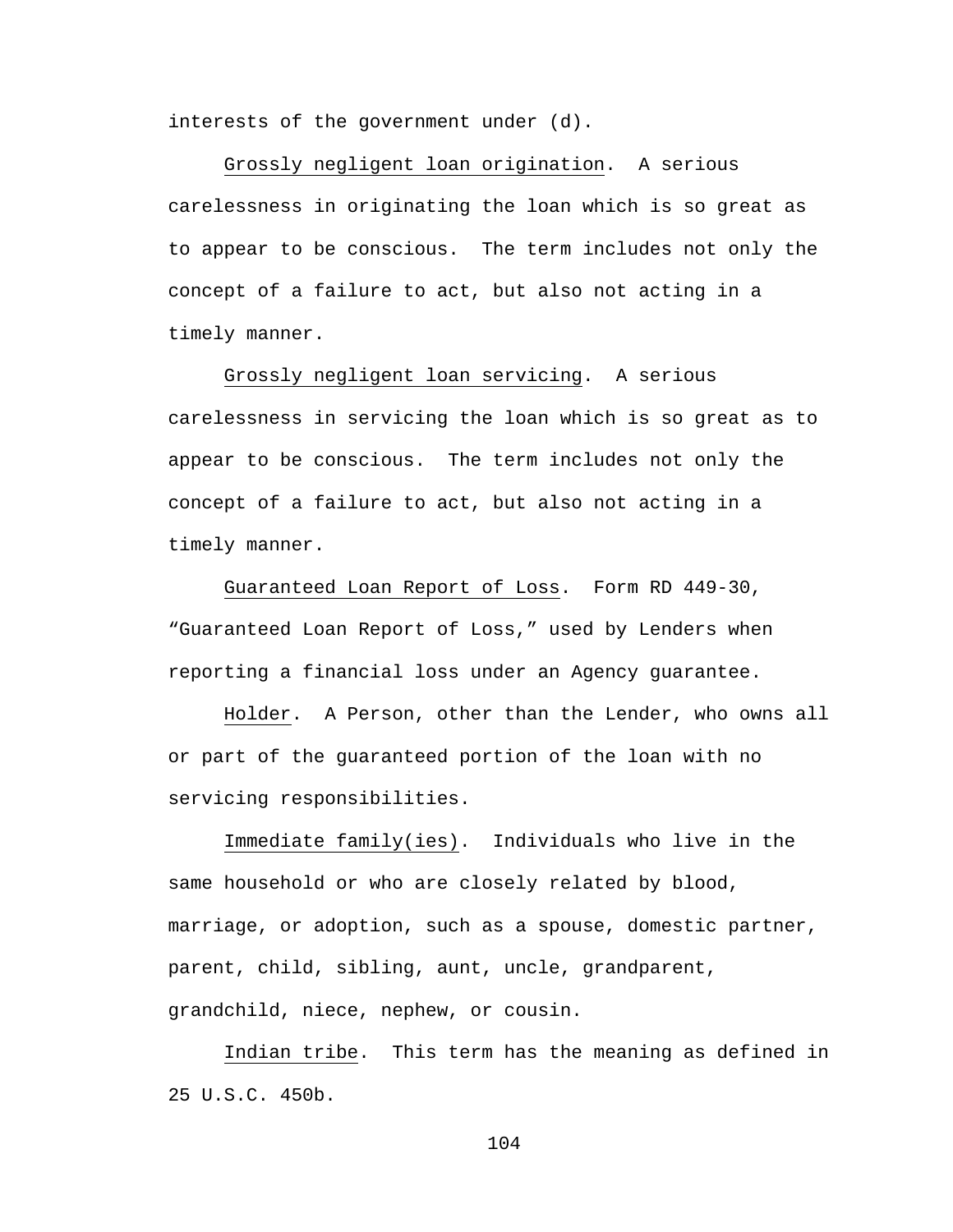interests of the government under (d).

Grossly negligent loan origination. A serious carelessness in originating the loan which is so great as to appear to be conscious. The term includes not only the concept of a failure to act, but also not acting in a timely manner.

Grossly negligent loan servicing. A serious carelessness in servicing the loan which is so great as to appear to be conscious. The term includes not only the concept of a failure to act, but also not acting in a timely manner.

Guaranteed Loan Report of Loss. Form RD 449-30, "Guaranteed Loan Report of Loss," used by Lenders when reporting a financial loss under an Agency guarantee.

Holder. A Person, other than the Lender, who owns all or part of the guaranteed portion of the loan with no servicing responsibilities.

Immediate family(ies). Individuals who live in the same household or who are closely related by blood, marriage, or adoption, such as a spouse, domestic partner, parent, child, sibling, aunt, uncle, grandparent, grandchild, niece, nephew, or cousin.

Indian tribe. This term has the meaning as defined in 25 U.S.C. 450b.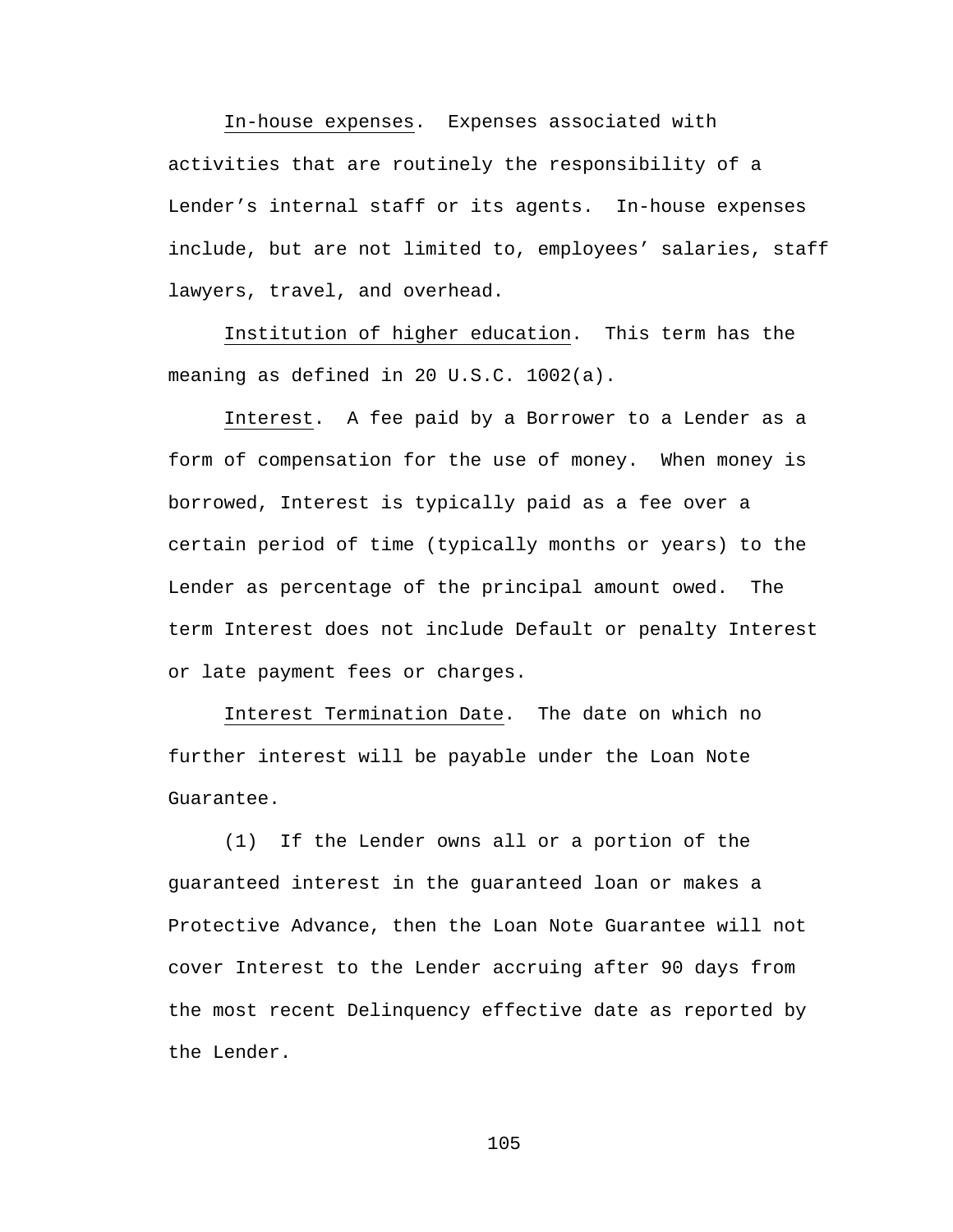In-house expenses. Expenses associated with activities that are routinely the responsibility of a Lender's internal staff or its agents. In-house expenses include, but are not limited to, employees' salaries, staff lawyers, travel, and overhead.

Institution of higher education. This term has the meaning as defined in 20 U.S.C. 1002(a).

Interest. A fee paid by a Borrower to a Lender as a form of compensation for the use of money. When money is borrowed, Interest is typically paid as a fee over a certain period of time (typically months or years) to the Lender as percentage of the principal amount owed. The term Interest does not include Default or penalty Interest or late payment fees or charges.

Interest Termination Date. The date on which no further interest will be payable under the Loan Note Guarantee.

(1) If the Lender owns all or a portion of the guaranteed interest in the guaranteed loan or makes a Protective Advance, then the Loan Note Guarantee will not cover Interest to the Lender accruing after 90 days from the most recent Delinquency effective date as reported by the Lender.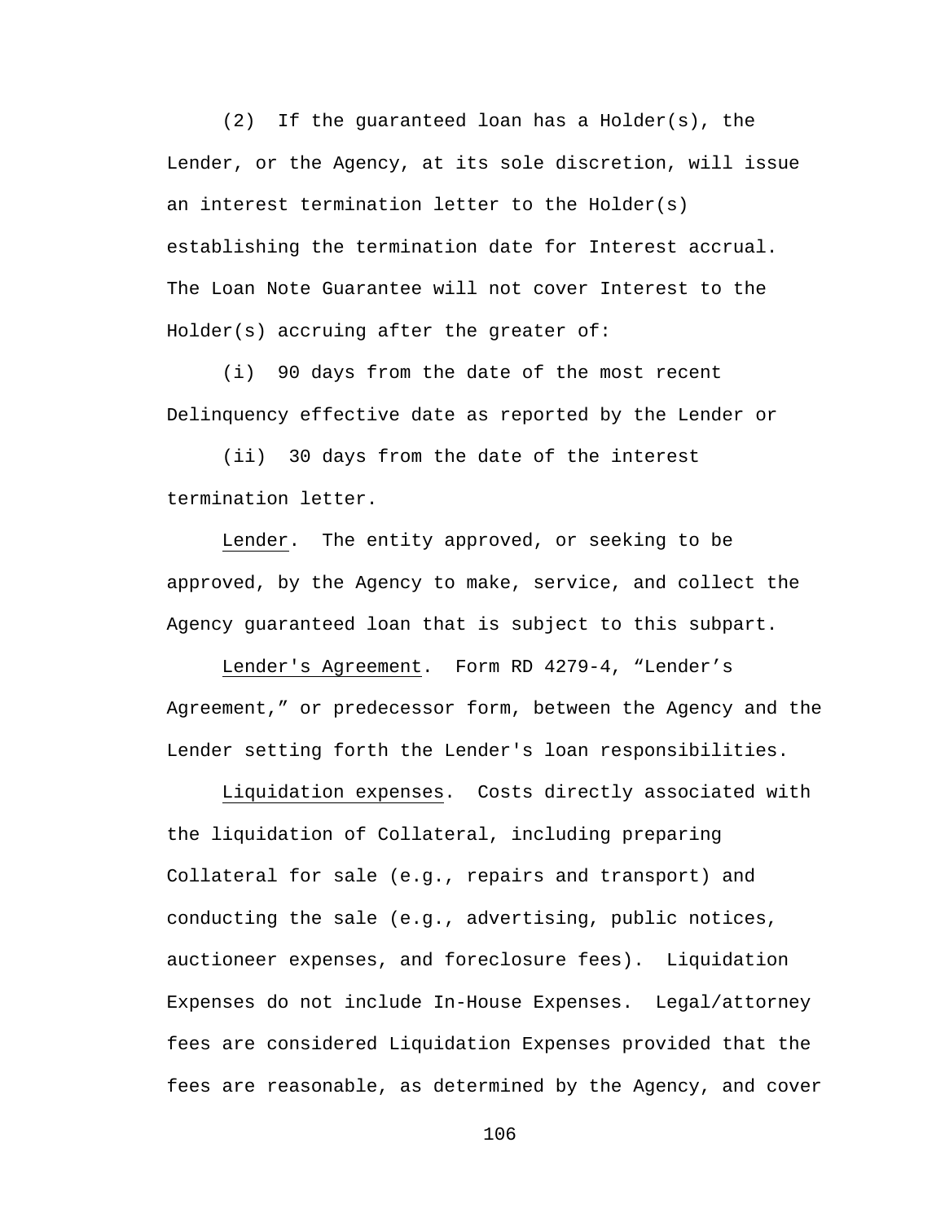(2) If the guaranteed loan has a Holder(s), the Lender, or the Agency, at its sole discretion, will issue an interest termination letter to the Holder(s) establishing the termination date for Interest accrual. The Loan Note Guarantee will not cover Interest to the Holder(s) accruing after the greater of:

(i) 90 days from the date of the most recent Delinquency effective date as reported by the Lender or

(ii) 30 days from the date of the interest termination letter.

Lender. The entity approved, or seeking to be approved, by the Agency to make, service, and collect the Agency guaranteed loan that is subject to this subpart.

Lender's Agreement. Form RD 4279-4, "Lender's Agreement," or predecessor form, between the Agency and the Lender setting forth the Lender's loan responsibilities.

Liquidation expenses. Costs directly associated with the liquidation of Collateral, including preparing Collateral for sale (e.g., repairs and transport) and conducting the sale (e.g., advertising, public notices, auctioneer expenses, and foreclosure fees). Liquidation Expenses do not include In-House Expenses. Legal/attorney fees are considered Liquidation Expenses provided that the fees are reasonable, as determined by the Agency, and cover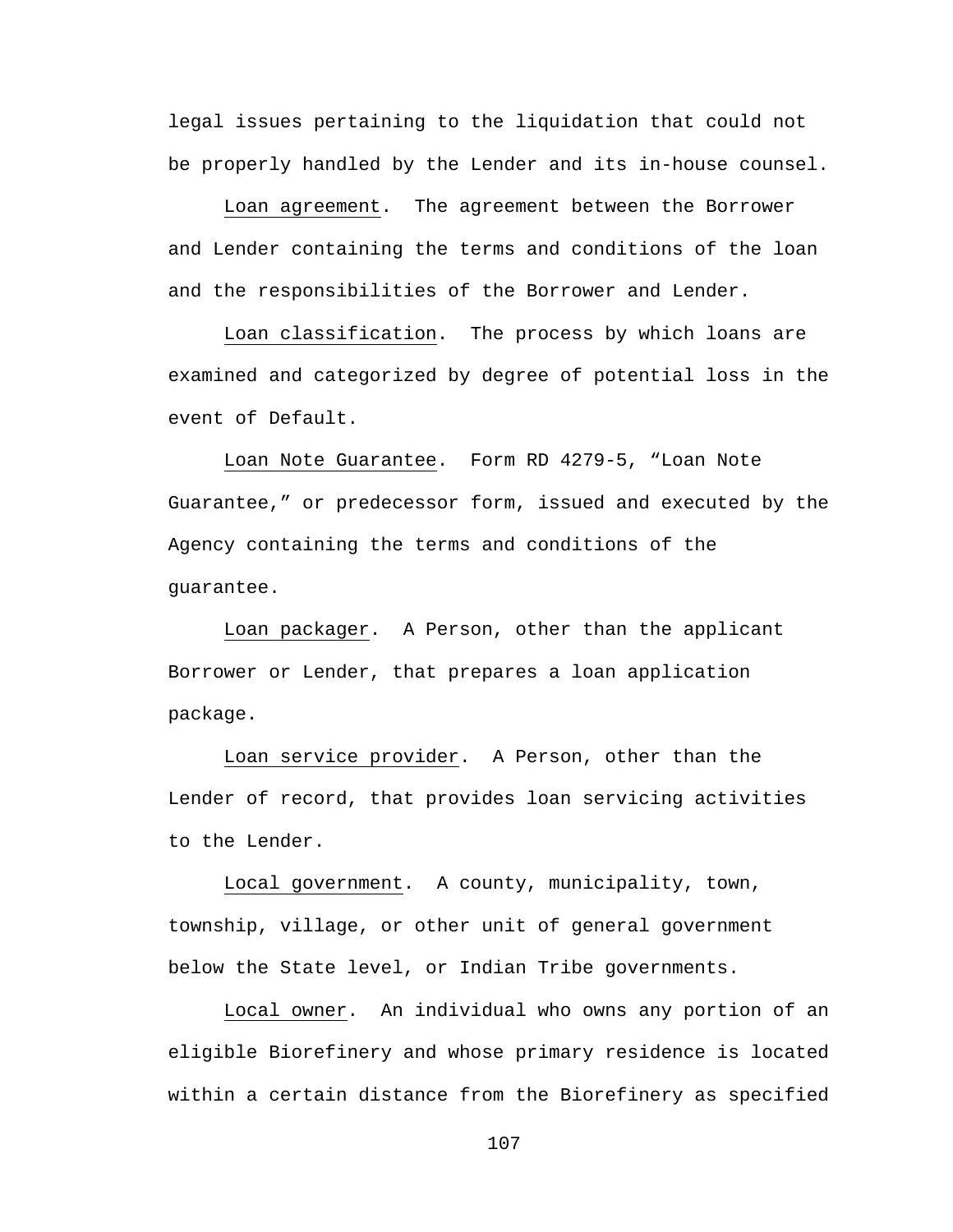legal issues pertaining to the liquidation that could not be properly handled by the Lender and its in-house counsel.

Loan agreement. The agreement between the Borrower and Lender containing the terms and conditions of the loan and the responsibilities of the Borrower and Lender.

Loan classification. The process by which loans are examined and categorized by degree of potential loss in the event of Default.

Loan Note Guarantee. Form RD 4279-5, “Loan Note Guarantee,” or predecessor form, issued and executed by the Agency containing the terms and conditions of the guarantee.

Loan packager. A Person, other than the applicant Borrower or Lender, that prepares a loan application package.

Loan service provider. A Person, other than the Lender of record, that provides loan servicing activities to the Lender.

Local government. A county, municipality, town, township, village, or other unit of general government below the State level, or Indian Tribe governments.

Local owner. An individual who owns any portion of an eligible Biorefinery and whose primary residence is located within a certain distance from the Biorefinery as specified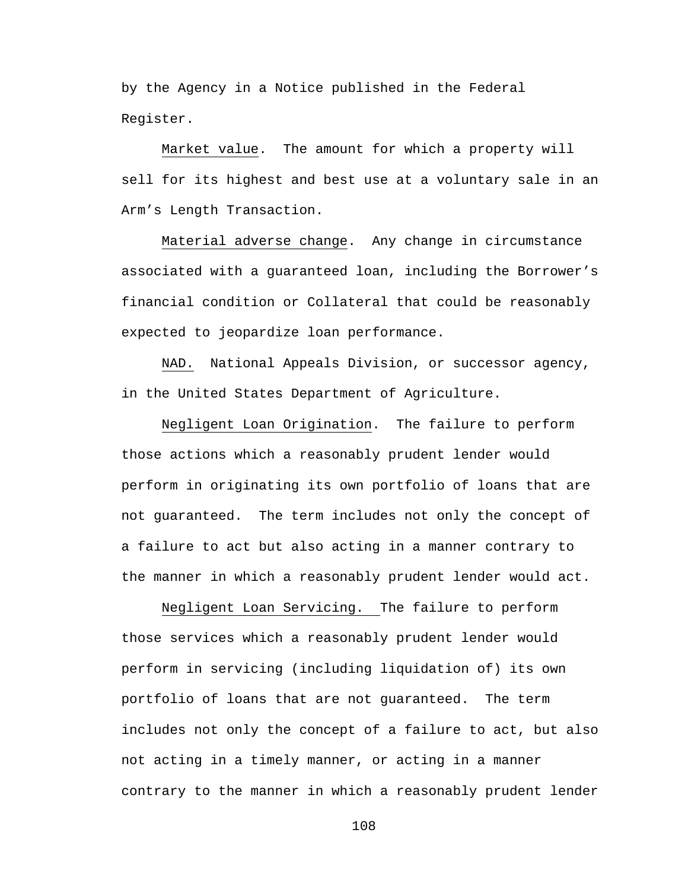by the Agency in a Notice published in the Federal Register.

Market value. The amount for which a property will sell for its highest and best use at a voluntary sale in an Arm's Length Transaction.

Material adverse change. Any change in circumstance associated with a guaranteed loan, including the Borrower's financial condition or Collateral that could be reasonably expected to jeopardize loan performance.

NAD. National Appeals Division, or successor agency, in the United States Department of Agriculture.

Negligent Loan Origination. The failure to perform those actions which a reasonably prudent lender would perform in originating its own portfolio of loans that are not guaranteed. The term includes not only the concept of a failure to act but also acting in a manner contrary to the manner in which a reasonably prudent lender would act.

Negligent Loan Servicing. The failure to perform those services which a reasonably prudent lender would perform in servicing (including liquidation of) its own portfolio of loans that are not guaranteed. The term includes not only the concept of a failure to act, but also not acting in a timely manner, or acting in a manner contrary to the manner in which a reasonably prudent lender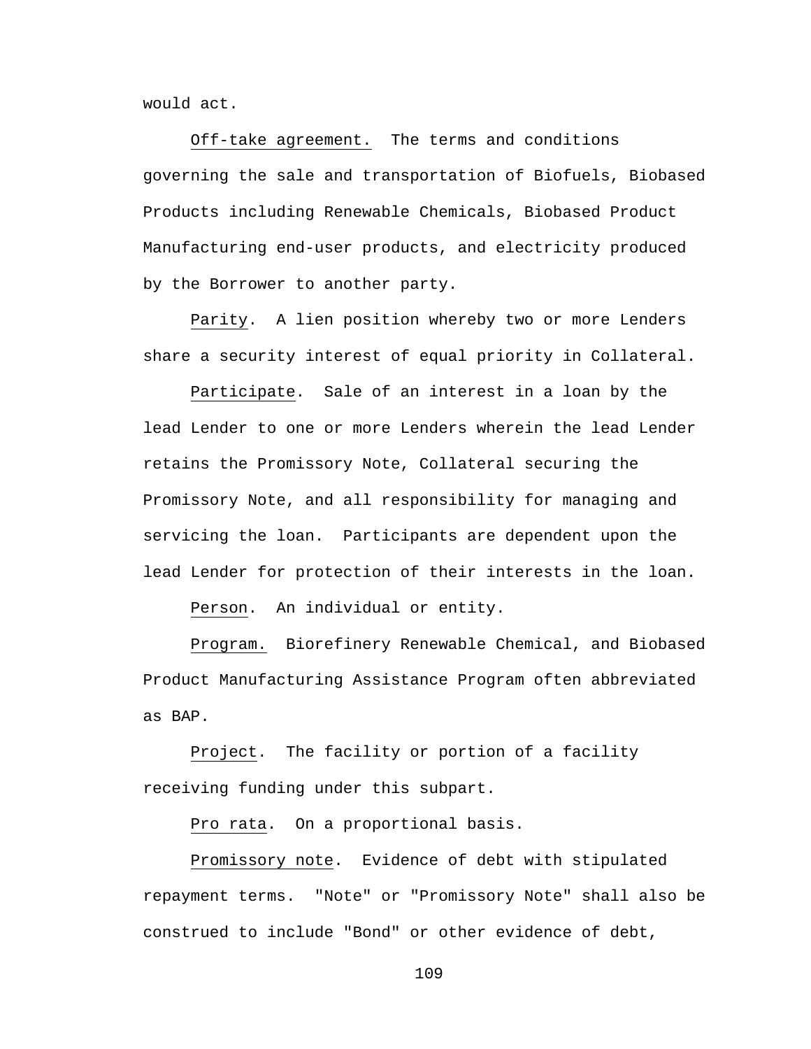would act.

Off-take agreement. The terms and conditions governing the sale and transportation of Biofuels, Biobased Products including Renewable Chemicals, Biobased Product Manufacturing end-user products, and electricity produced by the Borrower to another party.

Parity. A lien position whereby two or more Lenders share a security interest of equal priority in Collateral.

Participate. Sale of an interest in a loan by the lead Lender to one or more Lenders wherein the lead Lender retains the Promissory Note, Collateral securing the Promissory Note, and all responsibility for managing and servicing the loan. Participants are dependent upon the lead Lender for protection of their interests in the loan.

Person. An individual or entity.

Program. Biorefinery Renewable Chemical, and Biobased Product Manufacturing Assistance Program often abbreviated as BAP.

Project. The facility or portion of a facility receiving funding under this subpart.

Pro rata. On a proportional basis.

Promissory note. Evidence of debt with stipulated repayment terms. "Note" or "Promissory Note" shall also be construed to include "Bond" or other evidence of debt,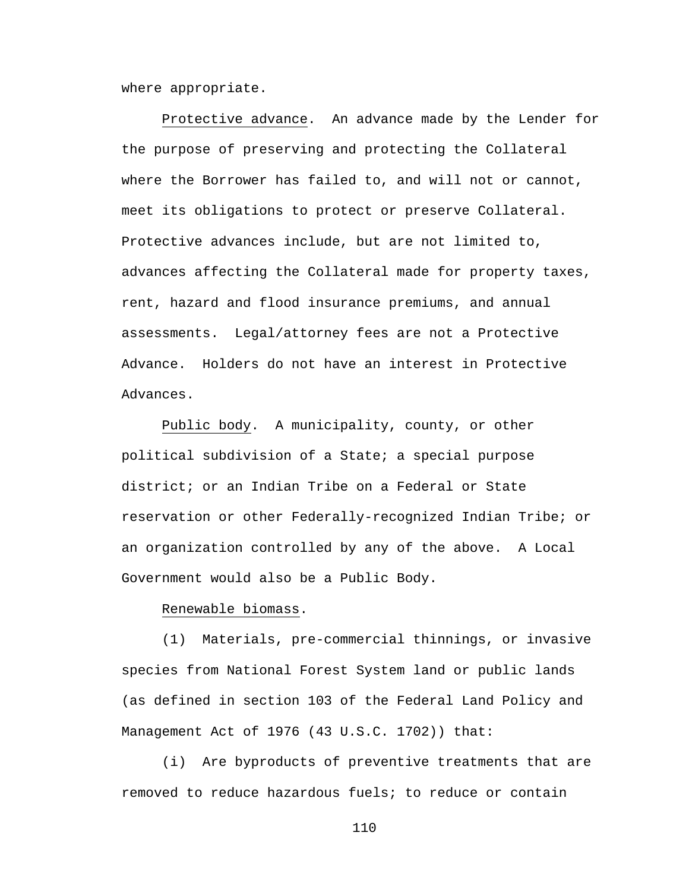where appropriate.

<u>Protective advance</u>. An advance made by the Lender for the purpose of preserving and protecting the Collateral where the Borrower has failed to, and will not or cannot, meet its obligations to protect or preserve Collateral. Protective advances include, but are not limited to, advances affecting the Collateral made for property taxes, rent, hazard and flood insurance premiums, and annual assessments. Legal/attorney fees are not a Protective Advance. Holders do not have an interest in Protective Advances.

<u>Public body</u>. A municipality, county, or other political subdivision of a State; a special purpose district; or an Indian Tribe on a Federal or State reservation or other Federally-recognized Indian Tribe; or an organization controlled by any of the above. A Local Government would also be a Public Body.

<u>Renewable biomass</u>.

(1) Materials, pre-commercial thinnings, or invasive species from National Forest System land or public lands (as defined in section 103 of the Federal Land Policy and Management Act of 1976 (43 U.S.C. 1702)) that:

(i) Are byproducts of preventive treatments that are removed to reduce hazardous fuels; to reduce or contain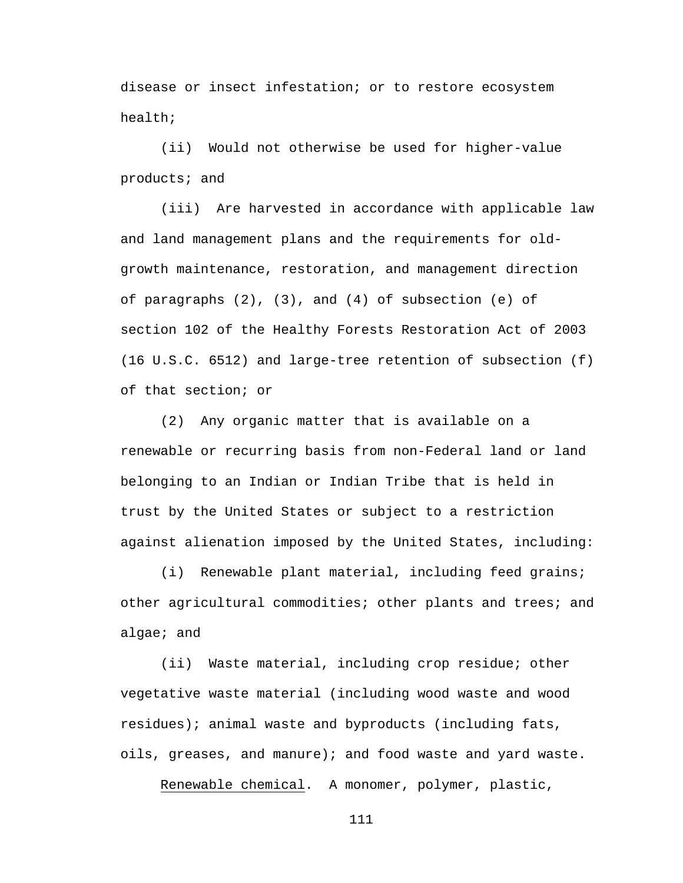disease or insect infestation; or to restore ecosystem health;

(ii) Would not otherwise be used for higher-value products; and

(iii) Are harvested in accordance with applicable law and land management plans and the requirements for old-growth maintenance, restoration, and management direction of paragraphs (2), (3), and (4) of subsection (e) of section 102 of the Healthy Forests Restoration Act of 2003 (16 U.S.C. 6512) and large-tree retention of subsection (f) of that section; or

(2) Any organic matter that is available on a renewable or recurring basis from non-Federal land or land belonging to an Indian or Indian Tribe that is held in trust by the United States or subject to a restriction against alienation imposed by the United States, including:

(i) Renewable plant material, including feed grains; other agricultural commodities; other plants and trees; and algae; and

(ii) Waste material, including crop residue; other vegetative waste material (including wood waste and wood residues); animal waste and byproducts (including fats, oils, greases, and manure); and food waste and yard waste.

<u>Renewable chemical</u>. A monomer, polymer, plastic,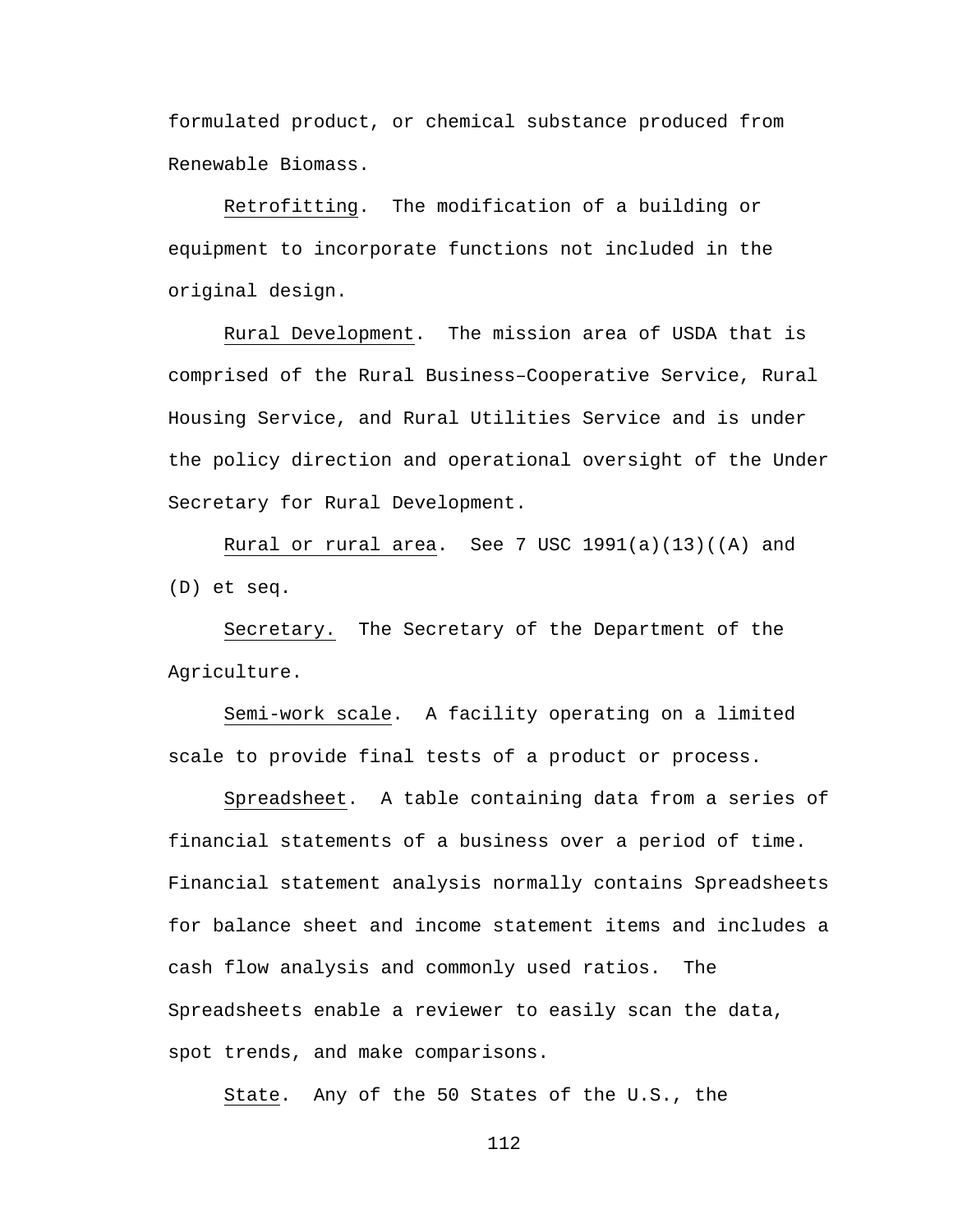formulated product, or chemical substance produced from Renewable Biomass.

Retrofitting. The modification of a building or equipment to incorporate functions not included in the original design.

Rural Development. The mission area of USDA that is comprised of the Rural Business–Cooperative Service, Rural Housing Service, and Rural Utilities Service and is under the policy direction and operational oversight of the Under Secretary for Rural Development.

Rural or rural area. See 7 USC 1991(a)(13)((A) and (D) et seq.

Secretary. The Secretary of the Department of the Agriculture.

Semi-work scale. A facility operating on a limited scale to provide final tests of a product or process.

Spreadsheet. A table containing data from a series of financial statements of a business over a period of time. Financial statement analysis normally contains Spreadsheets for balance sheet and income statement items and includes a cash flow analysis and commonly used ratios. The Spreadsheets enable a reviewer to easily scan the data, spot trends, and make comparisons.

State. Any of the 50 States of the U.S., the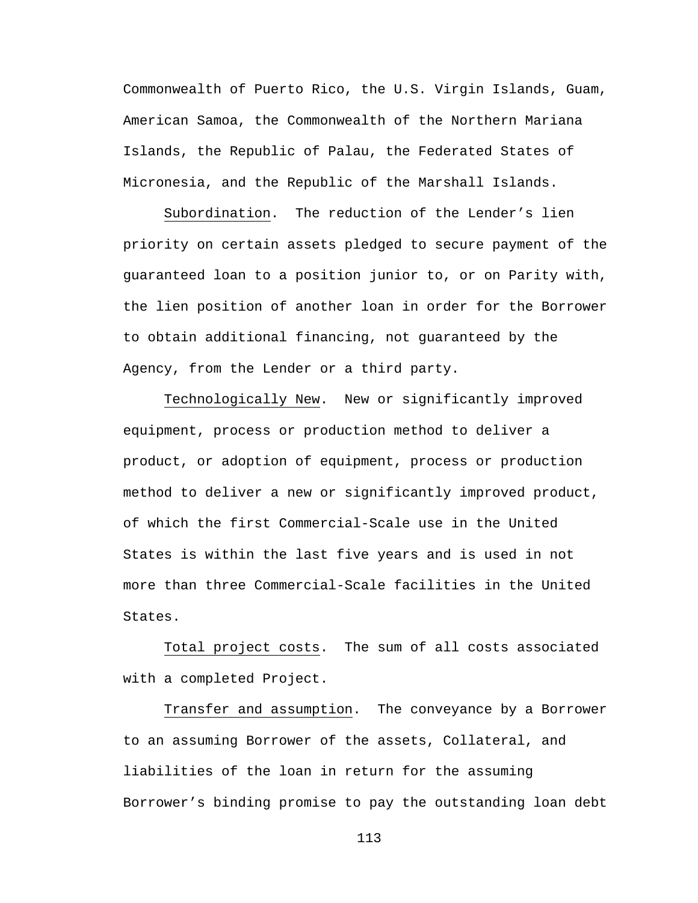Commonwealth of Puerto Rico, the U.S. Virgin Islands, Guam, American Samoa, the Commonwealth of the Northern Mariana Islands, the Republic of Palau, the Federated States of Micronesia, and the Republic of the Marshall Islands.

Subordination. The reduction of the Lender's lien priority on certain assets pledged to secure payment of the guaranteed loan to a position junior to, or on Parity with, the lien position of another loan in order for the Borrower to obtain additional financing, not guaranteed by the Agency, from the Lender or a third party.

Technologically New. New or significantly improved equipment, process or production method to deliver a product, or adoption of equipment, process or production method to deliver a new or significantly improved product, of which the first Commercial-Scale use in the United States is within the last five years and is used in not more than three Commercial-Scale facilities in the United States.

Total project costs. The sum of all costs associated with a completed Project.

Transfer and assumption. The conveyance by a Borrower to an assuming Borrower of the assets, Collateral, and liabilities of the loan in return for the assuming Borrower's binding promise to pay the outstanding loan debt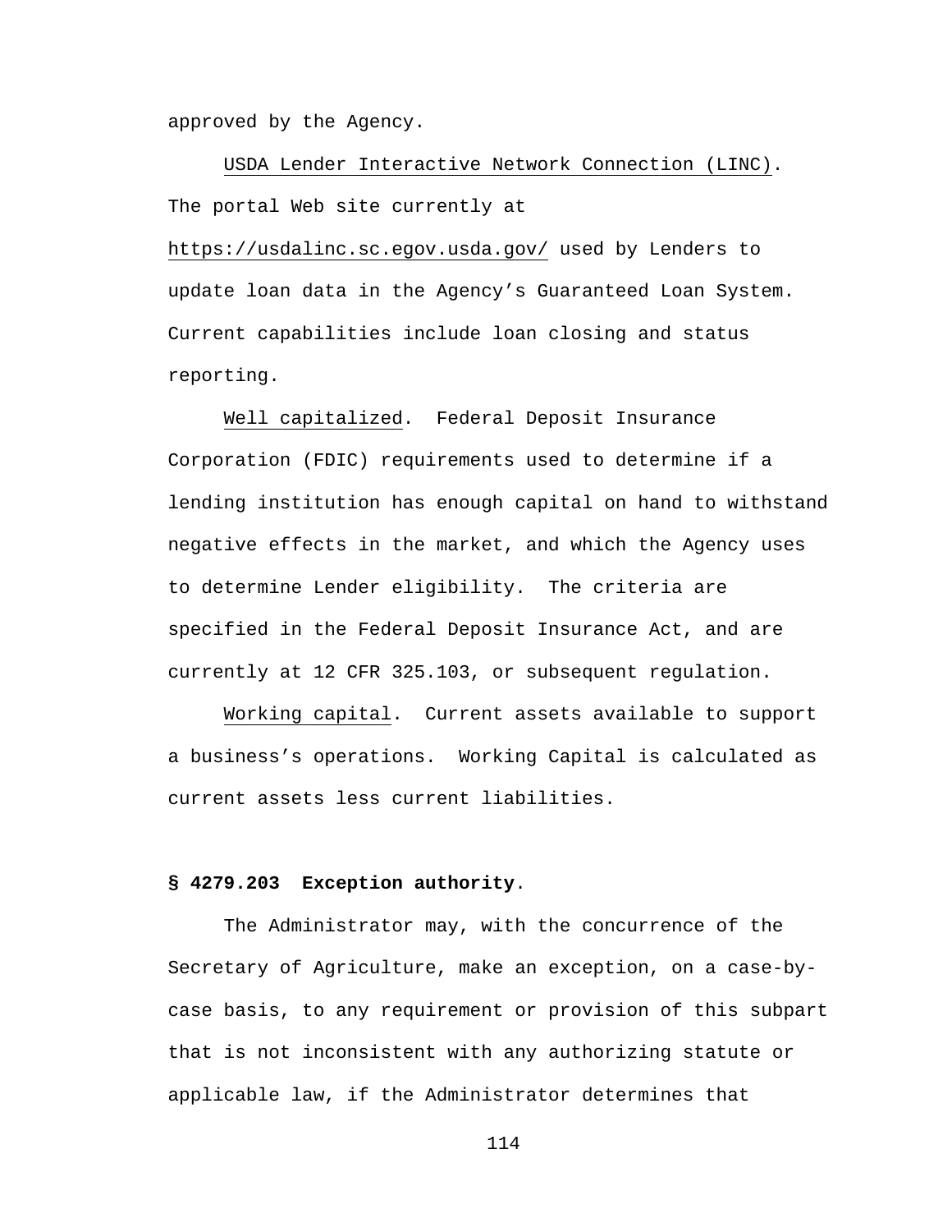approved by the Agency.

USDA Lender Interactive Network Connection (LINC). The portal Web site currently at https://usdalinc.sc.egov.usda.gov/ used by Lenders to update loan data in the Agency's Guaranteed Loan System. Current capabilities include loan closing and status reporting.

Well capitalized. Federal Deposit Insurance Corporation (FDIC) requirements used to determine if a lending institution has enough capital on hand to withstand negative effects in the market, and which the Agency uses to determine Lender eligibility. The criteria are specified in the Federal Deposit Insurance Act, and are currently at 12 CFR 325.103, or subsequent regulation.

Working capital. Current assets available to support a business's operations. Working Capital is calculated as current assets less current liabilities.

**§ 4279.203 Exception authority**.

The Administrator may, with the concurrence of the Secretary of Agriculture, make an exception, on a case-by-case basis, to any requirement or provision of this subpart that is not inconsistent with any authorizing statute or applicable law, if the Administrator determines that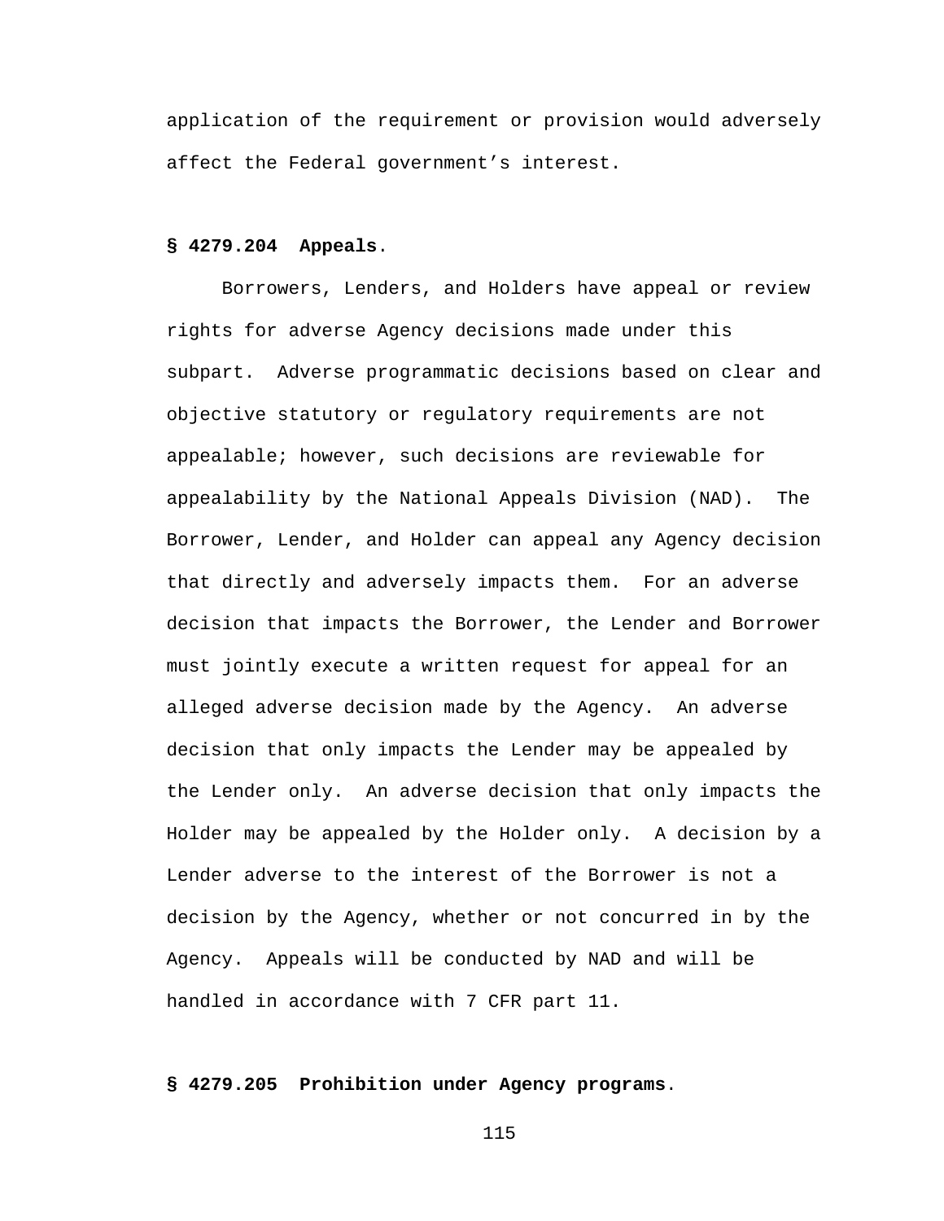application of the requirement or provision would adversely affect the Federal government's interest.

**§ 4279.204 Appeals**.

Borrowers, Lenders, and Holders have appeal or review rights for adverse Agency decisions made under this subpart. Adverse programmatic decisions based on clear and objective statutory or regulatory requirements are not appealable; however, such decisions are reviewable for appealability by the National Appeals Division (NAD). The Borrower, Lender, and Holder can appeal any Agency decision that directly and adversely impacts them. For an adverse decision that impacts the Borrower, the Lender and Borrower must jointly execute a written request for appeal for an alleged adverse decision made by the Agency. An adverse decision that only impacts the Lender may be appealed by the Lender only. An adverse decision that only impacts the Holder may be appealed by the Holder only. A decision by a Lender adverse to the interest of the Borrower is not a decision by the Agency, whether or not concurred in by the Agency. Appeals will be conducted by NAD and will be handled in accordance with 7 CFR part 11.

**§ 4279.205 Prohibition under Agency programs**.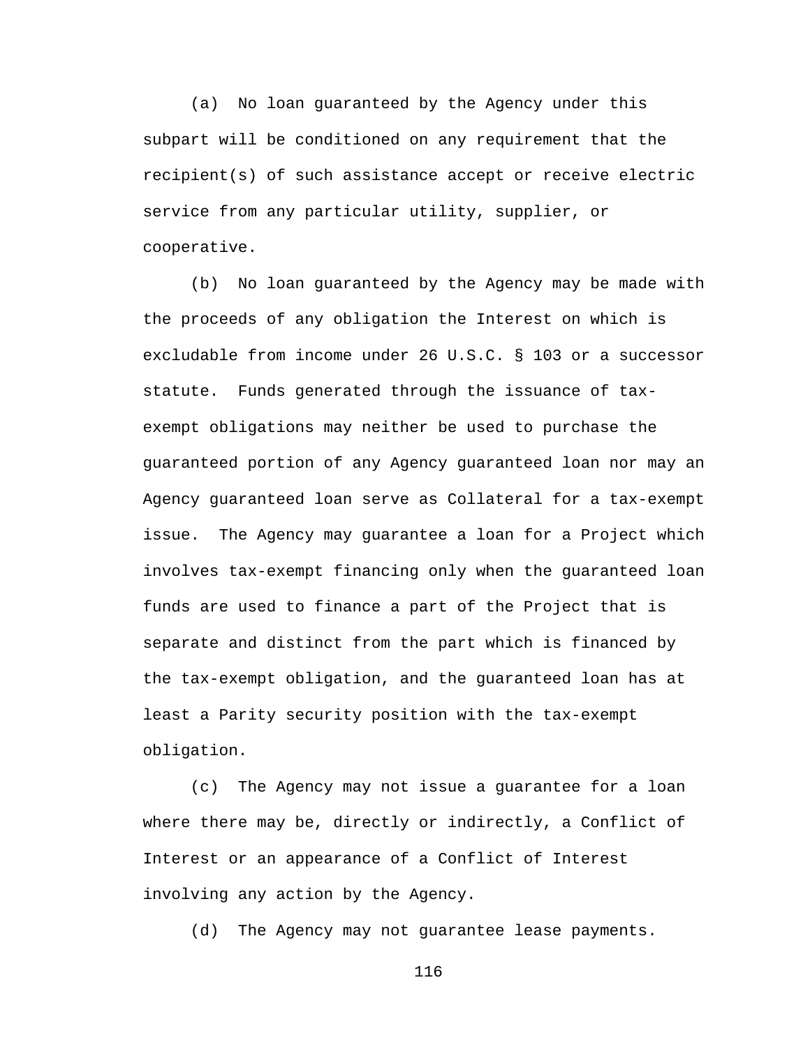(a) No loan guaranteed by the Agency under this subpart will be conditioned on any requirement that the recipient(s) of such assistance accept or receive electric service from any particular utility, supplier, or cooperative.

(b) No loan guaranteed by the Agency may be made with the proceeds of any obligation the Interest on which is excludable from income under 26 U.S.C. § 103 or a successor statute. Funds generated through the issuance of tax-exempt obligations may neither be used to purchase the guaranteed portion of any Agency guaranteed loan nor may an Agency guaranteed loan serve as Collateral for a tax-exempt issue. The Agency may guarantee a loan for a Project which involves tax-exempt financing only when the guaranteed loan funds are used to finance a part of the Project that is separate and distinct from the part which is financed by the tax-exempt obligation, and the guaranteed loan has at least a Parity security position with the tax-exempt obligation.

(c) The Agency may not issue a guarantee for a loan where there may be, directly or indirectly, a Conflict of Interest or an appearance of a Conflict of Interest involving any action by the Agency.

(d) The Agency may not guarantee lease payments.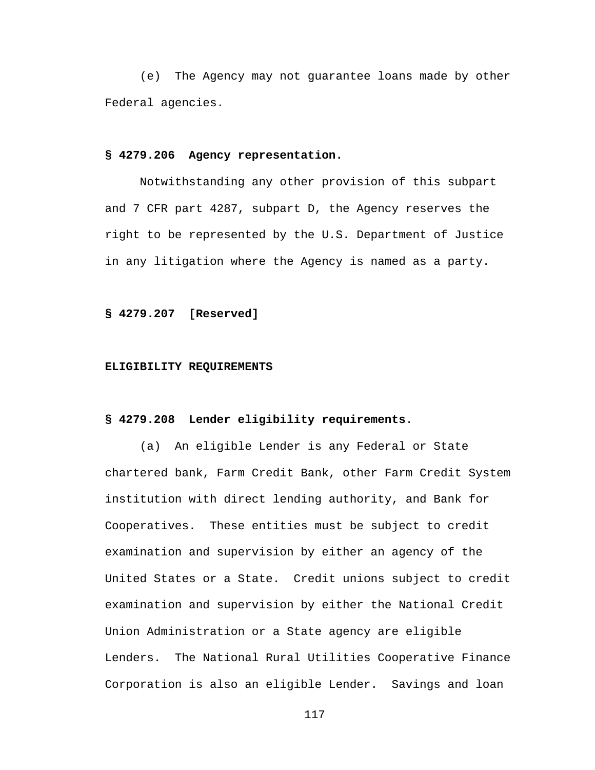(e) The Agency may not guarantee loans made by other Federal agencies.

**§ 4279.206 Agency representation.**

Notwithstanding any other provision of this subpart and 7 CFR part 4287, subpart D, the Agency reserves the right to be represented by the U.S. Department of Justice in any litigation where the Agency is named as a party.

**§ 4279.207 [Reserved]**

**ELIGIBILITY REQUIREMENTS**

**§ 4279.208 Lender eligibility requirements.**

(a) An eligible Lender is any Federal or State chartered bank, Farm Credit Bank, other Farm Credit System institution with direct lending authority, and Bank for Cooperatives. These entities must be subject to credit examination and supervision by either an agency of the United States or a State. Credit unions subject to credit examination and supervision by either the National Credit Union Administration or a State agency are eligible Lenders. The National Rural Utilities Cooperative Finance Corporation is also an eligible Lender. Savings and loan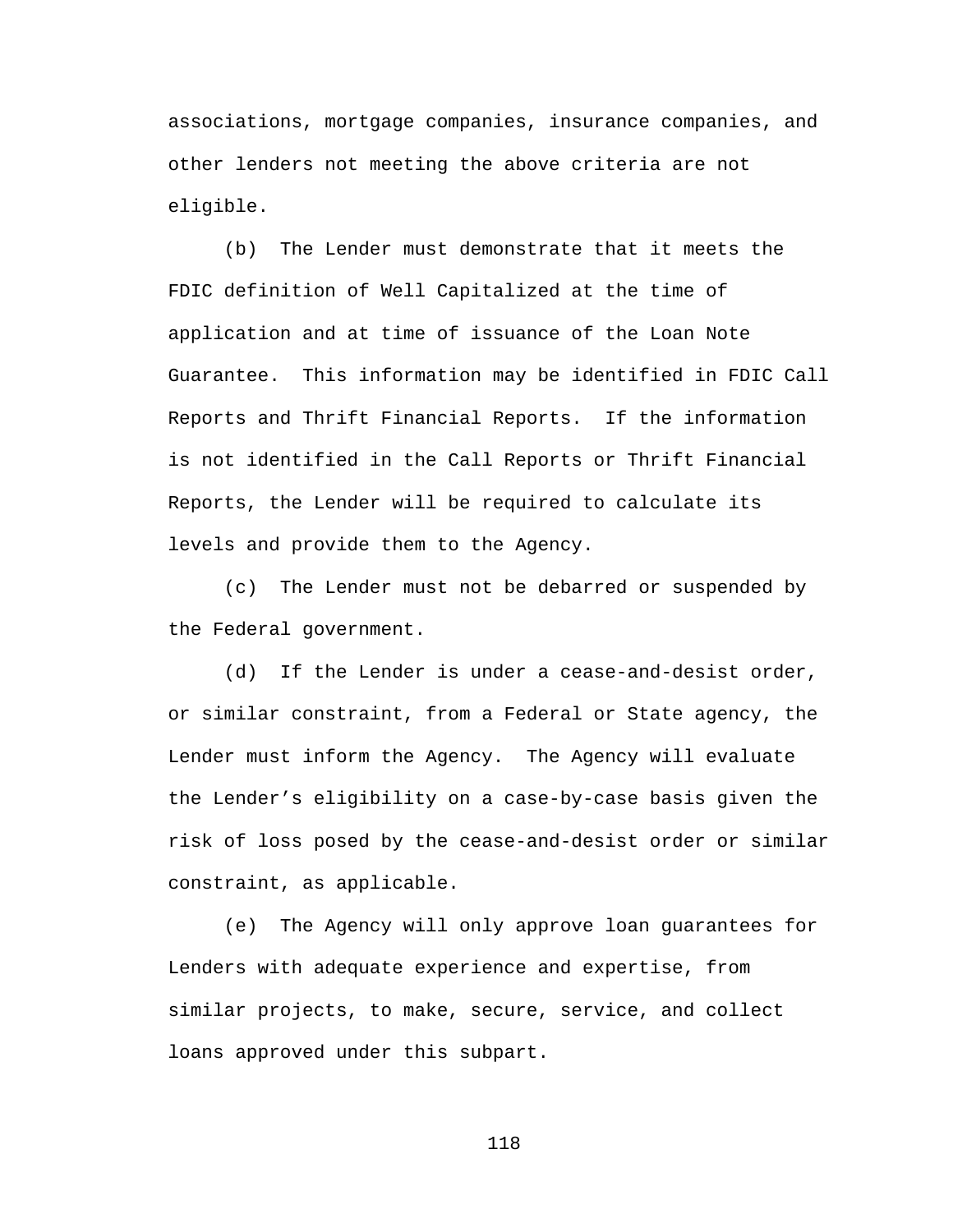associations, mortgage companies, insurance companies, and other lenders not meeting the above criteria are not eligible.

(b) The Lender must demonstrate that it meets the FDIC definition of Well Capitalized at the time of application and at time of issuance of the Loan Note Guarantee. This information may be identified in FDIC Call Reports and Thrift Financial Reports. If the information is not identified in the Call Reports or Thrift Financial Reports, the Lender will be required to calculate its levels and provide them to the Agency.

(c) The Lender must not be debarred or suspended by the Federal government.

(d) If the Lender is under a cease-and-desist order, or similar constraint, from a Federal or State agency, the Lender must inform the Agency. The Agency will evaluate the Lender’s eligibility on a case-by-case basis given the risk of loss posed by the cease-and-desist order or similar constraint, as applicable.

(e) The Agency will only approve loan guarantees for Lenders with adequate experience and expertise, from similar projects, to make, secure, service, and collect loans approved under this subpart.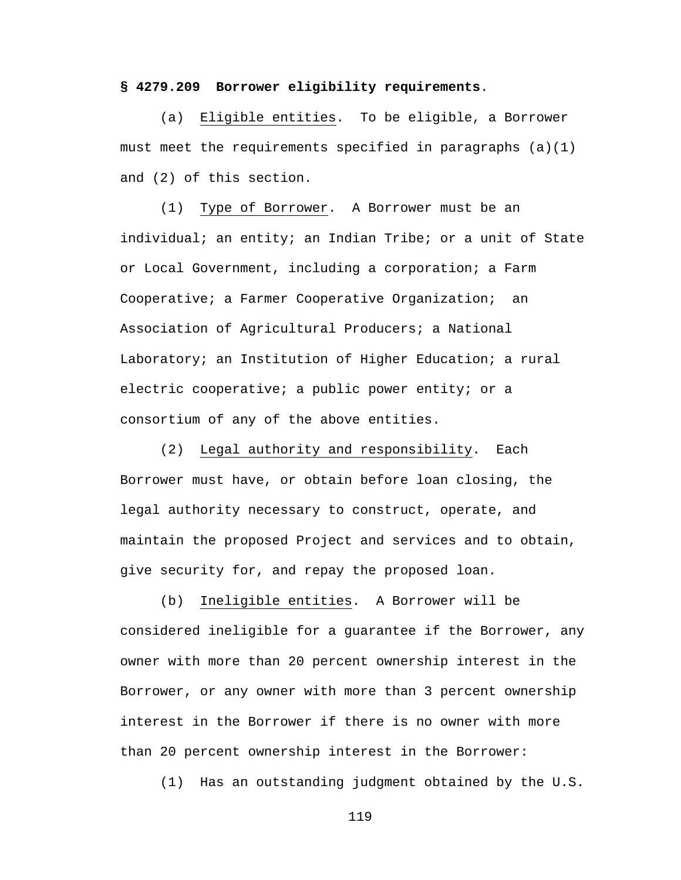**§ 4279.209  Borrower eligibility requirements**.

(a)  Eligible entities.  To be eligible, a Borrower must meet the requirements specified in paragraphs (a)(1) and (2) of this section.

(1)  Type of Borrower.  A Borrower must be an individual; an entity; an Indian Tribe; or a unit of State or Local Government, including a corporation; a Farm Cooperative; a Farmer Cooperative Organization;  an Association of Agricultural Producers; a National Laboratory; an Institution of Higher Education; a rural electric cooperative; a public power entity; or a consortium of any of the above entities.

(2)  Legal authority and responsibility.  Each Borrower must have, or obtain before loan closing, the legal authority necessary to construct, operate, and maintain the proposed Project and services and to obtain, give security for, and repay the proposed loan.

(b)  Ineligible entities.  A Borrower will be considered ineligible for a guarantee if the Borrower, any owner with more than 20 percent ownership interest in the Borrower, or any owner with more than 3 percent ownership interest in the Borrower if there is no owner with more than 20 percent ownership interest in the Borrower:

(1)  Has an outstanding judgment obtained by the U.S.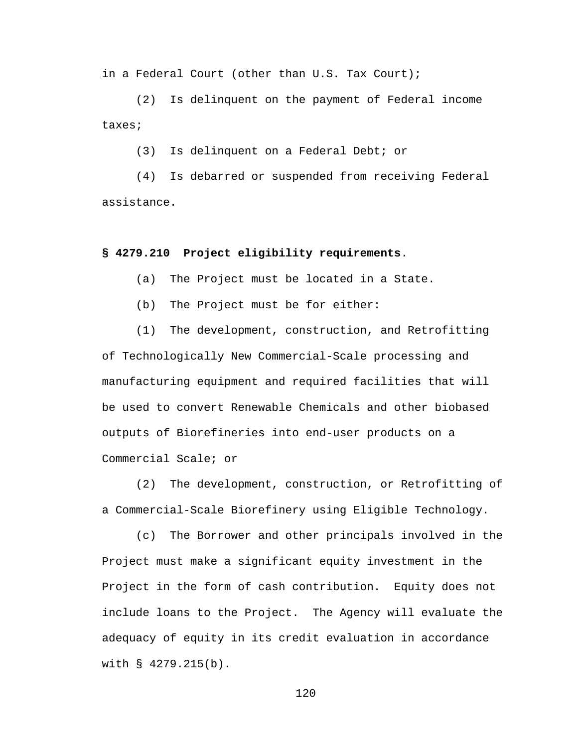in a Federal Court (other than U.S. Tax Court);

(2) Is delinquent on the payment of Federal income taxes;

(3) Is delinquent on a Federal Debt; or

(4) Is debarred or suspended from receiving Federal assistance.

**§ 4279.210 Project eligibility requirements**.

(a) The Project must be located in a State.

(b) The Project must be for either:

(1) The development, construction, and Retrofitting of Technologically New Commercial-Scale processing and manufacturing equipment and required facilities that will be used to convert Renewable Chemicals and other biobased outputs of Biorefineries into end-user products on a Commercial Scale; or

(2) The development, construction, or Retrofitting of a Commercial-Scale Biorefinery using Eligible Technology.

(c) The Borrower and other principals involved in the Project must make a significant equity investment in the Project in the form of cash contribution. Equity does not include loans to the Project. The Agency will evaluate the adequacy of equity in its credit evaluation in accordance with § 4279.215(b).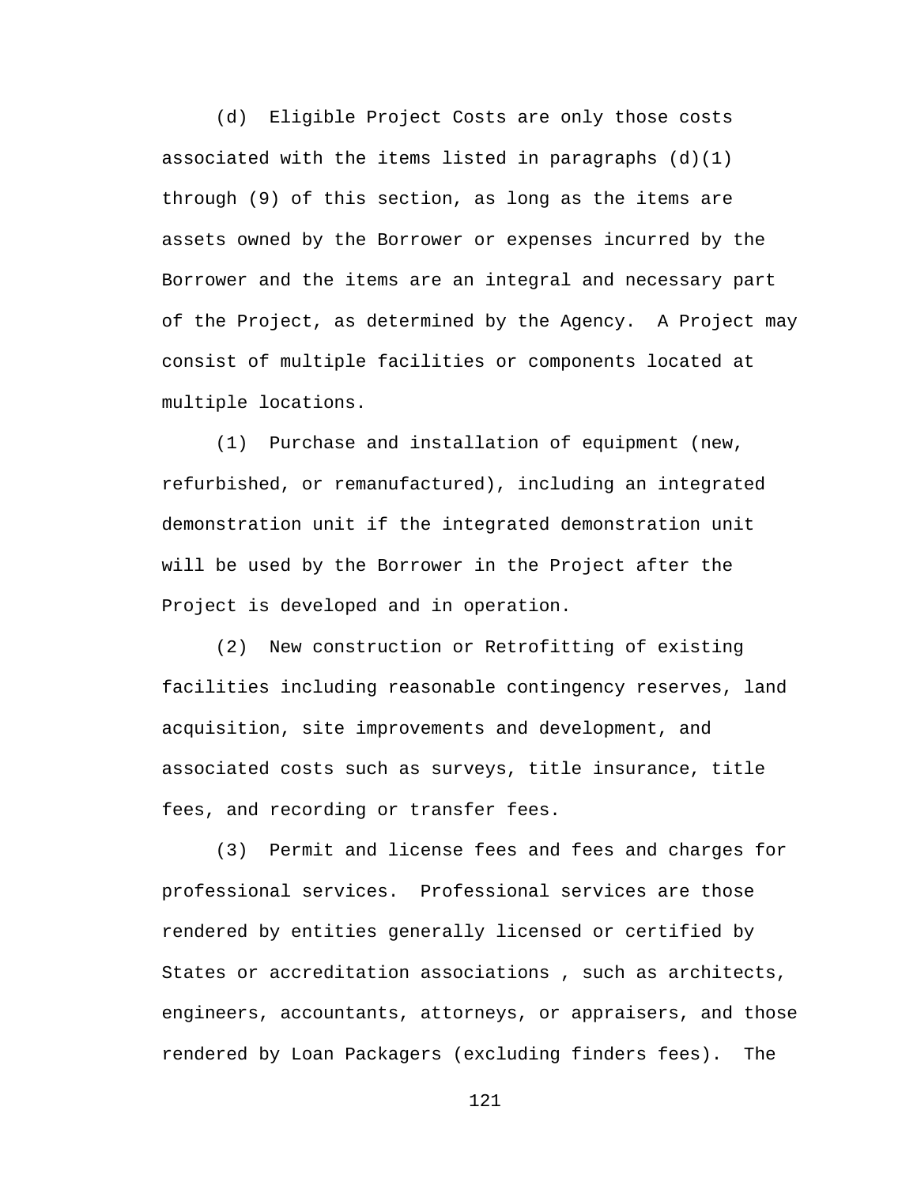(d) Eligible Project Costs are only those costs associated with the items listed in paragraphs (d)(1) through (9) of this section, as long as the items are assets owned by the Borrower or expenses incurred by the Borrower and the items are an integral and necessary part of the Project, as determined by the Agency. A Project may consist of multiple facilities or components located at multiple locations.

(1) Purchase and installation of equipment (new, refurbished, or remanufactured), including an integrated demonstration unit if the integrated demonstration unit will be used by the Borrower in the Project after the Project is developed and in operation.

(2) New construction or Retrofitting of existing facilities including reasonable contingency reserves, land acquisition, site improvements and development, and associated costs such as surveys, title insurance, title fees, and recording or transfer fees.

(3) Permit and license fees and fees and charges for professional services. Professional services are those rendered by entities generally licensed or certified by States or accreditation associations , such as architects, engineers, accountants, attorneys, or appraisers, and those rendered by Loan Packagers (excluding finders fees). The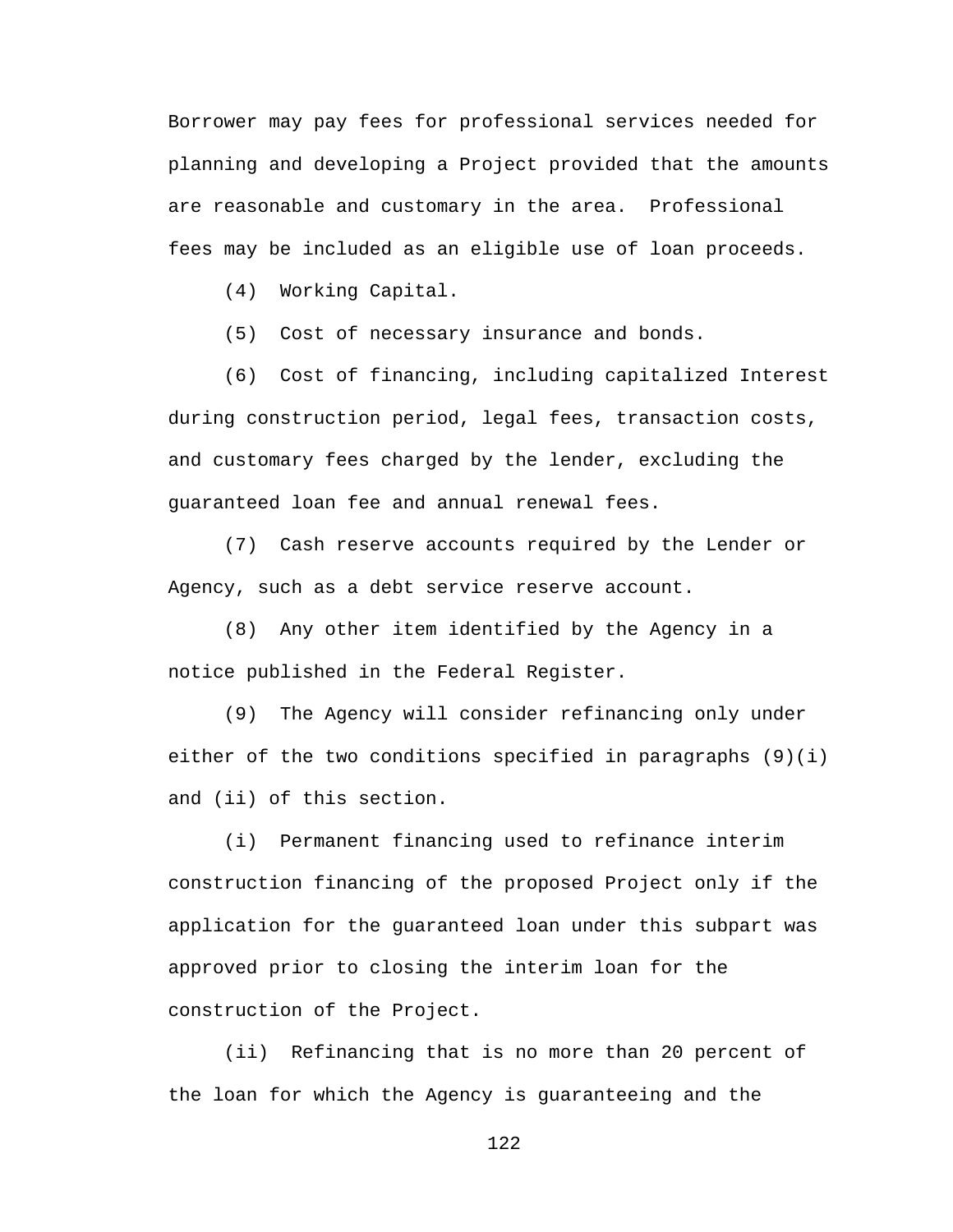Borrower may pay fees for professional services needed for planning and developing a Project provided that the amounts are reasonable and customary in the area. Professional fees may be included as an eligible use of loan proceeds.

(4) Working Capital.

(5) Cost of necessary insurance and bonds.

(6) Cost of financing, including capitalized Interest during construction period, legal fees, transaction costs, and customary fees charged by the lender, excluding the guaranteed loan fee and annual renewal fees.

(7) Cash reserve accounts required by the Lender or Agency, such as a debt service reserve account.

(8) Any other item identified by the Agency in a notice published in the Federal Register.

(9) The Agency will consider refinancing only under either of the two conditions specified in paragraphs (9)(i) and (ii) of this section.

(i) Permanent financing used to refinance interim construction financing of the proposed Project only if the application for the guaranteed loan under this subpart was approved prior to closing the interim loan for the construction of the Project.

(ii) Refinancing that is no more than 20 percent of the loan for which the Agency is guaranteeing and the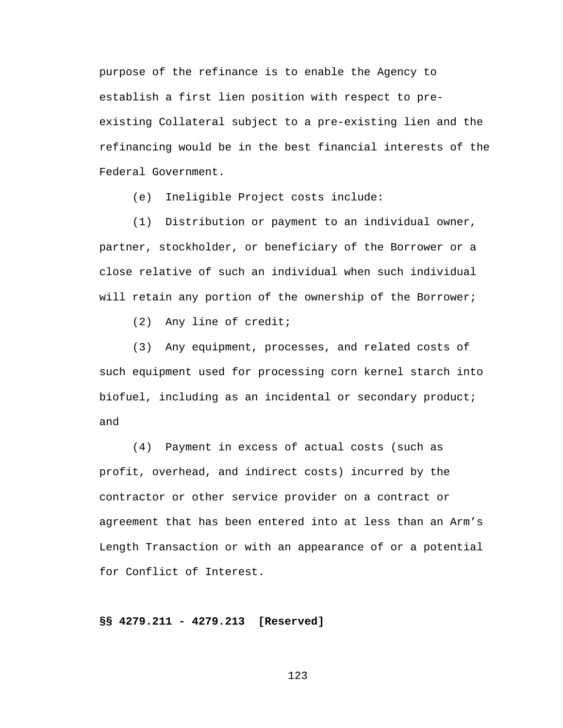purpose of the refinance is to enable the Agency to establish a first lien position with respect to pre-existing Collateral subject to a pre-existing lien and the refinancing would be in the best financial interests of the Federal Government.

(e) Ineligible Project costs include:

(1) Distribution or payment to an individual owner, partner, stockholder, or beneficiary of the Borrower or a close relative of such an individual when such individual will retain any portion of the ownership of the Borrower;

(2) Any line of credit;

(3) Any equipment, processes, and related costs of such equipment used for processing corn kernel starch into biofuel, including as an incidental or secondary product; and

(4) Payment in excess of actual costs (such as profit, overhead, and indirect costs) incurred by the contractor or other service provider on a contract or agreement that has been entered into at less than an Arm's Length Transaction or with an appearance of or a potential for Conflict of Interest.

**§§ 4279.211 - 4279.213 [Reserved]**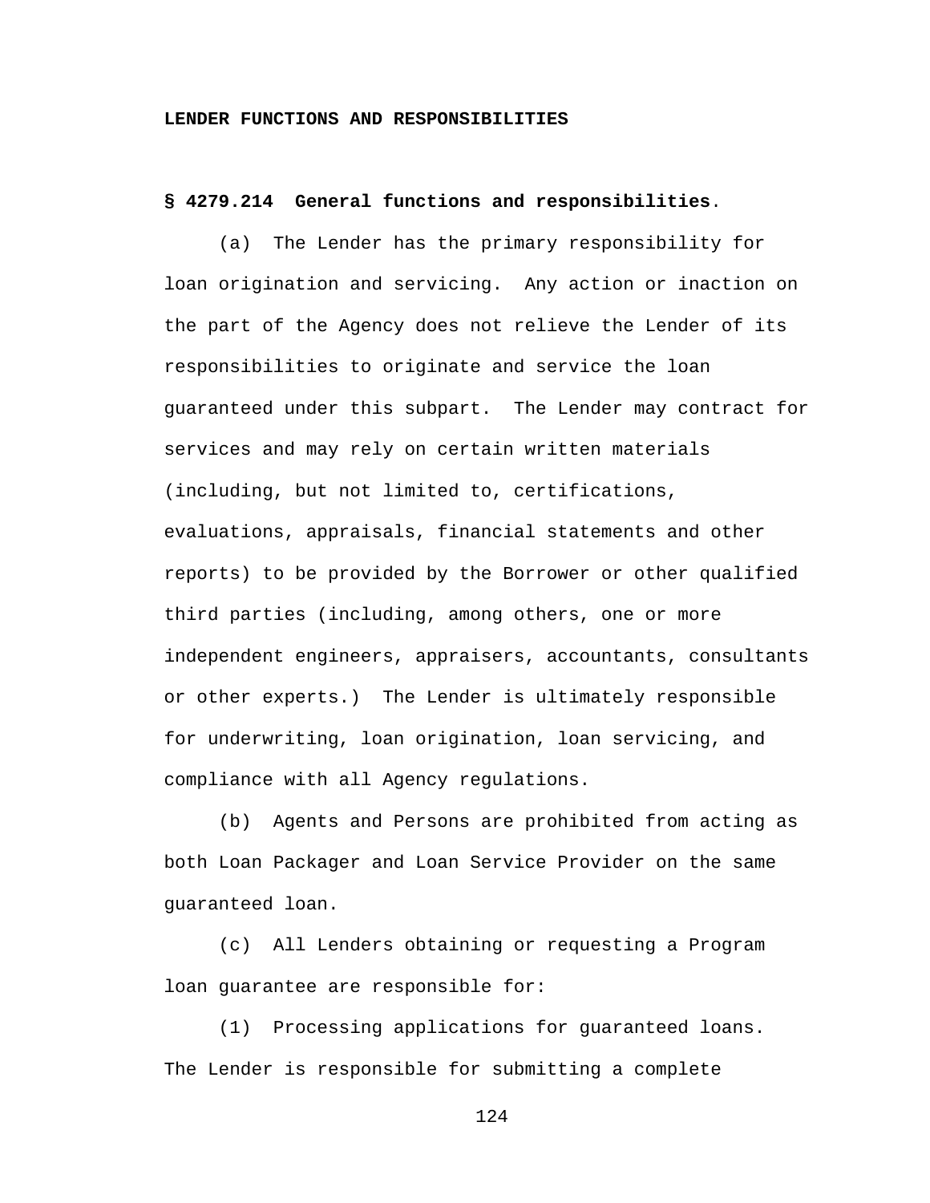**LENDER FUNCTIONS AND RESPONSIBILITIES**

**§ 4279.214 General functions and responsibilities**.

(a) The Lender has the primary responsibility for loan origination and servicing. Any action or inaction on the part of the Agency does not relieve the Lender of its responsibilities to originate and service the loan guaranteed under this subpart. The Lender may contract for services and may rely on certain written materials (including, but not limited to, certifications, evaluations, appraisals, financial statements and other reports) to be provided by the Borrower or other qualified third parties (including, among others, one or more independent engineers, appraisers, accountants, consultants or other experts.) The Lender is ultimately responsible for underwriting, loan origination, loan servicing, and compliance with all Agency regulations.

(b) Agents and Persons are prohibited from acting as both Loan Packager and Loan Service Provider on the same guaranteed loan.

(c) All Lenders obtaining or requesting a Program loan guarantee are responsible for:

(1) Processing applications for guaranteed loans. The Lender is responsible for submitting a complete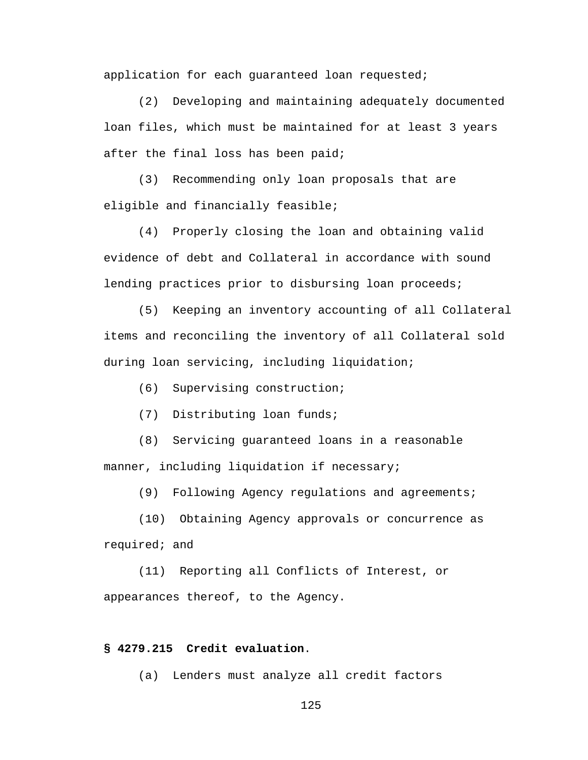application for each guaranteed loan requested;

(2) Developing and maintaining adequately documented loan files, which must be maintained for at least 3 years after the final loss has been paid;

(3) Recommending only loan proposals that are eligible and financially feasible;

(4) Properly closing the loan and obtaining valid evidence of debt and Collateral in accordance with sound lending practices prior to disbursing loan proceeds;

(5) Keeping an inventory accounting of all Collateral items and reconciling the inventory of all Collateral sold during loan servicing, including liquidation;

(6) Supervising construction;

(7) Distributing loan funds;

(8) Servicing guaranteed loans in a reasonable manner, including liquidation if necessary;

(9) Following Agency regulations and agreements;

(10) Obtaining Agency approvals or concurrence as required; and

(11) Reporting all Conflicts of Interest, or appearances thereof, to the Agency.

**§ 4279.215 Credit evaluation.**

(a) Lenders must analyze all credit factors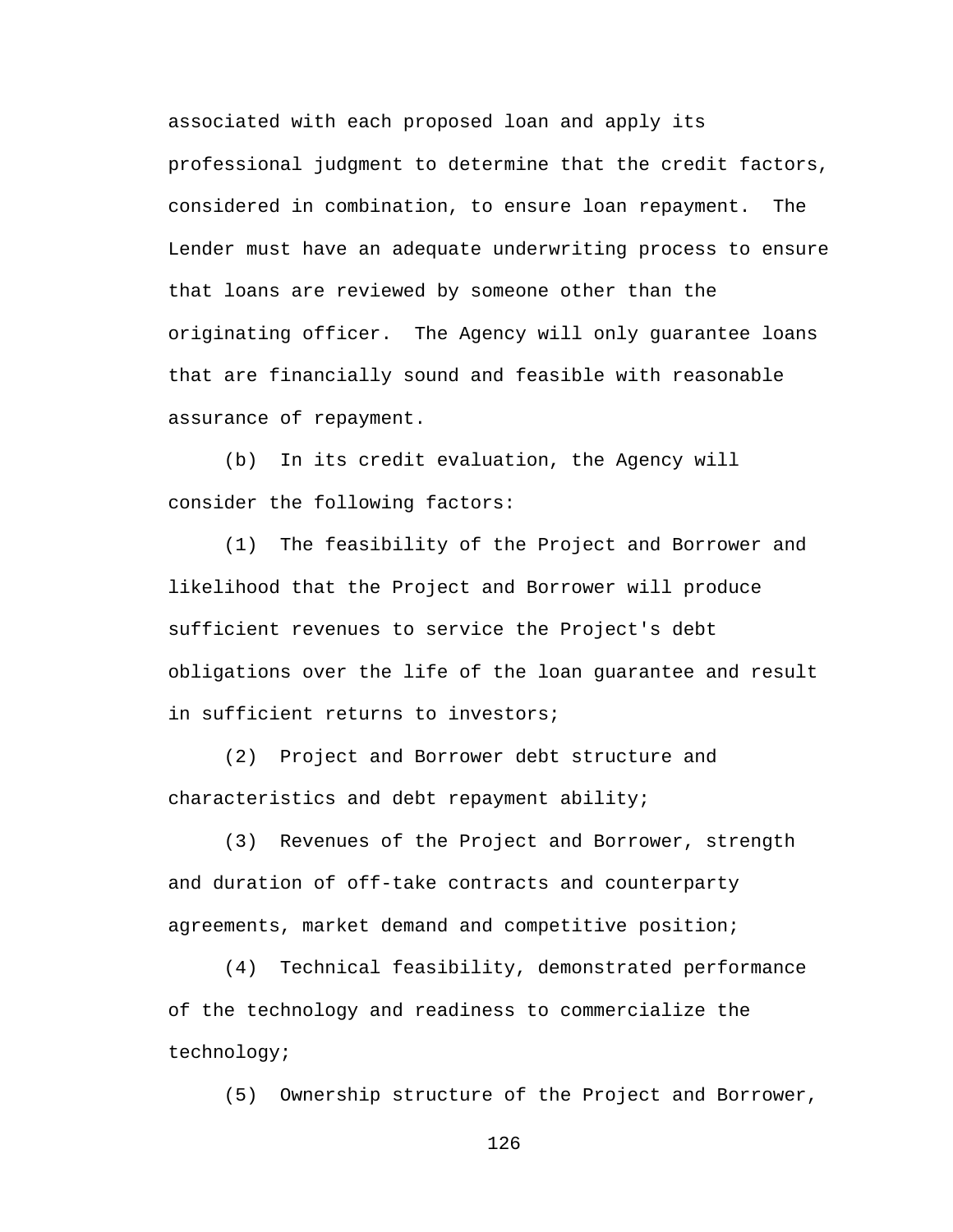associated with each proposed loan and apply its professional judgment to determine that the credit factors, considered in combination, to ensure loan repayment. The Lender must have an adequate underwriting process to ensure that loans are reviewed by someone other than the originating officer. The Agency will only guarantee loans that are financially sound and feasible with reasonable assurance of repayment.

(b) In its credit evaluation, the Agency will consider the following factors:

(1) The feasibility of the Project and Borrower and likelihood that the Project and Borrower will produce sufficient revenues to service the Project's debt obligations over the life of the loan guarantee and result in sufficient returns to investors;

(2) Project and Borrower debt structure and characteristics and debt repayment ability;

(3) Revenues of the Project and Borrower, strength and duration of off-take contracts and counterparty agreements, market demand and competitive position;

(4) Technical feasibility, demonstrated performance of the technology and readiness to commercialize the technology;

(5) Ownership structure of the Project and Borrower,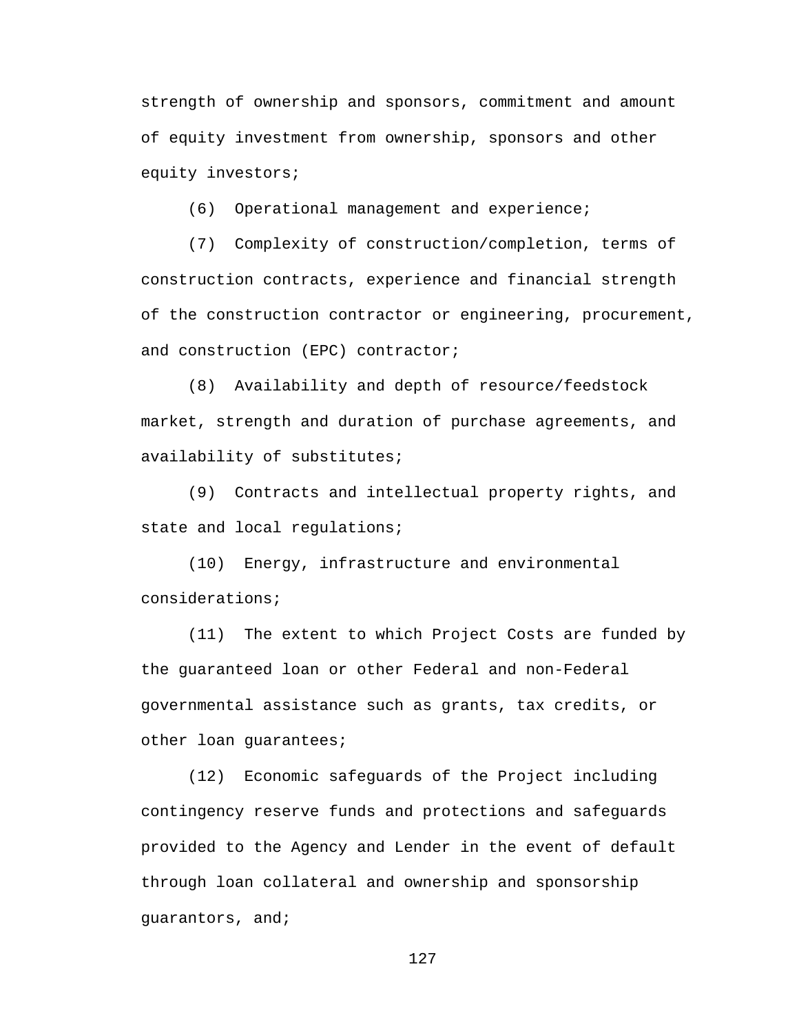strength of ownership and sponsors, commitment and amount of equity investment from ownership, sponsors and other equity investors;

(6) Operational management and experience;

(7) Complexity of construction/completion, terms of construction contracts, experience and financial strength of the construction contractor or engineering, procurement, and construction (EPC) contractor;

(8) Availability and depth of resource/feedstock market, strength and duration of purchase agreements, and availability of substitutes;

(9) Contracts and intellectual property rights, and state and local regulations;

(10) Energy, infrastructure and environmental considerations;

(11) The extent to which Project Costs are funded by the guaranteed loan or other Federal and non-Federal governmental assistance such as grants, tax credits, or other loan guarantees;

(12) Economic safeguards of the Project including contingency reserve funds and protections and safeguards provided to the Agency and Lender in the event of default through loan collateral and ownership and sponsorship guarantors, and;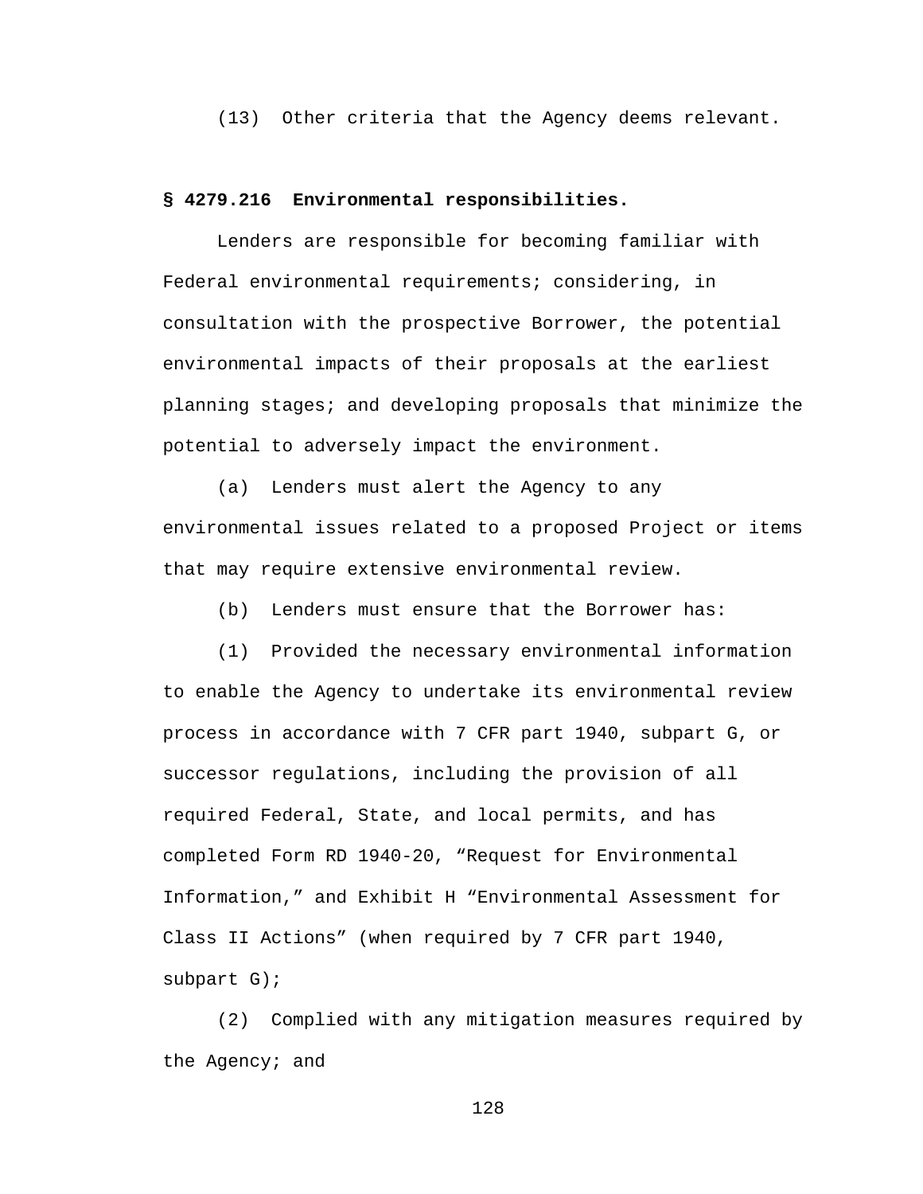(13) Other criteria that the Agency deems relevant.

**§ 4279.216 Environmental responsibilities.**

Lenders are responsible for becoming familiar with Federal environmental requirements; considering, in consultation with the prospective Borrower, the potential environmental impacts of their proposals at the earliest planning stages; and developing proposals that minimize the potential to adversely impact the environment.

(a) Lenders must alert the Agency to any environmental issues related to a proposed Project or items that may require extensive environmental review.

(b) Lenders must ensure that the Borrower has:

(1) Provided the necessary environmental information to enable the Agency to undertake its environmental review process in accordance with 7 CFR part 1940, subpart G, or successor regulations, including the provision of all required Federal, State, and local permits, and has completed Form RD 1940-20, “Request for Environmental Information,” and Exhibit H “Environmental Assessment for Class II Actions” (when required by 7 CFR part 1940, subpart G);

(2) Complied with any mitigation measures required by the Agency; and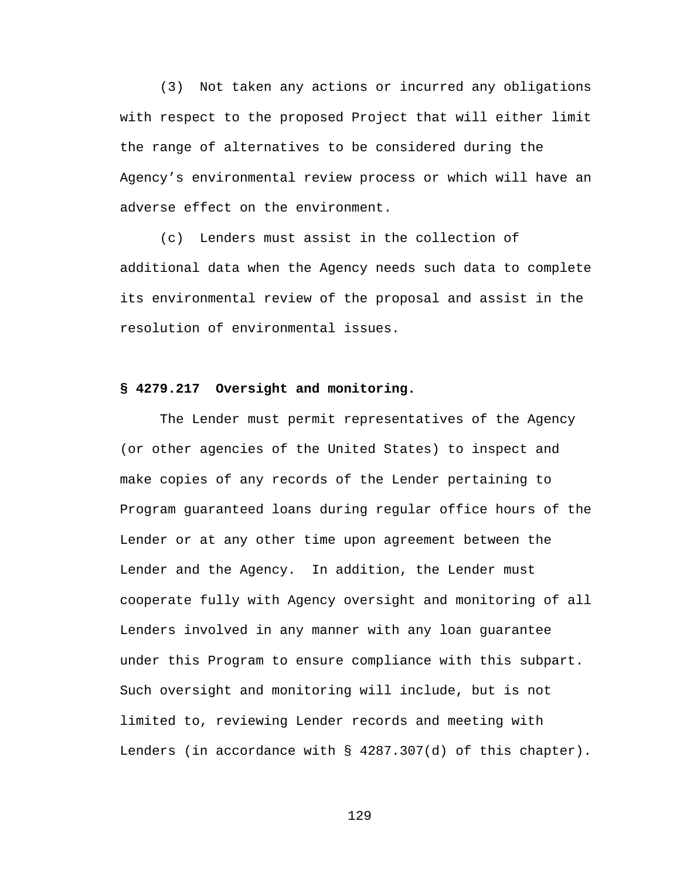(3) Not taken any actions or incurred any obligations with respect to the proposed Project that will either limit the range of alternatives to be considered during the Agency's environmental review process or which will have an adverse effect on the environment.

(c) Lenders must assist in the collection of additional data when the Agency needs such data to complete its environmental review of the proposal and assist in the resolution of environmental issues.

**§ 4279.217 Oversight and monitoring.**

The Lender must permit representatives of the Agency (or other agencies of the United States) to inspect and make copies of any records of the Lender pertaining to Program guaranteed loans during regular office hours of the Lender or at any other time upon agreement between the Lender and the Agency. In addition, the Lender must cooperate fully with Agency oversight and monitoring of all Lenders involved in any manner with any loan guarantee under this Program to ensure compliance with this subpart. Such oversight and monitoring will include, but is not limited to, reviewing Lender records and meeting with Lenders (in accordance with § 4287.307(d) of this chapter).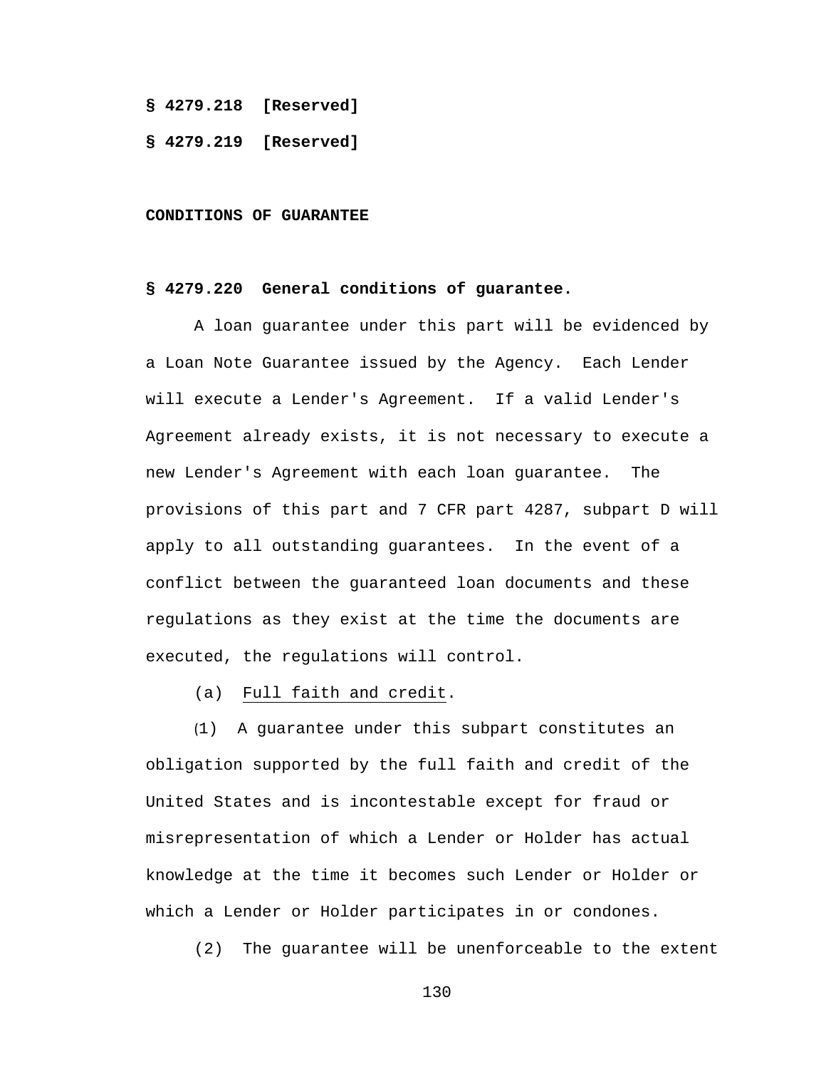**§ 4279.218 [Reserved]**

**§ 4279.219 [Reserved]**

**CONDITIONS OF GUARANTEE**

**§ 4279.220 General conditions of guarantee.**

A loan guarantee under this part will be evidenced by a Loan Note Guarantee issued by the Agency. Each Lender will execute a Lender's Agreement. If a valid Lender's Agreement already exists, it is not necessary to execute a new Lender's Agreement with each loan guarantee. The provisions of this part and 7 CFR part 4287, subpart D will apply to all outstanding guarantees. In the event of a conflict between the guaranteed loan documents and these regulations as they exist at the time the documents are executed, the regulations will control.

(a) Full faith and credit.

(1) A guarantee under this subpart constitutes an obligation supported by the full faith and credit of the United States and is incontestable except for fraud or misrepresentation of which a Lender or Holder has actual knowledge at the time it becomes such Lender or Holder or which a Lender or Holder participates in or condones.

(2) The guarantee will be unenforceable to the extent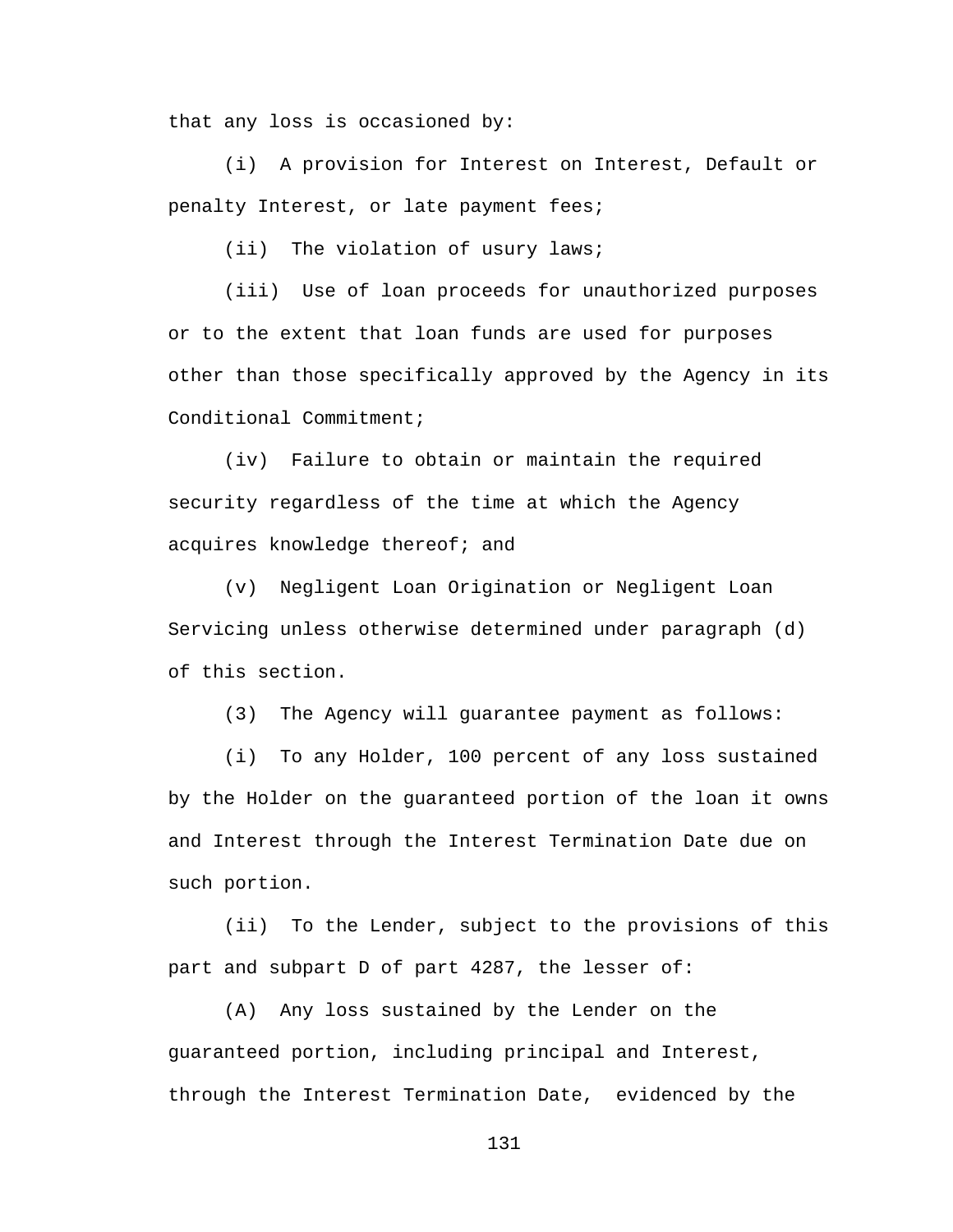that any loss is occasioned by:

(i) A provision for Interest on Interest, Default or penalty Interest, or late payment fees;

(ii) The violation of usury laws;

(iii) Use of loan proceeds for unauthorized purposes or to the extent that loan funds are used for purposes other than those specifically approved by the Agency in its Conditional Commitment;

(iv) Failure to obtain or maintain the required security regardless of the time at which the Agency acquires knowledge thereof; and

(v) Negligent Loan Origination or Negligent Loan Servicing unless otherwise determined under paragraph (d) of this section.

(3) The Agency will guarantee payment as follows:

(i) To any Holder, 100 percent of any loss sustained by the Holder on the guaranteed portion of the loan it owns and Interest through the Interest Termination Date due on such portion.

(ii) To the Lender, subject to the provisions of this part and subpart D of part 4287, the lesser of:

(A) Any loss sustained by the Lender on the guaranteed portion, including principal and Interest, through the Interest Termination Date, evidenced by the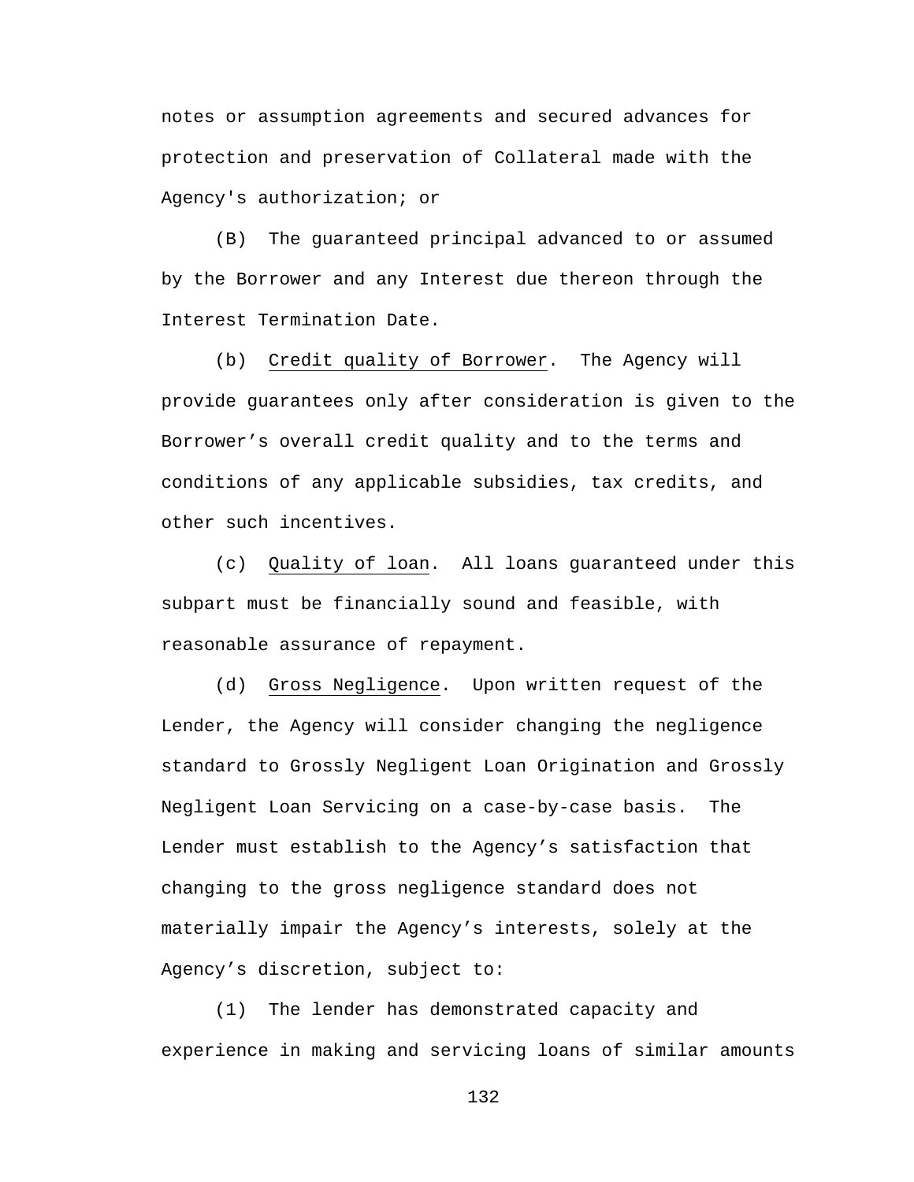notes or assumption agreements and secured advances for protection and preservation of Collateral made with the Agency's authorization; or

(B) The guaranteed principal advanced to or assumed by the Borrower and any Interest due thereon through the Interest Termination Date.

(b) Credit quality of Borrower. The Agency will provide guarantees only after consideration is given to the Borrower’s overall credit quality and to the terms and conditions of any applicable subsidies, tax credits, and other such incentives.

(c) Quality of loan. All loans guaranteed under this subpart must be financially sound and feasible, with reasonable assurance of repayment.

(d) Gross Negligence. Upon written request of the Lender, the Agency will consider changing the negligence standard to Grossly Negligent Loan Origination and Grossly Negligent Loan Servicing on a case-by-case basis. The Lender must establish to the Agency’s satisfaction that changing to the gross negligence standard does not materially impair the Agency’s interests, solely at the Agency’s discretion, subject to:

(1) The lender has demonstrated capacity and experience in making and servicing loans of similar amounts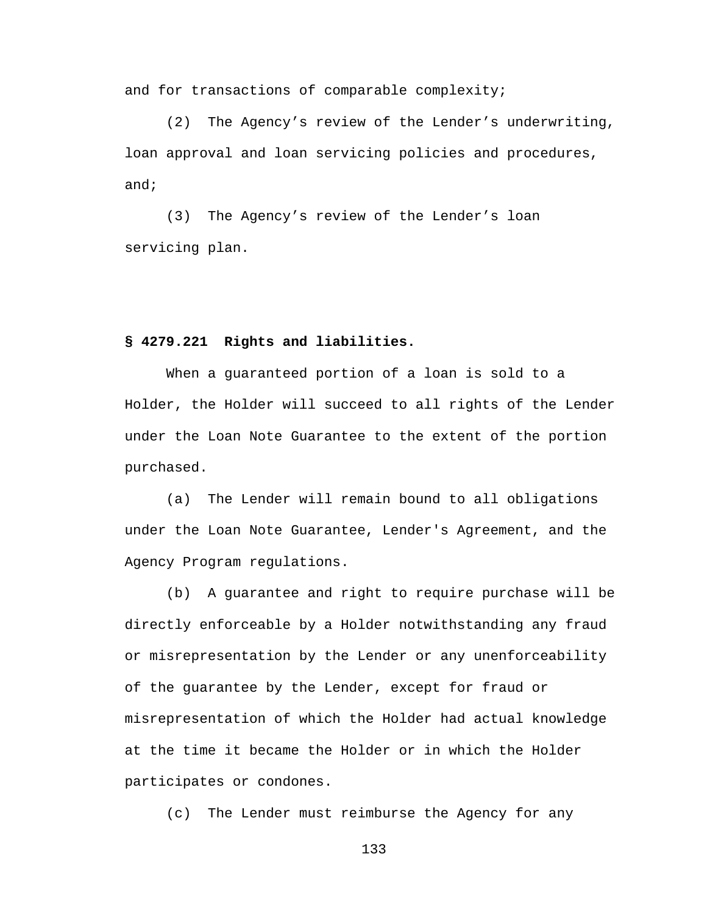and for transactions of comparable complexity;

(2) The Agency's review of the Lender's underwriting, loan approval and loan servicing policies and procedures, and;

(3) The Agency's review of the Lender's loan servicing plan.

**§ 4279.221 Rights and liabilities.**

When a guaranteed portion of a loan is sold to a Holder, the Holder will succeed to all rights of the Lender under the Loan Note Guarantee to the extent of the portion purchased.

(a) The Lender will remain bound to all obligations under the Loan Note Guarantee, Lender's Agreement, and the Agency Program regulations.

(b) A guarantee and right to require purchase will be directly enforceable by a Holder notwithstanding any fraud or misrepresentation by the Lender or any unenforceability of the guarantee by the Lender, except for fraud or misrepresentation of which the Holder had actual knowledge at the time it became the Holder or in which the Holder participates or condones.

(c) The Lender must reimburse the Agency for any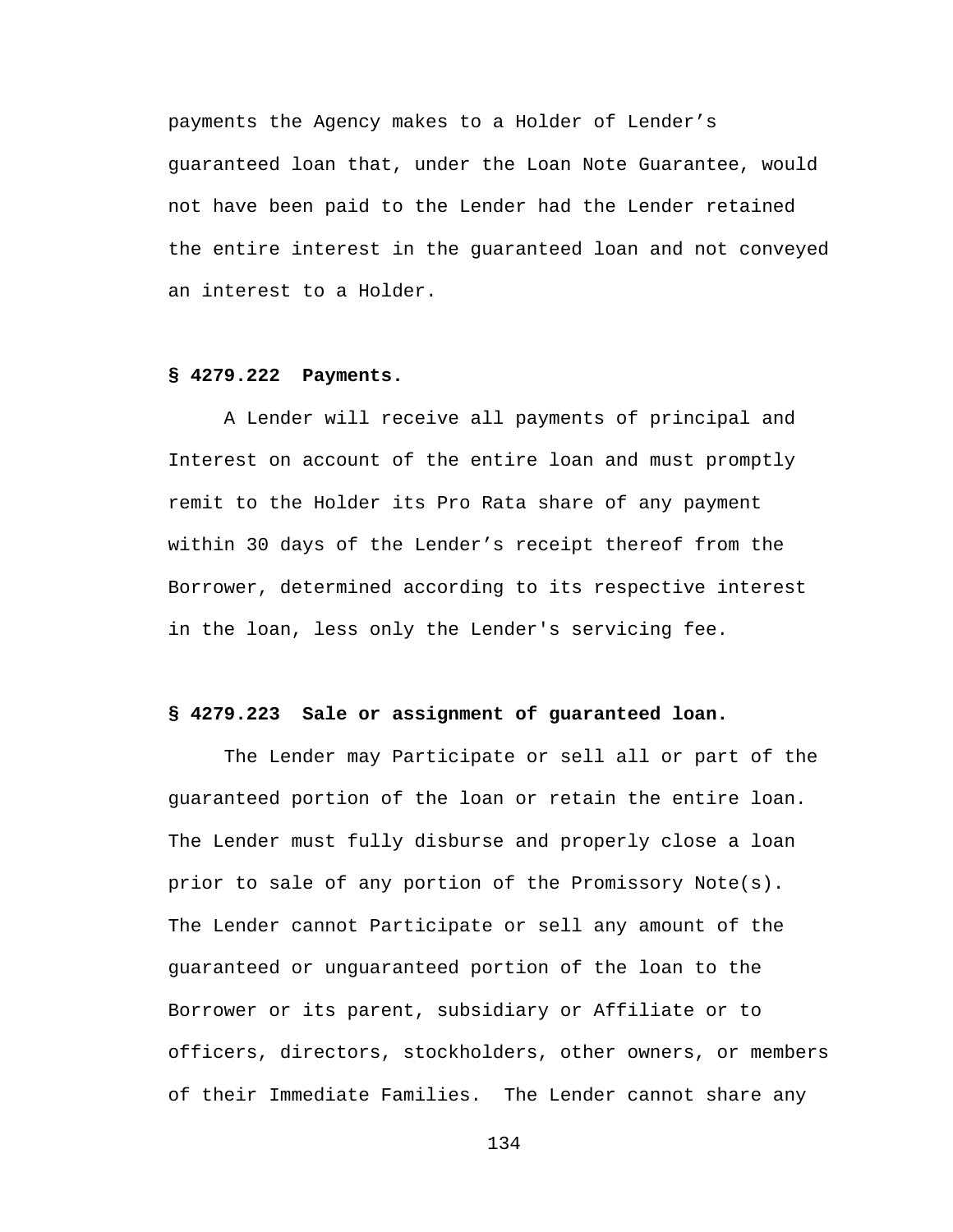payments the Agency makes to a Holder of Lender’s guaranteed loan that, under the Loan Note Guarantee, would not have been paid to the Lender had the Lender retained the entire interest in the guaranteed loan and not conveyed an interest to a Holder.

**§ 4279.222 Payments.**

A Lender will receive all payments of principal and Interest on account of the entire loan and must promptly remit to the Holder its Pro Rata share of any payment within 30 days of the Lender’s receipt thereof from the Borrower, determined according to its respective interest in the loan, less only the Lender's servicing fee.

**§ 4279.223 Sale or assignment of guaranteed loan.**

The Lender may Participate or sell all or part of the guaranteed portion of the loan or retain the entire loan. The Lender must fully disburse and properly close a loan prior to sale of any portion of the Promissory Note(s). The Lender cannot Participate or sell any amount of the guaranteed or unguaranteed portion of the loan to the Borrower or its parent, subsidiary or Affiliate or to officers, directors, stockholders, other owners, or members of their Immediate Families. The Lender cannot share any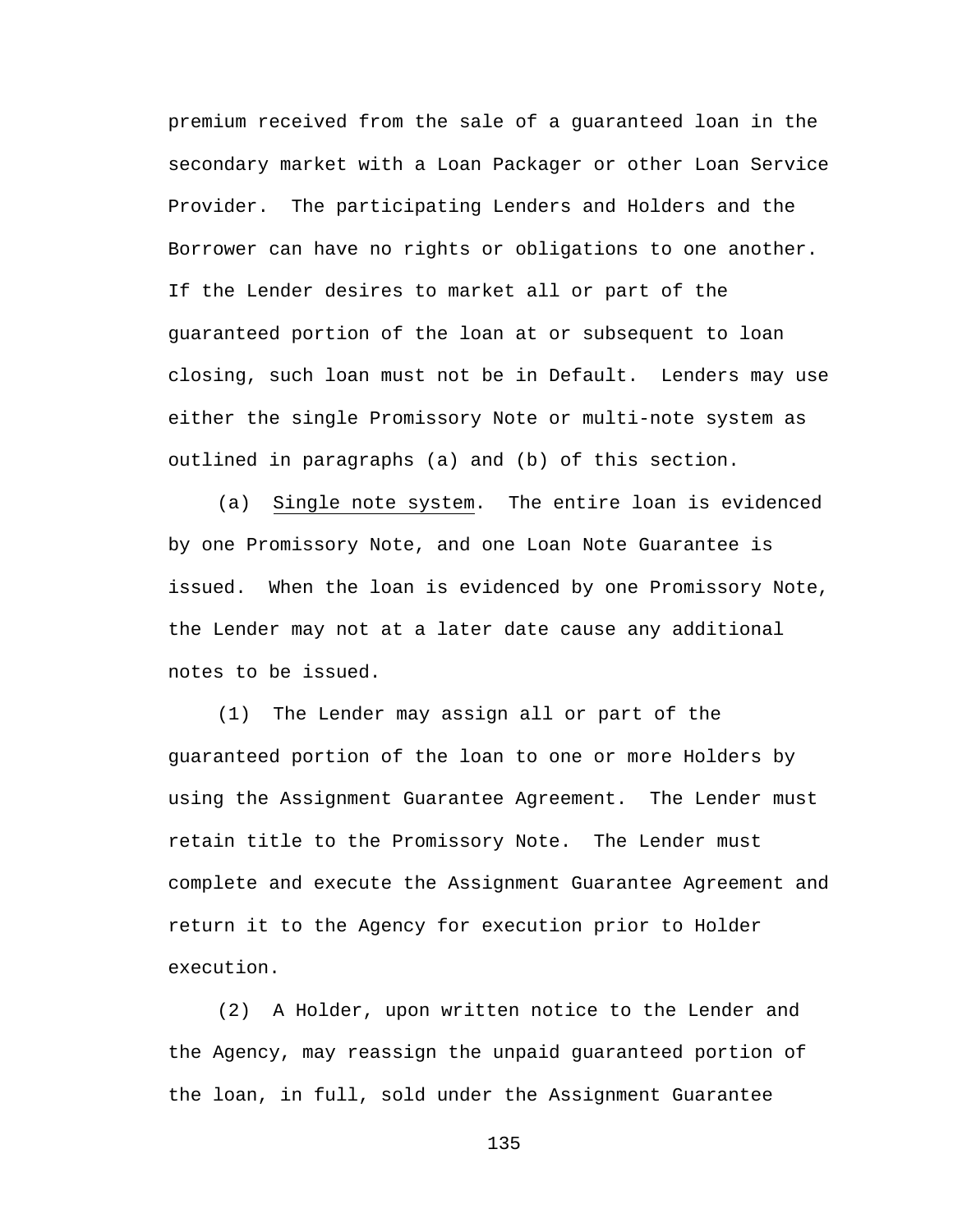premium received from the sale of a guaranteed loan in the secondary market with a Loan Packager or other Loan Service Provider. The participating Lenders and Holders and the Borrower can have no rights or obligations to one another. If the Lender desires to market all or part of the guaranteed portion of the loan at or subsequent to loan closing, such loan must not be in Default. Lenders may use either the single Promissory Note or multi-note system as outlined in paragraphs (a) and (b) of this section.

(a) Single note system. The entire loan is evidenced by one Promissory Note, and one Loan Note Guarantee is issued. When the loan is evidenced by one Promissory Note, the Lender may not at a later date cause any additional notes to be issued.

(1) The Lender may assign all or part of the guaranteed portion of the loan to one or more Holders by using the Assignment Guarantee Agreement. The Lender must retain title to the Promissory Note. The Lender must complete and execute the Assignment Guarantee Agreement and return it to the Agency for execution prior to Holder execution.

(2) A Holder, upon written notice to the Lender and the Agency, may reassign the unpaid guaranteed portion of the loan, in full, sold under the Assignment Guarantee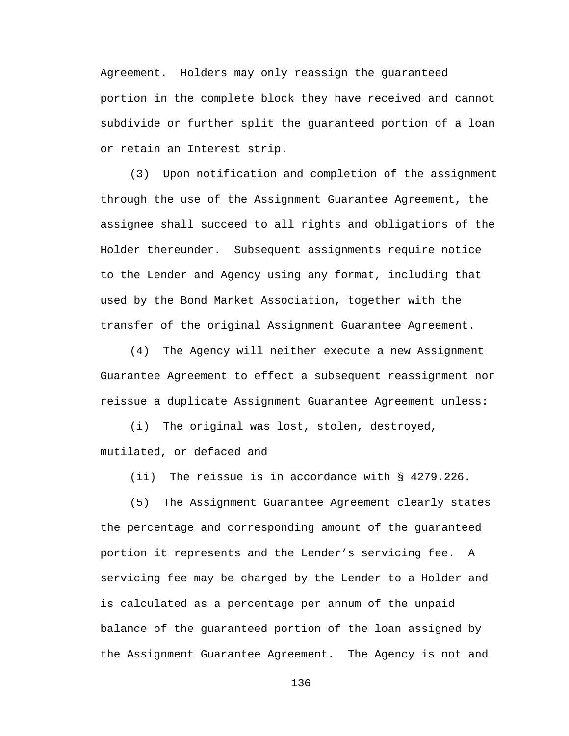Agreement. Holders may only reassign the guaranteed portion in the complete block they have received and cannot subdivide or further split the guaranteed portion of a loan or retain an Interest strip.

(3) Upon notification and completion of the assignment through the use of the Assignment Guarantee Agreement, the assignee shall succeed to all rights and obligations of the Holder thereunder. Subsequent assignments require notice to the Lender and Agency using any format, including that used by the Bond Market Association, together with the transfer of the original Assignment Guarantee Agreement.

(4) The Agency will neither execute a new Assignment Guarantee Agreement to effect a subsequent reassignment nor reissue a duplicate Assignment Guarantee Agreement unless:

(i) The original was lost, stolen, destroyed, mutilated, or defaced and

(ii) The reissue is in accordance with § 4279.226.

(5) The Assignment Guarantee Agreement clearly states the percentage and corresponding amount of the guaranteed portion it represents and the Lender's servicing fee. A servicing fee may be charged by the Lender to a Holder and is calculated as a percentage per annum of the unpaid balance of the guaranteed portion of the loan assigned by the Assignment Guarantee Agreement. The Agency is not and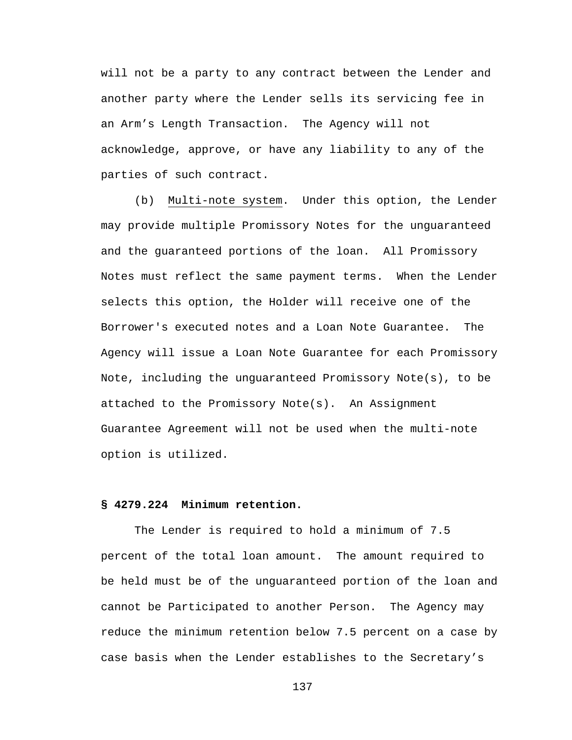will not be a party to any contract between the Lender and another party where the Lender sells its servicing fee in an Arm's Length Transaction. The Agency will not acknowledge, approve, or have any liability to any of the parties of such contract.

(b) Multi-note system. Under this option, the Lender may provide multiple Promissory Notes for the unguaranteed and the guaranteed portions of the loan. All Promissory Notes must reflect the same payment terms. When the Lender selects this option, the Holder will receive one of the Borrower's executed notes and a Loan Note Guarantee. The Agency will issue a Loan Note Guarantee for each Promissory Note, including the unguaranteed Promissory Note(s), to be attached to the Promissory Note(s). An Assignment Guarantee Agreement will not be used when the multi-note option is utilized.

**§ 4279.224 Minimum retention.**

The Lender is required to hold a minimum of 7.5 percent of the total loan amount. The amount required to be held must be of the unguaranteed portion of the loan and cannot be Participated to another Person. The Agency may reduce the minimum retention below 7.5 percent on a case by case basis when the Lender establishes to the Secretary's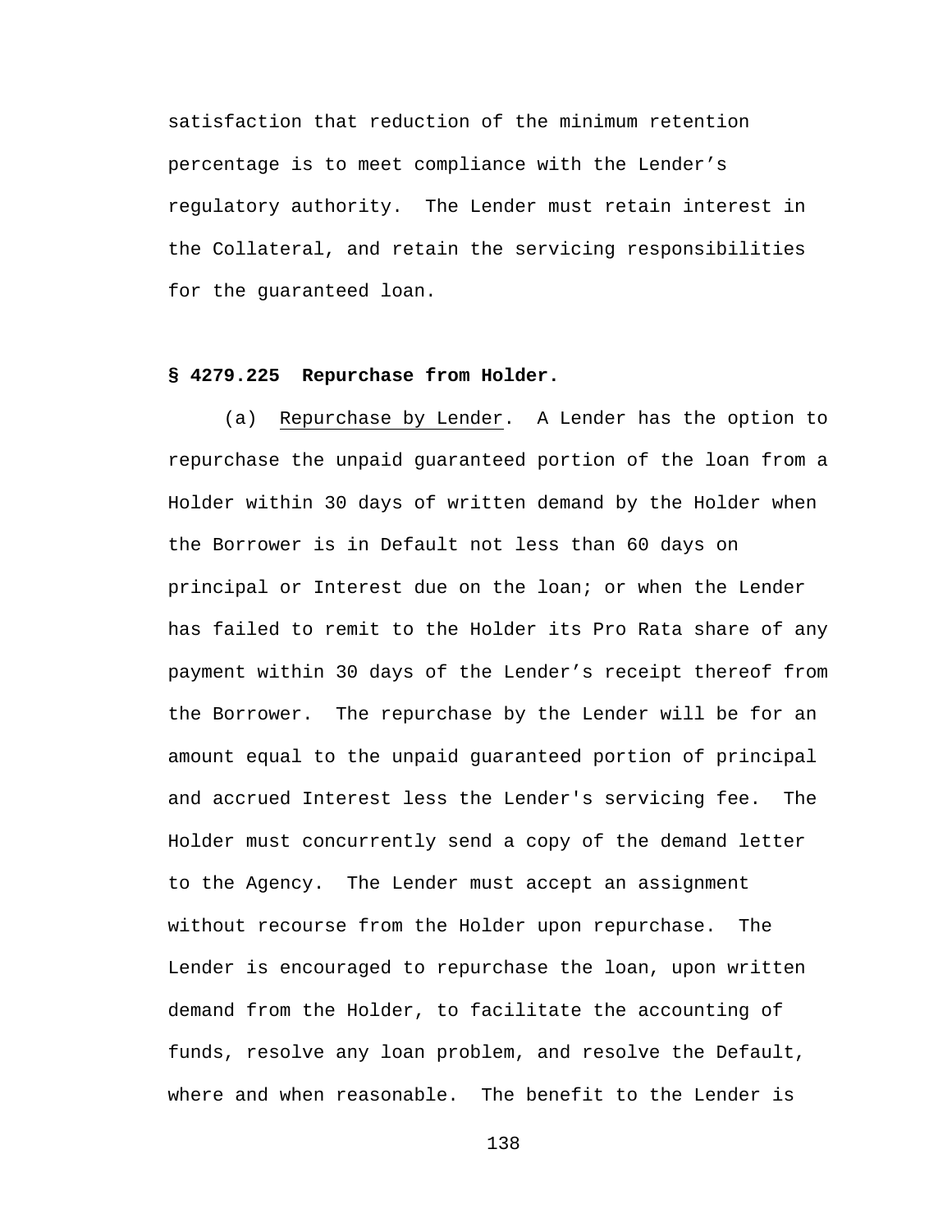satisfaction that reduction of the minimum retention percentage is to meet compliance with the Lender's regulatory authority. The Lender must retain interest in the Collateral, and retain the servicing responsibilities for the guaranteed loan.

**§ 4279.225 Repurchase from Holder.**

(a) Repurchase by Lender. A Lender has the option to repurchase the unpaid guaranteed portion of the loan from a Holder within 30 days of written demand by the Holder when the Borrower is in Default not less than 60 days on principal or Interest due on the loan; or when the Lender has failed to remit to the Holder its Pro Rata share of any payment within 30 days of the Lender's receipt thereof from the Borrower. The repurchase by the Lender will be for an amount equal to the unpaid guaranteed portion of principal and accrued Interest less the Lender's servicing fee. The Holder must concurrently send a copy of the demand letter to the Agency. The Lender must accept an assignment without recourse from the Holder upon repurchase. The Lender is encouraged to repurchase the loan, upon written demand from the Holder, to facilitate the accounting of funds, resolve any loan problem, and resolve the Default, where and when reasonable. The benefit to the Lender is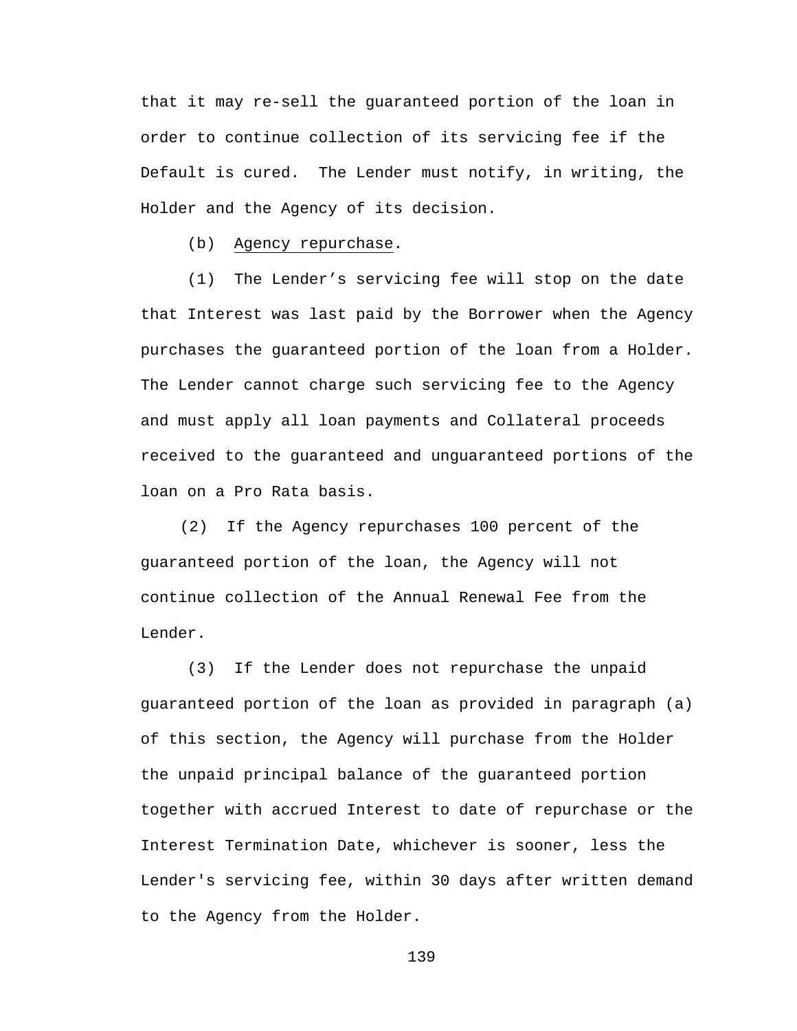that it may re-sell the guaranteed portion of the loan in order to continue collection of its servicing fee if the Default is cured. The Lender must notify, in writing, the Holder and the Agency of its decision.

(b) Agency repurchase.

(1) The Lender's servicing fee will stop on the date that Interest was last paid by the Borrower when the Agency purchases the guaranteed portion of the loan from a Holder. The Lender cannot charge such servicing fee to the Agency and must apply all loan payments and Collateral proceeds received to the guaranteed and unguaranteed portions of the loan on a Pro Rata basis.

(2) If the Agency repurchases 100 percent of the guaranteed portion of the loan, the Agency will not continue collection of the Annual Renewal Fee from the Lender.

(3) If the Lender does not repurchase the unpaid guaranteed portion of the loan as provided in paragraph (a) of this section, the Agency will purchase from the Holder the unpaid principal balance of the guaranteed portion together with accrued Interest to date of repurchase or the Interest Termination Date, whichever is sooner, less the Lender's servicing fee, within 30 days after written demand to the Agency from the Holder.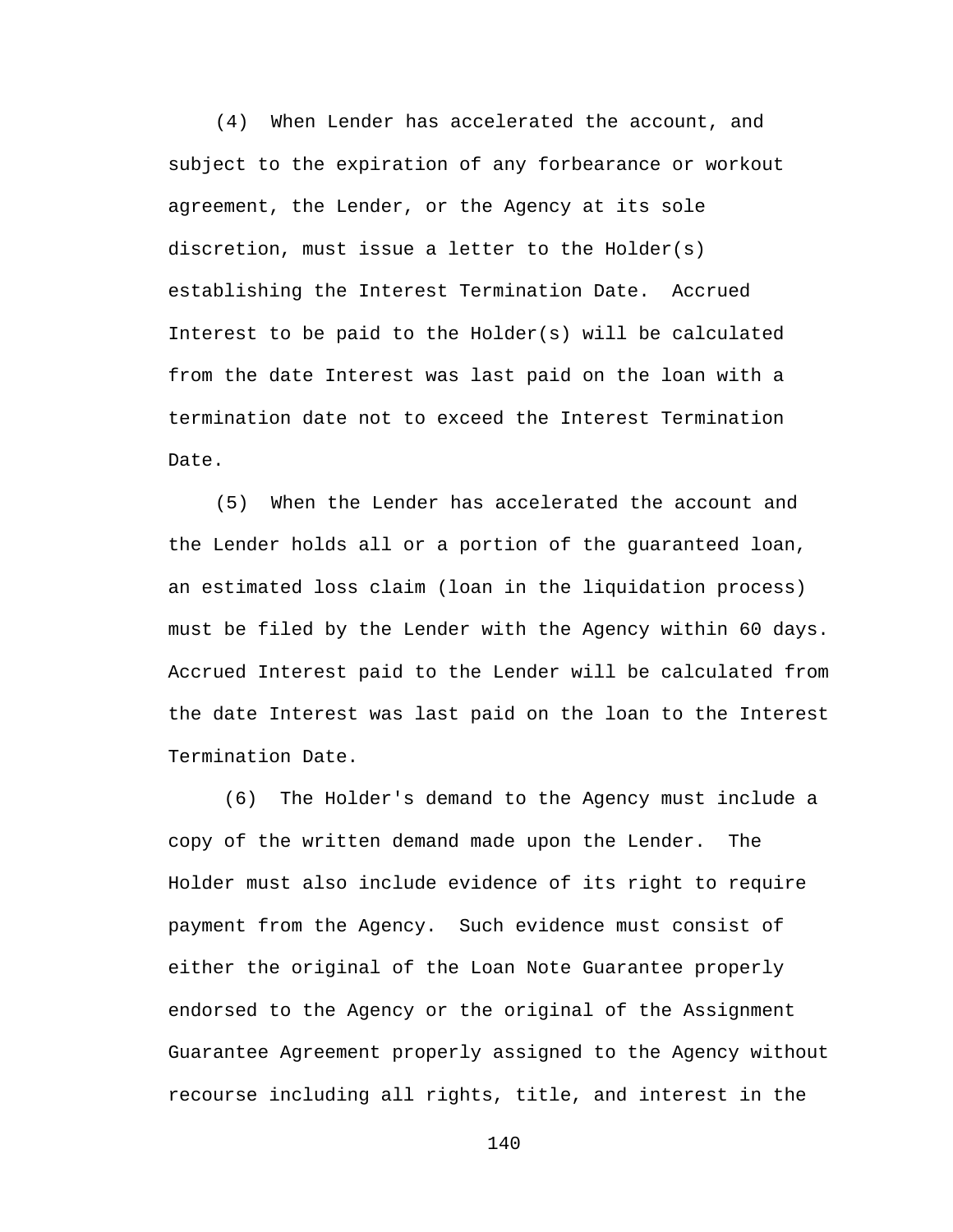(4) When Lender has accelerated the account, and subject to the expiration of any forbearance or workout agreement, the Lender, or the Agency at its sole discretion, must issue a letter to the Holder(s) establishing the Interest Termination Date. Accrued Interest to be paid to the Holder(s) will be calculated from the date Interest was last paid on the loan with a termination date not to exceed the Interest Termination Date.

(5) When the Lender has accelerated the account and the Lender holds all or a portion of the guaranteed loan, an estimated loss claim (loan in the liquidation process) must be filed by the Lender with the Agency within 60 days. Accrued Interest paid to the Lender will be calculated from the date Interest was last paid on the loan to the Interest Termination Date.

(6) The Holder's demand to the Agency must include a copy of the written demand made upon the Lender. The Holder must also include evidence of its right to require payment from the Agency. Such evidence must consist of either the original of the Loan Note Guarantee properly endorsed to the Agency or the original of the Assignment Guarantee Agreement properly assigned to the Agency without recourse including all rights, title, and interest in the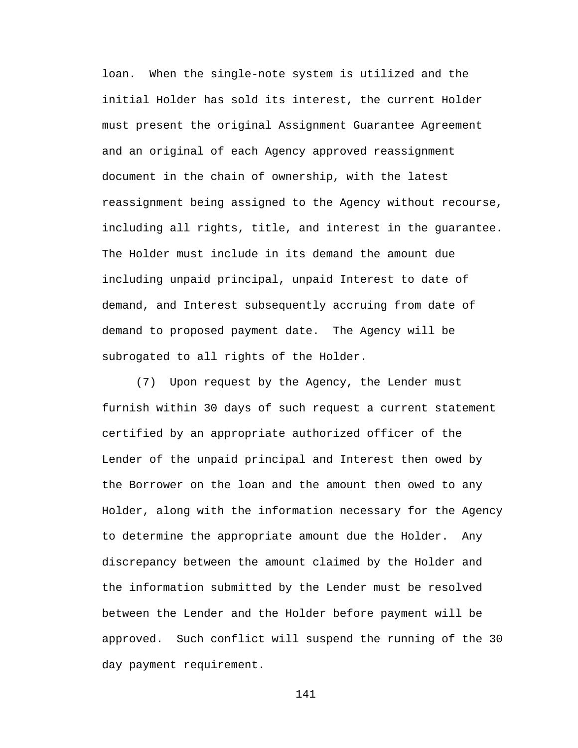loan. When the single-note system is utilized and the initial Holder has sold its interest, the current Holder must present the original Assignment Guarantee Agreement and an original of each Agency approved reassignment document in the chain of ownership, with the latest reassignment being assigned to the Agency without recourse, including all rights, title, and interest in the guarantee. The Holder must include in its demand the amount due including unpaid principal, unpaid Interest to date of demand, and Interest subsequently accruing from date of demand to proposed payment date. The Agency will be subrogated to all rights of the Holder.

(7) Upon request by the Agency, the Lender must furnish within 30 days of such request a current statement certified by an appropriate authorized officer of the Lender of the unpaid principal and Interest then owed by the Borrower on the loan and the amount then owed to any Holder, along with the information necessary for the Agency to determine the appropriate amount due the Holder. Any discrepancy between the amount claimed by the Holder and the information submitted by the Lender must be resolved between the Lender and the Holder before payment will be approved. Such conflict will suspend the running of the 30 day payment requirement.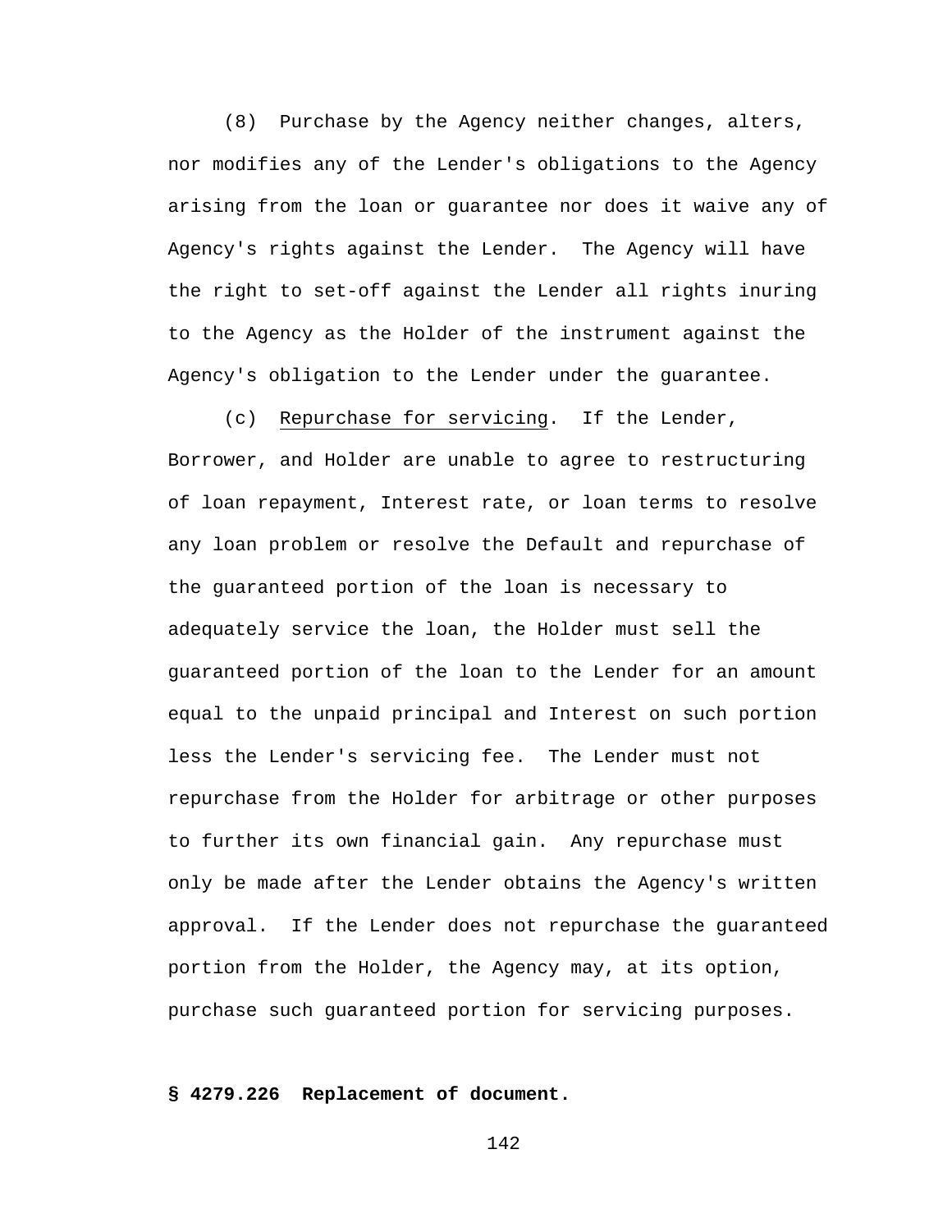(8) Purchase by the Agency neither changes, alters, nor modifies any of the Lender's obligations to the Agency arising from the loan or guarantee nor does it waive any of Agency's rights against the Lender. The Agency will have the right to set-off against the Lender all rights inuring to the Agency as the Holder of the instrument against the Agency's obligation to the Lender under the guarantee.

(c) Repurchase for servicing. If the Lender, Borrower, and Holder are unable to agree to restructuring of loan repayment, Interest rate, or loan terms to resolve any loan problem or resolve the Default and repurchase of the guaranteed portion of the loan is necessary to adequately service the loan, the Holder must sell the guaranteed portion of the loan to the Lender for an amount equal to the unpaid principal and Interest on such portion less the Lender's servicing fee. The Lender must not repurchase from the Holder for arbitrage or other purposes to further its own financial gain. Any repurchase must only be made after the Lender obtains the Agency's written approval. If the Lender does not repurchase the guaranteed portion from the Holder, the Agency may, at its option, purchase such guaranteed portion for servicing purposes.

**§ 4279.226 Replacement of document.**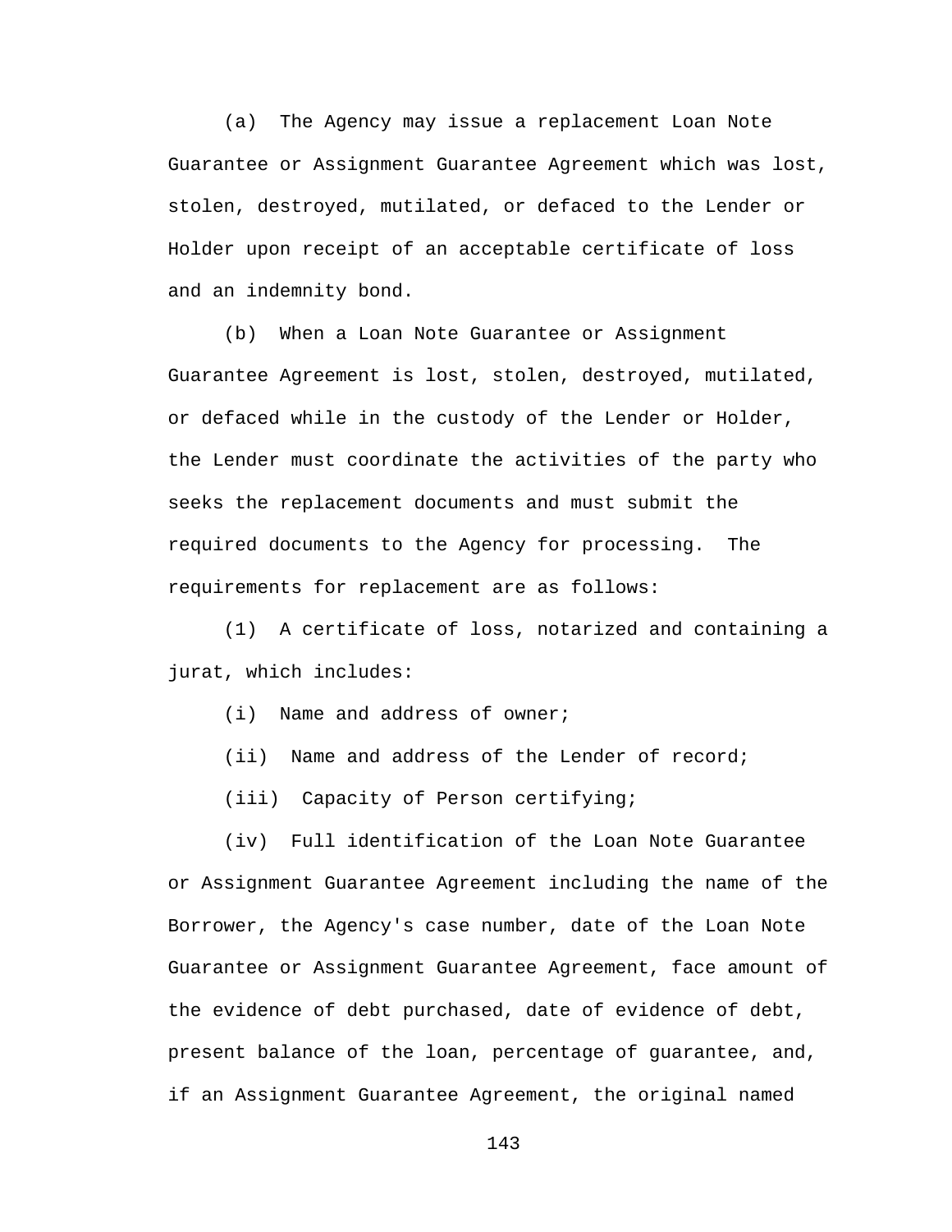(a) The Agency may issue a replacement Loan Note Guarantee or Assignment Guarantee Agreement which was lost, stolen, destroyed, mutilated, or defaced to the Lender or Holder upon receipt of an acceptable certificate of loss and an indemnity bond.

(b) When a Loan Note Guarantee or Assignment Guarantee Agreement is lost, stolen, destroyed, mutilated, or defaced while in the custody of the Lender or Holder, the Lender must coordinate the activities of the party who seeks the replacement documents and must submit the required documents to the Agency for processing. The requirements for replacement are as follows:

(1) A certificate of loss, notarized and containing a jurat, which includes:

(i) Name and address of owner;

(ii) Name and address of the Lender of record;

(iii) Capacity of Person certifying;

(iv) Full identification of the Loan Note Guarantee or Assignment Guarantee Agreement including the name of the Borrower, the Agency's case number, date of the Loan Note Guarantee or Assignment Guarantee Agreement, face amount of the evidence of debt purchased, date of evidence of debt, present balance of the loan, percentage of guarantee, and, if an Assignment Guarantee Agreement, the original named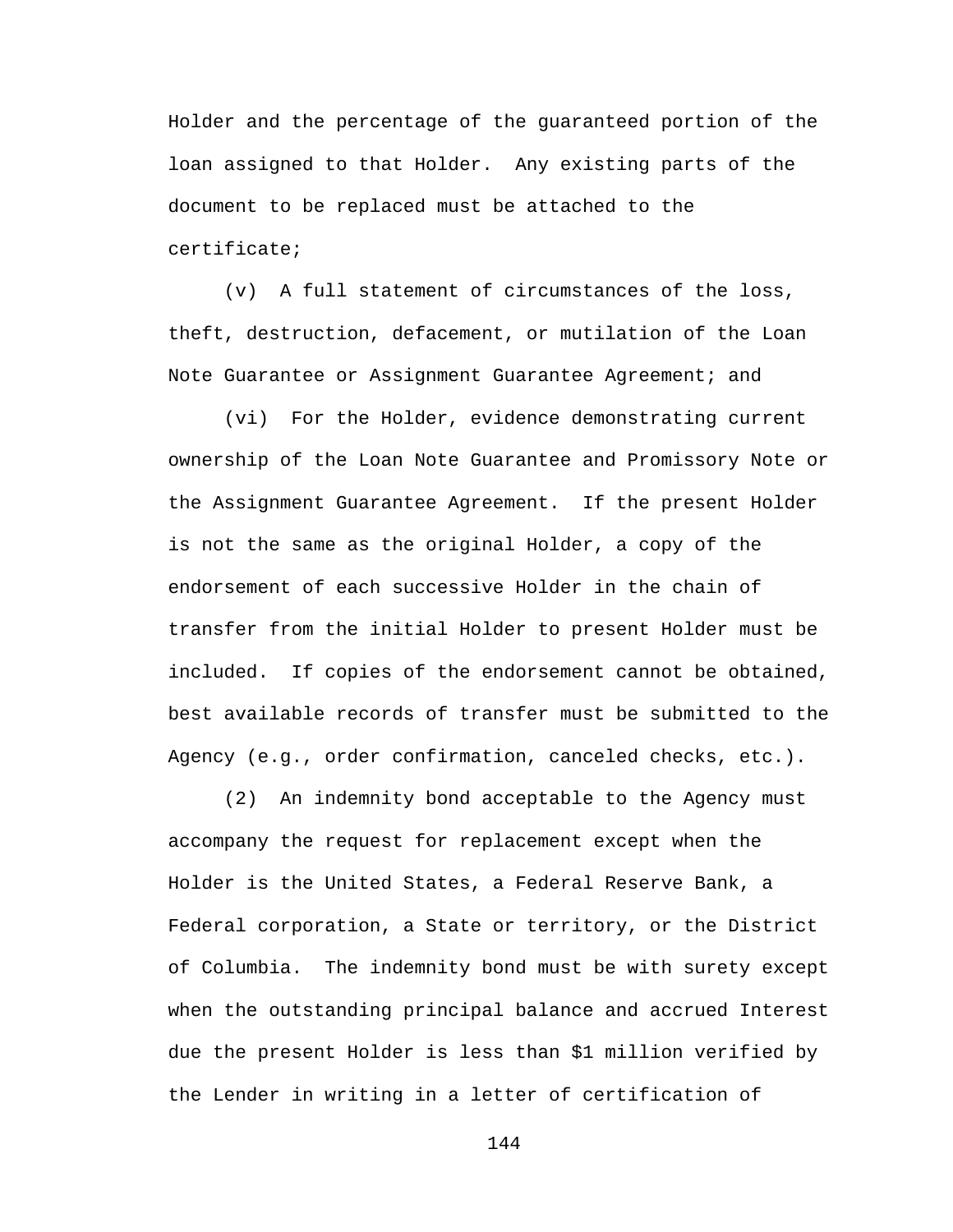Holder and the percentage of the guaranteed portion of the loan assigned to that Holder. Any existing parts of the document to be replaced must be attached to the certificate;

(v) A full statement of circumstances of the loss, theft, destruction, defacement, or mutilation of the Loan Note Guarantee or Assignment Guarantee Agreement; and

(vi) For the Holder, evidence demonstrating current ownership of the Loan Note Guarantee and Promissory Note or the Assignment Guarantee Agreement. If the present Holder is not the same as the original Holder, a copy of the endorsement of each successive Holder in the chain of transfer from the initial Holder to present Holder must be included. If copies of the endorsement cannot be obtained, best available records of transfer must be submitted to the Agency (e.g., order confirmation, canceled checks, etc.).

(2) An indemnity bond acceptable to the Agency must accompany the request for replacement except when the Holder is the United States, a Federal Reserve Bank, a Federal corporation, a State or territory, or the District of Columbia. The indemnity bond must be with surety except when the outstanding principal balance and accrued Interest due the present Holder is less than $1 million verified by the Lender in writing in a letter of certification of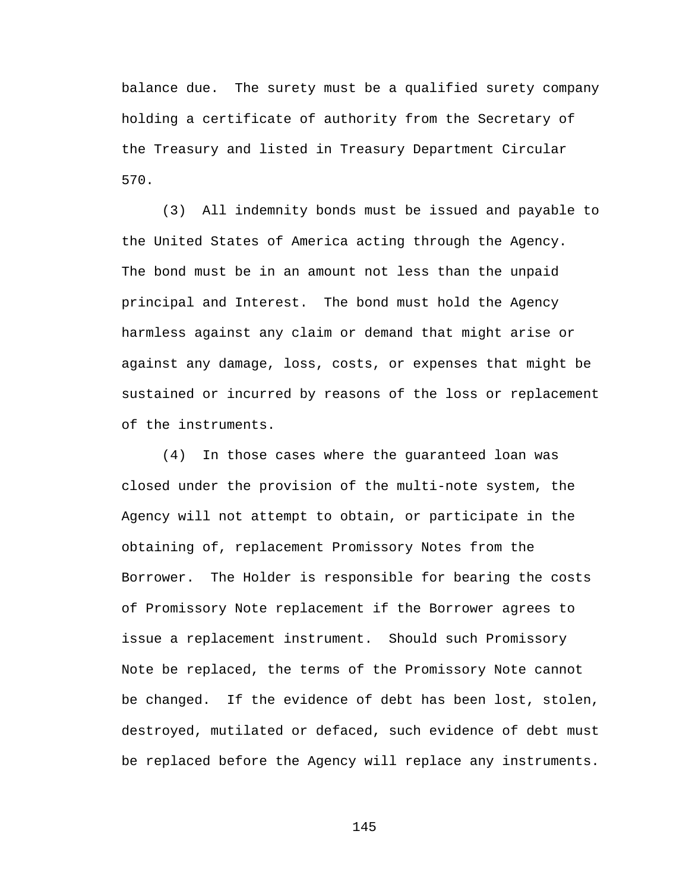balance due. The surety must be a qualified surety company holding a certificate of authority from the Secretary of the Treasury and listed in Treasury Department Circular 570.

(3) All indemnity bonds must be issued and payable to the United States of America acting through the Agency. The bond must be in an amount not less than the unpaid principal and Interest. The bond must hold the Agency harmless against any claim or demand that might arise or against any damage, loss, costs, or expenses that might be sustained or incurred by reasons of the loss or replacement of the instruments.

(4) In those cases where the guaranteed loan was closed under the provision of the multi-note system, the Agency will not attempt to obtain, or participate in the obtaining of, replacement Promissory Notes from the Borrower. The Holder is responsible for bearing the costs of Promissory Note replacement if the Borrower agrees to issue a replacement instrument. Should such Promissory Note be replaced, the terms of the Promissory Note cannot be changed. If the evidence of debt has been lost, stolen, destroyed, mutilated or defaced, such evidence of debt must be replaced before the Agency will replace any instruments.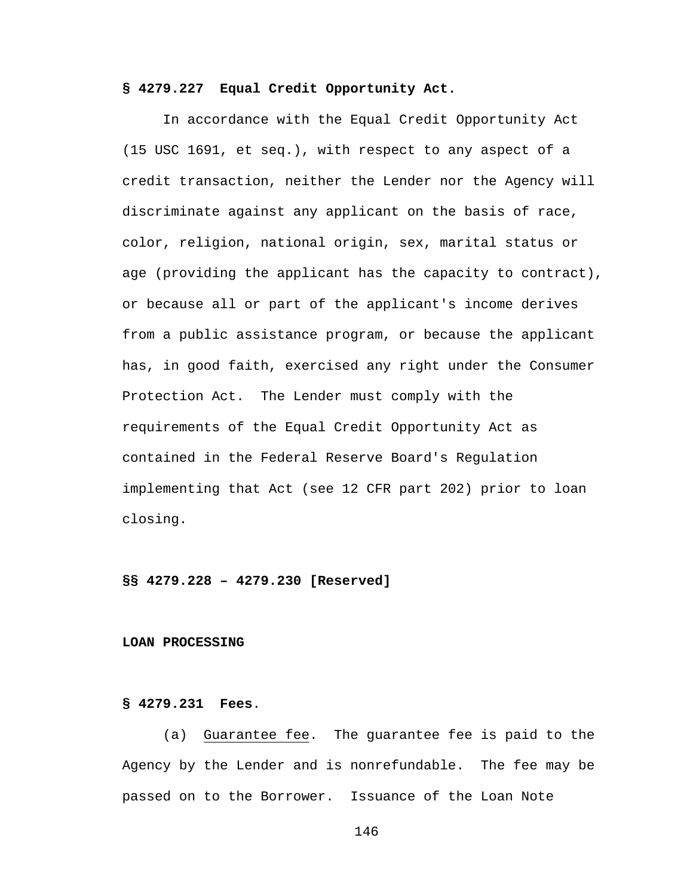**§ 4279.227 Equal Credit Opportunity Act.**

In accordance with the Equal Credit Opportunity Act (15 USC 1691, et seq.), with respect to any aspect of a credit transaction, neither the Lender nor the Agency will discriminate against any applicant on the basis of race, color, religion, national origin, sex, marital status or age (providing the applicant has the capacity to contract), or because all or part of the applicant's income derives from a public assistance program, or because the applicant has, in good faith, exercised any right under the Consumer Protection Act. The Lender must comply with the requirements of the Equal Credit Opportunity Act as contained in the Federal Reserve Board's Regulation implementing that Act (see 12 CFR part 202) prior to loan closing.

**§§ 4279.228 – 4279.230 [Reserved]**

**LOAN PROCESSING**

**§ 4279.231 Fees.**

(a) Guarantee fee. The guarantee fee is paid to the Agency by the Lender and is nonrefundable. The fee may be passed on to the Borrower. Issuance of the Loan Note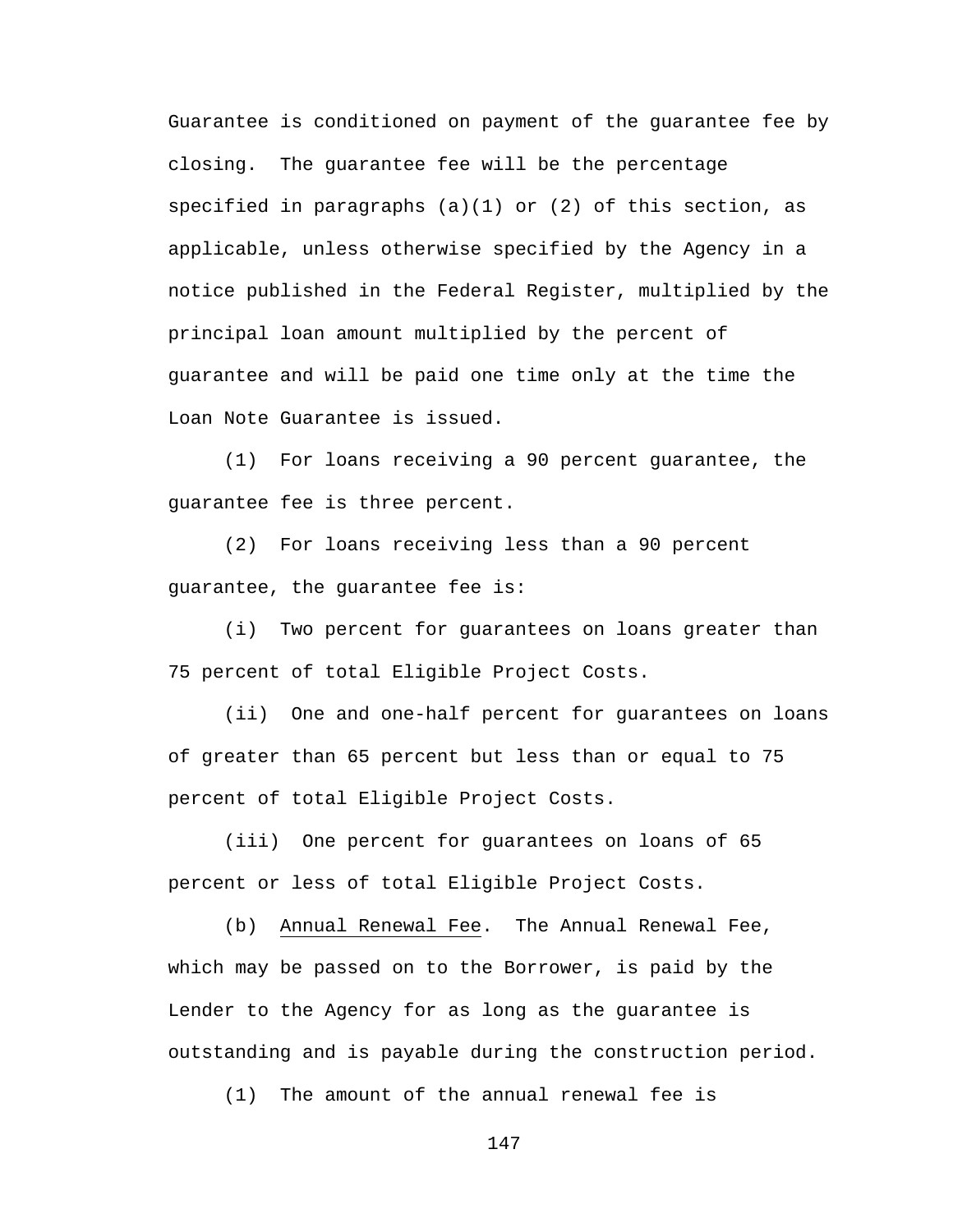Guarantee is conditioned on payment of the guarantee fee by closing. The guarantee fee will be the percentage specified in paragraphs (a)(1) or (2) of this section, as applicable, unless otherwise specified by the Agency in a notice published in the Federal Register, multiplied by the principal loan amount multiplied by the percent of guarantee and will be paid one time only at the time the Loan Note Guarantee is issued.

(1) For loans receiving a 90 percent guarantee, the guarantee fee is three percent.

(2) For loans receiving less than a 90 percent guarantee, the guarantee fee is:

(i) Two percent for guarantees on loans greater than 75 percent of total Eligible Project Costs.

(ii) One and one-half percent for guarantees on loans of greater than 65 percent but less than or equal to 75 percent of total Eligible Project Costs.

(iii) One percent for guarantees on loans of 65 percent or less of total Eligible Project Costs.

(b) Annual Renewal Fee. The Annual Renewal Fee, which may be passed on to the Borrower, is paid by the Lender to the Agency for as long as the guarantee is outstanding and is payable during the construction period.

(1) The amount of the annual renewal fee is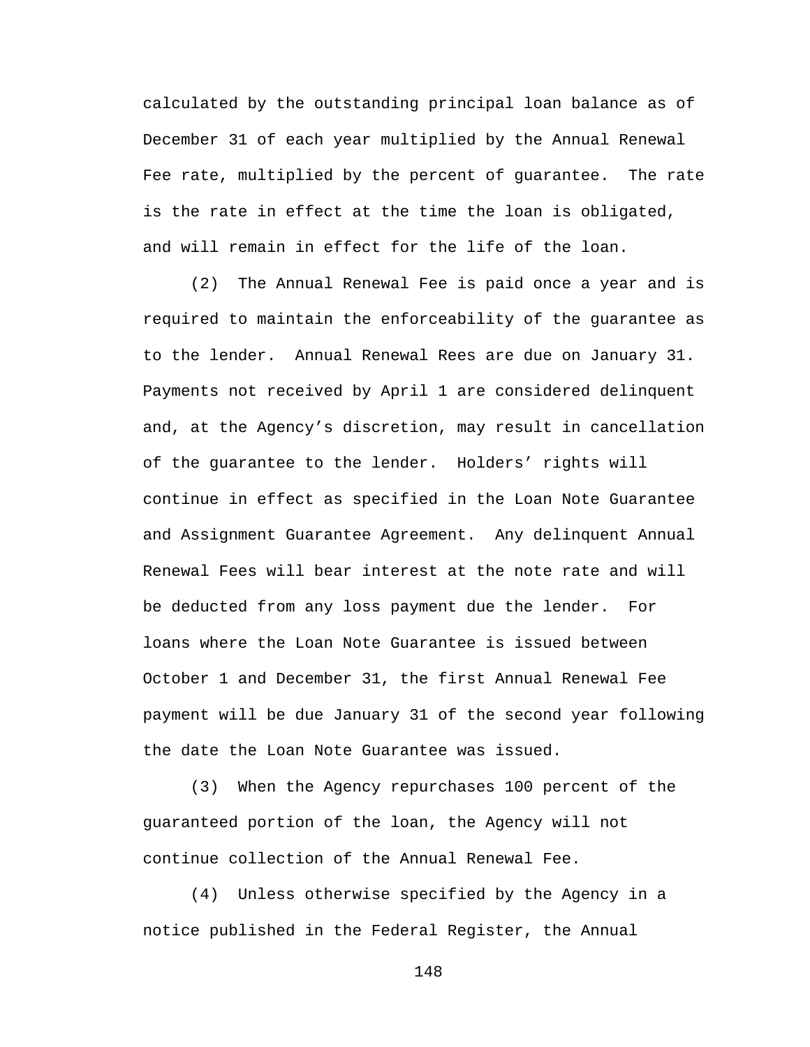calculated by the outstanding principal loan balance as of December 31 of each year multiplied by the Annual Renewal Fee rate, multiplied by the percent of guarantee. The rate is the rate in effect at the time the loan is obligated, and will remain in effect for the life of the loan.

(2) The Annual Renewal Fee is paid once a year and is required to maintain the enforceability of the guarantee as to the lender. Annual Renewal Rees are due on January 31. Payments not received by April 1 are considered delinquent and, at the Agency's discretion, may result in cancellation of the guarantee to the lender. Holders' rights will continue in effect as specified in the Loan Note Guarantee and Assignment Guarantee Agreement. Any delinquent Annual Renewal Fees will bear interest at the note rate and will be deducted from any loss payment due the lender. For loans where the Loan Note Guarantee is issued between October 1 and December 31, the first Annual Renewal Fee payment will be due January 31 of the second year following the date the Loan Note Guarantee was issued.

(3) When the Agency repurchases 100 percent of the guaranteed portion of the loan, the Agency will not continue collection of the Annual Renewal Fee.

(4) Unless otherwise specified by the Agency in a notice published in the Federal Register, the Annual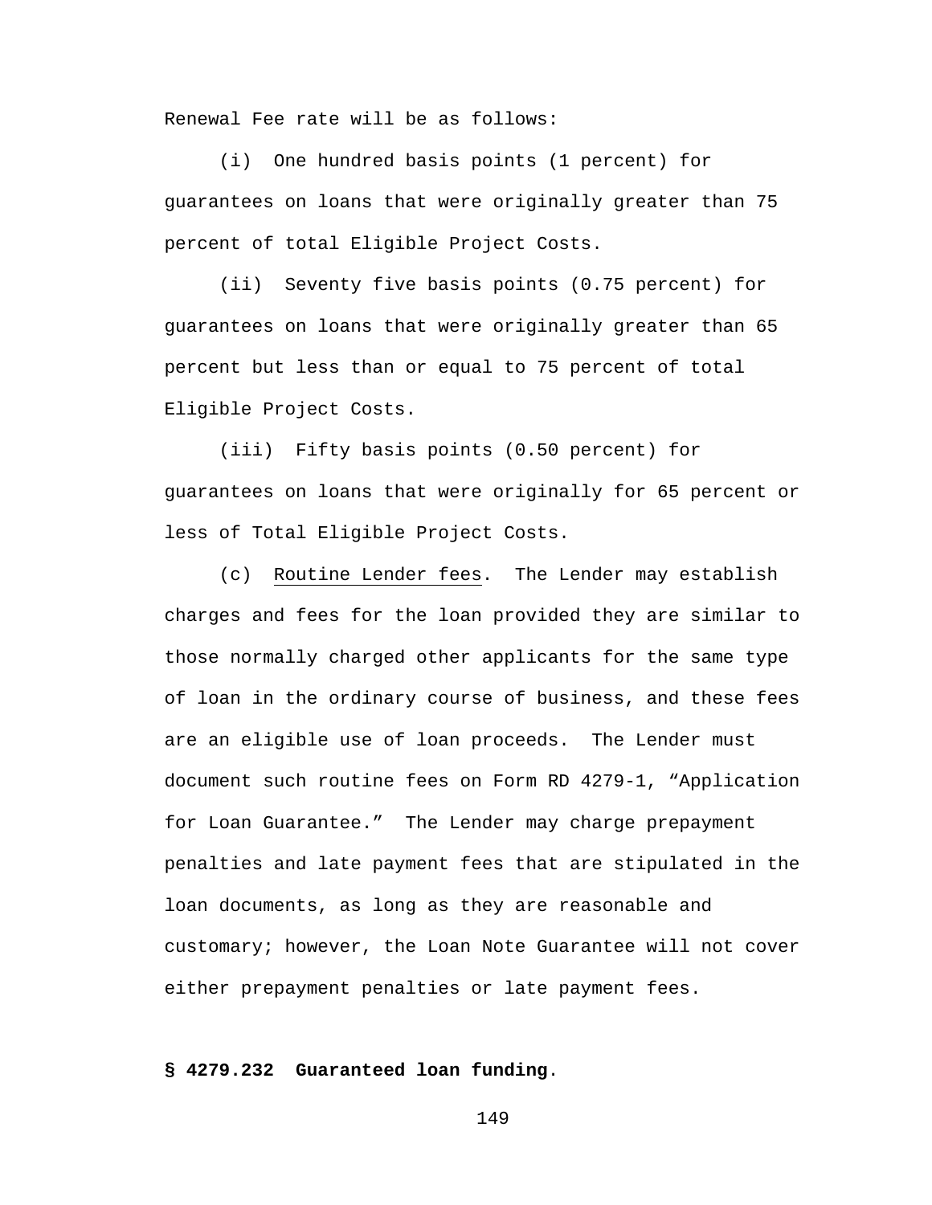Renewal Fee rate will be as follows:

(i) One hundred basis points (1 percent) for guarantees on loans that were originally greater than 75 percent of total Eligible Project Costs.

(ii) Seventy five basis points (0.75 percent) for guarantees on loans that were originally greater than 65 percent but less than or equal to 75 percent of total Eligible Project Costs.

(iii) Fifty basis points (0.50 percent) for guarantees on loans that were originally for 65 percent or less of Total Eligible Project Costs.

(c) Routine Lender fees. The Lender may establish charges and fees for the loan provided they are similar to those normally charged other applicants for the same type of loan in the ordinary course of business, and these fees are an eligible use of loan proceeds. The Lender must document such routine fees on Form RD 4279-1, "Application for Loan Guarantee." The Lender may charge prepayment penalties and late payment fees that are stipulated in the loan documents, as long as they are reasonable and customary; however, the Loan Note Guarantee will not cover either prepayment penalties or late payment fees.

**§ 4279.232 Guaranteed loan funding**.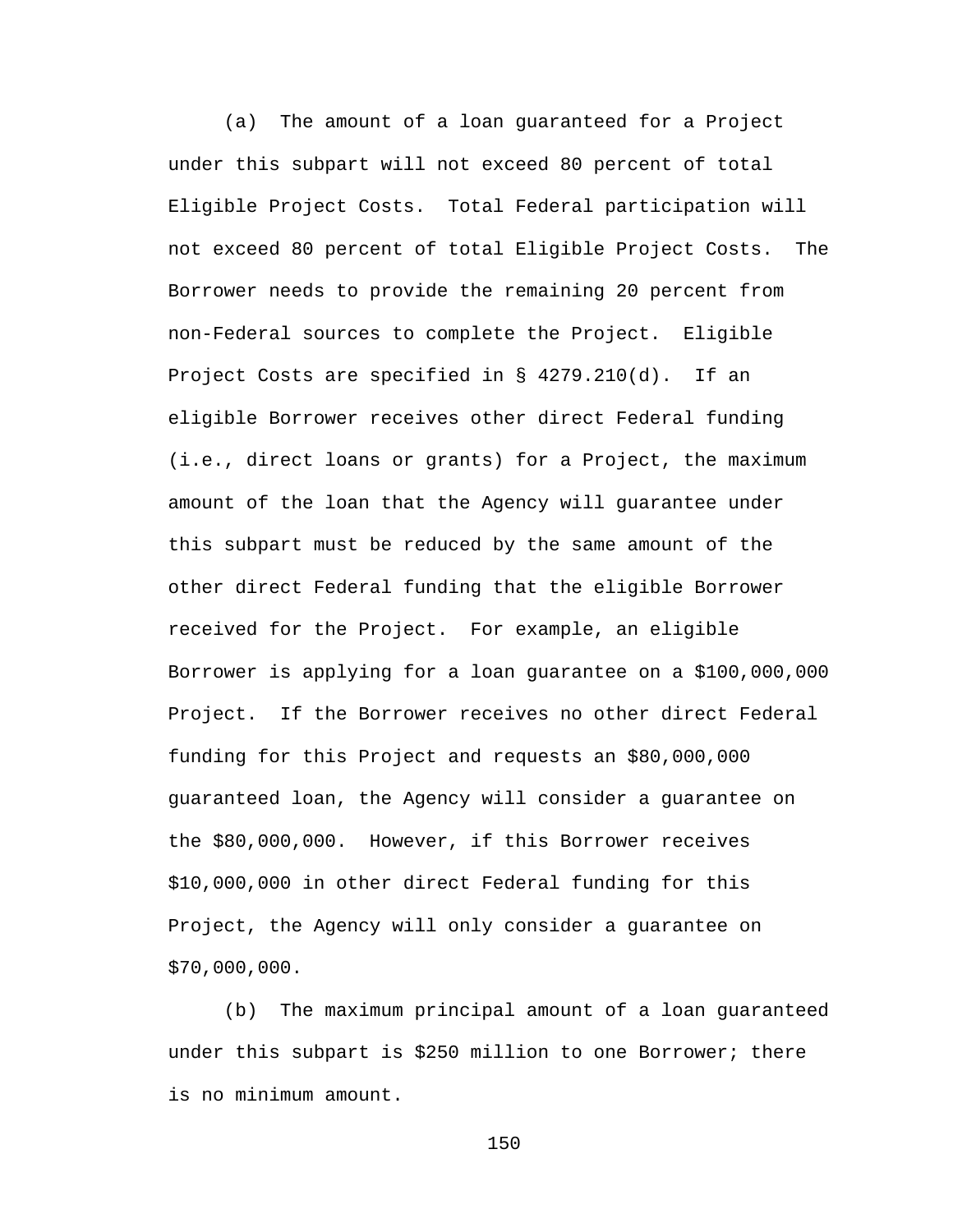(a) The amount of a loan guaranteed for a Project under this subpart will not exceed 80 percent of total Eligible Project Costs. Total Federal participation will not exceed 80 percent of total Eligible Project Costs. The Borrower needs to provide the remaining 20 percent from non-Federal sources to complete the Project. Eligible Project Costs are specified in § 4279.210(d). If an eligible Borrower receives other direct Federal funding (i.e., direct loans or grants) for a Project, the maximum amount of the loan that the Agency will guarantee under this subpart must be reduced by the same amount of the other direct Federal funding that the eligible Borrower received for the Project. For example, an eligible Borrower is applying for a loan guarantee on a $100,000,000 Project. If the Borrower receives no other direct Federal funding for this Project and requests an $80,000,000 guaranteed loan, the Agency will consider a guarantee on the $80,000,000. However, if this Borrower receives $10,000,000 in other direct Federal funding for this Project, the Agency will only consider a guarantee on $70,000,000.

(b) The maximum principal amount of a loan guaranteed under this subpart is $250 million to one Borrower; there is no minimum amount.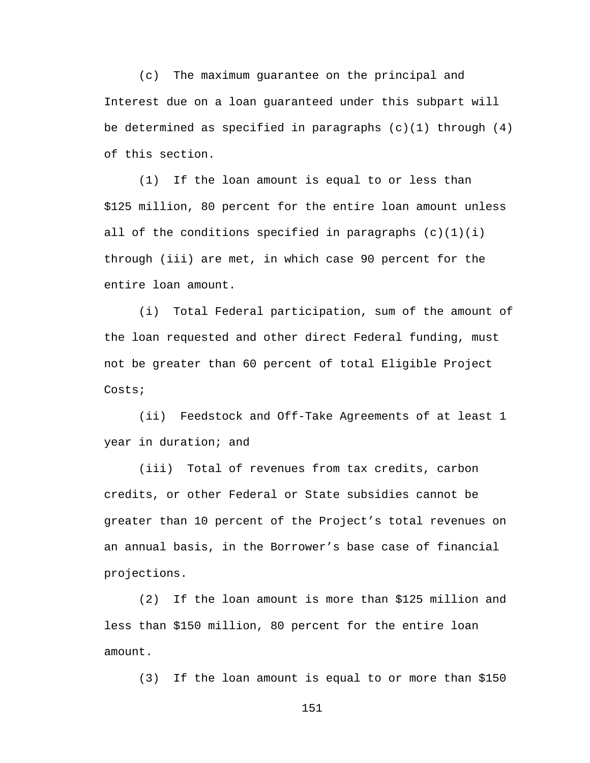(c) The maximum guarantee on the principal and Interest due on a loan guaranteed under this subpart will be determined as specified in paragraphs (c)(1) through (4) of this section.

(1) If the loan amount is equal to or less than $125 million, 80 percent for the entire loan amount unless all of the conditions specified in paragraphs (c)(1)(i) through (iii) are met, in which case 90 percent for the entire loan amount.

(i) Total Federal participation, sum of the amount of the loan requested and other direct Federal funding, must not be greater than 60 percent of total Eligible Project Costs;

(ii) Feedstock and Off-Take Agreements of at least 1 year in duration; and

(iii) Total of revenues from tax credits, carbon credits, or other Federal or State subsidies cannot be greater than 10 percent of the Project's total revenues on an annual basis, in the Borrower's base case of financial projections.

(2) If the loan amount is more than $125 million and less than $150 million, 80 percent for the entire loan amount.

(3) If the loan amount is equal to or more than $150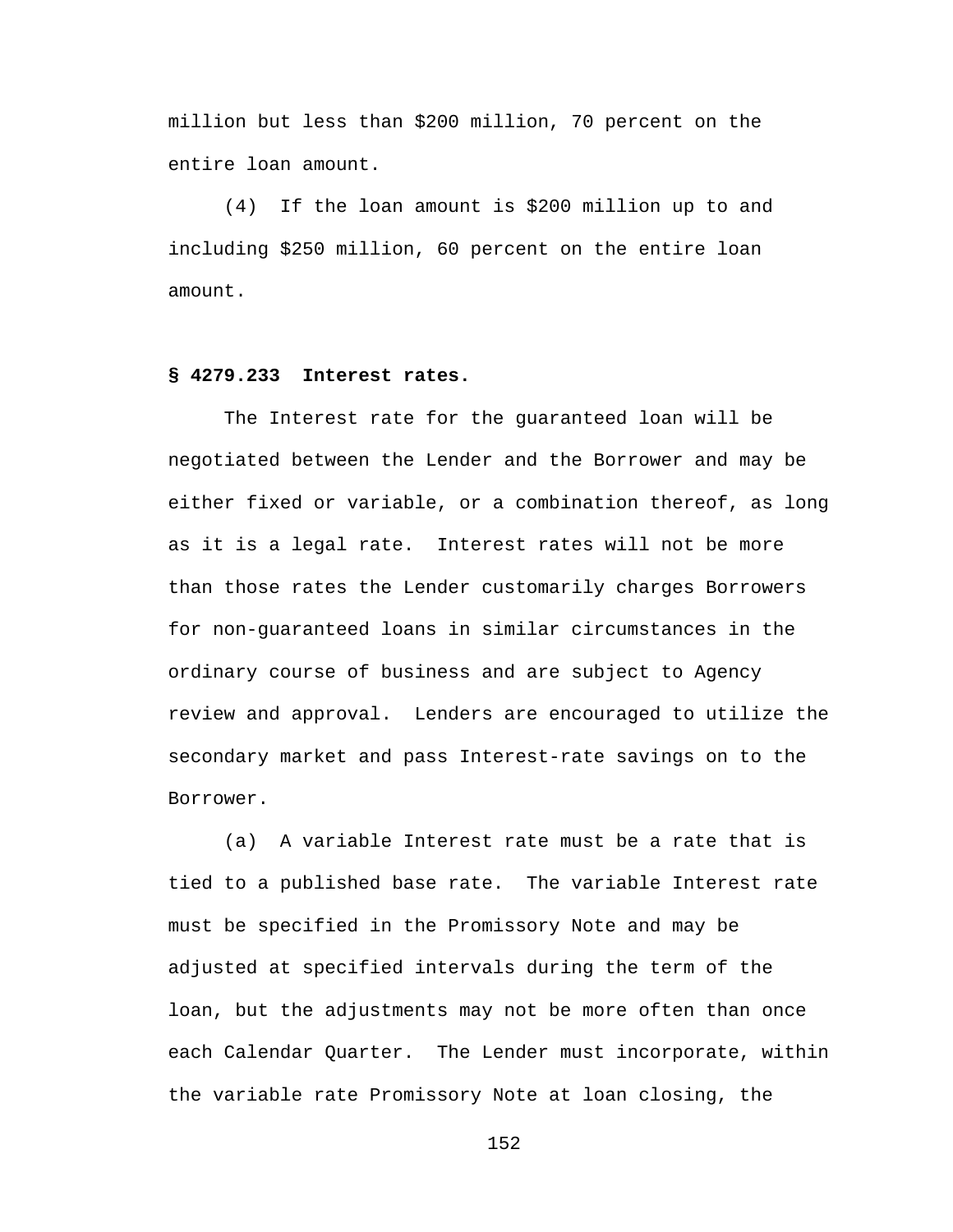million but less than $200 million, 70 percent on the entire loan amount.

(4) If the loan amount is $200 million up to and including $250 million, 60 percent on the entire loan amount.

**§ 4279.233 Interest rates.**

The Interest rate for the guaranteed loan will be negotiated between the Lender and the Borrower and may be either fixed or variable, or a combination thereof, as long as it is a legal rate. Interest rates will not be more than those rates the Lender customarily charges Borrowers for non-guaranteed loans in similar circumstances in the ordinary course of business and are subject to Agency review and approval. Lenders are encouraged to utilize the secondary market and pass Interest-rate savings on to the Borrower.

(a) A variable Interest rate must be a rate that is tied to a published base rate. The variable Interest rate must be specified in the Promissory Note and may be adjusted at specified intervals during the term of the loan, but the adjustments may not be more often than once each Calendar Quarter. The Lender must incorporate, within the variable rate Promissory Note at loan closing, the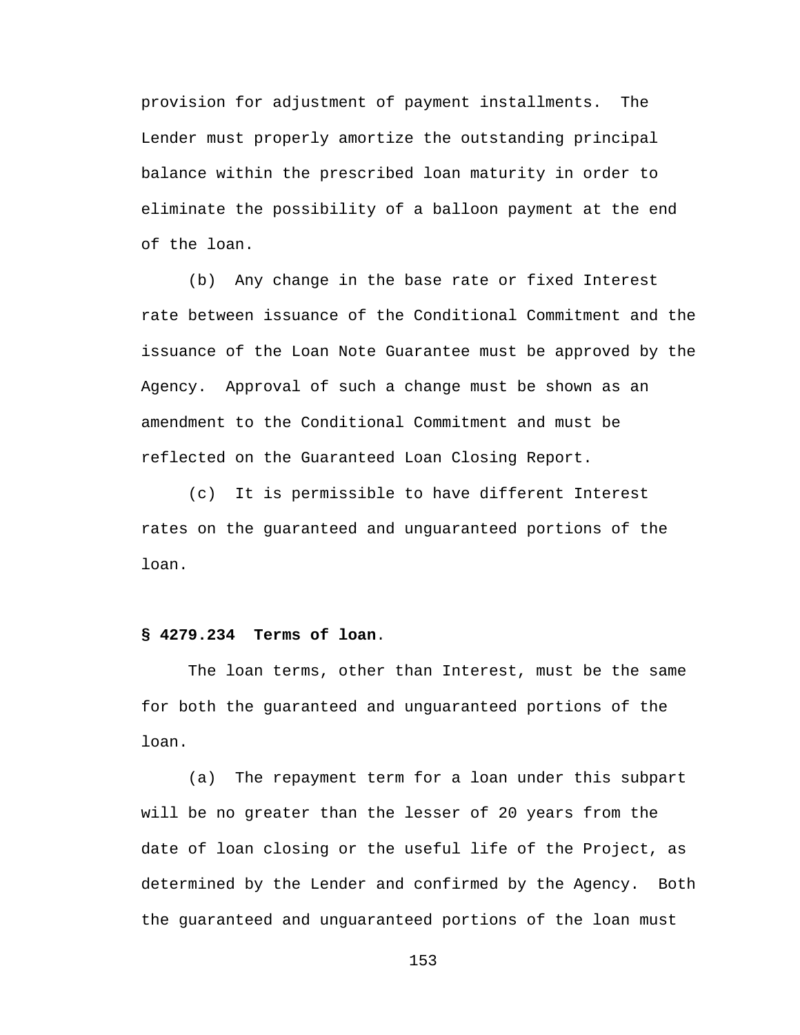provision for adjustment of payment installments. The Lender must properly amortize the outstanding principal balance within the prescribed loan maturity in order to eliminate the possibility of a balloon payment at the end of the loan.

(b) Any change in the base rate or fixed Interest rate between issuance of the Conditional Commitment and the issuance of the Loan Note Guarantee must be approved by the Agency. Approval of such a change must be shown as an amendment to the Conditional Commitment and must be reflected on the Guaranteed Loan Closing Report.

(c) It is permissible to have different Interest rates on the guaranteed and unguaranteed portions of the loan.

**§ 4279.234 Terms of loan.**

The loan terms, other than Interest, must be the same for both the guaranteed and unguaranteed portions of the loan.

(a) The repayment term for a loan under this subpart will be no greater than the lesser of 20 years from the date of loan closing or the useful life of the Project, as determined by the Lender and confirmed by the Agency. Both the guaranteed and unguaranteed portions of the loan must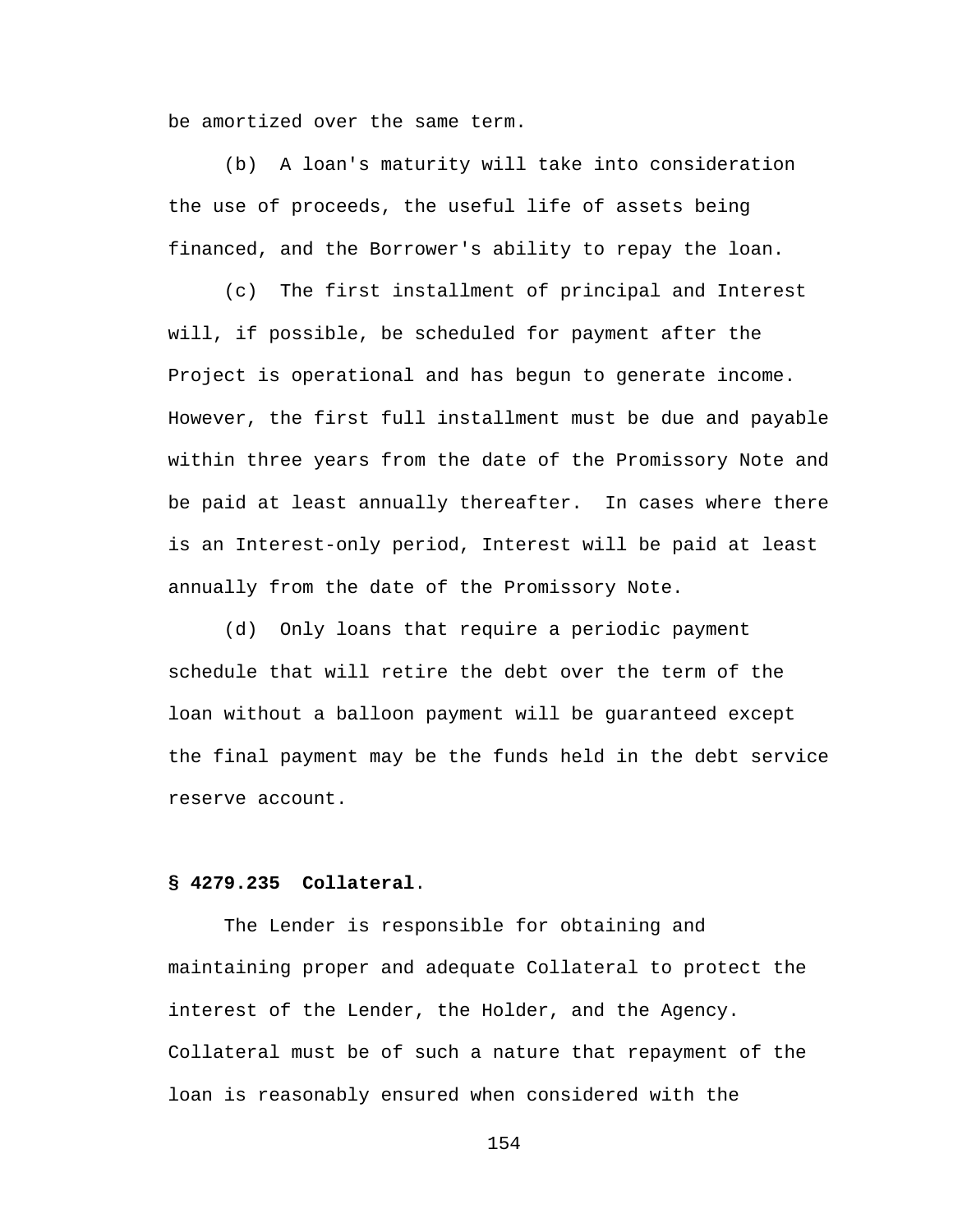be amortized over the same term.

(b) A loan's maturity will take into consideration the use of proceeds, the useful life of assets being financed, and the Borrower's ability to repay the loan.

(c) The first installment of principal and Interest will, if possible, be scheduled for payment after the Project is operational and has begun to generate income. However, the first full installment must be due and payable within three years from the date of the Promissory Note and be paid at least annually thereafter. In cases where there is an Interest-only period, Interest will be paid at least annually from the date of the Promissory Note.

(d) Only loans that require a periodic payment schedule that will retire the debt over the term of the loan without a balloon payment will be guaranteed except the final payment may be the funds held in the debt service reserve account.

**§ 4279.235 Collateral**.

The Lender is responsible for obtaining and maintaining proper and adequate Collateral to protect the interest of the Lender, the Holder, and the Agency. Collateral must be of such a nature that repayment of the loan is reasonably ensured when considered with the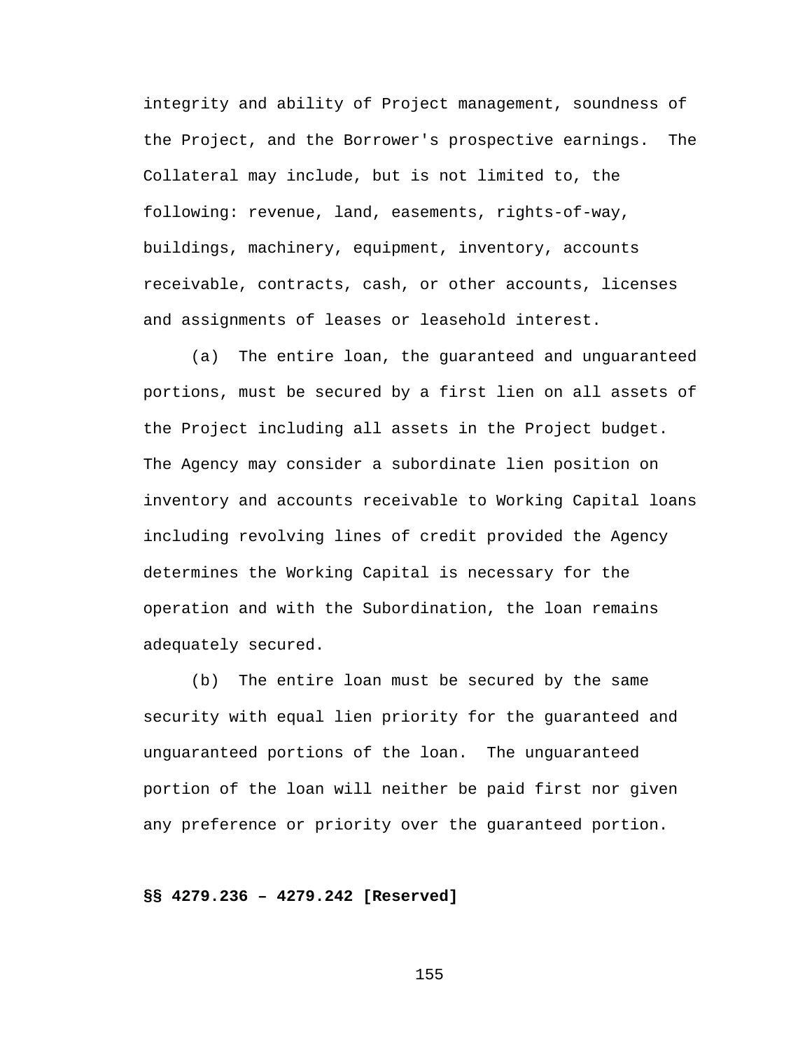integrity and ability of Project management, soundness of the Project, and the Borrower's prospective earnings. The Collateral may include, but is not limited to, the following: revenue, land, easements, rights-of-way, buildings, machinery, equipment, inventory, accounts receivable, contracts, cash, or other accounts, licenses and assignments of leases or leasehold interest.

(a) The entire loan, the guaranteed and unguaranteed portions, must be secured by a first lien on all assets of the Project including all assets in the Project budget. The Agency may consider a subordinate lien position on inventory and accounts receivable to Working Capital loans including revolving lines of credit provided the Agency determines the Working Capital is necessary for the operation and with the Subordination, the loan remains adequately secured.

(b) The entire loan must be secured by the same security with equal lien priority for the guaranteed and unguaranteed portions of the loan. The unguaranteed portion of the loan will neither be paid first nor given any preference or priority over the guaranteed portion.

**§§ 4279.236 – 4279.242 [Reserved]**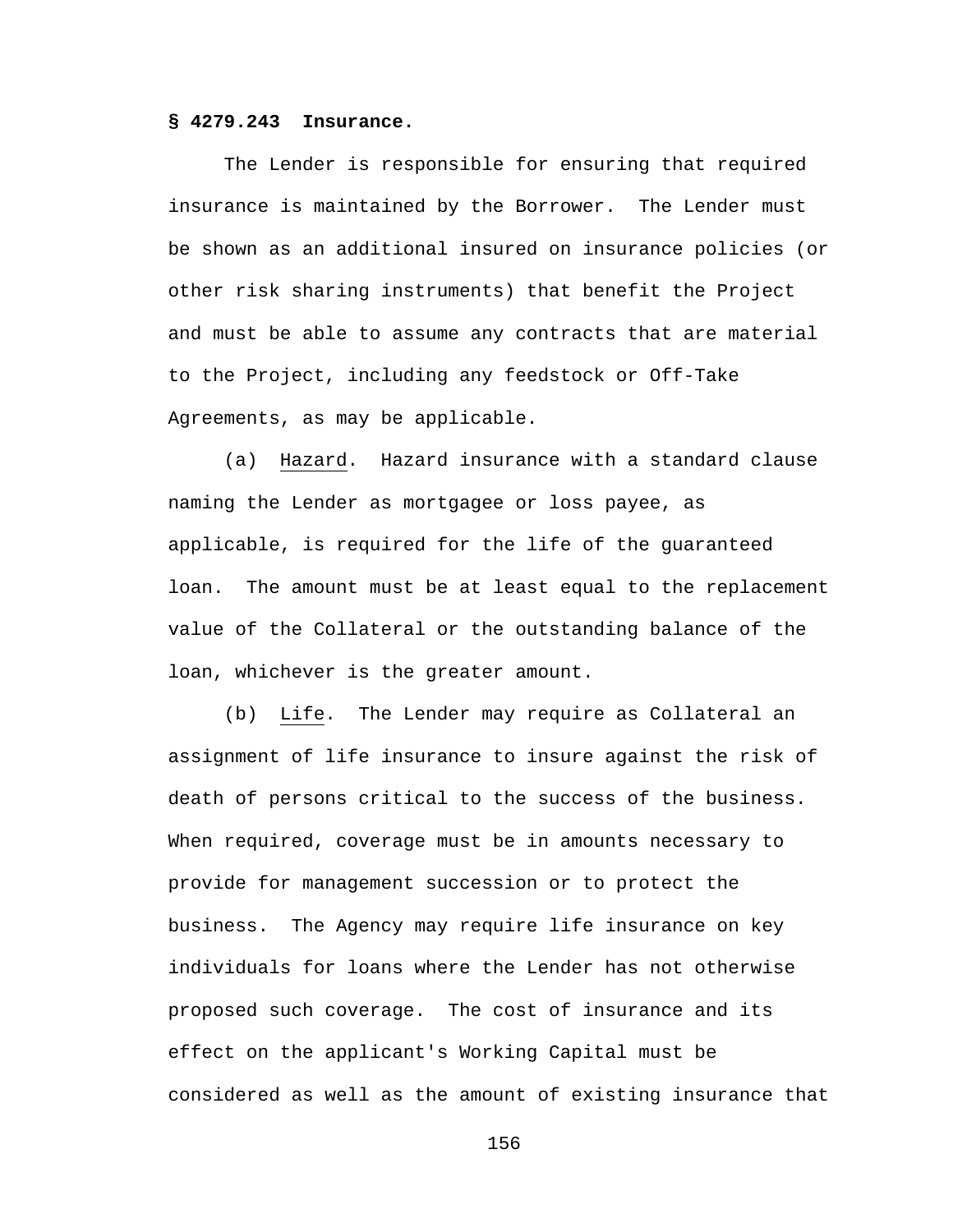### § 4279.243 Insurance.

The Lender is responsible for ensuring that required insurance is maintained by the Borrower. The Lender must be shown as an additional insured on insurance policies (or other risk sharing instruments) that benefit the Project and must be able to assume any contracts that are material to the Project, including any feedstock or Off-Take Agreements, as may be applicable.

(a) Hazard. Hazard insurance with a standard clause naming the Lender as mortgagee or loss payee, as applicable, is required for the life of the guaranteed loan. The amount must be at least equal to the replacement value of the Collateral or the outstanding balance of the loan, whichever is the greater amount.

(b) Life. The Lender may require as Collateral an assignment of life insurance to insure against the risk of death of persons critical to the success of the business. When required, coverage must be in amounts necessary to provide for management succession or to protect the business. The Agency may require life insurance on key individuals for loans where the Lender has not otherwise proposed such coverage. The cost of insurance and its effect on the applicant's Working Capital must be considered as well as the amount of existing insurance that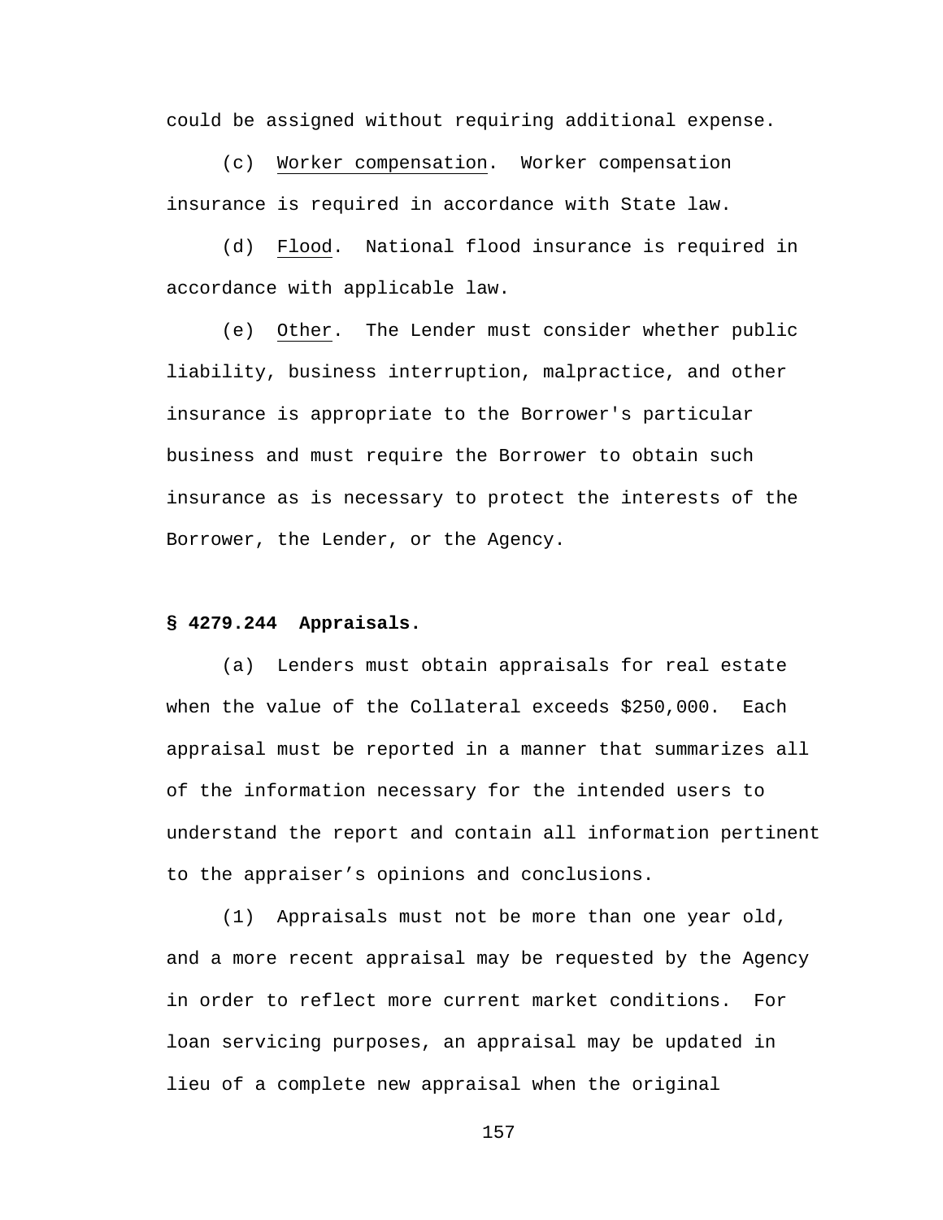could be assigned without requiring additional expense.

(c) Worker compensation. Worker compensation insurance is required in accordance with State law.

(d) Flood. National flood insurance is required in accordance with applicable law.

(e) Other. The Lender must consider whether public liability, business interruption, malpractice, and other insurance is appropriate to the Borrower's particular business and must require the Borrower to obtain such insurance as is necessary to protect the interests of the Borrower, the Lender, or the Agency.

**§ 4279.244 Appraisals.**

(a) Lenders must obtain appraisals for real estate when the value of the Collateral exceeds $250,000. Each appraisal must be reported in a manner that summarizes all of the information necessary for the intended users to understand the report and contain all information pertinent to the appraiser's opinions and conclusions.

(1) Appraisals must not be more than one year old, and a more recent appraisal may be requested by the Agency in order to reflect more current market conditions. For loan servicing purposes, an appraisal may be updated in lieu of a complete new appraisal when the original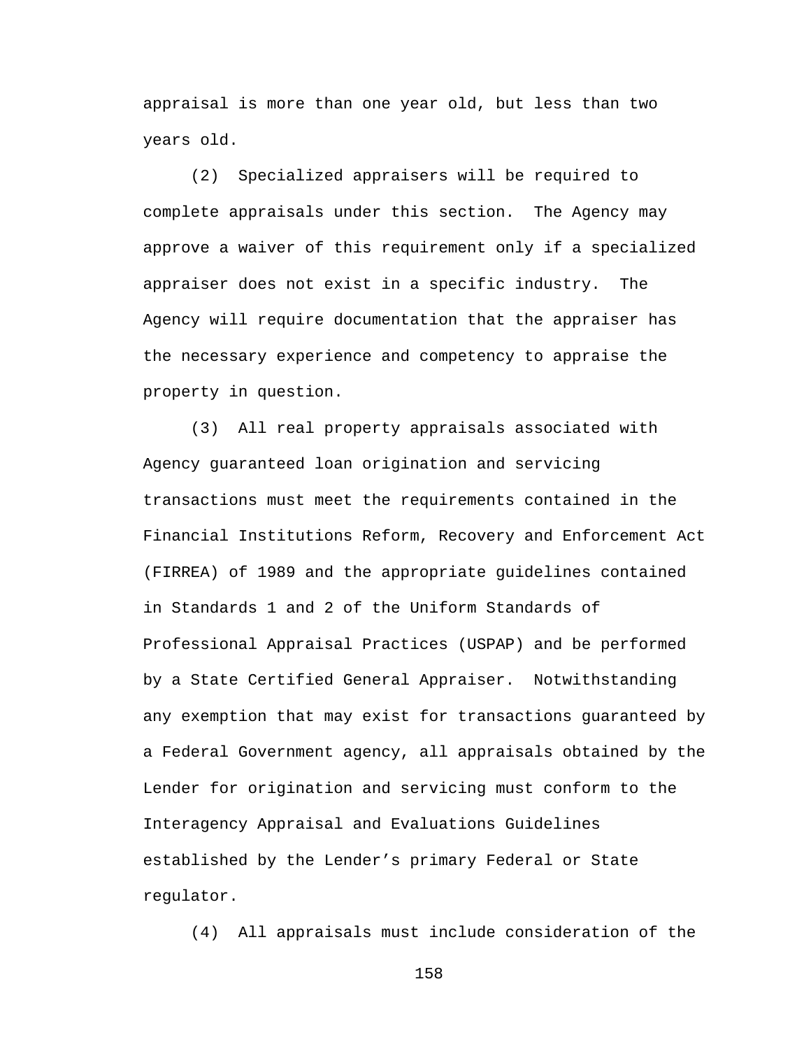appraisal is more than one year old, but less than two years old.

(2) Specialized appraisers will be required to complete appraisals under this section. The Agency may approve a waiver of this requirement only if a specialized appraiser does not exist in a specific industry. The Agency will require documentation that the appraiser has the necessary experience and competency to appraise the property in question.

(3) All real property appraisals associated with Agency guaranteed loan origination and servicing transactions must meet the requirements contained in the Financial Institutions Reform, Recovery and Enforcement Act (FIRREA) of 1989 and the appropriate guidelines contained in Standards 1 and 2 of the Uniform Standards of Professional Appraisal Practices (USPAP) and be performed by a State Certified General Appraiser. Notwithstanding any exemption that may exist for transactions guaranteed by a Federal Government agency, all appraisals obtained by the Lender for origination and servicing must conform to the Interagency Appraisal and Evaluations Guidelines established by the Lender's primary Federal or State regulator.

(4) All appraisals must include consideration of the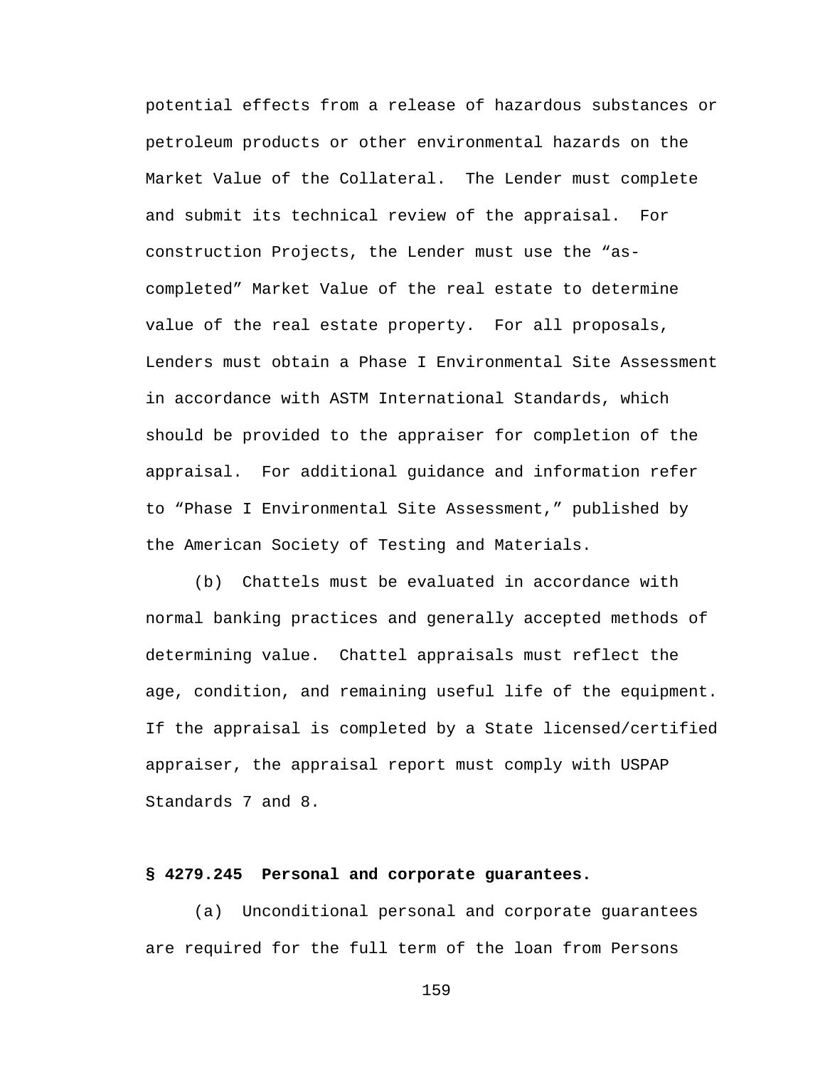potential effects from a release of hazardous substances or petroleum products or other environmental hazards on the Market Value of the Collateral. The Lender must complete and submit its technical review of the appraisal. For construction Projects, the Lender must use the "as-completed" Market Value of the real estate to determine value of the real estate property. For all proposals, Lenders must obtain a Phase I Environmental Site Assessment in accordance with ASTM International Standards, which should be provided to the appraiser for completion of the appraisal. For additional guidance and information refer to "Phase I Environmental Site Assessment," published by the American Society of Testing and Materials.

(b) Chattels must be evaluated in accordance with normal banking practices and generally accepted methods of determining value. Chattel appraisals must reflect the age, condition, and remaining useful life of the equipment. If the appraisal is completed by a State licensed/certified appraiser, the appraisal report must comply with USPAP Standards 7 and 8.

**§ 4279.245 Personal and corporate guarantees.**

(a) Unconditional personal and corporate guarantees are required for the full term of the loan from Persons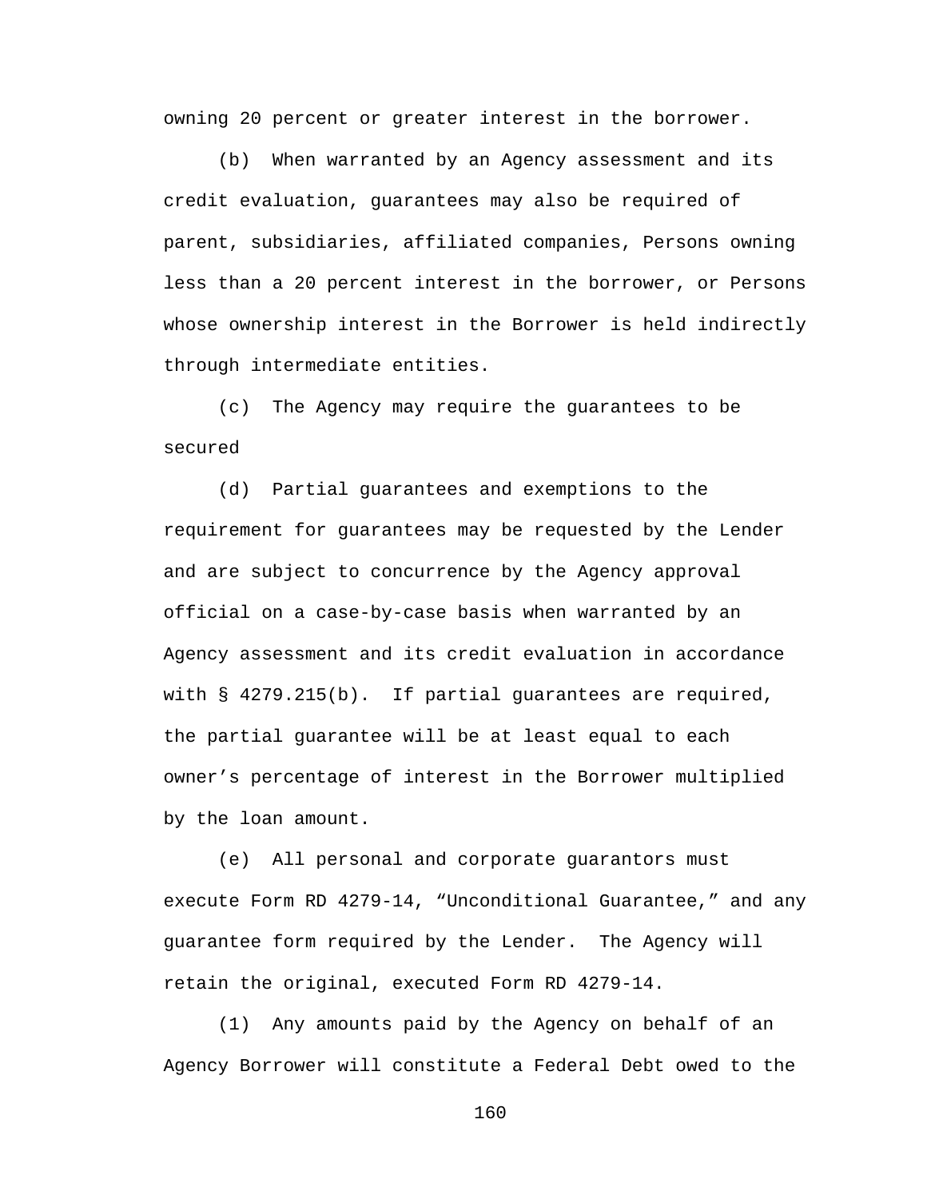owning 20 percent or greater interest in the borrower.

(b) When warranted by an Agency assessment and its credit evaluation, guarantees may also be required of parent, subsidiaries, affiliated companies, Persons owning less than a 20 percent interest in the borrower, or Persons whose ownership interest in the Borrower is held indirectly through intermediate entities.

(c) The Agency may require the guarantees to be secured

(d) Partial guarantees and exemptions to the requirement for guarantees may be requested by the Lender and are subject to concurrence by the Agency approval official on a case-by-case basis when warranted by an Agency assessment and its credit evaluation in accordance with § 4279.215(b). If partial guarantees are required, the partial guarantee will be at least equal to each owner's percentage of interest in the Borrower multiplied by the loan amount.

(e) All personal and corporate guarantors must execute Form RD 4279-14, "Unconditional Guarantee," and any guarantee form required by the Lender. The Agency will retain the original, executed Form RD 4279-14.

(1) Any amounts paid by the Agency on behalf of an Agency Borrower will constitute a Federal Debt owed to the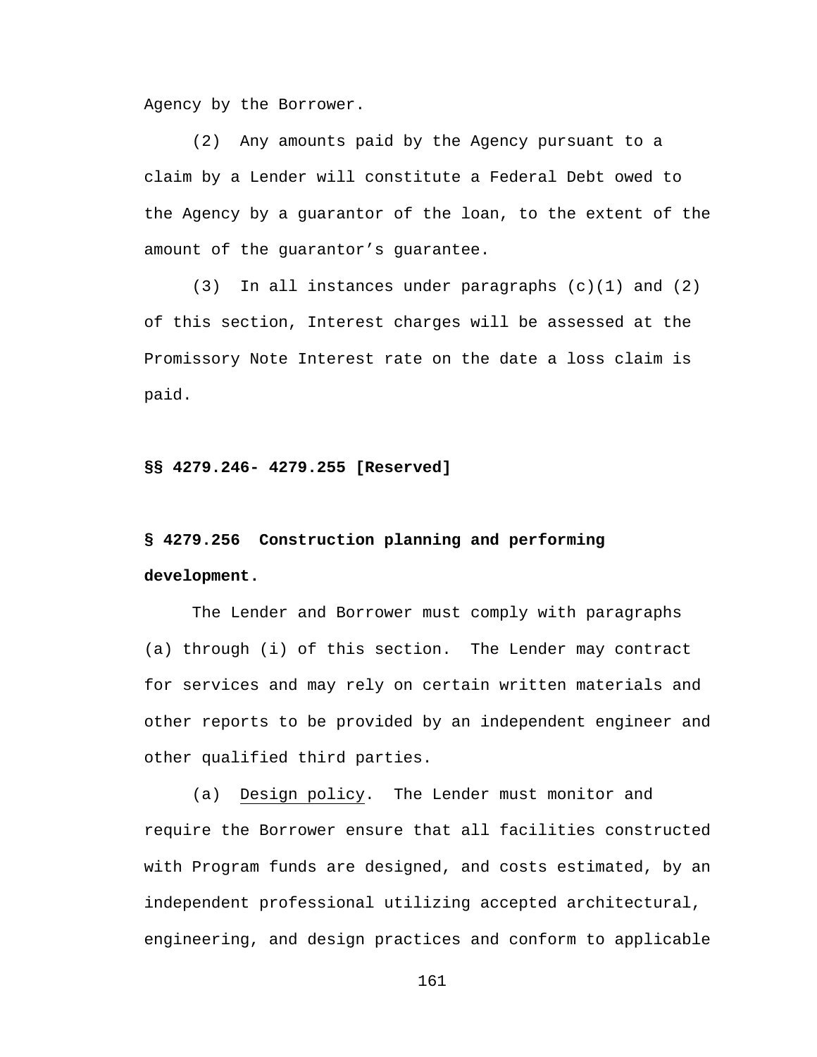Agency by the Borrower.

(2) Any amounts paid by the Agency pursuant to a claim by a Lender will constitute a Federal Debt owed to the Agency by a guarantor of the loan, to the extent of the amount of the guarantor's guarantee.

(3) In all instances under paragraphs (c)(1) and (2) of this section, Interest charges will be assessed at the Promissory Note Interest rate on the date a loss claim is paid.

**§§ 4279.246- 4279.255 [Reserved]**

**§ 4279.256 Construction planning and performing development.**

The Lender and Borrower must comply with paragraphs (a) through (i) of this section. The Lender may contract for services and may rely on certain written materials and other reports to be provided by an independent engineer and other qualified third parties.

(a) Design policy. The Lender must monitor and require the Borrower ensure that all facilities constructed with Program funds are designed, and costs estimated, by an independent professional utilizing accepted architectural, engineering, and design practices and conform to applicable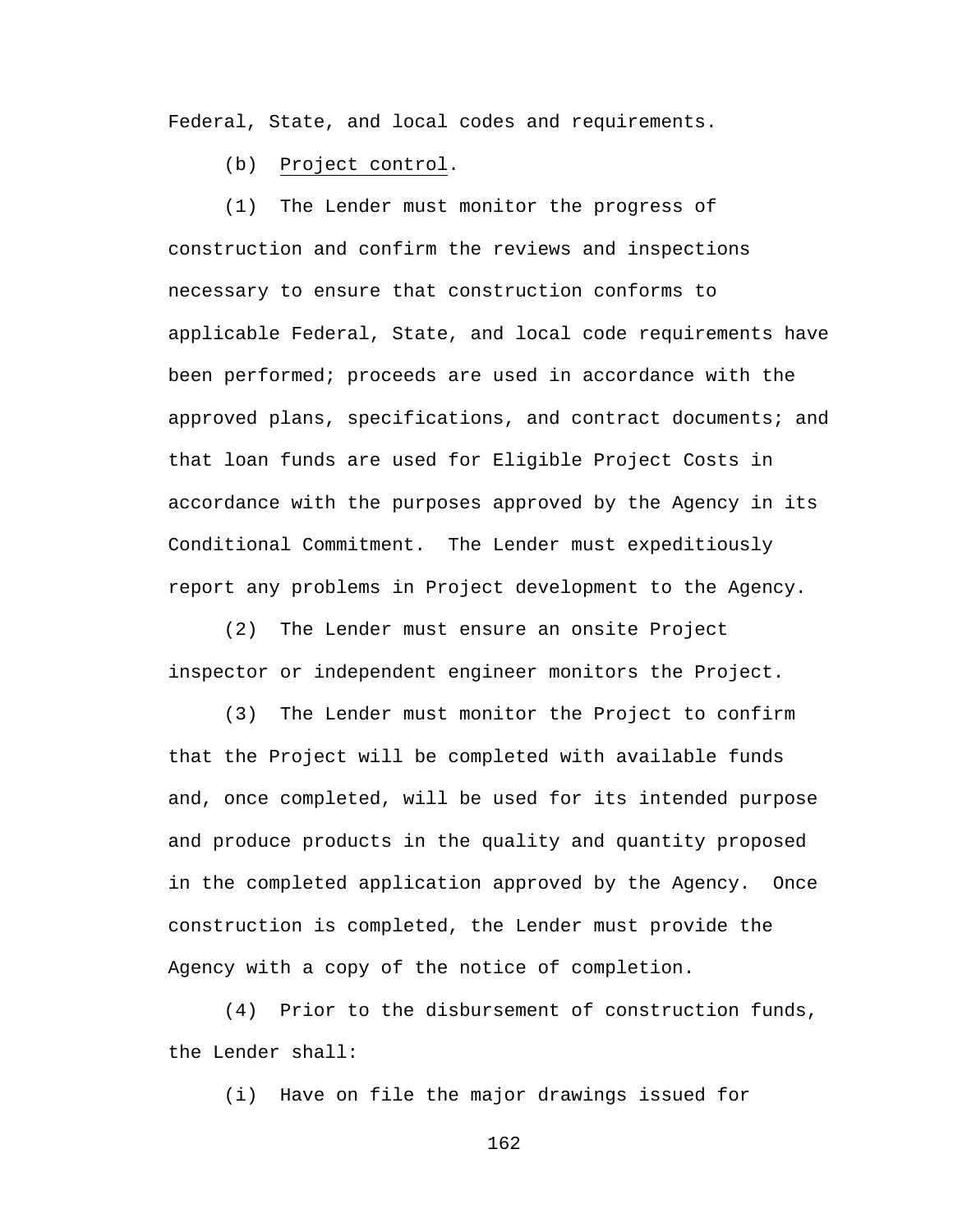Federal, State, and local codes and requirements.

(b) Project control.

(1) The Lender must monitor the progress of construction and confirm the reviews and inspections necessary to ensure that construction conforms to applicable Federal, State, and local code requirements have been performed; proceeds are used in accordance with the approved plans, specifications, and contract documents; and that loan funds are used for Eligible Project Costs in accordance with the purposes approved by the Agency in its Conditional Commitment. The Lender must expeditiously report any problems in Project development to the Agency.

(2) The Lender must ensure an onsite Project inspector or independent engineer monitors the Project.

(3) The Lender must monitor the Project to confirm that the Project will be completed with available funds and, once completed, will be used for its intended purpose and produce products in the quality and quantity proposed in the completed application approved by the Agency. Once construction is completed, the Lender must provide the Agency with a copy of the notice of completion.

(4) Prior to the disbursement of construction funds, the Lender shall:

(i) Have on file the major drawings issued for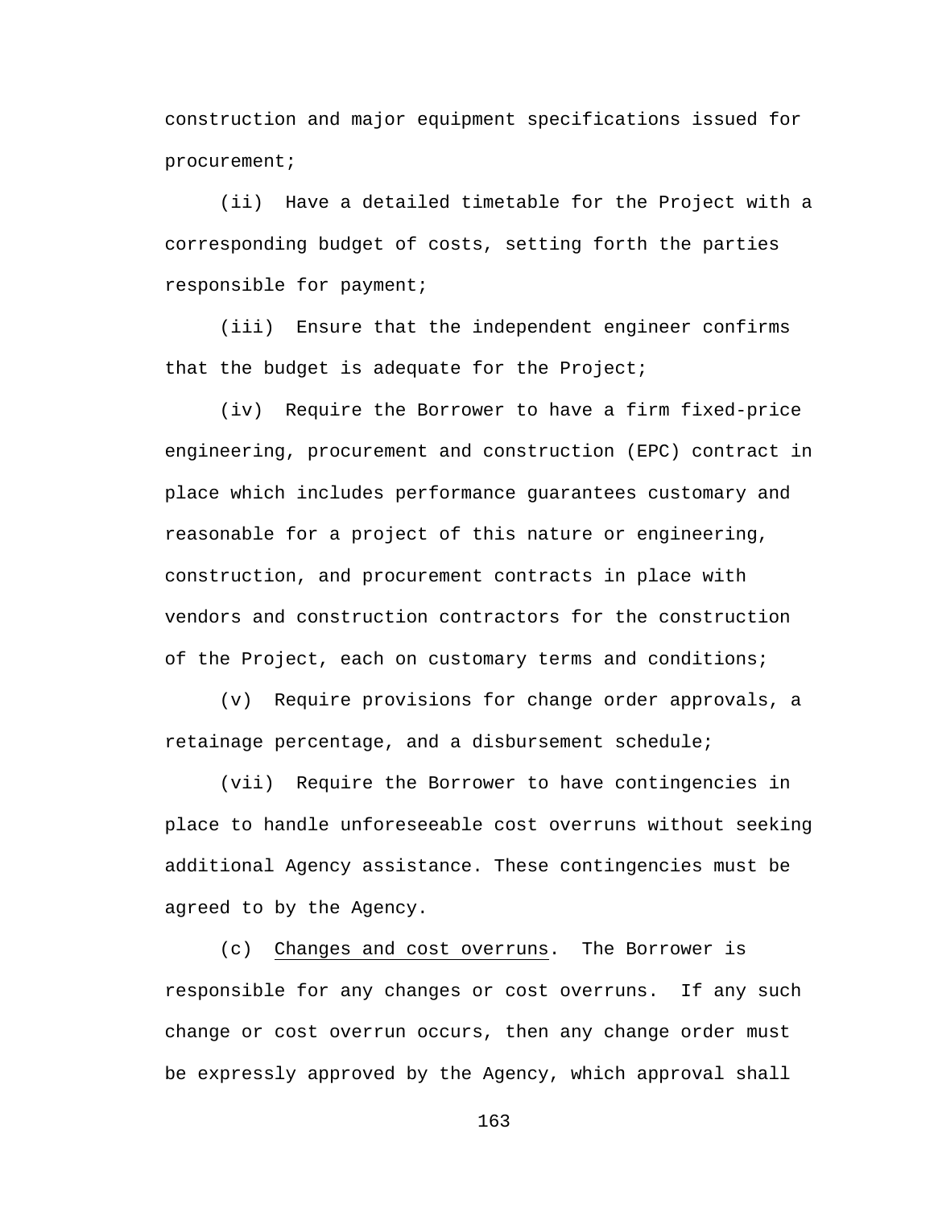construction and major equipment specifications issued for procurement;

(ii) Have a detailed timetable for the Project with a corresponding budget of costs, setting forth the parties responsible for payment;

(iii) Ensure that the independent engineer confirms that the budget is adequate for the Project;

(iv) Require the Borrower to have a firm fixed-price engineering, procurement and construction (EPC) contract in place which includes performance guarantees customary and reasonable for a project of this nature or engineering, construction, and procurement contracts in place with vendors and construction contractors for the construction of the Project, each on customary terms and conditions;

(v) Require provisions for change order approvals, a retainage percentage, and a disbursement schedule;

(vii) Require the Borrower to have contingencies in place to handle unforeseeable cost overruns without seeking additional Agency assistance. These contingencies must be agreed to by the Agency.

(c) Changes and cost overruns. The Borrower is responsible for any changes or cost overruns. If any such change or cost overrun occurs, then any change order must be expressly approved by the Agency, which approval shall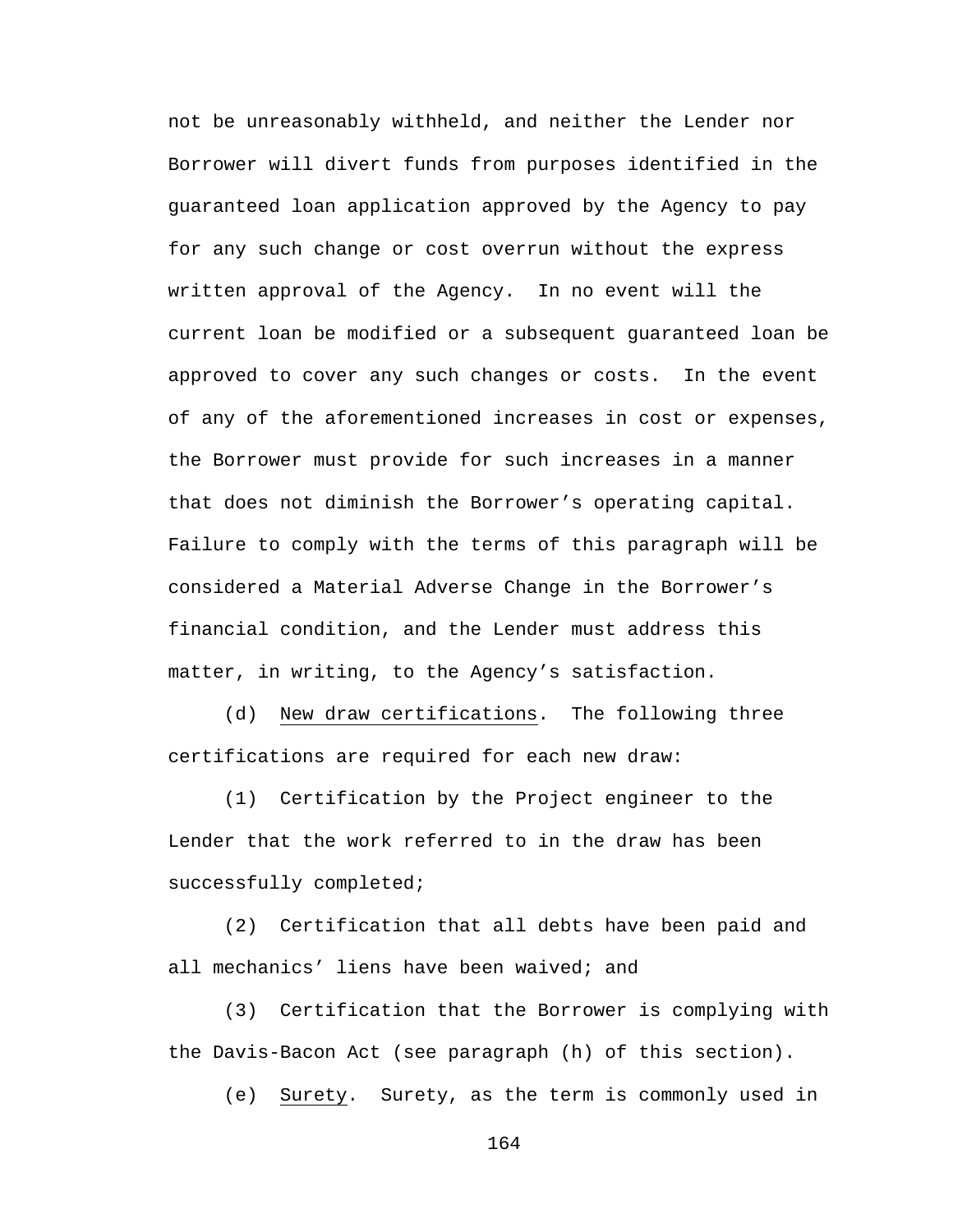not be unreasonably withheld, and neither the Lender nor Borrower will divert funds from purposes identified in the guaranteed loan application approved by the Agency to pay for any such change or cost overrun without the express written approval of the Agency. In no event will the current loan be modified or a subsequent guaranteed loan be approved to cover any such changes or costs. In the event of any of the aforementioned increases in cost or expenses, the Borrower must provide for such increases in a manner that does not diminish the Borrower's operating capital. Failure to comply with the terms of this paragraph will be considered a Material Adverse Change in the Borrower's financial condition, and the Lender must address this matter, in writing, to the Agency's satisfaction.

(d) New draw certifications. The following three certifications are required for each new draw:

(1) Certification by the Project engineer to the Lender that the work referred to in the draw has been successfully completed;

(2) Certification that all debts have been paid and all mechanics' liens have been waived; and

(3) Certification that the Borrower is complying with the Davis-Bacon Act (see paragraph (h) of this section).

(e) Surety. Surety, as the term is commonly used in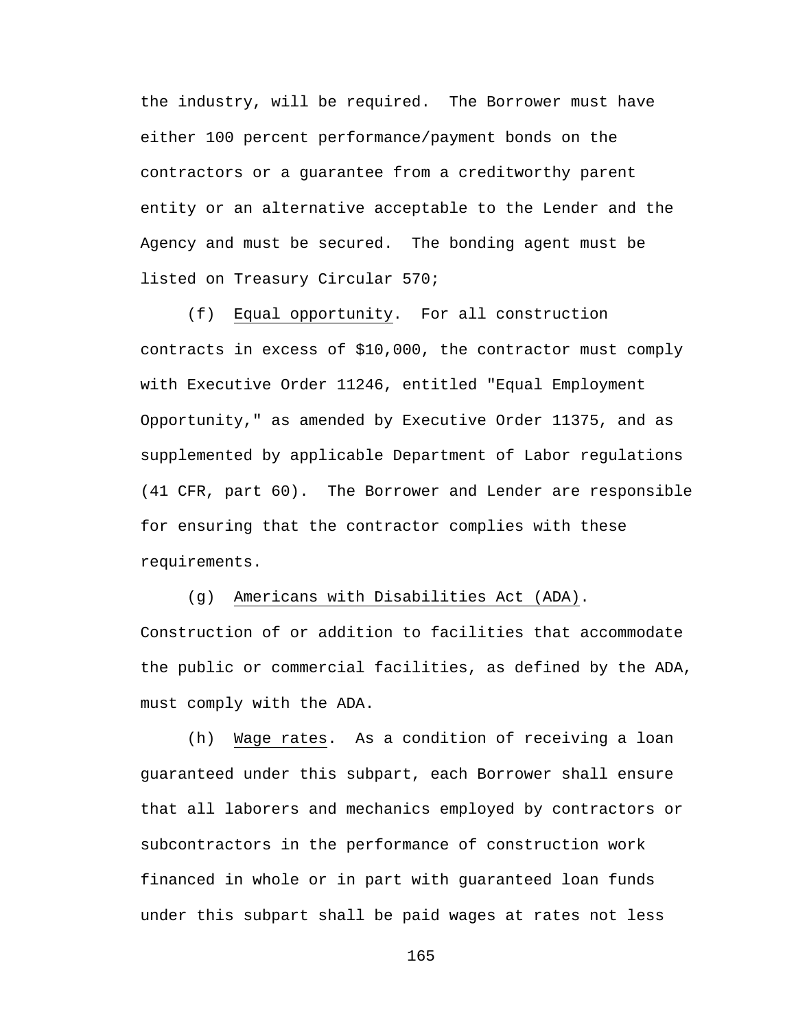the industry, will be required. The Borrower must have either 100 percent performance/payment bonds on the contractors or a guarantee from a creditworthy parent entity or an alternative acceptable to the Lender and the Agency and must be secured. The bonding agent must be listed on Treasury Circular 570;

(f) Equal opportunity. For all construction contracts in excess of $10,000, the contractor must comply with Executive Order 11246, entitled "Equal Employment Opportunity," as amended by Executive Order 11375, and as supplemented by applicable Department of Labor regulations (41 CFR, part 60). The Borrower and Lender are responsible for ensuring that the contractor complies with these requirements.

(g) Americans with Disabilities Act (ADA). Construction of or addition to facilities that accommodate the public or commercial facilities, as defined by the ADA, must comply with the ADA.

(h) Wage rates. As a condition of receiving a loan guaranteed under this subpart, each Borrower shall ensure that all laborers and mechanics employed by contractors or subcontractors in the performance of construction work financed in whole or in part with guaranteed loan funds under this subpart shall be paid wages at rates not less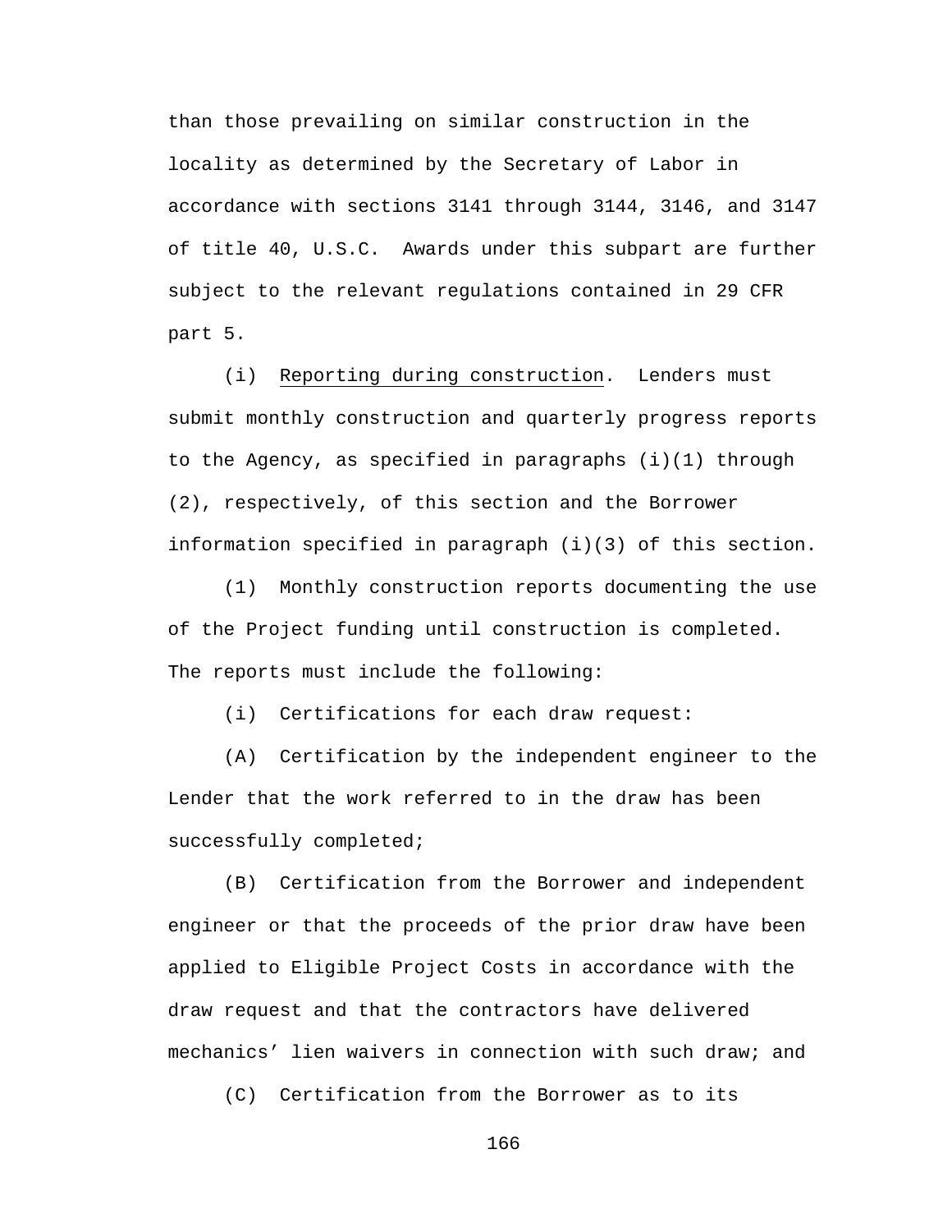than those prevailing on similar construction in the locality as determined by the Secretary of Labor in accordance with sections 3141 through 3144, 3146, and 3147 of title 40, U.S.C. Awards under this subpart are further subject to the relevant regulations contained in 29 CFR part 5.

(i) Reporting during construction. Lenders must submit monthly construction and quarterly progress reports to the Agency, as specified in paragraphs (i)(1) through (2), respectively, of this section and the Borrower information specified in paragraph (i)(3) of this section.

(1) Monthly construction reports documenting the use of the Project funding until construction is completed. The reports must include the following:

(i) Certifications for each draw request:

(A) Certification by the independent engineer to the Lender that the work referred to in the draw has been successfully completed;

(B) Certification from the Borrower and independent engineer or that the proceeds of the prior draw have been applied to Eligible Project Costs in accordance with the draw request and that the contractors have delivered mechanics' lien waivers in connection with such draw; and

(C) Certification from the Borrower as to its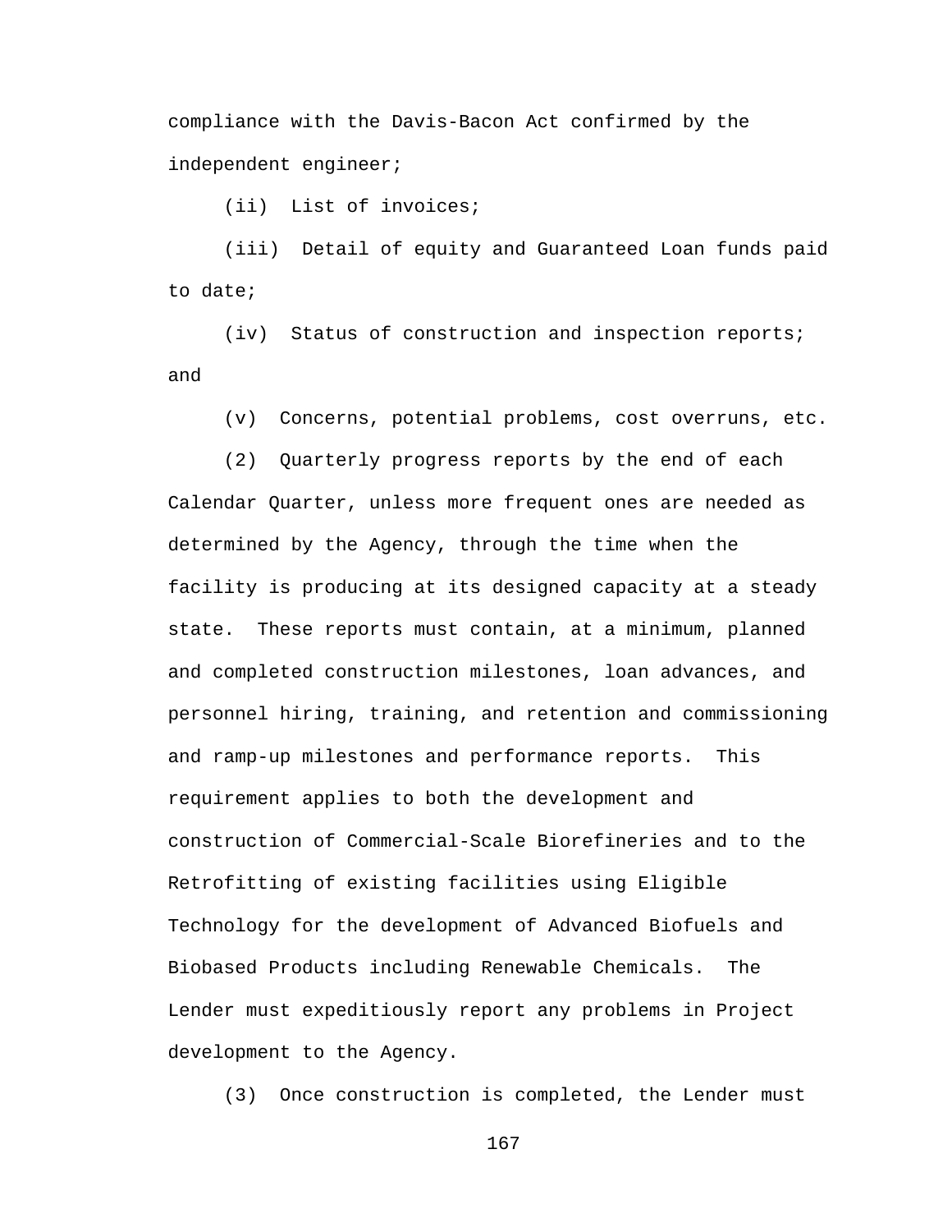compliance with the Davis-Bacon Act confirmed by the independent engineer;

(ii) List of invoices;

(iii) Detail of equity and Guaranteed Loan funds paid to date;

(iv) Status of construction and inspection reports; and

(v) Concerns, potential problems, cost overruns, etc.

(2) Quarterly progress reports by the end of each Calendar Quarter, unless more frequent ones are needed as determined by the Agency, through the time when the facility is producing at its designed capacity at a steady state. These reports must contain, at a minimum, planned and completed construction milestones, loan advances, and personnel hiring, training, and retention and commissioning and ramp-up milestones and performance reports. This requirement applies to both the development and construction of Commercial-Scale Biorefineries and to the Retrofitting of existing facilities using Eligible Technology for the development of Advanced Biofuels and Biobased Products including Renewable Chemicals. The Lender must expeditiously report any problems in Project development to the Agency.

(3) Once construction is completed, the Lender must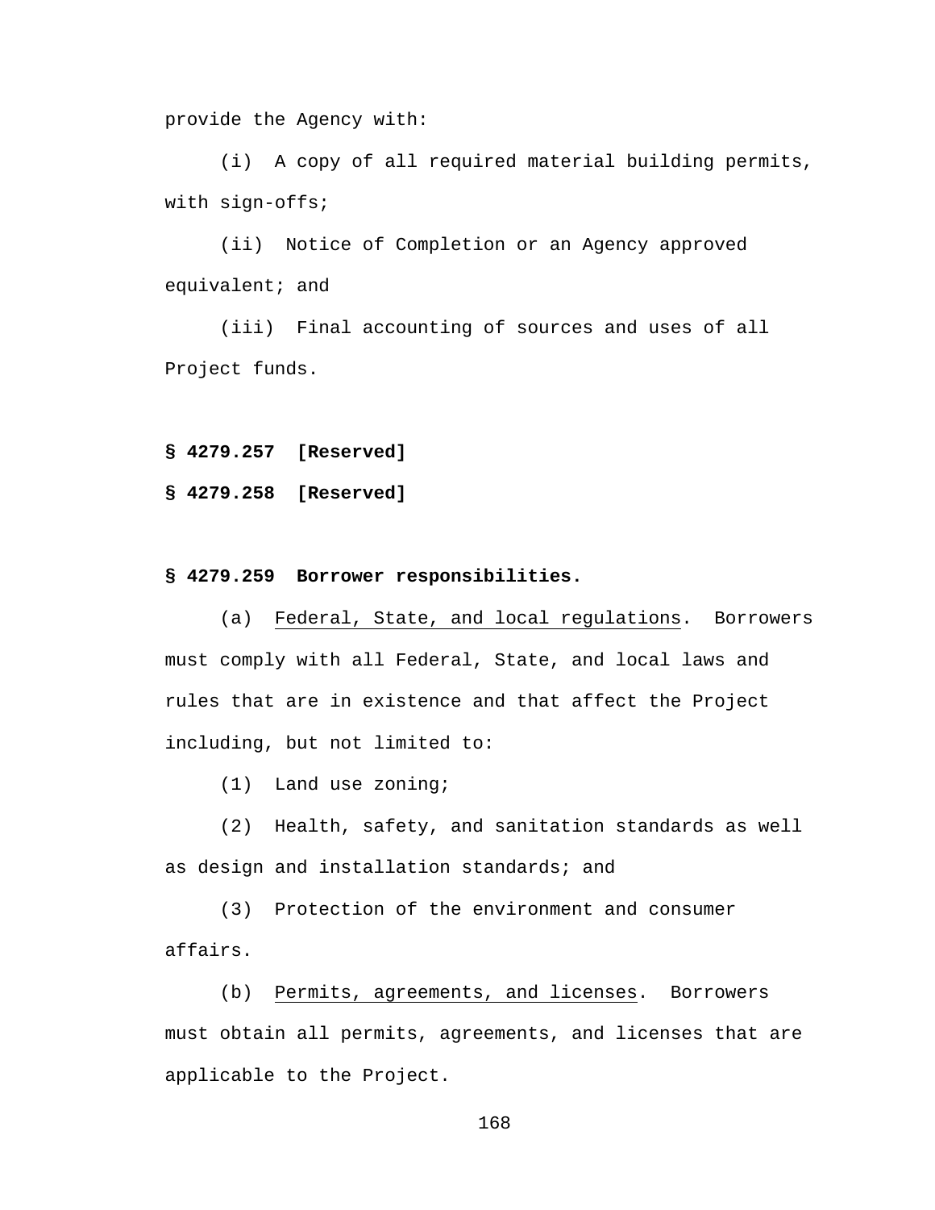provide the Agency with:

(i) A copy of all required material building permits, with sign-offs;

(ii) Notice of Completion or an Agency approved equivalent; and

(iii) Final accounting of sources and uses of all Project funds.

**§ 4279.257 [Reserved]**

**§ 4279.258 [Reserved]**

**§ 4279.259 Borrower responsibilities.**

(a) Federal, State, and local regulations. Borrowers must comply with all Federal, State, and local laws and rules that are in existence and that affect the Project including, but not limited to:

(1) Land use zoning;

(2) Health, safety, and sanitation standards as well as design and installation standards; and

(3) Protection of the environment and consumer affairs.

(b) Permits, agreements, and licenses. Borrowers must obtain all permits, agreements, and licenses that are applicable to the Project.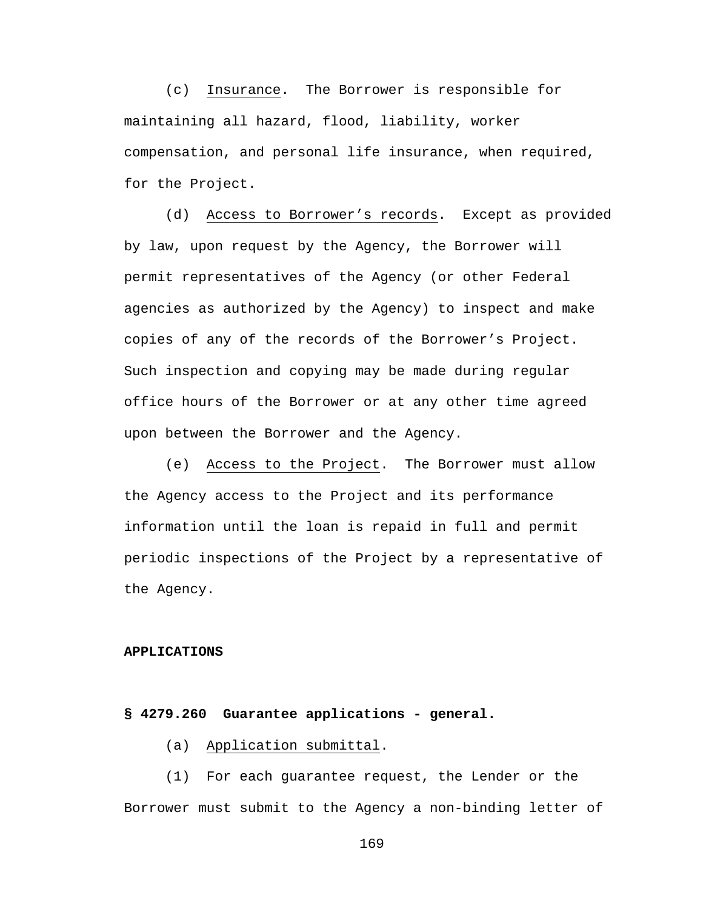(c) Insurance. The Borrower is responsible for maintaining all hazard, flood, liability, worker compensation, and personal life insurance, when required, for the Project.

(d) Access to Borrower's records. Except as provided by law, upon request by the Agency, the Borrower will permit representatives of the Agency (or other Federal agencies as authorized by the Agency) to inspect and make copies of any of the records of the Borrower's Project. Such inspection and copying may be made during regular office hours of the Borrower or at any other time agreed upon between the Borrower and the Agency.

(e) Access to the Project. The Borrower must allow the Agency access to the Project and its performance information until the loan is repaid in full and permit periodic inspections of the Project by a representative of the Agency.

**APPLICATIONS**

**§ 4279.260 Guarantee applications - general.**

(a) Application submittal.

(1) For each guarantee request, the Lender or the Borrower must submit to the Agency a non-binding letter of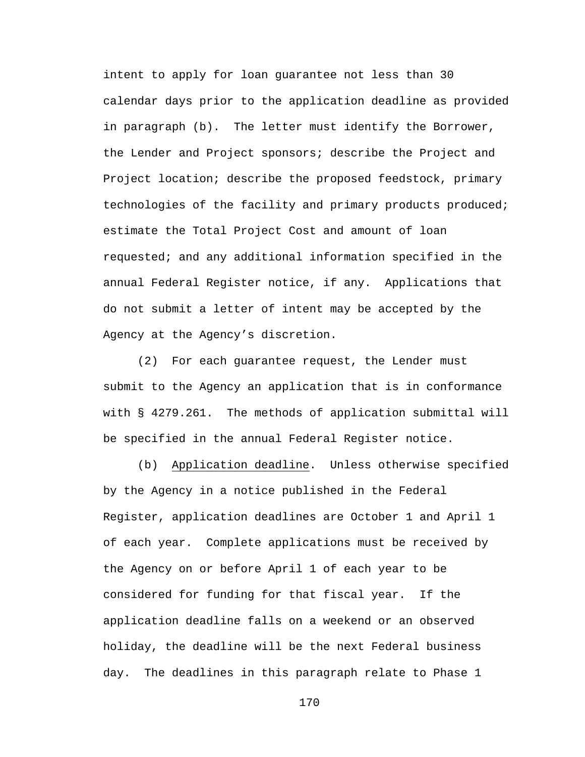intent to apply for loan guarantee not less than 30 calendar days prior to the application deadline as provided in paragraph (b). The letter must identify the Borrower, the Lender and Project sponsors; describe the Project and Project location; describe the proposed feedstock, primary technologies of the facility and primary products produced; estimate the Total Project Cost and amount of loan requested; and any additional information specified in the annual Federal Register notice, if any. Applications that do not submit a letter of intent may be accepted by the Agency at the Agency's discretion.

(2) For each guarantee request, the Lender must submit to the Agency an application that is in conformance with § 4279.261. The methods of application submittal will be specified in the annual Federal Register notice.

(b) Application deadline. Unless otherwise specified by the Agency in a notice published in the Federal Register, application deadlines are October 1 and April 1 of each year. Complete applications must be received by the Agency on or before April 1 of each year to be considered for funding for that fiscal year. If the application deadline falls on a weekend or an observed holiday, the deadline will be the next Federal business day. The deadlines in this paragraph relate to Phase 1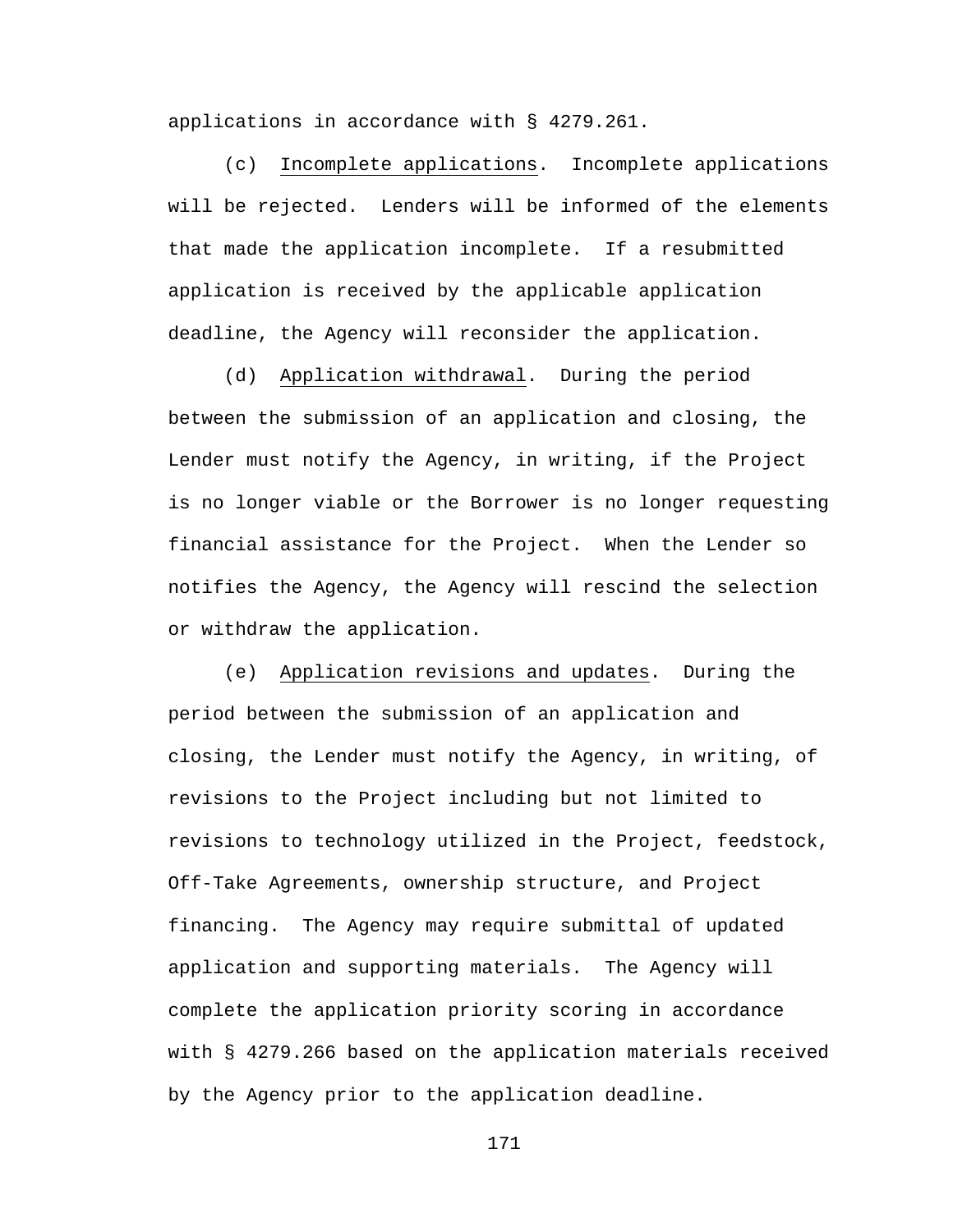applications in accordance with § 4279.261.

(c) Incomplete applications. Incomplete applications will be rejected. Lenders will be informed of the elements that made the application incomplete. If a resubmitted application is received by the applicable application deadline, the Agency will reconsider the application.

(d) Application withdrawal. During the period between the submission of an application and closing, the Lender must notify the Agency, in writing, if the Project is no longer viable or the Borrower is no longer requesting financial assistance for the Project. When the Lender so notifies the Agency, the Agency will rescind the selection or withdraw the application.

(e) Application revisions and updates. During the period between the submission of an application and closing, the Lender must notify the Agency, in writing, of revisions to the Project including but not limited to revisions to technology utilized in the Project, feedstock, Off-Take Agreements, ownership structure, and Project financing. The Agency may require submittal of updated application and supporting materials. The Agency will complete the application priority scoring in accordance with § 4279.266 based on the application materials received by the Agency prior to the application deadline.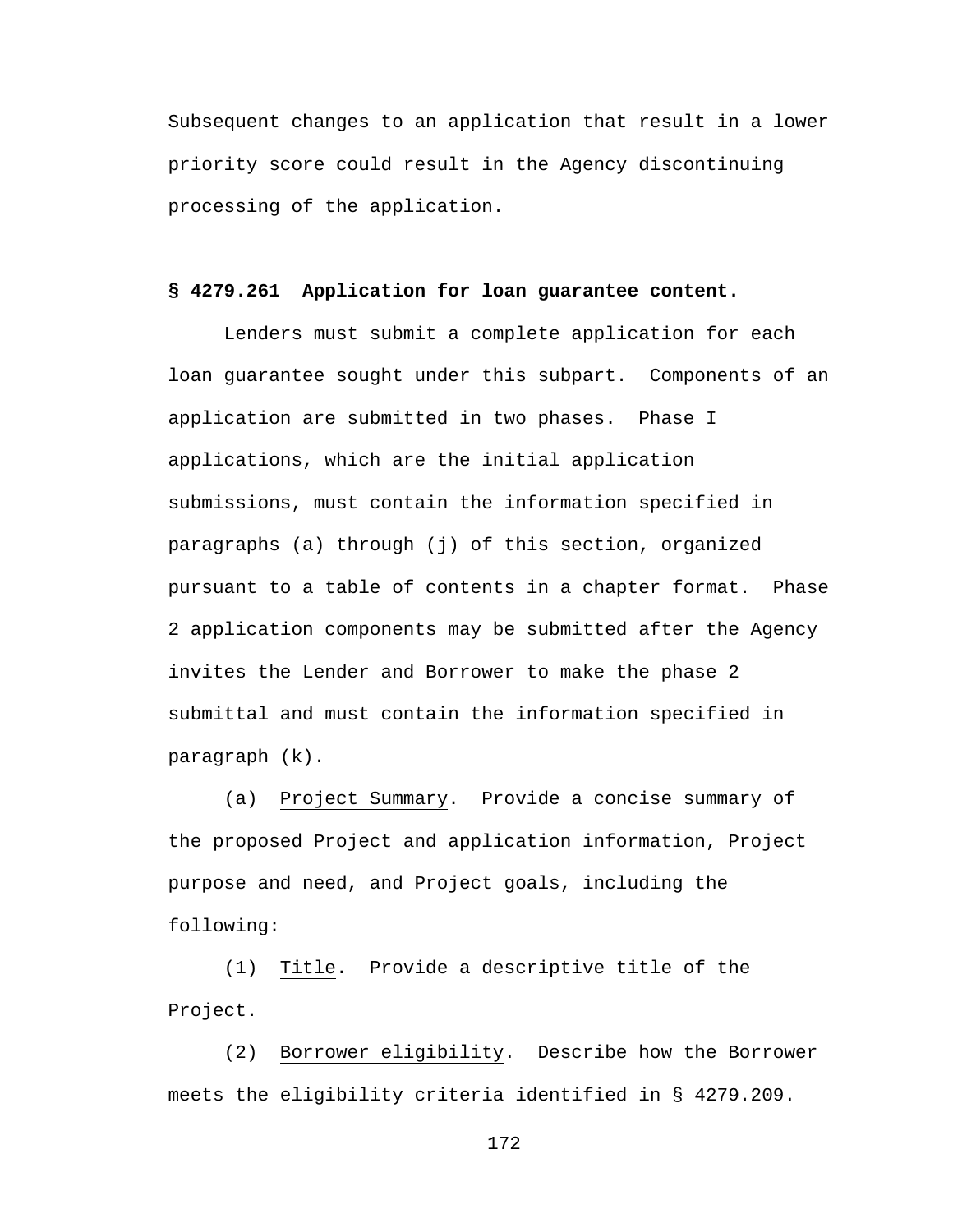Subsequent changes to an application that result in a lower priority score could result in the Agency discontinuing processing of the application.

## § 4279.261 Application for loan guarantee content.

Lenders must submit a complete application for each loan guarantee sought under this subpart. Components of an application are submitted in two phases. Phase I applications, which are the initial application submissions, must contain the information specified in paragraphs (a) through (j) of this section, organized pursuant to a table of contents in a chapter format. Phase 2 application components may be submitted after the Agency invites the Lender and Borrower to make the phase 2 submittal and must contain the information specified in paragraph (k).

(a) Project Summary. Provide a concise summary of the proposed Project and application information, Project purpose and need, and Project goals, including the following:

(1) Title. Provide a descriptive title of the Project.

(2) Borrower eligibility. Describe how the Borrower meets the eligibility criteria identified in § 4279.209.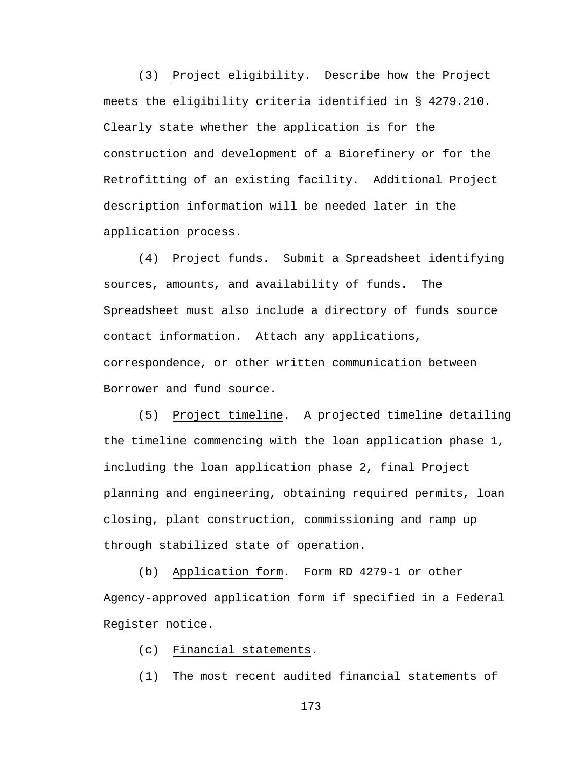(3) Project eligibility. Describe how the Project meets the eligibility criteria identified in § 4279.210. Clearly state whether the application is for the construction and development of a Biorefinery or for the Retrofitting of an existing facility. Additional Project description information will be needed later in the application process.

(4) Project funds. Submit a Spreadsheet identifying sources, amounts, and availability of funds. The Spreadsheet must also include a directory of funds source contact information. Attach any applications, correspondence, or other written communication between Borrower and fund source.

(5) Project timeline. A projected timeline detailing the timeline commencing with the loan application phase 1, including the loan application phase 2, final Project planning and engineering, obtaining required permits, loan closing, plant construction, commissioning and ramp up through stabilized state of operation.

(b) Application form. Form RD 4279-1 or other Agency-approved application form if specified in a Federal Register notice.

(c) Financial statements.

(1) The most recent audited financial statements of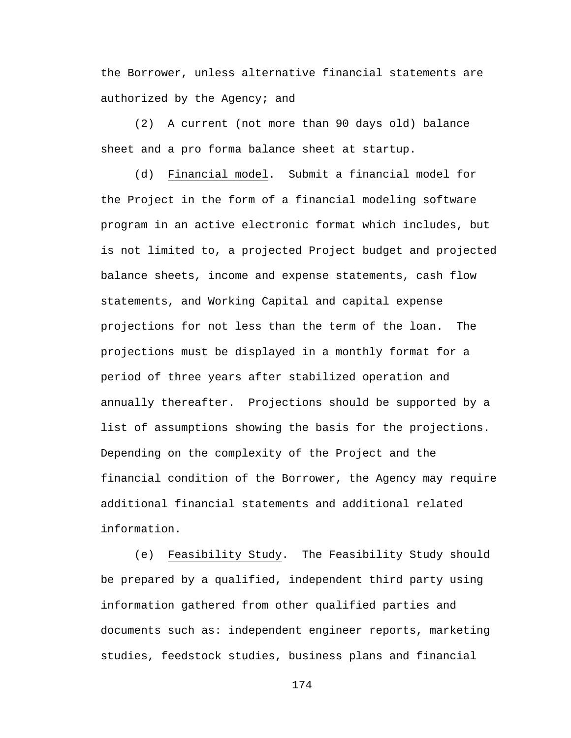the Borrower, unless alternative financial statements are authorized by the Agency; and

(2) A current (not more than 90 days old) balance sheet and a pro forma balance sheet at startup.

(d) Financial model. Submit a financial model for the Project in the form of a financial modeling software program in an active electronic format which includes, but is not limited to, a projected Project budget and projected balance sheets, income and expense statements, cash flow statements, and Working Capital and capital expense projections for not less than the term of the loan. The projections must be displayed in a monthly format for a period of three years after stabilized operation and annually thereafter. Projections should be supported by a list of assumptions showing the basis for the projections. Depending on the complexity of the Project and the financial condition of the Borrower, the Agency may require additional financial statements and additional related information.

(e) Feasibility Study. The Feasibility Study should be prepared by a qualified, independent third party using information gathered from other qualified parties and documents such as: independent engineer reports, marketing studies, feedstock studies, business plans and financial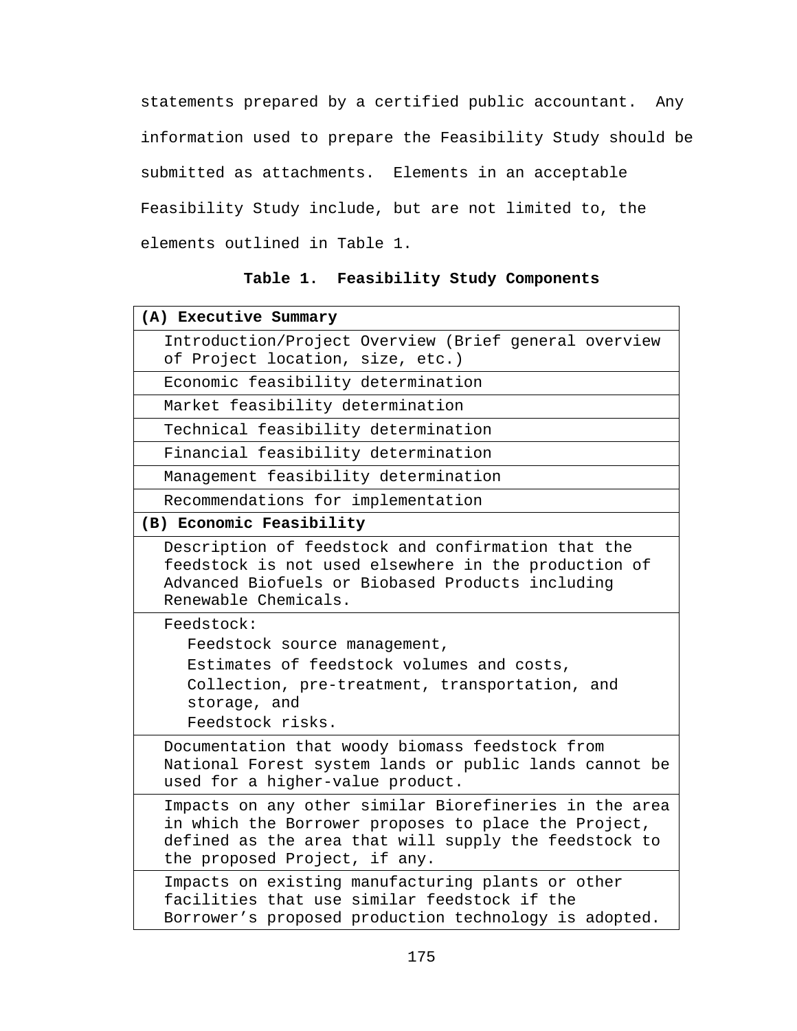statements prepared by a certified public accountant. Any information used to prepare the Feasibility Study should be submitted as attachments. Elements in an acceptable Feasibility Study include, but are not limited to, the elements outlined in Table 1.

**Table 1. Feasibility Study Components**

| **(A) Executive Summary** |
|---|
| Introduction/Project Overview (Brief general overview of Project location, size, etc.) |
| Economic feasibility determination |
| Market feasibility determination |
| Technical feasibility determination |
| Financial feasibility determination |
| Management feasibility determination |
| Recommendations for implementation |
| **(B) Economic Feasibility** |
| Description of feedstock and confirmation that the feedstock is not used elsewhere in the production of Advanced Biofuels or Biobased Products including Renewable Chemicals. |
| Feedstock: <br> Feedstock source management, <br> Estimates of feedstock volumes and costs, <br> Collection, pre-treatment, transportation, and storage, and <br> Feedstock risks. |
| Documentation that woody biomass feedstock from National Forest system lands or public lands cannot be used for a higher-value product. |
| Impacts on any other similar Biorefineries in the area in which the Borrower proposes to place the Project, defined as the area that will supply the feedstock to the proposed Project, if any. |
| Impacts on existing manufacturing plants or other facilities that use similar feedstock if the Borrower's proposed production technology is adopted. |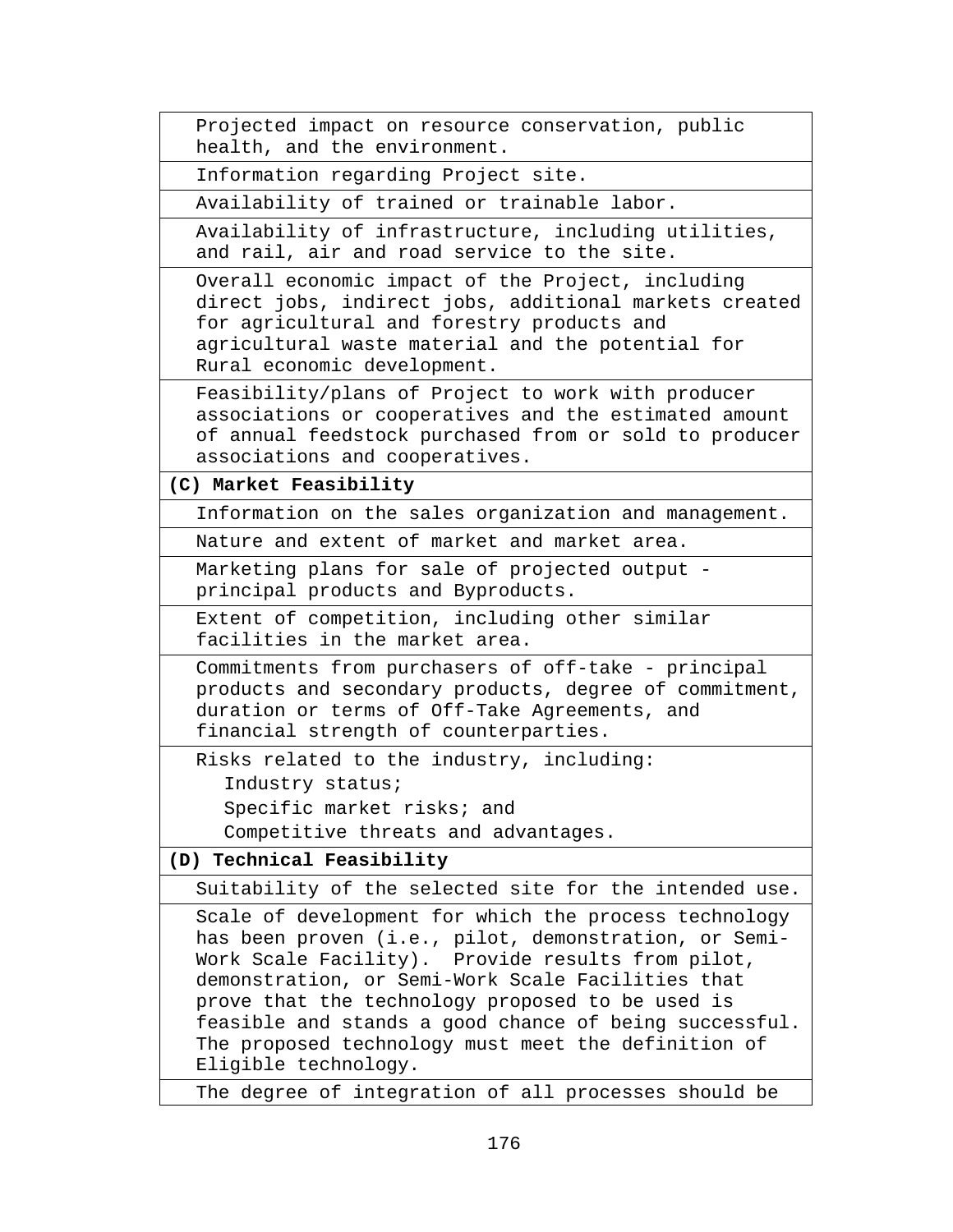| |
|---|
| Projected impact on resource conservation, public health, and the environment. |
| Information regarding Project site. |
| Availability of trained or trainable labor. |
| Availability of infrastructure, including utilities, and rail, air and road service to the site. |
| Overall economic impact of the Project, including direct jobs, indirect jobs, additional markets created for agricultural and forestry products and agricultural waste material and the potential for Rural economic development. |
| Feasibility/plans of Project to work with producer associations or cooperatives and the estimated amount of annual feedstock purchased from or sold to producer associations and cooperatives. |
| **(C) Market Feasibility** |
| Information on the sales organization and management. |
| Nature and extent of market and market area. |
| Marketing plans for sale of projected output - principal products and Byproducts. |
| Extent of competition, including other similar facilities in the market area. |
| Commitments from purchasers of off-take - principal products and secondary products, degree of commitment, duration or terms of Off-Take Agreements, and financial strength of counterparties. |
| Risks related to the industry, including:<br>Industry status;<br>Specific market risks; and<br>Competitive threats and advantages. |
| **(D) Technical Feasibility** |
| Suitability of the selected site for the intended use. |
| Scale of development for which the process technology has been proven (i.e., pilot, demonstration, or Semi-Work Scale Facility). Provide results from pilot, demonstration, or Semi-Work Scale Facilities that prove that the technology proposed to be used is feasible and stands a good chance of being successful. The proposed technology must meet the definition of Eligible technology. |
| The degree of integration of all processes should be |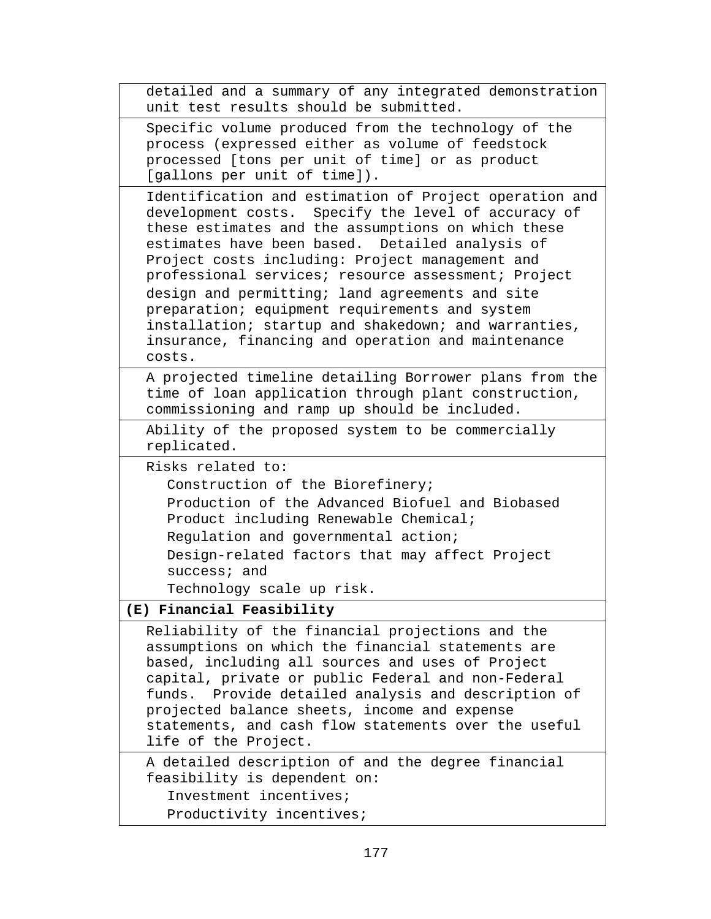| |
|---|
| detailed and a summary of any integrated demonstration unit test results should be submitted. |
| Specific volume produced from the technology of the process (expressed either as volume of feedstock processed [tons per unit of time] or as product [gallons per unit of time]). |
| Identification and estimation of Project operation and development costs. Specify the level of accuracy of these estimates and the assumptions on which these estimates have been based. Detailed analysis of Project costs including: Project management and professional services; resource assessment; Project design and permitting; land agreements and site preparation; equipment requirements and system installation; startup and shakedown; and warranties, insurance, financing and operation and maintenance costs. |
| A projected timeline detailing Borrower plans from the time of loan application through plant construction, commissioning and ramp up should be included. |
| Ability of the proposed system to be commercially replicated. |
| Risks related to:<br>Construction of the Biorefinery;<br>Production of the Advanced Biofuel and Biobased Product including Renewable Chemical;<br>Regulation and governmental action;<br>Design-related factors that may affect Project success; and<br>Technology scale up risk. |
| **(E) Financial Feasibility** |
| Reliability of the financial projections and the assumptions on which the financial statements are based, including all sources and uses of Project capital, private or public Federal and non-Federal funds. Provide detailed analysis and description of projected balance sheets, income and expense statements, and cash flow statements over the useful life of the Project. |
| A detailed description of and the degree financial feasibility is dependent on:<br>Investment incentives;<br>Productivity incentives; |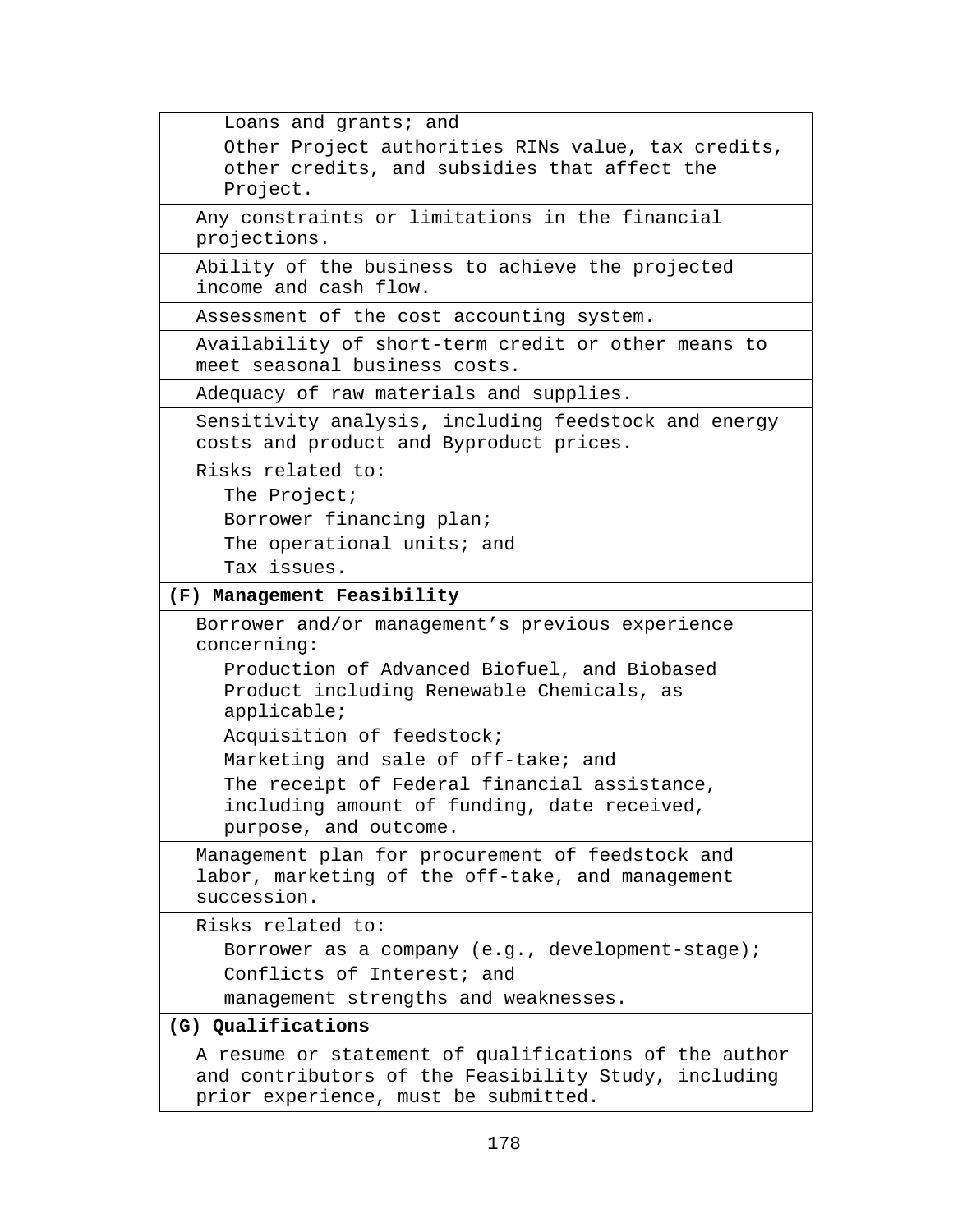| |
|---|
| Loans and grants; and<br>Other Project authorities RINs value, tax credits, other credits, and subsidies that affect the Project. |
| Any constraints or limitations in the financial projections. |
| Ability of the business to achieve the projected income and cash flow. |
| Assessment of the cost accounting system. |
| Availability of short-term credit or other means to meet seasonal business costs. |
| Adequacy of raw materials and supplies. |
| Sensitivity analysis, including feedstock and energy costs and product and Byproduct prices. |
| Risks related to:<br>The Project;<br>Borrower financing plan;<br>The operational units; and<br>Tax issues. |
| **(F) Management Feasibility** |
| Borrower and/or management's previous experience concerning:<br>Production of Advanced Biofuel, and Biobased Product including Renewable Chemicals, as applicable;<br>Acquisition of feedstock;<br>Marketing and sale of off-take; and<br>The receipt of Federal financial assistance, including amount of funding, date received, purpose, and outcome. |
| Management plan for procurement of feedstock and labor, marketing of the off-take, and management succession. |
| Risks related to:<br>Borrower as a company (e.g., development-stage);<br>Conflicts of Interest; and<br>management strengths and weaknesses. |
| **(G) Qualifications** |
| A resume or statement of qualifications of the author and contributors of the Feasibility Study, including prior experience, must be submitted. |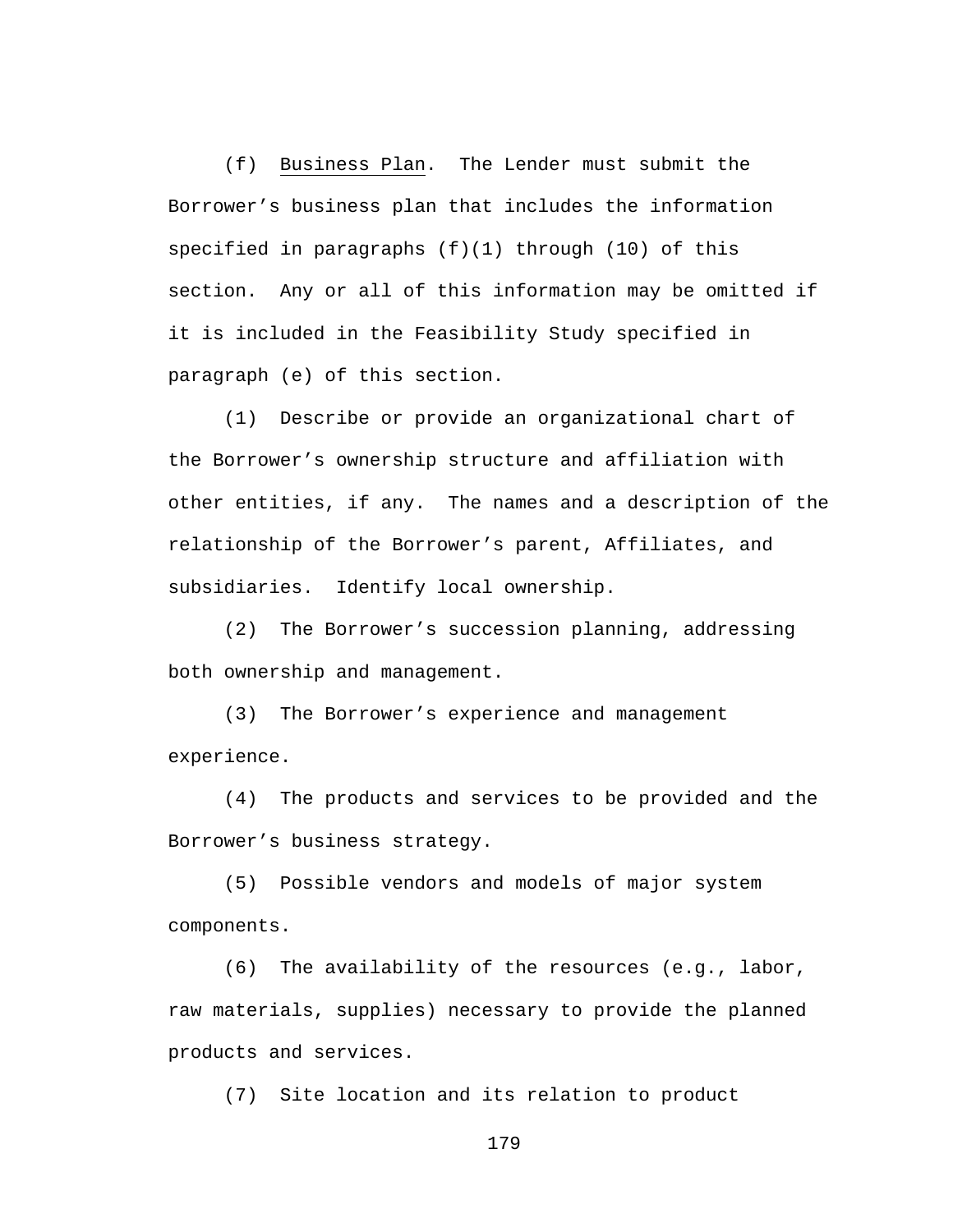(f) Business Plan. The Lender must submit the Borrower's business plan that includes the information specified in paragraphs (f)(1) through (10) of this section. Any or all of this information may be omitted if it is included in the Feasibility Study specified in paragraph (e) of this section.

(1) Describe or provide an organizational chart of the Borrower's ownership structure and affiliation with other entities, if any. The names and a description of the relationship of the Borrower's parent, Affiliates, and subsidiaries. Identify local ownership.

(2) The Borrower's succession planning, addressing both ownership and management.

(3) The Borrower's experience and management experience.

(4) The products and services to be provided and the Borrower's business strategy.

(5) Possible vendors and models of major system components.

(6) The availability of the resources (e.g., labor, raw materials, supplies) necessary to provide the planned products and services.

(7) Site location and its relation to product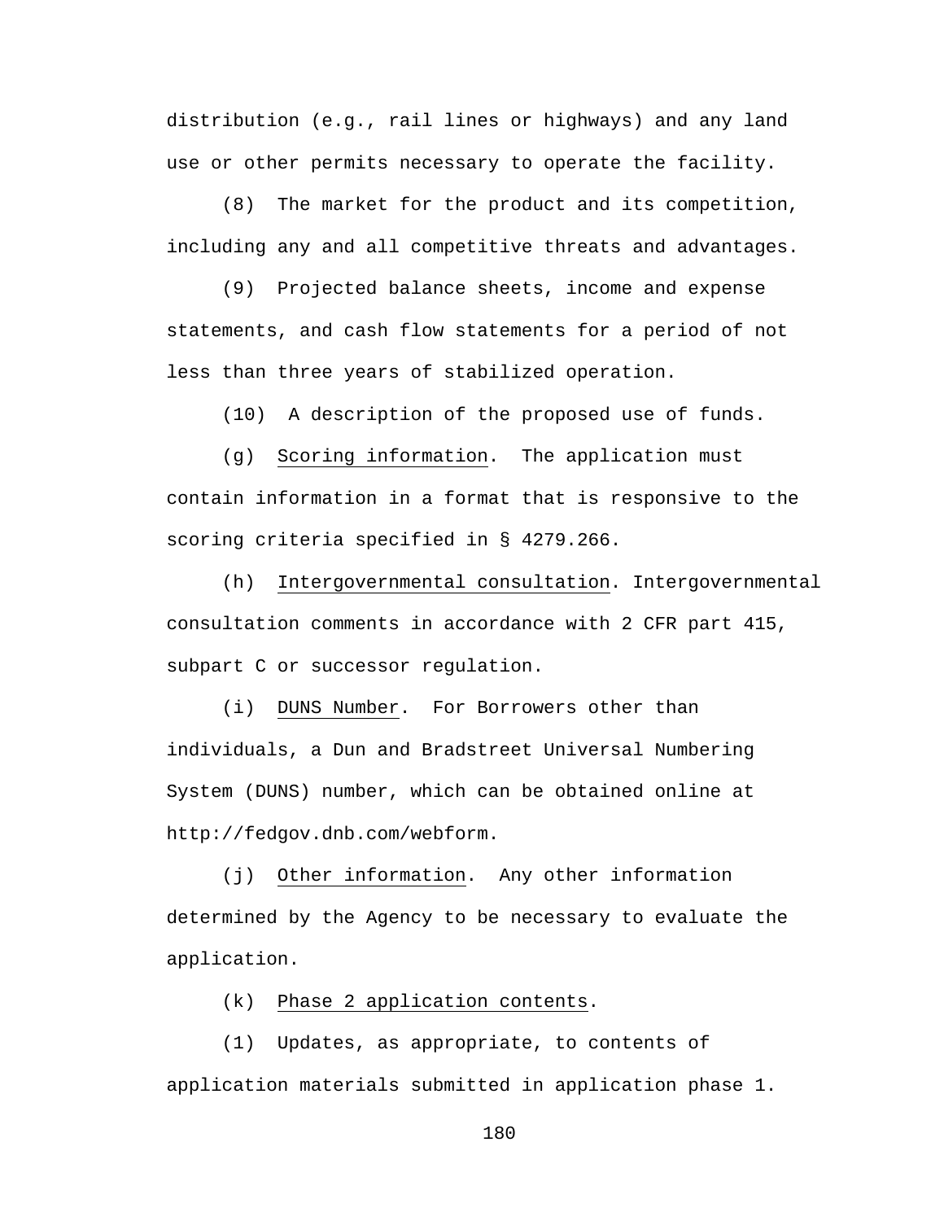distribution (e.g., rail lines or highways) and any land use or other permits necessary to operate the facility.

(8) The market for the product and its competition, including any and all competitive threats and advantages.

(9) Projected balance sheets, income and expense statements, and cash flow statements for a period of not less than three years of stabilized operation.

(10) A description of the proposed use of funds.

(g) Scoring information. The application must contain information in a format that is responsive to the scoring criteria specified in § 4279.266.

(h) Intergovernmental consultation. Intergovernmental consultation comments in accordance with 2 CFR part 415, subpart C or successor regulation.

(i) DUNS Number. For Borrowers other than individuals, a Dun and Bradstreet Universal Numbering System (DUNS) number, which can be obtained online at http://fedgov.dnb.com/webform.

(j) Other information. Any other information determined by the Agency to be necessary to evaluate the application.

(k) Phase 2 application contents.

(1) Updates, as appropriate, to contents of application materials submitted in application phase 1.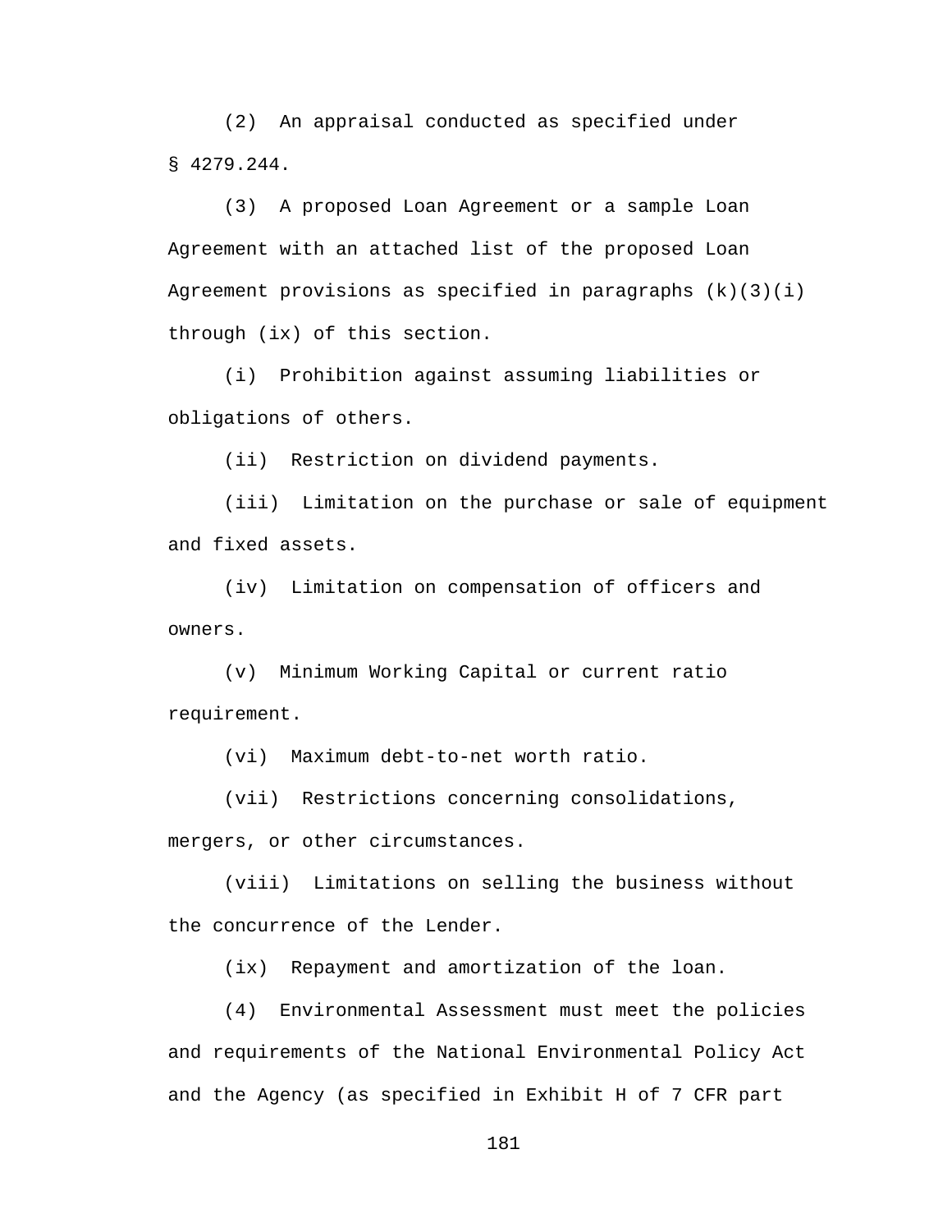(2) An appraisal conducted as specified under § 4279.244.

(3) A proposed Loan Agreement or a sample Loan Agreement with an attached list of the proposed Loan Agreement provisions as specified in paragraphs (k)(3)(i) through (ix) of this section.

(i) Prohibition against assuming liabilities or obligations of others.

(ii) Restriction on dividend payments.

(iii) Limitation on the purchase or sale of equipment and fixed assets.

(iv) Limitation on compensation of officers and owners.

(v) Minimum Working Capital or current ratio requirement.

(vi) Maximum debt-to-net worth ratio.

(vii) Restrictions concerning consolidations, mergers, or other circumstances.

(viii) Limitations on selling the business without the concurrence of the Lender.

(ix) Repayment and amortization of the loan.

(4) Environmental Assessment must meet the policies and requirements of the National Environmental Policy Act and the Agency (as specified in Exhibit H of 7 CFR part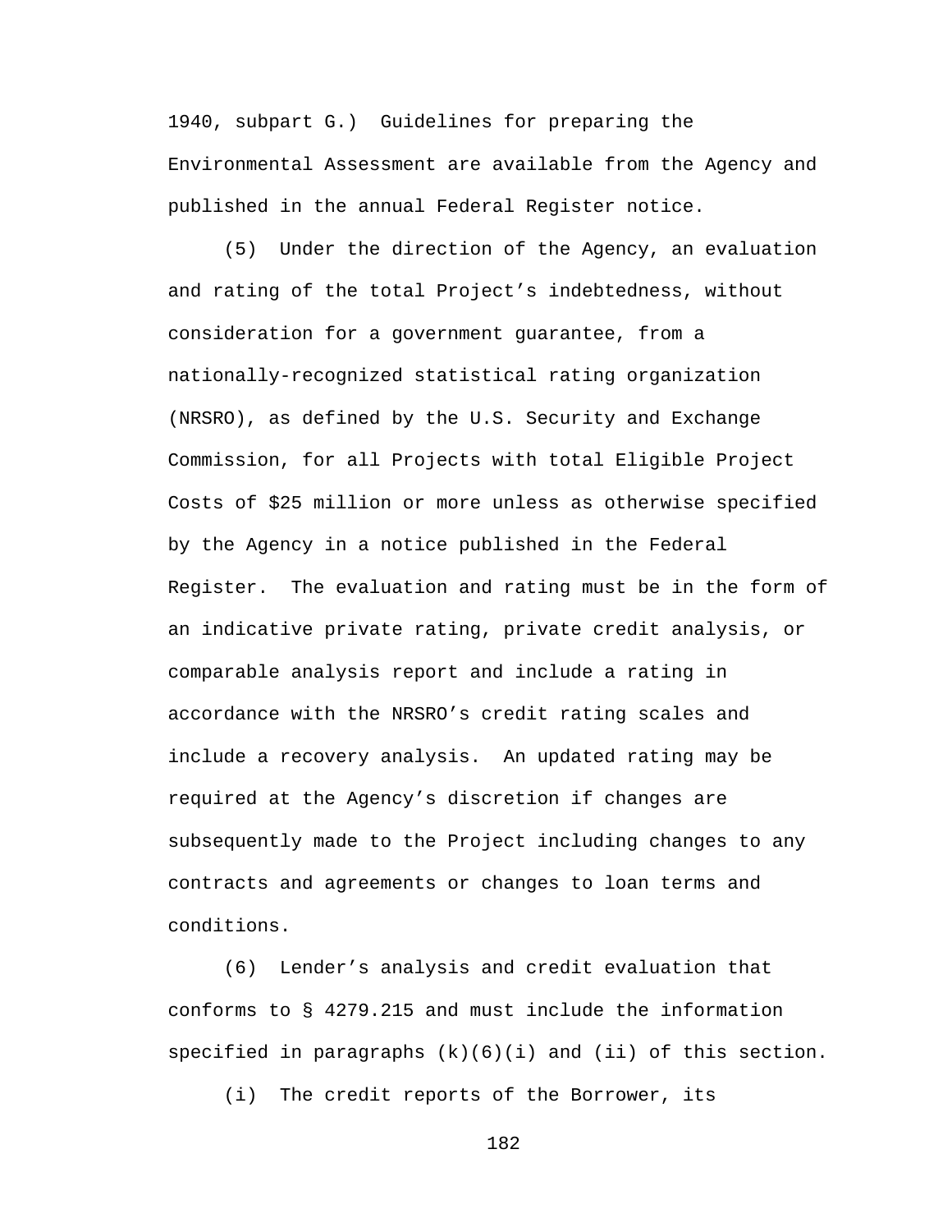1940, subpart G.) Guidelines for preparing the Environmental Assessment are available from the Agency and published in the annual Federal Register notice.

(5) Under the direction of the Agency, an evaluation and rating of the total Project's indebtedness, without consideration for a government guarantee, from a nationally-recognized statistical rating organization (NRSRO), as defined by the U.S. Security and Exchange Commission, for all Projects with total Eligible Project Costs of $25 million or more unless as otherwise specified by the Agency in a notice published in the Federal Register. The evaluation and rating must be in the form of an indicative private rating, private credit analysis, or comparable analysis report and include a rating in accordance with the NRSRO's credit rating scales and include a recovery analysis. An updated rating may be required at the Agency's discretion if changes are subsequently made to the Project including changes to any contracts and agreements or changes to loan terms and conditions.

(6) Lender's analysis and credit evaluation that conforms to § 4279.215 and must include the information specified in paragraphs (k)(6)(i) and (ii) of this section.

(i) The credit reports of the Borrower, its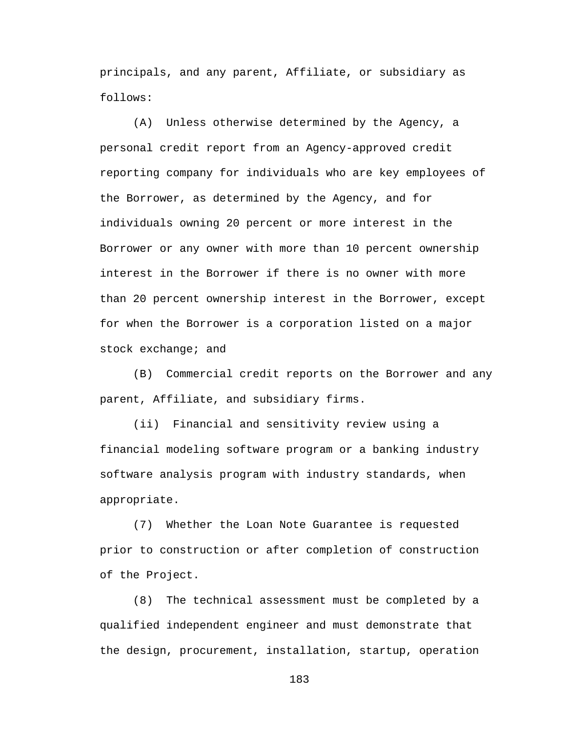principals, and any parent, Affiliate, or subsidiary as follows:

(A) Unless otherwise determined by the Agency, a personal credit report from an Agency-approved credit reporting company for individuals who are key employees of the Borrower, as determined by the Agency, and for individuals owning 20 percent or more interest in the Borrower or any owner with more than 10 percent ownership interest in the Borrower if there is no owner with more than 20 percent ownership interest in the Borrower, except for when the Borrower is a corporation listed on a major stock exchange; and

(B) Commercial credit reports on the Borrower and any parent, Affiliate, and subsidiary firms.

(ii) Financial and sensitivity review using a financial modeling software program or a banking industry software analysis program with industry standards, when appropriate.

(7) Whether the Loan Note Guarantee is requested prior to construction or after completion of construction of the Project.

(8) The technical assessment must be completed by a qualified independent engineer and must demonstrate that the design, procurement, installation, startup, operation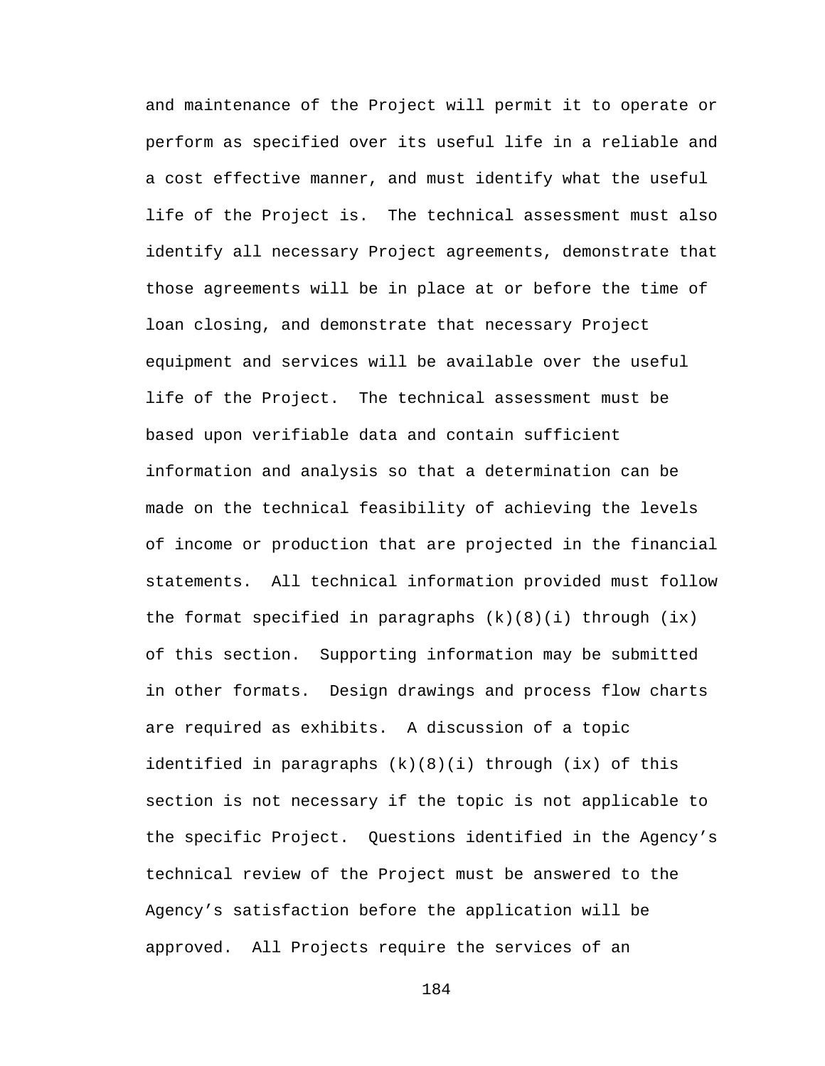and maintenance of the Project will permit it to operate or perform as specified over its useful life in a reliable and a cost effective manner, and must identify what the useful life of the Project is. The technical assessment must also identify all necessary Project agreements, demonstrate that those agreements will be in place at or before the time of loan closing, and demonstrate that necessary Project equipment and services will be available over the useful life of the Project. The technical assessment must be based upon verifiable data and contain sufficient information and analysis so that a determination can be made on the technical feasibility of achieving the levels of income or production that are projected in the financial statements. All technical information provided must follow the format specified in paragraphs (k)(8)(i) through (ix) of this section. Supporting information may be submitted in other formats. Design drawings and process flow charts are required as exhibits. A discussion of a topic identified in paragraphs (k)(8)(i) through (ix) of this section is not necessary if the topic is not applicable to the specific Project. Questions identified in the Agency's technical review of the Project must be answered to the Agency's satisfaction before the application will be approved. All Projects require the services of an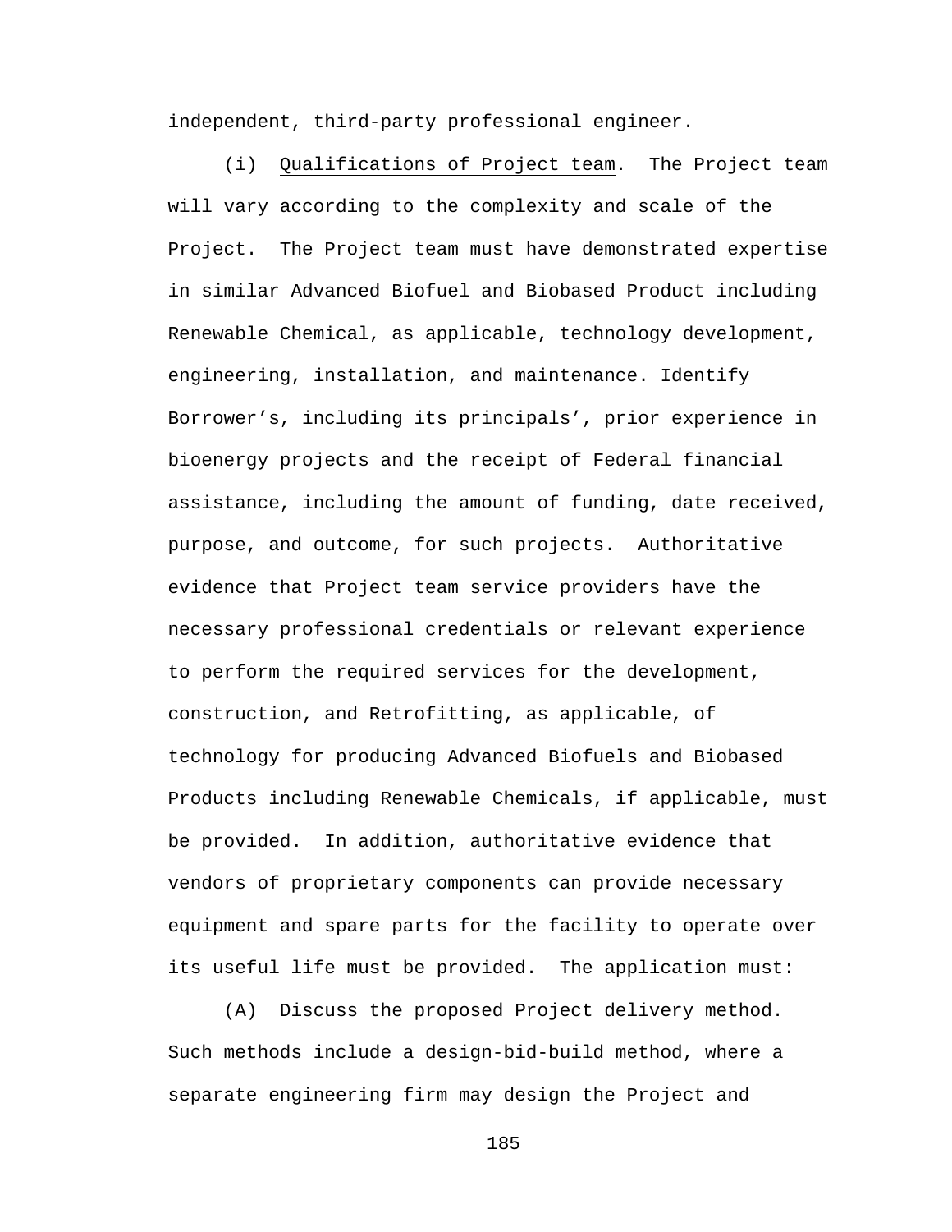independent, third-party professional engineer.

(i) Qualifications of Project team. The Project team will vary according to the complexity and scale of the Project. The Project team must have demonstrated expertise in similar Advanced Biofuel and Biobased Product including Renewable Chemical, as applicable, technology development, engineering, installation, and maintenance. Identify Borrower's, including its principals', prior experience in bioenergy projects and the receipt of Federal financial assistance, including the amount of funding, date received, purpose, and outcome, for such projects. Authoritative evidence that Project team service providers have the necessary professional credentials or relevant experience to perform the required services for the development, construction, and Retrofitting, as applicable, of technology for producing Advanced Biofuels and Biobased Products including Renewable Chemicals, if applicable, must be provided. In addition, authoritative evidence that vendors of proprietary components can provide necessary equipment and spare parts for the facility to operate over its useful life must be provided. The application must:

(A) Discuss the proposed Project delivery method. Such methods include a design-bid-build method, where a separate engineering firm may design the Project and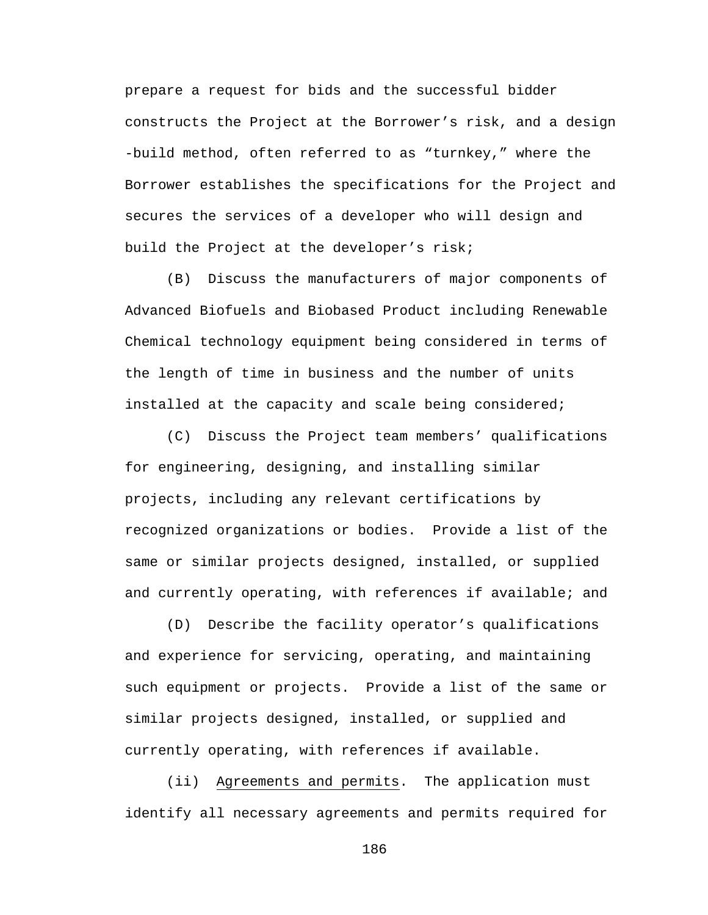prepare a request for bids and the successful bidder constructs the Project at the Borrower's risk, and a design -build method, often referred to as "turnkey," where the Borrower establishes the specifications for the Project and secures the services of a developer who will design and build the Project at the developer's risk;

(B) Discuss the manufacturers of major components of Advanced Biofuels and Biobased Product including Renewable Chemical technology equipment being considered in terms of the length of time in business and the number of units installed at the capacity and scale being considered;

(C) Discuss the Project team members' qualifications for engineering, designing, and installing similar projects, including any relevant certifications by recognized organizations or bodies. Provide a list of the same or similar projects designed, installed, or supplied and currently operating, with references if available; and

(D) Describe the facility operator's qualifications and experience for servicing, operating, and maintaining such equipment or projects. Provide a list of the same or similar projects designed, installed, or supplied and currently operating, with references if available.

(ii) Agreements and permits. The application must identify all necessary agreements and permits required for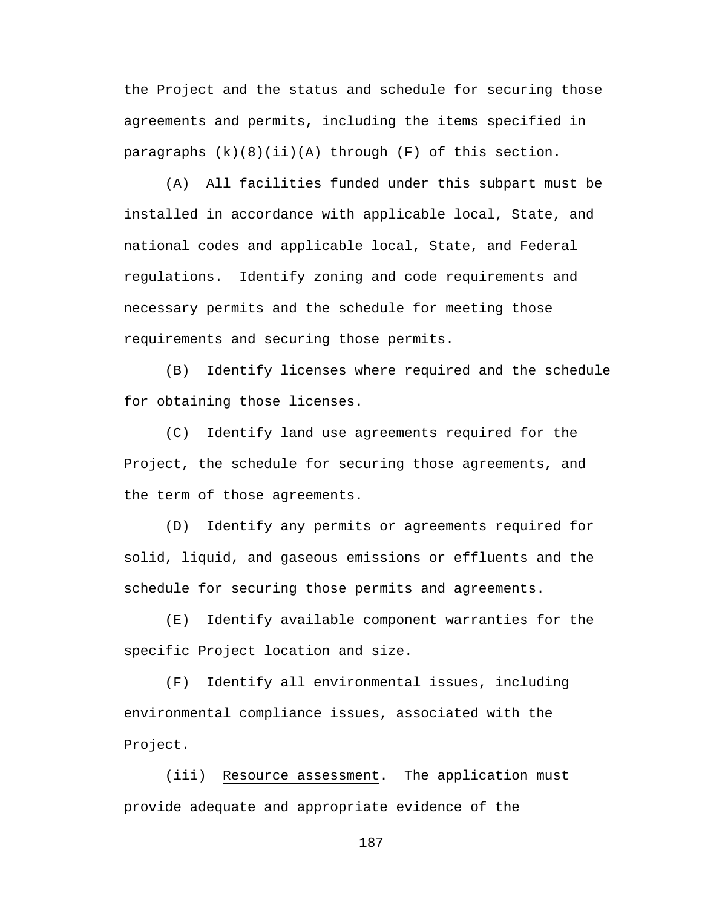the Project and the status and schedule for securing those agreements and permits, including the items specified in paragraphs (k)(8)(ii)(A) through (F) of this section.

(A) All facilities funded under this subpart must be installed in accordance with applicable local, State, and national codes and applicable local, State, and Federal regulations. Identify zoning and code requirements and necessary permits and the schedule for meeting those requirements and securing those permits.

(B) Identify licenses where required and the schedule for obtaining those licenses.

(C) Identify land use agreements required for the Project, the schedule for securing those agreements, and the term of those agreements.

(D) Identify any permits or agreements required for solid, liquid, and gaseous emissions or effluents and the schedule for securing those permits and agreements.

(E) Identify available component warranties for the specific Project location and size.

(F) Identify all environmental issues, including environmental compliance issues, associated with the Project.

(iii) Resource assessment. The application must provide adequate and appropriate evidence of the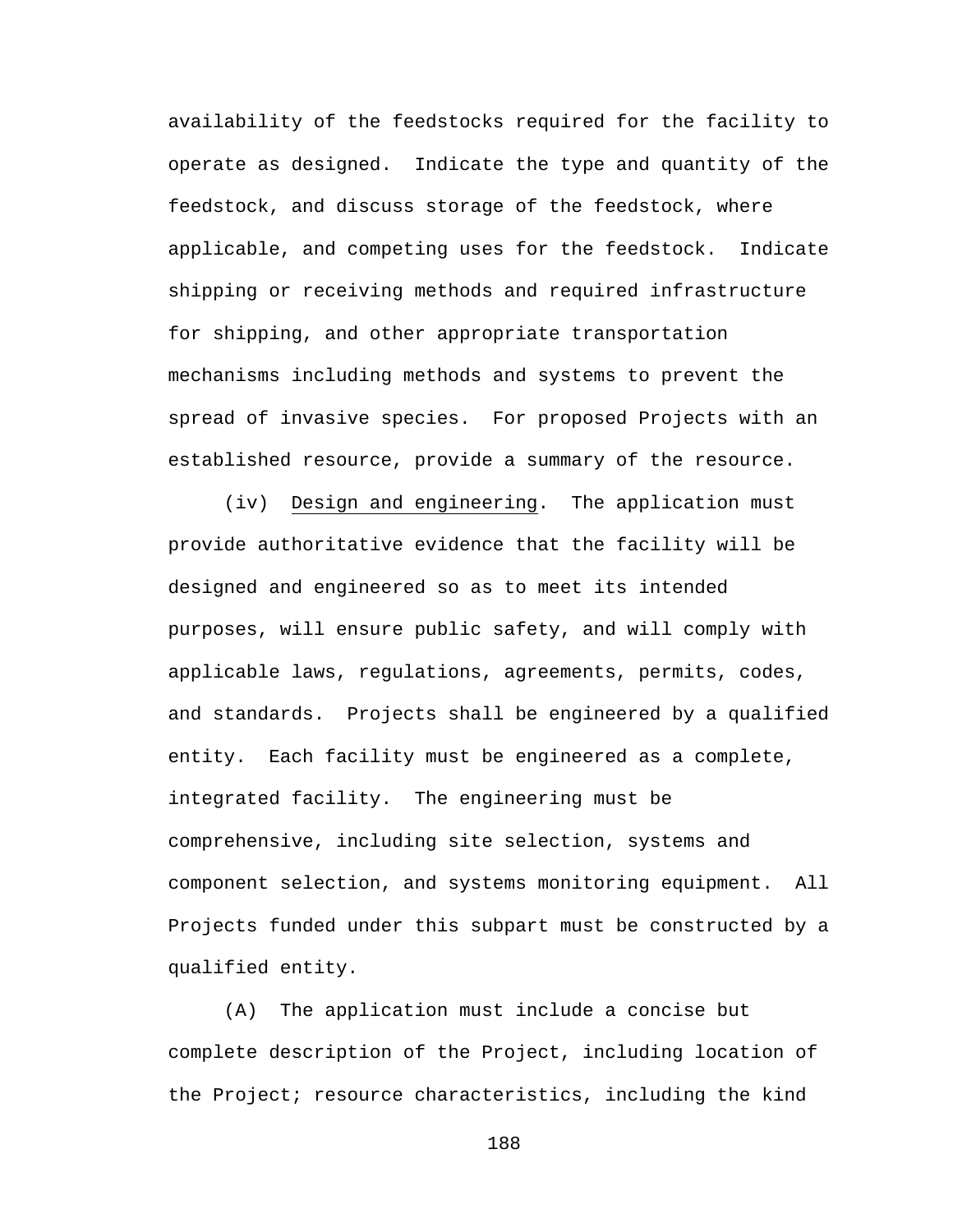availability of the feedstocks required for the facility to operate as designed. Indicate the type and quantity of the feedstock, and discuss storage of the feedstock, where applicable, and competing uses for the feedstock. Indicate shipping or receiving methods and required infrastructure for shipping, and other appropriate transportation mechanisms including methods and systems to prevent the spread of invasive species. For proposed Projects with an established resource, provide a summary of the resource.

(iv) Design and engineering. The application must provide authoritative evidence that the facility will be designed and engineered so as to meet its intended purposes, will ensure public safety, and will comply with applicable laws, regulations, agreements, permits, codes, and standards. Projects shall be engineered by a qualified entity. Each facility must be engineered as a complete, integrated facility. The engineering must be comprehensive, including site selection, systems and component selection, and systems monitoring equipment. All Projects funded under this subpart must be constructed by a qualified entity.

(A) The application must include a concise but complete description of the Project, including location of the Project; resource characteristics, including the kind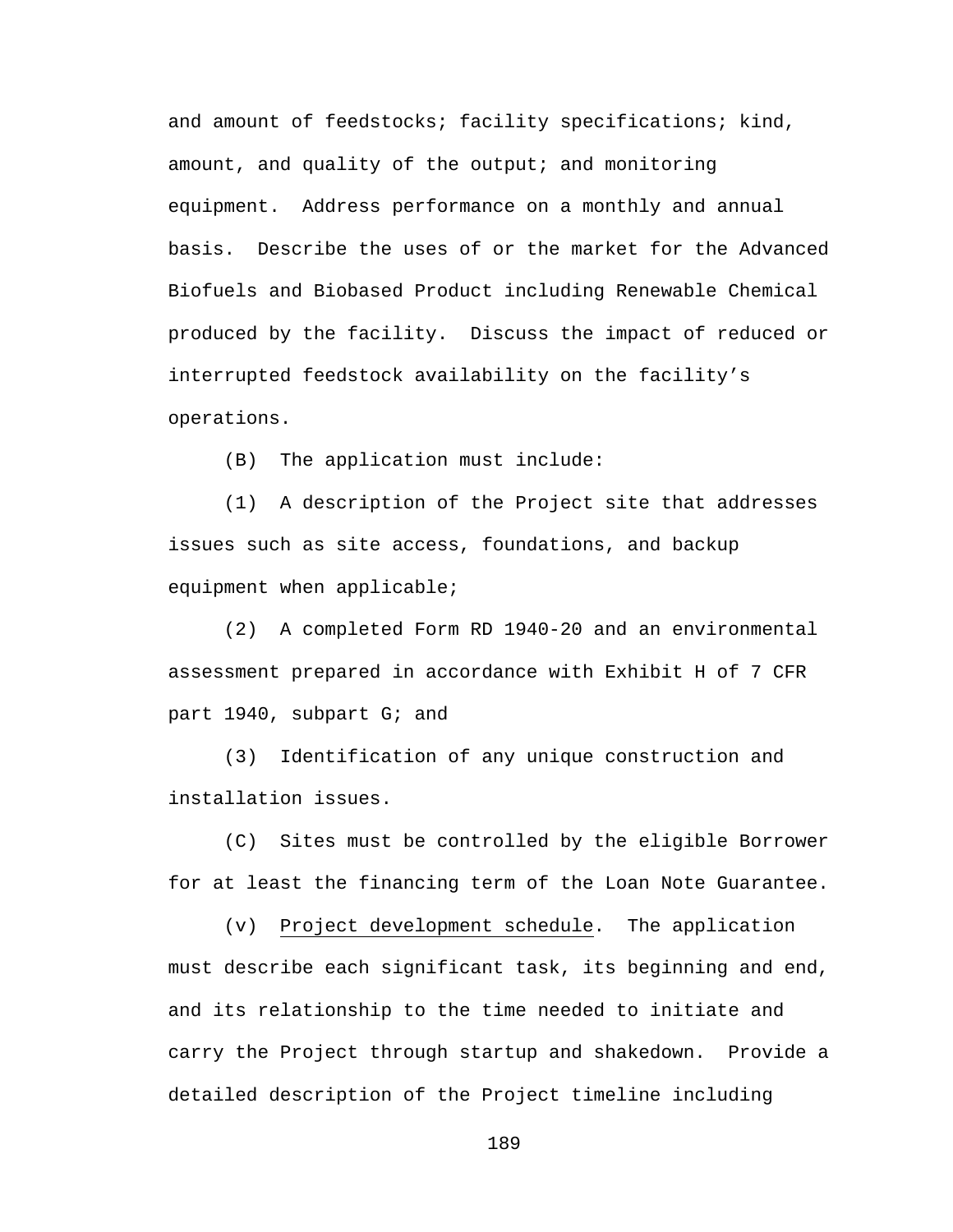and amount of feedstocks; facility specifications; kind, amount, and quality of the output; and monitoring equipment. Address performance on a monthly and annual basis. Describe the uses of or the market for the Advanced Biofuels and Biobased Product including Renewable Chemical produced by the facility. Discuss the impact of reduced or interrupted feedstock availability on the facility's operations.

(B) The application must include:

(1) A description of the Project site that addresses issues such as site access, foundations, and backup equipment when applicable;

(2) A completed Form RD 1940-20 and an environmental assessment prepared in accordance with Exhibit H of 7 CFR part 1940, subpart G; and

(3) Identification of any unique construction and installation issues.

(C) Sites must be controlled by the eligible Borrower for at least the financing term of the Loan Note Guarantee.

(v) Project development schedule. The application must describe each significant task, its beginning and end, and its relationship to the time needed to initiate and carry the Project through startup and shakedown. Provide a detailed description of the Project timeline including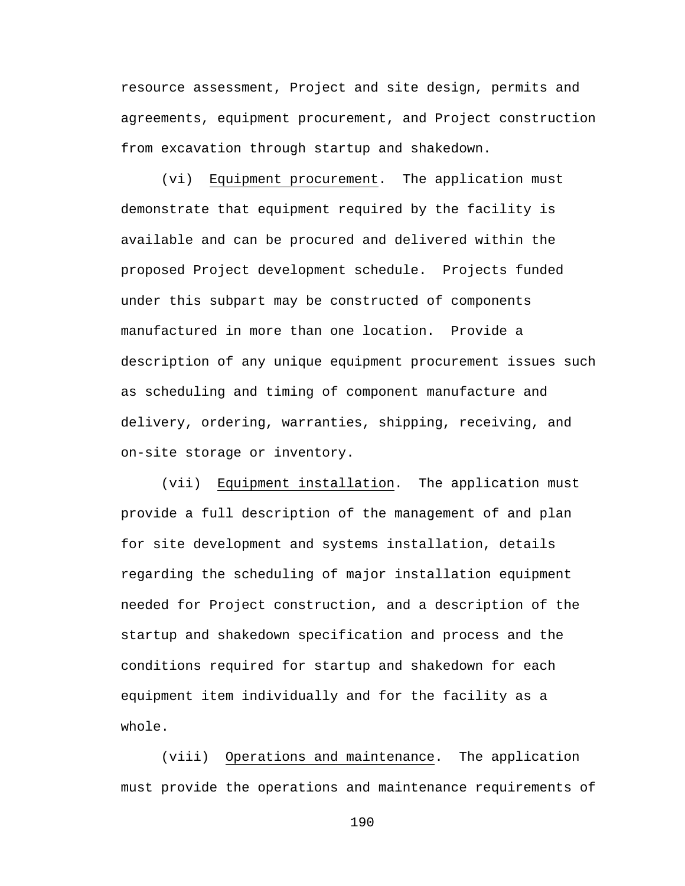resource assessment, Project and site design, permits and agreements, equipment procurement, and Project construction from excavation through startup and shakedown.

(vi) Equipment procurement. The application must demonstrate that equipment required by the facility is available and can be procured and delivered within the proposed Project development schedule. Projects funded under this subpart may be constructed of components manufactured in more than one location. Provide a description of any unique equipment procurement issues such as scheduling and timing of component manufacture and delivery, ordering, warranties, shipping, receiving, and on-site storage or inventory.

(vii) Equipment installation. The application must provide a full description of the management of and plan for site development and systems installation, details regarding the scheduling of major installation equipment needed for Project construction, and a description of the startup and shakedown specification and process and the conditions required for startup and shakedown for each equipment item individually and for the facility as a whole.

(viii) Operations and maintenance. The application must provide the operations and maintenance requirements of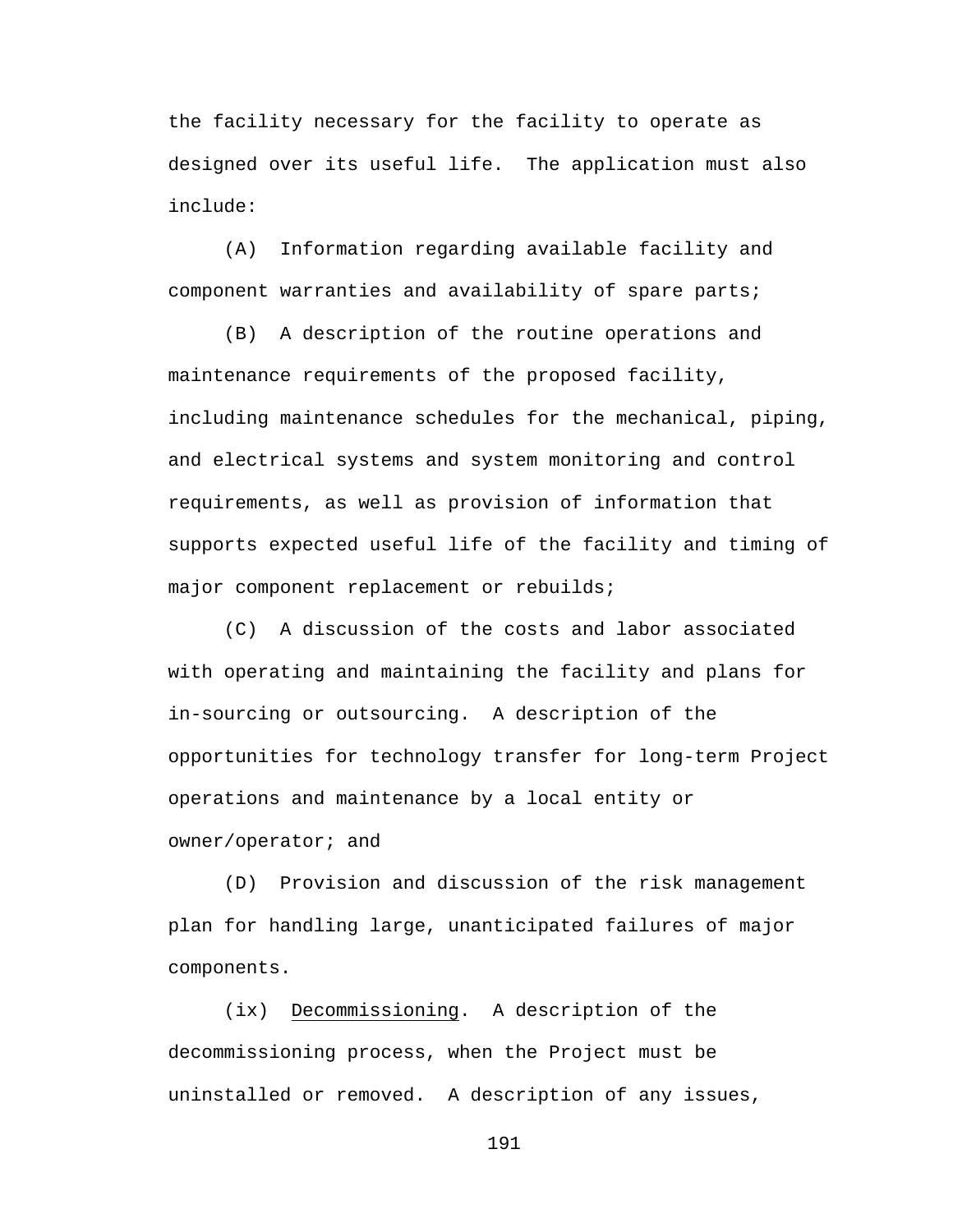the facility necessary for the facility to operate as designed over its useful life. The application must also include:

(A) Information regarding available facility and component warranties and availability of spare parts;

(B) A description of the routine operations and maintenance requirements of the proposed facility, including maintenance schedules for the mechanical, piping, and electrical systems and system monitoring and control requirements, as well as provision of information that supports expected useful life of the facility and timing of major component replacement or rebuilds;

(C) A discussion of the costs and labor associated with operating and maintaining the facility and plans for in-sourcing or outsourcing. A description of the opportunities for technology transfer for long-term Project operations and maintenance by a local entity or owner/operator; and

(D) Provision and discussion of the risk management plan for handling large, unanticipated failures of major components.

(ix) Decommissioning. A description of the decommissioning process, when the Project must be uninstalled or removed. A description of any issues,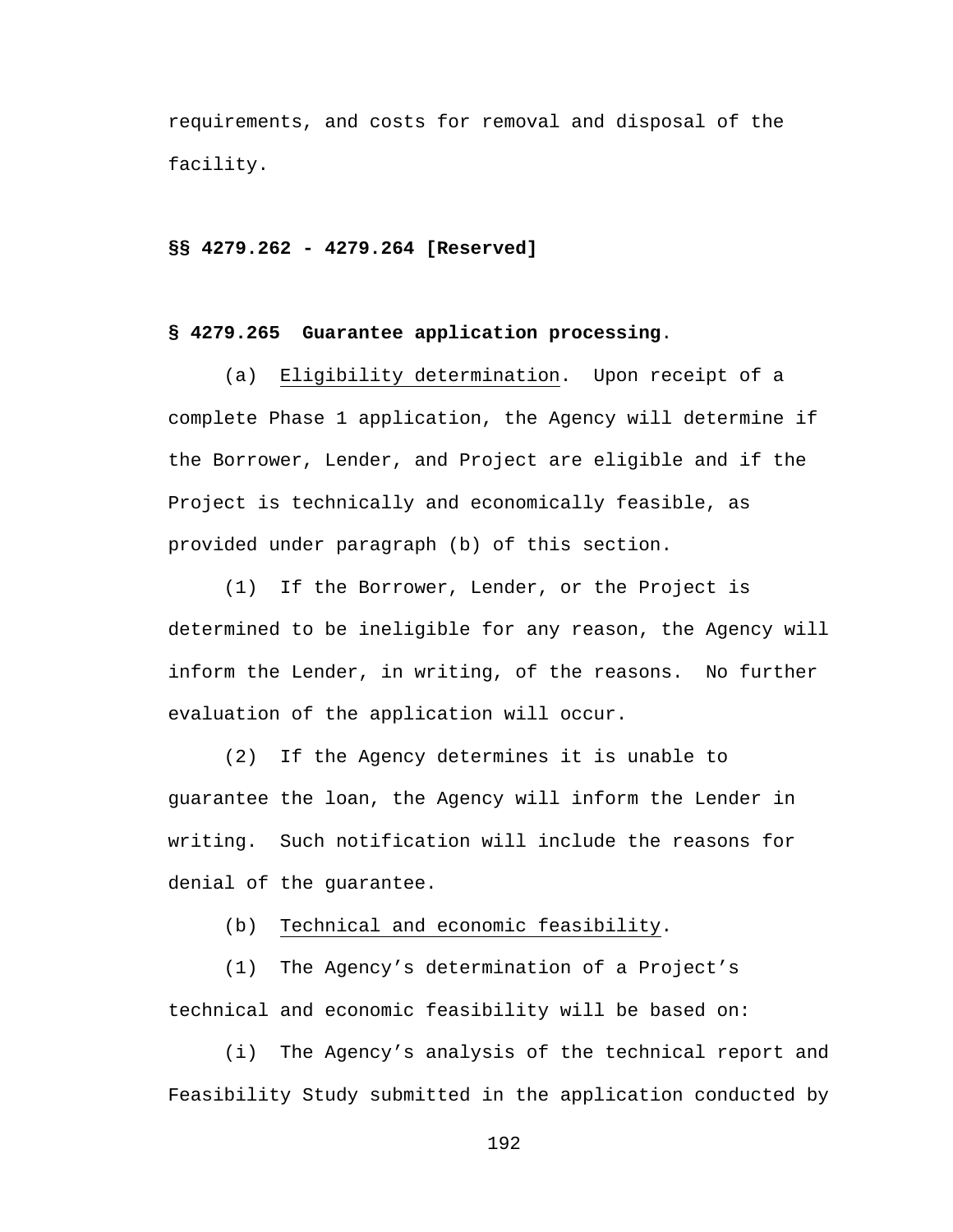requirements, and costs for removal and disposal of the facility.

**§§ 4279.262 - 4279.264 [Reserved]**

**§ 4279.265 Guarantee application processing.**

(a) Eligibility determination. Upon receipt of a complete Phase 1 application, the Agency will determine if the Borrower, Lender, and Project are eligible and if the Project is technically and economically feasible, as provided under paragraph (b) of this section.

(1) If the Borrower, Lender, or the Project is determined to be ineligible for any reason, the Agency will inform the Lender, in writing, of the reasons. No further evaluation of the application will occur.

(2) If the Agency determines it is unable to guarantee the loan, the Agency will inform the Lender in writing. Such notification will include the reasons for denial of the guarantee.

(b) Technical and economic feasibility.

(1) The Agency's determination of a Project's technical and economic feasibility will be based on:

(i) The Agency's analysis of the technical report and Feasibility Study submitted in the application conducted by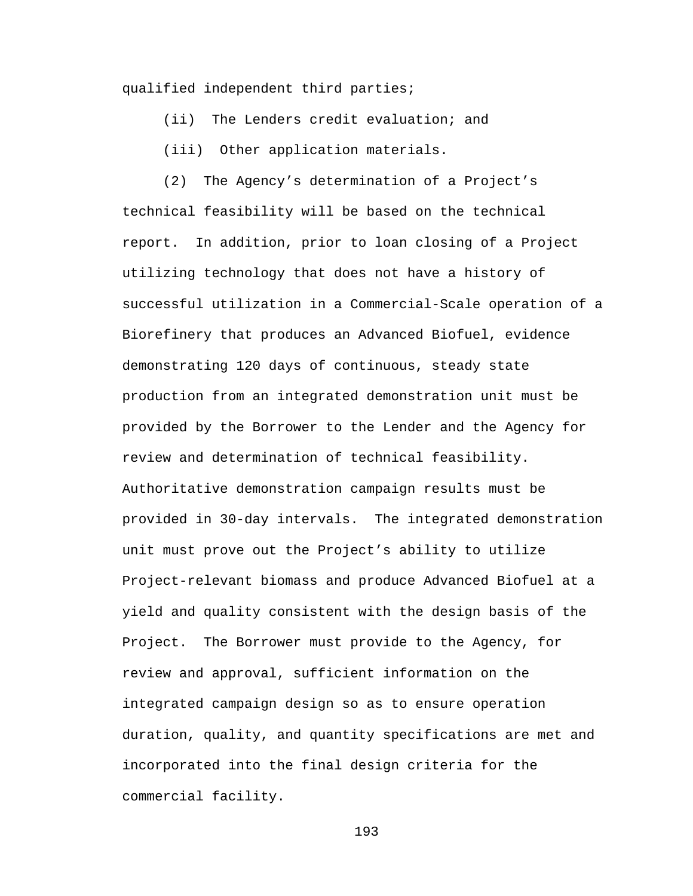qualified independent third parties;

(ii) The Lenders credit evaluation; and

(iii) Other application materials.

(2) The Agency's determination of a Project's technical feasibility will be based on the technical report. In addition, prior to loan closing of a Project utilizing technology that does not have a history of successful utilization in a Commercial-Scale operation of a Biorefinery that produces an Advanced Biofuel, evidence demonstrating 120 days of continuous, steady state production from an integrated demonstration unit must be provided by the Borrower to the Lender and the Agency for review and determination of technical feasibility. Authoritative demonstration campaign results must be provided in 30-day intervals. The integrated demonstration unit must prove out the Project's ability to utilize Project-relevant biomass and produce Advanced Biofuel at a yield and quality consistent with the design basis of the Project. The Borrower must provide to the Agency, for review and approval, sufficient information on the integrated campaign design so as to ensure operation duration, quality, and quantity specifications are met and incorporated into the final design criteria for the commercial facility.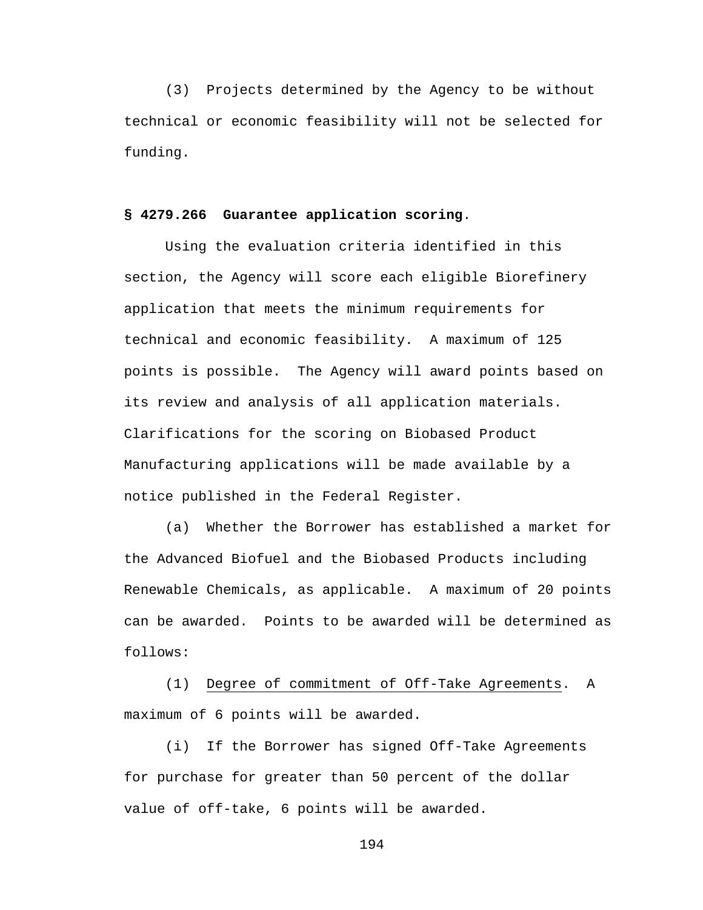(3) Projects determined by the Agency to be without technical or economic feasibility will not be selected for funding.

**§ 4279.266 Guarantee application scoring.**

Using the evaluation criteria identified in this section, the Agency will score each eligible Biorefinery application that meets the minimum requirements for technical and economic feasibility. A maximum of 125 points is possible. The Agency will award points based on its review and analysis of all application materials. Clarifications for the scoring on Biobased Product Manufacturing applications will be made available by a notice published in the Federal Register.

(a) Whether the Borrower has established a market for the Advanced Biofuel and the Biobased Products including Renewable Chemicals, as applicable. A maximum of 20 points can be awarded. Points to be awarded will be determined as follows:

(1) Degree of commitment of Off-Take Agreements. A maximum of 6 points will be awarded.

(i) If the Borrower has signed Off-Take Agreements for purchase for greater than 50 percent of the dollar value of off-take, 6 points will be awarded.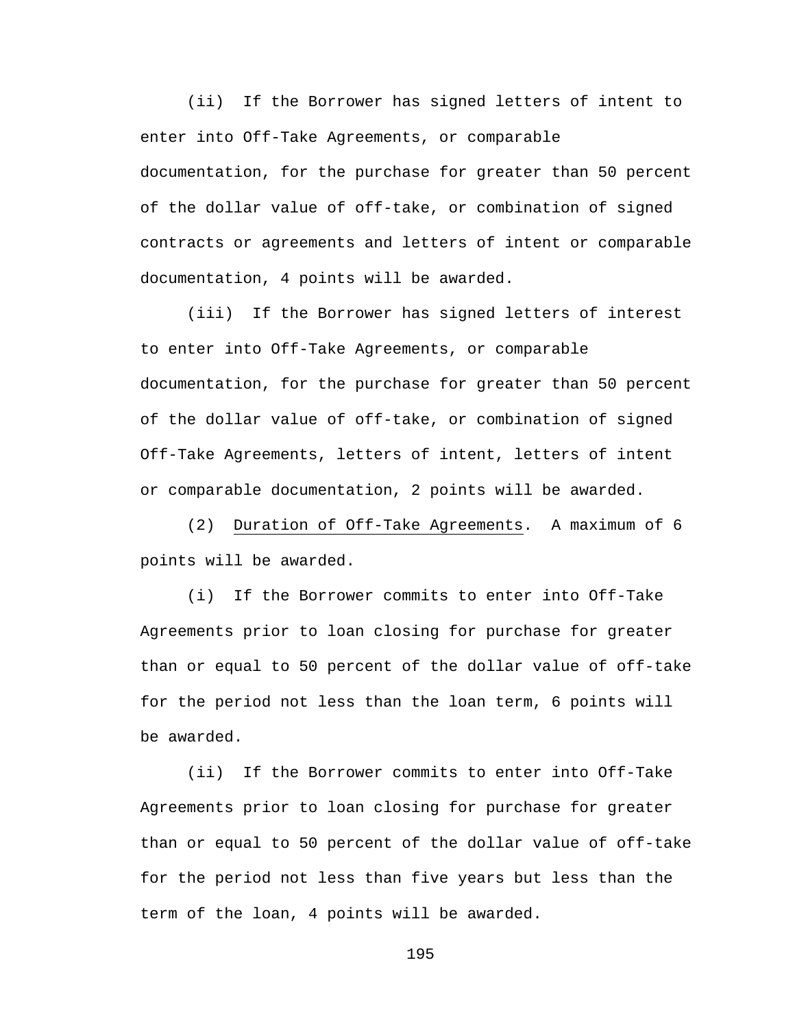(ii) If the Borrower has signed letters of intent to enter into Off-Take Agreements, or comparable documentation, for the purchase for greater than 50 percent of the dollar value of off-take, or combination of signed contracts or agreements and letters of intent or comparable documentation, 4 points will be awarded.

(iii) If the Borrower has signed letters of interest to enter into Off-Take Agreements, or comparable documentation, for the purchase for greater than 50 percent of the dollar value of off-take, or combination of signed Off-Take Agreements, letters of intent, letters of intent or comparable documentation, 2 points will be awarded.

(2) Duration of Off-Take Agreements. A maximum of 6 points will be awarded.

(i) If the Borrower commits to enter into Off-Take Agreements prior to loan closing for purchase for greater than or equal to 50 percent of the dollar value of off-take for the period not less than the loan term, 6 points will be awarded.

(ii) If the Borrower commits to enter into Off-Take Agreements prior to loan closing for purchase for greater than or equal to 50 percent of the dollar value of off-take for the period not less than five years but less than the term of the loan, 4 points will be awarded.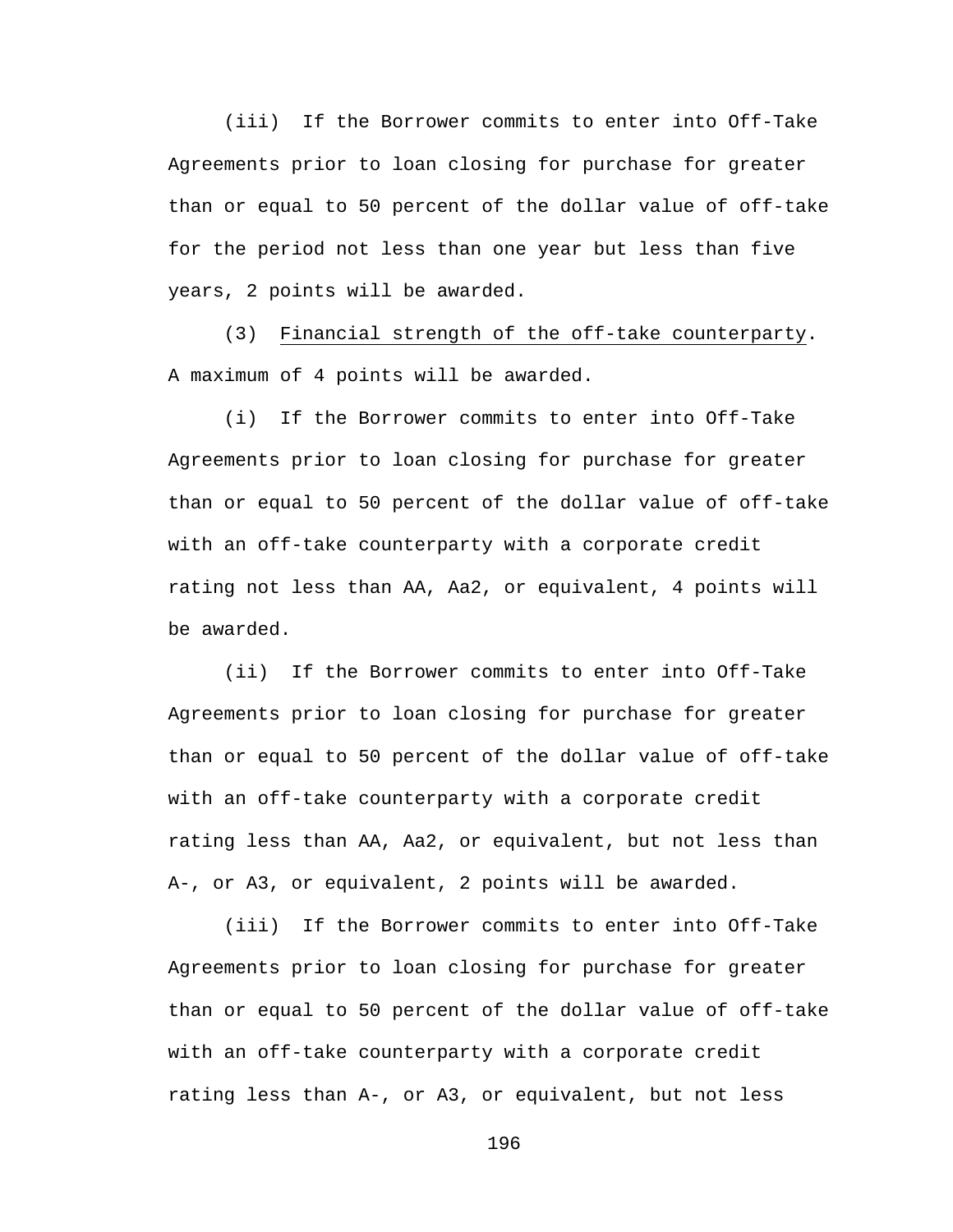(iii) If the Borrower commits to enter into Off-Take Agreements prior to loan closing for purchase for greater than or equal to 50 percent of the dollar value of off-take for the period not less than one year but less than five years, 2 points will be awarded.

(3) Financial strength of the off-take counterparty. A maximum of 4 points will be awarded.

(i) If the Borrower commits to enter into Off-Take Agreements prior to loan closing for purchase for greater than or equal to 50 percent of the dollar value of off-take with an off-take counterparty with a corporate credit rating not less than AA, Aa2, or equivalent, 4 points will be awarded.

(ii) If the Borrower commits to enter into Off-Take Agreements prior to loan closing for purchase for greater than or equal to 50 percent of the dollar value of off-take with an off-take counterparty with a corporate credit rating less than AA, Aa2, or equivalent, but not less than A-, or A3, or equivalent, 2 points will be awarded.

(iii) If the Borrower commits to enter into Off-Take Agreements prior to loan closing for purchase for greater than or equal to 50 percent of the dollar value of off-take with an off-take counterparty with a corporate credit rating less than A-, or A3, or equivalent, but not less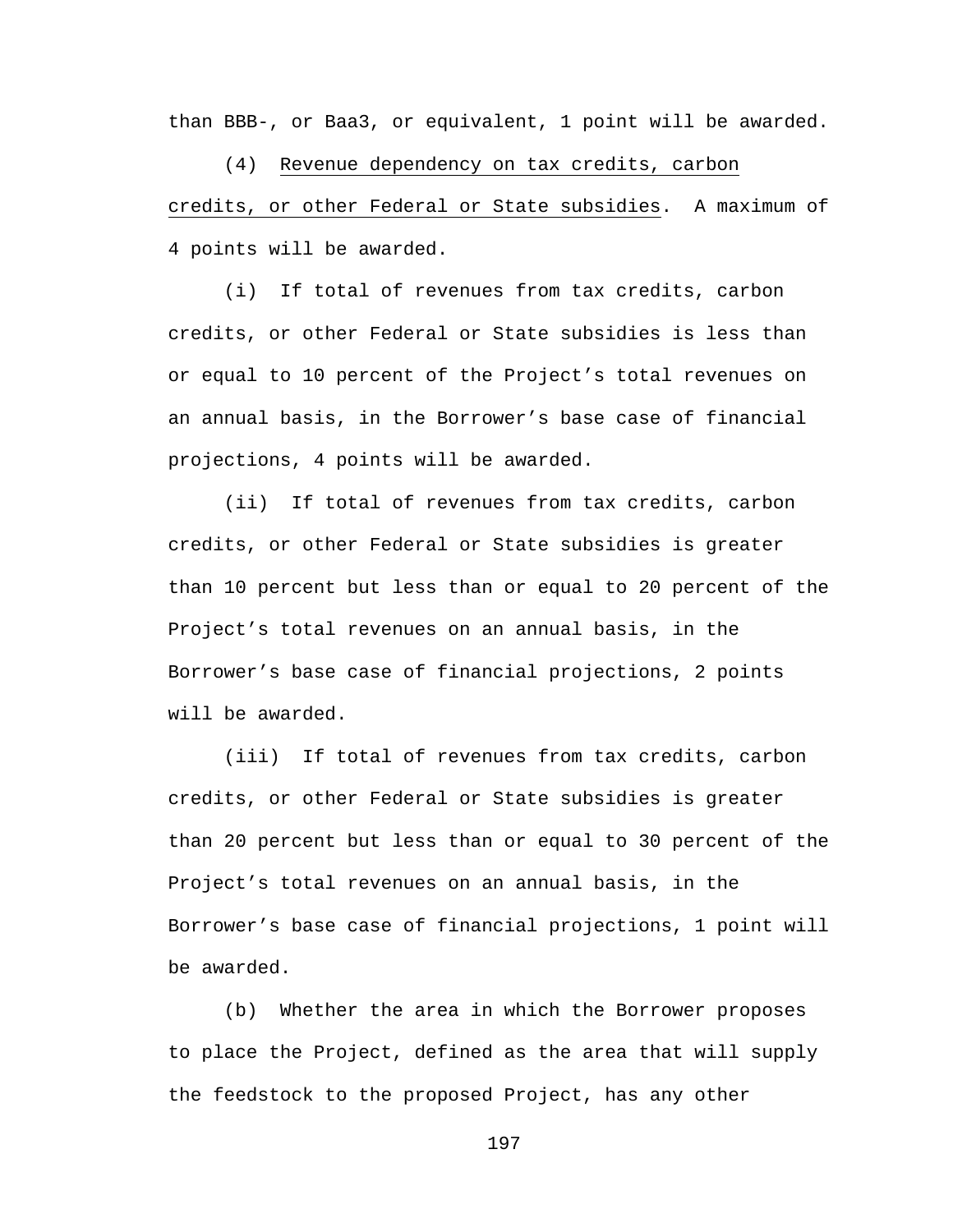than BBB-, or Baa3, or equivalent, 1 point will be awarded.

(4) Revenue dependency on tax credits, carbon credits, or other Federal or State subsidies. A maximum of 4 points will be awarded.

(i) If total of revenues from tax credits, carbon credits, or other Federal or State subsidies is less than or equal to 10 percent of the Project's total revenues on an annual basis, in the Borrower's base case of financial projections, 4 points will be awarded.

(ii) If total of revenues from tax credits, carbon credits, or other Federal or State subsidies is greater than 10 percent but less than or equal to 20 percent of the Project's total revenues on an annual basis, in the Borrower's base case of financial projections, 2 points will be awarded.

(iii) If total of revenues from tax credits, carbon credits, or other Federal or State subsidies is greater than 20 percent but less than or equal to 30 percent of the Project's total revenues on an annual basis, in the Borrower's base case of financial projections, 1 point will be awarded.

(b) Whether the area in which the Borrower proposes to place the Project, defined as the area that will supply the feedstock to the proposed Project, has any other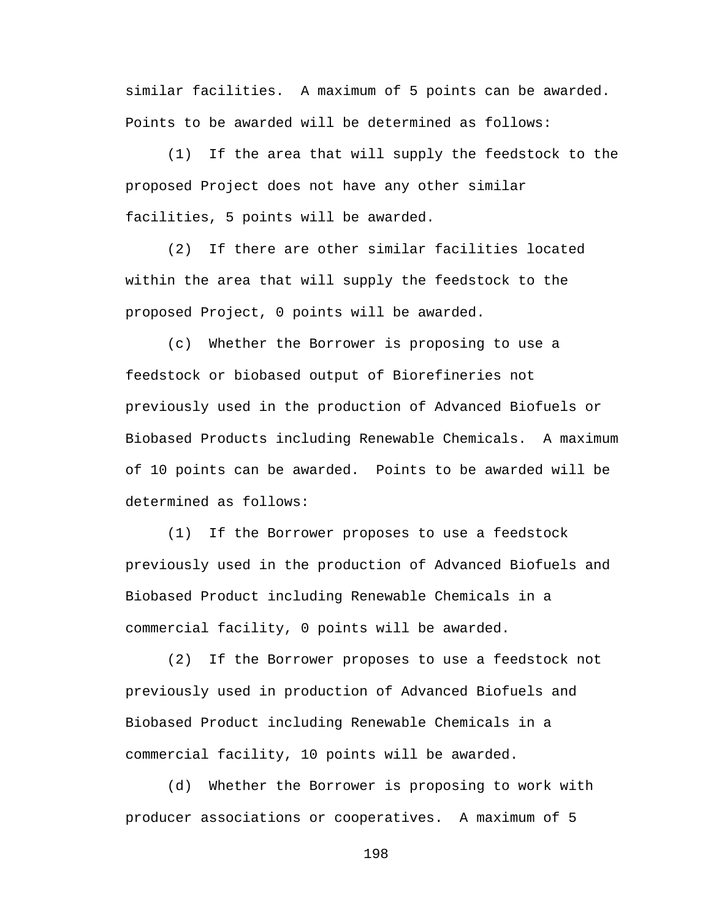similar facilities. A maximum of 5 points can be awarded. Points to be awarded will be determined as follows:

(1) If the area that will supply the feedstock to the proposed Project does not have any other similar facilities, 5 points will be awarded.

(2) If there are other similar facilities located within the area that will supply the feedstock to the proposed Project, 0 points will be awarded.

(c) Whether the Borrower is proposing to use a feedstock or biobased output of Biorefineries not previously used in the production of Advanced Biofuels or Biobased Products including Renewable Chemicals. A maximum of 10 points can be awarded. Points to be awarded will be determined as follows:

(1) If the Borrower proposes to use a feedstock previously used in the production of Advanced Biofuels and Biobased Product including Renewable Chemicals in a commercial facility, 0 points will be awarded.

(2) If the Borrower proposes to use a feedstock not previously used in production of Advanced Biofuels and Biobased Product including Renewable Chemicals in a commercial facility, 10 points will be awarded.

(d) Whether the Borrower is proposing to work with producer associations or cooperatives. A maximum of 5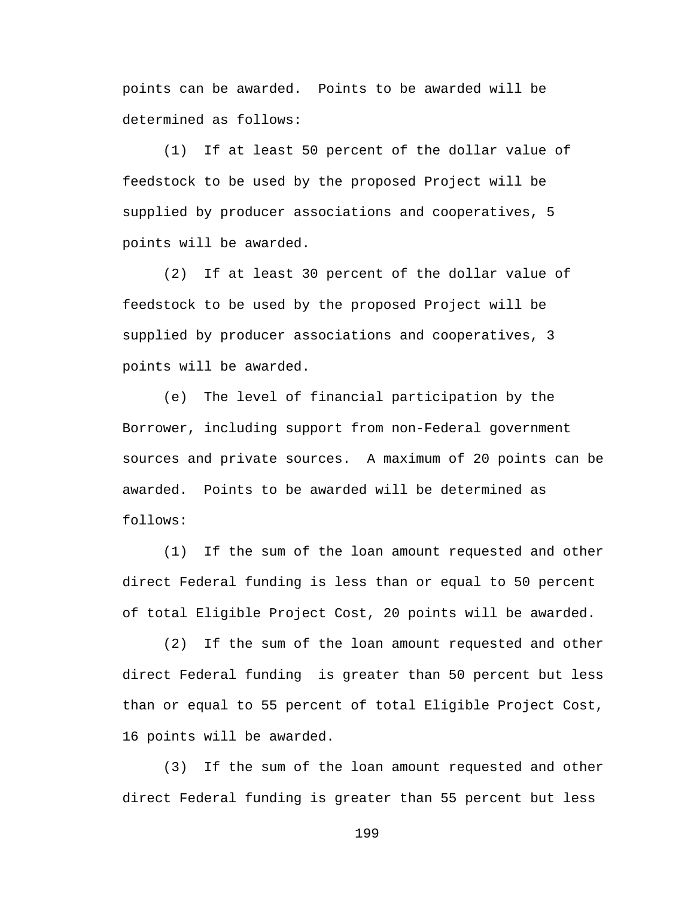points can be awarded. Points to be awarded will be determined as follows:

(1) If at least 50 percent of the dollar value of feedstock to be used by the proposed Project will be supplied by producer associations and cooperatives, 5 points will be awarded.

(2) If at least 30 percent of the dollar value of feedstock to be used by the proposed Project will be supplied by producer associations and cooperatives, 3 points will be awarded.

(e) The level of financial participation by the Borrower, including support from non-Federal government sources and private sources. A maximum of 20 points can be awarded. Points to be awarded will be determined as follows:

(1) If the sum of the loan amount requested and other direct Federal funding is less than or equal to 50 percent of total Eligible Project Cost, 20 points will be awarded.

(2) If the sum of the loan amount requested and other direct Federal funding is greater than 50 percent but less than or equal to 55 percent of total Eligible Project Cost, 16 points will be awarded.

(3) If the sum of the loan amount requested and other direct Federal funding is greater than 55 percent but less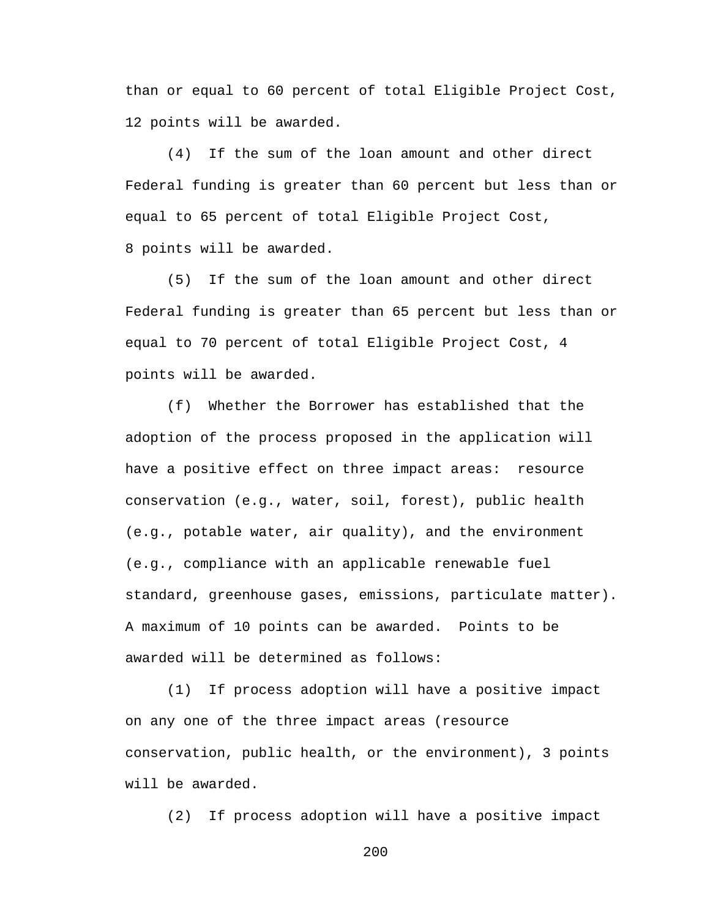than or equal to 60 percent of total Eligible Project Cost, 12 points will be awarded.

(4) If the sum of the loan amount and other direct Federal funding is greater than 60 percent but less than or equal to 65 percent of total Eligible Project Cost, 8 points will be awarded.

(5) If the sum of the loan amount and other direct Federal funding is greater than 65 percent but less than or equal to 70 percent of total Eligible Project Cost, 4 points will be awarded.

(f) Whether the Borrower has established that the adoption of the process proposed in the application will have a positive effect on three impact areas: resource conservation (e.g., water, soil, forest), public health (e.g., potable water, air quality), and the environment (e.g., compliance with an applicable renewable fuel standard, greenhouse gases, emissions, particulate matter). A maximum of 10 points can be awarded. Points to be awarded will be determined as follows:

(1) If process adoption will have a positive impact on any one of the three impact areas (resource conservation, public health, or the environment), 3 points will be awarded.

(2) If process adoption will have a positive impact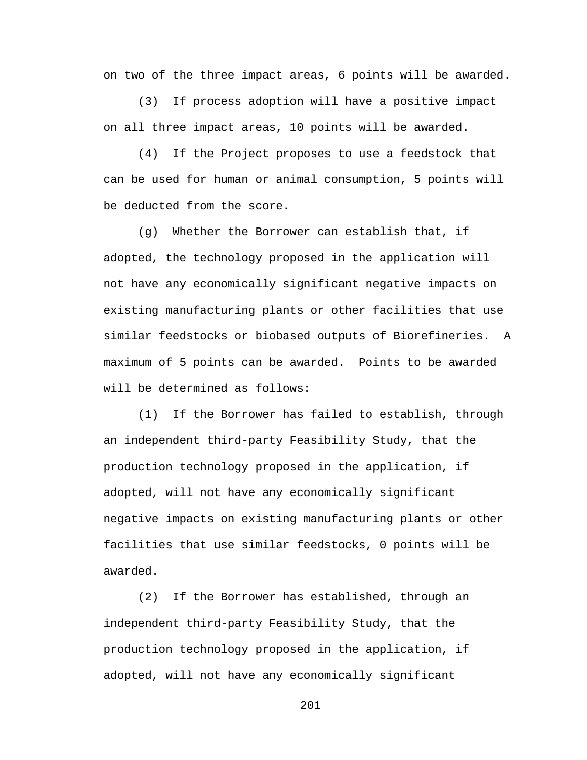on two of the three impact areas, 6 points will be awarded.

(3) If process adoption will have a positive impact on all three impact areas, 10 points will be awarded.

(4) If the Project proposes to use a feedstock that can be used for human or animal consumption, 5 points will be deducted from the score.

(g) Whether the Borrower can establish that, if adopted, the technology proposed in the application will not have any economically significant negative impacts on existing manufacturing plants or other facilities that use similar feedstocks or biobased outputs of Biorefineries. A maximum of 5 points can be awarded. Points to be awarded will be determined as follows:

(1) If the Borrower has failed to establish, through an independent third-party Feasibility Study, that the production technology proposed in the application, if adopted, will not have any economically significant negative impacts on existing manufacturing plants or other facilities that use similar feedstocks, 0 points will be awarded.

(2) If the Borrower has established, through an independent third-party Feasibility Study, that the production technology proposed in the application, if adopted, will not have any economically significant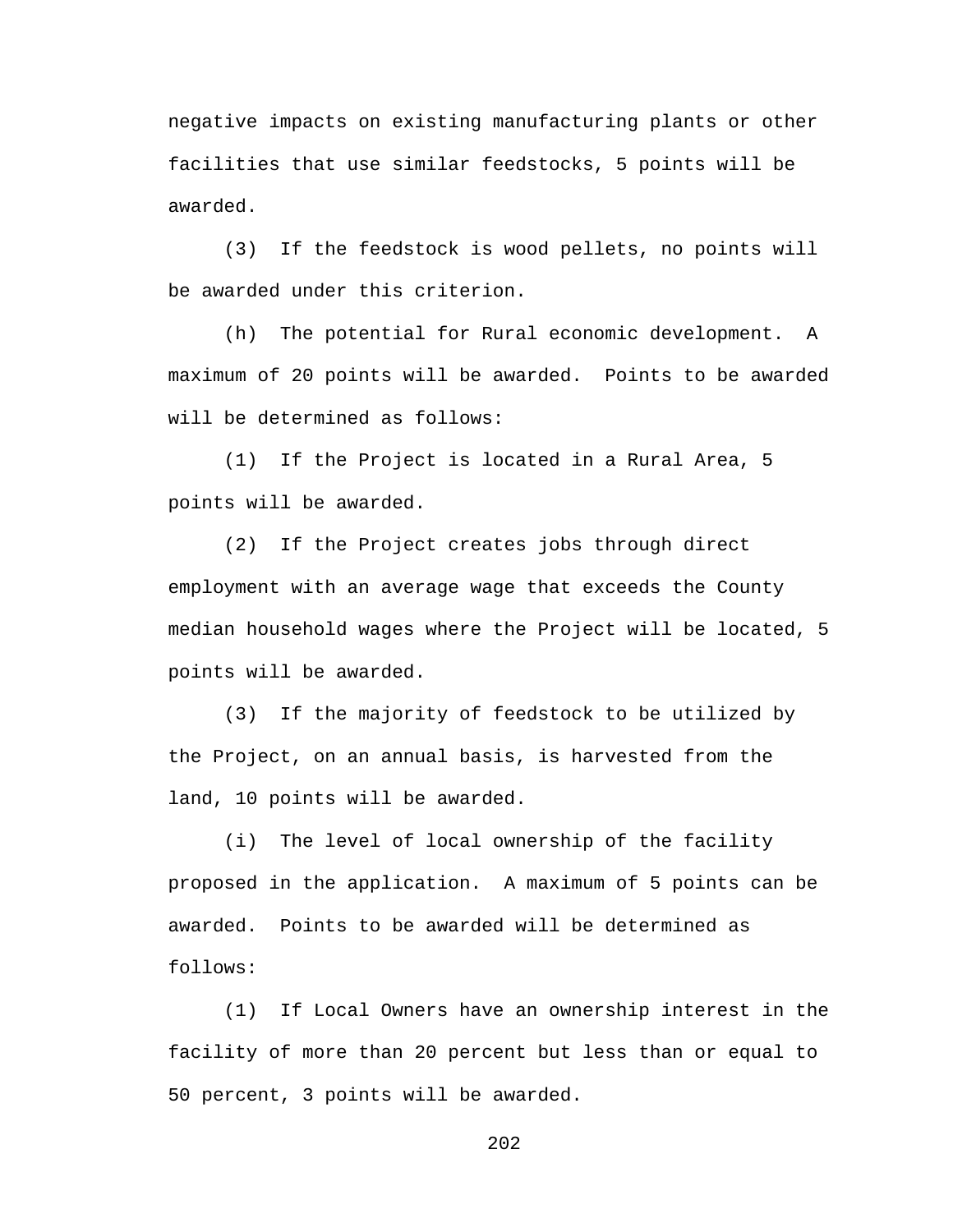negative impacts on existing manufacturing plants or other facilities that use similar feedstocks, 5 points will be awarded.

(3) If the feedstock is wood pellets, no points will be awarded under this criterion.

(h) The potential for Rural economic development. A maximum of 20 points will be awarded. Points to be awarded will be determined as follows:

(1) If the Project is located in a Rural Area, 5 points will be awarded.

(2) If the Project creates jobs through direct employment with an average wage that exceeds the County median household wages where the Project will be located, 5 points will be awarded.

(3) If the majority of feedstock to be utilized by the Project, on an annual basis, is harvested from the land, 10 points will be awarded.

(i) The level of local ownership of the facility proposed in the application. A maximum of 5 points can be awarded. Points to be awarded will be determined as follows:

(1) If Local Owners have an ownership interest in the facility of more than 20 percent but less than or equal to 50 percent, 3 points will be awarded.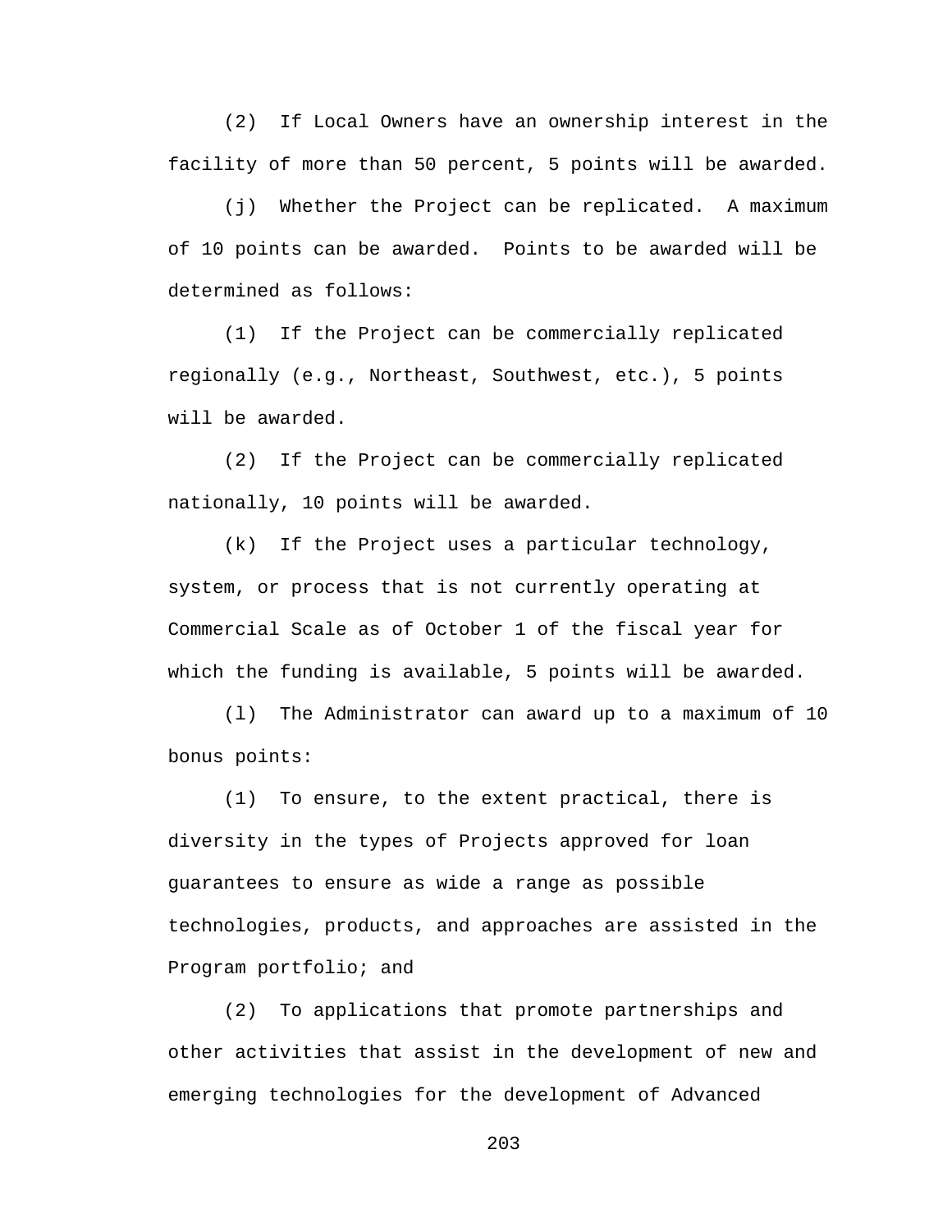(2) If Local Owners have an ownership interest in the facility of more than 50 percent, 5 points will be awarded.

(j) Whether the Project can be replicated. A maximum of 10 points can be awarded. Points to be awarded will be determined as follows:

(1) If the Project can be commercially replicated regionally (e.g., Northeast, Southwest, etc.), 5 points will be awarded.

(2) If the Project can be commercially replicated nationally, 10 points will be awarded.

(k) If the Project uses a particular technology, system, or process that is not currently operating at Commercial Scale as of October 1 of the fiscal year for which the funding is available, 5 points will be awarded.

(l) The Administrator can award up to a maximum of 10 bonus points:

(1) To ensure, to the extent practical, there is diversity in the types of Projects approved for loan guarantees to ensure as wide a range as possible technologies, products, and approaches are assisted in the Program portfolio; and

(2) To applications that promote partnerships and other activities that assist in the development of new and emerging technologies for the development of Advanced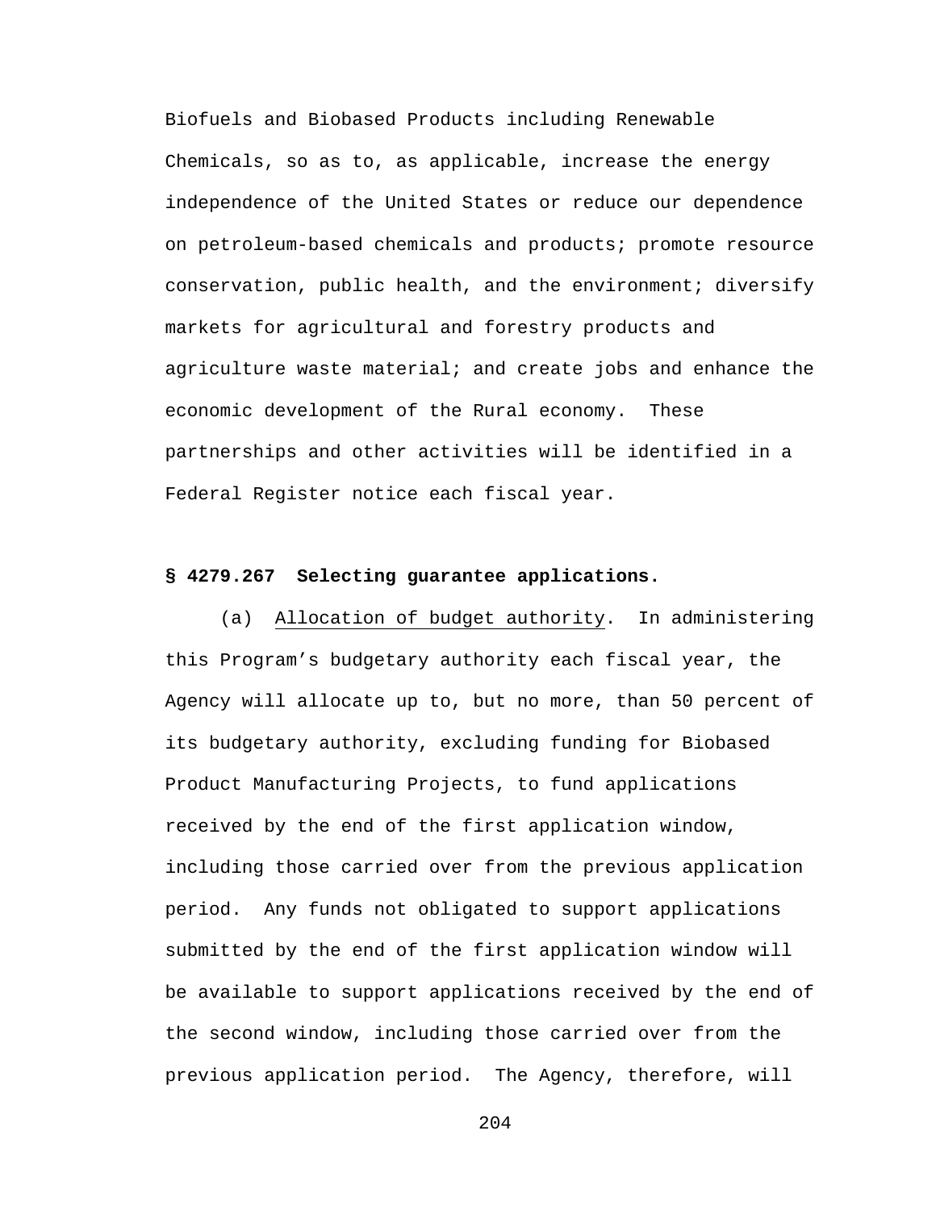Biofuels and Biobased Products including Renewable Chemicals, so as to, as applicable, increase the energy independence of the United States or reduce our dependence on petroleum-based chemicals and products; promote resource conservation, public health, and the environment; diversify markets for agricultural and forestry products and agriculture waste material; and create jobs and enhance the economic development of the Rural economy. These partnerships and other activities will be identified in a Federal Register notice each fiscal year.

**§ 4279.267 Selecting guarantee applications.**

(a) Allocation of budget authority. In administering this Program's budgetary authority each fiscal year, the Agency will allocate up to, but no more, than 50 percent of its budgetary authority, excluding funding for Biobased Product Manufacturing Projects, to fund applications received by the end of the first application window, including those carried over from the previous application period. Any funds not obligated to support applications submitted by the end of the first application window will be available to support applications received by the end of the second window, including those carried over from the previous application period. The Agency, therefore, will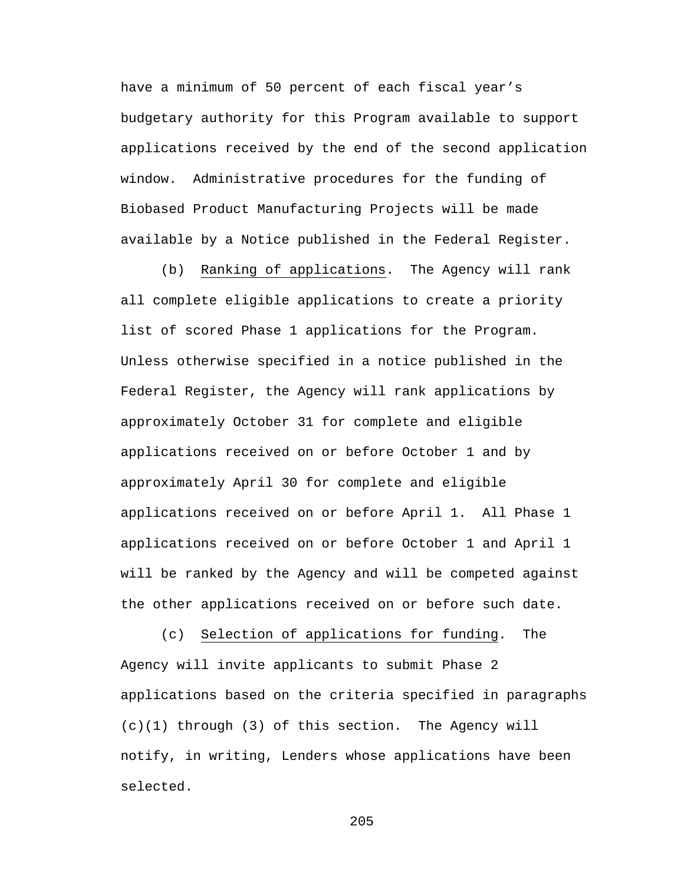have a minimum of 50 percent of each fiscal year's budgetary authority for this Program available to support applications received by the end of the second application window. Administrative procedures for the funding of Biobased Product Manufacturing Projects will be made available by a Notice published in the Federal Register.

(b) Ranking of applications. The Agency will rank all complete eligible applications to create a priority list of scored Phase 1 applications for the Program. Unless otherwise specified in a notice published in the Federal Register, the Agency will rank applications by approximately October 31 for complete and eligible applications received on or before October 1 and by approximately April 30 for complete and eligible applications received on or before April 1. All Phase 1 applications received on or before October 1 and April 1 will be ranked by the Agency and will be competed against the other applications received on or before such date.

(c) Selection of applications for funding. The Agency will invite applicants to submit Phase 2 applications based on the criteria specified in paragraphs (c)(1) through (3) of this section. The Agency will notify, in writing, Lenders whose applications have been selected.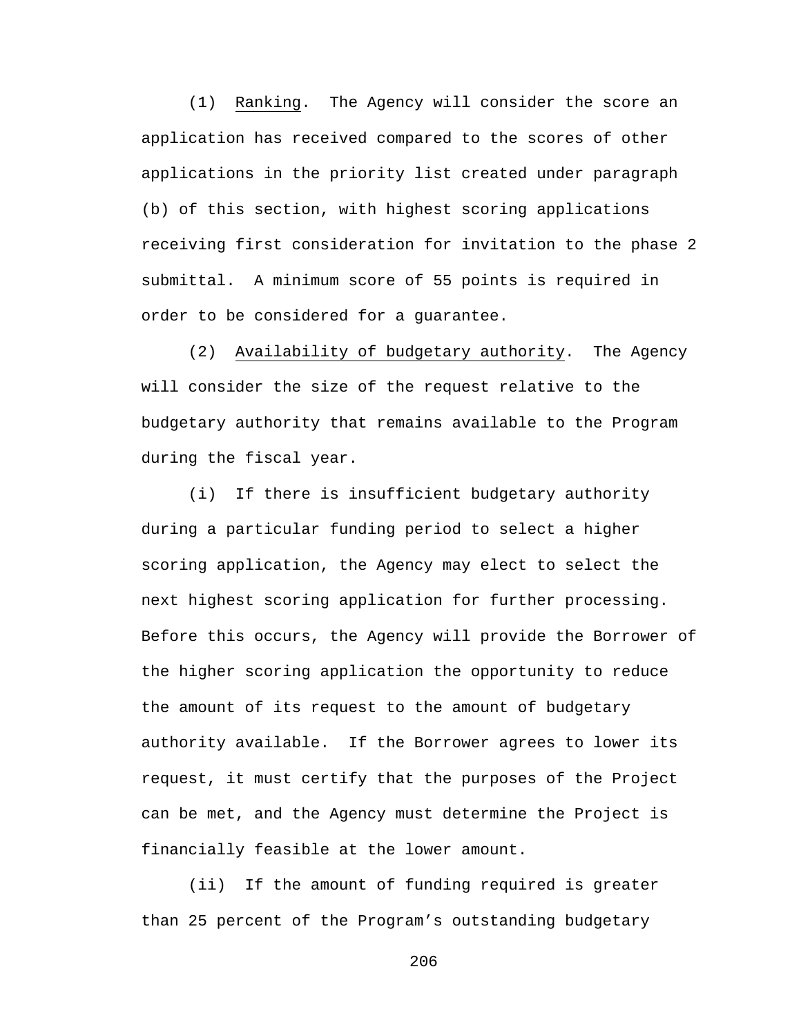(1) Ranking. The Agency will consider the score an application has received compared to the scores of other applications in the priority list created under paragraph (b) of this section, with highest scoring applications receiving first consideration for invitation to the phase 2 submittal. A minimum score of 55 points is required in order to be considered for a guarantee.

(2) Availability of budgetary authority. The Agency will consider the size of the request relative to the budgetary authority that remains available to the Program during the fiscal year.

(i) If there is insufficient budgetary authority during a particular funding period to select a higher scoring application, the Agency may elect to select the next highest scoring application for further processing. Before this occurs, the Agency will provide the Borrower of the higher scoring application the opportunity to reduce the amount of its request to the amount of budgetary authority available. If the Borrower agrees to lower its request, it must certify that the purposes of the Project can be met, and the Agency must determine the Project is financially feasible at the lower amount.

(ii) If the amount of funding required is greater than 25 percent of the Program's outstanding budgetary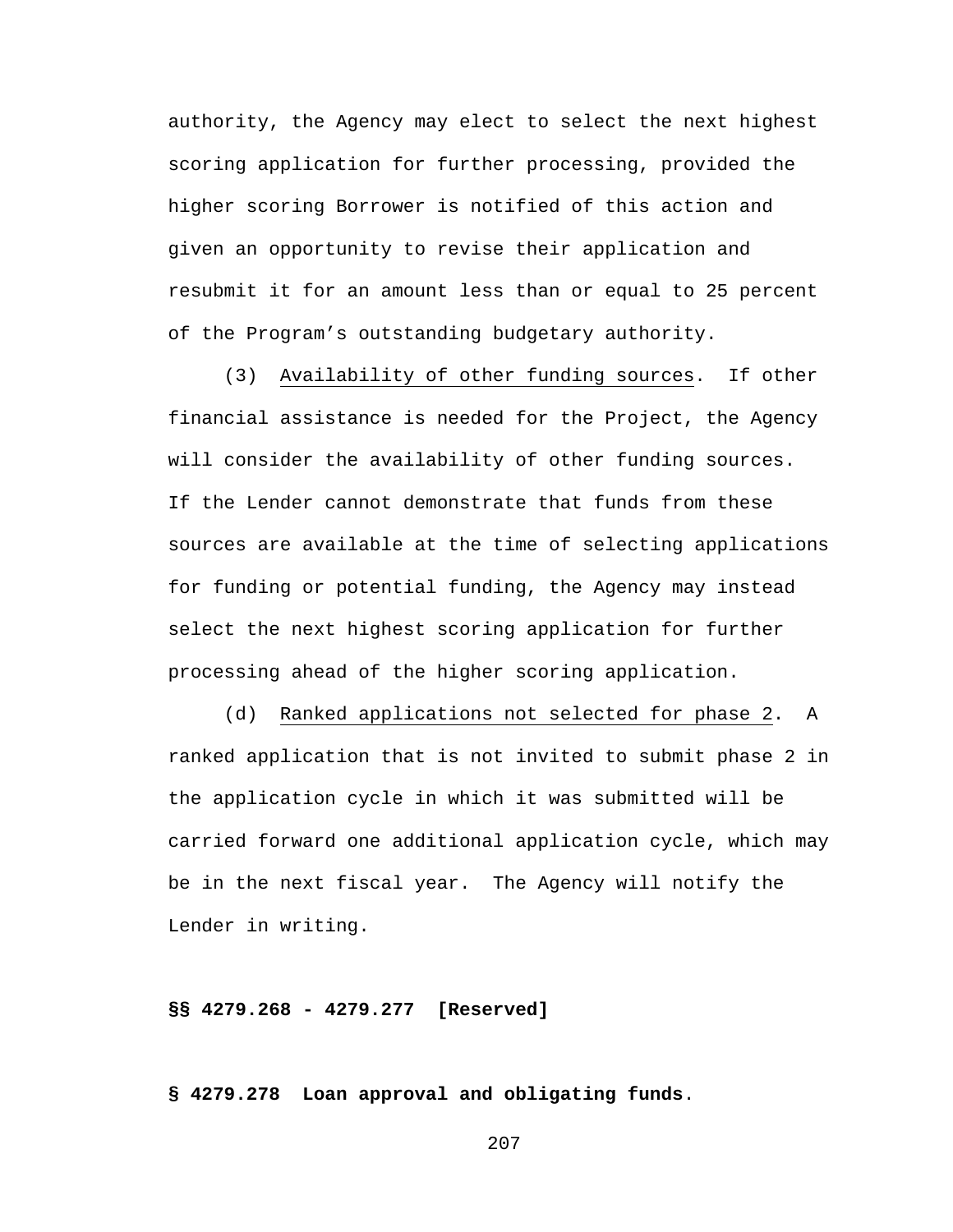authority, the Agency may elect to select the next highest scoring application for further processing, provided the higher scoring Borrower is notified of this action and given an opportunity to revise their application and resubmit it for an amount less than or equal to 25 percent of the Program's outstanding budgetary authority.

(3) Availability of other funding sources. If other financial assistance is needed for the Project, the Agency will consider the availability of other funding sources. If the Lender cannot demonstrate that funds from these sources are available at the time of selecting applications for funding or potential funding, the Agency may instead select the next highest scoring application for further processing ahead of the higher scoring application.

(d) Ranked applications not selected for phase 2. A ranked application that is not invited to submit phase 2 in the application cycle in which it was submitted will be carried forward one additional application cycle, which may be in the next fiscal year. The Agency will notify the Lender in writing.

**§§ 4279.268 - 4279.277 [Reserved]**

**§ 4279.278 Loan approval and obligating funds.**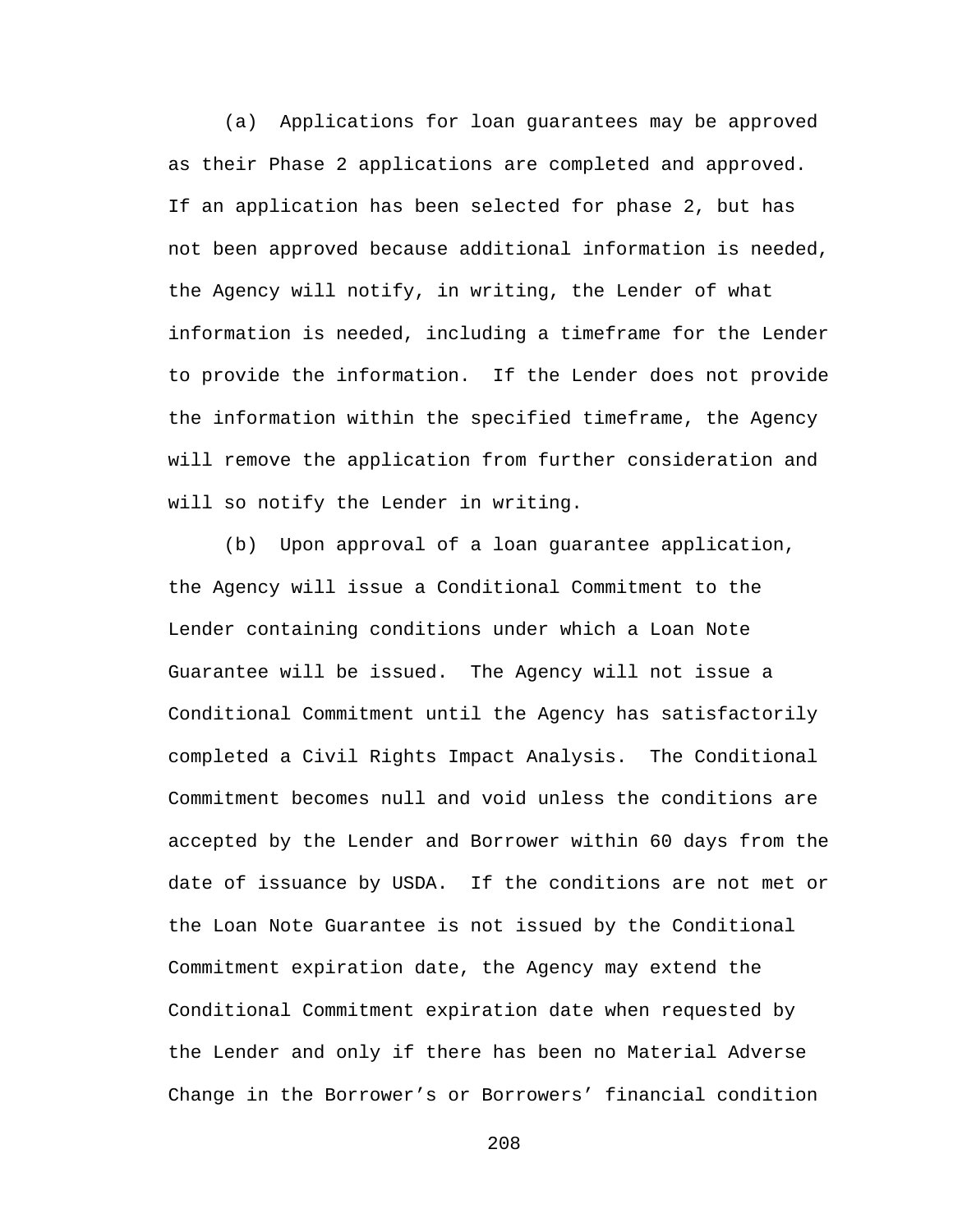(a) Applications for loan guarantees may be approved as their Phase 2 applications are completed and approved. If an application has been selected for phase 2, but has not been approved because additional information is needed, the Agency will notify, in writing, the Lender of what information is needed, including a timeframe for the Lender to provide the information. If the Lender does not provide the information within the specified timeframe, the Agency will remove the application from further consideration and will so notify the Lender in writing.

(b) Upon approval of a loan guarantee application, the Agency will issue a Conditional Commitment to the Lender containing conditions under which a Loan Note Guarantee will be issued. The Agency will not issue a Conditional Commitment until the Agency has satisfactorily completed a Civil Rights Impact Analysis. The Conditional Commitment becomes null and void unless the conditions are accepted by the Lender and Borrower within 60 days from the date of issuance by USDA. If the conditions are not met or the Loan Note Guarantee is not issued by the Conditional Commitment expiration date, the Agency may extend the Conditional Commitment expiration date when requested by the Lender and only if there has been no Material Adverse Change in the Borrower’s or Borrowers’ financial condition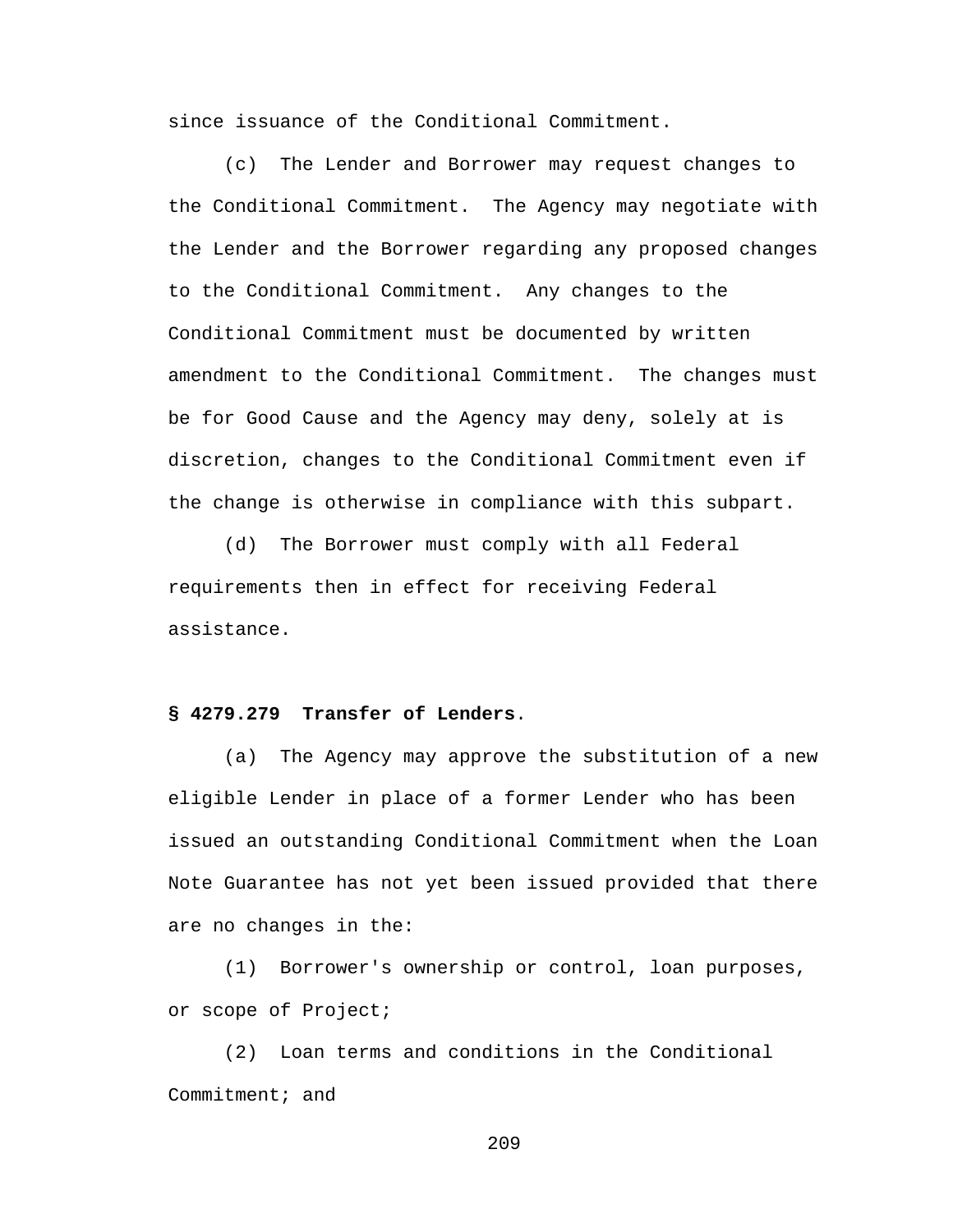since issuance of the Conditional Commitment.

(c) The Lender and Borrower may request changes to the Conditional Commitment. The Agency may negotiate with the Lender and the Borrower regarding any proposed changes to the Conditional Commitment. Any changes to the Conditional Commitment must be documented by written amendment to the Conditional Commitment. The changes must be for Good Cause and the Agency may deny, solely at is discretion, changes to the Conditional Commitment even if the change is otherwise in compliance with this subpart.

(d) The Borrower must comply with all Federal requirements then in effect for receiving Federal assistance.

**§ 4279.279 Transfer of Lenders**.

(a) The Agency may approve the substitution of a new eligible Lender in place of a former Lender who has been issued an outstanding Conditional Commitment when the Loan Note Guarantee has not yet been issued provided that there are no changes in the:

(1) Borrower's ownership or control, loan purposes, or scope of Project;

(2) Loan terms and conditions in the Conditional Commitment; and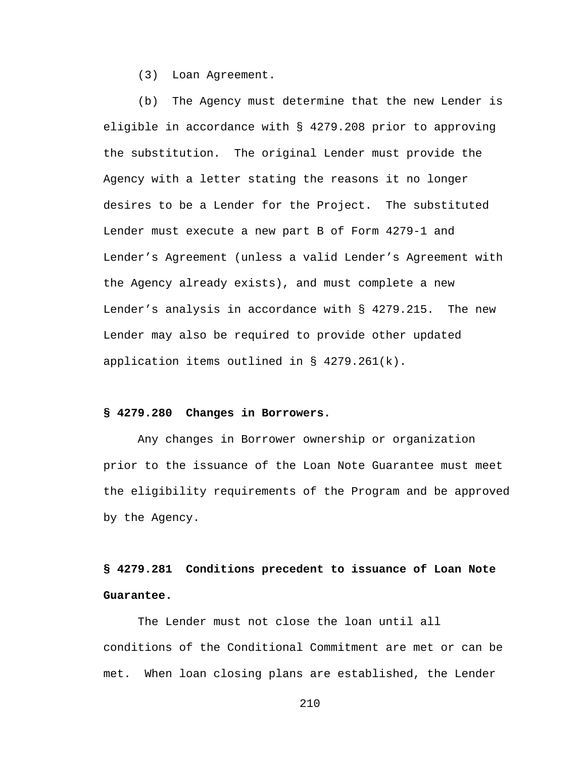(3) Loan Agreement.

(b) The Agency must determine that the new Lender is eligible in accordance with § 4279.208 prior to approving the substitution. The original Lender must provide the Agency with a letter stating the reasons it no longer desires to be a Lender for the Project. The substituted Lender must execute a new part B of Form 4279-1 and Lender's Agreement (unless a valid Lender's Agreement with the Agency already exists), and must complete a new Lender's analysis in accordance with § 4279.215. The new Lender may also be required to provide other updated application items outlined in § 4279.261(k).

**§ 4279.280 Changes in Borrowers.**

Any changes in Borrower ownership or organization prior to the issuance of the Loan Note Guarantee must meet the eligibility requirements of the Program and be approved by the Agency.

**§ 4279.281 Conditions precedent to issuance of Loan Note Guarantee.**

The Lender must not close the loan until all conditions of the Conditional Commitment are met or can be met. When loan closing plans are established, the Lender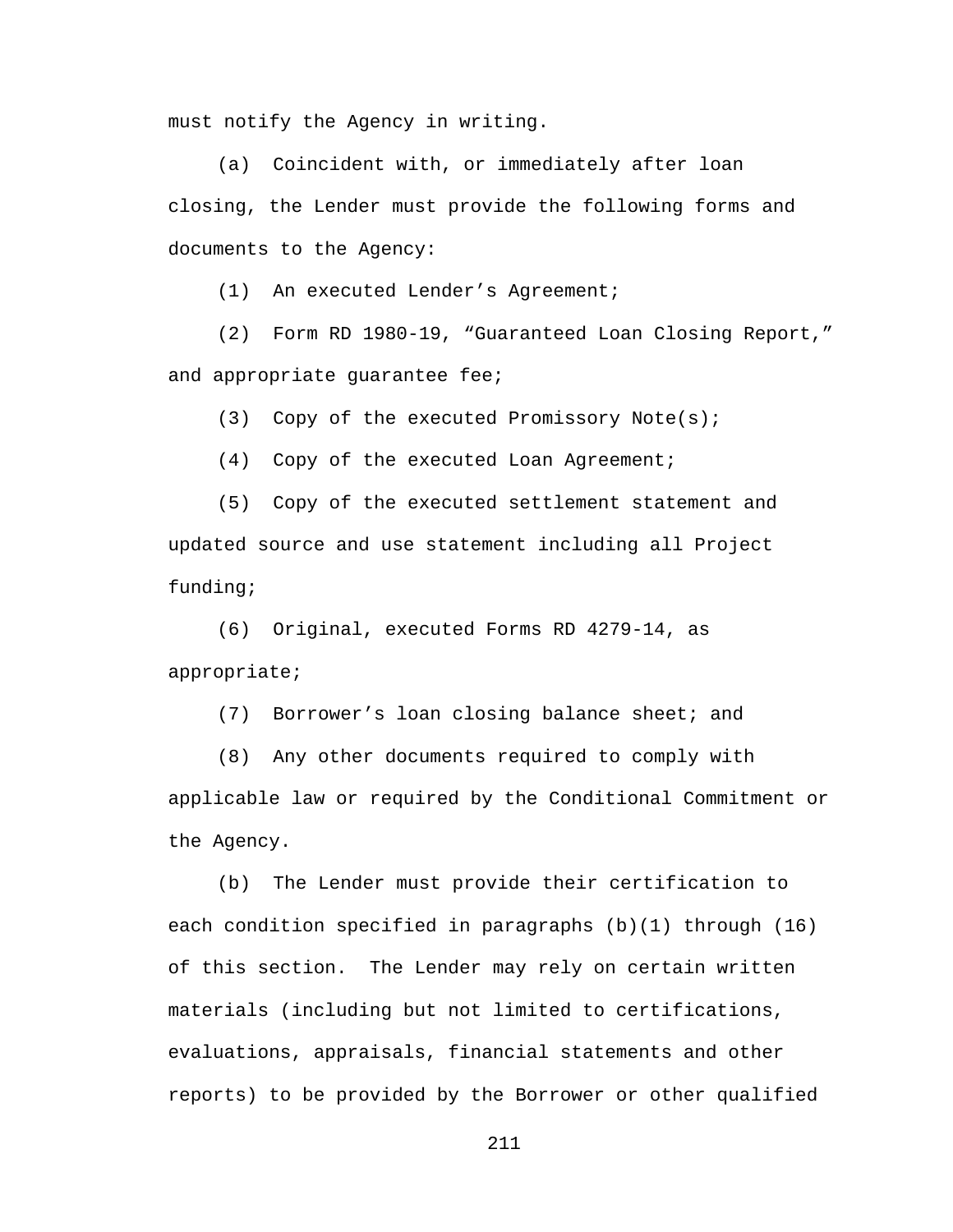must notify the Agency in writing.

(a) Coincident with, or immediately after loan closing, the Lender must provide the following forms and documents to the Agency:

(1) An executed Lender's Agreement;

(2) Form RD 1980-19, "Guaranteed Loan Closing Report," and appropriate guarantee fee;

(3) Copy of the executed Promissory Note(s);

(4) Copy of the executed Loan Agreement;

(5) Copy of the executed settlement statement and updated source and use statement including all Project funding;

(6) Original, executed Forms RD 4279-14, as appropriate;

(7) Borrower's loan closing balance sheet; and

(8) Any other documents required to comply with applicable law or required by the Conditional Commitment or the Agency.

(b) The Lender must provide their certification to each condition specified in paragraphs (b)(1) through (16) of this section. The Lender may rely on certain written materials (including but not limited to certifications, evaluations, appraisals, financial statements and other reports) to be provided by the Borrower or other qualified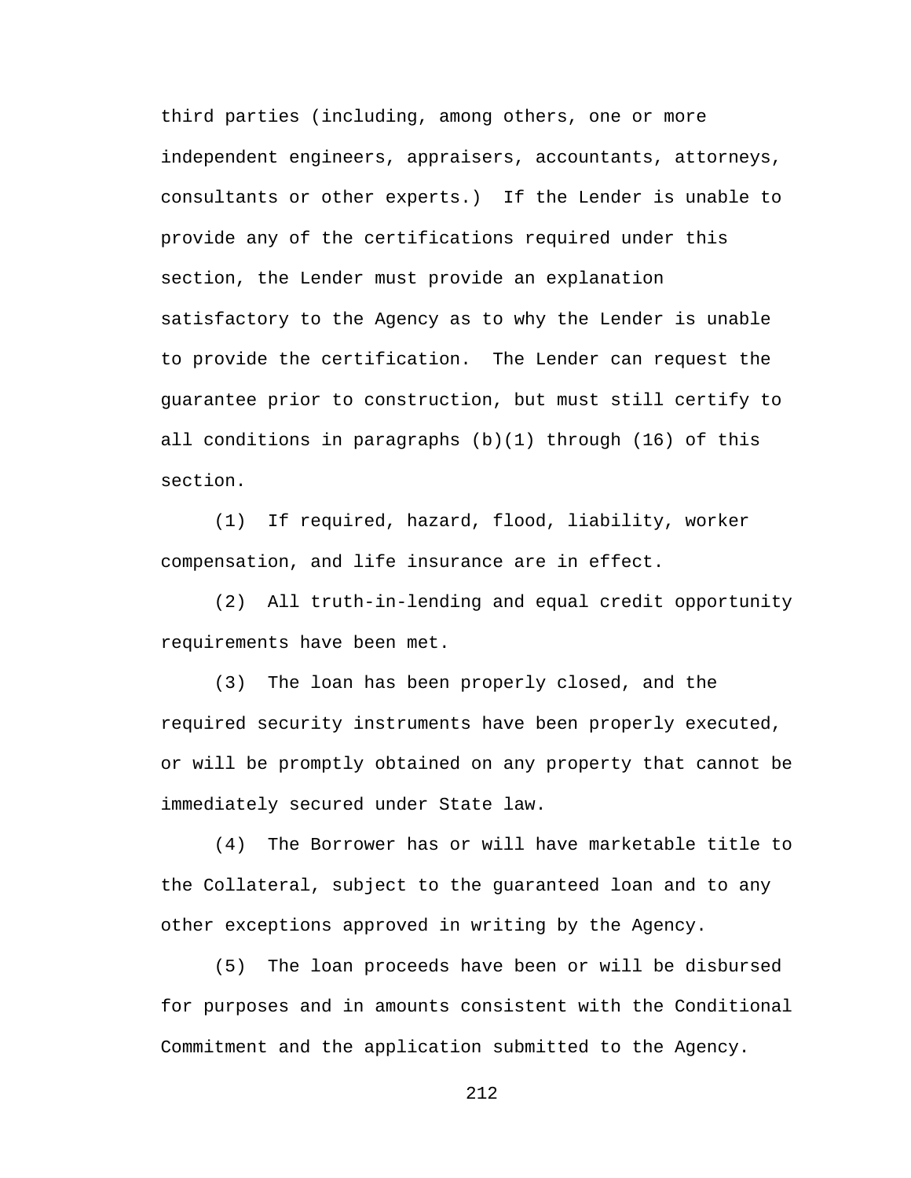third parties (including, among others, one or more independent engineers, appraisers, accountants, attorneys, consultants or other experts.) If the Lender is unable to provide any of the certifications required under this section, the Lender must provide an explanation satisfactory to the Agency as to why the Lender is unable to provide the certification. The Lender can request the guarantee prior to construction, but must still certify to all conditions in paragraphs (b)(1) through (16) of this section.

(1) If required, hazard, flood, liability, worker compensation, and life insurance are in effect.

(2) All truth-in-lending and equal credit opportunity requirements have been met.

(3) The loan has been properly closed, and the required security instruments have been properly executed, or will be promptly obtained on any property that cannot be immediately secured under State law.

(4) The Borrower has or will have marketable title to the Collateral, subject to the guaranteed loan and to any other exceptions approved in writing by the Agency.

(5) The loan proceeds have been or will be disbursed for purposes and in amounts consistent with the Conditional Commitment and the application submitted to the Agency.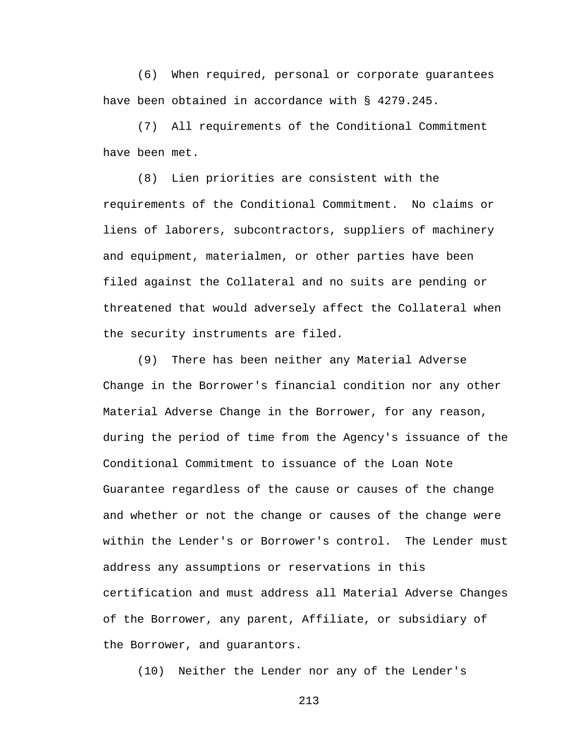(6) When required, personal or corporate guarantees have been obtained in accordance with § 4279.245.

(7) All requirements of the Conditional Commitment have been met.

(8) Lien priorities are consistent with the requirements of the Conditional Commitment. No claims or liens of laborers, subcontractors, suppliers of machinery and equipment, materialmen, or other parties have been filed against the Collateral and no suits are pending or threatened that would adversely affect the Collateral when the security instruments are filed.

(9) There has been neither any Material Adverse Change in the Borrower's financial condition nor any other Material Adverse Change in the Borrower, for any reason, during the period of time from the Agency's issuance of the Conditional Commitment to issuance of the Loan Note Guarantee regardless of the cause or causes of the change and whether or not the change or causes of the change were within the Lender's or Borrower's control. The Lender must address any assumptions or reservations in this certification and must address all Material Adverse Changes of the Borrower, any parent, Affiliate, or subsidiary of the Borrower, and guarantors.

(10) Neither the Lender nor any of the Lender's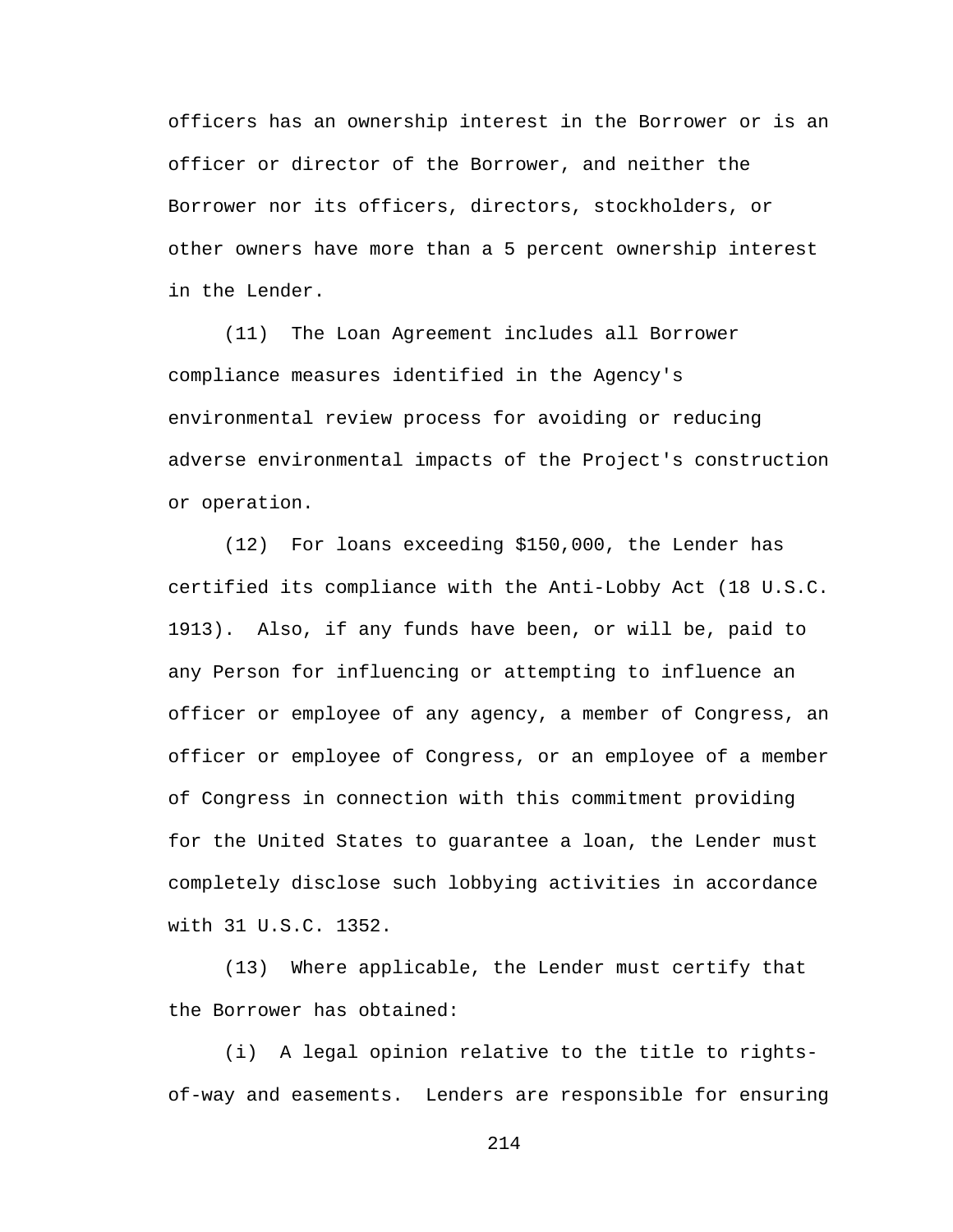officers has an ownership interest in the Borrower or is an officer or director of the Borrower, and neither the Borrower nor its officers, directors, stockholders, or other owners have more than a 5 percent ownership interest in the Lender.

(11) The Loan Agreement includes all Borrower compliance measures identified in the Agency's environmental review process for avoiding or reducing adverse environmental impacts of the Project's construction or operation.

(12) For loans exceeding $150,000, the Lender has certified its compliance with the Anti-Lobby Act (18 U.S.C. 1913). Also, if any funds have been, or will be, paid to any Person for influencing or attempting to influence an officer or employee of any agency, a member of Congress, an officer or employee of Congress, or an employee of a member of Congress in connection with this commitment providing for the United States to guarantee a loan, the Lender must completely disclose such lobbying activities in accordance with 31 U.S.C. 1352.

(13) Where applicable, the Lender must certify that the Borrower has obtained:

(i) A legal opinion relative to the title to rights-of-way and easements. Lenders are responsible for ensuring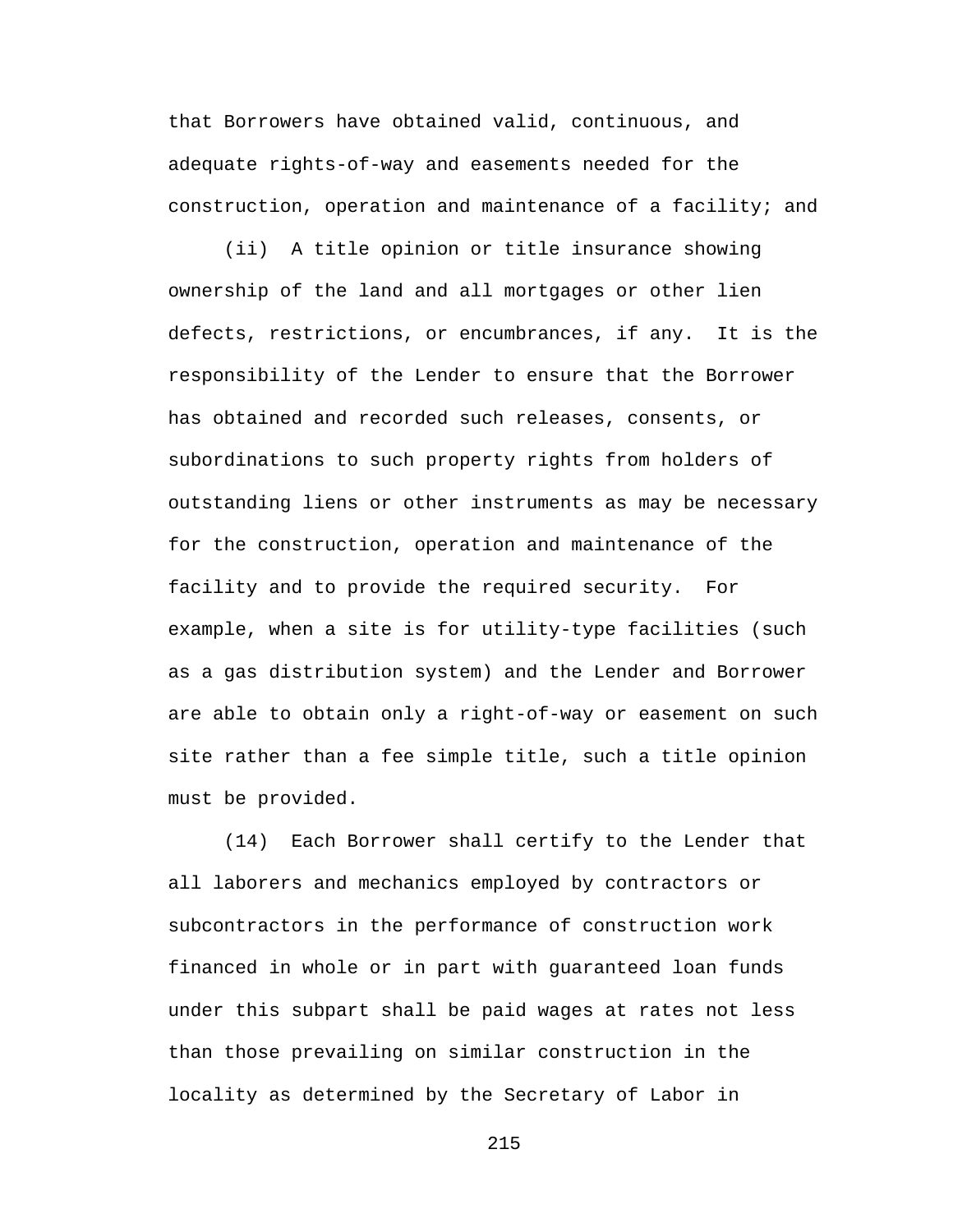that Borrowers have obtained valid, continuous, and adequate rights-of-way and easements needed for the construction, operation and maintenance of a facility; and

(ii) A title opinion or title insurance showing ownership of the land and all mortgages or other lien defects, restrictions, or encumbrances, if any. It is the responsibility of the Lender to ensure that the Borrower has obtained and recorded such releases, consents, or subordinations to such property rights from holders of outstanding liens or other instruments as may be necessary for the construction, operation and maintenance of the facility and to provide the required security. For example, when a site is for utility-type facilities (such as a gas distribution system) and the Lender and Borrower are able to obtain only a right-of-way or easement on such site rather than a fee simple title, such a title opinion must be provided.

(14) Each Borrower shall certify to the Lender that all laborers and mechanics employed by contractors or subcontractors in the performance of construction work financed in whole or in part with guaranteed loan funds under this subpart shall be paid wages at rates not less than those prevailing on similar construction in the locality as determined by the Secretary of Labor in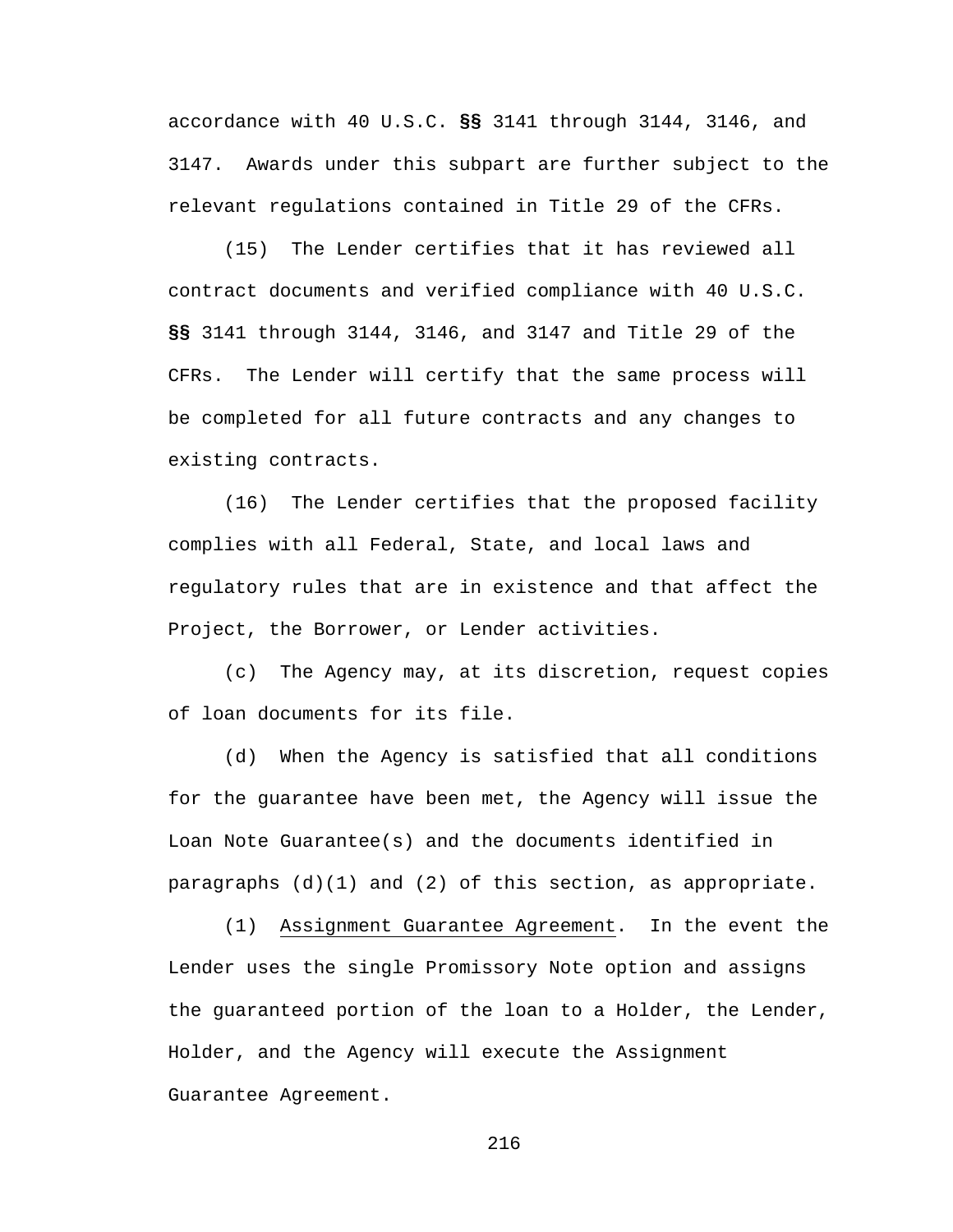accordance with 40 U.S.C. §§ 3141 through 3144, 3146, and 3147. Awards under this subpart are further subject to the relevant regulations contained in Title 29 of the CFRs.

(15) The Lender certifies that it has reviewed all contract documents and verified compliance with 40 U.S.C. §§ 3141 through 3144, 3146, and 3147 and Title 29 of the CFRs. The Lender will certify that the same process will be completed for all future contracts and any changes to existing contracts.

(16) The Lender certifies that the proposed facility complies with all Federal, State, and local laws and regulatory rules that are in existence and that affect the Project, the Borrower, or Lender activities.

(c) The Agency may, at its discretion, request copies of loan documents for its file.

(d) When the Agency is satisfied that all conditions for the guarantee have been met, the Agency will issue the Loan Note Guarantee(s) and the documents identified in paragraphs (d)(1) and (2) of this section, as appropriate.

(1) Assignment Guarantee Agreement. In the event the Lender uses the single Promissory Note option and assigns the guaranteed portion of the loan to a Holder, the Lender, Holder, and the Agency will execute the Assignment Guarantee Agreement.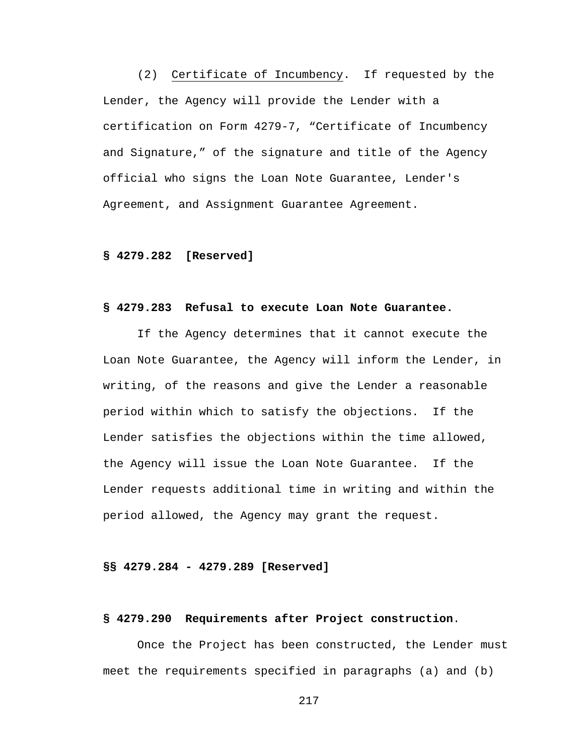(2) Certificate of Incumbency. If requested by the Lender, the Agency will provide the Lender with a certification on Form 4279-7, "Certificate of Incumbency and Signature," of the signature and title of the Agency official who signs the Loan Note Guarantee, Lender's Agreement, and Assignment Guarantee Agreement.

**§ 4279.282 [Reserved]**

**§ 4279.283 Refusal to execute Loan Note Guarantee.**

If the Agency determines that it cannot execute the Loan Note Guarantee, the Agency will inform the Lender, in writing, of the reasons and give the Lender a reasonable period within which to satisfy the objections. If the Lender satisfies the objections within the time allowed, the Agency will issue the Loan Note Guarantee. If the Lender requests additional time in writing and within the period allowed, the Agency may grant the request.

**§§ 4279.284 - 4279.289 [Reserved]**

**§ 4279.290 Requirements after Project construction.**

Once the Project has been constructed, the Lender must meet the requirements specified in paragraphs (a) and (b)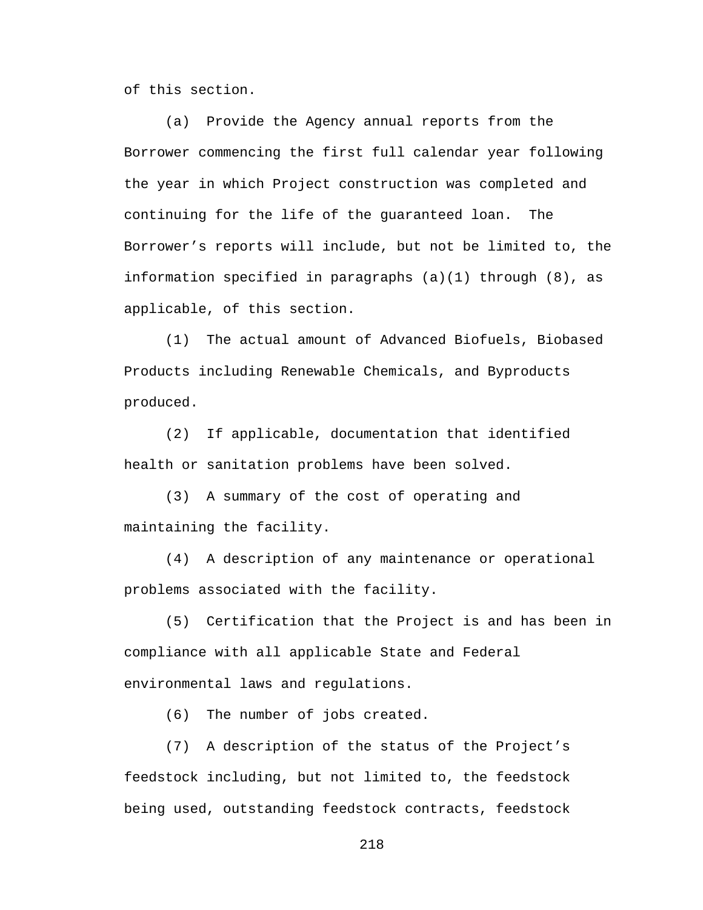of this section.

(a) Provide the Agency annual reports from the Borrower commencing the first full calendar year following the year in which Project construction was completed and continuing for the life of the guaranteed loan. The Borrower’s reports will include, but not be limited to, the information specified in paragraphs (a)(1) through (8), as applicable, of this section.

(1) The actual amount of Advanced Biofuels, Biobased Products including Renewable Chemicals, and Byproducts produced.

(2) If applicable, documentation that identified health or sanitation problems have been solved.

(3) A summary of the cost of operating and maintaining the facility.

(4) A description of any maintenance or operational problems associated with the facility.

(5) Certification that the Project is and has been in compliance with all applicable State and Federal environmental laws and regulations.

(6) The number of jobs created.

(7) A description of the status of the Project’s feedstock including, but not limited to, the feedstock being used, outstanding feedstock contracts, feedstock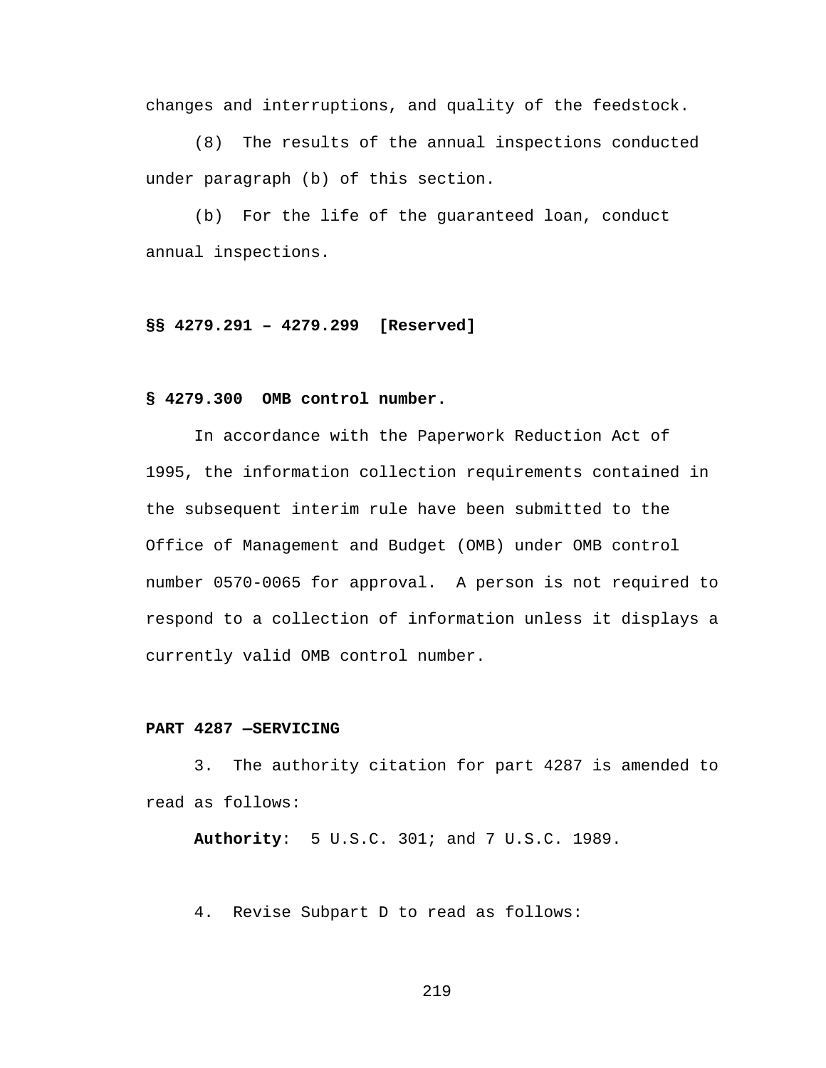changes and interruptions, and quality of the feedstock.

(8) The results of the annual inspections conducted under paragraph (b) of this section.

(b) For the life of the guaranteed loan, conduct annual inspections.

**§§ 4279.291 – 4279.299 [Reserved]**

**§ 4279.300 OMB control number.**

In accordance with the Paperwork Reduction Act of 1995, the information collection requirements contained in the subsequent interim rule have been submitted to the Office of Management and Budget (OMB) under OMB control number 0570-0065 for approval. A person is not required to respond to a collection of information unless it displays a currently valid OMB control number.

**PART 4287 —SERVICING**

3. The authority citation for part 4287 is amended to read as follows:

**Authority**: 5 U.S.C. 301; and 7 U.S.C. 1989.

4. Revise Subpart D to read as follows: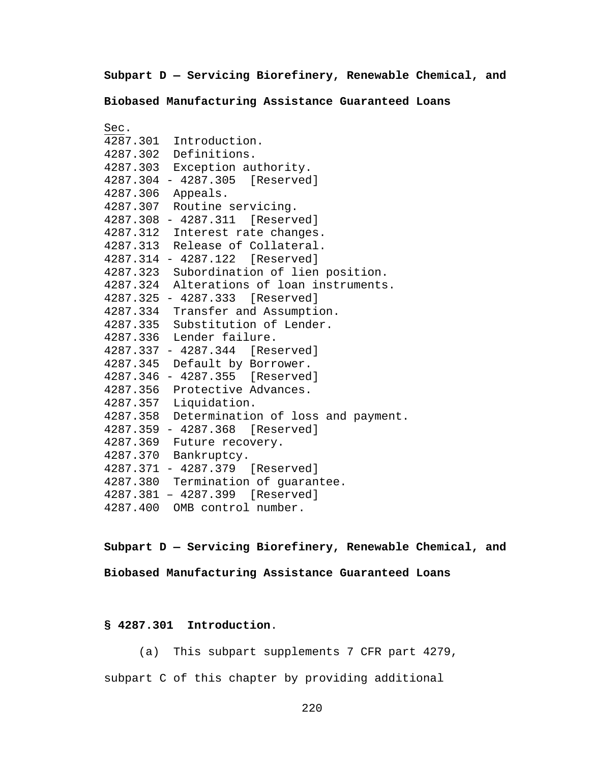**Subpart D — Servicing Biorefinery, Renewable Chemical, and Biobased Manufacturing Assistance Guaranteed Loans**

Sec.
4287.301 Introduction.
4287.302 Definitions.
4287.303 Exception authority.
4287.304 - 4287.305 [Reserved]
4287.306 Appeals.
4287.307 Routine servicing.
4287.308 - 4287.311 [Reserved]
4287.312 Interest rate changes.
4287.313 Release of Collateral.
4287.314 - 4287.122 [Reserved]
4287.323 Subordination of lien position.
4287.324 Alterations of loan instruments.
4287.325 - 4287.333 [Reserved]
4287.334 Transfer and Assumption.
4287.335 Substitution of Lender.
4287.336 Lender failure.
4287.337 - 4287.344 [Reserved]
4287.345 Default by Borrower.
4287.346 - 4287.355 [Reserved]
4287.356 Protective Advances.
4287.357 Liquidation.
4287.358 Determination of loss and payment.
4287.359 - 4287.368 [Reserved]
4287.369 Future recovery.
4287.370 Bankruptcy.
4287.371 - 4287.379 [Reserved]
4287.380 Termination of guarantee.
4287.381 – 4287.399 [Reserved]
4287.400 OMB control number.

**Subpart D — Servicing Biorefinery, Renewable Chemical, and Biobased Manufacturing Assistance Guaranteed Loans**

**§ 4287.301 Introduction.**

(a) This subpart supplements 7 CFR part 4279, subpart C of this chapter by providing additional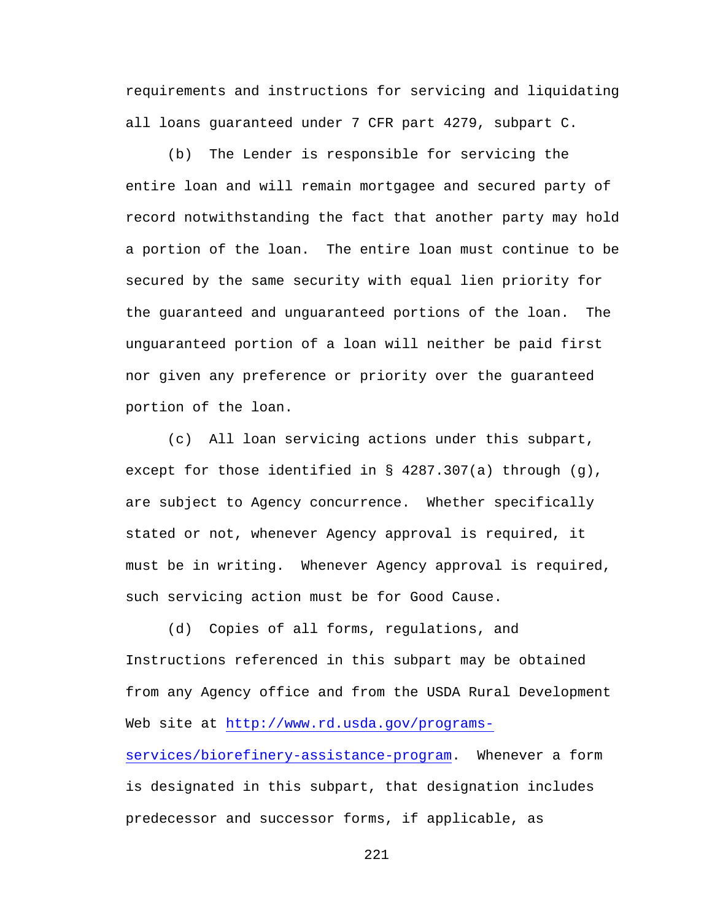requirements and instructions for servicing and liquidating all loans guaranteed under 7 CFR part 4279, subpart C.

(b) The Lender is responsible for servicing the entire loan and will remain mortgagee and secured party of record notwithstanding the fact that another party may hold a portion of the loan. The entire loan must continue to be secured by the same security with equal lien priority for the guaranteed and unguaranteed portions of the loan. The unguaranteed portion of a loan will neither be paid first nor given any preference or priority over the guaranteed portion of the loan.

(c) All loan servicing actions under this subpart, except for those identified in § 4287.307(a) through (g), are subject to Agency concurrence. Whether specifically stated or not, whenever Agency approval is required, it must be in writing. Whenever Agency approval is required, such servicing action must be for Good Cause.

(d) Copies of all forms, regulations, and Instructions referenced in this subpart may be obtained from any Agency office and from the USDA Rural Development Web site at http://www.rd.usda.gov/programs-services/biorefinery-assistance-program. Whenever a form is designated in this subpart, that designation includes predecessor and successor forms, if applicable, as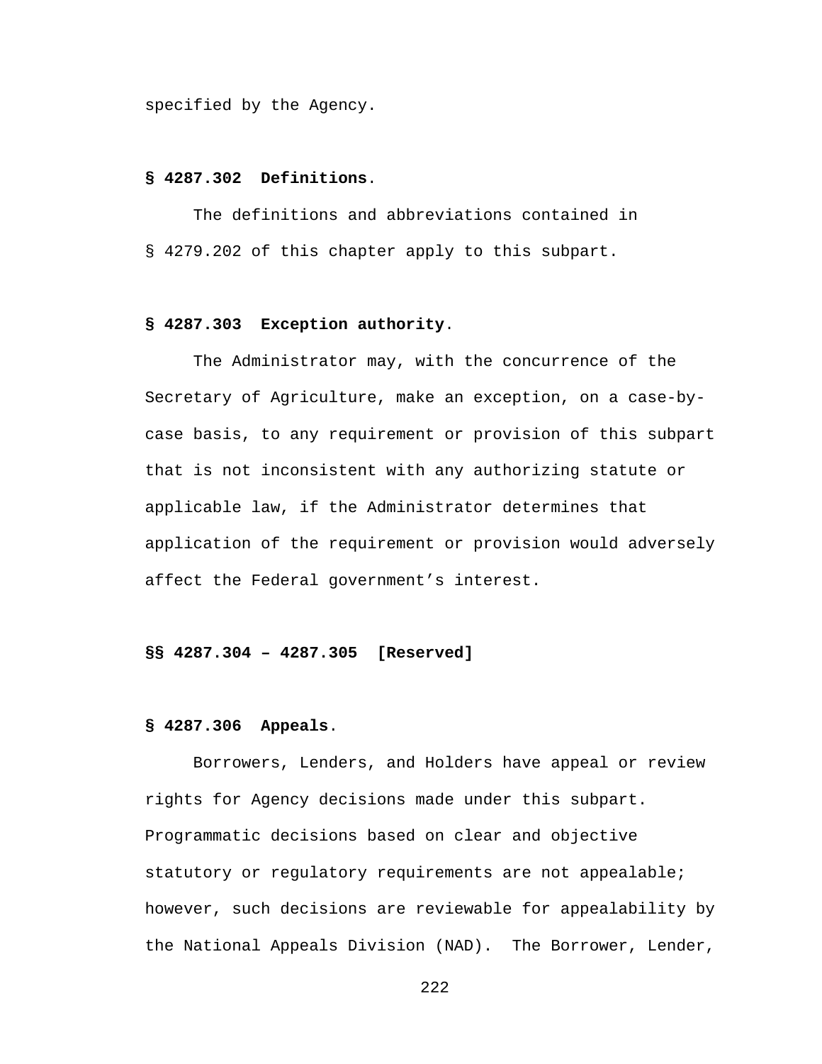specified by the Agency.

**§ 4287.302 Definitions**.

The definitions and abbreviations contained in § 4279.202 of this chapter apply to this subpart.

**§ 4287.303 Exception authority**.

The Administrator may, with the concurrence of the Secretary of Agriculture, make an exception, on a case-by-case basis, to any requirement or provision of this subpart that is not inconsistent with any authorizing statute or applicable law, if the Administrator determines that application of the requirement or provision would adversely affect the Federal government's interest.

**§§ 4287.304 – 4287.305 [Reserved]**

**§ 4287.306 Appeals**.

Borrowers, Lenders, and Holders have appeal or review rights for Agency decisions made under this subpart. Programmatic decisions based on clear and objective statutory or regulatory requirements are not appealable; however, such decisions are reviewable for appealability by the National Appeals Division (NAD). The Borrower, Lender,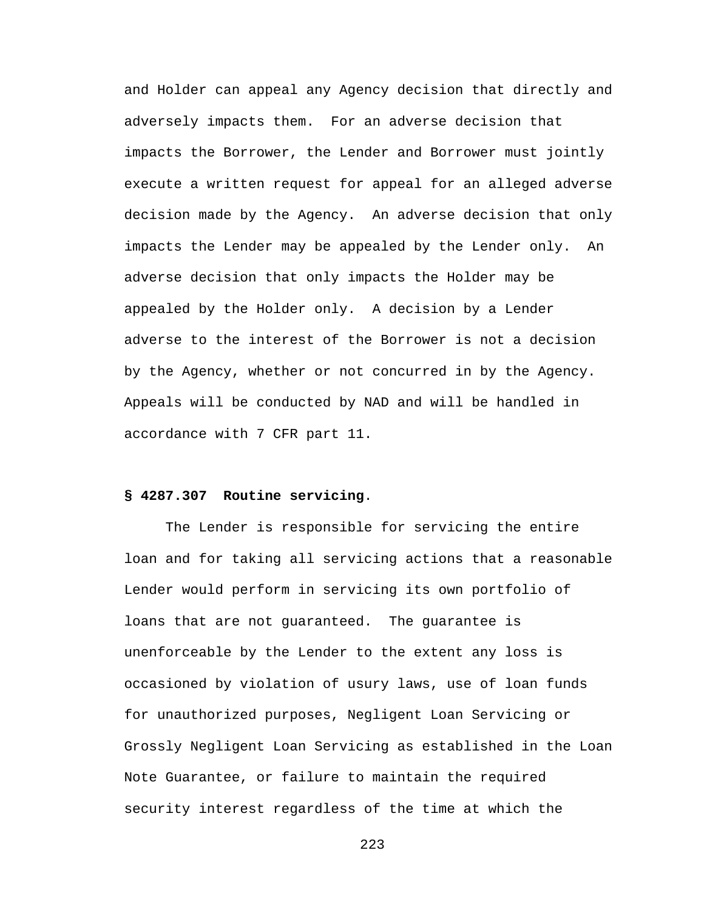and Holder can appeal any Agency decision that directly and adversely impacts them. For an adverse decision that impacts the Borrower, the Lender and Borrower must jointly execute a written request for appeal for an alleged adverse decision made by the Agency. An adverse decision that only impacts the Lender may be appealed by the Lender only. An adverse decision that only impacts the Holder may be appealed by the Holder only. A decision by a Lender adverse to the interest of the Borrower is not a decision by the Agency, whether or not concurred in by the Agency. Appeals will be conducted by NAD and will be handled in accordance with 7 CFR part 11.

**§ 4287.307 Routine servicing**.

The Lender is responsible for servicing the entire loan and for taking all servicing actions that a reasonable Lender would perform in servicing its own portfolio of loans that are not guaranteed. The guarantee is unenforceable by the Lender to the extent any loss is occasioned by violation of usury laws, use of loan funds for unauthorized purposes, Negligent Loan Servicing or Grossly Negligent Loan Servicing as established in the Loan Note Guarantee, or failure to maintain the required security interest regardless of the time at which the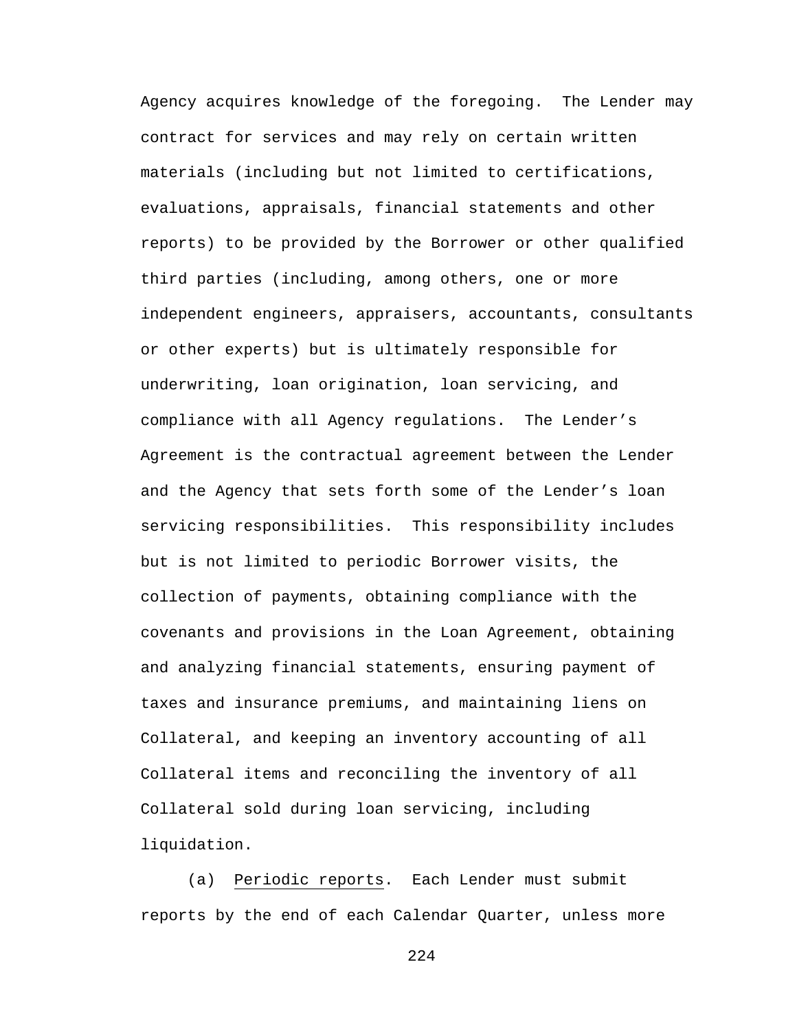Agency acquires knowledge of the foregoing. The Lender may contract for services and may rely on certain written materials (including but not limited to certifications, evaluations, appraisals, financial statements and other reports) to be provided by the Borrower or other qualified third parties (including, among others, one or more independent engineers, appraisers, accountants, consultants or other experts) but is ultimately responsible for underwriting, loan origination, loan servicing, and compliance with all Agency regulations. The Lender's Agreement is the contractual agreement between the Lender and the Agency that sets forth some of the Lender's loan servicing responsibilities. This responsibility includes but is not limited to periodic Borrower visits, the collection of payments, obtaining compliance with the covenants and provisions in the Loan Agreement, obtaining and analyzing financial statements, ensuring payment of taxes and insurance premiums, and maintaining liens on Collateral, and keeping an inventory accounting of all Collateral items and reconciling the inventory of all Collateral sold during loan servicing, including liquidation.

(a) Periodic reports. Each Lender must submit reports by the end of each Calendar Quarter, unless more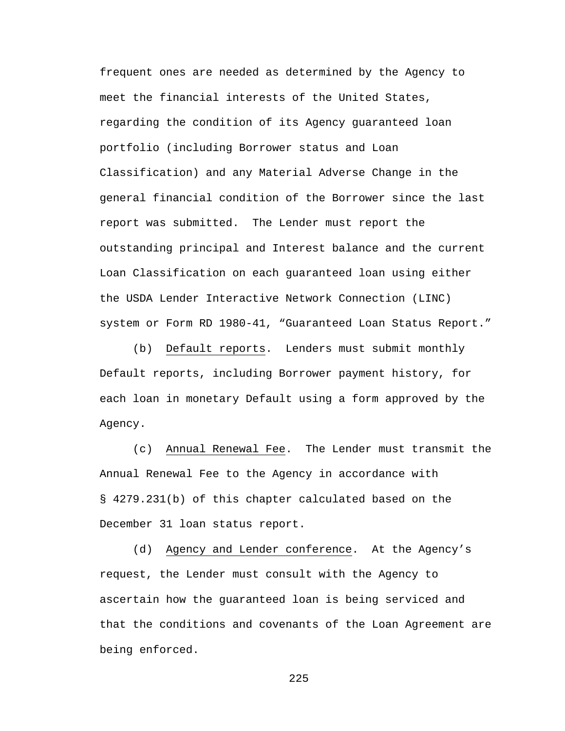frequent ones are needed as determined by the Agency to meet the financial interests of the United States, regarding the condition of its Agency guaranteed loan portfolio (including Borrower status and Loan Classification) and any Material Adverse Change in the general financial condition of the Borrower since the last report was submitted. The Lender must report the outstanding principal and Interest balance and the current Loan Classification on each guaranteed loan using either the USDA Lender Interactive Network Connection (LINC) system or Form RD 1980-41, "Guaranteed Loan Status Report."

(b) Default reports. Lenders must submit monthly Default reports, including Borrower payment history, for each loan in monetary Default using a form approved by the Agency.

(c) Annual Renewal Fee. The Lender must transmit the Annual Renewal Fee to the Agency in accordance with § 4279.231(b) of this chapter calculated based on the December 31 loan status report.

(d) Agency and Lender conference. At the Agency's request, the Lender must consult with the Agency to ascertain how the guaranteed loan is being serviced and that the conditions and covenants of the Loan Agreement are being enforced.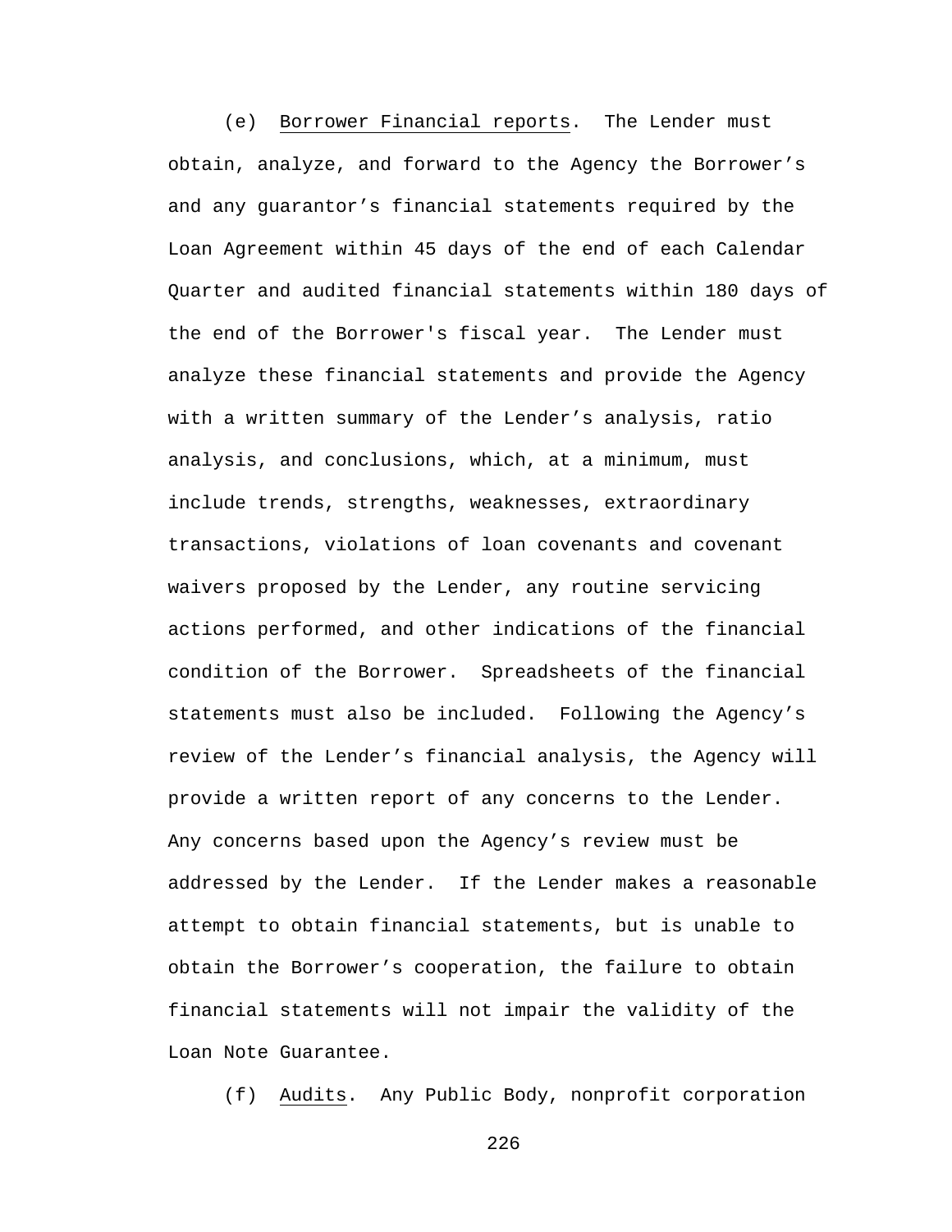(e) Borrower Financial reports. The Lender must obtain, analyze, and forward to the Agency the Borrower's and any guarantor's financial statements required by the Loan Agreement within 45 days of the end of each Calendar Quarter and audited financial statements within 180 days of the end of the Borrower's fiscal year. The Lender must analyze these financial statements and provide the Agency with a written summary of the Lender's analysis, ratio analysis, and conclusions, which, at a minimum, must include trends, strengths, weaknesses, extraordinary transactions, violations of loan covenants and covenant waivers proposed by the Lender, any routine servicing actions performed, and other indications of the financial condition of the Borrower. Spreadsheets of the financial statements must also be included. Following the Agency's review of the Lender's financial analysis, the Agency will provide a written report of any concerns to the Lender. Any concerns based upon the Agency's review must be addressed by the Lender. If the Lender makes a reasonable attempt to obtain financial statements, but is unable to obtain the Borrower's cooperation, the failure to obtain financial statements will not impair the validity of the Loan Note Guarantee.

(f) Audits. Any Public Body, nonprofit corporation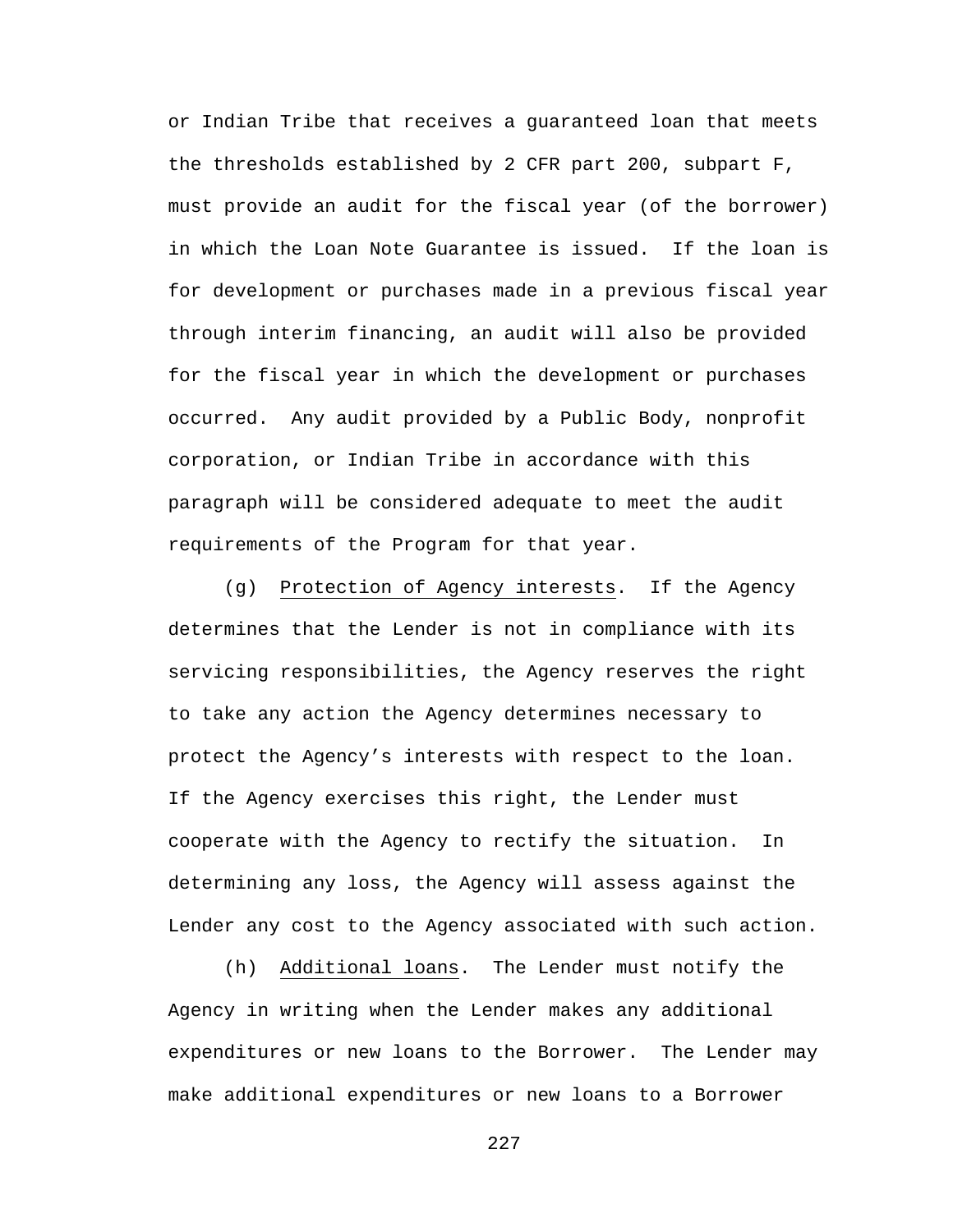or Indian Tribe that receives a guaranteed loan that meets the thresholds established by 2 CFR part 200, subpart F, must provide an audit for the fiscal year (of the borrower) in which the Loan Note Guarantee is issued. If the loan is for development or purchases made in a previous fiscal year through interim financing, an audit will also be provided for the fiscal year in which the development or purchases occurred. Any audit provided by a Public Body, nonprofit corporation, or Indian Tribe in accordance with this paragraph will be considered adequate to meet the audit requirements of the Program for that year.

(g) Protection of Agency interests. If the Agency determines that the Lender is not in compliance with its servicing responsibilities, the Agency reserves the right to take any action the Agency determines necessary to protect the Agency's interests with respect to the loan. If the Agency exercises this right, the Lender must cooperate with the Agency to rectify the situation. In determining any loss, the Agency will assess against the Lender any cost to the Agency associated with such action.

(h) Additional loans. The Lender must notify the Agency in writing when the Lender makes any additional expenditures or new loans to the Borrower. The Lender may make additional expenditures or new loans to a Borrower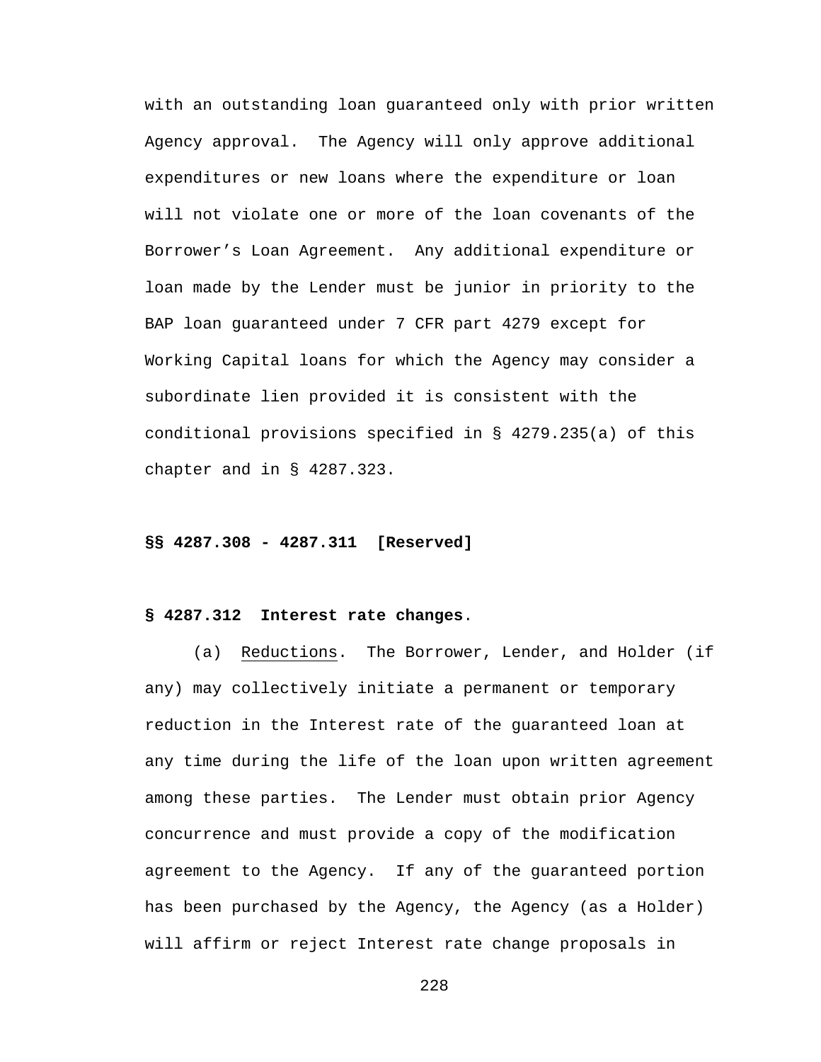with an outstanding loan guaranteed only with prior written Agency approval. The Agency will only approve additional expenditures or new loans where the expenditure or loan will not violate one or more of the loan covenants of the Borrower's Loan Agreement. Any additional expenditure or loan made by the Lender must be junior in priority to the BAP loan guaranteed under 7 CFR part 4279 except for Working Capital loans for which the Agency may consider a subordinate lien provided it is consistent with the conditional provisions specified in § 4279.235(a) of this chapter and in § 4287.323.

**§§ 4287.308 - 4287.311 [Reserved]**

**§ 4287.312 Interest rate changes**.

(a) Reductions. The Borrower, Lender, and Holder (if any) may collectively initiate a permanent or temporary reduction in the Interest rate of the guaranteed loan at any time during the life of the loan upon written agreement among these parties. The Lender must obtain prior Agency concurrence and must provide a copy of the modification agreement to the Agency. If any of the guaranteed portion has been purchased by the Agency, the Agency (as a Holder) will affirm or reject Interest rate change proposals in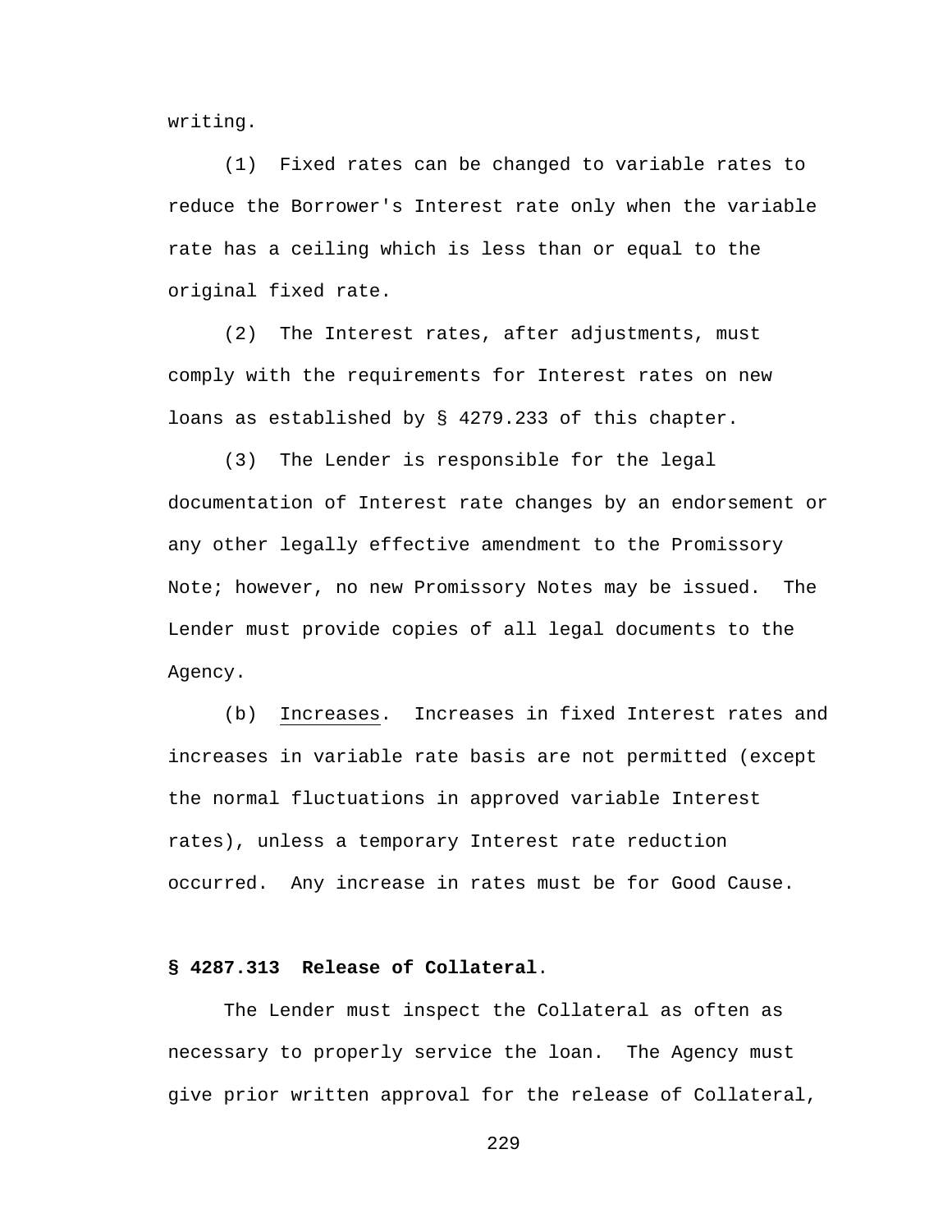writing.

(1) Fixed rates can be changed to variable rates to reduce the Borrower's Interest rate only when the variable rate has a ceiling which is less than or equal to the original fixed rate.

(2) The Interest rates, after adjustments, must comply with the requirements for Interest rates on new loans as established by § 4279.233 of this chapter.

(3) The Lender is responsible for the legal documentation of Interest rate changes by an endorsement or any other legally effective amendment to the Promissory Note; however, no new Promissory Notes may be issued. The Lender must provide copies of all legal documents to the Agency.

(b) Increases. Increases in fixed Interest rates and increases in variable rate basis are not permitted (except the normal fluctuations in approved variable Interest rates), unless a temporary Interest rate reduction occurred. Any increase in rates must be for Good Cause.

**§ 4287.313 Release of Collateral.**

The Lender must inspect the Collateral as often as necessary to properly service the loan. The Agency must give prior written approval for the release of Collateral,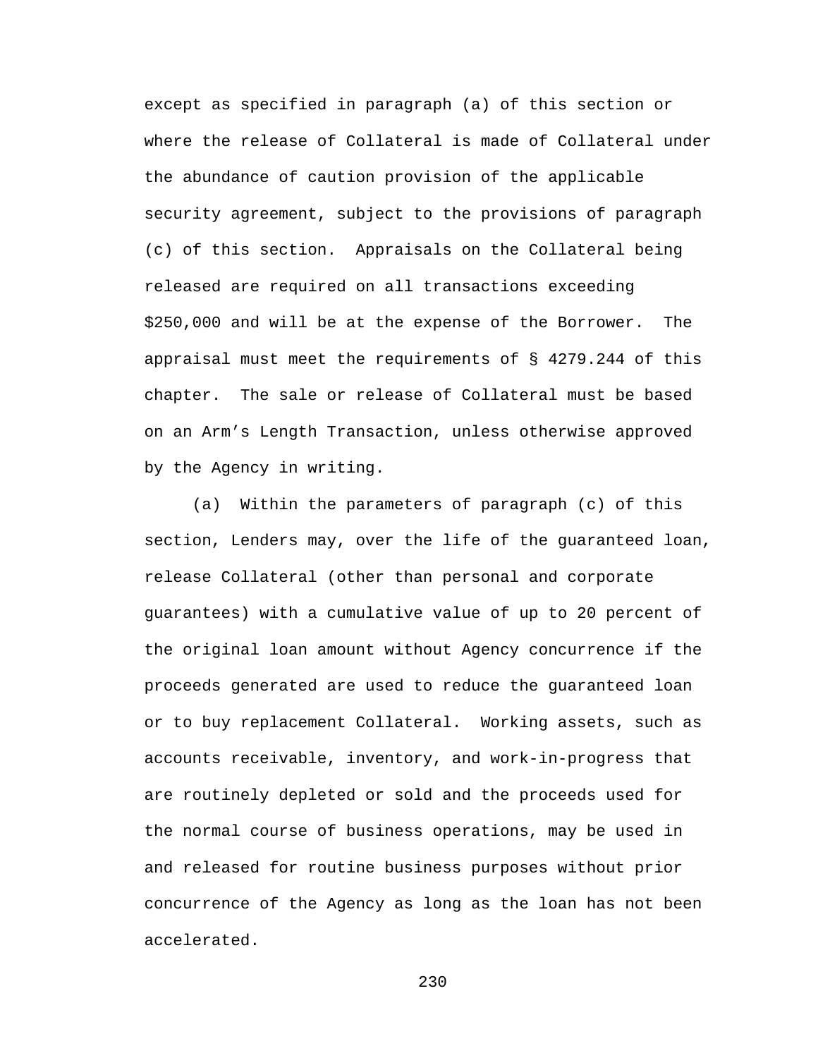except as specified in paragraph (a) of this section or where the release of Collateral is made of Collateral under the abundance of caution provision of the applicable security agreement, subject to the provisions of paragraph (c) of this section. Appraisals on the Collateral being released are required on all transactions exceeding $250,000 and will be at the expense of the Borrower. The appraisal must meet the requirements of § 4279.244 of this chapter. The sale or release of Collateral must be based on an Arm’s Length Transaction, unless otherwise approved by the Agency in writing.

(a) Within the parameters of paragraph (c) of this section, Lenders may, over the life of the guaranteed loan, release Collateral (other than personal and corporate guarantees) with a cumulative value of up to 20 percent of the original loan amount without Agency concurrence if the proceeds generated are used to reduce the guaranteed loan or to buy replacement Collateral. Working assets, such as accounts receivable, inventory, and work-in-progress that are routinely depleted or sold and the proceeds used for the normal course of business operations, may be used in and released for routine business purposes without prior concurrence of the Agency as long as the loan has not been accelerated.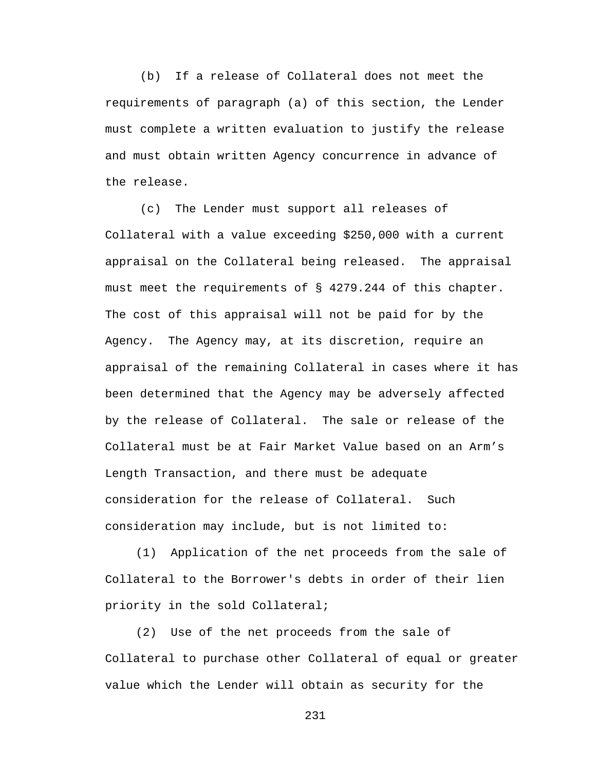(b) If a release of Collateral does not meet the requirements of paragraph (a) of this section, the Lender must complete a written evaluation to justify the release and must obtain written Agency concurrence in advance of the release.

(c) The Lender must support all releases of Collateral with a value exceeding $250,000 with a current appraisal on the Collateral being released. The appraisal must meet the requirements of § 4279.244 of this chapter. The cost of this appraisal will not be paid for by the Agency. The Agency may, at its discretion, require an appraisal of the remaining Collateral in cases where it has been determined that the Agency may be adversely affected by the release of Collateral. The sale or release of the Collateral must be at Fair Market Value based on an Arm's Length Transaction, and there must be adequate consideration for the release of Collateral. Such consideration may include, but is not limited to:

(1) Application of the net proceeds from the sale of Collateral to the Borrower's debts in order of their lien priority in the sold Collateral;

(2) Use of the net proceeds from the sale of Collateral to purchase other Collateral of equal or greater value which the Lender will obtain as security for the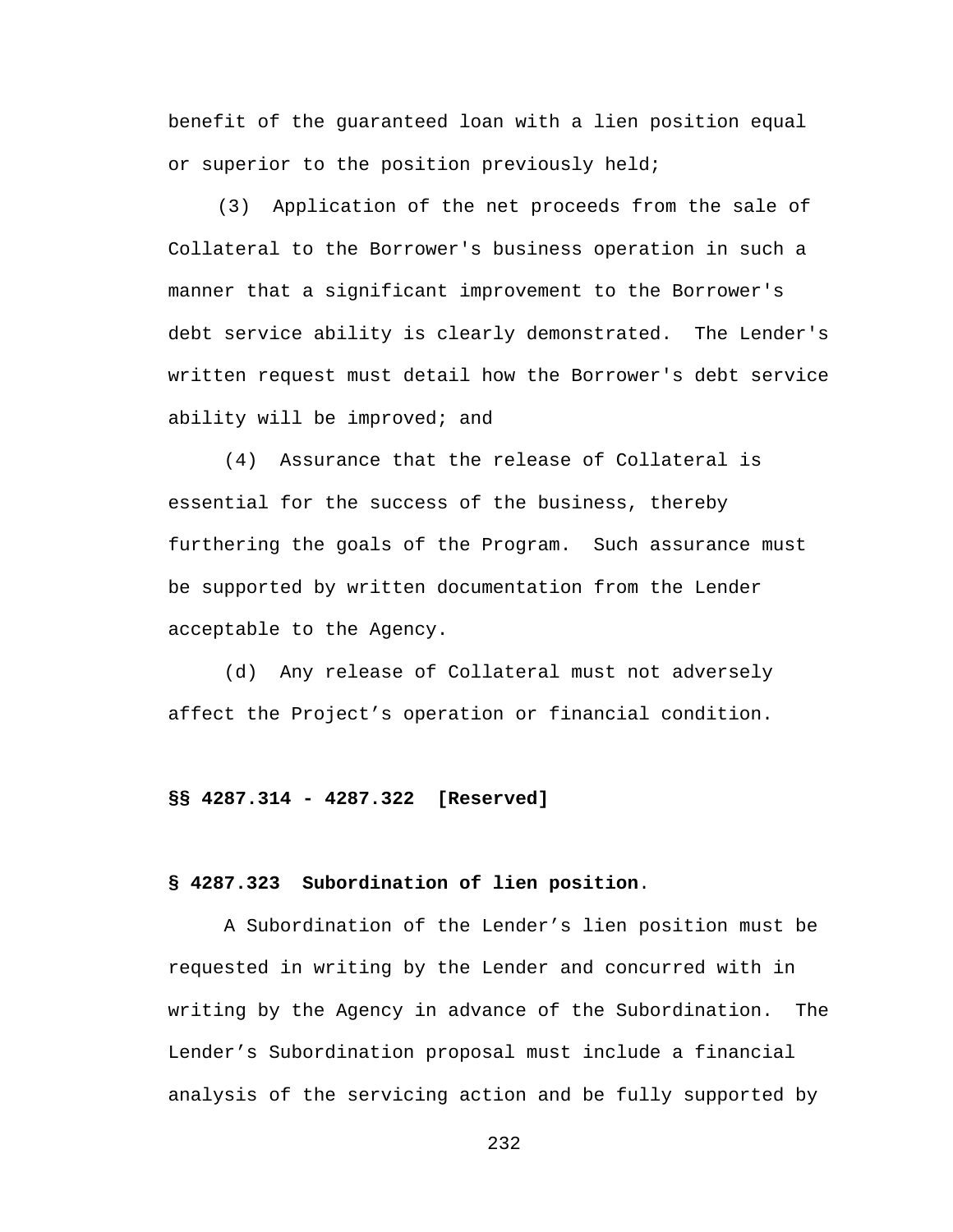benefit of the guaranteed loan with a lien position equal or superior to the position previously held;

(3) Application of the net proceeds from the sale of Collateral to the Borrower's business operation in such a manner that a significant improvement to the Borrower's debt service ability is clearly demonstrated. The Lender's written request must detail how the Borrower's debt service ability will be improved; and

(4) Assurance that the release of Collateral is essential for the success of the business, thereby furthering the goals of the Program. Such assurance must be supported by written documentation from the Lender acceptable to the Agency.

(d) Any release of Collateral must not adversely affect the Project's operation or financial condition.

**§§ 4287.314 - 4287.322 [Reserved]**

**§ 4287.323 Subordination of lien position.**

A Subordination of the Lender's lien position must be requested in writing by the Lender and concurred with in writing by the Agency in advance of the Subordination. The Lender's Subordination proposal must include a financial analysis of the servicing action and be fully supported by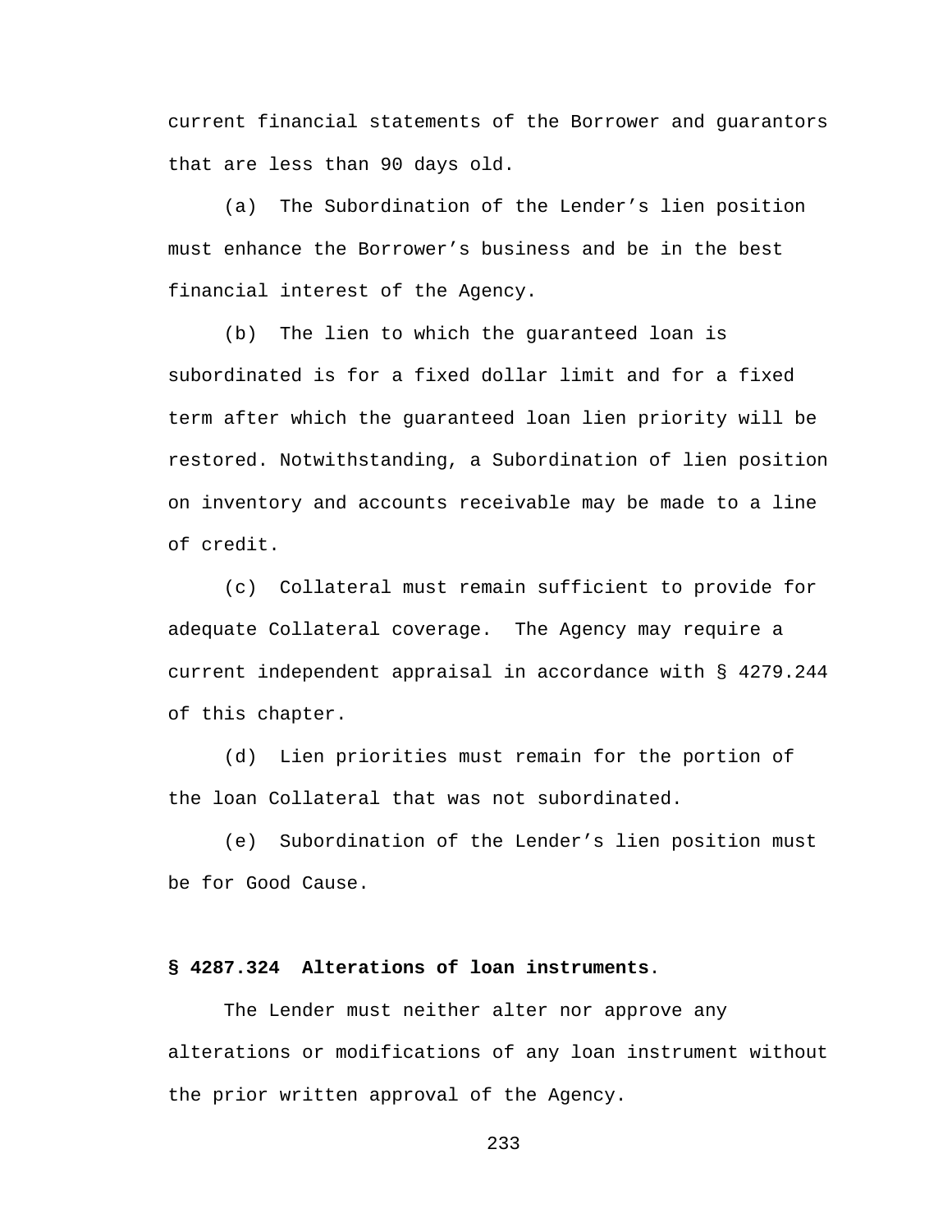current financial statements of the Borrower and guarantors that are less than 90 days old.

(a) The Subordination of the Lender's lien position must enhance the Borrower's business and be in the best financial interest of the Agency.

(b) The lien to which the guaranteed loan is subordinated is for a fixed dollar limit and for a fixed term after which the guaranteed loan lien priority will be restored. Notwithstanding, a Subordination of lien position on inventory and accounts receivable may be made to a line of credit.

(c) Collateral must remain sufficient to provide for adequate Collateral coverage. The Agency may require a current independent appraisal in accordance with § 4279.244 of this chapter.

(d) Lien priorities must remain for the portion of the loan Collateral that was not subordinated.

(e) Subordination of the Lender's lien position must be for Good Cause.

**§ 4287.324 Alterations of loan instruments.**

The Lender must neither alter nor approve any alterations or modifications of any loan instrument without the prior written approval of the Agency.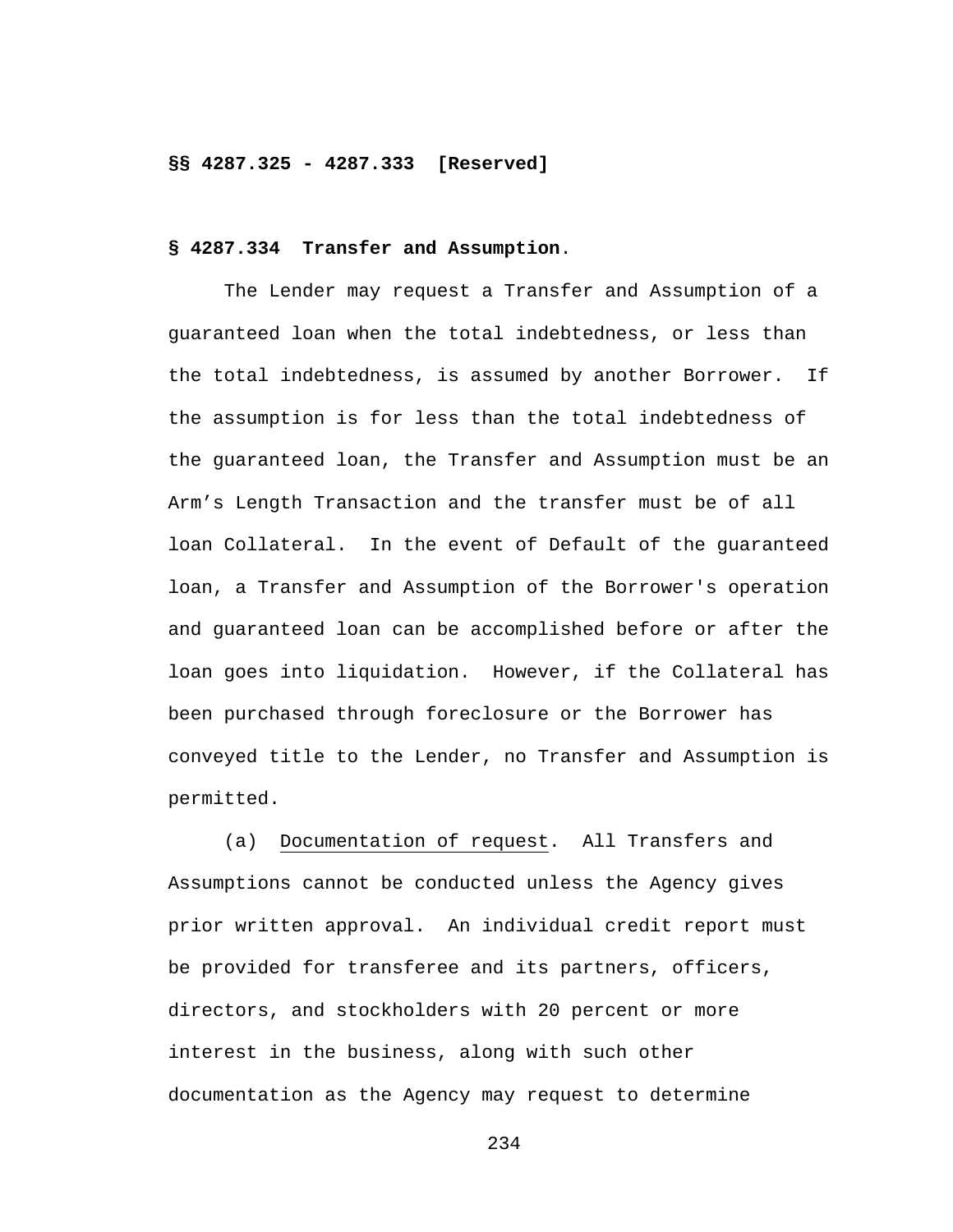**§§ 4287.325 - 4287.333 [Reserved]**

**§ 4287.334 Transfer and Assumption.**

The Lender may request a Transfer and Assumption of a guaranteed loan when the total indebtedness, or less than the total indebtedness, is assumed by another Borrower. If the assumption is for less than the total indebtedness of the guaranteed loan, the Transfer and Assumption must be an Arm's Length Transaction and the transfer must be of all loan Collateral. In the event of Default of the guaranteed loan, a Transfer and Assumption of the Borrower's operation and guaranteed loan can be accomplished before or after the loan goes into liquidation. However, if the Collateral has been purchased through foreclosure or the Borrower has conveyed title to the Lender, no Transfer and Assumption is permitted.

(a) Documentation of request. All Transfers and Assumptions cannot be conducted unless the Agency gives prior written approval. An individual credit report must be provided for transferee and its partners, officers, directors, and stockholders with 20 percent or more interest in the business, along with such other documentation as the Agency may request to determine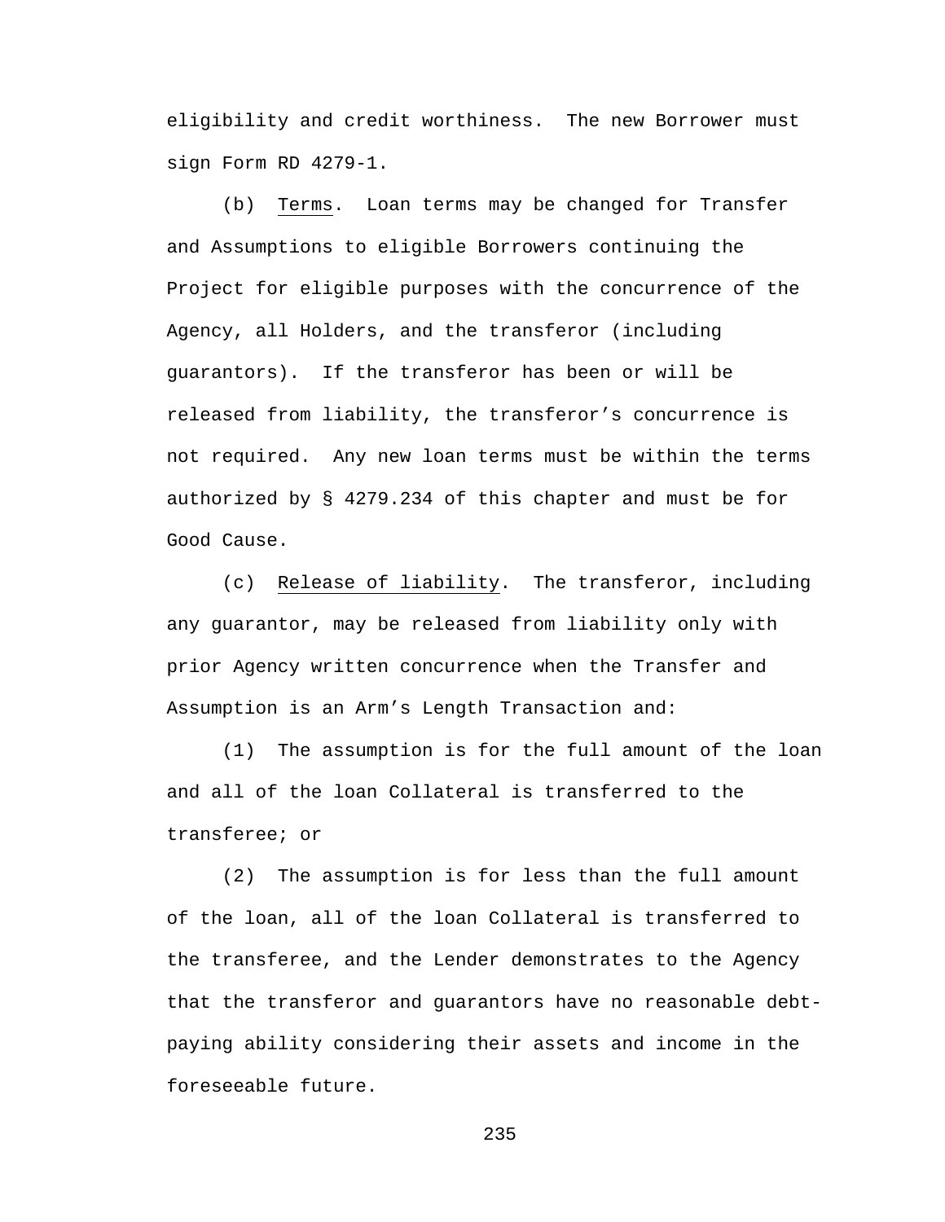eligibility and credit worthiness. The new Borrower must sign Form RD 4279-1.

(b) Terms. Loan terms may be changed for Transfer and Assumptions to eligible Borrowers continuing the Project for eligible purposes with the concurrence of the Agency, all Holders, and the transferor (including guarantors). If the transferor has been or will be released from liability, the transferor's concurrence is not required. Any new loan terms must be within the terms authorized by § 4279.234 of this chapter and must be for Good Cause.

(c) Release of liability. The transferor, including any guarantor, may be released from liability only with prior Agency written concurrence when the Transfer and Assumption is an Arm's Length Transaction and:

(1) The assumption is for the full amount of the loan and all of the loan Collateral is transferred to the transferee; or

(2) The assumption is for less than the full amount of the loan, all of the loan Collateral is transferred to the transferee, and the Lender demonstrates to the Agency that the transferor and guarantors have no reasonable debt-paying ability considering their assets and income in the foreseeable future.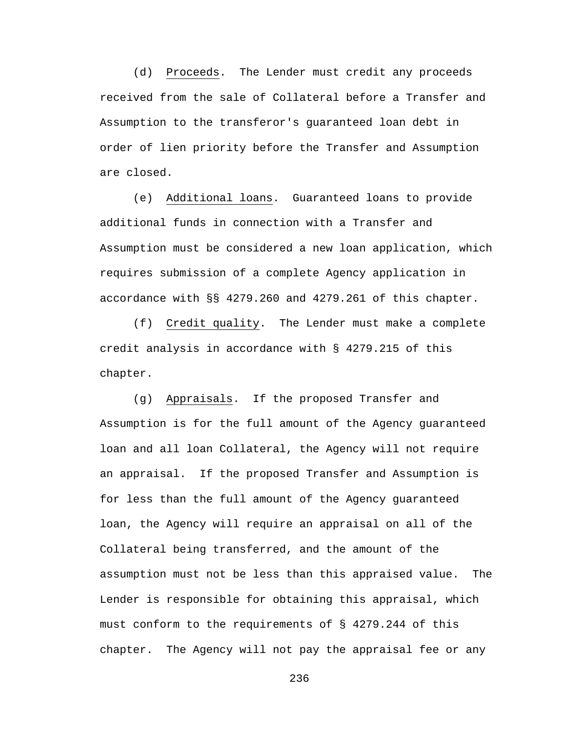(d) Proceeds. The Lender must credit any proceeds received from the sale of Collateral before a Transfer and Assumption to the transferor's guaranteed loan debt in order of lien priority before the Transfer and Assumption are closed.

(e) Additional loans. Guaranteed loans to provide additional funds in connection with a Transfer and Assumption must be considered a new loan application, which requires submission of a complete Agency application in accordance with §§ 4279.260 and 4279.261 of this chapter.

(f) Credit quality. The Lender must make a complete credit analysis in accordance with § 4279.215 of this chapter.

(g) Appraisals. If the proposed Transfer and Assumption is for the full amount of the Agency guaranteed loan and all loan Collateral, the Agency will not require an appraisal. If the proposed Transfer and Assumption is for less than the full amount of the Agency guaranteed loan, the Agency will require an appraisal on all of the Collateral being transferred, and the amount of the assumption must not be less than this appraised value. The Lender is responsible for obtaining this appraisal, which must conform to the requirements of § 4279.244 of this chapter. The Agency will not pay the appraisal fee or any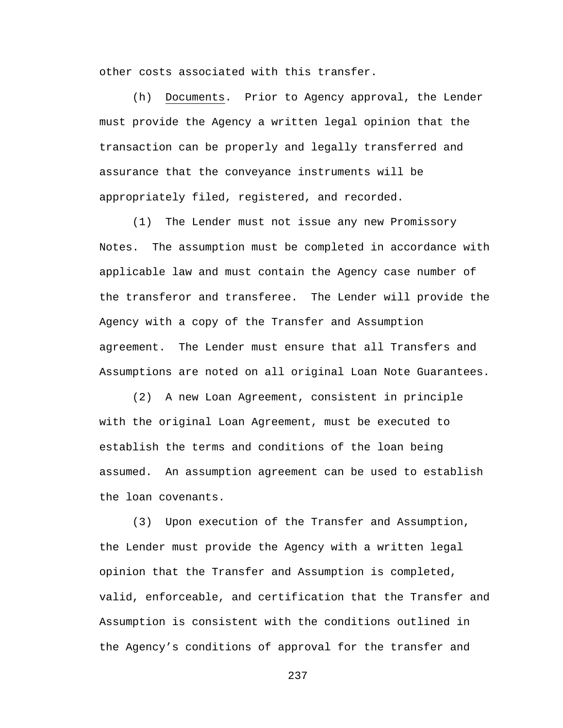other costs associated with this transfer.

(h) Documents. Prior to Agency approval, the Lender must provide the Agency a written legal opinion that the transaction can be properly and legally transferred and assurance that the conveyance instruments will be appropriately filed, registered, and recorded.

(1) The Lender must not issue any new Promissory Notes. The assumption must be completed in accordance with applicable law and must contain the Agency case number of the transferor and transferee. The Lender will provide the Agency with a copy of the Transfer and Assumption agreement. The Lender must ensure that all Transfers and Assumptions are noted on all original Loan Note Guarantees.

(2) A new Loan Agreement, consistent in principle with the original Loan Agreement, must be executed to establish the terms and conditions of the loan being assumed. An assumption agreement can be used to establish the loan covenants.

(3) Upon execution of the Transfer and Assumption, the Lender must provide the Agency with a written legal opinion that the Transfer and Assumption is completed, valid, enforceable, and certification that the Transfer and Assumption is consistent with the conditions outlined in the Agency's conditions of approval for the transfer and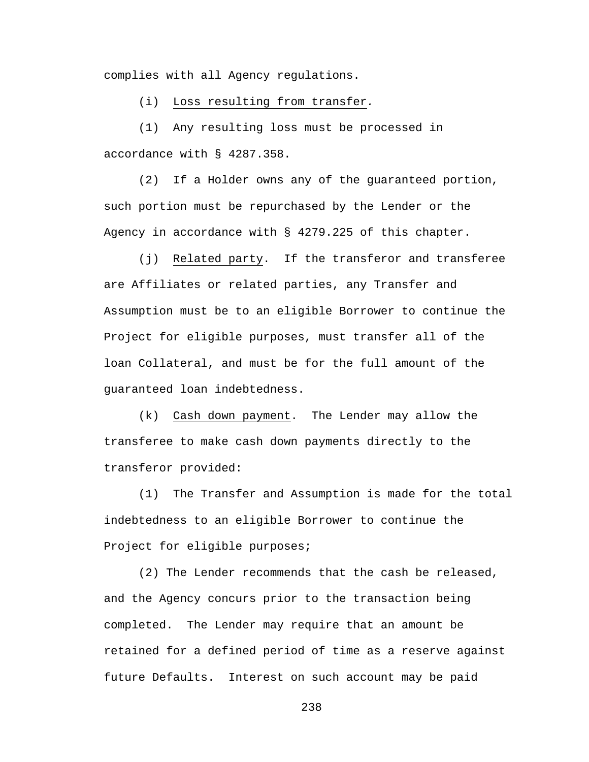complies with all Agency regulations.

(i) Loss resulting from transfer.

(1) Any resulting loss must be processed in accordance with § 4287.358.

(2) If a Holder owns any of the guaranteed portion, such portion must be repurchased by the Lender or the Agency in accordance with § 4279.225 of this chapter.

(j) Related party. If the transferor and transferee are Affiliates or related parties, any Transfer and Assumption must be to an eligible Borrower to continue the Project for eligible purposes, must transfer all of the loan Collateral, and must be for the full amount of the guaranteed loan indebtedness.

(k) Cash down payment. The Lender may allow the transferee to make cash down payments directly to the transferor provided:

(1) The Transfer and Assumption is made for the total indebtedness to an eligible Borrower to continue the Project for eligible purposes;

(2) The Lender recommends that the cash be released, and the Agency concurs prior to the transaction being completed. The Lender may require that an amount be retained for a defined period of time as a reserve against future Defaults. Interest on such account may be paid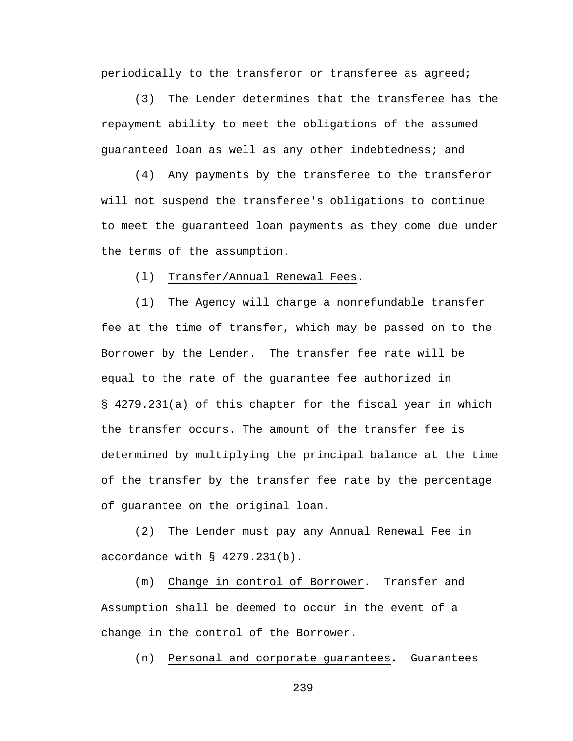periodically to the transferor or transferee as agreed;

(3) The Lender determines that the transferee has the repayment ability to meet the obligations of the assumed guaranteed loan as well as any other indebtedness; and

(4) Any payments by the transferee to the transferor will not suspend the transferee's obligations to continue to meet the guaranteed loan payments as they come due under the terms of the assumption.

(l) Transfer/Annual Renewal Fees.

(1) The Agency will charge a nonrefundable transfer fee at the time of transfer, which may be passed on to the Borrower by the Lender. The transfer fee rate will be equal to the rate of the guarantee fee authorized in § 4279.231(a) of this chapter for the fiscal year in which the transfer occurs. The amount of the transfer fee is determined by multiplying the principal balance at the time of the transfer by the transfer fee rate by the percentage of guarantee on the original loan.

(2) The Lender must pay any Annual Renewal Fee in accordance with § 4279.231(b).

(m) Change in control of Borrower. Transfer and Assumption shall be deemed to occur in the event of a change in the control of the Borrower.

(n) Personal and corporate guarantees. Guarantees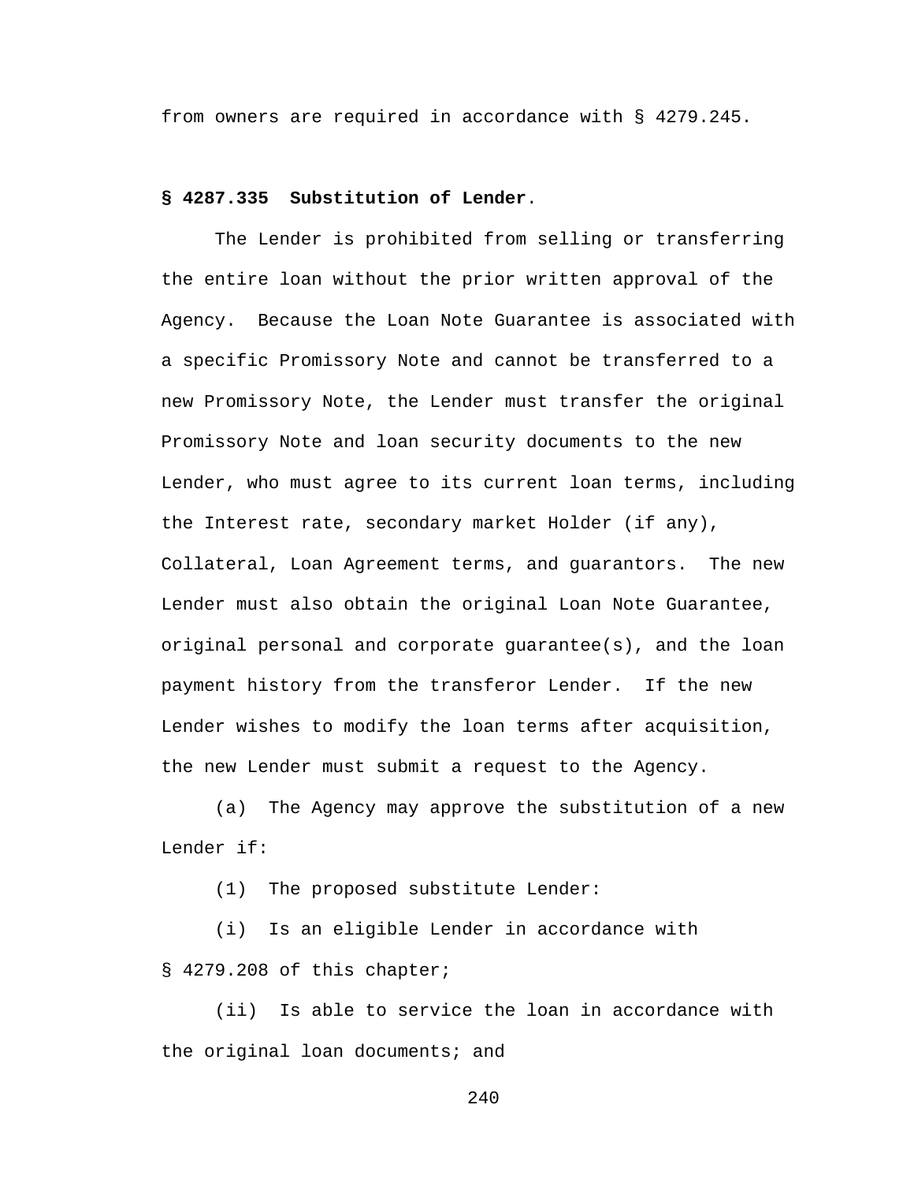from owners are required in accordance with § 4279.245.

**§ 4287.335 Substitution of Lender**.

The Lender is prohibited from selling or transferring the entire loan without the prior written approval of the Agency. Because the Loan Note Guarantee is associated with a specific Promissory Note and cannot be transferred to a new Promissory Note, the Lender must transfer the original Promissory Note and loan security documents to the new Lender, who must agree to its current loan terms, including the Interest rate, secondary market Holder (if any), Collateral, Loan Agreement terms, and guarantors. The new Lender must also obtain the original Loan Note Guarantee, original personal and corporate guarantee(s), and the loan payment history from the transferor Lender. If the new Lender wishes to modify the loan terms after acquisition, the new Lender must submit a request to the Agency.

(a) The Agency may approve the substitution of a new Lender if:

(1) The proposed substitute Lender:

(i) Is an eligible Lender in accordance with § 4279.208 of this chapter;

(ii) Is able to service the loan in accordance with the original loan documents; and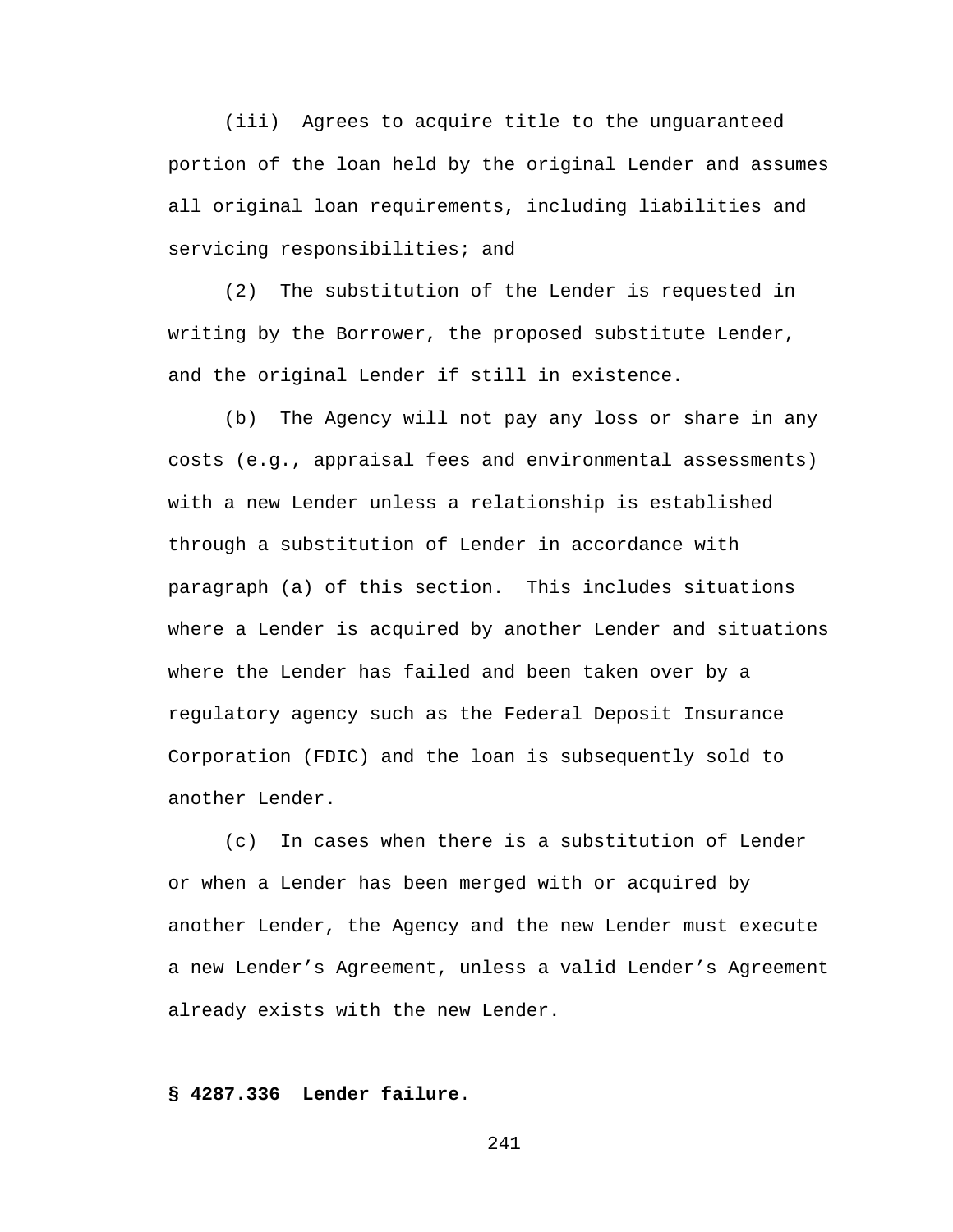(iii) Agrees to acquire title to the unguaranteed portion of the loan held by the original Lender and assumes all original loan requirements, including liabilities and servicing responsibilities; and

(2) The substitution of the Lender is requested in writing by the Borrower, the proposed substitute Lender, and the original Lender if still in existence.

(b) The Agency will not pay any loss or share in any costs (e.g., appraisal fees and environmental assessments) with a new Lender unless a relationship is established through a substitution of Lender in accordance with paragraph (a) of this section. This includes situations where a Lender is acquired by another Lender and situations where the Lender has failed and been taken over by a regulatory agency such as the Federal Deposit Insurance Corporation (FDIC) and the loan is subsequently sold to another Lender.

(c) In cases when there is a substitution of Lender or when a Lender has been merged with or acquired by another Lender, the Agency and the new Lender must execute a new Lender’s Agreement, unless a valid Lender’s Agreement already exists with the new Lender.

**§ 4287.336 Lender failure**.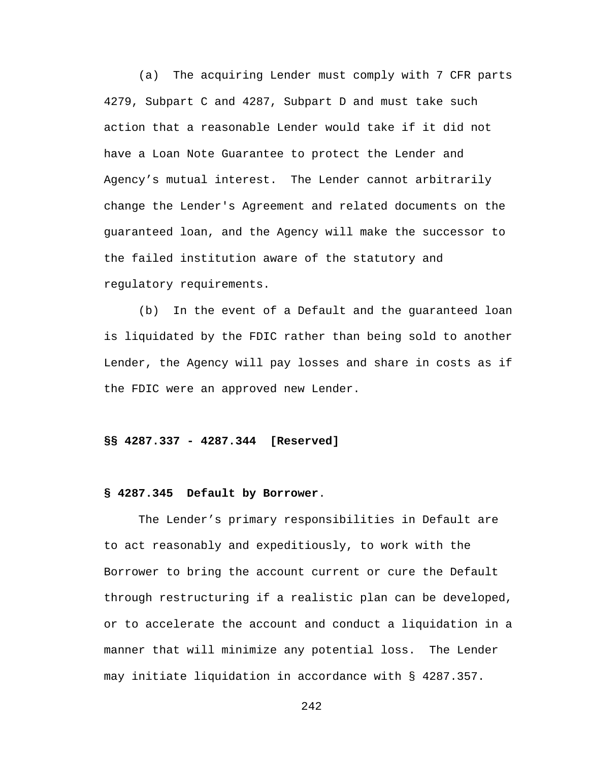(a) The acquiring Lender must comply with 7 CFR parts 4279, Subpart C and 4287, Subpart D and must take such action that a reasonable Lender would take if it did not have a Loan Note Guarantee to protect the Lender and Agency’s mutual interest. The Lender cannot arbitrarily change the Lender's Agreement and related documents on the guaranteed loan, and the Agency will make the successor to the failed institution aware of the statutory and regulatory requirements.

(b) In the event of a Default and the guaranteed loan is liquidated by the FDIC rather than being sold to another Lender, the Agency will pay losses and share in costs as if the FDIC were an approved new Lender.

**§§ 4287.337 - 4287.344 [Reserved]**

**§ 4287.345 Default by Borrower**.

The Lender’s primary responsibilities in Default are to act reasonably and expeditiously, to work with the Borrower to bring the account current or cure the Default through restructuring if a realistic plan can be developed, or to accelerate the account and conduct a liquidation in a manner that will minimize any potential loss. The Lender may initiate liquidation in accordance with § 4287.357.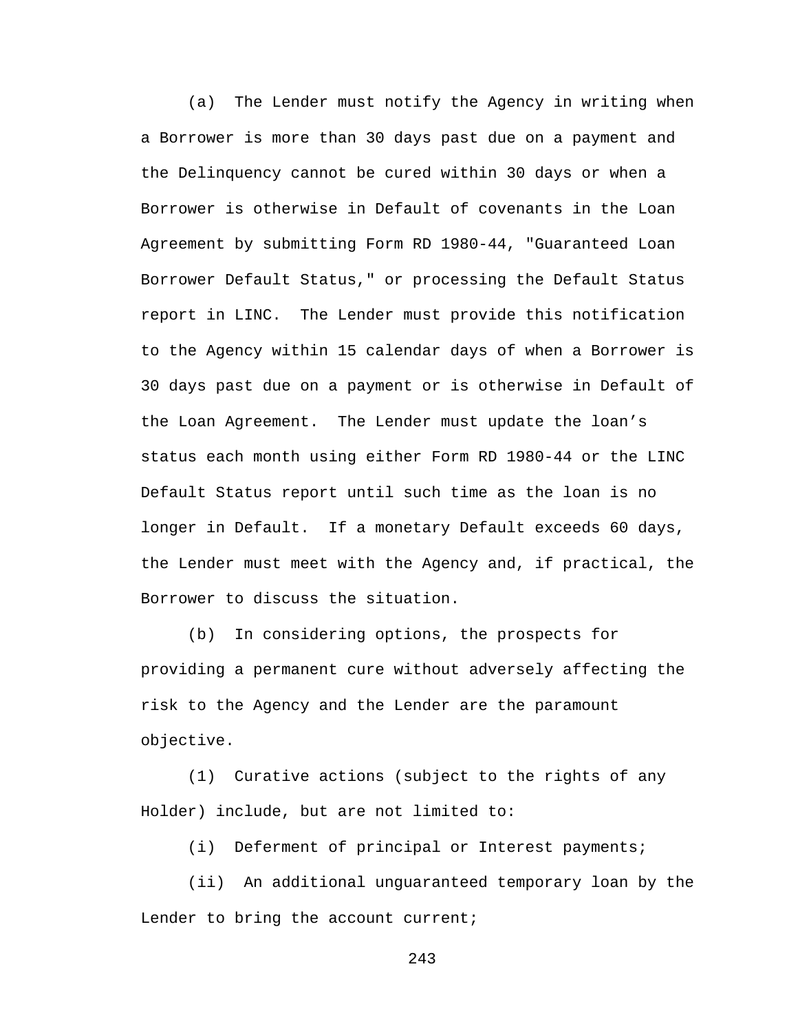(a) The Lender must notify the Agency in writing when a Borrower is more than 30 days past due on a payment and the Delinquency cannot be cured within 30 days or when a Borrower is otherwise in Default of covenants in the Loan Agreement by submitting Form RD 1980-44, "Guaranteed Loan Borrower Default Status," or processing the Default Status report in LINC. The Lender must provide this notification to the Agency within 15 calendar days of when a Borrower is 30 days past due on a payment or is otherwise in Default of the Loan Agreement. The Lender must update the loan's status each month using either Form RD 1980-44 or the LINC Default Status report until such time as the loan is no longer in Default. If a monetary Default exceeds 60 days, the Lender must meet with the Agency and, if practical, the Borrower to discuss the situation.

(b) In considering options, the prospects for providing a permanent cure without adversely affecting the risk to the Agency and the Lender are the paramount objective.

(1) Curative actions (subject to the rights of any Holder) include, but are not limited to:

(i) Deferment of principal or Interest payments;

(ii) An additional unguaranteed temporary loan by the Lender to bring the account current;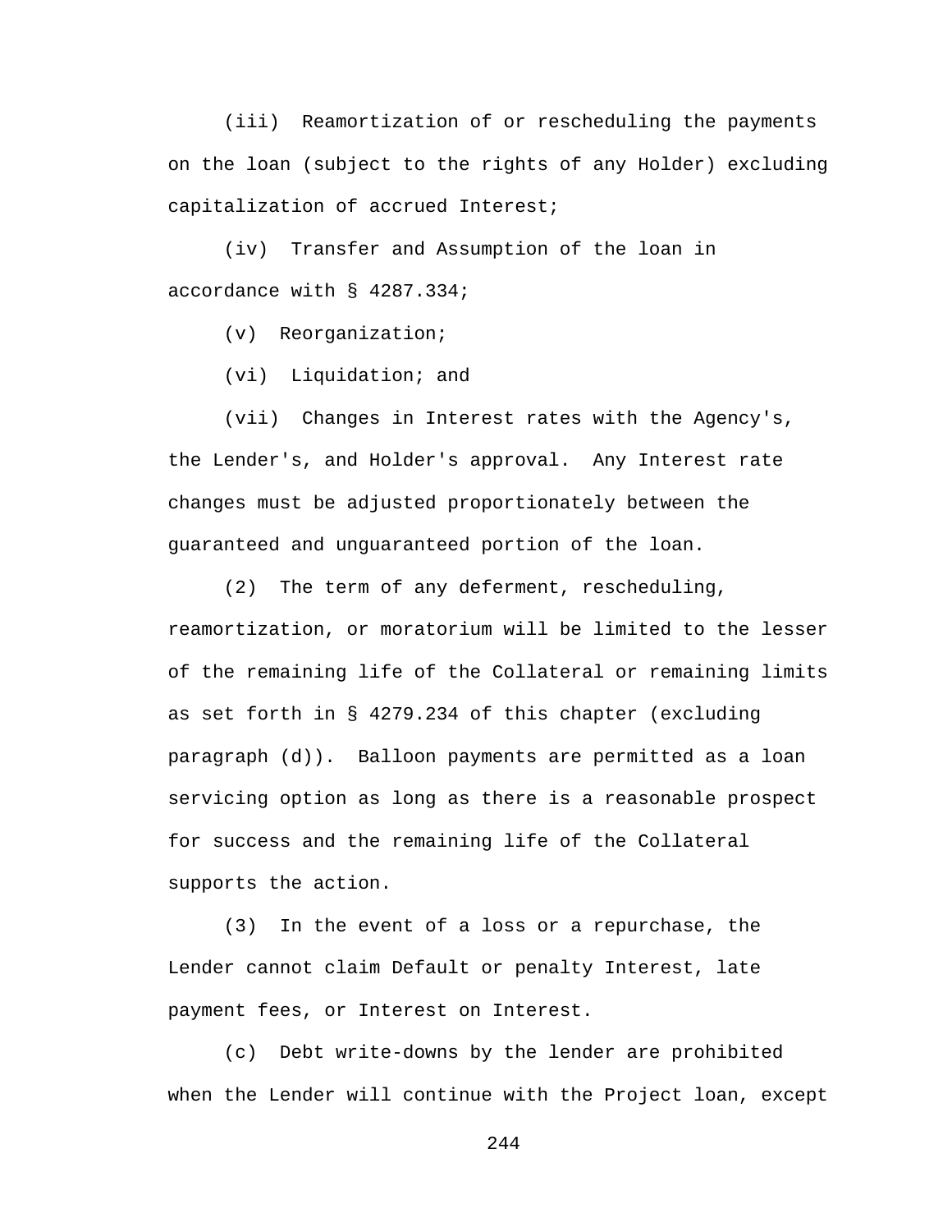(iii) Reamortization of or rescheduling the payments on the loan (subject to the rights of any Holder) excluding capitalization of accrued Interest;

(iv) Transfer and Assumption of the loan in accordance with § 4287.334;

(v) Reorganization;

(vi) Liquidation; and

(vii) Changes in Interest rates with the Agency's, the Lender's, and Holder's approval. Any Interest rate changes must be adjusted proportionately between the guaranteed and unguaranteed portion of the loan.

(2) The term of any deferment, rescheduling, reamortization, or moratorium will be limited to the lesser of the remaining life of the Collateral or remaining limits as set forth in § 4279.234 of this chapter (excluding paragraph (d)). Balloon payments are permitted as a loan servicing option as long as there is a reasonable prospect for success and the remaining life of the Collateral supports the action.

(3) In the event of a loss or a repurchase, the Lender cannot claim Default or penalty Interest, late payment fees, or Interest on Interest.

(c) Debt write-downs by the lender are prohibited when the Lender will continue with the Project loan, except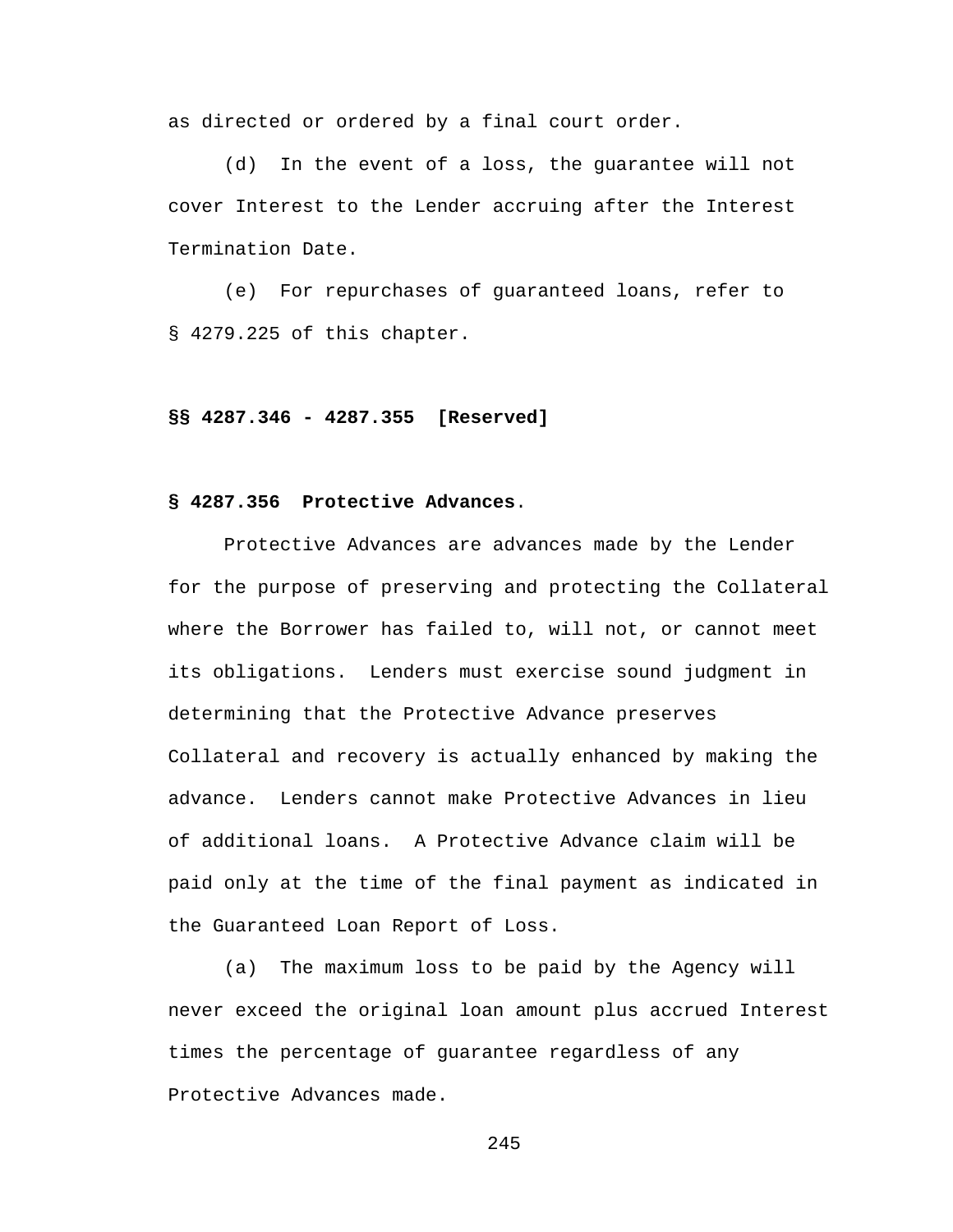as directed or ordered by a final court order.

(d) In the event of a loss, the guarantee will not cover Interest to the Lender accruing after the Interest Termination Date.

(e) For repurchases of guaranteed loans, refer to § 4279.225 of this chapter.

**§§ 4287.346 - 4287.355 [Reserved]**

**§ 4287.356 Protective Advances**.

Protective Advances are advances made by the Lender for the purpose of preserving and protecting the Collateral where the Borrower has failed to, will not, or cannot meet its obligations. Lenders must exercise sound judgment in determining that the Protective Advance preserves Collateral and recovery is actually enhanced by making the advance. Lenders cannot make Protective Advances in lieu of additional loans. A Protective Advance claim will be paid only at the time of the final payment as indicated in the Guaranteed Loan Report of Loss.

(a) The maximum loss to be paid by the Agency will never exceed the original loan amount plus accrued Interest times the percentage of guarantee regardless of any Protective Advances made.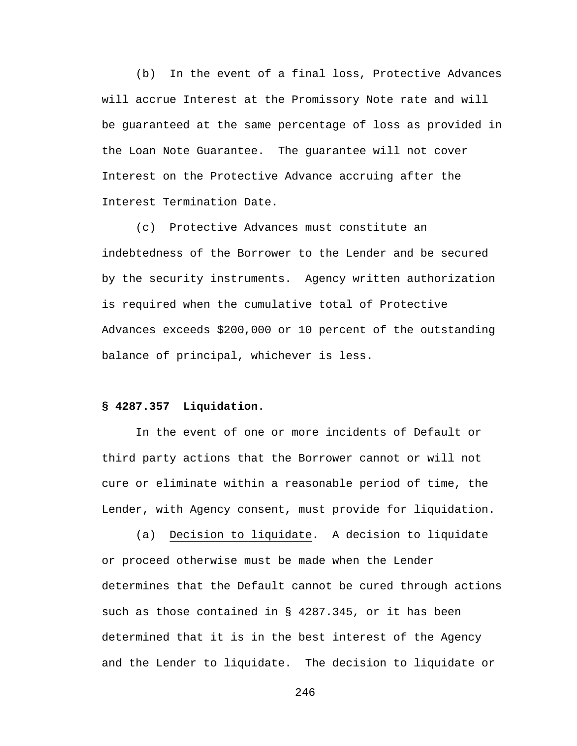(b) In the event of a final loss, Protective Advances will accrue Interest at the Promissory Note rate and will be guaranteed at the same percentage of loss as provided in the Loan Note Guarantee. The guarantee will not cover Interest on the Protective Advance accruing after the Interest Termination Date.

(c) Protective Advances must constitute an indebtedness of the Borrower to the Lender and be secured by the security instruments. Agency written authorization is required when the cumulative total of Protective Advances exceeds $200,000 or 10 percent of the outstanding balance of principal, whichever is less.

**§ 4287.357 Liquidation**.

In the event of one or more incidents of Default or third party actions that the Borrower cannot or will not cure or eliminate within a reasonable period of time, the Lender, with Agency consent, must provide for liquidation.

(a) Decision to liquidate. A decision to liquidate or proceed otherwise must be made when the Lender determines that the Default cannot be cured through actions such as those contained in § 4287.345, or it has been determined that it is in the best interest of the Agency and the Lender to liquidate. The decision to liquidate or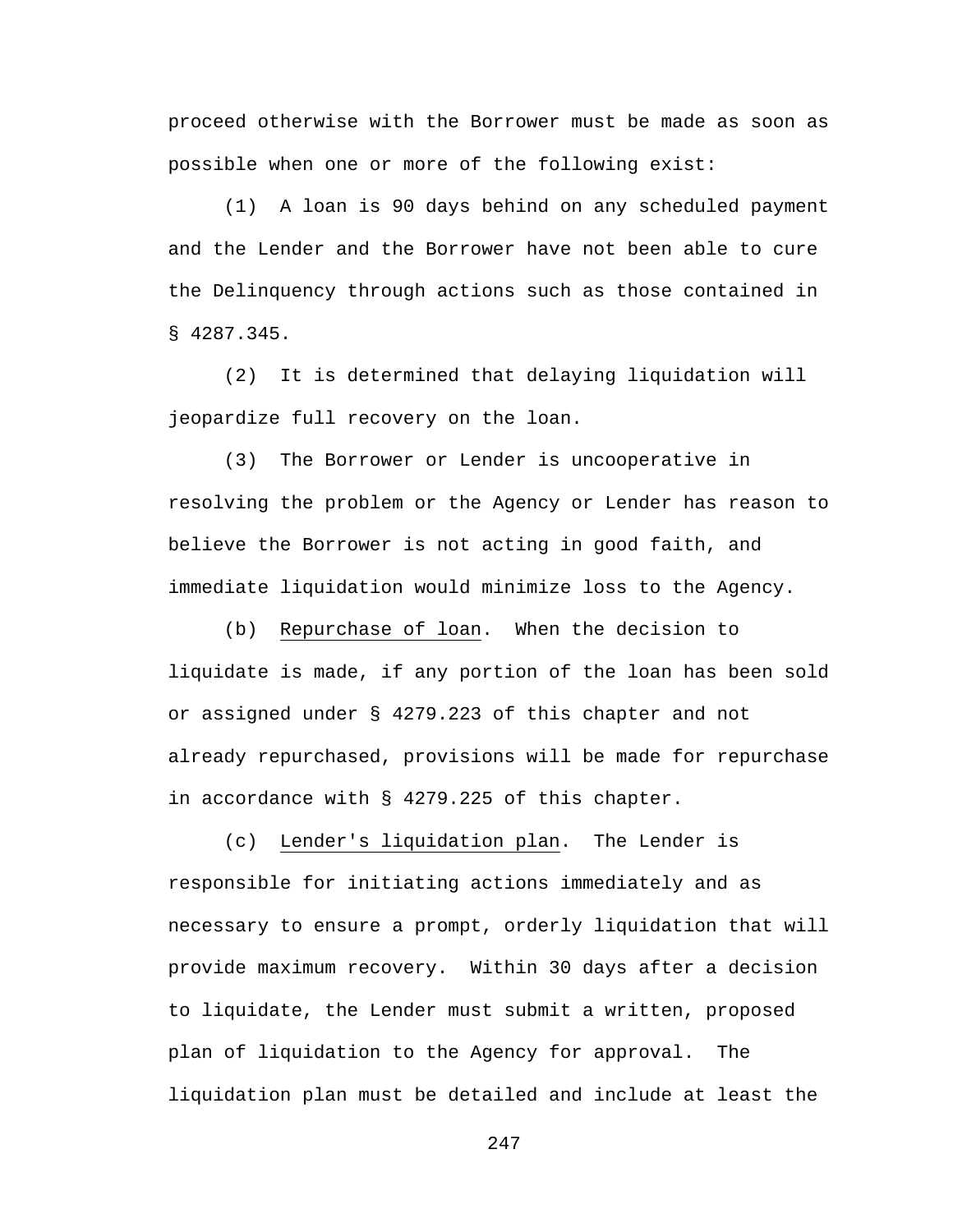proceed otherwise with the Borrower must be made as soon as possible when one or more of the following exist:

(1) A loan is 90 days behind on any scheduled payment and the Lender and the Borrower have not been able to cure the Delinquency through actions such as those contained in § 4287.345.

(2) It is determined that delaying liquidation will jeopardize full recovery on the loan.

(3) The Borrower or Lender is uncooperative in resolving the problem or the Agency or Lender has reason to believe the Borrower is not acting in good faith, and immediate liquidation would minimize loss to the Agency.

(b) Repurchase of loan. When the decision to liquidate is made, if any portion of the loan has been sold or assigned under § 4279.223 of this chapter and not already repurchased, provisions will be made for repurchase in accordance with § 4279.225 of this chapter.

(c) Lender's liquidation plan. The Lender is responsible for initiating actions immediately and as necessary to ensure a prompt, orderly liquidation that will provide maximum recovery. Within 30 days after a decision to liquidate, the Lender must submit a written, proposed plan of liquidation to the Agency for approval. The liquidation plan must be detailed and include at least the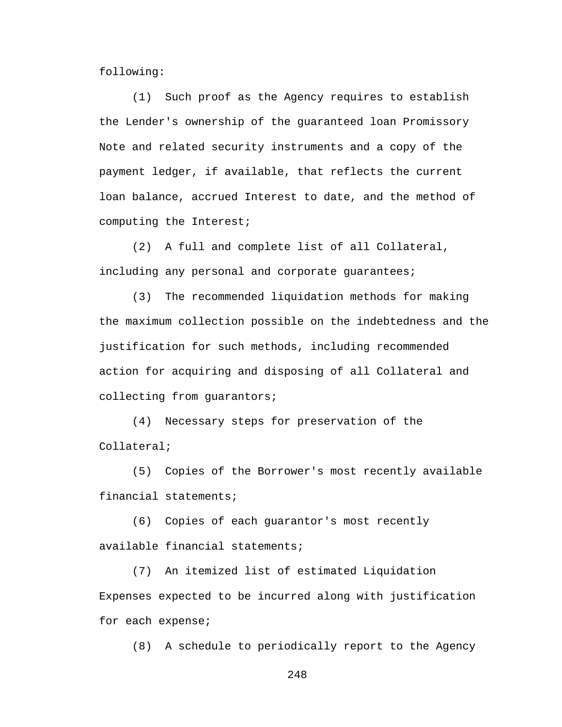following:

(1) Such proof as the Agency requires to establish the Lender's ownership of the guaranteed loan Promissory Note and related security instruments and a copy of the payment ledger, if available, that reflects the current loan balance, accrued Interest to date, and the method of computing the Interest;

(2) A full and complete list of all Collateral, including any personal and corporate guarantees;

(3) The recommended liquidation methods for making the maximum collection possible on the indebtedness and the justification for such methods, including recommended action for acquiring and disposing of all Collateral and collecting from guarantors;

(4) Necessary steps for preservation of the Collateral;

(5) Copies of the Borrower's most recently available financial statements;

(6) Copies of each guarantor's most recently available financial statements;

(7) An itemized list of estimated Liquidation Expenses expected to be incurred along with justification for each expense;

(8) A schedule to periodically report to the Agency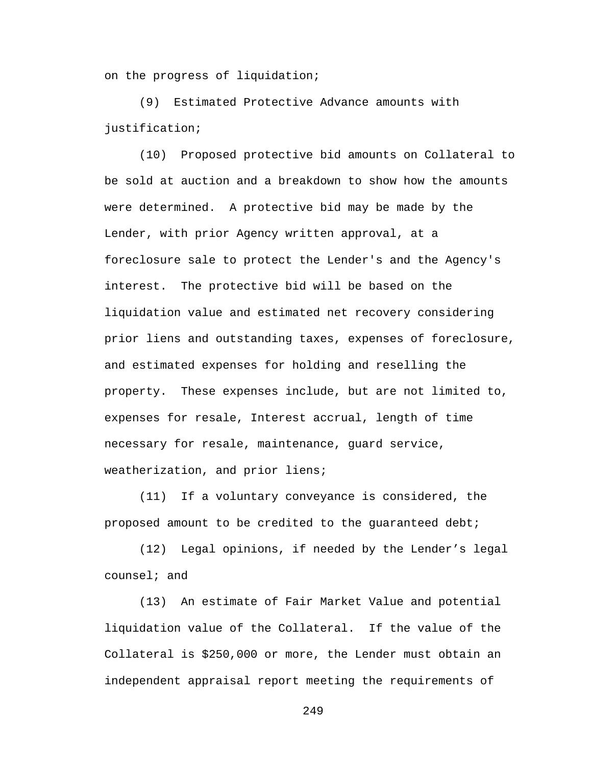on the progress of liquidation;

(9) Estimated Protective Advance amounts with justification;

(10) Proposed protective bid amounts on Collateral to be sold at auction and a breakdown to show how the amounts were determined. A protective bid may be made by the Lender, with prior Agency written approval, at a foreclosure sale to protect the Lender's and the Agency's interest. The protective bid will be based on the liquidation value and estimated net recovery considering prior liens and outstanding taxes, expenses of foreclosure, and estimated expenses for holding and reselling the property. These expenses include, but are not limited to, expenses for resale, Interest accrual, length of time necessary for resale, maintenance, guard service, weatherization, and prior liens;

(11) If a voluntary conveyance is considered, the proposed amount to be credited to the guaranteed debt;

(12) Legal opinions, if needed by the Lender’s legal counsel; and

(13) An estimate of Fair Market Value and potential liquidation value of the Collateral. If the value of the Collateral is $250,000 or more, the Lender must obtain an independent appraisal report meeting the requirements of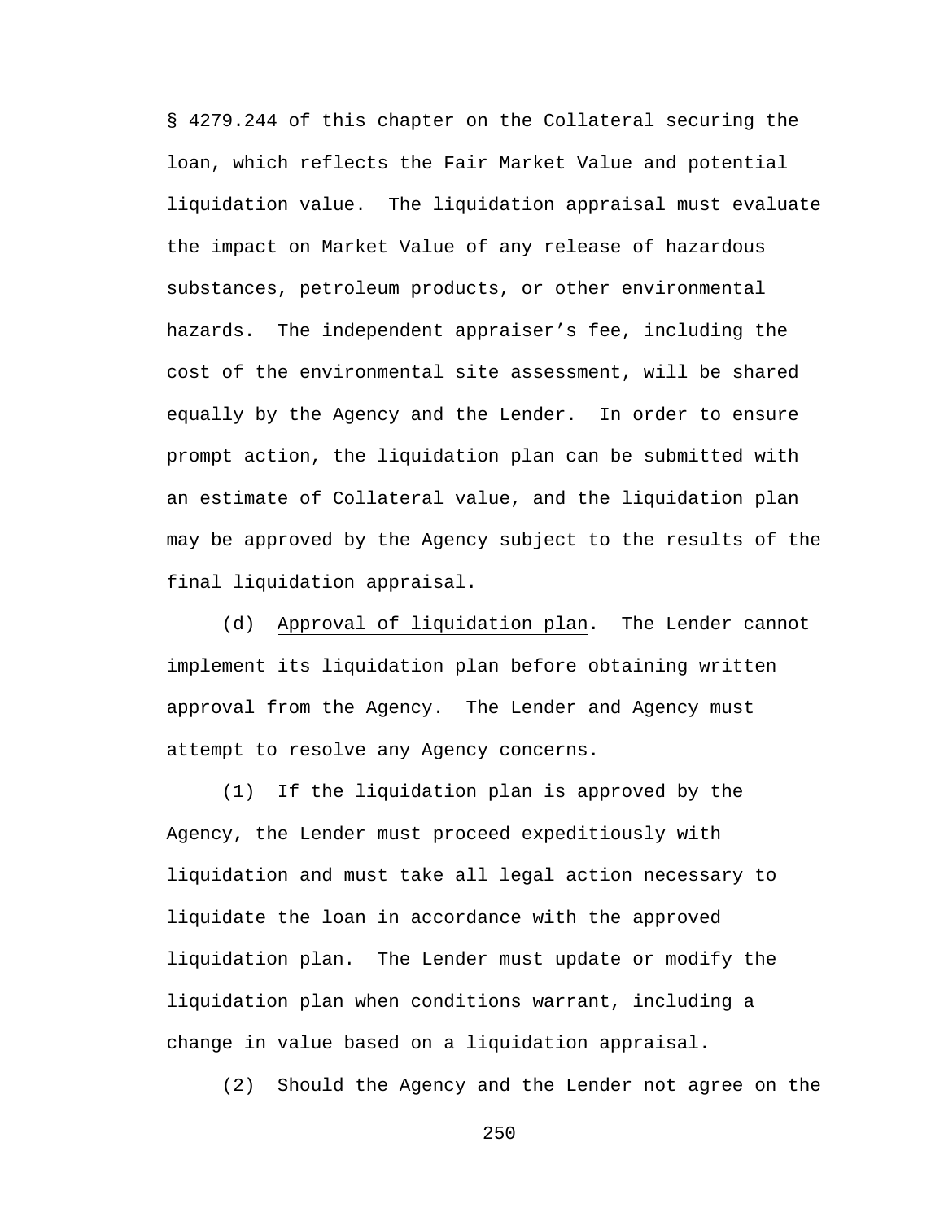§ 4279.244 of this chapter on the Collateral securing the loan, which reflects the Fair Market Value and potential liquidation value. The liquidation appraisal must evaluate the impact on Market Value of any release of hazardous substances, petroleum products, or other environmental hazards. The independent appraiser's fee, including the cost of the environmental site assessment, will be shared equally by the Agency and the Lender. In order to ensure prompt action, the liquidation plan can be submitted with an estimate of Collateral value, and the liquidation plan may be approved by the Agency subject to the results of the final liquidation appraisal.

(d) Approval of liquidation plan. The Lender cannot implement its liquidation plan before obtaining written approval from the Agency. The Lender and Agency must attempt to resolve any Agency concerns.

(1) If the liquidation plan is approved by the Agency, the Lender must proceed expeditiously with liquidation and must take all legal action necessary to liquidate the loan in accordance with the approved liquidation plan. The Lender must update or modify the liquidation plan when conditions warrant, including a change in value based on a liquidation appraisal.

(2) Should the Agency and the Lender not agree on the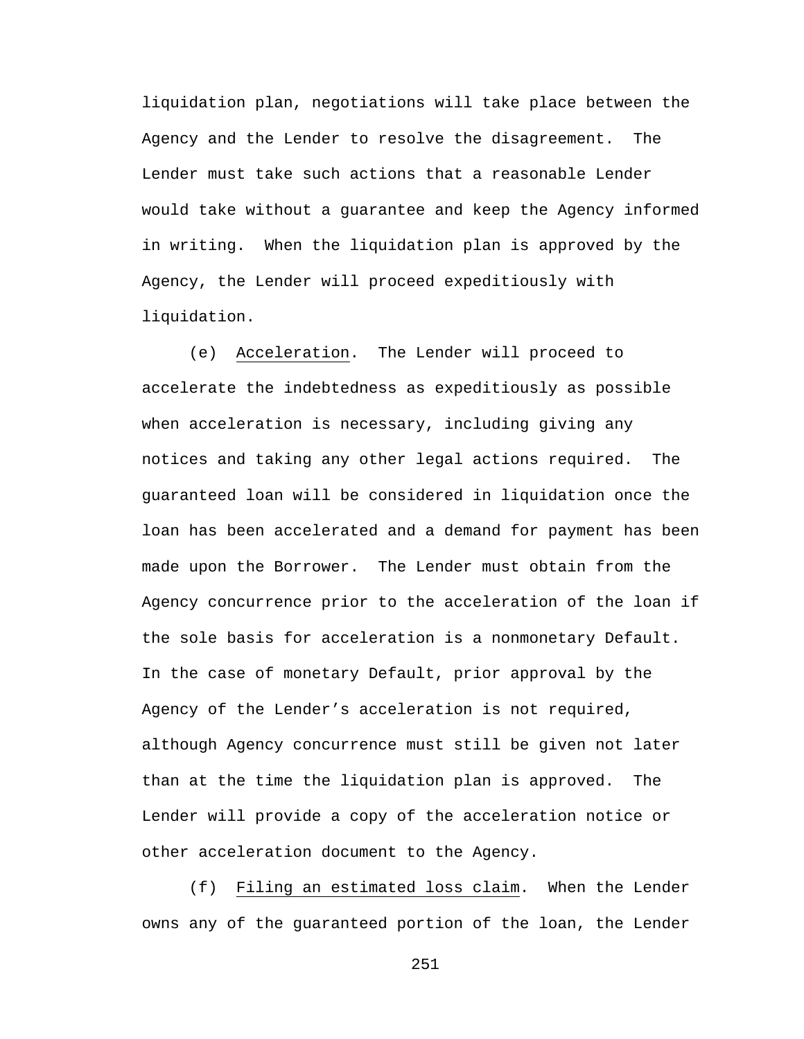liquidation plan, negotiations will take place between the Agency and the Lender to resolve the disagreement. The Lender must take such actions that a reasonable Lender would take without a guarantee and keep the Agency informed in writing. When the liquidation plan is approved by the Agency, the Lender will proceed expeditiously with liquidation.

(e) Acceleration. The Lender will proceed to accelerate the indebtedness as expeditiously as possible when acceleration is necessary, including giving any notices and taking any other legal actions required. The guaranteed loan will be considered in liquidation once the loan has been accelerated and a demand for payment has been made upon the Borrower. The Lender must obtain from the Agency concurrence prior to the acceleration of the loan if the sole basis for acceleration is a nonmonetary Default. In the case of monetary Default, prior approval by the Agency of the Lender's acceleration is not required, although Agency concurrence must still be given not later than at the time the liquidation plan is approved. The Lender will provide a copy of the acceleration notice or other acceleration document to the Agency.

(f) Filing an estimated loss claim. When the Lender owns any of the guaranteed portion of the loan, the Lender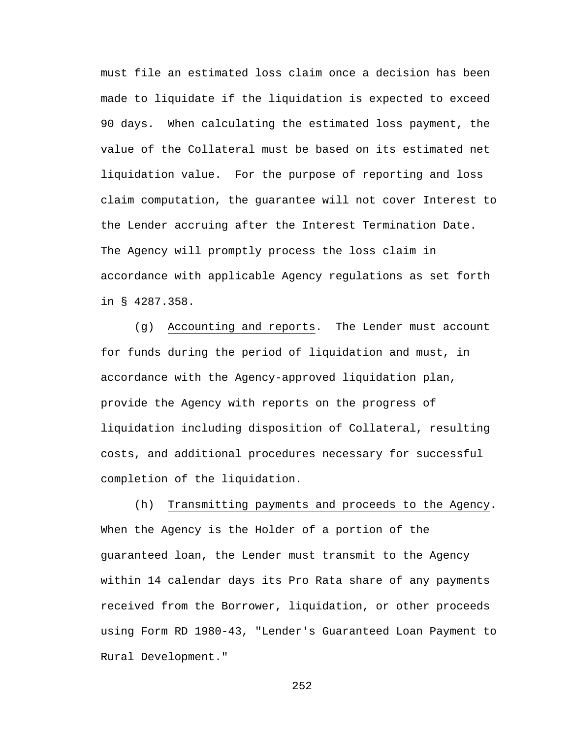must file an estimated loss claim once a decision has been made to liquidate if the liquidation is expected to exceed 90 days. When calculating the estimated loss payment, the value of the Collateral must be based on its estimated net liquidation value. For the purpose of reporting and loss claim computation, the guarantee will not cover Interest to the Lender accruing after the Interest Termination Date. The Agency will promptly process the loss claim in accordance with applicable Agency regulations as set forth in § 4287.358.

(g) Accounting and reports. The Lender must account for funds during the period of liquidation and must, in accordance with the Agency-approved liquidation plan, provide the Agency with reports on the progress of liquidation including disposition of Collateral, resulting costs, and additional procedures necessary for successful completion of the liquidation.

(h) Transmitting payments and proceeds to the Agency. When the Agency is the Holder of a portion of the guaranteed loan, the Lender must transmit to the Agency within 14 calendar days its Pro Rata share of any payments received from the Borrower, liquidation, or other proceeds using Form RD 1980-43, "Lender's Guaranteed Loan Payment to Rural Development."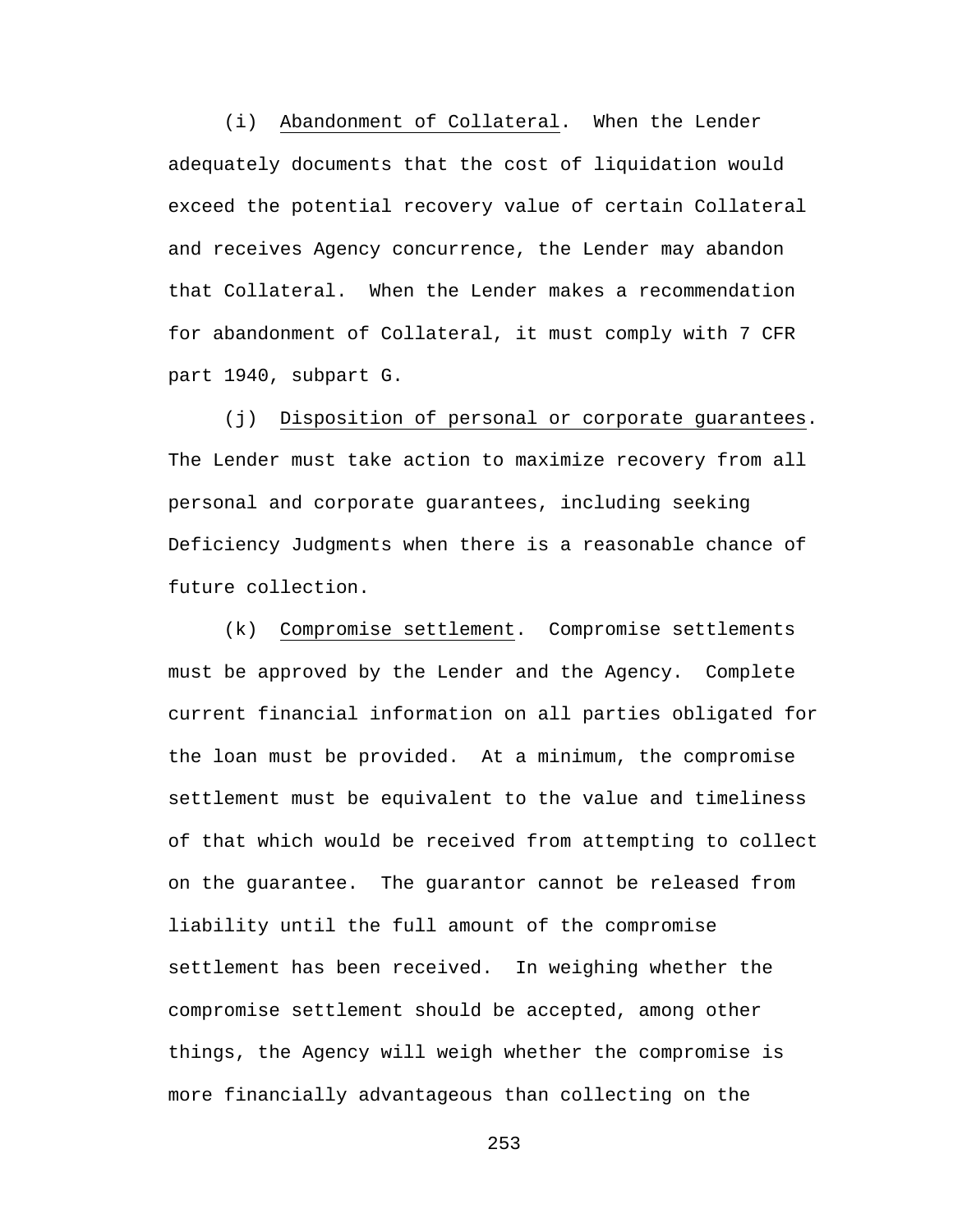(i) Abandonment of Collateral. When the Lender adequately documents that the cost of liquidation would exceed the potential recovery value of certain Collateral and receives Agency concurrence, the Lender may abandon that Collateral. When the Lender makes a recommendation for abandonment of Collateral, it must comply with 7 CFR part 1940, subpart G.

(j) Disposition of personal or corporate guarantees. The Lender must take action to maximize recovery from all personal and corporate guarantees, including seeking Deficiency Judgments when there is a reasonable chance of future collection.

(k) Compromise settlement. Compromise settlements must be approved by the Lender and the Agency. Complete current financial information on all parties obligated for the loan must be provided. At a minimum, the compromise settlement must be equivalent to the value and timeliness of that which would be received from attempting to collect on the guarantee. The guarantor cannot be released from liability until the full amount of the compromise settlement has been received. In weighing whether the compromise settlement should be accepted, among other things, the Agency will weigh whether the compromise is more financially advantageous than collecting on the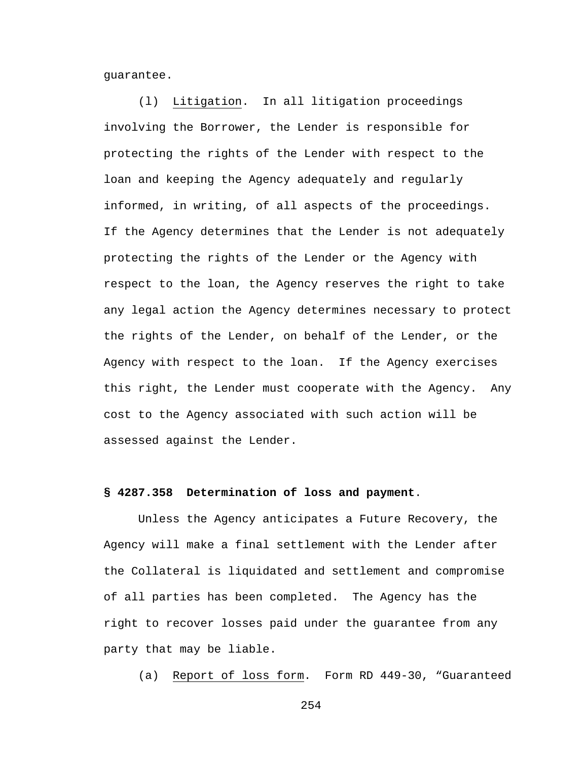guarantee.

(l) Litigation. In all litigation proceedings involving the Borrower, the Lender is responsible for protecting the rights of the Lender with respect to the loan and keeping the Agency adequately and regularly informed, in writing, of all aspects of the proceedings. If the Agency determines that the Lender is not adequately protecting the rights of the Lender or the Agency with respect to the loan, the Agency reserves the right to take any legal action the Agency determines necessary to protect the rights of the Lender, on behalf of the Lender, or the Agency with respect to the loan. If the Agency exercises this right, the Lender must cooperate with the Agency. Any cost to the Agency associated with such action will be assessed against the Lender.

**§ 4287.358 Determination of loss and payment**.

Unless the Agency anticipates a Future Recovery, the Agency will make a final settlement with the Lender after the Collateral is liquidated and settlement and compromise of all parties has been completed. The Agency has the right to recover losses paid under the guarantee from any party that may be liable.

(a) Report of loss form. Form RD 449-30, "Guaranteed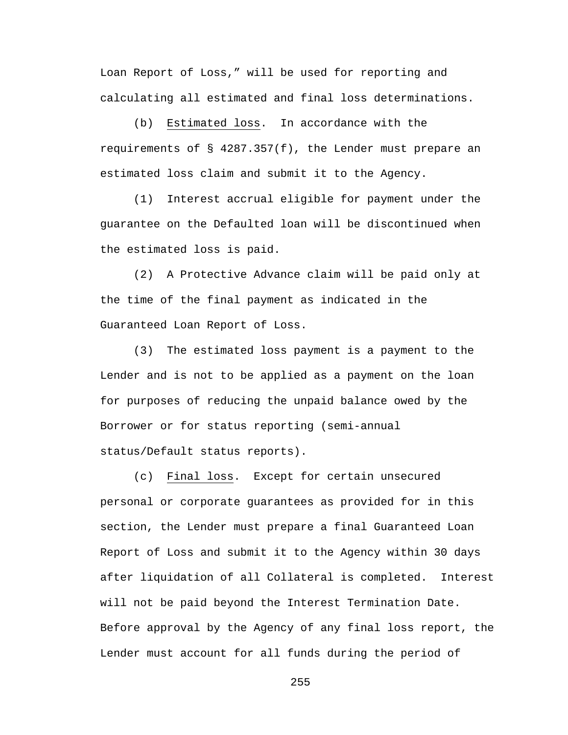Loan Report of Loss," will be used for reporting and calculating all estimated and final loss determinations.

(b) Estimated loss. In accordance with the requirements of § 4287.357(f), the Lender must prepare an estimated loss claim and submit it to the Agency.

(1) Interest accrual eligible for payment under the guarantee on the Defaulted loan will be discontinued when the estimated loss is paid.

(2) A Protective Advance claim will be paid only at the time of the final payment as indicated in the Guaranteed Loan Report of Loss.

(3) The estimated loss payment is a payment to the Lender and is not to be applied as a payment on the loan for purposes of reducing the unpaid balance owed by the Borrower or for status reporting (semi-annual status/Default status reports).

(c) Final loss. Except for certain unsecured personal or corporate guarantees as provided for in this section, the Lender must prepare a final Guaranteed Loan Report of Loss and submit it to the Agency within 30 days after liquidation of all Collateral is completed. Interest will not be paid beyond the Interest Termination Date. Before approval by the Agency of any final loss report, the Lender must account for all funds during the period of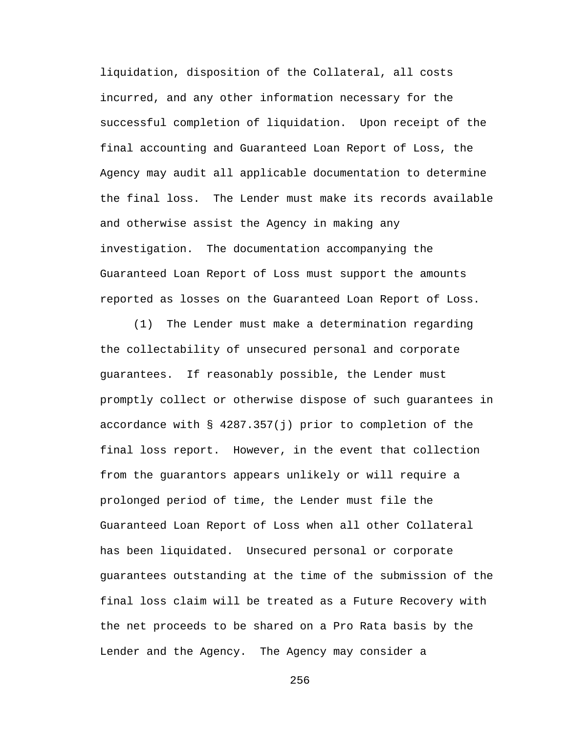liquidation, disposition of the Collateral, all costs incurred, and any other information necessary for the successful completion of liquidation. Upon receipt of the final accounting and Guaranteed Loan Report of Loss, the Agency may audit all applicable documentation to determine the final loss. The Lender must make its records available and otherwise assist the Agency in making any investigation. The documentation accompanying the Guaranteed Loan Report of Loss must support the amounts reported as losses on the Guaranteed Loan Report of Loss.

(1) The Lender must make a determination regarding the collectability of unsecured personal and corporate guarantees. If reasonably possible, the Lender must promptly collect or otherwise dispose of such guarantees in accordance with § 4287.357(j) prior to completion of the final loss report. However, in the event that collection from the guarantors appears unlikely or will require a prolonged period of time, the Lender must file the Guaranteed Loan Report of Loss when all other Collateral has been liquidated. Unsecured personal or corporate guarantees outstanding at the time of the submission of the final loss claim will be treated as a Future Recovery with the net proceeds to be shared on a Pro Rata basis by the Lender and the Agency. The Agency may consider a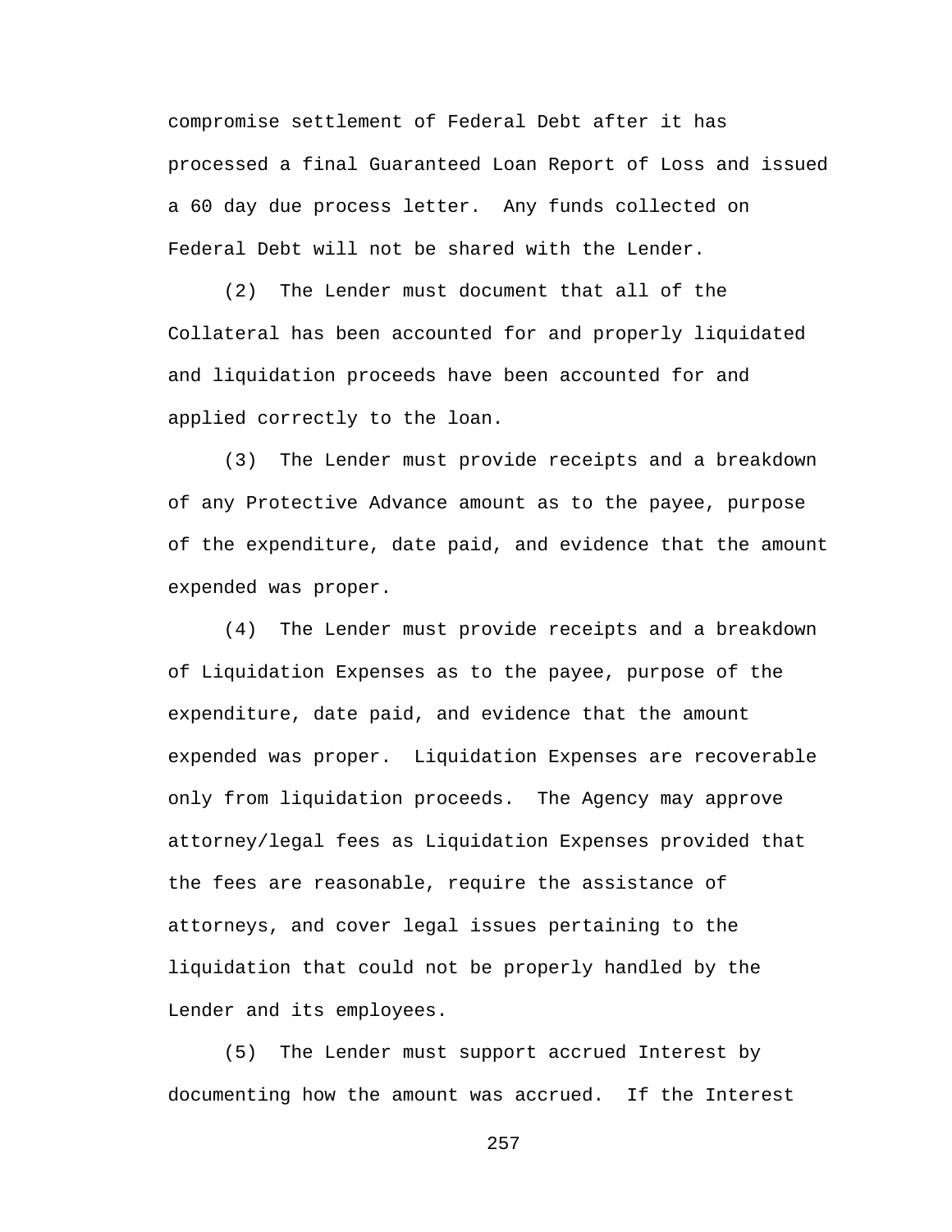compromise settlement of Federal Debt after it has processed a final Guaranteed Loan Report of Loss and issued a 60 day due process letter. Any funds collected on Federal Debt will not be shared with the Lender.

(2) The Lender must document that all of the Collateral has been accounted for and properly liquidated and liquidation proceeds have been accounted for and applied correctly to the loan.

(3) The Lender must provide receipts and a breakdown of any Protective Advance amount as to the payee, purpose of the expenditure, date paid, and evidence that the amount expended was proper.

(4) The Lender must provide receipts and a breakdown of Liquidation Expenses as to the payee, purpose of the expenditure, date paid, and evidence that the amount expended was proper. Liquidation Expenses are recoverable only from liquidation proceeds. The Agency may approve attorney/legal fees as Liquidation Expenses provided that the fees are reasonable, require the assistance of attorneys, and cover legal issues pertaining to the liquidation that could not be properly handled by the Lender and its employees.

(5) The Lender must support accrued Interest by documenting how the amount was accrued. If the Interest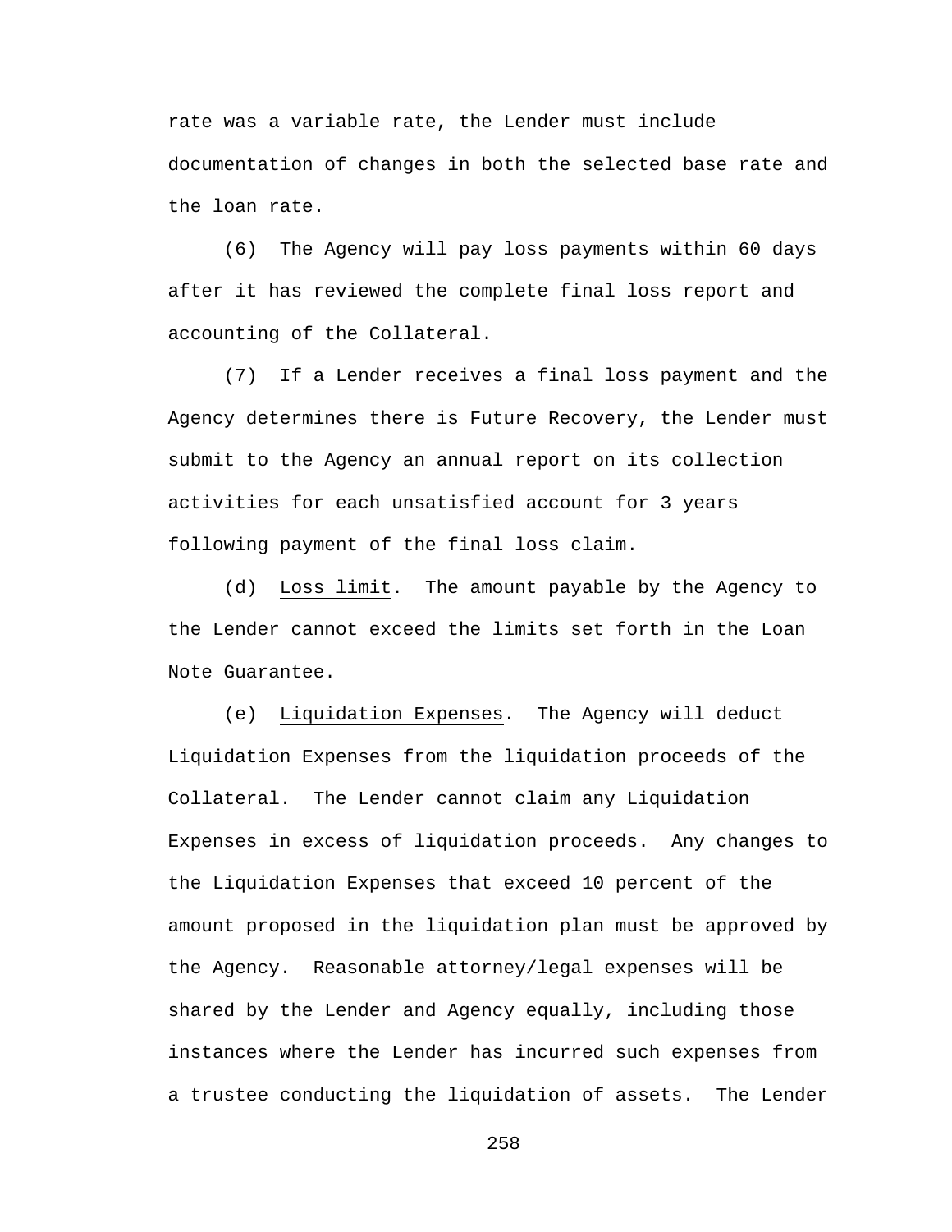rate was a variable rate, the Lender must include documentation of changes in both the selected base rate and the loan rate.

(6) The Agency will pay loss payments within 60 days after it has reviewed the complete final loss report and accounting of the Collateral.

(7) If a Lender receives a final loss payment and the Agency determines there is Future Recovery, the Lender must submit to the Agency an annual report on its collection activities for each unsatisfied account for 3 years following payment of the final loss claim.

(d) Loss limit. The amount payable by the Agency to the Lender cannot exceed the limits set forth in the Loan Note Guarantee.

(e) Liquidation Expenses. The Agency will deduct Liquidation Expenses from the liquidation proceeds of the Collateral. The Lender cannot claim any Liquidation Expenses in excess of liquidation proceeds. Any changes to the Liquidation Expenses that exceed 10 percent of the amount proposed in the liquidation plan must be approved by the Agency. Reasonable attorney/legal expenses will be shared by the Lender and Agency equally, including those instances where the Lender has incurred such expenses from a trustee conducting the liquidation of assets. The Lender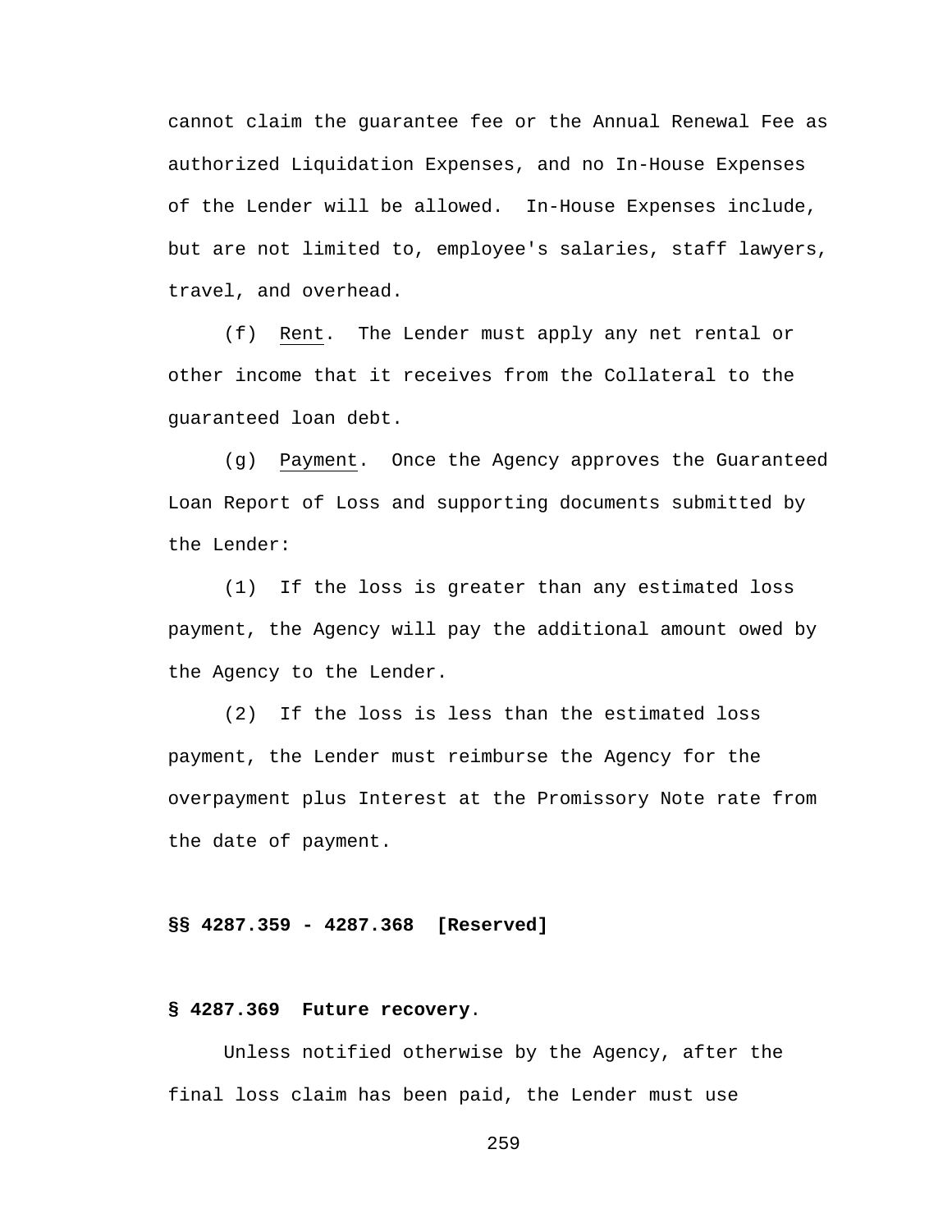cannot claim the guarantee fee or the Annual Renewal Fee as authorized Liquidation Expenses, and no In-House Expenses of the Lender will be allowed. In-House Expenses include, but are not limited to, employee's salaries, staff lawyers, travel, and overhead.

(f) Rent. The Lender must apply any net rental or other income that it receives from the Collateral to the guaranteed loan debt.

(g) Payment. Once the Agency approves the Guaranteed Loan Report of Loss and supporting documents submitted by the Lender:

(1) If the loss is greater than any estimated loss payment, the Agency will pay the additional amount owed by the Agency to the Lender.

(2) If the loss is less than the estimated loss payment, the Lender must reimburse the Agency for the overpayment plus Interest at the Promissory Note rate from the date of payment.

**§§ 4287.359 - 4287.368 [Reserved]**

**§ 4287.369 Future recovery.**

Unless notified otherwise by the Agency, after the final loss claim has been paid, the Lender must use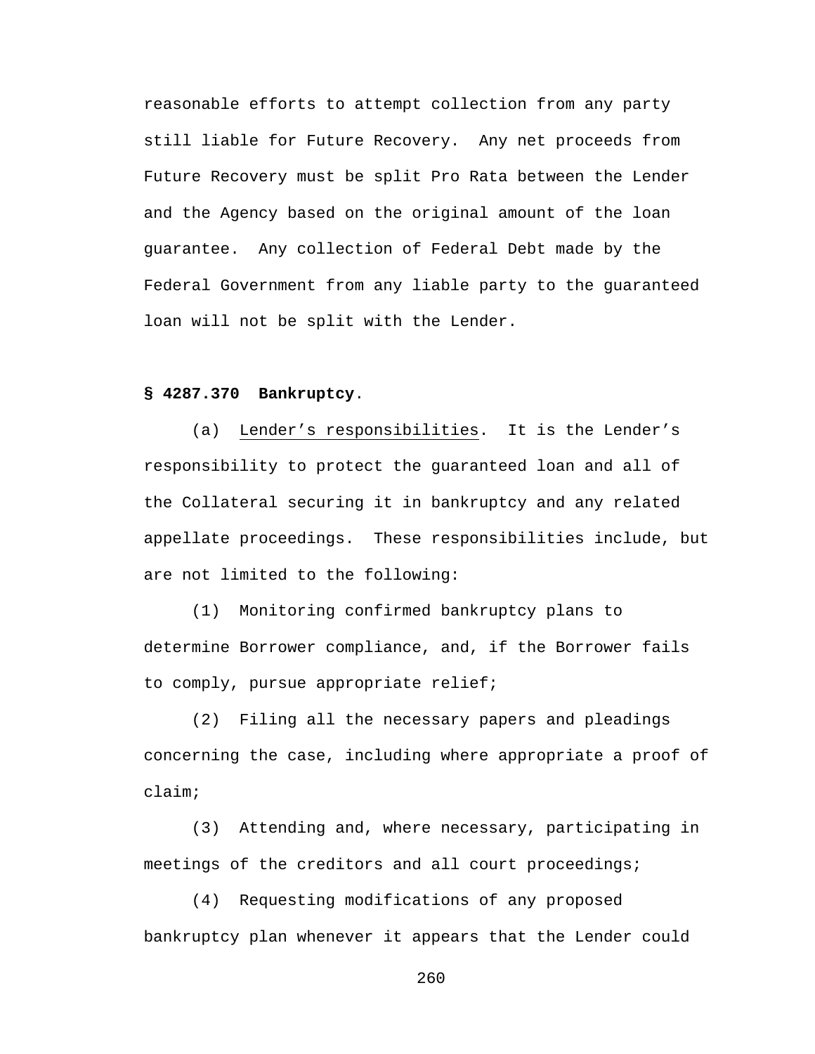reasonable efforts to attempt collection from any party still liable for Future Recovery. Any net proceeds from Future Recovery must be split Pro Rata between the Lender and the Agency based on the original amount of the loan guarantee. Any collection of Federal Debt made by the Federal Government from any liable party to the guaranteed loan will not be split with the Lender.

**§ 4287.370 Bankruptcy**.

(a) Lender's responsibilities. It is the Lender's responsibility to protect the guaranteed loan and all of the Collateral securing it in bankruptcy and any related appellate proceedings. These responsibilities include, but are not limited to the following:

(1) Monitoring confirmed bankruptcy plans to determine Borrower compliance, and, if the Borrower fails to comply, pursue appropriate relief;

(2) Filing all the necessary papers and pleadings concerning the case, including where appropriate a proof of claim;

(3) Attending and, where necessary, participating in meetings of the creditors and all court proceedings;

(4) Requesting modifications of any proposed bankruptcy plan whenever it appears that the Lender could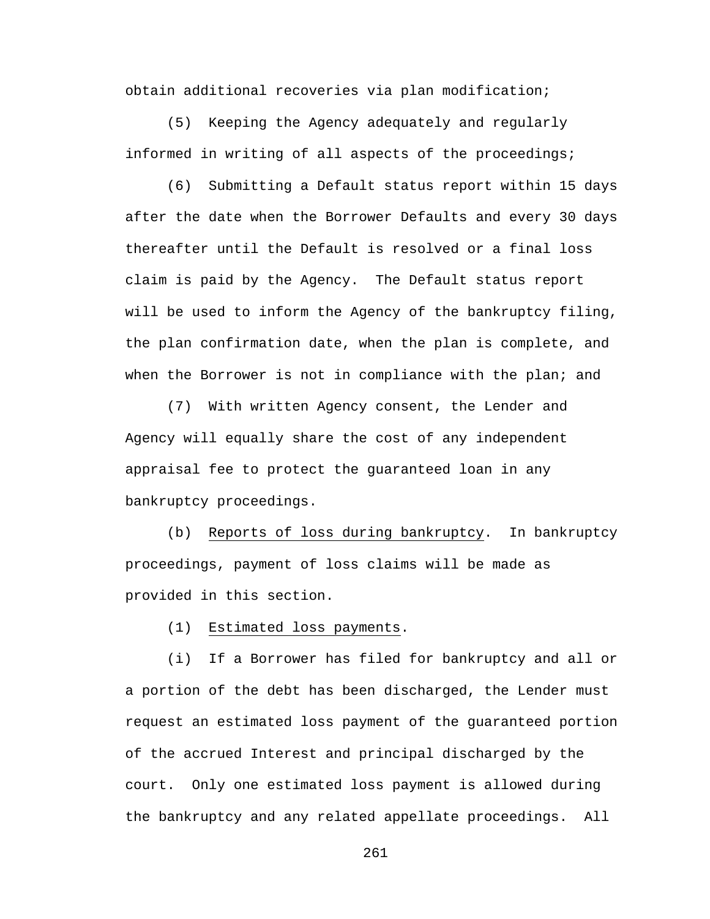obtain additional recoveries via plan modification;

(5) Keeping the Agency adequately and regularly informed in writing of all aspects of the proceedings;

(6) Submitting a Default status report within 15 days after the date when the Borrower Defaults and every 30 days thereafter until the Default is resolved or a final loss claim is paid by the Agency. The Default status report will be used to inform the Agency of the bankruptcy filing, the plan confirmation date, when the plan is complete, and when the Borrower is not in compliance with the plan; and

(7) With written Agency consent, the Lender and Agency will equally share the cost of any independent appraisal fee to protect the guaranteed loan in any bankruptcy proceedings.

(b) Reports of loss during bankruptcy. In bankruptcy proceedings, payment of loss claims will be made as provided in this section.

(1) Estimated loss payments.

(i) If a Borrower has filed for bankruptcy and all or a portion of the debt has been discharged, the Lender must request an estimated loss payment of the guaranteed portion of the accrued Interest and principal discharged by the court. Only one estimated loss payment is allowed during the bankruptcy and any related appellate proceedings. All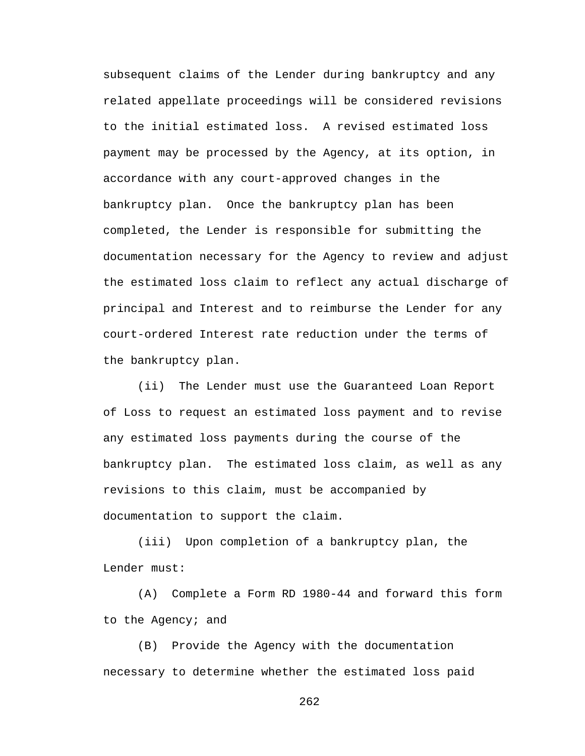subsequent claims of the Lender during bankruptcy and any related appellate proceedings will be considered revisions to the initial estimated loss. A revised estimated loss payment may be processed by the Agency, at its option, in accordance with any court-approved changes in the bankruptcy plan. Once the bankruptcy plan has been completed, the Lender is responsible for submitting the documentation necessary for the Agency to review and adjust the estimated loss claim to reflect any actual discharge of principal and Interest and to reimburse the Lender for any court-ordered Interest rate reduction under the terms of the bankruptcy plan.

(ii) The Lender must use the Guaranteed Loan Report of Loss to request an estimated loss payment and to revise any estimated loss payments during the course of the bankruptcy plan. The estimated loss claim, as well as any revisions to this claim, must be accompanied by documentation to support the claim.

(iii) Upon completion of a bankruptcy plan, the Lender must:

(A) Complete a Form RD 1980-44 and forward this form to the Agency; and

(B) Provide the Agency with the documentation necessary to determine whether the estimated loss paid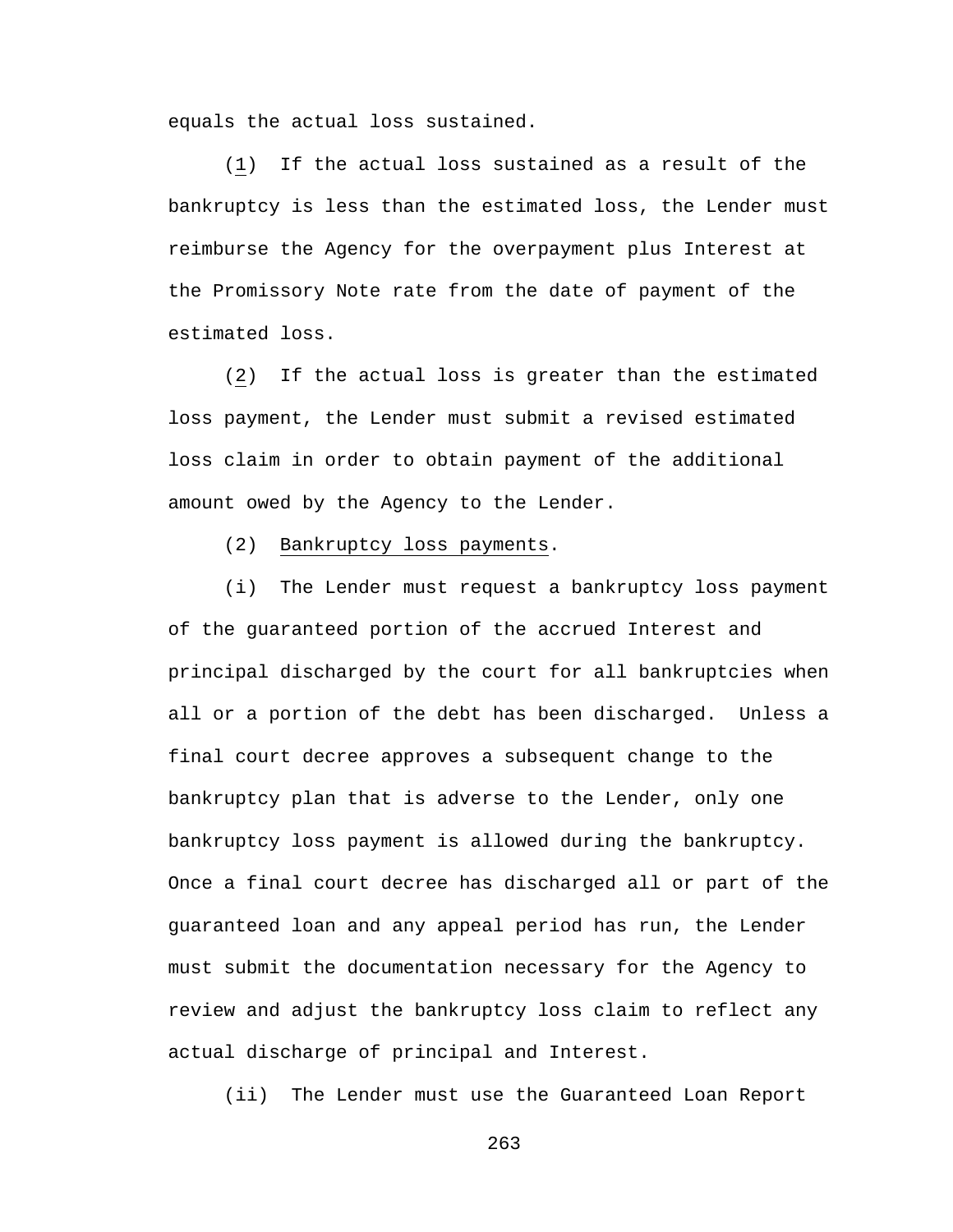equals the actual loss sustained.

(1) If the actual loss sustained as a result of the bankruptcy is less than the estimated loss, the Lender must reimburse the Agency for the overpayment plus Interest at the Promissory Note rate from the date of payment of the estimated loss.

(2) If the actual loss is greater than the estimated loss payment, the Lender must submit a revised estimated loss claim in order to obtain payment of the additional amount owed by the Agency to the Lender.

(2) Bankruptcy loss payments.

(i) The Lender must request a bankruptcy loss payment of the guaranteed portion of the accrued Interest and principal discharged by the court for all bankruptcies when all or a portion of the debt has been discharged. Unless a final court decree approves a subsequent change to the bankruptcy plan that is adverse to the Lender, only one bankruptcy loss payment is allowed during the bankruptcy. Once a final court decree has discharged all or part of the guaranteed loan and any appeal period has run, the Lender must submit the documentation necessary for the Agency to review and adjust the bankruptcy loss claim to reflect any actual discharge of principal and Interest.

(ii) The Lender must use the Guaranteed Loan Report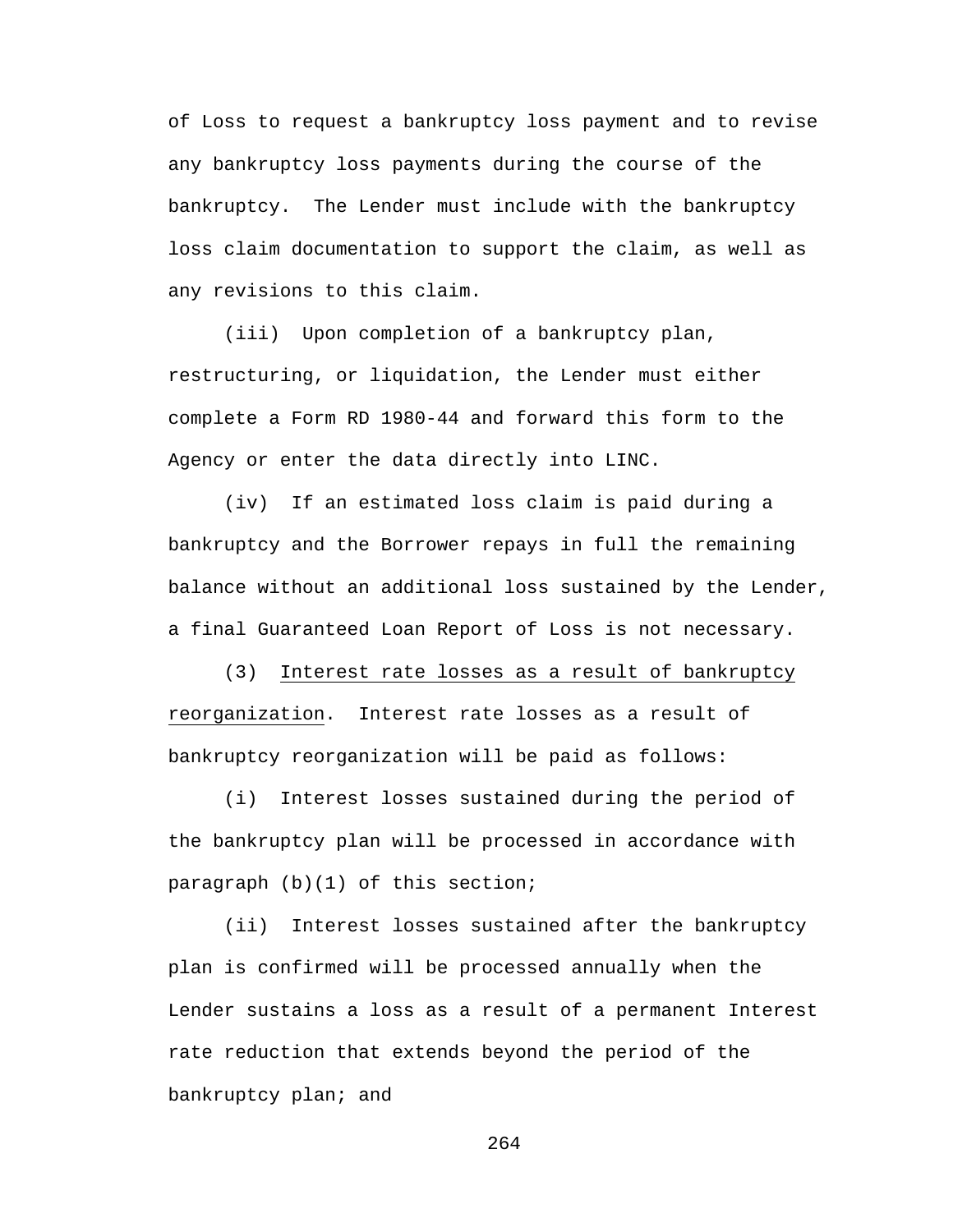of Loss to request a bankruptcy loss payment and to revise any bankruptcy loss payments during the course of the bankruptcy. The Lender must include with the bankruptcy loss claim documentation to support the claim, as well as any revisions to this claim.

(iii) Upon completion of a bankruptcy plan, restructuring, or liquidation, the Lender must either complete a Form RD 1980-44 and forward this form to the Agency or enter the data directly into LINC.

(iv) If an estimated loss claim is paid during a bankruptcy and the Borrower repays in full the remaining balance without an additional loss sustained by the Lender, a final Guaranteed Loan Report of Loss is not necessary.

(3) Interest rate losses as a result of bankruptcy reorganization. Interest rate losses as a result of bankruptcy reorganization will be paid as follows:

(i) Interest losses sustained during the period of the bankruptcy plan will be processed in accordance with paragraph (b)(1) of this section;

(ii) Interest losses sustained after the bankruptcy plan is confirmed will be processed annually when the Lender sustains a loss as a result of a permanent Interest rate reduction that extends beyond the period of the bankruptcy plan; and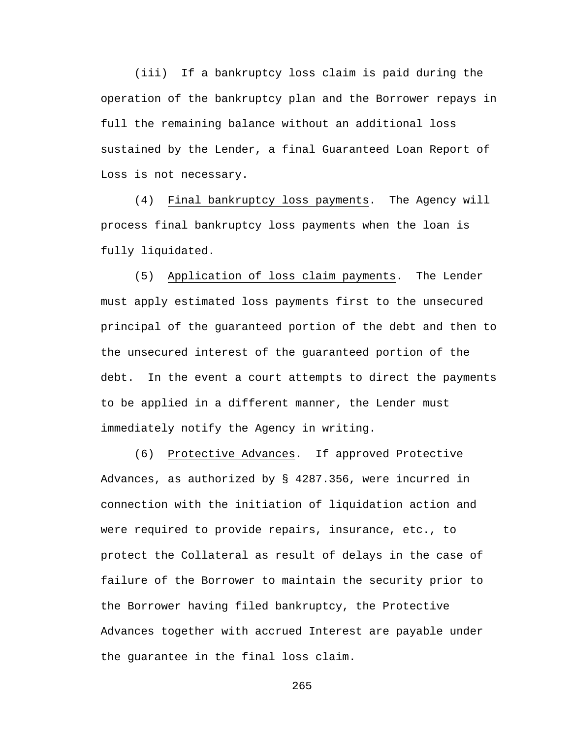(iii) If a bankruptcy loss claim is paid during the operation of the bankruptcy plan and the Borrower repays in full the remaining balance without an additional loss sustained by the Lender, a final Guaranteed Loan Report of Loss is not necessary.

(4) Final bankruptcy loss payments. The Agency will process final bankruptcy loss payments when the loan is fully liquidated.

(5) Application of loss claim payments. The Lender must apply estimated loss payments first to the unsecured principal of the guaranteed portion of the debt and then to the unsecured interest of the guaranteed portion of the debt. In the event a court attempts to direct the payments to be applied in a different manner, the Lender must immediately notify the Agency in writing.

(6) Protective Advances. If approved Protective Advances, as authorized by § 4287.356, were incurred in connection with the initiation of liquidation action and were required to provide repairs, insurance, etc., to protect the Collateral as result of delays in the case of failure of the Borrower to maintain the security prior to the Borrower having filed bankruptcy, the Protective Advances together with accrued Interest are payable under the guarantee in the final loss claim.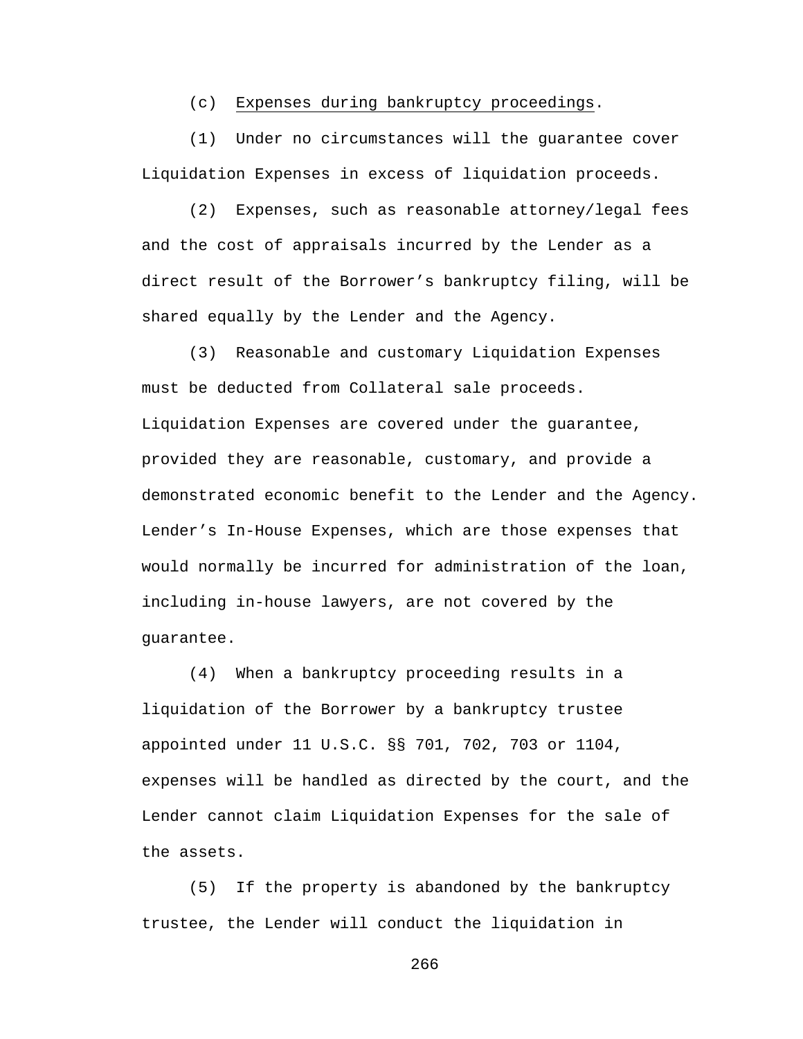(c) Expenses during bankruptcy proceedings.

(1) Under no circumstances will the guarantee cover Liquidation Expenses in excess of liquidation proceeds.

(2) Expenses, such as reasonable attorney/legal fees and the cost of appraisals incurred by the Lender as a direct result of the Borrower's bankruptcy filing, will be shared equally by the Lender and the Agency.

(3) Reasonable and customary Liquidation Expenses must be deducted from Collateral sale proceeds. Liquidation Expenses are covered under the guarantee, provided they are reasonable, customary, and provide a demonstrated economic benefit to the Lender and the Agency. Lender's In-House Expenses, which are those expenses that would normally be incurred for administration of the loan, including in-house lawyers, are not covered by the guarantee.

(4) When a bankruptcy proceeding results in a liquidation of the Borrower by a bankruptcy trustee appointed under 11 U.S.C. §§ 701, 702, 703 or 1104, expenses will be handled as directed by the court, and the Lender cannot claim Liquidation Expenses for the sale of the assets.

(5) If the property is abandoned by the bankruptcy trustee, the Lender will conduct the liquidation in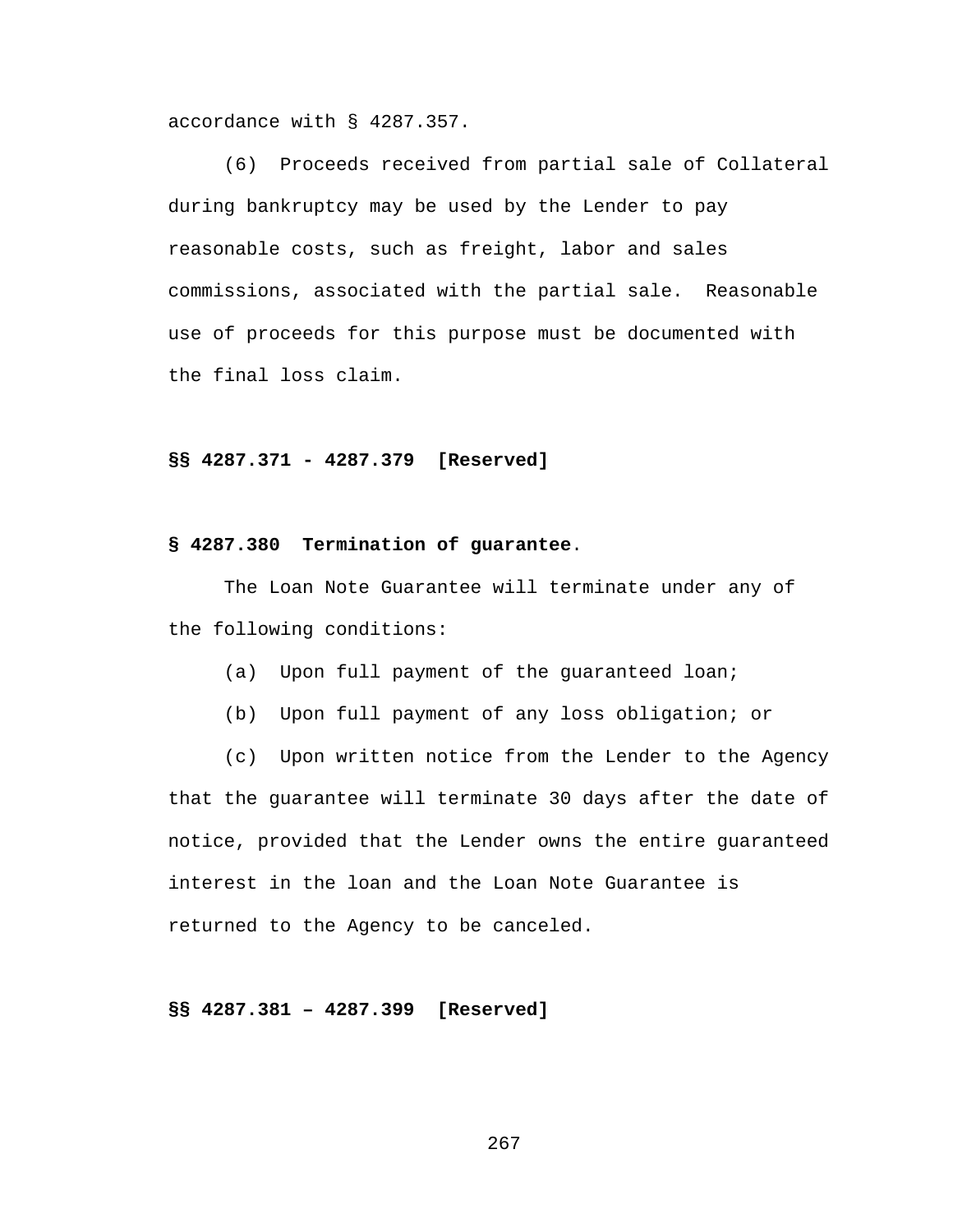accordance with § 4287.357.

(6) Proceeds received from partial sale of Collateral during bankruptcy may be used by the Lender to pay reasonable costs, such as freight, labor and sales commissions, associated with the partial sale. Reasonable use of proceeds for this purpose must be documented with the final loss claim.

**§§ 4287.371 - 4287.379 [Reserved]**

**§ 4287.380 Termination of guarantee.**

The Loan Note Guarantee will terminate under any of the following conditions:

(a) Upon full payment of the guaranteed loan;

(b) Upon full payment of any loss obligation; or

(c) Upon written notice from the Lender to the Agency that the guarantee will terminate 30 days after the date of notice, provided that the Lender owns the entire guaranteed interest in the loan and the Loan Note Guarantee is returned to the Agency to be canceled.

**§§ 4287.381 – 4287.399 [Reserved]**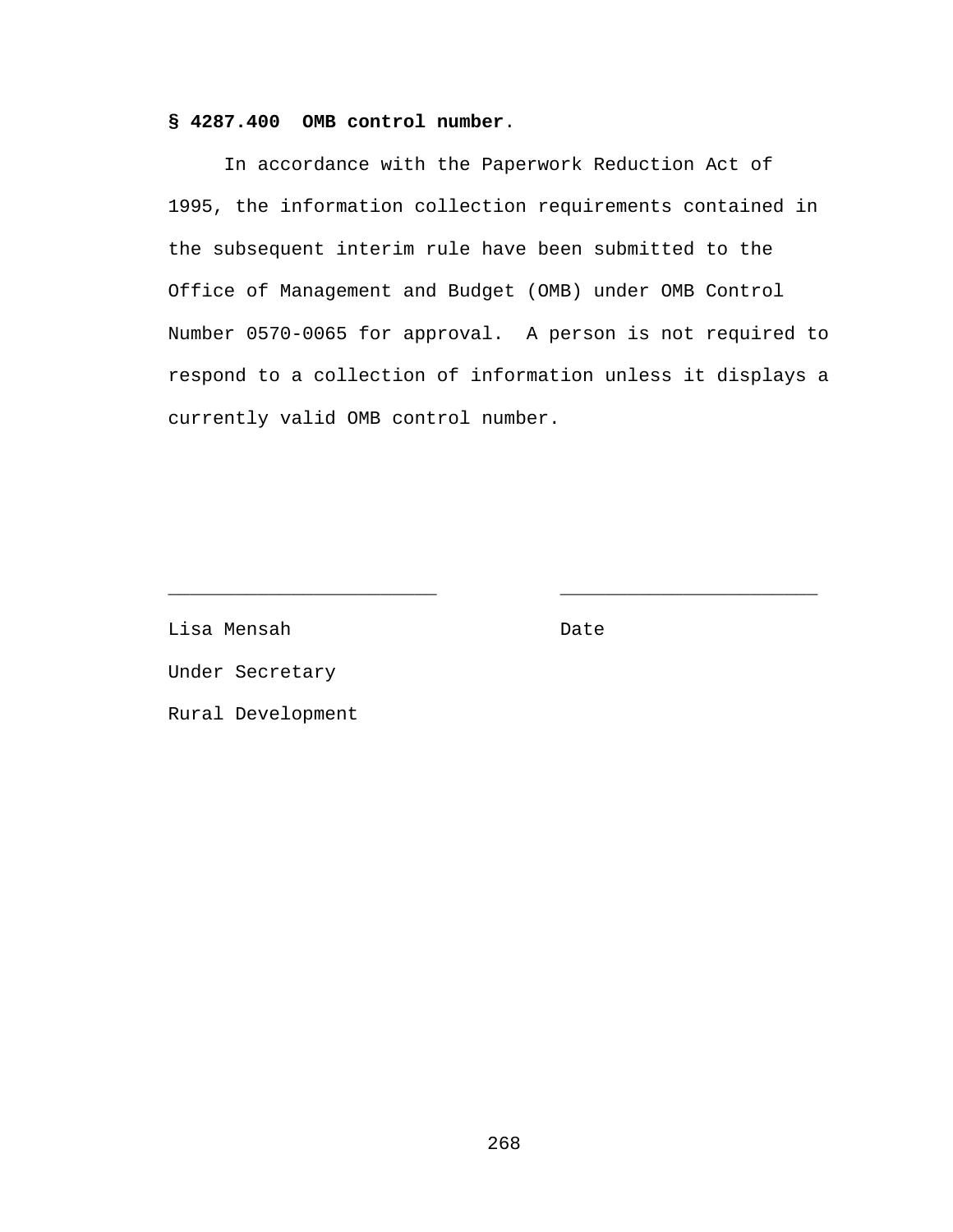**§ 4287.400 OMB control number.**

In accordance with the Paperwork Reduction Act of 1995, the information collection requirements contained in the subsequent interim rule have been submitted to the Office of Management and Budget (OMB) under OMB Control Number 0570-0065 for approval. A person is not required to respond to a collection of information unless it displays a currently valid OMB control number.

________________________ ________________________

Lisa Mensah Date

Under Secretary

Rural Development